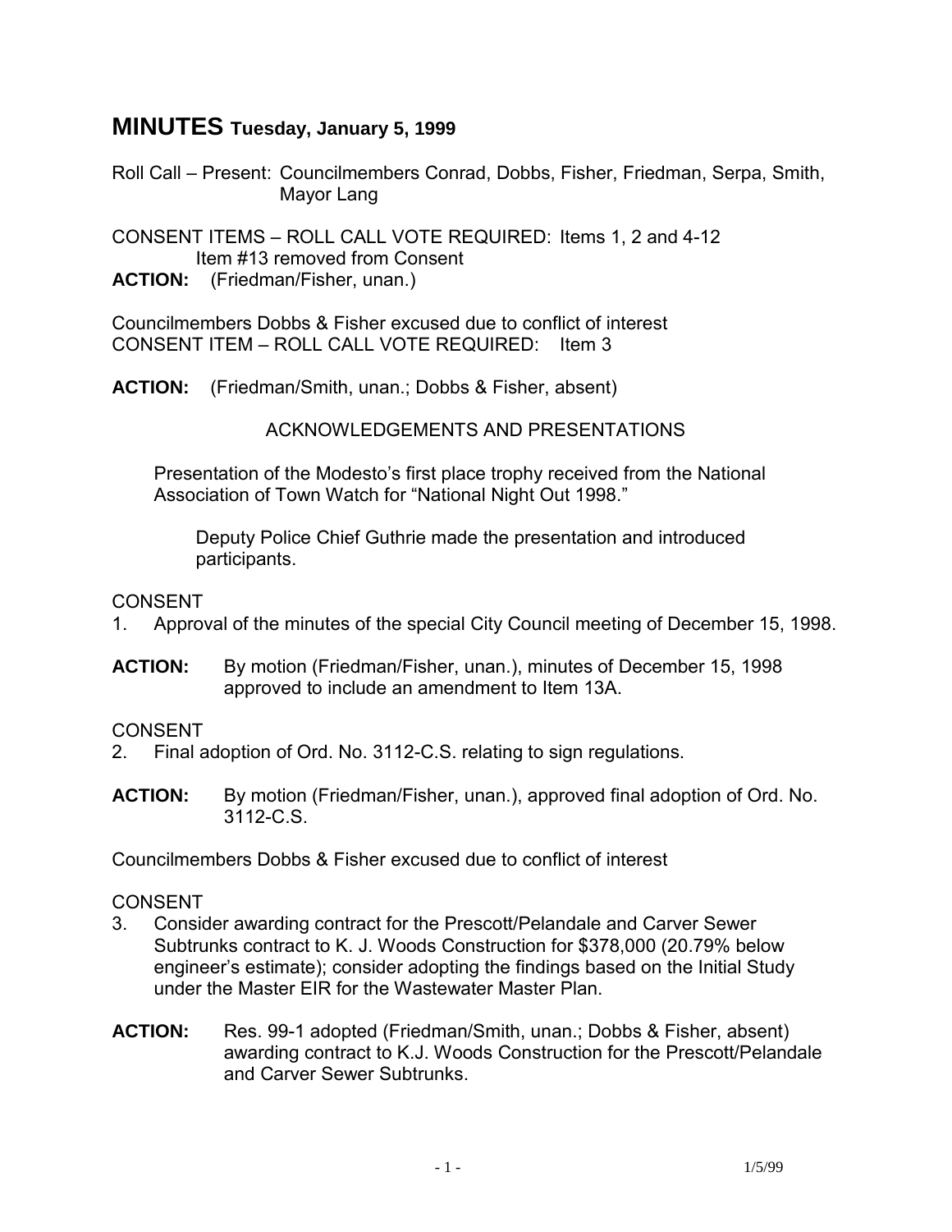# MINUTES Tuesday, January 5, 1999

Roll Call – Present: Councilmembers Conrad, Dobbs, Fisher, Friedman, Serpa, Smith, Mayor Lang

CONSENT ITEMS – ROLL CALL VOTE REQUIRED: Items 1, 2 and 4-12
Item #13 removed from Consent

**ACTION:** (Friedman/Fisher, unan.)

Councilmembers Dobbs & Fisher excused due to conflict of interest
CONSENT ITEM – ROLL CALL VOTE REQUIRED: Item 3

**ACTION:** (Friedman/Smith, unan.; Dobbs & Fisher, absent)

ACKNOWLEDGEMENTS AND PRESENTATIONS

Presentation of the Modesto's first place trophy received from the National Association of Town Watch for "National Night Out 1998."

Deputy Police Chief Guthrie made the presentation and introduced participants.

CONSENT

1. Approval of the minutes of the special City Council meeting of December 15, 1998.

**ACTION:** By motion (Friedman/Fisher, unan.), minutes of December 15, 1998 approved to include an amendment to Item 13A.

CONSENT

2. Final adoption of Ord. No. 3112-C.S. relating to sign regulations.

**ACTION:** By motion (Friedman/Fisher, unan.), approved final adoption of Ord. No. 3112-C.S.

Councilmembers Dobbs & Fisher excused due to conflict of interest

CONSENT

3. Consider awarding contract for the Prescott/Pelandale and Carver Sewer Subtrunks contract to K. J. Woods Construction for $378,000 (20.79% below engineer's estimate); consider adopting the findings based on the Initial Study under the Master EIR for the Wastewater Master Plan.

**ACTION:** Res. 99-1 adopted (Friedman/Smith, unan.; Dobbs & Fisher, absent) awarding contract to K.J. Woods Construction for the Prescott/Pelandale and Carver Sewer Subtrunks.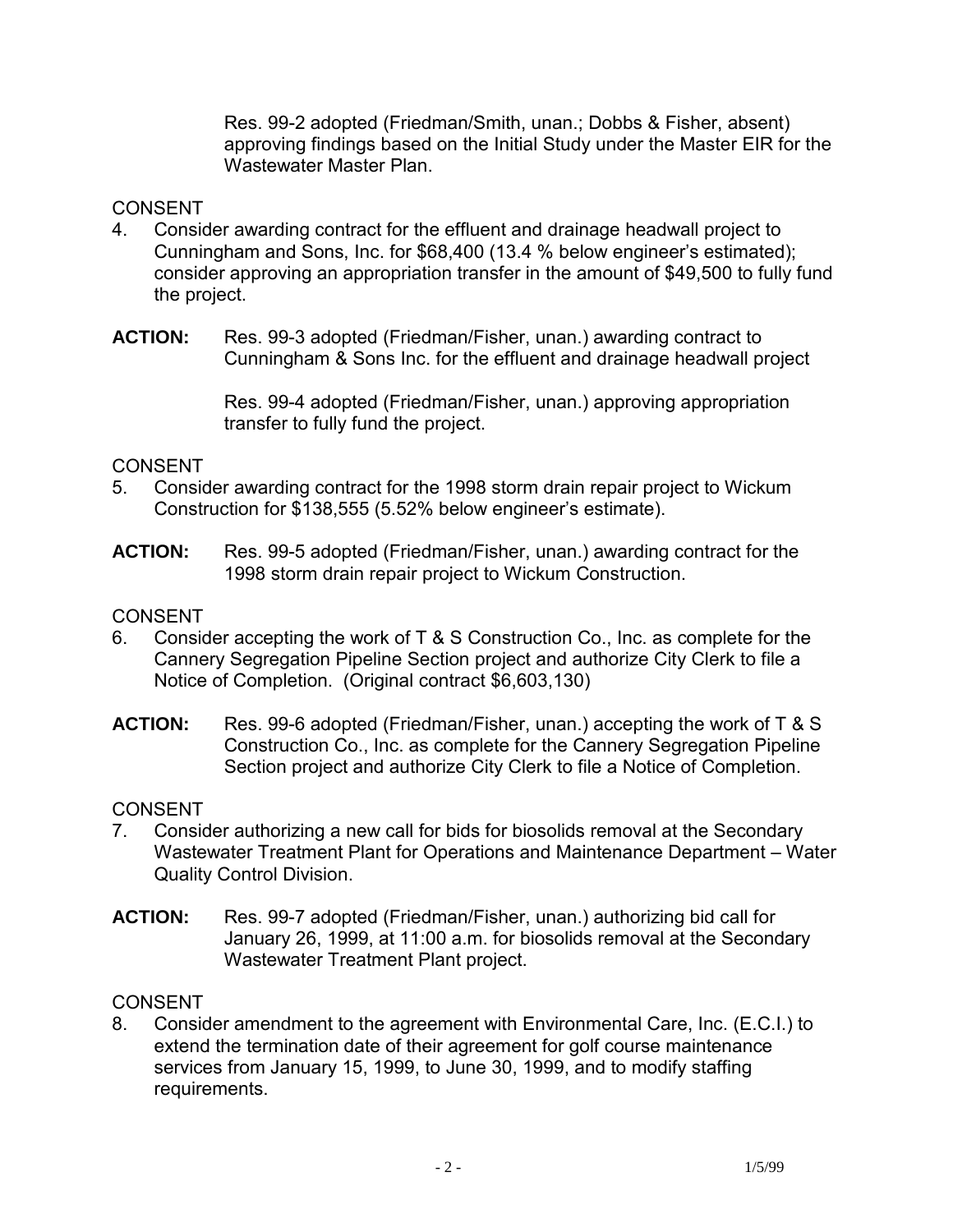Res. 99-2 adopted (Friedman/Smith, unan.; Dobbs & Fisher, absent) approving findings based on the Initial Study under the Master EIR for the Wastewater Master Plan.

CONSENT

4. Consider awarding contract for the effluent and drainage headwall project to Cunningham and Sons, Inc. for $68,400 (13.4 % below engineer's estimated); consider approving an appropriation transfer in the amount of $49,500 to fully fund the project.

**ACTION:** Res. 99-3 adopted (Friedman/Fisher, unan.) awarding contract to Cunningham & Sons Inc. for the effluent and drainage headwall project

Res. 99-4 adopted (Friedman/Fisher, unan.) approving appropriation transfer to fully fund the project.

CONSENT

5. Consider awarding contract for the 1998 storm drain repair project to Wickum Construction for $138,555 (5.52% below engineer's estimate).

**ACTION:** Res. 99-5 adopted (Friedman/Fisher, unan.) awarding contract for the 1998 storm drain repair project to Wickum Construction.

CONSENT

6. Consider accepting the work of T & S Construction Co., Inc. as complete for the Cannery Segregation Pipeline Section project and authorize City Clerk to file a Notice of Completion. (Original contract $6,603,130)

**ACTION:** Res. 99-6 adopted (Friedman/Fisher, unan.) accepting the work of T & S Construction Co., Inc. as complete for the Cannery Segregation Pipeline Section project and authorize City Clerk to file a Notice of Completion.

CONSENT

7. Consider authorizing a new call for bids for biosolids removal at the Secondary Wastewater Treatment Plant for Operations and Maintenance Department – Water Quality Control Division.

**ACTION:** Res. 99-7 adopted (Friedman/Fisher, unan.) authorizing bid call for January 26, 1999, at 11:00 a.m. for biosolids removal at the Secondary Wastewater Treatment Plant project.

CONSENT

8. Consider amendment to the agreement with Environmental Care, Inc. (E.C.I.) to extend the termination date of their agreement for golf course maintenance services from January 15, 1999, to June 30, 1999, and to modify staffing requirements.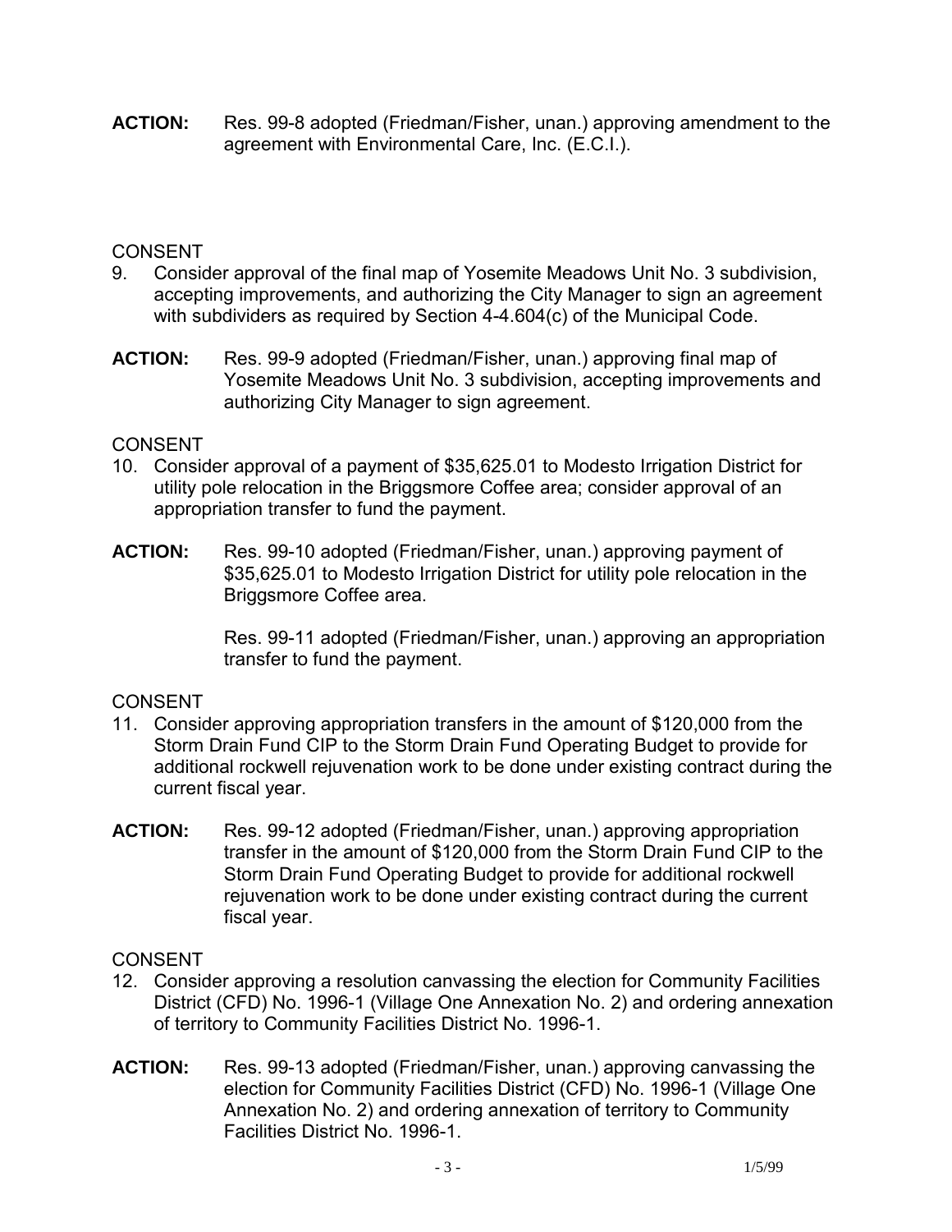**ACTION:** Res. 99-8 adopted (Friedman/Fisher, unan.) approving amendment to the agreement with Environmental Care, Inc. (E.C.I.).

CONSENT

9. Consider approval of the final map of Yosemite Meadows Unit No. 3 subdivision, accepting improvements, and authorizing the City Manager to sign an agreement with subdividers as required by Section 4-4.604(c) of the Municipal Code.

**ACTION:** Res. 99-9 adopted (Friedman/Fisher, unan.) approving final map of Yosemite Meadows Unit No. 3 subdivision, accepting improvements and authorizing City Manager to sign agreement.

CONSENT

10. Consider approval of a payment of $35,625.01 to Modesto Irrigation District for utility pole relocation in the Briggsmore Coffee area; consider approval of an appropriation transfer to fund the payment.

**ACTION:** Res. 99-10 adopted (Friedman/Fisher, unan.) approving payment of $35,625.01 to Modesto Irrigation District for utility pole relocation in the Briggsmore Coffee area.

Res. 99-11 adopted (Friedman/Fisher, unan.) approving an appropriation transfer to fund the payment.

CONSENT

11. Consider approving appropriation transfers in the amount of $120,000 from the Storm Drain Fund CIP to the Storm Drain Fund Operating Budget to provide for additional rockwell rejuvenation work to be done under existing contract during the current fiscal year.

**ACTION:** Res. 99-12 adopted (Friedman/Fisher, unan.) approving appropriation transfer in the amount of $120,000 from the Storm Drain Fund CIP to the Storm Drain Fund Operating Budget to provide for additional rockwell rejuvenation work to be done under existing contract during the current fiscal year.

CONSENT

12. Consider approving a resolution canvassing the election for Community Facilities District (CFD) No. 1996-1 (Village One Annexation No. 2) and ordering annexation of territory to Community Facilities District No. 1996-1.

**ACTION:** Res. 99-13 adopted (Friedman/Fisher, unan.) approving canvassing the election for Community Facilities District (CFD) No. 1996-1 (Village One Annexation No. 2) and ordering annexation of territory to Community Facilities District No. 1996-1.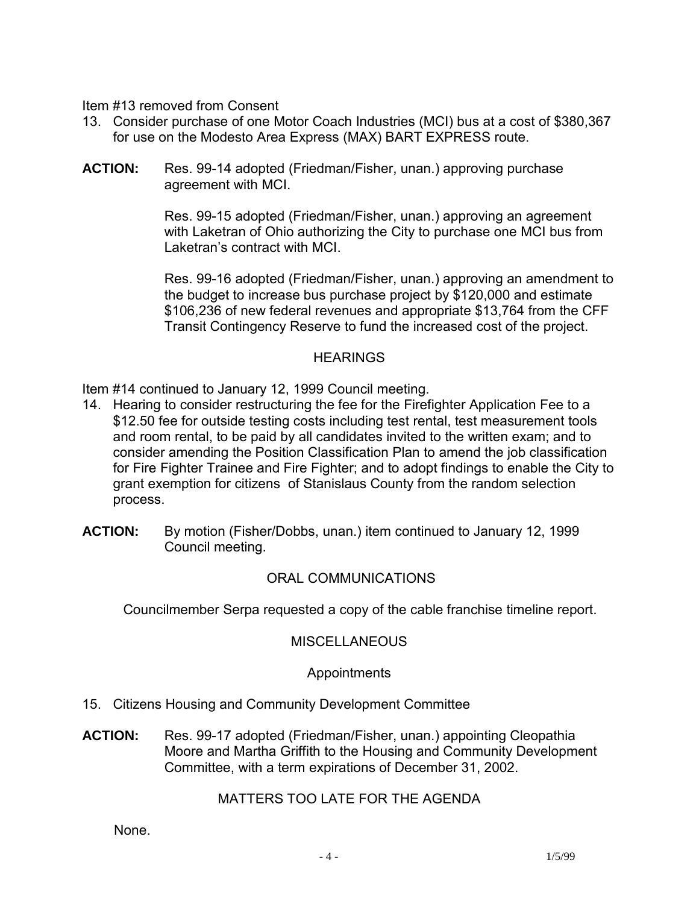Item #13 removed from Consent

13. Consider purchase of one Motor Coach Industries (MCI) bus at a cost of $380,367 for use on the Modesto Area Express (MAX) BART EXPRESS route.

**ACTION:** Res. 99-14 adopted (Friedman/Fisher, unan.) approving purchase agreement with MCI.

Res. 99-15 adopted (Friedman/Fisher, unan.) approving an agreement with Laketran of Ohio authorizing the City to purchase one MCI bus from Laketran's contract with MCI.

Res. 99-16 adopted (Friedman/Fisher, unan.) approving an amendment to the budget to increase bus purchase project by $120,000 and estimate $106,236 of new federal revenues and appropriate $13,764 from the CFF Transit Contingency Reserve to fund the increased cost of the project.

## HEARINGS

Item #14 continued to January 12, 1999 Council meeting.

14. Hearing to consider restructuring the fee for the Firefighter Application Fee to a $12.50 fee for outside testing costs including test rental, test measurement tools and room rental, to be paid by all candidates invited to the written exam; and to consider amending the Position Classification Plan to amend the job classification for Fire Fighter Trainee and Fire Fighter; and to adopt findings to enable the City to grant exemption for citizens of Stanislaus County from the random selection process.

**ACTION:** By motion (Fisher/Dobbs, unan.) item continued to January 12, 1999 Council meeting.

## ORAL COMMUNICATIONS

Councilmember Serpa requested a copy of the cable franchise timeline report.

## MISCELLANEOUS

### Appointments

15. Citizens Housing and Community Development Committee

**ACTION:** Res. 99-17 adopted (Friedman/Fisher, unan.) appointing Cleopathia Moore and Martha Griffith to the Housing and Community Development Committee, with a term expirations of December 31, 2002.

## MATTERS TOO LATE FOR THE AGENDA

None.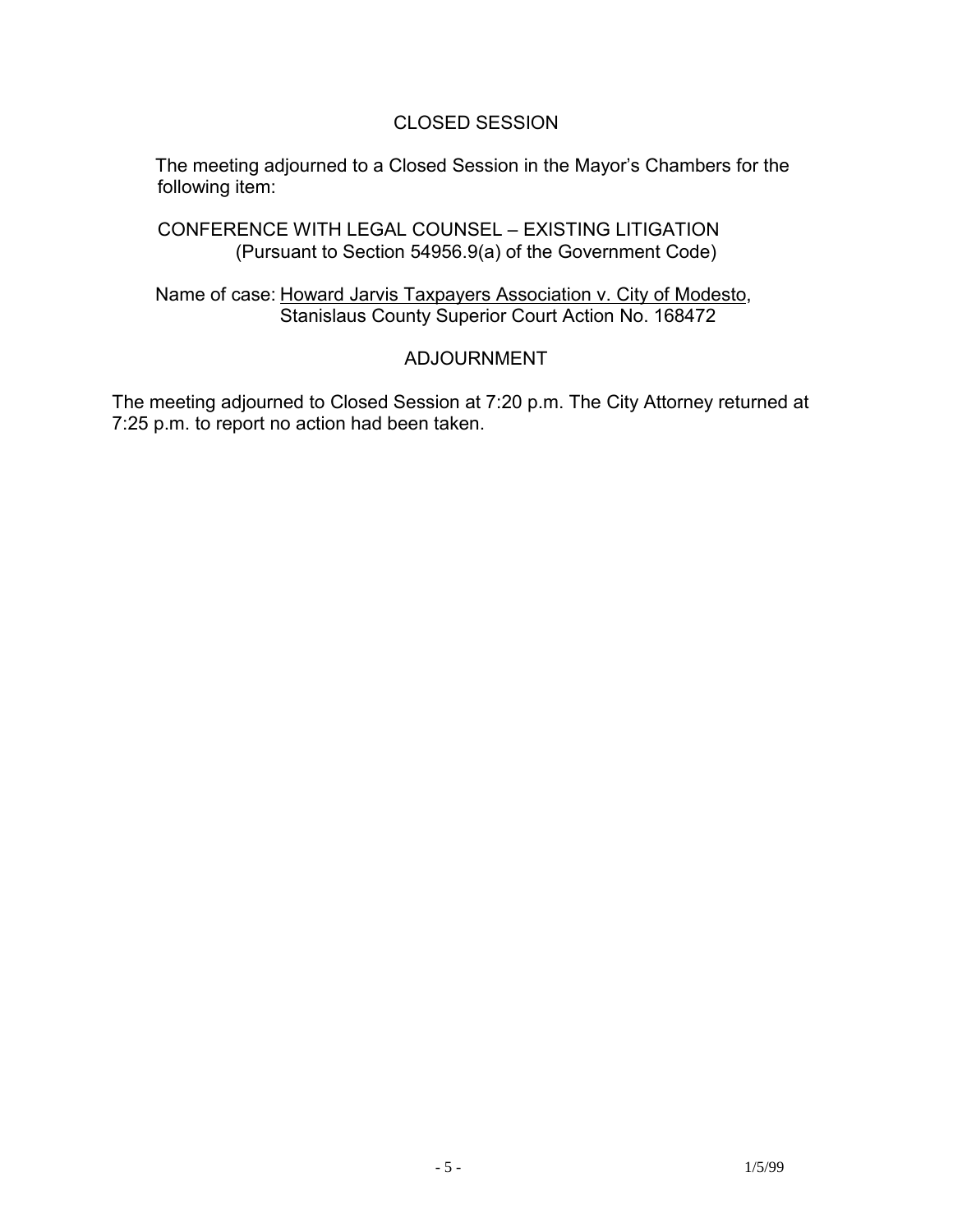## CLOSED SESSION

The meeting adjourned to a Closed Session in the Mayor's Chambers for the following item:

CONFERENCE WITH LEGAL COUNSEL – EXISTING LITIGATION
(Pursuant to Section 54956.9(a) of the Government Code)

Name of case: Howard Jarvis Taxpayers Association v. City of Modesto, Stanislaus County Superior Court Action No. 168472

## ADJOURNMENT

The meeting adjourned to Closed Session at 7:20 p.m. The City Attorney returned at 7:25 p.m. to report no action had been taken.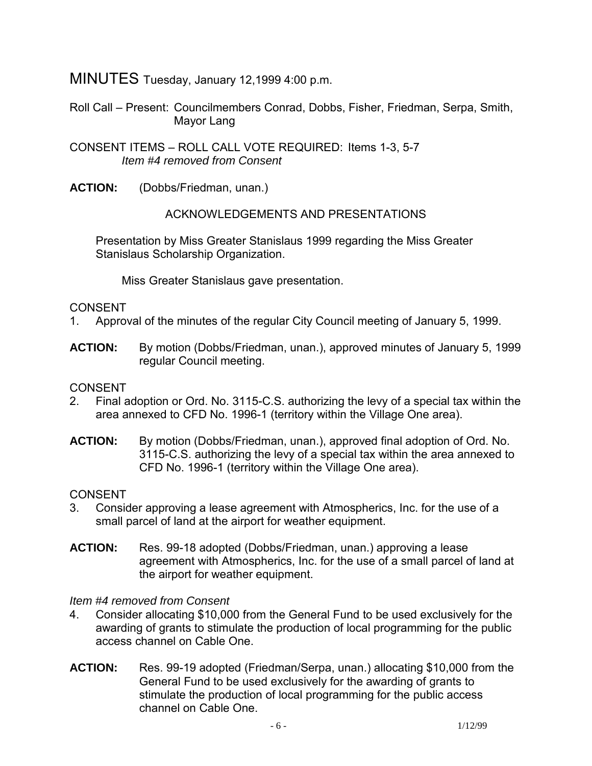# MINUTES Tuesday, January 12,1999 4:00 p.m.

Roll Call – Present: Councilmembers Conrad, Dobbs, Fisher, Friedman, Serpa, Smith, Mayor Lang

CONSENT ITEMS – ROLL CALL VOTE REQUIRED: Items 1-3, 5-7
*Item #4 removed from Consent*

**ACTION:** (Dobbs/Friedman, unan.)

ACKNOWLEDGEMENTS AND PRESENTATIONS

Presentation by Miss Greater Stanislaus 1999 regarding the Miss Greater Stanislaus Scholarship Organization.

Miss Greater Stanislaus gave presentation.

CONSENT

1. Approval of the minutes of the regular City Council meeting of January 5, 1999.

**ACTION:** By motion (Dobbs/Friedman, unan.), approved minutes of January 5, 1999 regular Council meeting.

CONSENT

2. Final adoption or Ord. No. 3115-C.S. authorizing the levy of a special tax within the area annexed to CFD No. 1996-1 (territory within the Village One area).

**ACTION:** By motion (Dobbs/Friedman, unan.), approved final adoption of Ord. No. 3115-C.S. authorizing the levy of a special tax within the area annexed to CFD No. 1996-1 (territory within the Village One area).

CONSENT

3. Consider approving a lease agreement with Atmospherics, Inc. for the use of a small parcel of land at the airport for weather equipment.

**ACTION:** Res. 99-18 adopted (Dobbs/Friedman, unan.) approving a lease agreement with Atmospherics, Inc. for the use of a small parcel of land at the airport for weather equipment.

*Item #4 removed from Consent*

4. Consider allocating $10,000 from the General Fund to be used exclusively for the awarding of grants to stimulate the production of local programming for the public access channel on Cable One.

**ACTION:** Res. 99-19 adopted (Friedman/Serpa, unan.) allocating $10,000 from the General Fund to be used exclusively for the awarding of grants to stimulate the production of local programming for the public access channel on Cable One.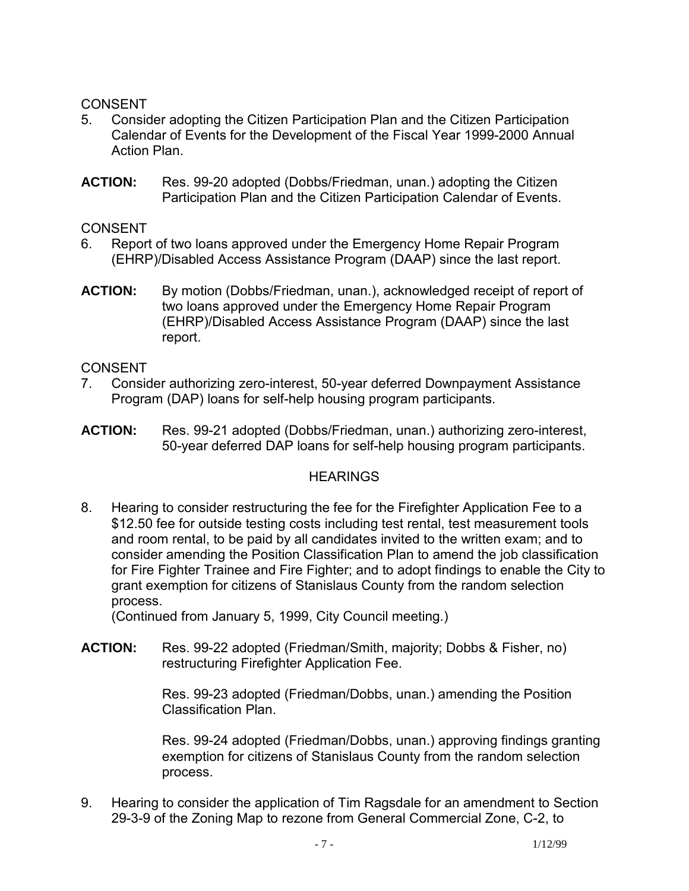CONSENT

5. Consider adopting the Citizen Participation Plan and the Citizen Participation Calendar of Events for the Development of the Fiscal Year 1999-2000 Annual Action Plan.

**ACTION:** Res. 99-20 adopted (Dobbs/Friedman, unan.) adopting the Citizen Participation Plan and the Citizen Participation Calendar of Events.

CONSENT

6. Report of two loans approved under the Emergency Home Repair Program (EHRP)/Disabled Access Assistance Program (DAAP) since the last report.

**ACTION:** By motion (Dobbs/Friedman, unan.), acknowledged receipt of report of two loans approved under the Emergency Home Repair Program (EHRP)/Disabled Access Assistance Program (DAAP) since the last report.

CONSENT

7. Consider authorizing zero-interest, 50-year deferred Downpayment Assistance Program (DAP) loans for self-help housing program participants.

**ACTION:** Res. 99-21 adopted (Dobbs/Friedman, unan.) authorizing zero-interest, 50-year deferred DAP loans for self-help housing program participants.

## HEARINGS

8. Hearing to consider restructuring the fee for the Firefighter Application Fee to a $12.50 fee for outside testing costs including test rental, test measurement tools and room rental, to be paid by all candidates invited to the written exam; and to consider amending the Position Classification Plan to amend the job classification for Fire Fighter Trainee and Fire Fighter; and to adopt findings to enable the City to grant exemption for citizens of Stanislaus County from the random selection process.
(Continued from January 5, 1999, City Council meeting.)

**ACTION:** Res. 99-22 adopted (Friedman/Smith, majority; Dobbs & Fisher, no) restructuring Firefighter Application Fee.

Res. 99-23 adopted (Friedman/Dobbs, unan.) amending the Position Classification Plan.

Res. 99-24 adopted (Friedman/Dobbs, unan.) approving findings granting exemption for citizens of Stanislaus County from the random selection process.

9. Hearing to consider the application of Tim Ragsdale for an amendment to Section 29-3-9 of the Zoning Map to rezone from General Commercial Zone, C-2, to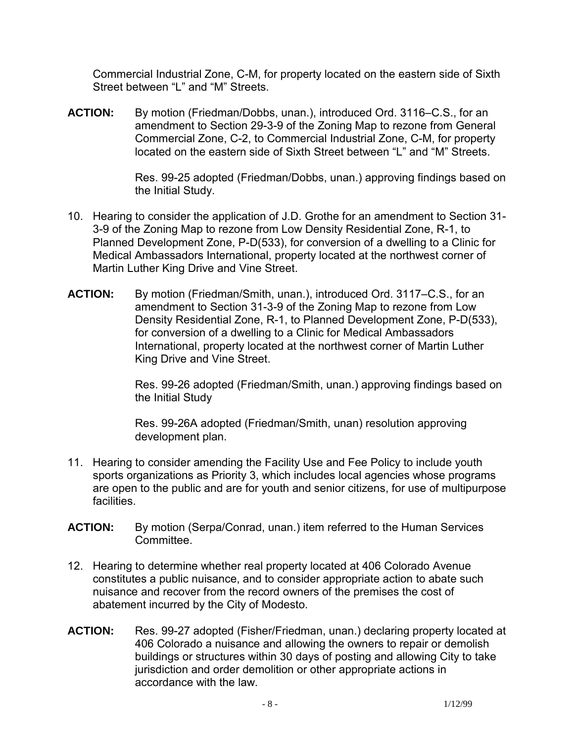Commercial Industrial Zone, C-M, for property located on the eastern side of Sixth Street between "L" and "M" Streets.

**ACTION:** By motion (Friedman/Dobbs, unan.), introduced Ord. 3116–C.S., for an amendment to Section 29-3-9 of the Zoning Map to rezone from General Commercial Zone, C-2, to Commercial Industrial Zone, C-M, for property located on the eastern side of Sixth Street between "L" and "M" Streets.

Res. 99-25 adopted (Friedman/Dobbs, unan.) approving findings based on the Initial Study.

10. Hearing to consider the application of J.D. Grothe for an amendment to Section 31-3-9 of the Zoning Map to rezone from Low Density Residential Zone, R-1, to Planned Development Zone, P-D(533), for conversion of a dwelling to a Clinic for Medical Ambassadors International, property located at the northwest corner of Martin Luther King Drive and Vine Street.

**ACTION:** By motion (Friedman/Smith, unan.), introduced Ord. 3117–C.S., for an amendment to Section 31-3-9 of the Zoning Map to rezone from Low Density Residential Zone, R-1, to Planned Development Zone, P-D(533), for conversion of a dwelling to a Clinic for Medical Ambassadors International, property located at the northwest corner of Martin Luther King Drive and Vine Street.

Res. 99-26 adopted (Friedman/Smith, unan.) approving findings based on the Initial Study

Res. 99-26A adopted (Friedman/Smith, unan) resolution approving development plan.

11. Hearing to consider amending the Facility Use and Fee Policy to include youth sports organizations as Priority 3, which includes local agencies whose programs are open to the public and are for youth and senior citizens, for use of multipurpose facilities.

**ACTION:** By motion (Serpa/Conrad, unan.) item referred to the Human Services Committee.

12. Hearing to determine whether real property located at 406 Colorado Avenue constitutes a public nuisance, and to consider appropriate action to abate such nuisance and recover from the record owners of the premises the cost of abatement incurred by the City of Modesto.

**ACTION:** Res. 99-27 adopted (Fisher/Friedman, unan.) declaring property located at 406 Colorado a nuisance and allowing the owners to repair or demolish buildings or structures within 30 days of posting and allowing City to take jurisdiction and order demolition or other appropriate actions in accordance with the law.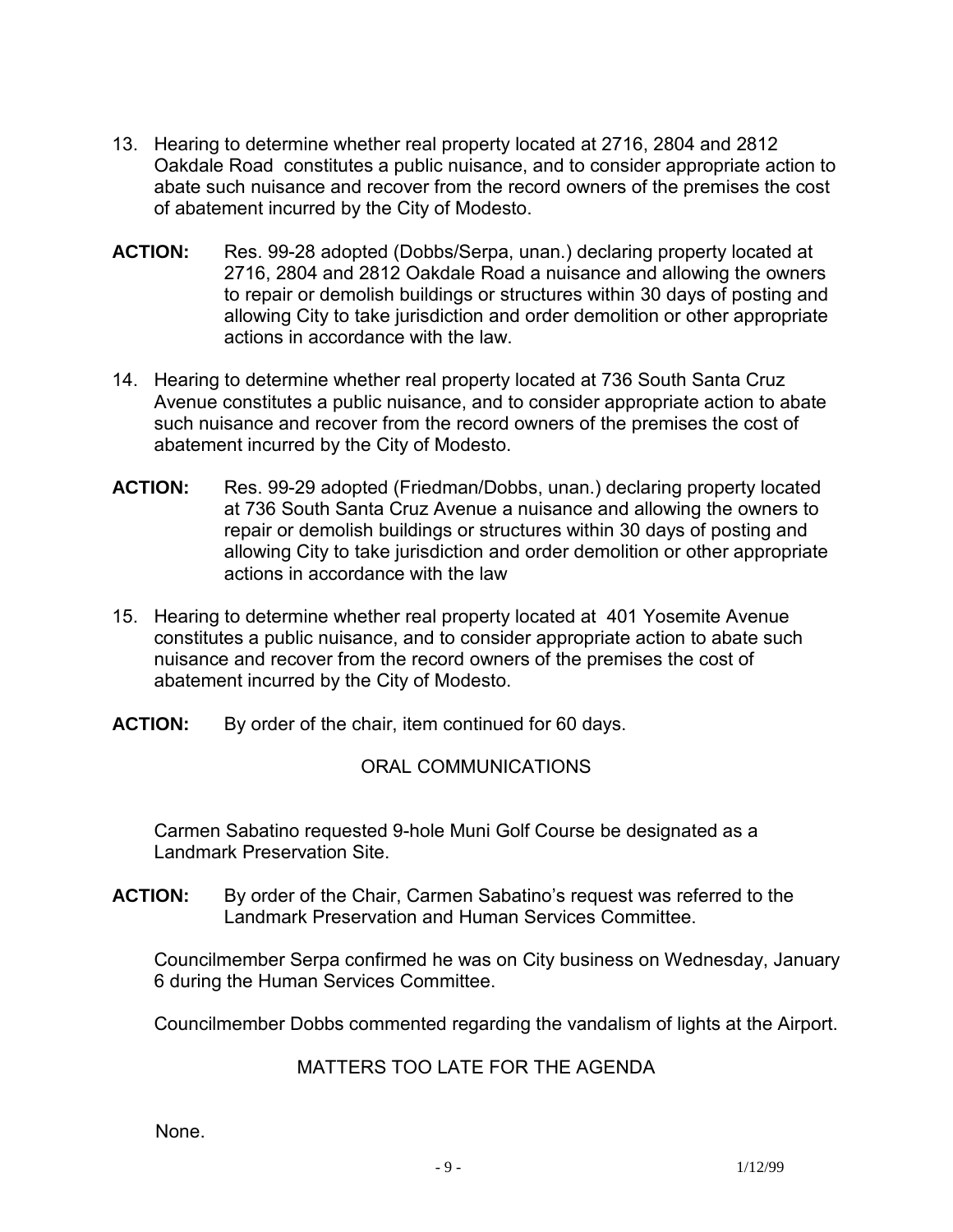13. Hearing to determine whether real property located at 2716, 2804 and 2812 Oakdale Road constitutes a public nuisance, and to consider appropriate action to abate such nuisance and recover from the record owners of the premises the cost of abatement incurred by the City of Modesto.

**ACTION:** Res. 99-28 adopted (Dobbs/Serpa, unan.) declaring property located at 2716, 2804 and 2812 Oakdale Road a nuisance and allowing the owners to repair or demolish buildings or structures within 30 days of posting and allowing City to take jurisdiction and order demolition or other appropriate actions in accordance with the law.

14. Hearing to determine whether real property located at 736 South Santa Cruz Avenue constitutes a public nuisance, and to consider appropriate action to abate such nuisance and recover from the record owners of the premises the cost of abatement incurred by the City of Modesto.

**ACTION:** Res. 99-29 adopted (Friedman/Dobbs, unan.) declaring property located at 736 South Santa Cruz Avenue a nuisance and allowing the owners to repair or demolish buildings or structures within 30 days of posting and allowing City to take jurisdiction and order demolition or other appropriate actions in accordance with the law

15. Hearing to determine whether real property located at 401 Yosemite Avenue constitutes a public nuisance, and to consider appropriate action to abate such nuisance and recover from the record owners of the premises the cost of abatement incurred by the City of Modesto.

**ACTION:** By order of the chair, item continued for 60 days.

ORAL COMMUNICATIONS

Carmen Sabatino requested 9-hole Muni Golf Course be designated as a Landmark Preservation Site.

**ACTION:** By order of the Chair, Carmen Sabatino's request was referred to the Landmark Preservation and Human Services Committee.

Councilmember Serpa confirmed he was on City business on Wednesday, January 6 during the Human Services Committee.

Councilmember Dobbs commented regarding the vandalism of lights at the Airport.

MATTERS TOO LATE FOR THE AGENDA

None.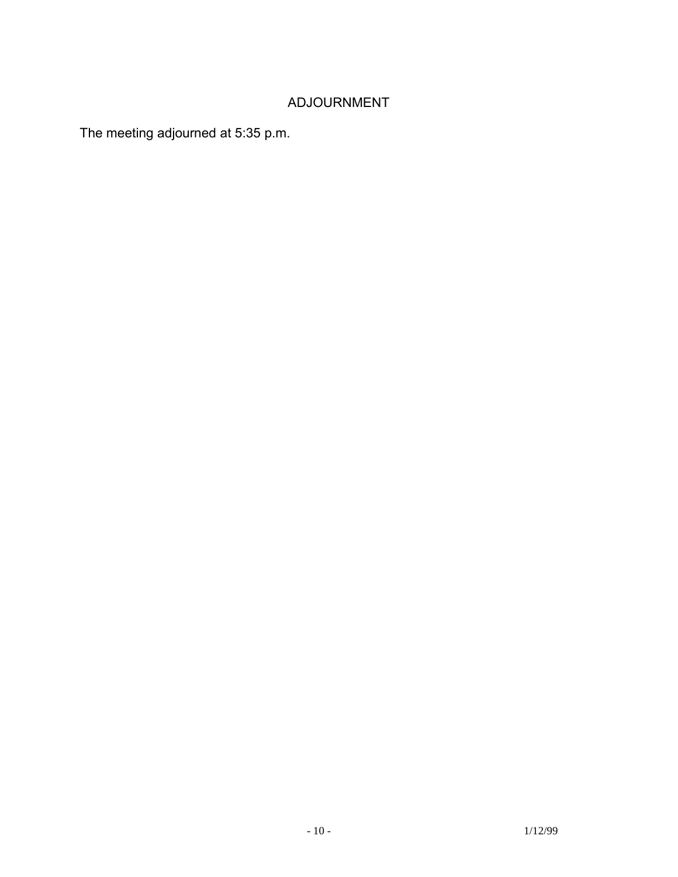## ADJOURNMENT

The meeting adjourned at 5:35 p.m.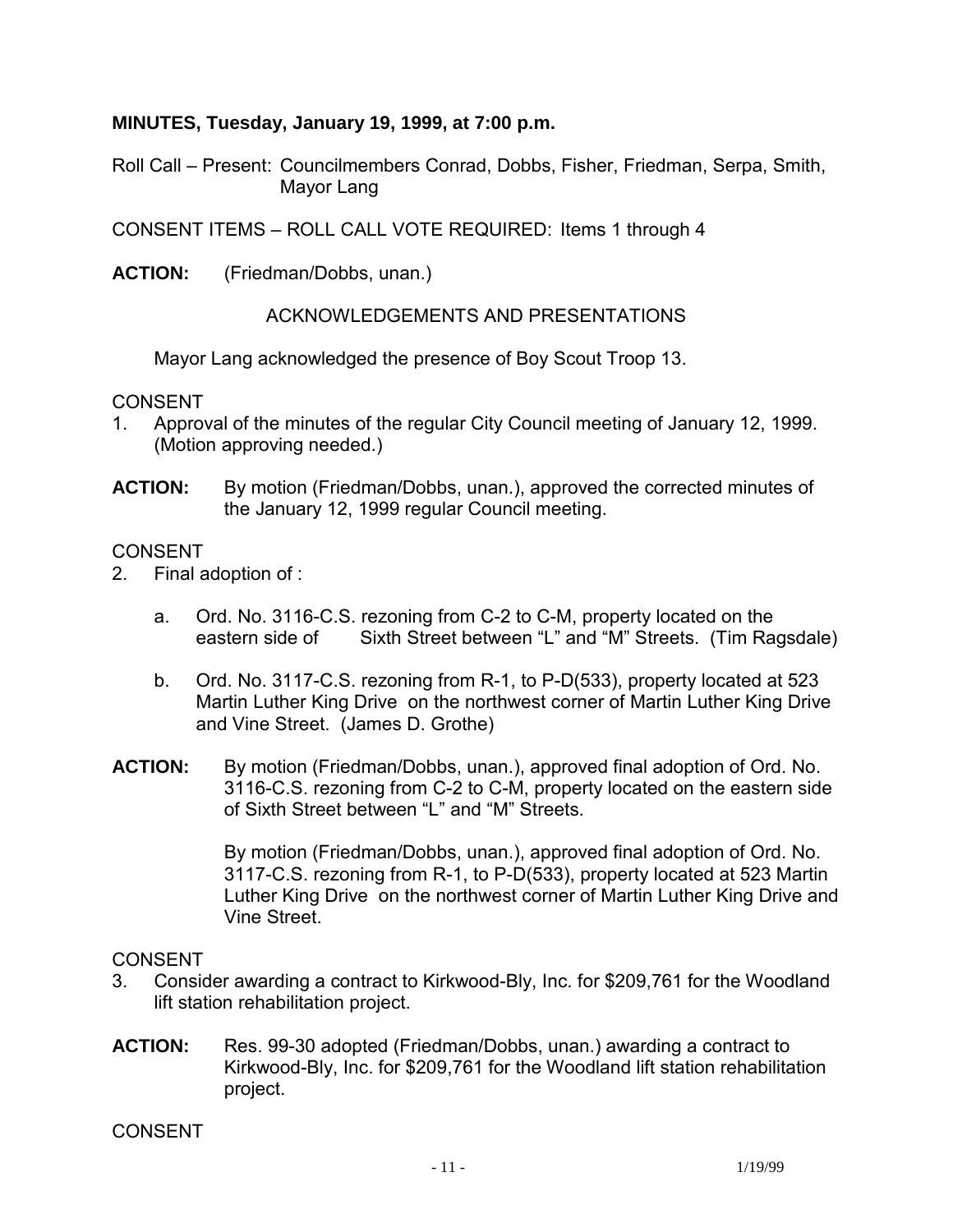**MINUTES, Tuesday, January 19, 1999, at 7:00 p.m.**

Roll Call – Present: Councilmembers Conrad, Dobbs, Fisher, Friedman, Serpa, Smith, Mayor Lang

CONSENT ITEMS – ROLL CALL VOTE REQUIRED: Items 1 through 4

**ACTION:** (Friedman/Dobbs, unan.)

ACKNOWLEDGEMENTS AND PRESENTATIONS

Mayor Lang acknowledged the presence of Boy Scout Troop 13.

CONSENT

1. Approval of the minutes of the regular City Council meeting of January 12, 1999. (Motion approving needed.)

**ACTION:** By motion (Friedman/Dobbs, unan.), approved the corrected minutes of the January 12, 1999 regular Council meeting.

CONSENT

2. Final adoption of :

   a. Ord. No. 3116-C.S. rezoning from C-2 to C-M, property located on the eastern side of Sixth Street between "L" and "M" Streets. (Tim Ragsdale)

   b. Ord. No. 3117-C.S. rezoning from R-1, to P-D(533), property located at 523 Martin Luther King Drive on the northwest corner of Martin Luther King Drive and Vine Street. (James D. Grothe)

**ACTION:** By motion (Friedman/Dobbs, unan.), approved final adoption of Ord. No. 3116-C.S. rezoning from C-2 to C-M, property located on the eastern side of Sixth Street between "L" and "M" Streets.

By motion (Friedman/Dobbs, unan.), approved final adoption of Ord. No. 3117-C.S. rezoning from R-1, to P-D(533), property located at 523 Martin Luther King Drive on the northwest corner of Martin Luther King Drive and Vine Street.

CONSENT

3. Consider awarding a contract to Kirkwood-Bly, Inc. for $209,761 for the Woodland lift station rehabilitation project.

**ACTION:** Res. 99-30 adopted (Friedman/Dobbs, unan.) awarding a contract to Kirkwood-Bly, Inc. for $209,761 for the Woodland lift station rehabilitation project.

CONSENT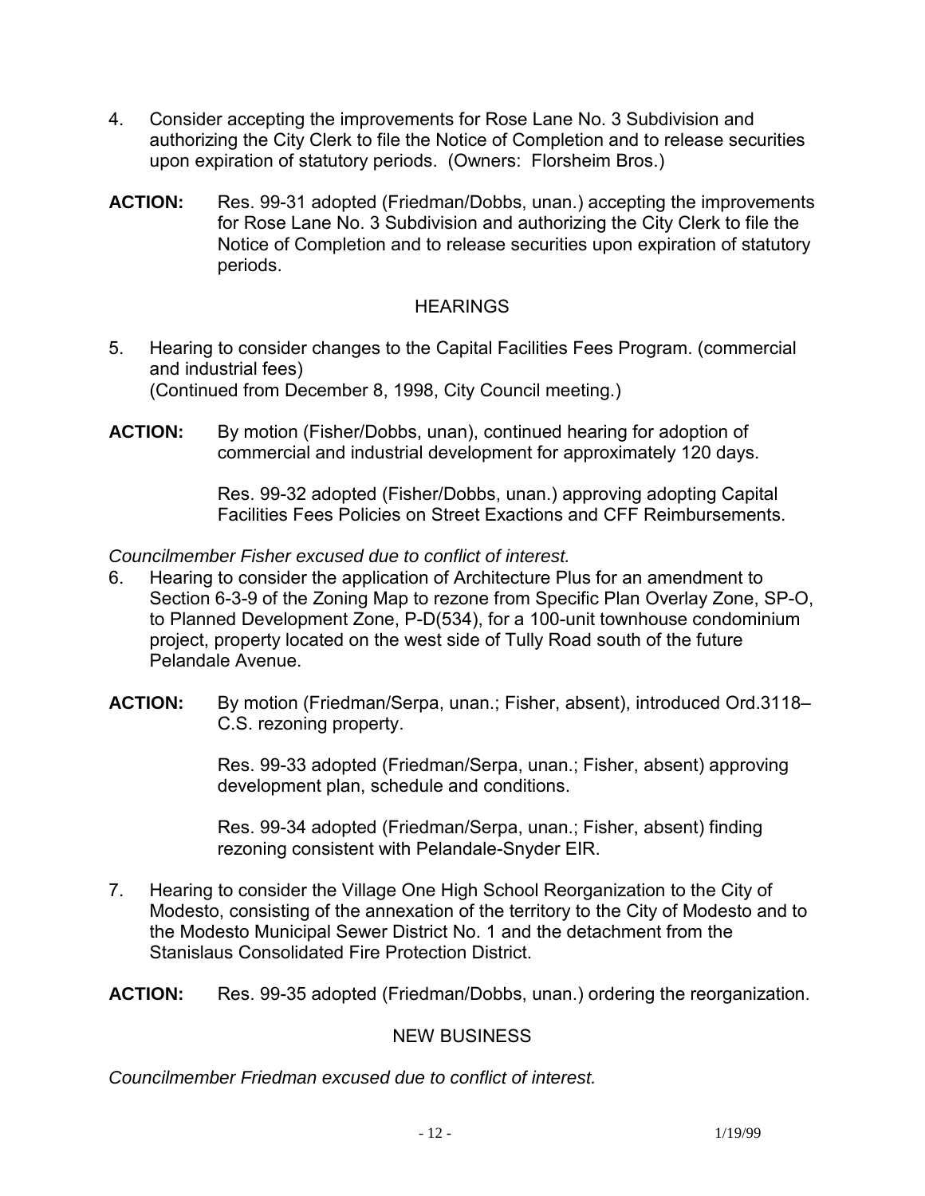4. Consider accepting the improvements for Rose Lane No. 3 Subdivision and authorizing the City Clerk to file the Notice of Completion and to release securities upon expiration of statutory periods. (Owners: Florsheim Bros.)

**ACTION:** Res. 99-31 adopted (Friedman/Dobbs, unan.) accepting the improvements for Rose Lane No. 3 Subdivision and authorizing the City Clerk to file the Notice of Completion and to release securities upon expiration of statutory periods.

## HEARINGS

5. Hearing to consider changes to the Capital Facilities Fees Program. (commercial and industrial fees)
(Continued from December 8, 1998, City Council meeting.)

**ACTION:** By motion (Fisher/Dobbs, unan), continued hearing for adoption of commercial and industrial development for approximately 120 days.

Res. 99-32 adopted (Fisher/Dobbs, unan.) approving adopting Capital Facilities Fees Policies on Street Exactions and CFF Reimbursements.

*Councilmember Fisher excused due to conflict of interest.*

6. Hearing to consider the application of Architecture Plus for an amendment to Section 6-3-9 of the Zoning Map to rezone from Specific Plan Overlay Zone, SP-O, to Planned Development Zone, P-D(534), for a 100-unit townhouse condominium project, property located on the west side of Tully Road south of the future Pelandale Avenue.

**ACTION:** By motion (Friedman/Serpa, unan.; Fisher, absent), introduced Ord.3118–C.S. rezoning property.

Res. 99-33 adopted (Friedman/Serpa, unan.; Fisher, absent) approving development plan, schedule and conditions.

Res. 99-34 adopted (Friedman/Serpa, unan.; Fisher, absent) finding rezoning consistent with Pelandale-Snyder EIR.

7. Hearing to consider the Village One High School Reorganization to the City of Modesto, consisting of the annexation of the territory to the City of Modesto and to the Modesto Municipal Sewer District No. 1 and the detachment from the Stanislaus Consolidated Fire Protection District.

**ACTION:** Res. 99-35 adopted (Friedman/Dobbs, unan.) ordering the reorganization.

## NEW BUSINESS

*Councilmember Friedman excused due to conflict of interest.*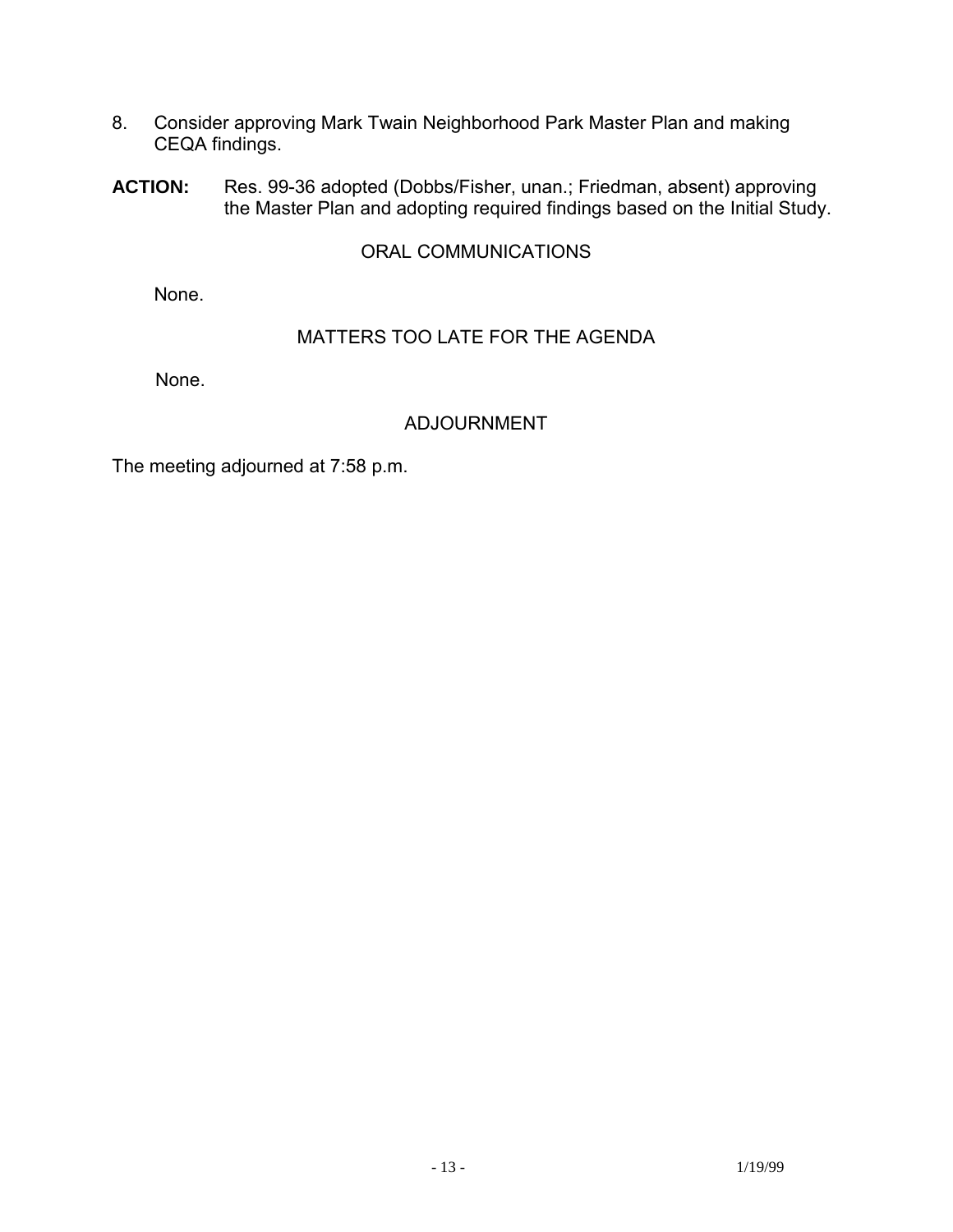8. Consider approving Mark Twain Neighborhood Park Master Plan and making CEQA findings.

**ACTION:** Res. 99-36 adopted (Dobbs/Fisher, unan.; Friedman, absent) approving the Master Plan and adopting required findings based on the Initial Study.

## ORAL COMMUNICATIONS

None.

## MATTERS TOO LATE FOR THE AGENDA

None.

## ADJOURNMENT

The meeting adjourned at 7:58 p.m.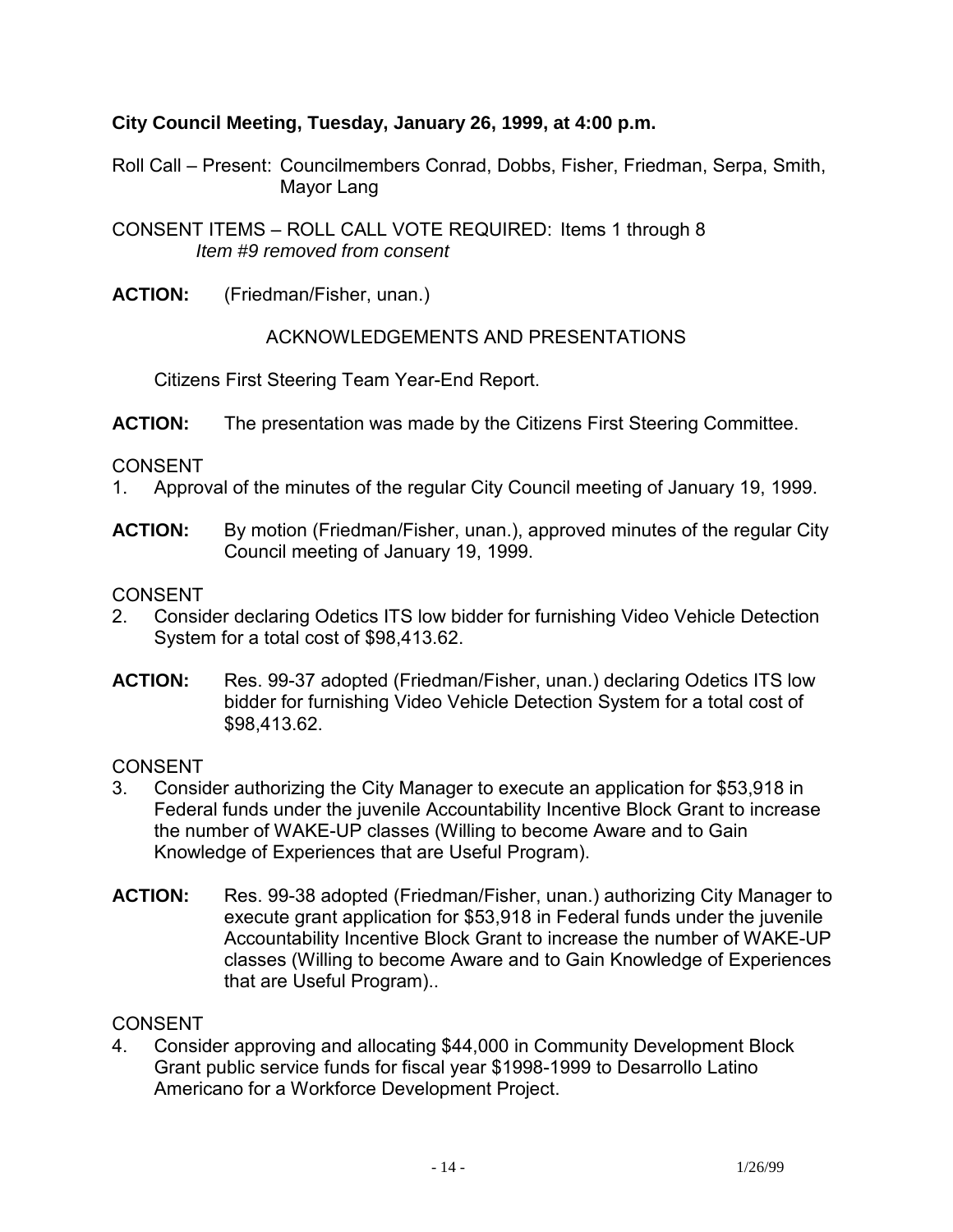**City Council Meeting, Tuesday, January 26, 1999, at 4:00 p.m.**

Roll Call – Present: Councilmembers Conrad, Dobbs, Fisher, Friedman, Serpa, Smith, Mayor Lang

CONSENT ITEMS – ROLL CALL VOTE REQUIRED: Items 1 through 8
*Item #9 removed from consent*

**ACTION:** (Friedman/Fisher, unan.)

ACKNOWLEDGEMENTS AND PRESENTATIONS

Citizens First Steering Team Year-End Report.

**ACTION:** The presentation was made by the Citizens First Steering Committee.

CONSENT

1. Approval of the minutes of the regular City Council meeting of January 19, 1999.

**ACTION:** By motion (Friedman/Fisher, unan.), approved minutes of the regular City Council meeting of January 19, 1999.

CONSENT

2. Consider declaring Odetics ITS low bidder for furnishing Video Vehicle Detection System for a total cost of $98,413.62.

**ACTION:** Res. 99-37 adopted (Friedman/Fisher, unan.) declaring Odetics ITS low bidder for furnishing Video Vehicle Detection System for a total cost of $98,413.62.

CONSENT

3. Consider authorizing the City Manager to execute an application for $53,918 in Federal funds under the juvenile Accountability Incentive Block Grant to increase the number of WAKE-UP classes (Willing to become Aware and to Gain Knowledge of Experiences that are Useful Program).

**ACTION:** Res. 99-38 adopted (Friedman/Fisher, unan.) authorizing City Manager to execute grant application for $53,918 in Federal funds under the juvenile Accountability Incentive Block Grant to increase the number of WAKE-UP classes (Willing to become Aware and to Gain Knowledge of Experiences that are Useful Program)..

CONSENT

4. Consider approving and allocating $44,000 in Community Development Block Grant public service funds for fiscal year $1998-1999 to Desarrollo Latino Americano for a Workforce Development Project.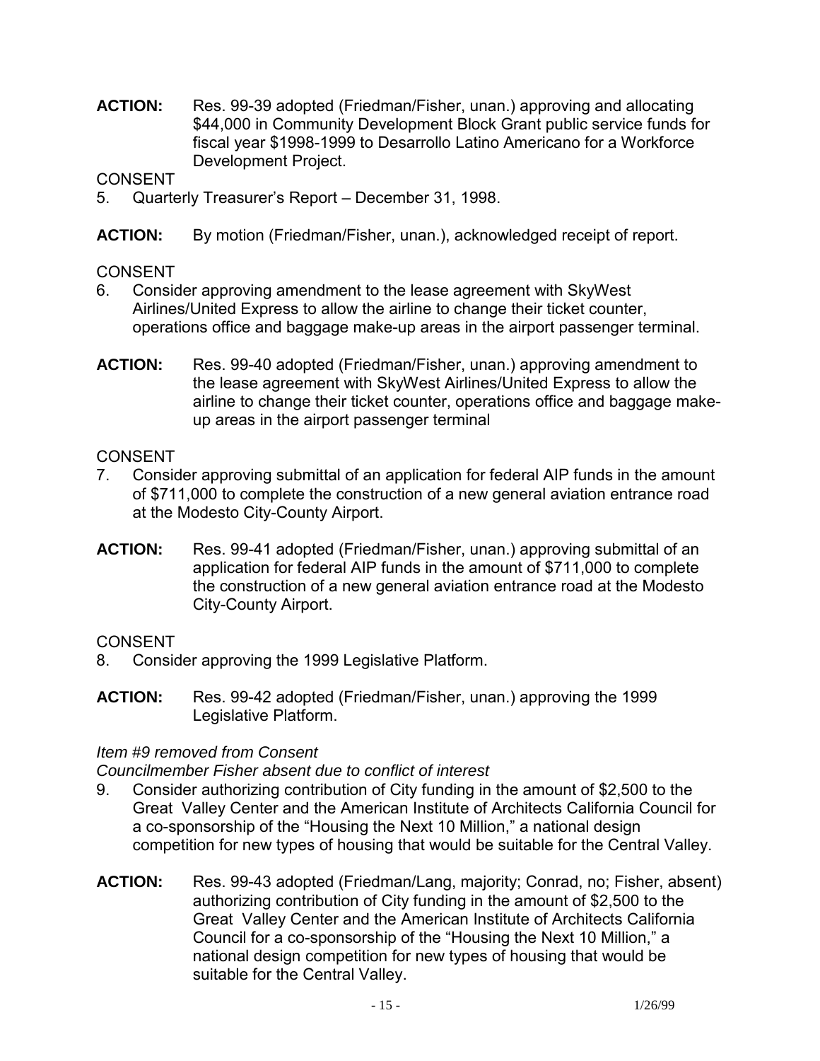**ACTION:** Res. 99-39 adopted (Friedman/Fisher, unan.) approving and allocating $44,000 in Community Development Block Grant public service funds for fiscal year $1998-1999 to Desarrollo Latino Americano for a Workforce Development Project.

CONSENT

5. Quarterly Treasurer's Report – December 31, 1998.

**ACTION:** By motion (Friedman/Fisher, unan.), acknowledged receipt of report.

CONSENT

6. Consider approving amendment to the lease agreement with SkyWest Airlines/United Express to allow the airline to change their ticket counter, operations office and baggage make-up areas in the airport passenger terminal.

**ACTION:** Res. 99-40 adopted (Friedman/Fisher, unan.) approving amendment to the lease agreement with SkyWest Airlines/United Express to allow the airline to change their ticket counter, operations office and baggage make-up areas in the airport passenger terminal

CONSENT

7. Consider approving submittal of an application for federal AIP funds in the amount of $711,000 to complete the construction of a new general aviation entrance road at the Modesto City-County Airport.

**ACTION:** Res. 99-41 adopted (Friedman/Fisher, unan.) approving submittal of an application for federal AIP funds in the amount of $711,000 to complete the construction of a new general aviation entrance road at the Modesto City-County Airport.

CONSENT

8. Consider approving the 1999 Legislative Platform.

**ACTION:** Res. 99-42 adopted (Friedman/Fisher, unan.) approving the 1999 Legislative Platform.

*Item #9 removed from Consent*

*Councilmember Fisher absent due to conflict of interest*

9. Consider authorizing contribution of City funding in the amount of $2,500 to the Great Valley Center and the American Institute of Architects California Council for a co-sponsorship of the "Housing the Next 10 Million," a national design competition for new types of housing that would be suitable for the Central Valley.

**ACTION:** Res. 99-43 adopted (Friedman/Lang, majority; Conrad, no; Fisher, absent) authorizing contribution of City funding in the amount of $2,500 to the Great Valley Center and the American Institute of Architects California Council for a co-sponsorship of the "Housing the Next 10 Million," a national design competition for new types of housing that would be suitable for the Central Valley.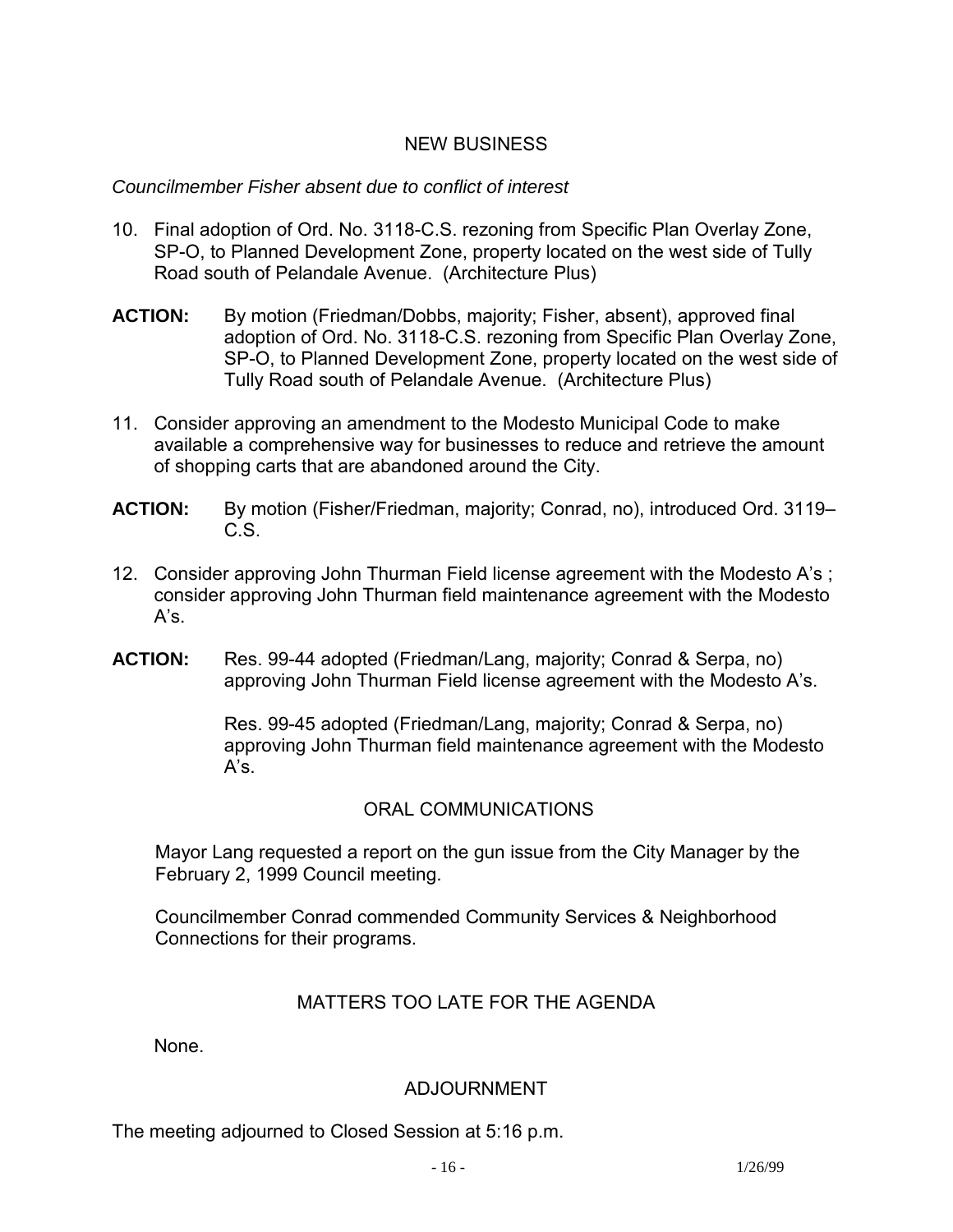## NEW BUSINESS

*Councilmember Fisher absent due to conflict of interest*

10. Final adoption of Ord. No. 3118-C.S. rezoning from Specific Plan Overlay Zone, SP-O, to Planned Development Zone, property located on the west side of Tully Road south of Pelandale Avenue. (Architecture Plus)

**ACTION:** By motion (Friedman/Dobbs, majority; Fisher, absent), approved final adoption of Ord. No. 3118-C.S. rezoning from Specific Plan Overlay Zone, SP-O, to Planned Development Zone, property located on the west side of Tully Road south of Pelandale Avenue. (Architecture Plus)

11. Consider approving an amendment to the Modesto Municipal Code to make available a comprehensive way for businesses to reduce and retrieve the amount of shopping carts that are abandoned around the City.

**ACTION:** By motion (Fisher/Friedman, majority; Conrad, no), introduced Ord. 3119–C.S.

12. Consider approving John Thurman Field license agreement with the Modesto A's ; consider approving John Thurman field maintenance agreement with the Modesto A's.

**ACTION:** Res. 99-44 adopted (Friedman/Lang, majority; Conrad & Serpa, no) approving John Thurman Field license agreement with the Modesto A's.

Res. 99-45 adopted (Friedman/Lang, majority; Conrad & Serpa, no) approving John Thurman field maintenance agreement with the Modesto A's.

## ORAL COMMUNICATIONS

Mayor Lang requested a report on the gun issue from the City Manager by the February 2, 1999 Council meeting.

Councilmember Conrad commended Community Services & Neighborhood Connections for their programs.

## MATTERS TOO LATE FOR THE AGENDA

None.

## ADJOURNMENT

The meeting adjourned to Closed Session at 5:16 p.m.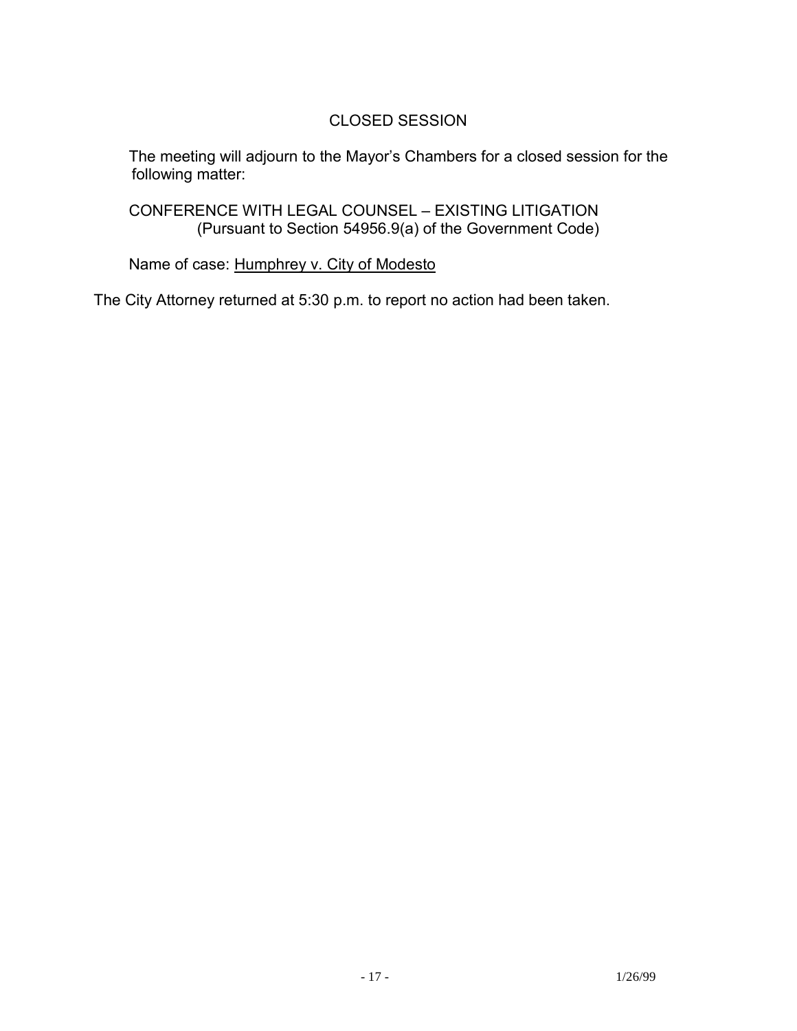## CLOSED SESSION

The meeting will adjourn to the Mayor's Chambers for a closed session for the following matter:

CONFERENCE WITH LEGAL COUNSEL – EXISTING LITIGATION
(Pursuant to Section 54956.9(a) of the Government Code)

Name of case: Humphrey v. City of Modesto

The City Attorney returned at 5:30 p.m. to report no action had been taken.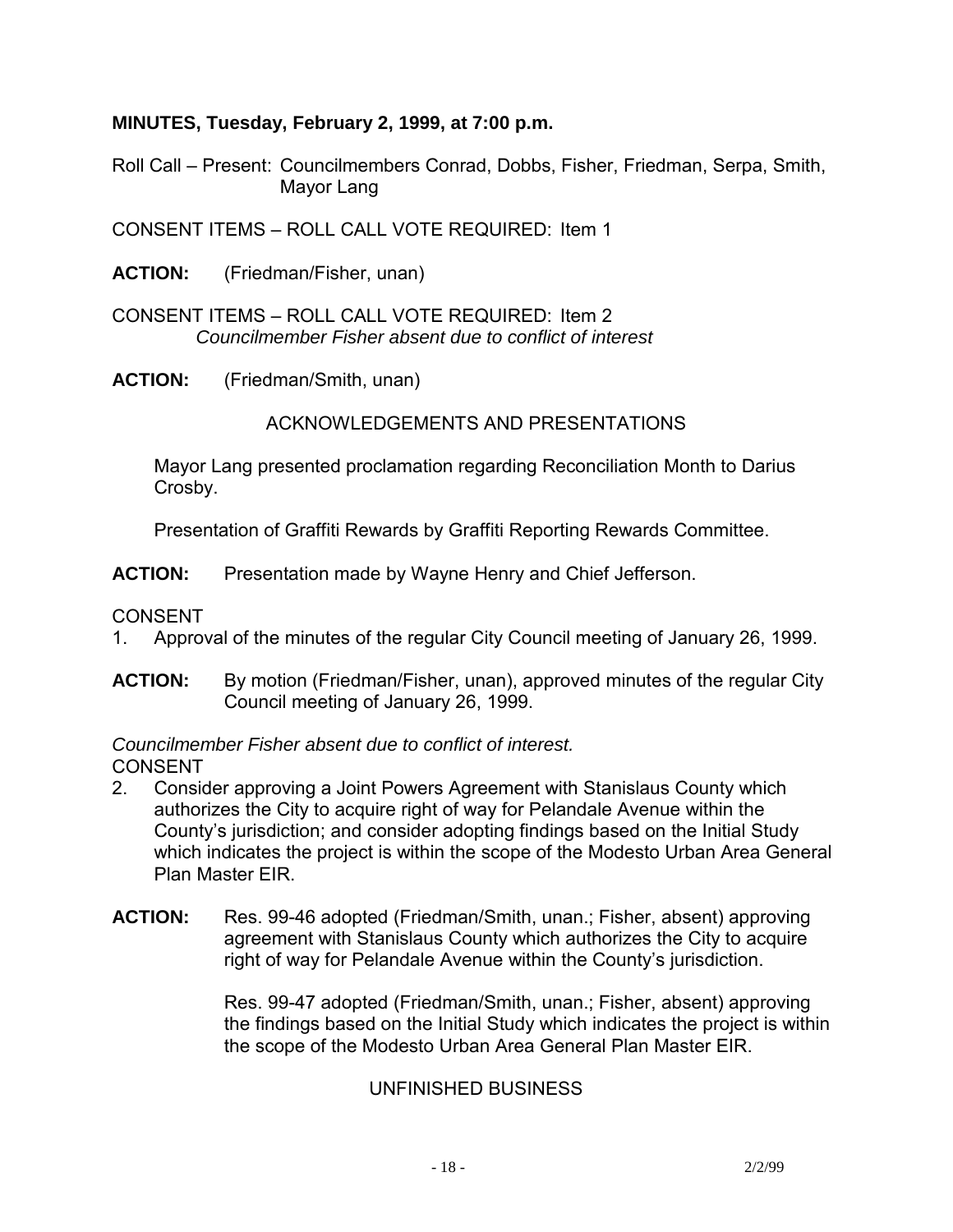**MINUTES, Tuesday, February 2, 1999, at 7:00 p.m.**

Roll Call – Present: Councilmembers Conrad, Dobbs, Fisher, Friedman, Serpa, Smith, Mayor Lang

CONSENT ITEMS – ROLL CALL VOTE REQUIRED: Item 1

**ACTION:** (Friedman/Fisher, unan)

CONSENT ITEMS – ROLL CALL VOTE REQUIRED: Item 2
*Councilmember Fisher absent due to conflict of interest*

**ACTION:** (Friedman/Smith, unan)

ACKNOWLEDGEMENTS AND PRESENTATIONS

Mayor Lang presented proclamation regarding Reconciliation Month to Darius Crosby.

Presentation of Graffiti Rewards by Graffiti Reporting Rewards Committee.

**ACTION:** Presentation made by Wayne Henry and Chief Jefferson.

CONSENT

1. Approval of the minutes of the regular City Council meeting of January 26, 1999.

**ACTION:** By motion (Friedman/Fisher, unan), approved minutes of the regular City Council meeting of January 26, 1999.

*Councilmember Fisher absent due to conflict of interest.*
CONSENT

2. Consider approving a Joint Powers Agreement with Stanislaus County which authorizes the City to acquire right of way for Pelandale Avenue within the County's jurisdiction; and consider adopting findings based on the Initial Study which indicates the project is within the scope of the Modesto Urban Area General Plan Master EIR.

**ACTION:** Res. 99-46 adopted (Friedman/Smith, unan.; Fisher, absent) approving agreement with Stanislaus County which authorizes the City to acquire right of way for Pelandale Avenue within the County's jurisdiction.

Res. 99-47 adopted (Friedman/Smith, unan.; Fisher, absent) approving the findings based on the Initial Study which indicates the project is within the scope of the Modesto Urban Area General Plan Master EIR.

UNFINISHED BUSINESS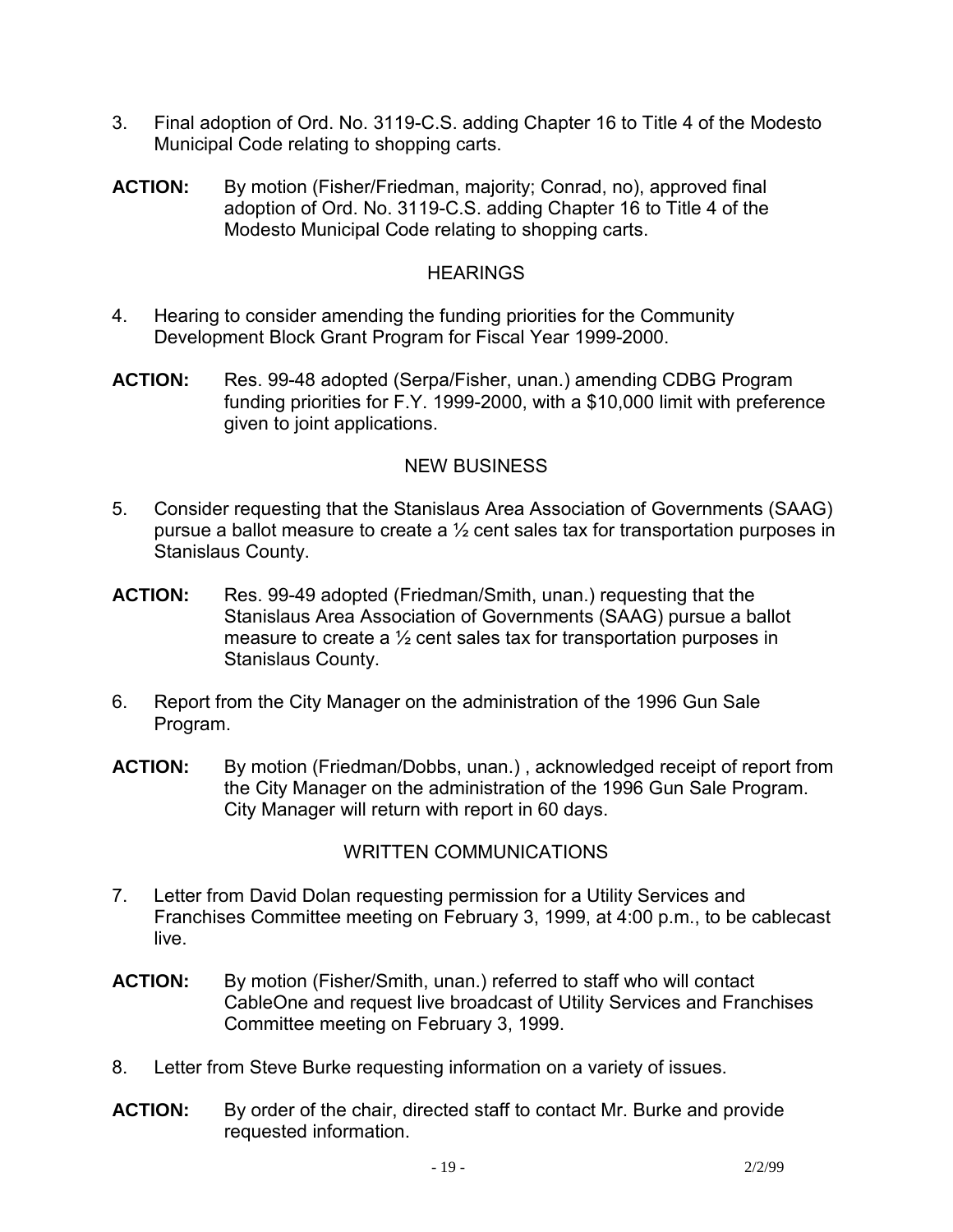3. Final adoption of Ord. No. 3119-C.S. adding Chapter 16 to Title 4 of the Modesto Municipal Code relating to shopping carts.

**ACTION:** By motion (Fisher/Friedman, majority; Conrad, no), approved final adoption of Ord. No. 3119-C.S. adding Chapter 16 to Title 4 of the Modesto Municipal Code relating to shopping carts.

## HEARINGS

4. Hearing to consider amending the funding priorities for the Community Development Block Grant Program for Fiscal Year 1999-2000.

**ACTION:** Res. 99-48 adopted (Serpa/Fisher, unan.) amending CDBG Program funding priorities for F.Y. 1999-2000, with a $10,000 limit with preference given to joint applications.

## NEW BUSINESS

5. Consider requesting that the Stanislaus Area Association of Governments (SAAG) pursue a ballot measure to create a ½ cent sales tax for transportation purposes in Stanislaus County.

**ACTION:** Res. 99-49 adopted (Friedman/Smith, unan.) requesting that the Stanislaus Area Association of Governments (SAAG) pursue a ballot measure to create a ½ cent sales tax for transportation purposes in Stanislaus County.

6. Report from the City Manager on the administration of the 1996 Gun Sale Program.

**ACTION:** By motion (Friedman/Dobbs, unan.) , acknowledged receipt of report from the City Manager on the administration of the 1996 Gun Sale Program. City Manager will return with report in 60 days.

## WRITTEN COMMUNICATIONS

7. Letter from David Dolan requesting permission for a Utility Services and Franchises Committee meeting on February 3, 1999, at 4:00 p.m., to be cablecast live.

**ACTION:** By motion (Fisher/Smith, unan.) referred to staff who will contact CableOne and request live broadcast of Utility Services and Franchises Committee meeting on February 3, 1999.

8. Letter from Steve Burke requesting information on a variety of issues.

**ACTION:** By order of the chair, directed staff to contact Mr. Burke and provide requested information.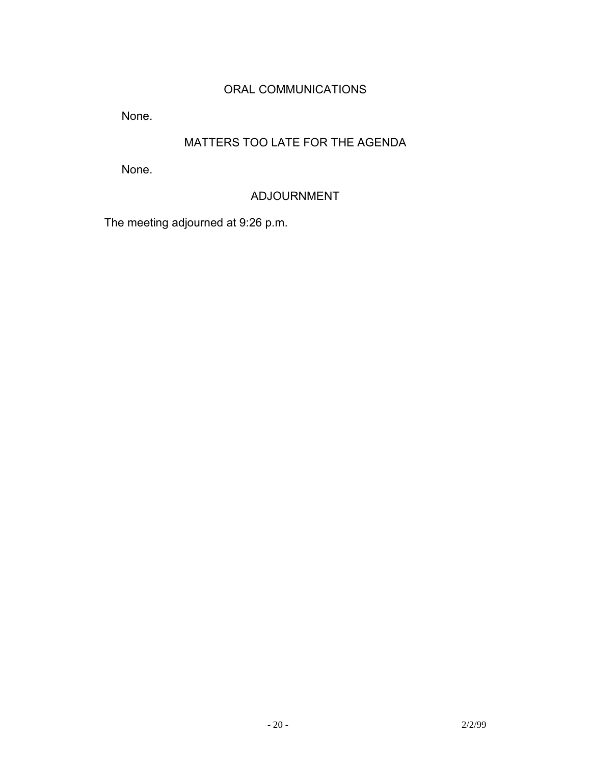## ORAL COMMUNICATIONS

None.

## MATTERS TOO LATE FOR THE AGENDA

None.

## ADJOURNMENT

The meeting adjourned at 9:26 p.m.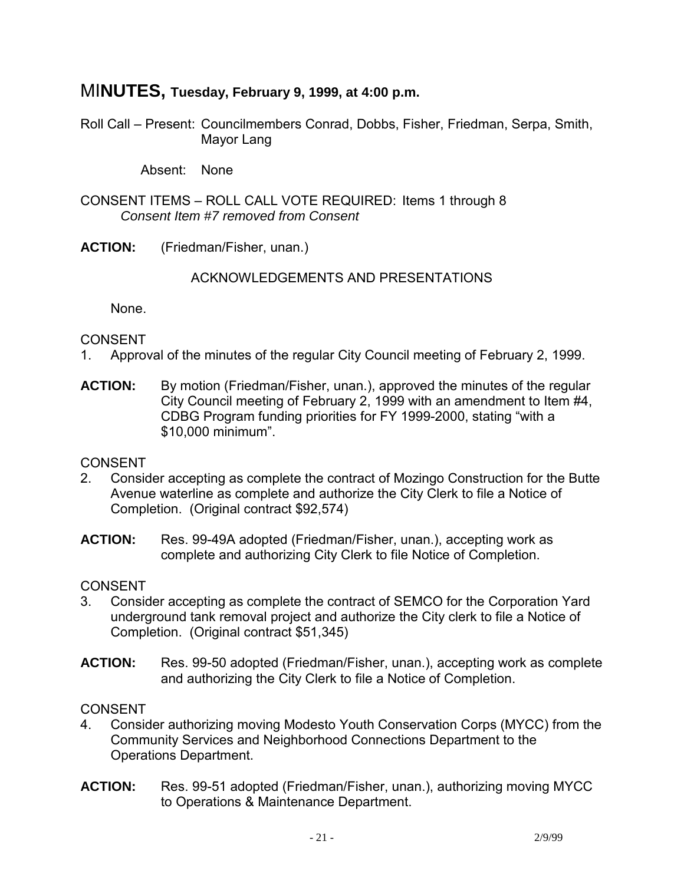# MI**NUTES, Tuesday, February 9, 1999, at 4:00 p.m.**

Roll Call – Present: Councilmembers Conrad, Dobbs, Fisher, Friedman, Serpa, Smith, Mayor Lang

Absent: None

CONSENT ITEMS – ROLL CALL VOTE REQUIRED: Items 1 through 8
*Consent Item #7 removed from Consent*

**ACTION:** (Friedman/Fisher, unan.)

ACKNOWLEDGEMENTS AND PRESENTATIONS

None.

CONSENT

1. Approval of the minutes of the regular City Council meeting of February 2, 1999.

**ACTION:** By motion (Friedman/Fisher, unan.), approved the minutes of the regular City Council meeting of February 2, 1999 with an amendment to Item #4, CDBG Program funding priorities for FY 1999-2000, stating "with a $10,000 minimum".

CONSENT

2. Consider accepting as complete the contract of Mozingo Construction for the Butte Avenue waterline as complete and authorize the City Clerk to file a Notice of Completion. (Original contract $92,574)

**ACTION:** Res. 99-49A adopted (Friedman/Fisher, unan.), accepting work as complete and authorizing City Clerk to file Notice of Completion.

CONSENT

3. Consider accepting as complete the contract of SEMCO for the Corporation Yard underground tank removal project and authorize the City clerk to file a Notice of Completion. (Original contract $51,345)

**ACTION:** Res. 99-50 adopted (Friedman/Fisher, unan.), accepting work as complete and authorizing the City Clerk to file a Notice of Completion.

CONSENT

4. Consider authorizing moving Modesto Youth Conservation Corps (MYCC) from the Community Services and Neighborhood Connections Department to the Operations Department.

**ACTION:** Res. 99-51 adopted (Friedman/Fisher, unan.), authorizing moving MYCC to Operations & Maintenance Department.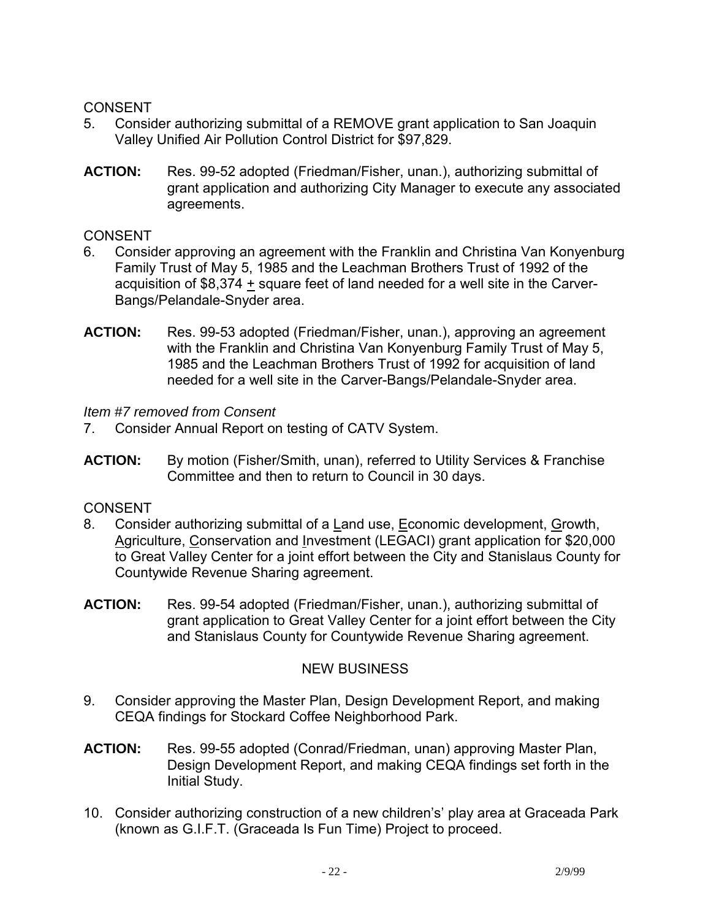CONSENT

5. Consider authorizing submittal of a REMOVE grant application to San Joaquin Valley Unified Air Pollution Control District for $97,829.

**ACTION:** Res. 99-52 adopted (Friedman/Fisher, unan.), authorizing submittal of grant application and authorizing City Manager to execute any associated agreements.

CONSENT

6. Consider approving an agreement with the Franklin and Christina Van Konyenburg Family Trust of May 5, 1985 and the Leachman Brothers Trust of 1992 of the acquisition of $8,374 ± square feet of land needed for a well site in the Carver-Bangs/Pelandale-Snyder area.

**ACTION:** Res. 99-53 adopted (Friedman/Fisher, unan.), approving an agreement with the Franklin and Christina Van Konyenburg Family Trust of May 5, 1985 and the Leachman Brothers Trust of 1992 for acquisition of land needed for a well site in the Carver-Bangs/Pelandale-Snyder area.

*Item #7 removed from Consent*

7. Consider Annual Report on testing of CATV System.

**ACTION:** By motion (Fisher/Smith, unan), referred to Utility Services & Franchise Committee and then to return to Council in 30 days.

CONSENT

8. Consider authorizing submittal of a Land use, Economic development, Growth, Agriculture, Conservation and Investment (LEGACI) grant application for $20,000 to Great Valley Center for a joint effort between the City and Stanislaus County for Countywide Revenue Sharing agreement.

**ACTION:** Res. 99-54 adopted (Friedman/Fisher, unan.), authorizing submittal of grant application to Great Valley Center for a joint effort between the City and Stanislaus County for Countywide Revenue Sharing agreement.

NEW BUSINESS

9. Consider approving the Master Plan, Design Development Report, and making CEQA findings for Stockard Coffee Neighborhood Park.

**ACTION:** Res. 99-55 adopted (Conrad/Friedman, unan) approving Master Plan, Design Development Report, and making CEQA findings set forth in the Initial Study.

10. Consider authorizing construction of a new children's' play area at Graceada Park (known as G.I.F.T. (Graceada Is Fun Time) Project to proceed.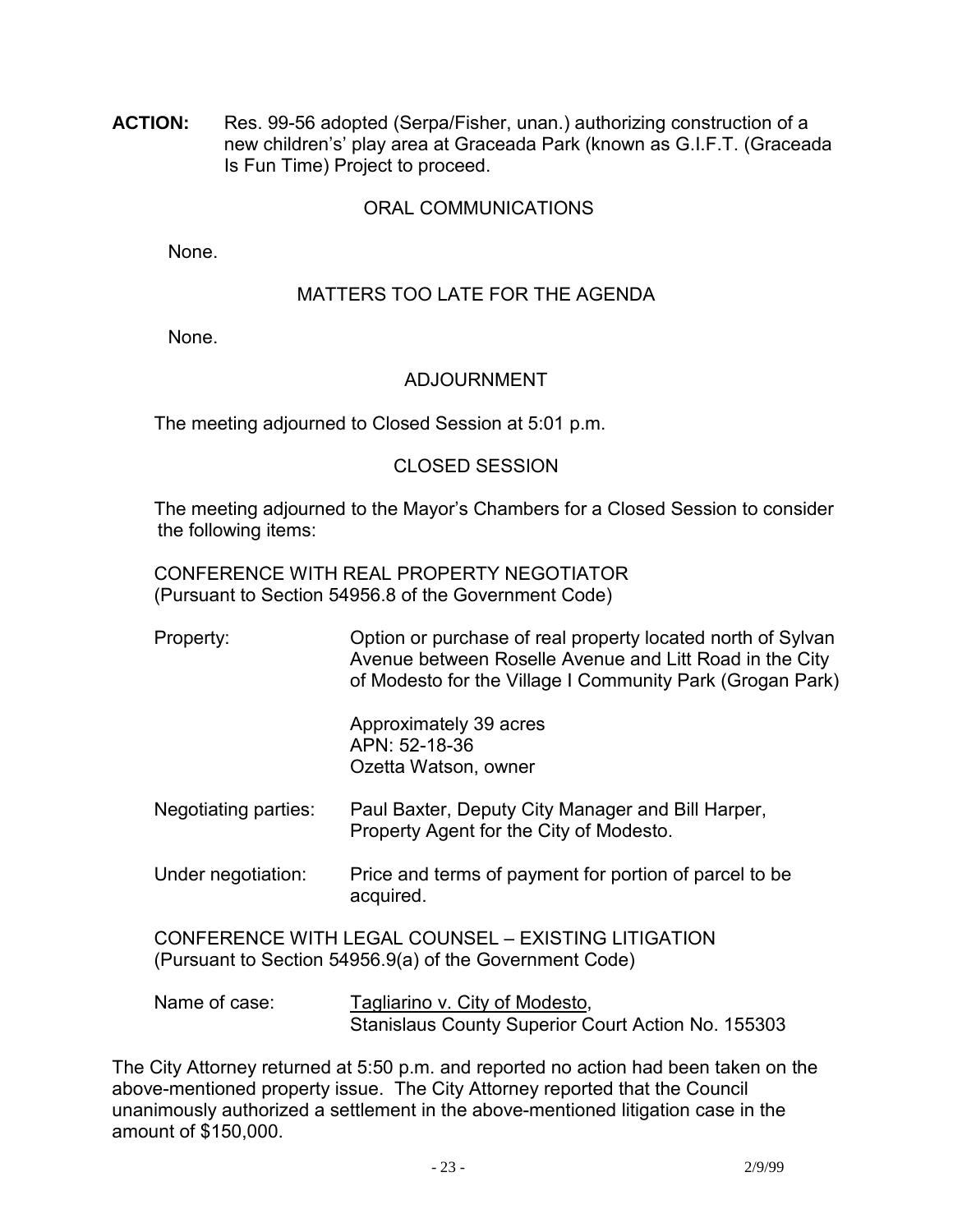**ACTION:** Res. 99-56 adopted (Serpa/Fisher, unan.) authorizing construction of a new children's' play area at Graceada Park (known as G.I.F.T. (Graceada Is Fun Time) Project to proceed.

## ORAL COMMUNICATIONS

None.

## MATTERS TOO LATE FOR THE AGENDA

None.

## ADJOURNMENT

The meeting adjourned to Closed Session at 5:01 p.m.

## CLOSED SESSION

The meeting adjourned to the Mayor's Chambers for a Closed Session to consider the following items:

CONFERENCE WITH REAL PROPERTY NEGOTIATOR
(Pursuant to Section 54956.8 of the Government Code)

Property: Option or purchase of real property located north of Sylvan Avenue between Roselle Avenue and Litt Road in the City of Modesto for the Village I Community Park (Grogan Park)

Approximately 39 acres
APN: 52-18-36
Ozetta Watson, owner

Negotiating parties: Paul Baxter, Deputy City Manager and Bill Harper, Property Agent for the City of Modesto.

Under negotiation: Price and terms of payment for portion of parcel to be acquired.

CONFERENCE WITH LEGAL COUNSEL – EXISTING LITIGATION
(Pursuant to Section 54956.9(a) of the Government Code)

Name of case: Tagliarino v. City of Modesto, Stanislaus County Superior Court Action No. 155303

The City Attorney returned at 5:50 p.m. and reported no action had been taken on the above-mentioned property issue. The City Attorney reported that the Council unanimously authorized a settlement in the above-mentioned litigation case in the amount of $150,000.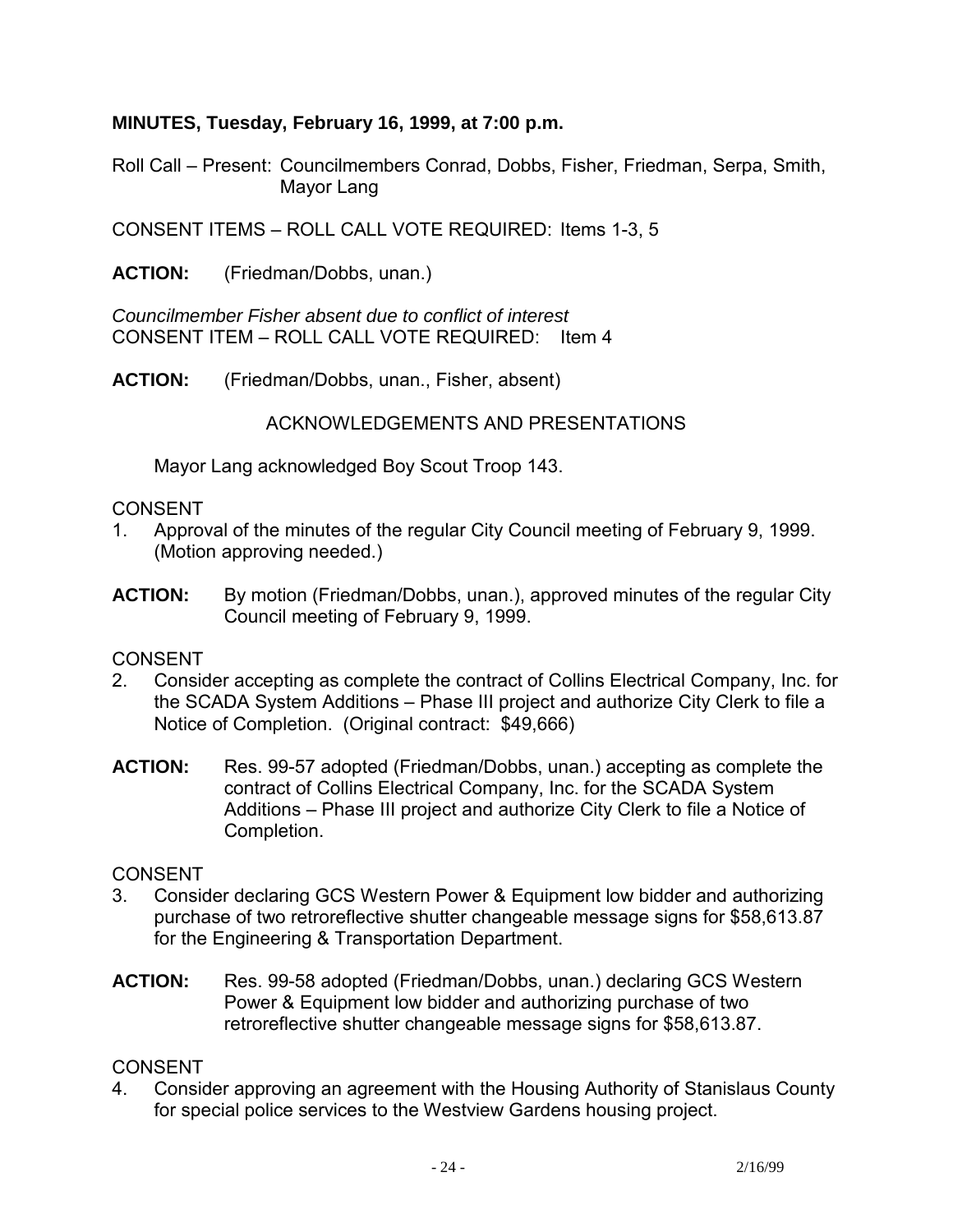**MINUTES, Tuesday, February 16, 1999, at 7:00 p.m.**

Roll Call – Present: Councilmembers Conrad, Dobbs, Fisher, Friedman, Serpa, Smith, Mayor Lang

CONSENT ITEMS – ROLL CALL VOTE REQUIRED: Items 1-3, 5

**ACTION:** (Friedman/Dobbs, unan.)

*Councilmember Fisher absent due to conflict of interest*
CONSENT ITEM – ROLL CALL VOTE REQUIRED: Item 4

**ACTION:** (Friedman/Dobbs, unan., Fisher, absent)

ACKNOWLEDGEMENTS AND PRESENTATIONS

Mayor Lang acknowledged Boy Scout Troop 143.

CONSENT

1. Approval of the minutes of the regular City Council meeting of February 9, 1999. (Motion approving needed.)

**ACTION:** By motion (Friedman/Dobbs, unan.), approved minutes of the regular City Council meeting of February 9, 1999.

CONSENT

2. Consider accepting as complete the contract of Collins Electrical Company, Inc. for the SCADA System Additions – Phase III project and authorize City Clerk to file a Notice of Completion. (Original contract: $49,666)

**ACTION:** Res. 99-57 adopted (Friedman/Dobbs, unan.) accepting as complete the contract of Collins Electrical Company, Inc. for the SCADA System Additions – Phase III project and authorize City Clerk to file a Notice of Completion.

CONSENT

3. Consider declaring GCS Western Power & Equipment low bidder and authorizing purchase of two retroreflective shutter changeable message signs for $58,613.87 for the Engineering & Transportation Department.

**ACTION:** Res. 99-58 adopted (Friedman/Dobbs, unan.) declaring GCS Western Power & Equipment low bidder and authorizing purchase of two retroreflective shutter changeable message signs for $58,613.87.

CONSENT

4. Consider approving an agreement with the Housing Authority of Stanislaus County for special police services to the Westview Gardens housing project.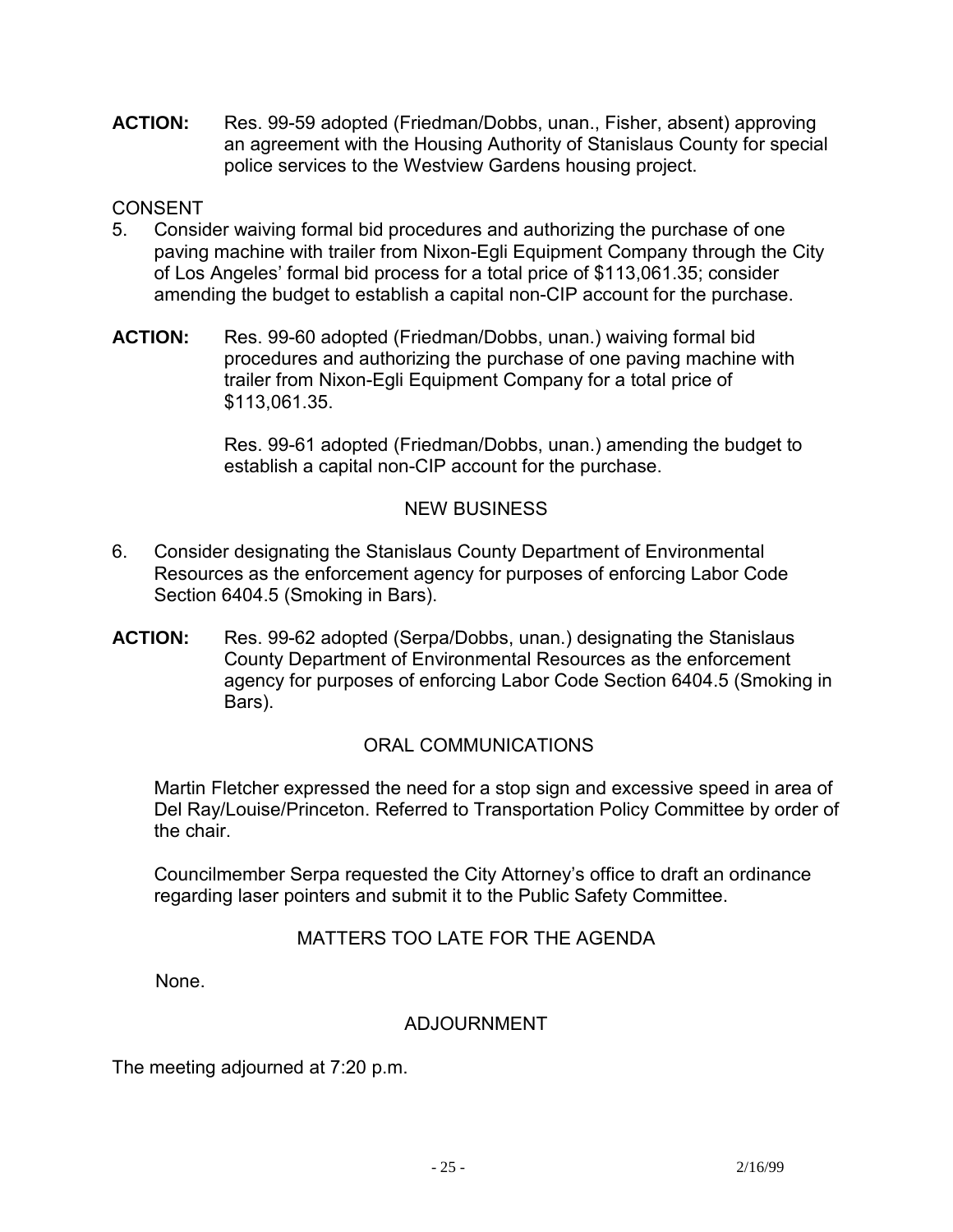**ACTION:** Res. 99-59 adopted (Friedman/Dobbs, unan., Fisher, absent) approving an agreement with the Housing Authority of Stanislaus County for special police services to the Westview Gardens housing project.

CONSENT

5. Consider waiving formal bid procedures and authorizing the purchase of one paving machine with trailer from Nixon-Egli Equipment Company through the City of Los Angeles' formal bid process for a total price of $113,061.35; consider amending the budget to establish a capital non-CIP account for the purchase.

**ACTION:** Res. 99-60 adopted (Friedman/Dobbs, unan.) waiving formal bid procedures and authorizing the purchase of one paving machine with trailer from Nixon-Egli Equipment Company for a total price of $113,061.35.

Res. 99-61 adopted (Friedman/Dobbs, unan.) amending the budget to establish a capital non-CIP account for the purchase.

## NEW BUSINESS

6. Consider designating the Stanislaus County Department of Environmental Resources as the enforcement agency for purposes of enforcing Labor Code Section 6404.5 (Smoking in Bars).

**ACTION:** Res. 99-62 adopted (Serpa/Dobbs, unan.) designating the Stanislaus County Department of Environmental Resources as the enforcement agency for purposes of enforcing Labor Code Section 6404.5 (Smoking in Bars).

## ORAL COMMUNICATIONS

Martin Fletcher expressed the need for a stop sign and excessive speed in area of Del Ray/Louise/Princeton. Referred to Transportation Policy Committee by order of the chair.

Councilmember Serpa requested the City Attorney's office to draft an ordinance regarding laser pointers and submit it to the Public Safety Committee.

## MATTERS TOO LATE FOR THE AGENDA

None.

## ADJOURNMENT

The meeting adjourned at 7:20 p.m.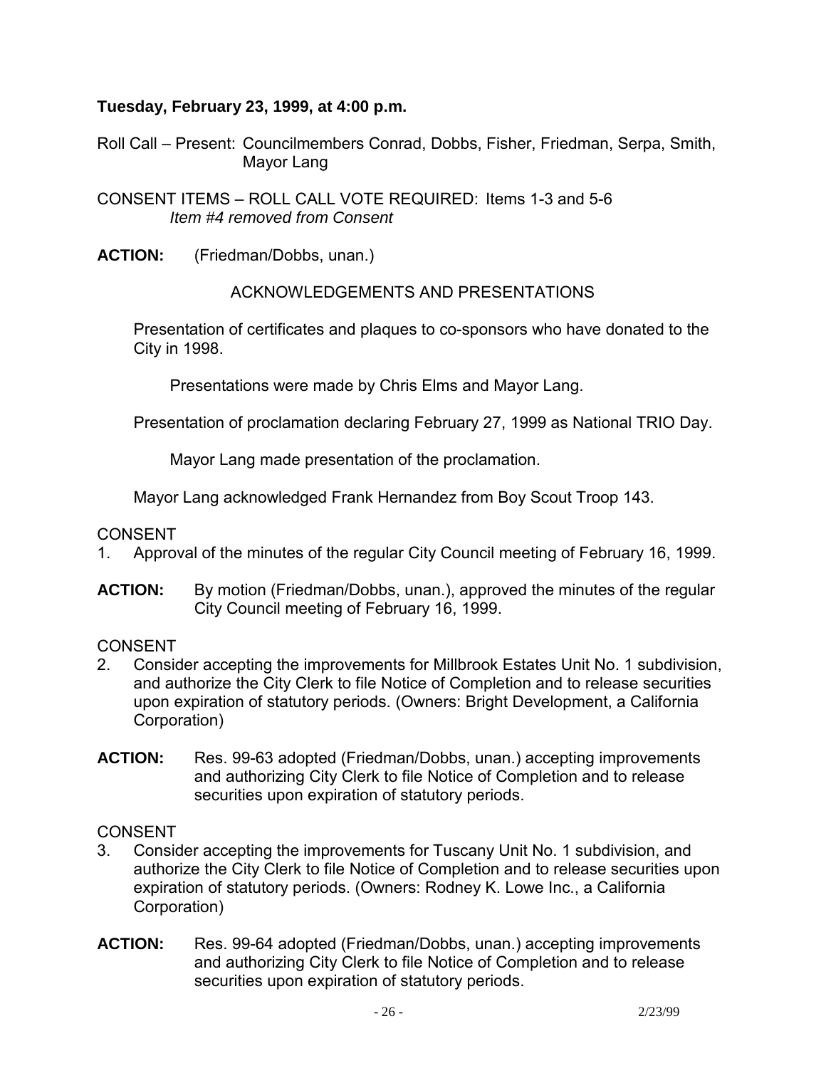**Tuesday, February 23, 1999, at 4:00 p.m.**

Roll Call – Present: Councilmembers Conrad, Dobbs, Fisher, Friedman, Serpa, Smith, Mayor Lang

CONSENT ITEMS – ROLL CALL VOTE REQUIRED: Items 1-3 and 5-6
*Item #4 removed from Consent*

**ACTION:** (Friedman/Dobbs, unan.)

ACKNOWLEDGEMENTS AND PRESENTATIONS

Presentation of certificates and plaques to co-sponsors who have donated to the City in 1998.

Presentations were made by Chris Elms and Mayor Lang.

Presentation of proclamation declaring February 27, 1999 as National TRIO Day.

Mayor Lang made presentation of the proclamation.

Mayor Lang acknowledged Frank Hernandez from Boy Scout Troop 143.

CONSENT

1. Approval of the minutes of the regular City Council meeting of February 16, 1999.

**ACTION:** By motion (Friedman/Dobbs, unan.), approved the minutes of the regular City Council meeting of February 16, 1999.

CONSENT

2. Consider accepting the improvements for Millbrook Estates Unit No. 1 subdivision, and authorize the City Clerk to file Notice of Completion and to release securities upon expiration of statutory periods. (Owners: Bright Development, a California Corporation)

**ACTION:** Res. 99-63 adopted (Friedman/Dobbs, unan.) accepting improvements and authorizing City Clerk to file Notice of Completion and to release securities upon expiration of statutory periods.

CONSENT

3. Consider accepting the improvements for Tuscany Unit No. 1 subdivision, and authorize the City Clerk to file Notice of Completion and to release securities upon expiration of statutory periods. (Owners: Rodney K. Lowe Inc., a California Corporation)

**ACTION:** Res. 99-64 adopted (Friedman/Dobbs, unan.) accepting improvements and authorizing City Clerk to file Notice of Completion and to release securities upon expiration of statutory periods.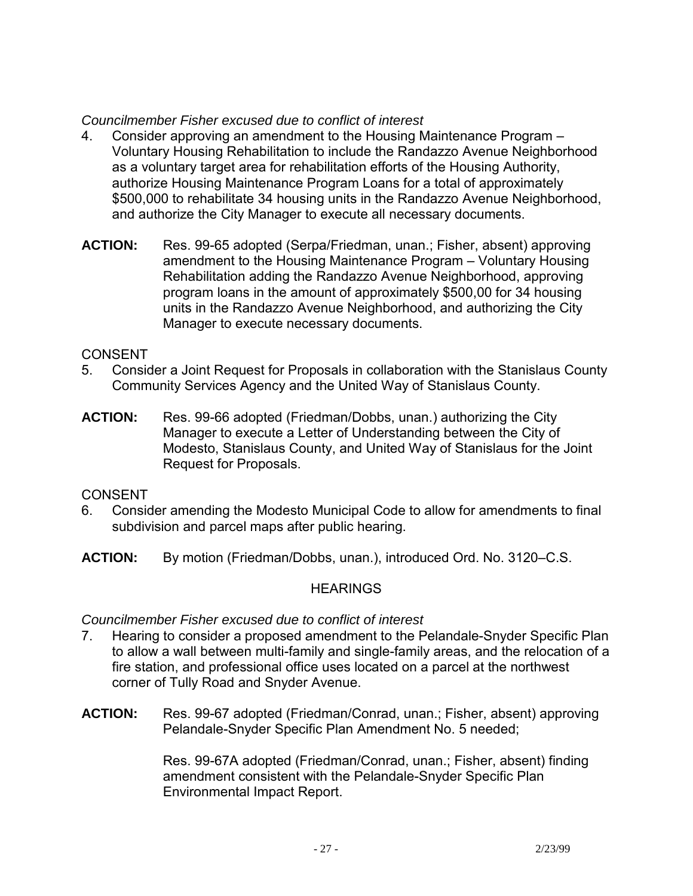*Councilmember Fisher excused due to conflict of interest*

4. Consider approving an amendment to the Housing Maintenance Program – Voluntary Housing Rehabilitation to include the Randazzo Avenue Neighborhood as a voluntary target area for rehabilitation efforts of the Housing Authority, authorize Housing Maintenance Program Loans for a total of approximately $500,000 to rehabilitate 34 housing units in the Randazzo Avenue Neighborhood, and authorize the City Manager to execute all necessary documents.

**ACTION:** Res. 99-65 adopted (Serpa/Friedman, unan.; Fisher, absent) approving amendment to the Housing Maintenance Program – Voluntary Housing Rehabilitation adding the Randazzo Avenue Neighborhood, approving program loans in the amount of approximately $500,00 for 34 housing units in the Randazzo Avenue Neighborhood, and authorizing the City Manager to execute necessary documents.

CONSENT

5. Consider a Joint Request for Proposals in collaboration with the Stanislaus County Community Services Agency and the United Way of Stanislaus County.

**ACTION:** Res. 99-66 adopted (Friedman/Dobbs, unan.) authorizing the City Manager to execute a Letter of Understanding between the City of Modesto, Stanislaus County, and United Way of Stanislaus for the Joint Request for Proposals.

CONSENT

6. Consider amending the Modesto Municipal Code to allow for amendments to final subdivision and parcel maps after public hearing.

**ACTION:** By motion (Friedman/Dobbs, unan.), introduced Ord. No. 3120–C.S.

HEARINGS

*Councilmember Fisher excused due to conflict of interest*

7. Hearing to consider a proposed amendment to the Pelandale-Snyder Specific Plan to allow a wall between multi-family and single-family areas, and the relocation of a fire station, and professional office uses located on a parcel at the northwest corner of Tully Road and Snyder Avenue.

**ACTION:** Res. 99-67 adopted (Friedman/Conrad, unan.; Fisher, absent) approving Pelandale-Snyder Specific Plan Amendment No. 5 needed;

Res. 99-67A adopted (Friedman/Conrad, unan.; Fisher, absent) finding amendment consistent with the Pelandale-Snyder Specific Plan Environmental Impact Report.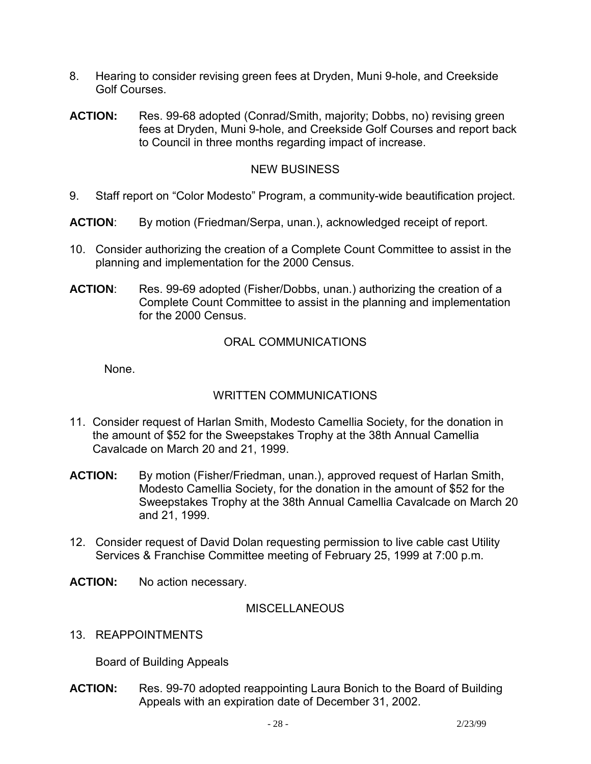8. Hearing to consider revising green fees at Dryden, Muni 9-hole, and Creekside Golf Courses.

**ACTION:** Res. 99-68 adopted (Conrad/Smith, majority; Dobbs, no) revising green fees at Dryden, Muni 9-hole, and Creekside Golf Courses and report back to Council in three months regarding impact of increase.

## NEW BUSINESS

9. Staff report on "Color Modesto" Program, a community-wide beautification project.

**ACTION**: By motion (Friedman/Serpa, unan.), acknowledged receipt of report.

10. Consider authorizing the creation of a Complete Count Committee to assist in the planning and implementation for the 2000 Census.

**ACTION**: Res. 99-69 adopted (Fisher/Dobbs, unan.) authorizing the creation of a Complete Count Committee to assist in the planning and implementation for the 2000 Census.

## ORAL COMMUNICATIONS

None.

## WRITTEN COMMUNICATIONS

11. Consider request of Harlan Smith, Modesto Camellia Society, for the donation in the amount of $52 for the Sweepstakes Trophy at the 38th Annual Camellia Cavalcade on March 20 and 21, 1999.

**ACTION:** By motion (Fisher/Friedman, unan.), approved request of Harlan Smith, Modesto Camellia Society, for the donation in the amount of $52 for the Sweepstakes Trophy at the 38th Annual Camellia Cavalcade on March 20 and 21, 1999.

12. Consider request of David Dolan requesting permission to live cable cast Utility Services & Franchise Committee meeting of February 25, 1999 at 7:00 p.m.

**ACTION:** No action necessary.

## MISCELLANEOUS

13. REAPPOINTMENTS

Board of Building Appeals

**ACTION:** Res. 99-70 adopted reappointing Laura Bonich to the Board of Building Appeals with an expiration date of December 31, 2002.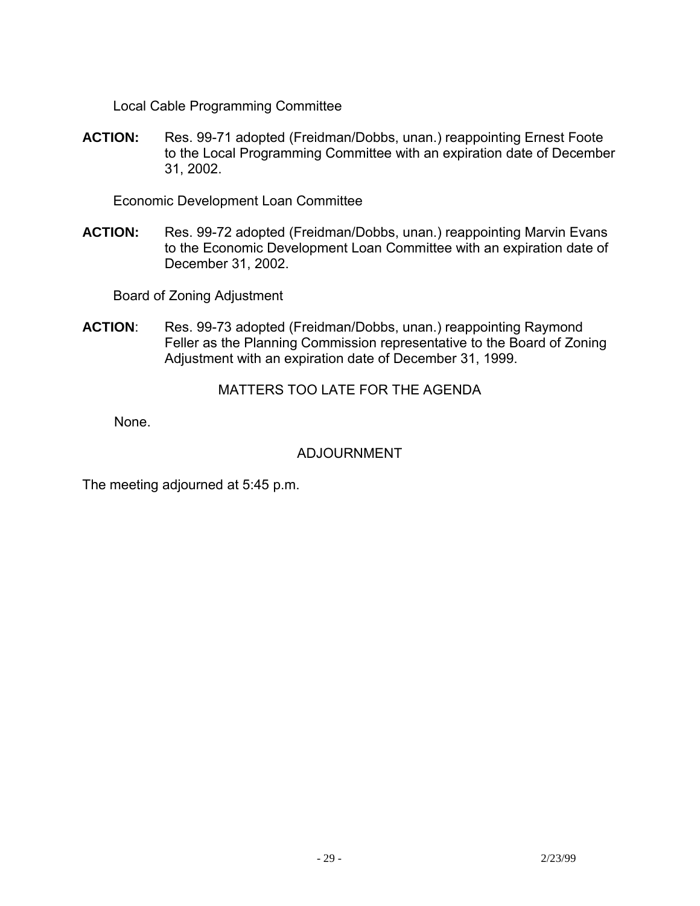Local Cable Programming Committee

**ACTION:** Res. 99-71 adopted (Freidman/Dobbs, unan.) reappointing Ernest Foote to the Local Programming Committee with an expiration date of December 31, 2002.

Economic Development Loan Committee

**ACTION:** Res. 99-72 adopted (Freidman/Dobbs, unan.) reappointing Marvin Evans to the Economic Development Loan Committee with an expiration date of December 31, 2002.

Board of Zoning Adjustment

**ACTION**: Res. 99-73 adopted (Freidman/Dobbs, unan.) reappointing Raymond Feller as the Planning Commission representative to the Board of Zoning Adjustment with an expiration date of December 31, 1999.

## MATTERS TOO LATE FOR THE AGENDA

None.

## ADJOURNMENT

The meeting adjourned at 5:45 p.m.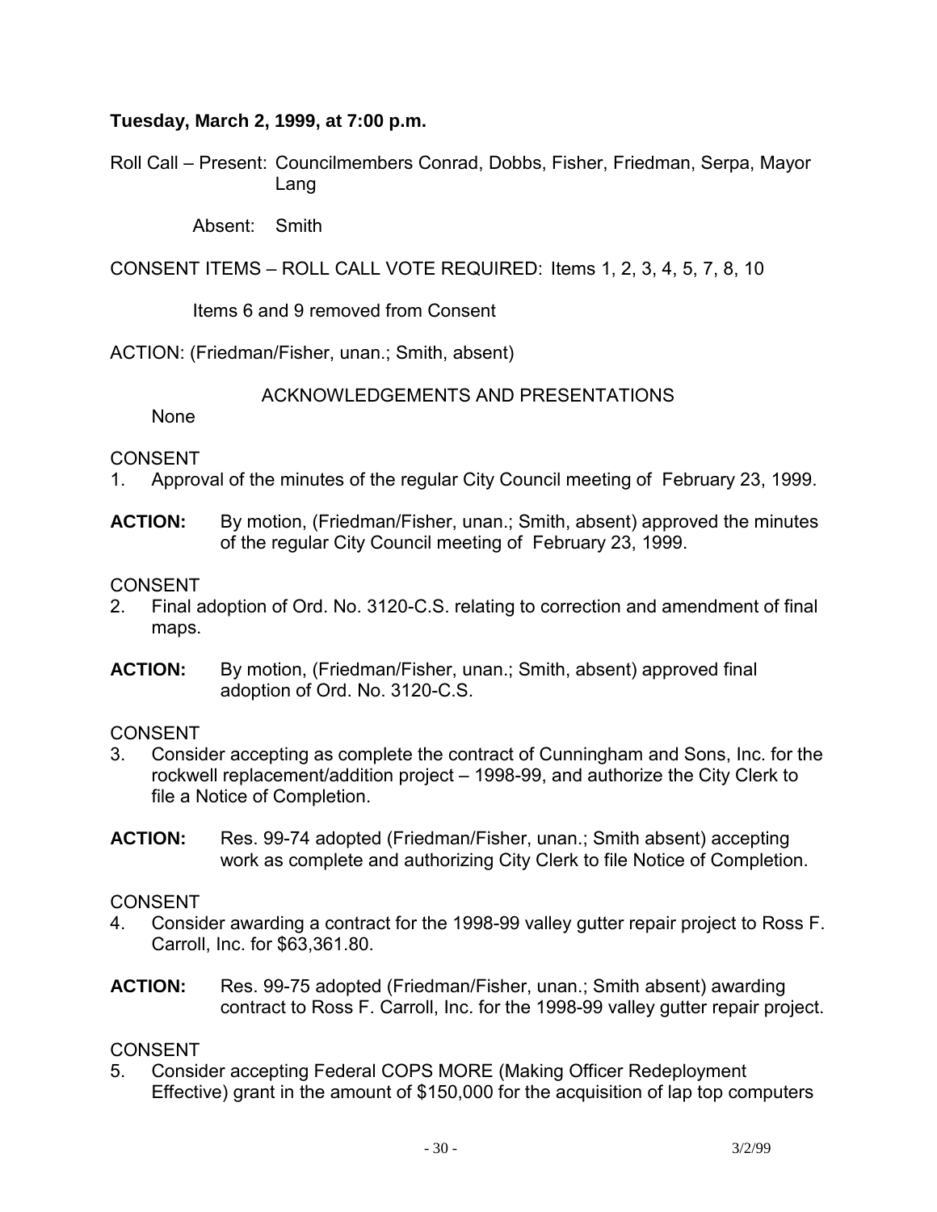**Tuesday, March 2, 1999, at 7:00 p.m.**

Roll Call – Present: Councilmembers Conrad, Dobbs, Fisher, Friedman, Serpa, Mayor Lang

Absent: Smith

CONSENT ITEMS – ROLL CALL VOTE REQUIRED: Items 1, 2, 3, 4, 5, 7, 8, 10

Items 6 and 9 removed from Consent

ACTION: (Friedman/Fisher, unan.; Smith, absent)

ACKNOWLEDGEMENTS AND PRESENTATIONS

None

CONSENT

1. Approval of the minutes of the regular City Council meeting of February 23, 1999.

**ACTION:** By motion, (Friedman/Fisher, unan.; Smith, absent) approved the minutes of the regular City Council meeting of February 23, 1999.

CONSENT

2. Final adoption of Ord. No. 3120-C.S. relating to correction and amendment of final maps.

**ACTION:** By motion, (Friedman/Fisher, unan.; Smith, absent) approved final adoption of Ord. No. 3120-C.S.

CONSENT

3. Consider accepting as complete the contract of Cunningham and Sons, Inc. for the rockwell replacement/addition project – 1998-99, and authorize the City Clerk to file a Notice of Completion.

**ACTION:** Res. 99-74 adopted (Friedman/Fisher, unan.; Smith absent) accepting work as complete and authorizing City Clerk to file Notice of Completion.

CONSENT

4. Consider awarding a contract for the 1998-99 valley gutter repair project to Ross F. Carroll, Inc. for $63,361.80.

**ACTION:** Res. 99-75 adopted (Friedman/Fisher, unan.; Smith absent) awarding contract to Ross F. Carroll, Inc. for the 1998-99 valley gutter repair project.

CONSENT

5. Consider accepting Federal COPS MORE (Making Officer Redeployment Effective) grant in the amount of $150,000 for the acquisition of lap top computers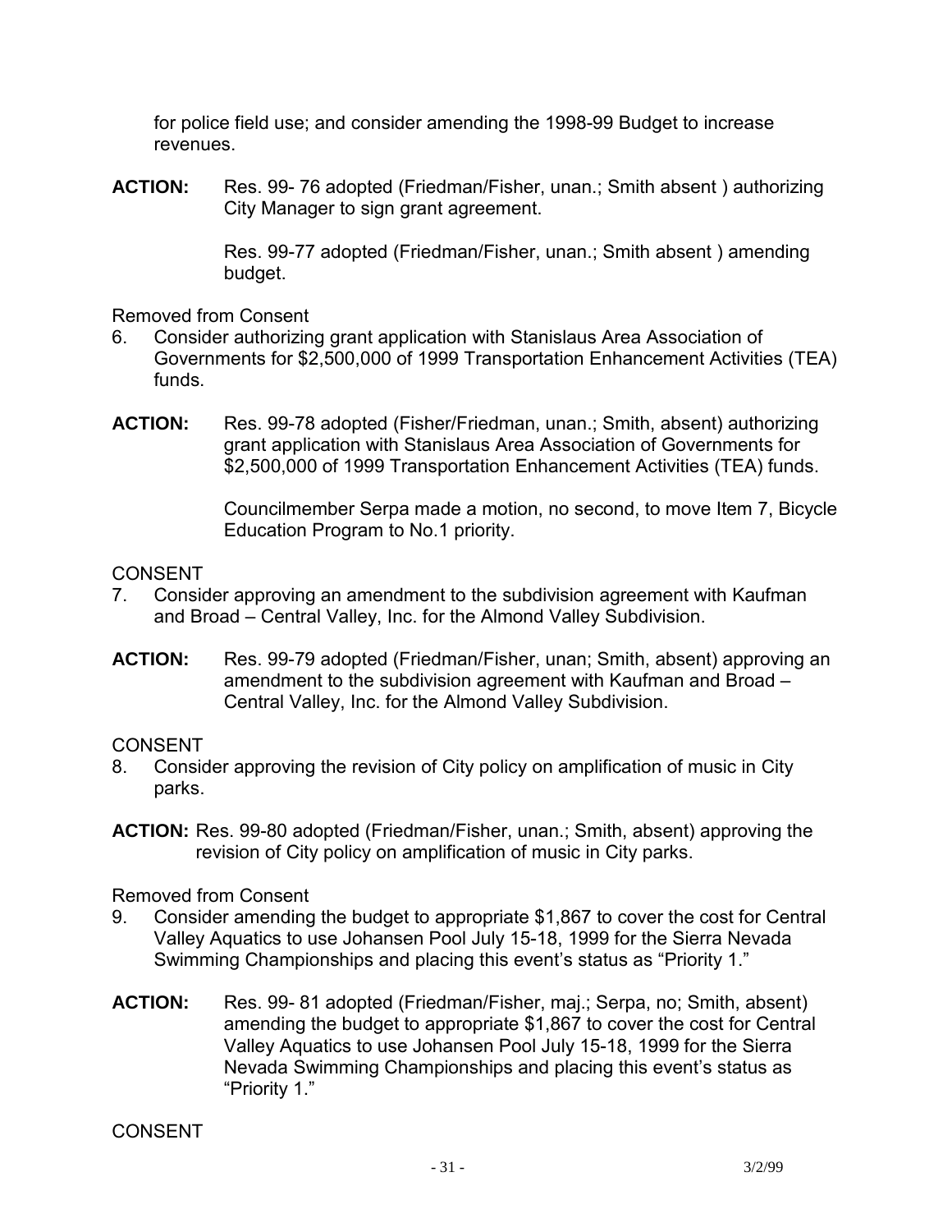for police field use; and consider amending the 1998-99 Budget to increase revenues.

**ACTION:** Res. 99- 76 adopted (Friedman/Fisher, unan.; Smith absent ) authorizing City Manager to sign grant agreement.

Res. 99-77 adopted (Friedman/Fisher, unan.; Smith absent ) amending budget.

Removed from Consent

6. Consider authorizing grant application with Stanislaus Area Association of Governments for $2,500,000 of 1999 Transportation Enhancement Activities (TEA) funds.

**ACTION:** Res. 99-78 adopted (Fisher/Friedman, unan.; Smith, absent) authorizing grant application with Stanislaus Area Association of Governments for $2,500,000 of 1999 Transportation Enhancement Activities (TEA) funds.

Councilmember Serpa made a motion, no second, to move Item 7, Bicycle Education Program to No.1 priority.

CONSENT

7. Consider approving an amendment to the subdivision agreement with Kaufman and Broad – Central Valley, Inc. for the Almond Valley Subdivision.

**ACTION:** Res. 99-79 adopted (Friedman/Fisher, unan; Smith, absent) approving an amendment to the subdivision agreement with Kaufman and Broad – Central Valley, Inc. for the Almond Valley Subdivision.

CONSENT

8. Consider approving the revision of City policy on amplification of music in City parks.

**ACTION:** Res. 99-80 adopted (Friedman/Fisher, unan.; Smith, absent) approving the revision of City policy on amplification of music in City parks.

Removed from Consent

9. Consider amending the budget to appropriate $1,867 to cover the cost for Central Valley Aquatics to use Johansen Pool July 15-18, 1999 for the Sierra Nevada Swimming Championships and placing this event's status as "Priority 1."

**ACTION:** Res. 99- 81 adopted (Friedman/Fisher, maj.; Serpa, no; Smith, absent) amending the budget to appropriate $1,867 to cover the cost for Central Valley Aquatics to use Johansen Pool July 15-18, 1999 for the Sierra Nevada Swimming Championships and placing this event's status as "Priority 1."

CONSENT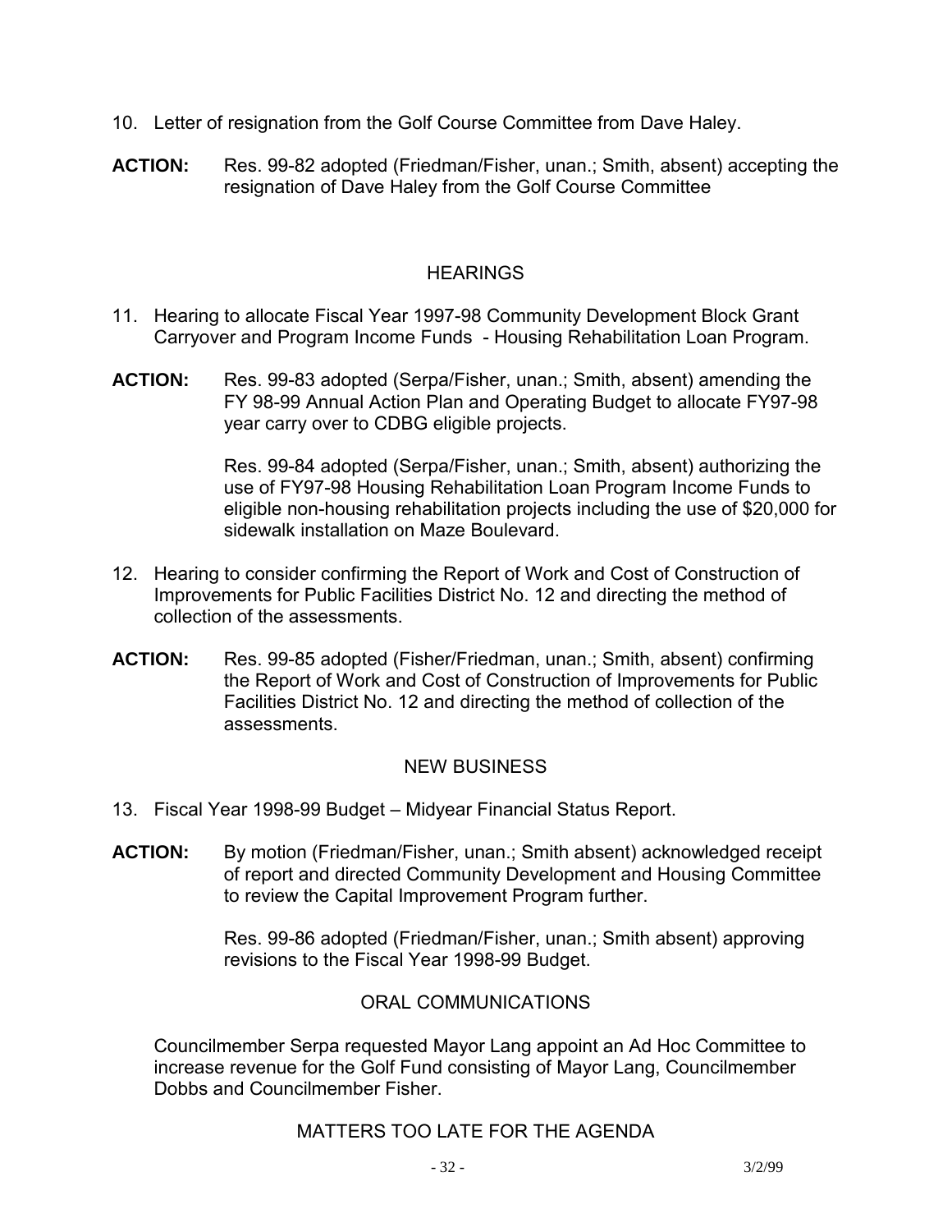10. Letter of resignation from the Golf Course Committee from Dave Haley.

**ACTION:** Res. 99-82 adopted (Friedman/Fisher, unan.; Smith, absent) accepting the resignation of Dave Haley from the Golf Course Committee

## HEARINGS

11. Hearing to allocate Fiscal Year 1997-98 Community Development Block Grant Carryover and Program Income Funds - Housing Rehabilitation Loan Program.

**ACTION:** Res. 99-83 adopted (Serpa/Fisher, unan.; Smith, absent) amending the FY 98-99 Annual Action Plan and Operating Budget to allocate FY97-98 year carry over to CDBG eligible projects.

Res. 99-84 adopted (Serpa/Fisher, unan.; Smith, absent) authorizing the use of FY97-98 Housing Rehabilitation Loan Program Income Funds to eligible non-housing rehabilitation projects including the use of $20,000 for sidewalk installation on Maze Boulevard.

12. Hearing to consider confirming the Report of Work and Cost of Construction of Improvements for Public Facilities District No. 12 and directing the method of collection of the assessments.

**ACTION:** Res. 99-85 adopted (Fisher/Friedman, unan.; Smith, absent) confirming the Report of Work and Cost of Construction of Improvements for Public Facilities District No. 12 and directing the method of collection of the assessments.

## NEW BUSINESS

13. Fiscal Year 1998-99 Budget – Midyear Financial Status Report.

**ACTION:** By motion (Friedman/Fisher, unan.; Smith absent) acknowledged receipt of report and directed Community Development and Housing Committee to review the Capital Improvement Program further.

Res. 99-86 adopted (Friedman/Fisher, unan.; Smith absent) approving revisions to the Fiscal Year 1998-99 Budget.

## ORAL COMMUNICATIONS

Councilmember Serpa requested Mayor Lang appoint an Ad Hoc Committee to increase revenue for the Golf Fund consisting of Mayor Lang, Councilmember Dobbs and Councilmember Fisher.

## MATTERS TOO LATE FOR THE AGENDA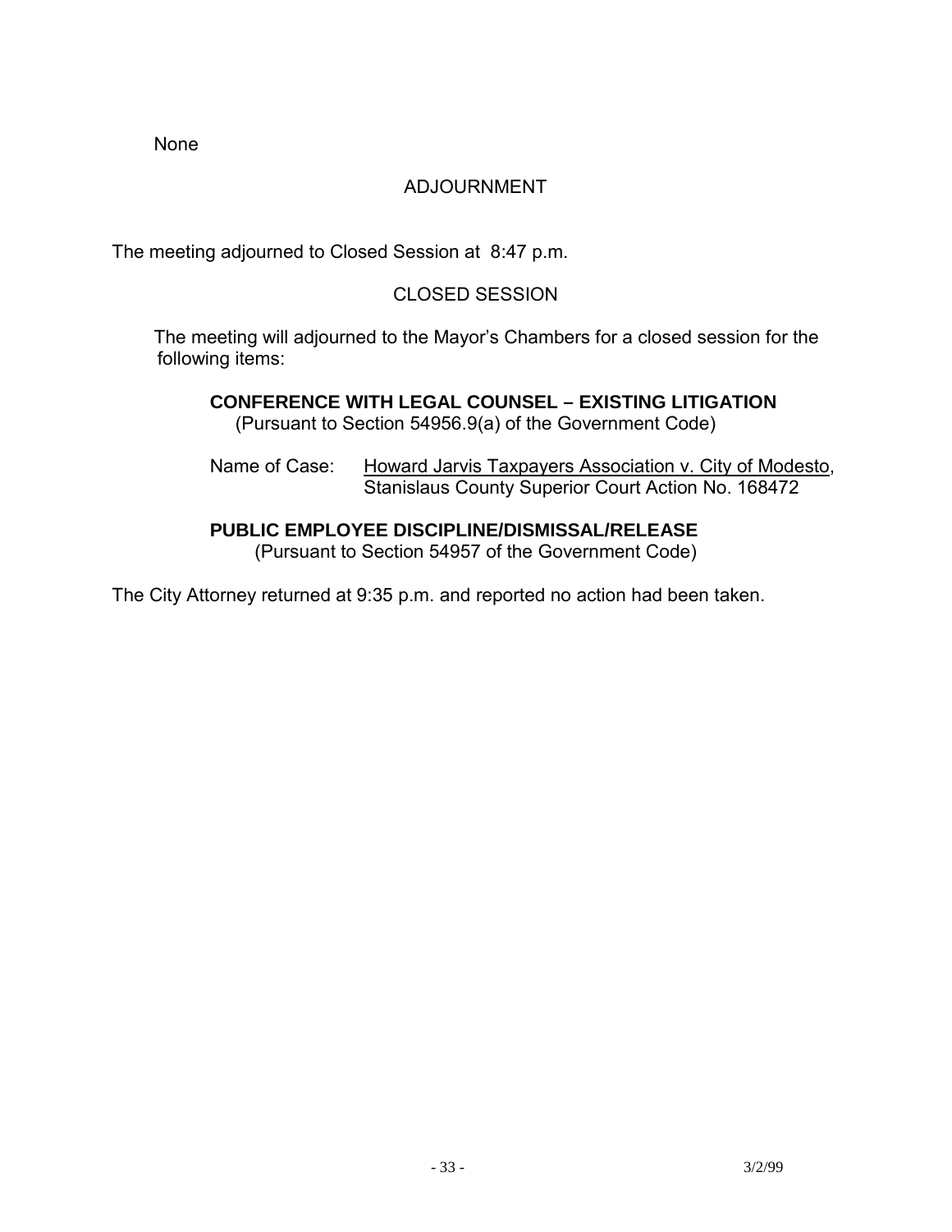None

## ADJOURNMENT

The meeting adjourned to Closed Session at 8:47 p.m.

## CLOSED SESSION

The meeting will adjourned to the Mayor's Chambers for a closed session for the following items:

**CONFERENCE WITH LEGAL COUNSEL – EXISTING LITIGATION**
(Pursuant to Section 54956.9(a) of the Government Code)

Name of Case: Howard Jarvis Taxpayers Association v. City of Modesto, Stanislaus County Superior Court Action No. 168472

**PUBLIC EMPLOYEE DISCIPLINE/DISMISSAL/RELEASE**
(Pursuant to Section 54957 of the Government Code)

The City Attorney returned at 9:35 p.m. and reported no action had been taken.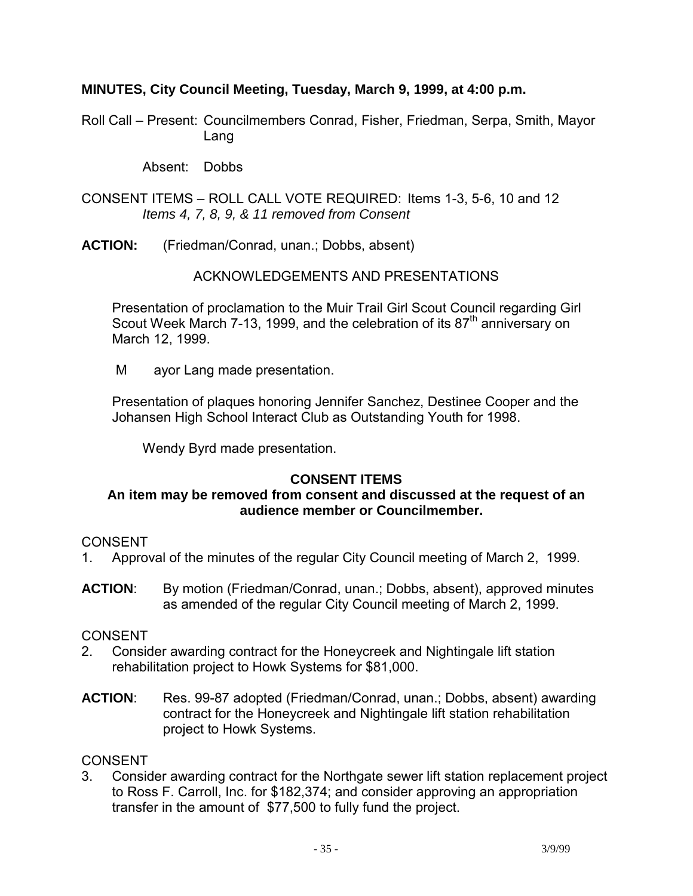**MINUTES, City Council Meeting, Tuesday, March 9, 1999, at 4:00 p.m.**

Roll Call – Present: Councilmembers Conrad, Fisher, Friedman, Serpa, Smith, Mayor Lang

Absent: Dobbs

CONSENT ITEMS – ROLL CALL VOTE REQUIRED: Items 1-3, 5-6, 10 and 12
*Items 4, 7, 8, 9, & 11 removed from Consent*

**ACTION:** (Friedman/Conrad, unan.; Dobbs, absent)

ACKNOWLEDGEMENTS AND PRESENTATIONS

Presentation of proclamation to the Muir Trail Girl Scout Council regarding Girl Scout Week March 7-13, 1999, and the celebration of its 87th anniversary on March 12, 1999.

Mayor Lang made presentation.

Presentation of plaques honoring Jennifer Sanchez, Destinee Cooper and the Johansen High School Interact Club as Outstanding Youth for 1998.

Wendy Byrd made presentation.

**CONSENT ITEMS**

**An item may be removed from consent and discussed at the request of an audience member or Councilmember.**

CONSENT

1. Approval of the minutes of the regular City Council meeting of March 2, 1999.

**ACTION**: By motion (Friedman/Conrad, unan.; Dobbs, absent), approved minutes as amended of the regular City Council meeting of March 2, 1999.

CONSENT

2. Consider awarding contract for the Honeycreek and Nightingale lift station rehabilitation project to Howk Systems for $81,000.

**ACTION**: Res. 99-87 adopted (Friedman/Conrad, unan.; Dobbs, absent) awarding contract for the Honeycreek and Nightingale lift station rehabilitation project to Howk Systems.

CONSENT

3. Consider awarding contract for the Northgate sewer lift station replacement project to Ross F. Carroll, Inc. for $182,374; and consider approving an appropriation transfer in the amount of $77,500 to fully fund the project.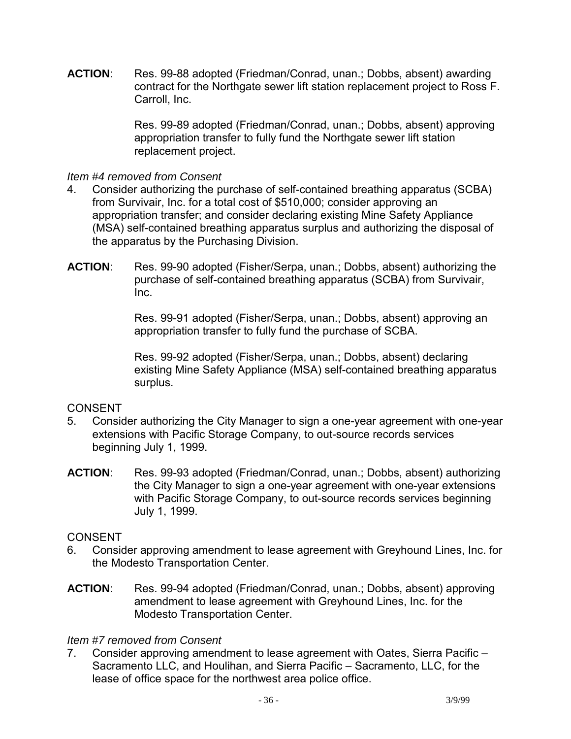**ACTION**: Res. 99-88 adopted (Friedman/Conrad, unan.; Dobbs, absent) awarding contract for the Northgate sewer lift station replacement project to Ross F. Carroll, Inc.

Res. 99-89 adopted (Friedman/Conrad, unan.; Dobbs, absent) approving appropriation transfer to fully fund the Northgate sewer lift station replacement project.

*Item #4 removed from Consent*

4. Consider authorizing the purchase of self-contained breathing apparatus (SCBA) from Survivair, Inc. for a total cost of $510,000; consider approving an appropriation transfer; and consider declaring existing Mine Safety Appliance (MSA) self-contained breathing apparatus surplus and authorizing the disposal of the apparatus by the Purchasing Division.

**ACTION**: Res. 99-90 adopted (Fisher/Serpa, unan.; Dobbs, absent) authorizing the purchase of self-contained breathing apparatus (SCBA) from Survivair, Inc.

Res. 99-91 adopted (Fisher/Serpa, unan.; Dobbs, absent) approving an appropriation transfer to fully fund the purchase of SCBA.

Res. 99-92 adopted (Fisher/Serpa, unan.; Dobbs, absent) declaring existing Mine Safety Appliance (MSA) self-contained breathing apparatus surplus.

CONSENT

5. Consider authorizing the City Manager to sign a one-year agreement with one-year extensions with Pacific Storage Company, to out-source records services beginning July 1, 1999.

**ACTION**: Res. 99-93 adopted (Friedman/Conrad, unan.; Dobbs, absent) authorizing the City Manager to sign a one-year agreement with one-year extensions with Pacific Storage Company, to out-source records services beginning July 1, 1999.

CONSENT

6. Consider approving amendment to lease agreement with Greyhound Lines, Inc. for the Modesto Transportation Center.

**ACTION**: Res. 99-94 adopted (Friedman/Conrad, unan.; Dobbs, absent) approving amendment to lease agreement with Greyhound Lines, Inc. for the Modesto Transportation Center.

*Item #7 removed from Consent*

7. Consider approving amendment to lease agreement with Oates, Sierra Pacific – Sacramento LLC, and Houlihan, and Sierra Pacific – Sacramento, LLC, for the lease of office space for the northwest area police office.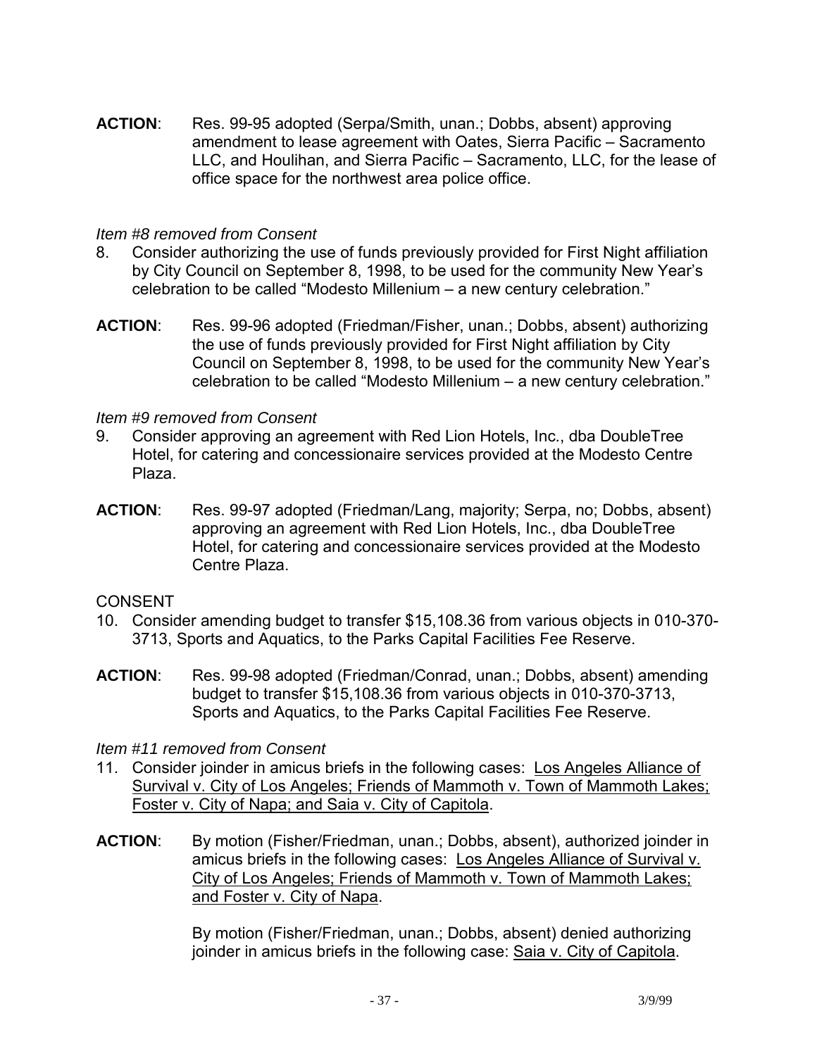**ACTION**: Res. 99-95 adopted (Serpa/Smith, unan.; Dobbs, absent) approving amendment to lease agreement with Oates, Sierra Pacific – Sacramento LLC, and Houlihan, and Sierra Pacific – Sacramento, LLC, for the lease of office space for the northwest area police office.

*Item #8 removed from Consent*

8. Consider authorizing the use of funds previously provided for First Night affiliation by City Council on September 8, 1998, to be used for the community New Year's celebration to be called "Modesto Millenium – a new century celebration."

**ACTION**: Res. 99-96 adopted (Friedman/Fisher, unan.; Dobbs, absent) authorizing the use of funds previously provided for First Night affiliation by City Council on September 8, 1998, to be used for the community New Year's celebration to be called "Modesto Millenium – a new century celebration."

*Item #9 removed from Consent*

9. Consider approving an agreement with Red Lion Hotels, Inc., dba DoubleTree Hotel, for catering and concessionaire services provided at the Modesto Centre Plaza.

**ACTION**: Res. 99-97 adopted (Friedman/Lang, majority; Serpa, no; Dobbs, absent) approving an agreement with Red Lion Hotels, Inc., dba DoubleTree Hotel, for catering and concessionaire services provided at the Modesto Centre Plaza.

CONSENT

10. Consider amending budget to transfer $15,108.36 from various objects in 010-370-3713, Sports and Aquatics, to the Parks Capital Facilities Fee Reserve.

**ACTION**: Res. 99-98 adopted (Friedman/Conrad, unan.; Dobbs, absent) amending budget to transfer $15,108.36 from various objects in 010-370-3713, Sports and Aquatics, to the Parks Capital Facilities Fee Reserve.

*Item #11 removed from Consent*

11. Consider joinder in amicus briefs in the following cases: Los Angeles Alliance of Survival v. City of Los Angeles; Friends of Mammoth v. Town of Mammoth Lakes; Foster v. City of Napa; and Saia v. City of Capitola.

**ACTION**: By motion (Fisher/Friedman, unan.; Dobbs, absent), authorized joinder in amicus briefs in the following cases: Los Angeles Alliance of Survival v. City of Los Angeles; Friends of Mammoth v. Town of Mammoth Lakes; and Foster v. City of Napa.

By motion (Fisher/Friedman, unan.; Dobbs, absent) denied authorizing joinder in amicus briefs in the following case: Saia v. City of Capitola.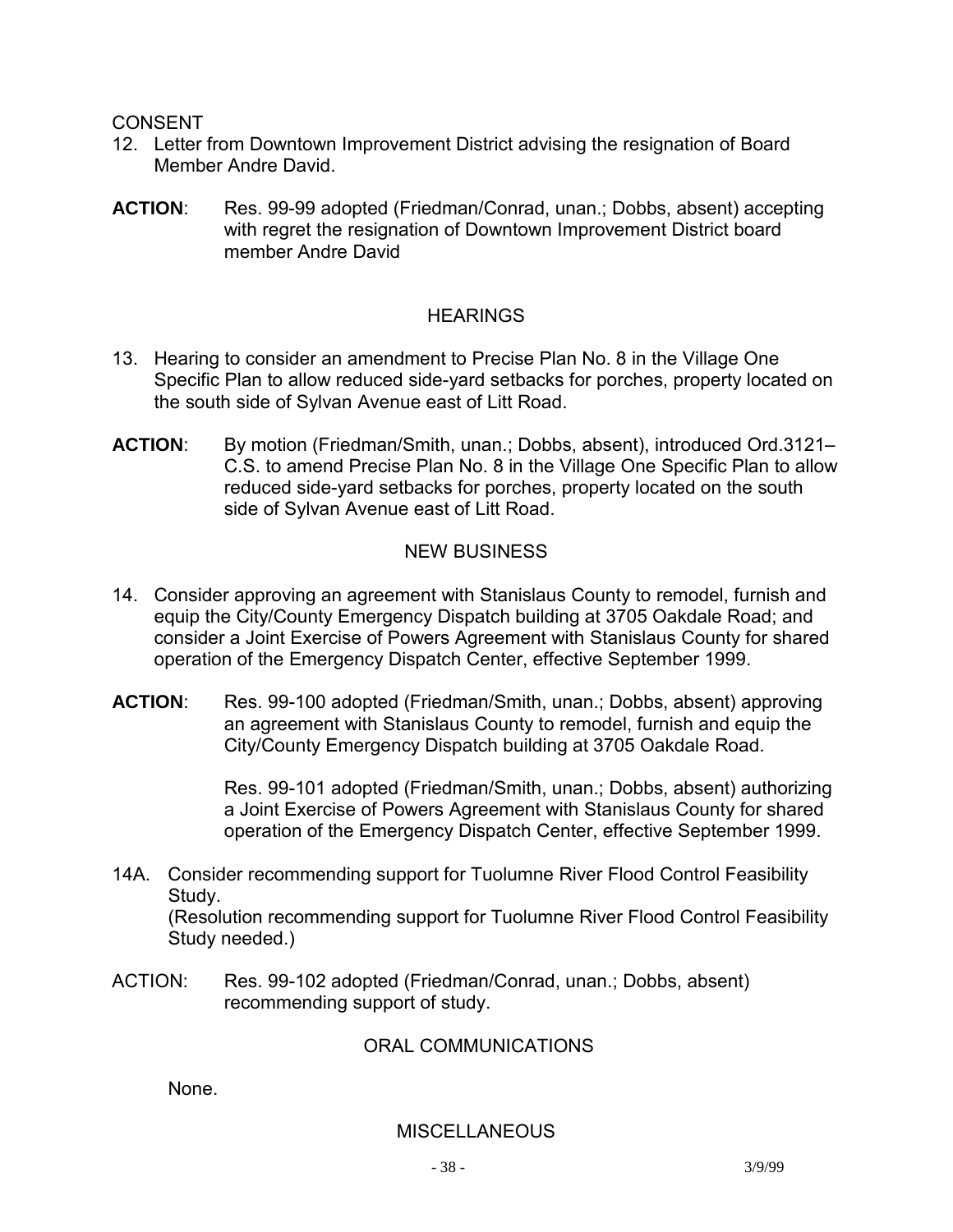CONSENT

12. Letter from Downtown Improvement District advising the resignation of Board Member Andre David.

**ACTION**: Res. 99-99 adopted (Friedman/Conrad, unan.; Dobbs, absent) accepting with regret the resignation of Downtown Improvement District board member Andre David

HEARINGS

13. Hearing to consider an amendment to Precise Plan No. 8 in the Village One Specific Plan to allow reduced side-yard setbacks for porches, property located on the south side of Sylvan Avenue east of Litt Road.

**ACTION**: By motion (Friedman/Smith, unan.; Dobbs, absent), introduced Ord.3121–C.S. to amend Precise Plan No. 8 in the Village One Specific Plan to allow reduced side-yard setbacks for porches, property located on the south side of Sylvan Avenue east of Litt Road.

NEW BUSINESS

14. Consider approving an agreement with Stanislaus County to remodel, furnish and equip the City/County Emergency Dispatch building at 3705 Oakdale Road; and consider a Joint Exercise of Powers Agreement with Stanislaus County for shared operation of the Emergency Dispatch Center, effective September 1999.

**ACTION**: Res. 99-100 adopted (Friedman/Smith, unan.; Dobbs, absent) approving an agreement with Stanislaus County to remodel, furnish and equip the City/County Emergency Dispatch building at 3705 Oakdale Road.

Res. 99-101 adopted (Friedman/Smith, unan.; Dobbs, absent) authorizing a Joint Exercise of Powers Agreement with Stanislaus County for shared operation of the Emergency Dispatch Center, effective September 1999.

14A. Consider recommending support for Tuolumne River Flood Control Feasibility Study.
(Resolution recommending support for Tuolumne River Flood Control Feasibility Study needed.)

ACTION: Res. 99-102 adopted (Friedman/Conrad, unan.; Dobbs, absent) recommending support of study.

ORAL COMMUNICATIONS

None.

MISCELLANEOUS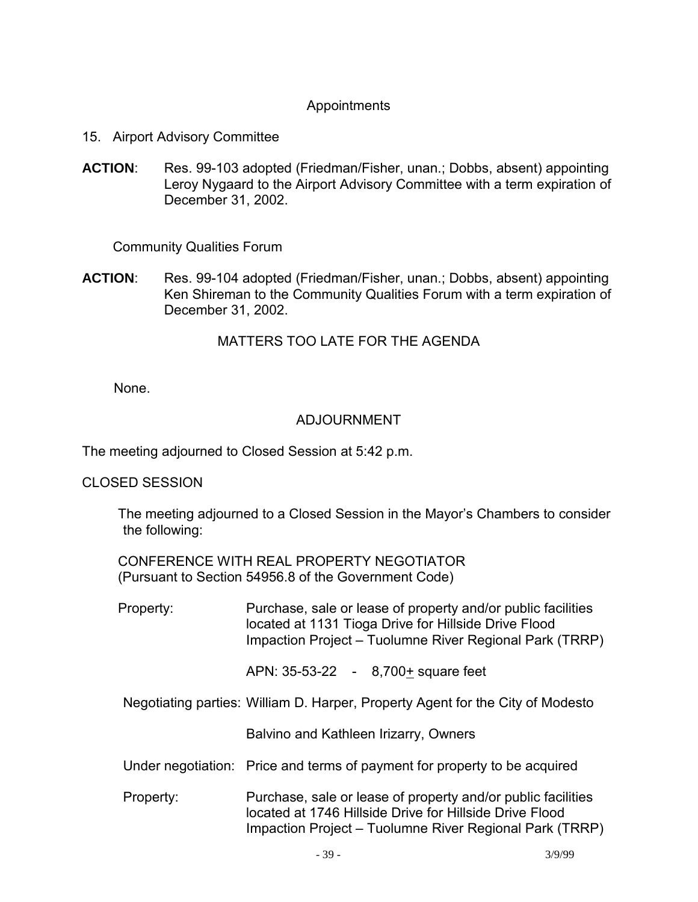## Appointments

15. Airport Advisory Committee

**ACTION**: Res. 99-103 adopted (Friedman/Fisher, unan.; Dobbs, absent) appointing Leroy Nygaard to the Airport Advisory Committee with a term expiration of December 31, 2002.

Community Qualities Forum

**ACTION**: Res. 99-104 adopted (Friedman/Fisher, unan.; Dobbs, absent) appointing Ken Shireman to the Community Qualities Forum with a term expiration of December 31, 2002.

## MATTERS TOO LATE FOR THE AGENDA

None.

## ADJOURNMENT

The meeting adjourned to Closed Session at 5:42 p.m.

CLOSED SESSION

The meeting adjourned to a Closed Session in the Mayor's Chambers to consider the following:

CONFERENCE WITH REAL PROPERTY NEGOTIATOR
(Pursuant to Section 54956.8 of the Government Code)

Property: Purchase, sale or lease of property and/or public facilities located at 1131 Tioga Drive for Hillside Drive Flood Impaction Project – Tuolumne River Regional Park (TRRP)

APN: 35-53-22 - 8,700± square feet

Negotiating parties: William D. Harper, Property Agent for the City of Modesto

Balvino and Kathleen Irizarry, Owners

Under negotiation: Price and terms of payment for property to be acquired

Property: Purchase, sale or lease of property and/or public facilities located at 1746 Hillside Drive for Hillside Drive Flood Impaction Project – Tuolumne River Regional Park (TRRP)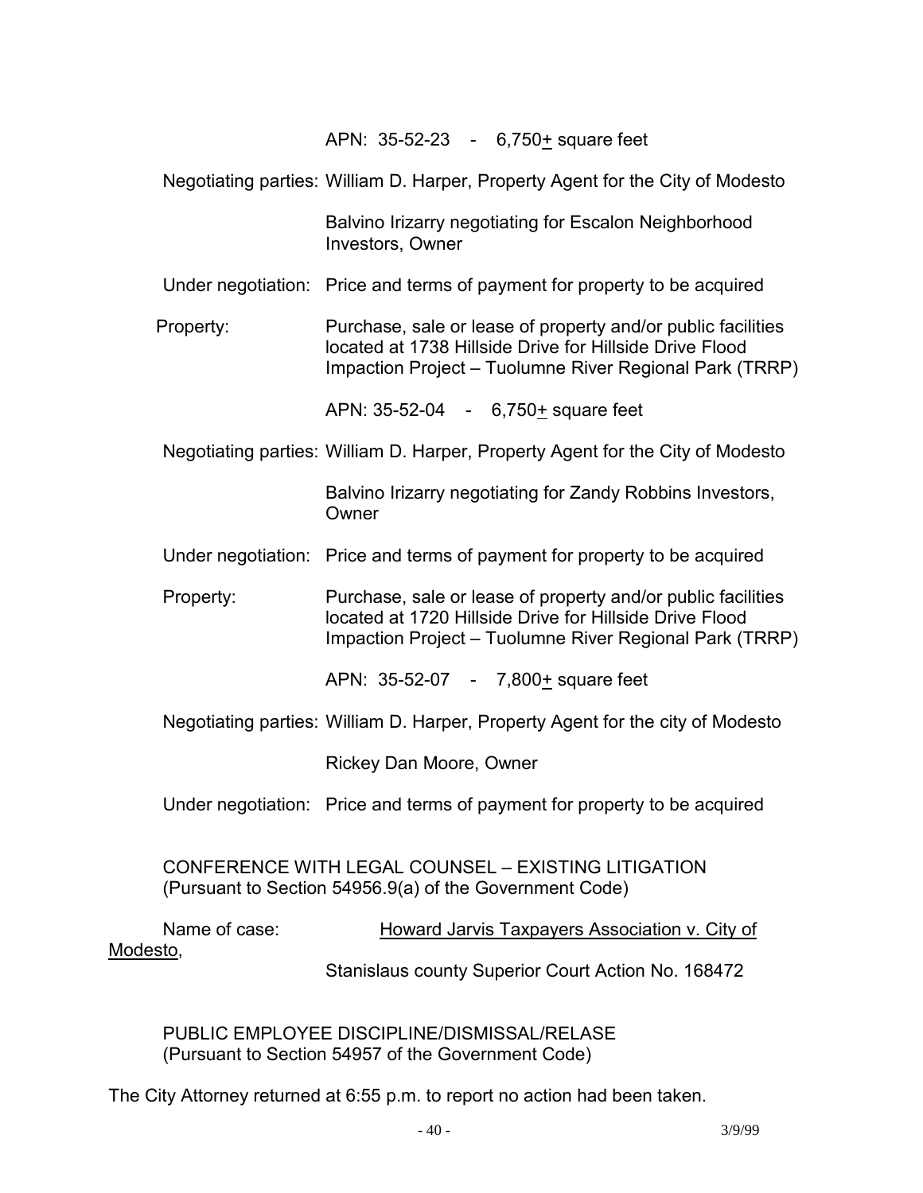APN: 35-52-23 - 6,750+ square feet

Negotiating parties: William D. Harper, Property Agent for the City of Modesto

Balvino Irizarry negotiating for Escalon Neighborhood Investors, Owner

Under negotiation: Price and terms of payment for property to be acquired

Property: Purchase, sale or lease of property and/or public facilities located at 1738 Hillside Drive for Hillside Drive Flood Impaction Project – Tuolumne River Regional Park (TRRP)

APN: 35-52-04 - 6,750+ square feet

Negotiating parties: William D. Harper, Property Agent for the City of Modesto

Balvino Irizarry negotiating for Zandy Robbins Investors, Owner

Under negotiation: Price and terms of payment for property to be acquired

Property: Purchase, sale or lease of property and/or public facilities located at 1720 Hillside Drive for Hillside Drive Flood Impaction Project – Tuolumne River Regional Park (TRRP)

APN: 35-52-07 - 7,800+ square feet

Negotiating parties: William D. Harper, Property Agent for the city of Modesto

Rickey Dan Moore, Owner

Under negotiation: Price and terms of payment for property to be acquired

CONFERENCE WITH LEGAL COUNSEL – EXISTING LITIGATION
(Pursuant to Section 54956.9(a) of the Government Code)

Name of case: Howard Jarvis Taxpayers Association v. City of Modesto,
Stanislaus county Superior Court Action No. 168472

PUBLIC EMPLOYEE DISCIPLINE/DISMISSAL/RELASE
(Pursuant to Section 54957 of the Government Code)

The City Attorney returned at 6:55 p.m. to report no action had been taken.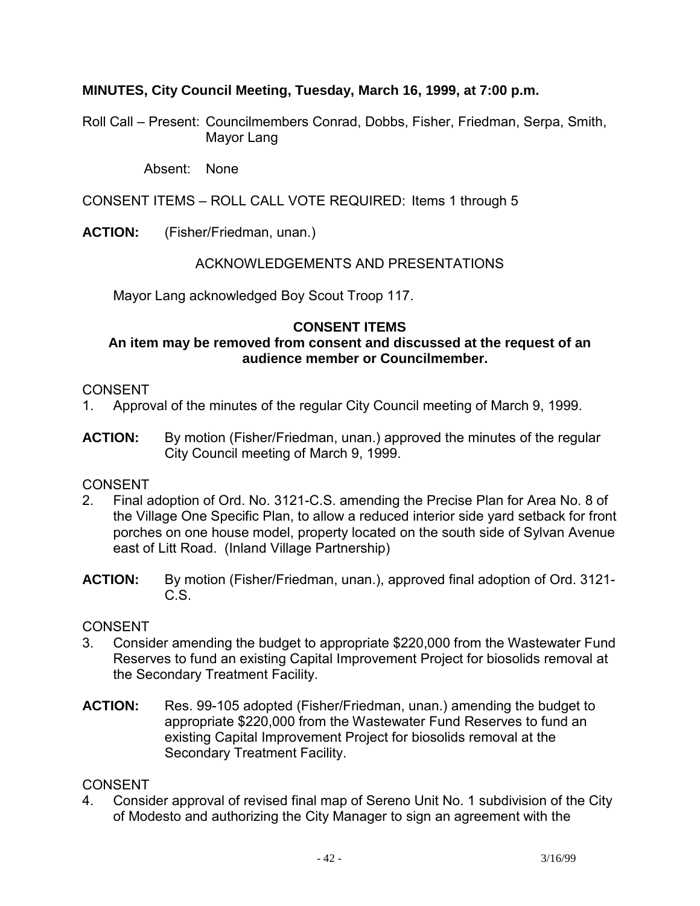**MINUTES, City Council Meeting, Tuesday, March 16, 1999, at 7:00 p.m.**

Roll Call – Present: Councilmembers Conrad, Dobbs, Fisher, Friedman, Serpa, Smith, Mayor Lang

Absent: None

CONSENT ITEMS – ROLL CALL VOTE REQUIRED: Items 1 through 5

**ACTION:** (Fisher/Friedman, unan.)

ACKNOWLEDGEMENTS AND PRESENTATIONS

Mayor Lang acknowledged Boy Scout Troop 117.

**CONSENT ITEMS**

**An item may be removed from consent and discussed at the request of an audience member or Councilmember.**

CONSENT

1. Approval of the minutes of the regular City Council meeting of March 9, 1999.

**ACTION:** By motion (Fisher/Friedman, unan.) approved the minutes of the regular City Council meeting of March 9, 1999.

CONSENT

2. Final adoption of Ord. No. 3121-C.S. amending the Precise Plan for Area No. 8 of the Village One Specific Plan, to allow a reduced interior side yard setback for front porches on one house model, property located on the south side of Sylvan Avenue east of Litt Road. (Inland Village Partnership)

**ACTION:** By motion (Fisher/Friedman, unan.), approved final adoption of Ord. 3121-C.S.

CONSENT

3. Consider amending the budget to appropriate $220,000 from the Wastewater Fund Reserves to fund an existing Capital Improvement Project for biosolids removal at the Secondary Treatment Facility.

**ACTION:** Res. 99-105 adopted (Fisher/Friedman, unan.) amending the budget to appropriate $220,000 from the Wastewater Fund Reserves to fund an existing Capital Improvement Project for biosolids removal at the Secondary Treatment Facility.

CONSENT

4. Consider approval of revised final map of Sereno Unit No. 1 subdivision of the City of Modesto and authorizing the City Manager to sign an agreement with the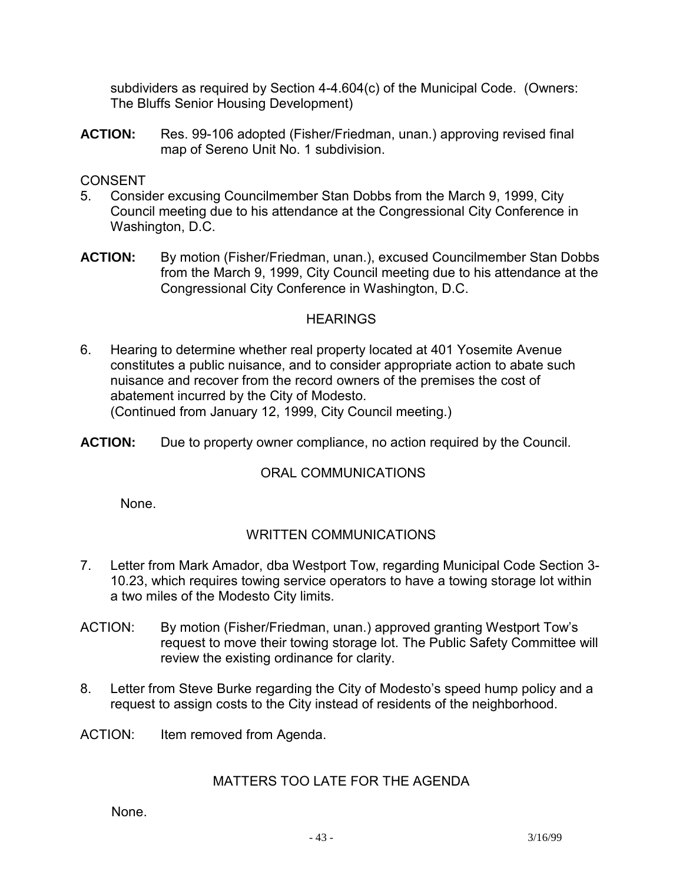subdividers as required by Section 4-4.604(c) of the Municipal Code. (Owners: The Bluffs Senior Housing Development)

**ACTION:** Res. 99-106 adopted (Fisher/Friedman, unan.) approving revised final map of Sereno Unit No. 1 subdivision.

CONSENT

5. Consider excusing Councilmember Stan Dobbs from the March 9, 1999, City Council meeting due to his attendance at the Congressional City Conference in Washington, D.C.

**ACTION:** By motion (Fisher/Friedman, unan.), excused Councilmember Stan Dobbs from the March 9, 1999, City Council meeting due to his attendance at the Congressional City Conference in Washington, D.C.

## HEARINGS

6. Hearing to determine whether real property located at 401 Yosemite Avenue constitutes a public nuisance, and to consider appropriate action to abate such nuisance and recover from the record owners of the premises the cost of abatement incurred by the City of Modesto.
(Continued from January 12, 1999, City Council meeting.)

**ACTION:** Due to property owner compliance, no action required by the Council.

## ORAL COMMUNICATIONS

None.

## WRITTEN COMMUNICATIONS

7. Letter from Mark Amador, dba Westport Tow, regarding Municipal Code Section 3-10.23, which requires towing service operators to have a towing storage lot within a two miles of the Modesto City limits.

ACTION: By motion (Fisher/Friedman, unan.) approved granting Westport Tow's request to move their towing storage lot. The Public Safety Committee will review the existing ordinance for clarity.

8. Letter from Steve Burke regarding the City of Modesto's speed hump policy and a request to assign costs to the City instead of residents of the neighborhood.

ACTION: Item removed from Agenda.

## MATTERS TOO LATE FOR THE AGENDA

None.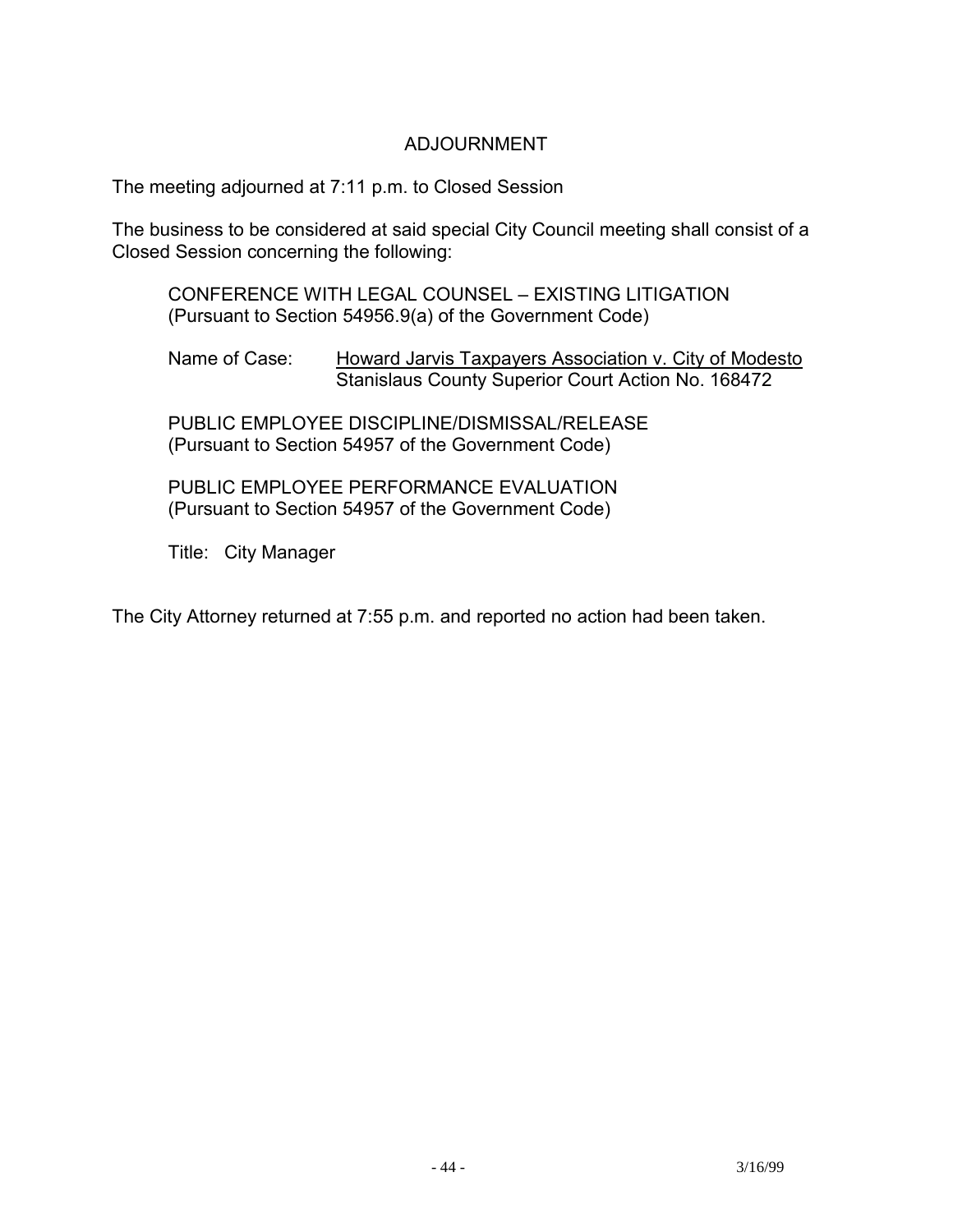## ADJOURNMENT

The meeting adjourned at 7:11 p.m. to Closed Session

The business to be considered at said special City Council meeting shall consist of a Closed Session concerning the following:

CONFERENCE WITH LEGAL COUNSEL – EXISTING LITIGATION
(Pursuant to Section 54956.9(a) of the Government Code)

Name of Case: Howard Jarvis Taxpayers Association v. City of Modesto
Stanislaus County Superior Court Action No. 168472

PUBLIC EMPLOYEE DISCIPLINE/DISMISSAL/RELEASE
(Pursuant to Section 54957 of the Government Code)

PUBLIC EMPLOYEE PERFORMANCE EVALUATION
(Pursuant to Section 54957 of the Government Code)

Title: City Manager

The City Attorney returned at 7:55 p.m. and reported no action had been taken.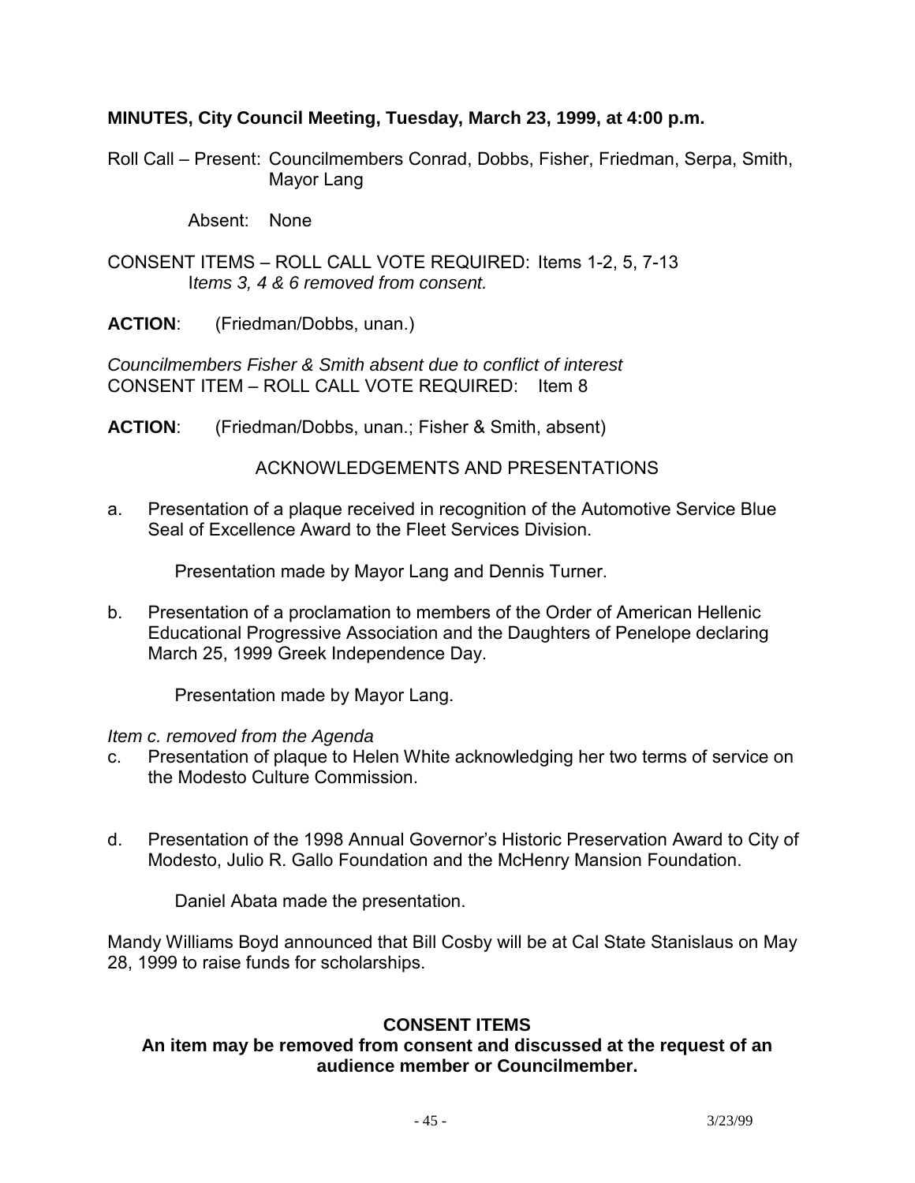**MINUTES, City Council Meeting, Tuesday, March 23, 1999, at 4:00 p.m.**

Roll Call – Present: Councilmembers Conrad, Dobbs, Fisher, Friedman, Serpa, Smith, Mayor Lang

Absent: None

CONSENT ITEMS – ROLL CALL VOTE REQUIRED: Items 1-2, 5, 7-13
*Items 3, 4 & 6 removed from consent.*

**ACTION**: (Friedman/Dobbs, unan.)

*Councilmembers Fisher & Smith absent due to conflict of interest*
CONSENT ITEM – ROLL CALL VOTE REQUIRED: Item 8

**ACTION**: (Friedman/Dobbs, unan.; Fisher & Smith, absent)

ACKNOWLEDGEMENTS AND PRESENTATIONS

a. Presentation of a plaque received in recognition of the Automotive Service Blue Seal of Excellence Award to the Fleet Services Division.

   Presentation made by Mayor Lang and Dennis Turner.

b. Presentation of a proclamation to members of the Order of American Hellenic Educational Progressive Association and the Daughters of Penelope declaring March 25, 1999 Greek Independence Day.

   Presentation made by Mayor Lang.

*Item c. removed from the Agenda*

c. Presentation of plaque to Helen White acknowledging her two terms of service on the Modesto Culture Commission.

d. Presentation of the 1998 Annual Governor's Historic Preservation Award to City of Modesto, Julio R. Gallo Foundation and the McHenry Mansion Foundation.

   Daniel Abata made the presentation.

Mandy Williams Boyd announced that Bill Cosby will be at Cal State Stanislaus on May 28, 1999 to raise funds for scholarships.

**CONSENT ITEMS**
**An item may be removed from consent and discussed at the request of an audience member or Councilmember.**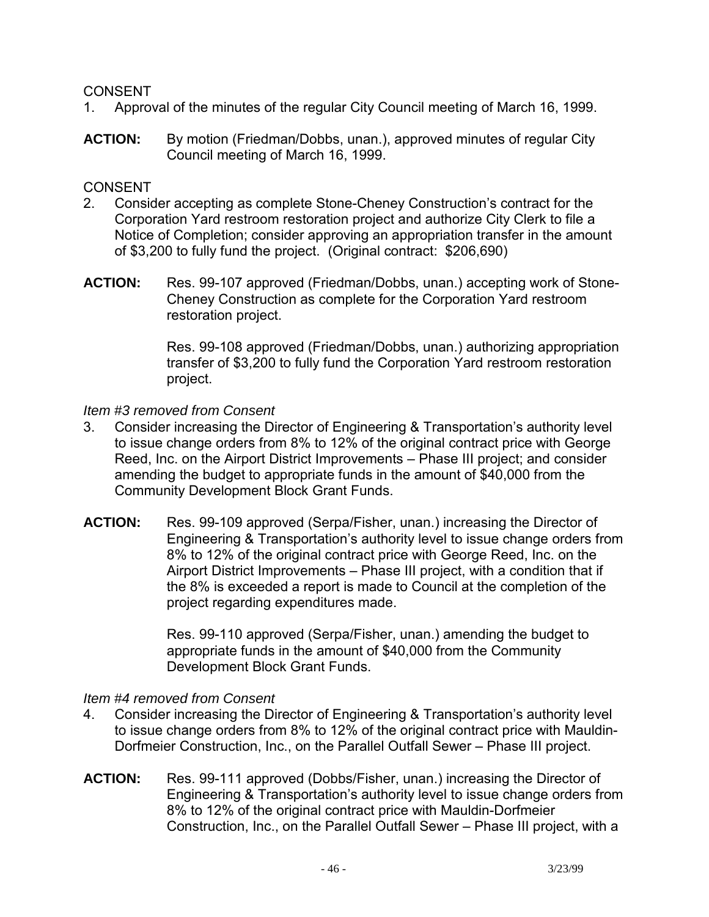CONSENT

1. Approval of the minutes of the regular City Council meeting of March 16, 1999.

**ACTION:** By motion (Friedman/Dobbs, unan.), approved minutes of regular City Council meeting of March 16, 1999.

CONSENT

2. Consider accepting as complete Stone-Cheney Construction's contract for the Corporation Yard restroom restoration project and authorize City Clerk to file a Notice of Completion; consider approving an appropriation transfer in the amount of $3,200 to fully fund the project. (Original contract: $206,690)

**ACTION:** Res. 99-107 approved (Friedman/Dobbs, unan.) accepting work of Stone-Cheney Construction as complete for the Corporation Yard restroom restoration project.

Res. 99-108 approved (Friedman/Dobbs, unan.) authorizing appropriation transfer of $3,200 to fully fund the Corporation Yard restroom restoration project.

*Item #3 removed from Consent*

3. Consider increasing the Director of Engineering & Transportation's authority level to issue change orders from 8% to 12% of the original contract price with George Reed, Inc. on the Airport District Improvements – Phase III project; and consider amending the budget to appropriate funds in the amount of $40,000 from the Community Development Block Grant Funds.

**ACTION:** Res. 99-109 approved (Serpa/Fisher, unan.) increasing the Director of Engineering & Transportation's authority level to issue change orders from 8% to 12% of the original contract price with George Reed, Inc. on the Airport District Improvements – Phase III project, with a condition that if the 8% is exceeded a report is made to Council at the completion of the project regarding expenditures made.

Res. 99-110 approved (Serpa/Fisher, unan.) amending the budget to appropriate funds in the amount of $40,000 from the Community Development Block Grant Funds.

*Item #4 removed from Consent*

4. Consider increasing the Director of Engineering & Transportation's authority level to issue change orders from 8% to 12% of the original contract price with Mauldin-Dorfmeier Construction, Inc., on the Parallel Outfall Sewer – Phase III project.

**ACTION:** Res. 99-111 approved (Dobbs/Fisher, unan.) increasing the Director of Engineering & Transportation's authority level to issue change orders from 8% to 12% of the original contract price with Mauldin-Dorfmeier Construction, Inc., on the Parallel Outfall Sewer – Phase III project, with a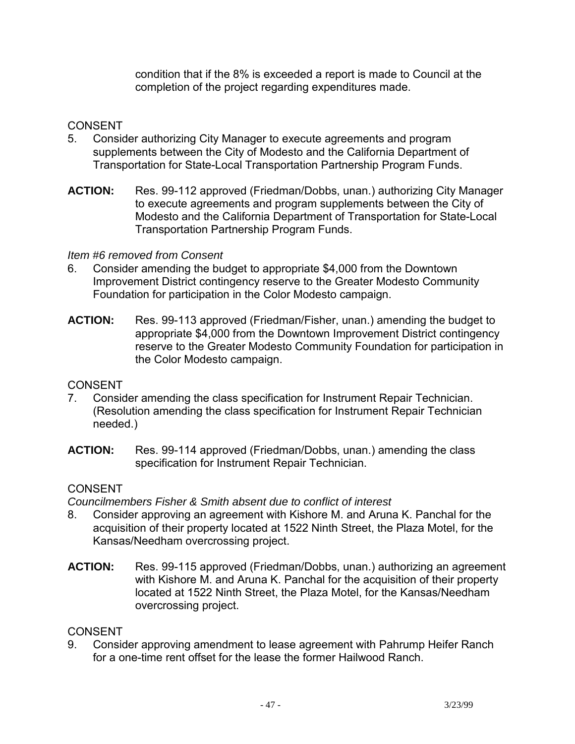condition that if the 8% is exceeded a report is made to Council at the completion of the project regarding expenditures made.

CONSENT

5. Consider authorizing City Manager to execute agreements and program supplements between the City of Modesto and the California Department of Transportation for State-Local Transportation Partnership Program Funds.

**ACTION:** Res. 99-112 approved (Friedman/Dobbs, unan.) authorizing City Manager to execute agreements and program supplements between the City of Modesto and the California Department of Transportation for State-Local Transportation Partnership Program Funds.

*Item #6 removed from Consent*

6. Consider amending the budget to appropriate $4,000 from the Downtown Improvement District contingency reserve to the Greater Modesto Community Foundation for participation in the Color Modesto campaign.

**ACTION:** Res. 99-113 approved (Friedman/Fisher, unan.) amending the budget to appropriate $4,000 from the Downtown Improvement District contingency reserve to the Greater Modesto Community Foundation for participation in the Color Modesto campaign.

CONSENT

7. Consider amending the class specification for Instrument Repair Technician. (Resolution amending the class specification for Instrument Repair Technician needed.)

**ACTION:** Res. 99-114 approved (Friedman/Dobbs, unan.) amending the class specification for Instrument Repair Technician.

CONSENT

*Councilmembers Fisher & Smith absent due to conflict of interest*

8. Consider approving an agreement with Kishore M. and Aruna K. Panchal for the acquisition of their property located at 1522 Ninth Street, the Plaza Motel, for the Kansas/Needham overcrossing project.

**ACTION:** Res. 99-115 approved (Friedman/Dobbs, unan.) authorizing an agreement with Kishore M. and Aruna K. Panchal for the acquisition of their property located at 1522 Ninth Street, the Plaza Motel, for the Kansas/Needham overcrossing project.

CONSENT

9. Consider approving amendment to lease agreement with Pahrump Heifer Ranch for a one-time rent offset for the lease the former Hailwood Ranch.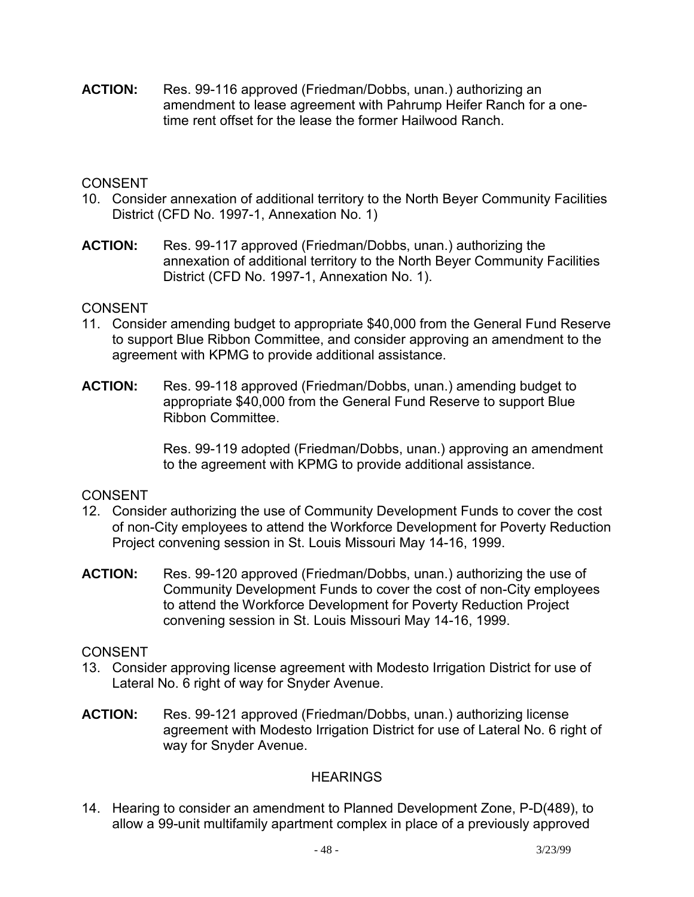**ACTION:** Res. 99-116 approved (Friedman/Dobbs, unan.) authorizing an amendment to lease agreement with Pahrump Heifer Ranch for a one-time rent offset for the lease the former Hailwood Ranch.

CONSENT

10. Consider annexation of additional territory to the North Beyer Community Facilities District (CFD No. 1997-1, Annexation No. 1)

**ACTION:** Res. 99-117 approved (Friedman/Dobbs, unan.) authorizing the annexation of additional territory to the North Beyer Community Facilities District (CFD No. 1997-1, Annexation No. 1).

CONSENT

11. Consider amending budget to appropriate $40,000 from the General Fund Reserve to support Blue Ribbon Committee, and consider approving an amendment to the agreement with KPMG to provide additional assistance.

**ACTION:** Res. 99-118 approved (Friedman/Dobbs, unan.) amending budget to appropriate $40,000 from the General Fund Reserve to support Blue Ribbon Committee.

Res. 99-119 adopted (Friedman/Dobbs, unan.) approving an amendment to the agreement with KPMG to provide additional assistance.

CONSENT

12. Consider authorizing the use of Community Development Funds to cover the cost of non-City employees to attend the Workforce Development for Poverty Reduction Project convening session in St. Louis Missouri May 14-16, 1999.

**ACTION:** Res. 99-120 approved (Friedman/Dobbs, unan.) authorizing the use of Community Development Funds to cover the cost of non-City employees to attend the Workforce Development for Poverty Reduction Project convening session in St. Louis Missouri May 14-16, 1999.

CONSENT

13. Consider approving license agreement with Modesto Irrigation District for use of Lateral No. 6 right of way for Snyder Avenue.

**ACTION:** Res. 99-121 approved (Friedman/Dobbs, unan.) authorizing license agreement with Modesto Irrigation District for use of Lateral No. 6 right of way for Snyder Avenue.

## HEARINGS

14. Hearing to consider an amendment to Planned Development Zone, P-D(489), to allow a 99-unit multifamily apartment complex in place of a previously approved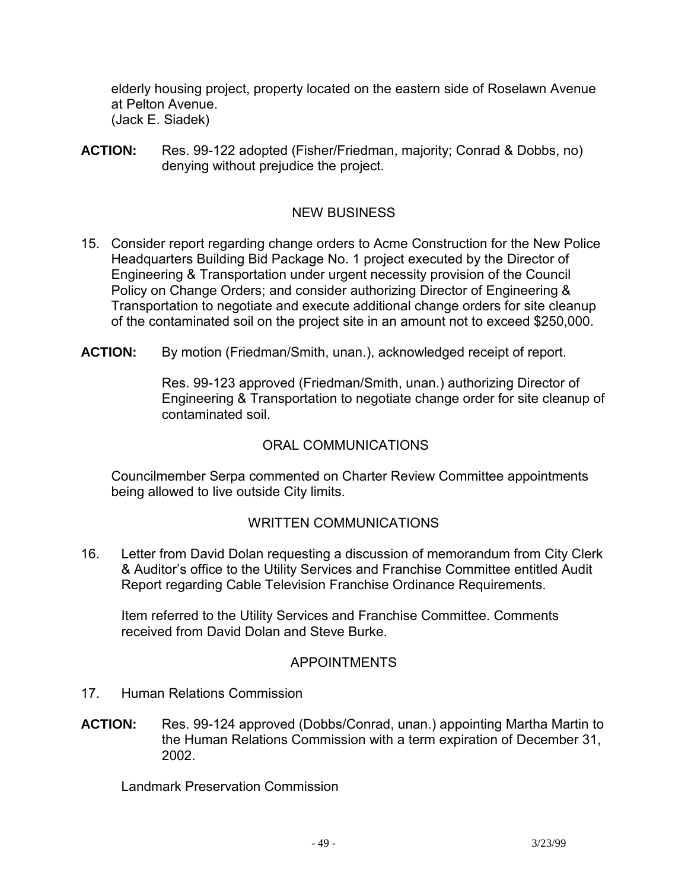elderly housing project, property located on the eastern side of Roselawn Avenue at Pelton Avenue.
(Jack E. Siadek)

**ACTION:** Res. 99-122 adopted (Fisher/Friedman, majority; Conrad & Dobbs, no) denying without prejudice the project.

## NEW BUSINESS

15. Consider report regarding change orders to Acme Construction for the New Police Headquarters Building Bid Package No. 1 project executed by the Director of Engineering & Transportation under urgent necessity provision of the Council Policy on Change Orders; and consider authorizing Director of Engineering & Transportation to negotiate and execute additional change orders for site cleanup of the contaminated soil on the project site in an amount not to exceed $250,000.

**ACTION:** By motion (Friedman/Smith, unan.), acknowledged receipt of report.

Res. 99-123 approved (Friedman/Smith, unan.) authorizing Director of Engineering & Transportation to negotiate change order for site cleanup of contaminated soil.

## ORAL COMMUNICATIONS

Councilmember Serpa commented on Charter Review Committee appointments being allowed to live outside City limits.

## WRITTEN COMMUNICATIONS

16. Letter from David Dolan requesting a discussion of memorandum from City Clerk & Auditor's office to the Utility Services and Franchise Committee entitled Audit Report regarding Cable Television Franchise Ordinance Requirements.

Item referred to the Utility Services and Franchise Committee. Comments received from David Dolan and Steve Burke.

## APPOINTMENTS

17. Human Relations Commission

**ACTION:** Res. 99-124 approved (Dobbs/Conrad, unan.) appointing Martha Martin to the Human Relations Commission with a term expiration of December 31, 2002.

Landmark Preservation Commission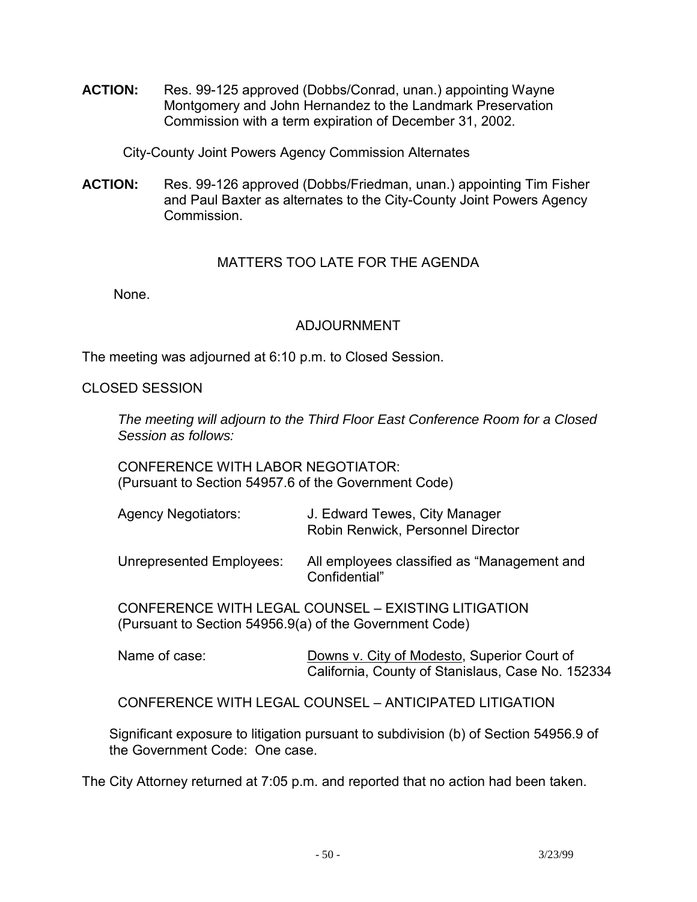**ACTION:** Res. 99-125 approved (Dobbs/Conrad, unan.) appointing Wayne Montgomery and John Hernandez to the Landmark Preservation Commission with a term expiration of December 31, 2002.

City-County Joint Powers Agency Commission Alternates

**ACTION:** Res. 99-126 approved (Dobbs/Friedman, unan.) appointing Tim Fisher and Paul Baxter as alternates to the City-County Joint Powers Agency Commission.

## MATTERS TOO LATE FOR THE AGENDA

None.

## ADJOURNMENT

The meeting was adjourned at 6:10 p.m. to Closed Session.

CLOSED SESSION

*The meeting will adjourn to the Third Floor East Conference Room for a Closed Session as follows:*

CONFERENCE WITH LABOR NEGOTIATOR:
(Pursuant to Section 54957.6 of the Government Code)

| | |
|---|---|
| Agency Negotiators: | J. Edward Tewes, City Manager<br>Robin Renwick, Personnel Director |
| Unrepresented Employees: | All employees classified as "Management and Confidential" |

CONFERENCE WITH LEGAL COUNSEL – EXISTING LITIGATION
(Pursuant to Section 54956.9(a) of the Government Code)

Name of case: Downs v. City of Modesto, Superior Court of California, County of Stanislaus, Case No. 152334

CONFERENCE WITH LEGAL COUNSEL – ANTICIPATED LITIGATION

Significant exposure to litigation pursuant to subdivision (b) of Section 54956.9 of the Government Code: One case.

The City Attorney returned at 7:05 p.m. and reported that no action had been taken.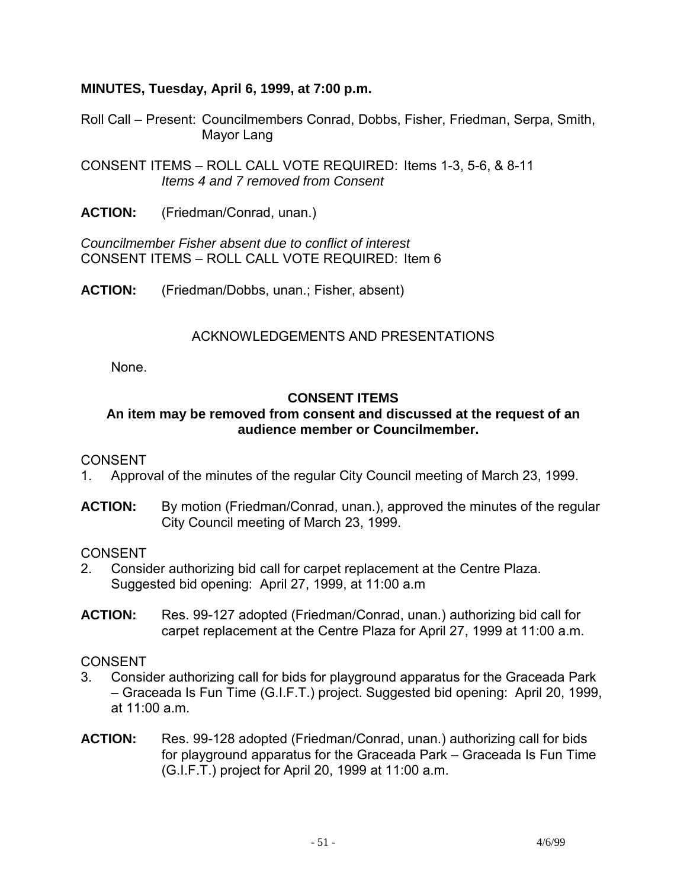**MINUTES, Tuesday, April 6, 1999, at 7:00 p.m.**

Roll Call – Present: Councilmembers Conrad, Dobbs, Fisher, Friedman, Serpa, Smith, Mayor Lang

CONSENT ITEMS – ROLL CALL VOTE REQUIRED: Items 1-3, 5-6, & 8-11
*Items 4 and 7 removed from Consent*

**ACTION:** (Friedman/Conrad, unan.)

*Councilmember Fisher absent due to conflict of interest*
CONSENT ITEMS – ROLL CALL VOTE REQUIRED: Item 6

**ACTION:** (Friedman/Dobbs, unan.; Fisher, absent)

ACKNOWLEDGEMENTS AND PRESENTATIONS

None.

**CONSENT ITEMS**

**An item may be removed from consent and discussed at the request of an audience member or Councilmember.**

CONSENT

1. Approval of the minutes of the regular City Council meeting of March 23, 1999.

**ACTION:** By motion (Friedman/Conrad, unan.), approved the minutes of the regular City Council meeting of March 23, 1999.

CONSENT

2. Consider authorizing bid call for carpet replacement at the Centre Plaza. Suggested bid opening: April 27, 1999, at 11:00 a.m

**ACTION:** Res. 99-127 adopted (Friedman/Conrad, unan.) authorizing bid call for carpet replacement at the Centre Plaza for April 27, 1999 at 11:00 a.m.

CONSENT

3. Consider authorizing call for bids for playground apparatus for the Graceada Park – Graceada Is Fun Time (G.I.F.T.) project. Suggested bid opening: April 20, 1999, at 11:00 a.m.

**ACTION:** Res. 99-128 adopted (Friedman/Conrad, unan.) authorizing call for bids for playground apparatus for the Graceada Park – Graceada Is Fun Time (G.I.F.T.) project for April 20, 1999 at 11:00 a.m.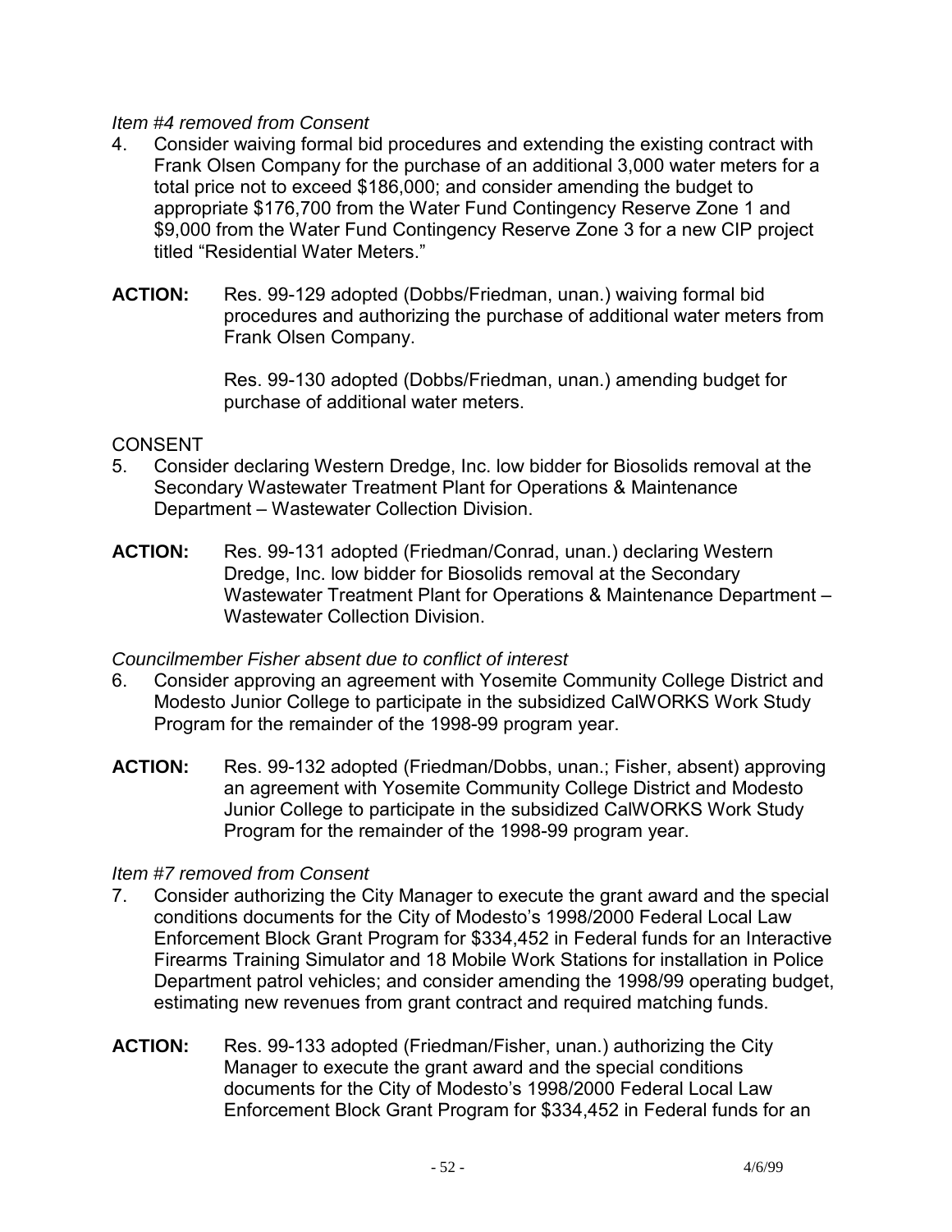*Item #4 removed from Consent*

4. Consider waiving formal bid procedures and extending the existing contract with Frank Olsen Company for the purchase of an additional 3,000 water meters for a total price not to exceed \$186,000; and consider amending the budget to appropriate \$176,700 from the Water Fund Contingency Reserve Zone 1 and \$9,000 from the Water Fund Contingency Reserve Zone 3 for a new CIP project titled "Residential Water Meters."

**ACTION:** Res. 99-129 adopted (Dobbs/Friedman, unan.) waiving formal bid procedures and authorizing the purchase of additional water meters from Frank Olsen Company.

Res. 99-130 adopted (Dobbs/Friedman, unan.) amending budget for purchase of additional water meters.

CONSENT

5. Consider declaring Western Dredge, Inc. low bidder for Biosolids removal at the Secondary Wastewater Treatment Plant for Operations & Maintenance Department – Wastewater Collection Division.

**ACTION:** Res. 99-131 adopted (Friedman/Conrad, unan.) declaring Western Dredge, Inc. low bidder for Biosolids removal at the Secondary Wastewater Treatment Plant for Operations & Maintenance Department – Wastewater Collection Division.

*Councilmember Fisher absent due to conflict of interest*

6. Consider approving an agreement with Yosemite Community College District and Modesto Junior College to participate in the subsidized CalWORKS Work Study Program for the remainder of the 1998-99 program year.

**ACTION:** Res. 99-132 adopted (Friedman/Dobbs, unan.; Fisher, absent) approving an agreement with Yosemite Community College District and Modesto Junior College to participate in the subsidized CalWORKS Work Study Program for the remainder of the 1998-99 program year.

*Item #7 removed from Consent*

7. Consider authorizing the City Manager to execute the grant award and the special conditions documents for the City of Modesto's 1998/2000 Federal Local Law Enforcement Block Grant Program for \$334,452 in Federal funds for an Interactive Firearms Training Simulator and 18 Mobile Work Stations for installation in Police Department patrol vehicles; and consider amending the 1998/99 operating budget, estimating new revenues from grant contract and required matching funds.

**ACTION:** Res. 99-133 adopted (Friedman/Fisher, unan.) authorizing the City Manager to execute the grant award and the special conditions documents for the City of Modesto's 1998/2000 Federal Local Law Enforcement Block Grant Program for \$334,452 in Federal funds for an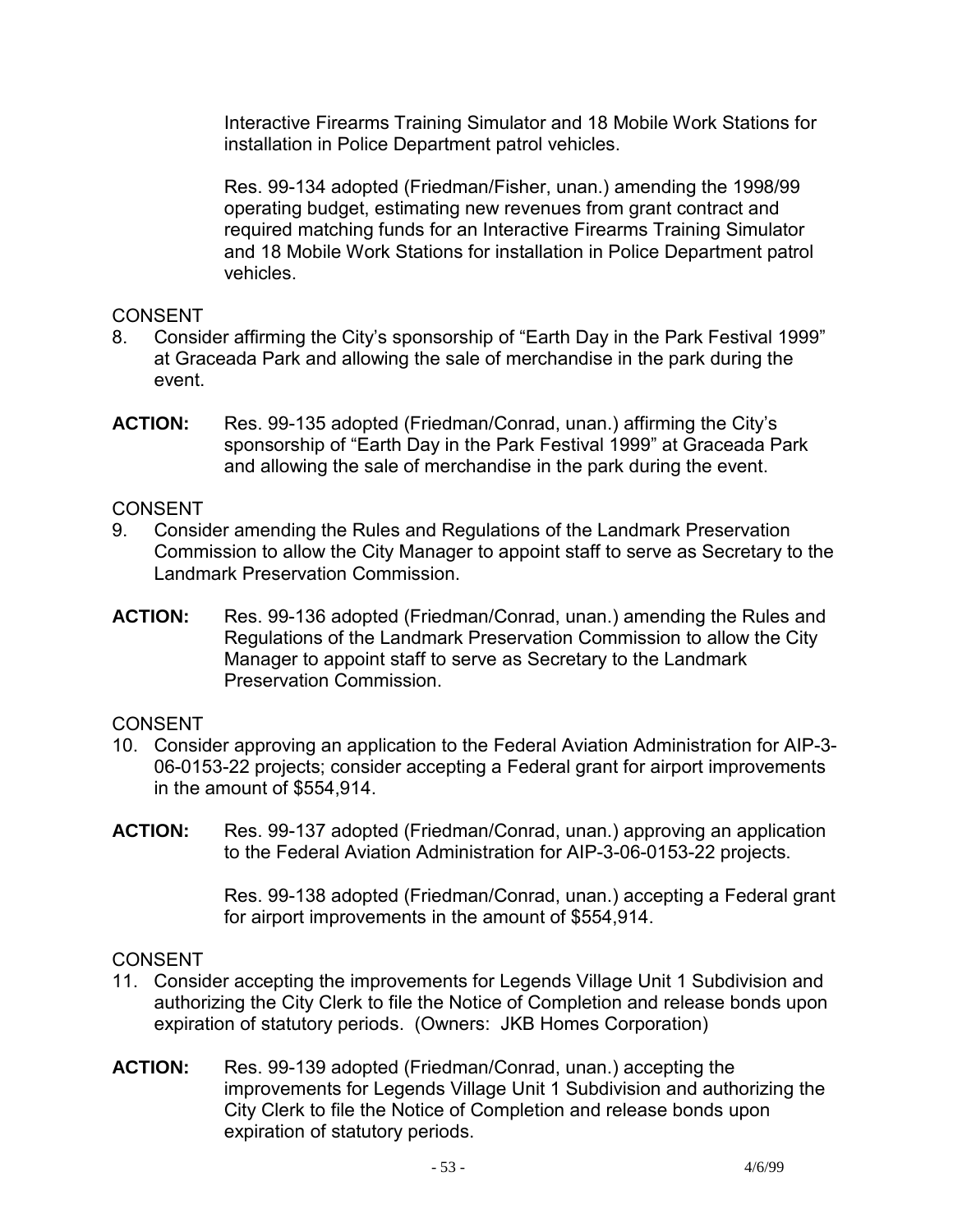Interactive Firearms Training Simulator and 18 Mobile Work Stations for installation in Police Department patrol vehicles.

Res. 99-134 adopted (Friedman/Fisher, unan.) amending the 1998/99 operating budget, estimating new revenues from grant contract and required matching funds for an Interactive Firearms Training Simulator and 18 Mobile Work Stations for installation in Police Department patrol vehicles.

CONSENT

8. Consider affirming the City's sponsorship of "Earth Day in the Park Festival 1999" at Graceada Park and allowing the sale of merchandise in the park during the event.

**ACTION:** Res. 99-135 adopted (Friedman/Conrad, unan.) affirming the City's sponsorship of "Earth Day in the Park Festival 1999" at Graceada Park and allowing the sale of merchandise in the park during the event.

CONSENT

9. Consider amending the Rules and Regulations of the Landmark Preservation Commission to allow the City Manager to appoint staff to serve as Secretary to the Landmark Preservation Commission.

**ACTION:** Res. 99-136 adopted (Friedman/Conrad, unan.) amending the Rules and Regulations of the Landmark Preservation Commission to allow the City Manager to appoint staff to serve as Secretary to the Landmark Preservation Commission.

CONSENT

10. Consider approving an application to the Federal Aviation Administration for AIP-3-06-0153-22 projects; consider accepting a Federal grant for airport improvements in the amount of $554,914.

**ACTION:** Res. 99-137 adopted (Friedman/Conrad, unan.) approving an application to the Federal Aviation Administration for AIP-3-06-0153-22 projects.

Res. 99-138 adopted (Friedman/Conrad, unan.) accepting a Federal grant for airport improvements in the amount of $554,914.

CONSENT

11. Consider accepting the improvements for Legends Village Unit 1 Subdivision and authorizing the City Clerk to file the Notice of Completion and release bonds upon expiration of statutory periods. (Owners: JKB Homes Corporation)

**ACTION:** Res. 99-139 adopted (Friedman/Conrad, unan.) accepting the improvements for Legends Village Unit 1 Subdivision and authorizing the City Clerk to file the Notice of Completion and release bonds upon expiration of statutory periods.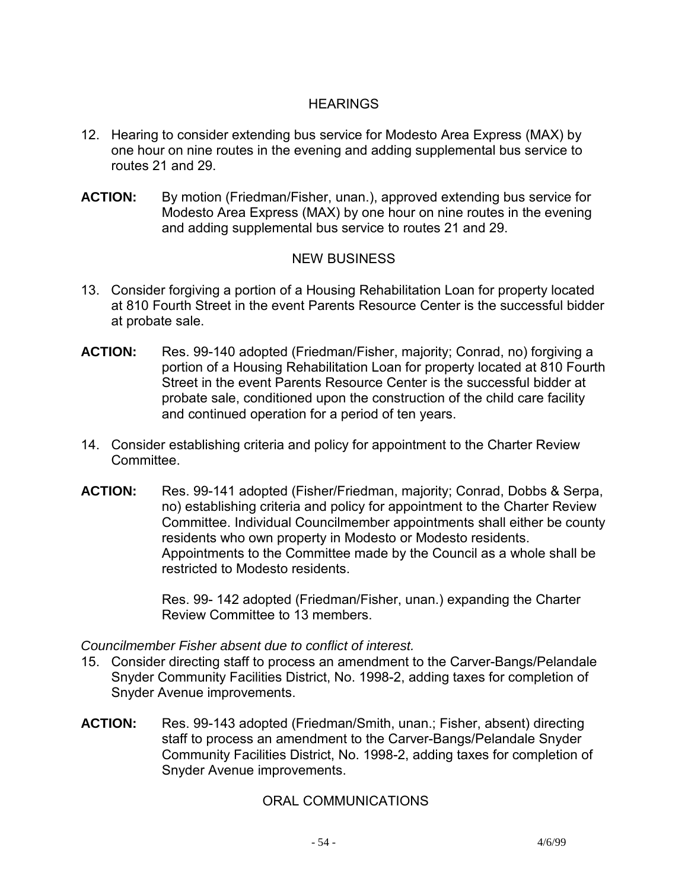## HEARINGS

12. Hearing to consider extending bus service for Modesto Area Express (MAX) by one hour on nine routes in the evening and adding supplemental bus service to routes 21 and 29.

**ACTION:** By motion (Friedman/Fisher, unan.), approved extending bus service for Modesto Area Express (MAX) by one hour on nine routes in the evening and adding supplemental bus service to routes 21 and 29.

## NEW BUSINESS

13. Consider forgiving a portion of a Housing Rehabilitation Loan for property located at 810 Fourth Street in the event Parents Resource Center is the successful bidder at probate sale.

**ACTION:** Res. 99-140 adopted (Friedman/Fisher, majority; Conrad, no) forgiving a portion of a Housing Rehabilitation Loan for property located at 810 Fourth Street in the event Parents Resource Center is the successful bidder at probate sale, conditioned upon the construction of the child care facility and continued operation for a period of ten years.

14. Consider establishing criteria and policy for appointment to the Charter Review Committee.

**ACTION:** Res. 99-141 adopted (Fisher/Friedman, majority; Conrad, Dobbs & Serpa, no) establishing criteria and policy for appointment to the Charter Review Committee. Individual Councilmember appointments shall either be county residents who own property in Modesto or Modesto residents. Appointments to the Committee made by the Council as a whole shall be restricted to Modesto residents.

Res. 99- 142 adopted (Friedman/Fisher, unan.) expanding the Charter Review Committee to 13 members.

*Councilmember Fisher absent due to conflict of interest.*

15. Consider directing staff to process an amendment to the Carver-Bangs/Pelandale Snyder Community Facilities District, No. 1998-2, adding taxes for completion of Snyder Avenue improvements.

**ACTION:** Res. 99-143 adopted (Friedman/Smith, unan.; Fisher, absent) directing staff to process an amendment to the Carver-Bangs/Pelandale Snyder Community Facilities District, No. 1998-2, adding taxes for completion of Snyder Avenue improvements.

## ORAL COMMUNICATIONS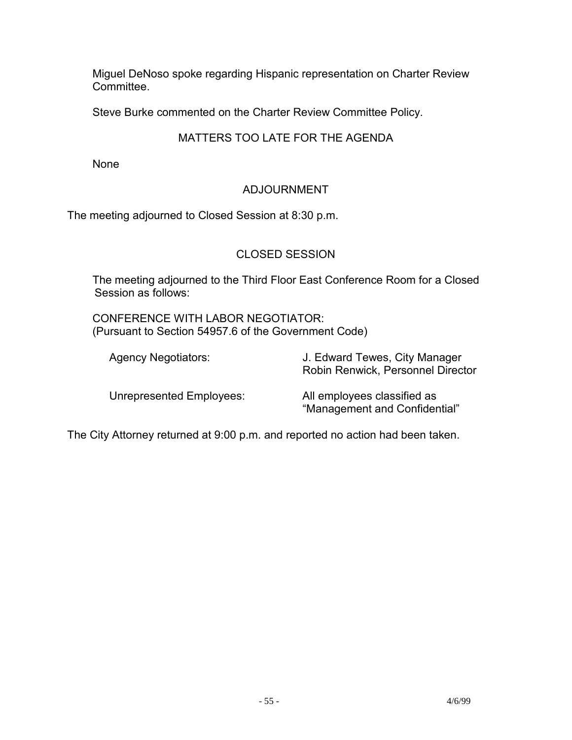Miguel DeNoso spoke regarding Hispanic representation on Charter Review Committee.

Steve Burke commented on the Charter Review Committee Policy.

## MATTERS TOO LATE FOR THE AGENDA

None

## ADJOURNMENT

The meeting adjourned to Closed Session at 8:30 p.m.

## CLOSED SESSION

The meeting adjourned to the Third Floor East Conference Room for a Closed Session as follows:

CONFERENCE WITH LABOR NEGOTIATOR:
(Pursuant to Section 54957.6 of the Government Code)

| | |
|---|---|
| Agency Negotiators: | J. Edward Tewes, City Manager<br>Robin Renwick, Personnel Director |
| Unrepresented Employees: | All employees classified as "Management and Confidential" |

The City Attorney returned at 9:00 p.m. and reported no action had been taken.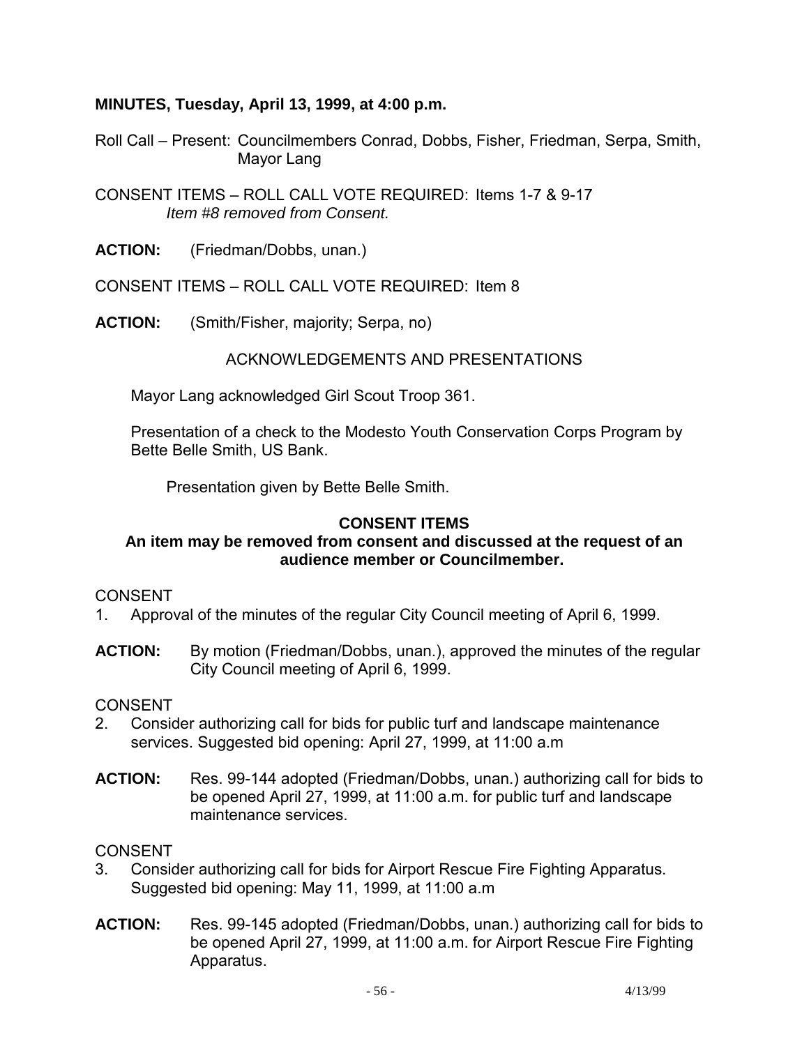**MINUTES, Tuesday, April 13, 1999, at 4:00 p.m.**

Roll Call – Present: Councilmembers Conrad, Dobbs, Fisher, Friedman, Serpa, Smith, Mayor Lang

CONSENT ITEMS – ROLL CALL VOTE REQUIRED: Items 1-7 & 9-17
*Item #8 removed from Consent.*

**ACTION:** (Friedman/Dobbs, unan.)

CONSENT ITEMS – ROLL CALL VOTE REQUIRED: Item 8

**ACTION:** (Smith/Fisher, majority; Serpa, no)

ACKNOWLEDGEMENTS AND PRESENTATIONS

Mayor Lang acknowledged Girl Scout Troop 361.

Presentation of a check to the Modesto Youth Conservation Corps Program by Bette Belle Smith, US Bank.

Presentation given by Bette Belle Smith.

**CONSENT ITEMS**

**An item may be removed from consent and discussed at the request of an audience member or Councilmember.**

CONSENT

1. Approval of the minutes of the regular City Council meeting of April 6, 1999.

**ACTION:** By motion (Friedman/Dobbs, unan.), approved the minutes of the regular City Council meeting of April 6, 1999.

CONSENT

2. Consider authorizing call for bids for public turf and landscape maintenance services. Suggested bid opening: April 27, 1999, at 11:00 a.m

**ACTION:** Res. 99-144 adopted (Friedman/Dobbs, unan.) authorizing call for bids to be opened April 27, 1999, at 11:00 a.m. for public turf and landscape maintenance services.

CONSENT

3. Consider authorizing call for bids for Airport Rescue Fire Fighting Apparatus. Suggested bid opening: May 11, 1999, at 11:00 a.m

**ACTION:** Res. 99-145 adopted (Friedman/Dobbs, unan.) authorizing call for bids to be opened April 27, 1999, at 11:00 a.m. for Airport Rescue Fire Fighting Apparatus.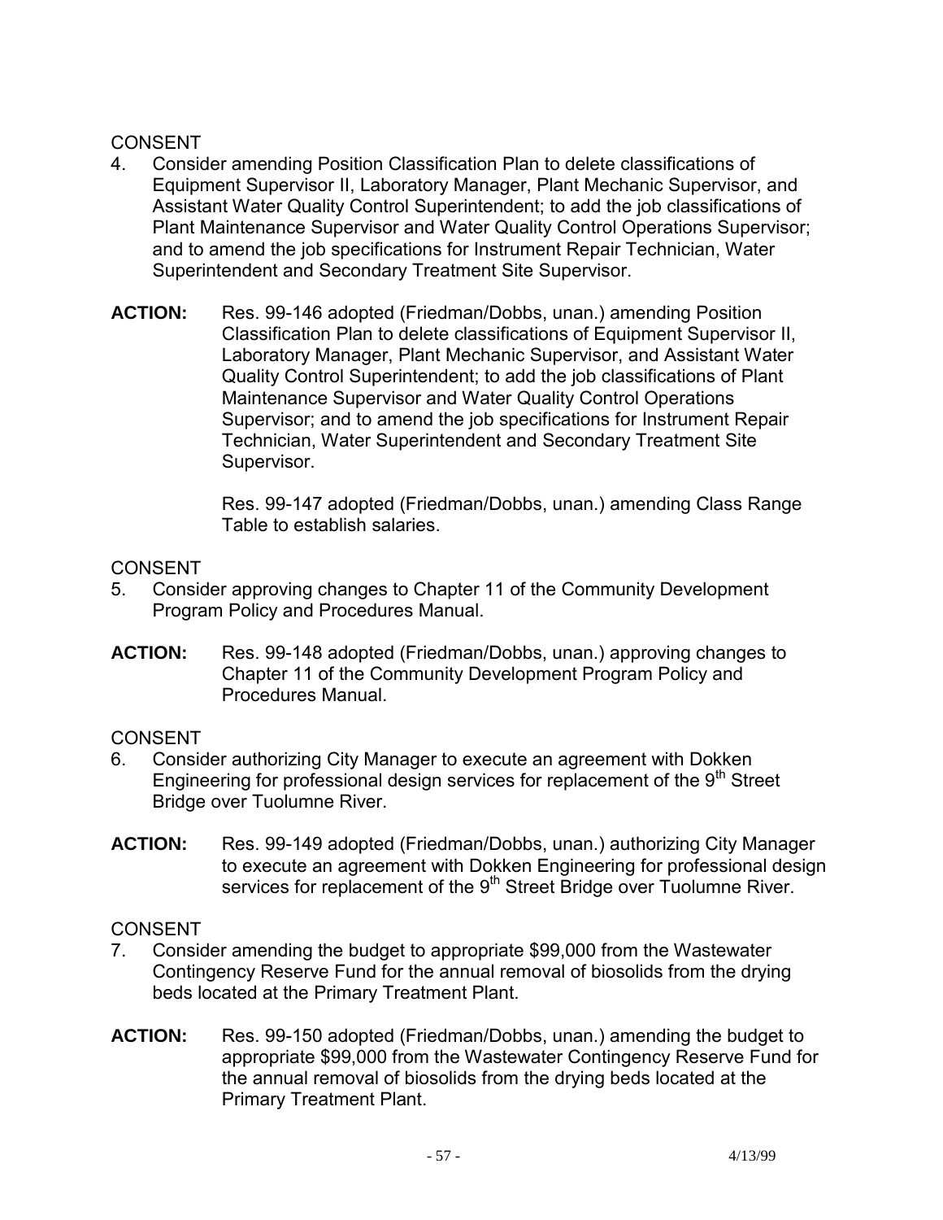CONSENT

4. Consider amending Position Classification Plan to delete classifications of Equipment Supervisor II, Laboratory Manager, Plant Mechanic Supervisor, and Assistant Water Quality Control Superintendent; to add the job classifications of Plant Maintenance Supervisor and Water Quality Control Operations Supervisor; and to amend the job specifications for Instrument Repair Technician, Water Superintendent and Secondary Treatment Site Supervisor.

**ACTION:** Res. 99-146 adopted (Friedman/Dobbs, unan.) amending Position Classification Plan to delete classifications of Equipment Supervisor II, Laboratory Manager, Plant Mechanic Supervisor, and Assistant Water Quality Control Superintendent; to add the job classifications of Plant Maintenance Supervisor and Water Quality Control Operations Supervisor; and to amend the job specifications for Instrument Repair Technician, Water Superintendent and Secondary Treatment Site Supervisor.

Res. 99-147 adopted (Friedman/Dobbs, unan.) amending Class Range Table to establish salaries.

CONSENT

5. Consider approving changes to Chapter 11 of the Community Development Program Policy and Procedures Manual.

**ACTION:** Res. 99-148 adopted (Friedman/Dobbs, unan.) approving changes to Chapter 11 of the Community Development Program Policy and Procedures Manual.

CONSENT

6. Consider authorizing City Manager to execute an agreement with Dokken Engineering for professional design services for replacement of the 9th Street Bridge over Tuolumne River.

**ACTION:** Res. 99-149 adopted (Friedman/Dobbs, unan.) authorizing City Manager to execute an agreement with Dokken Engineering for professional design services for replacement of the 9th Street Bridge over Tuolumne River.

CONSENT

7. Consider amending the budget to appropriate $99,000 from the Wastewater Contingency Reserve Fund for the annual removal of biosolids from the drying beds located at the Primary Treatment Plant.

**ACTION:** Res. 99-150 adopted (Friedman/Dobbs, unan.) amending the budget to appropriate $99,000 from the Wastewater Contingency Reserve Fund for the annual removal of biosolids from the drying beds located at the Primary Treatment Plant.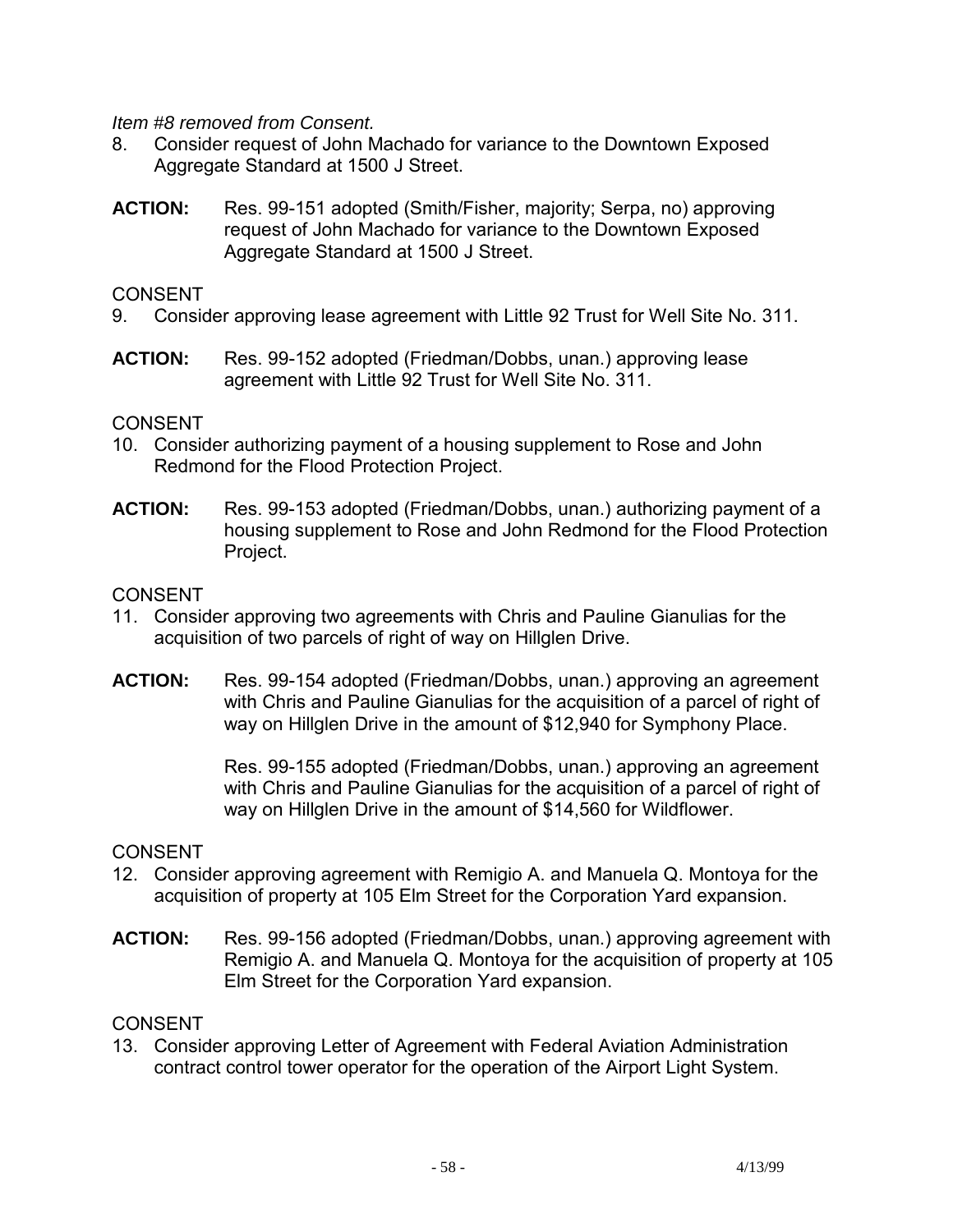*Item #8 removed from Consent.*

8. Consider request of John Machado for variance to the Downtown Exposed Aggregate Standard at 1500 J Street.

**ACTION:** Res. 99-151 adopted (Smith/Fisher, majority; Serpa, no) approving request of John Machado for variance to the Downtown Exposed Aggregate Standard at 1500 J Street.

CONSENT

9. Consider approving lease agreement with Little 92 Trust for Well Site No. 311.

**ACTION:** Res. 99-152 adopted (Friedman/Dobbs, unan.) approving lease agreement with Little 92 Trust for Well Site No. 311.

CONSENT

10. Consider authorizing payment of a housing supplement to Rose and John Redmond for the Flood Protection Project.

**ACTION:** Res. 99-153 adopted (Friedman/Dobbs, unan.) authorizing payment of a housing supplement to Rose and John Redmond for the Flood Protection Project.

CONSENT

11. Consider approving two agreements with Chris and Pauline Gianulias for the acquisition of two parcels of right of way on Hillglen Drive.

**ACTION:** Res. 99-154 adopted (Friedman/Dobbs, unan.) approving an agreement with Chris and Pauline Gianulias for the acquisition of a parcel of right of way on Hillglen Drive in the amount of $12,940 for Symphony Place.

Res. 99-155 adopted (Friedman/Dobbs, unan.) approving an agreement with Chris and Pauline Gianulias for the acquisition of a parcel of right of way on Hillglen Drive in the amount of $14,560 for Wildflower.

CONSENT

12. Consider approving agreement with Remigio A. and Manuela Q. Montoya for the acquisition of property at 105 Elm Street for the Corporation Yard expansion.

**ACTION:** Res. 99-156 adopted (Friedman/Dobbs, unan.) approving agreement with Remigio A. and Manuela Q. Montoya for the acquisition of property at 105 Elm Street for the Corporation Yard expansion.

CONSENT

13. Consider approving Letter of Agreement with Federal Aviation Administration contract control tower operator for the operation of the Airport Light System.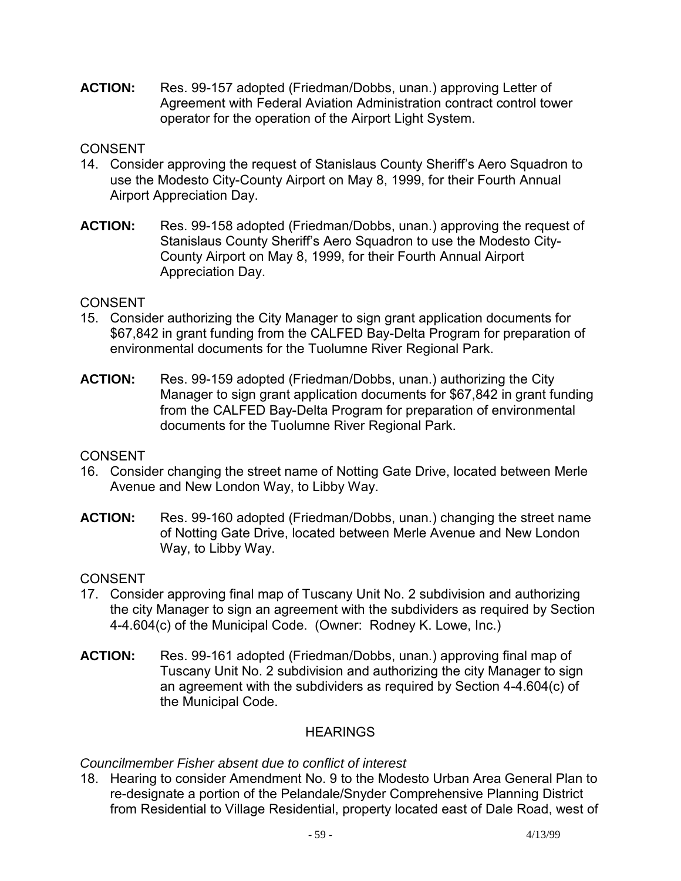**ACTION:** Res. 99-157 adopted (Friedman/Dobbs, unan.) approving Letter of Agreement with Federal Aviation Administration contract control tower operator for the operation of the Airport Light System.

CONSENT

14. Consider approving the request of Stanislaus County Sheriff's Aero Squadron to use the Modesto City-County Airport on May 8, 1999, for their Fourth Annual Airport Appreciation Day.

**ACTION:** Res. 99-158 adopted (Friedman/Dobbs, unan.) approving the request of Stanislaus County Sheriff's Aero Squadron to use the Modesto City-County Airport on May 8, 1999, for their Fourth Annual Airport Appreciation Day.

CONSENT

15. Consider authorizing the City Manager to sign grant application documents for $67,842 in grant funding from the CALFED Bay-Delta Program for preparation of environmental documents for the Tuolumne River Regional Park.

**ACTION:** Res. 99-159 adopted (Friedman/Dobbs, unan.) authorizing the City Manager to sign grant application documents for $67,842 in grant funding from the CALFED Bay-Delta Program for preparation of environmental documents for the Tuolumne River Regional Park.

CONSENT

16. Consider changing the street name of Notting Gate Drive, located between Merle Avenue and New London Way, to Libby Way.

**ACTION:** Res. 99-160 adopted (Friedman/Dobbs, unan.) changing the street name of Notting Gate Drive, located between Merle Avenue and New London Way, to Libby Way.

CONSENT

17. Consider approving final map of Tuscany Unit No. 2 subdivision and authorizing the city Manager to sign an agreement with the subdividers as required by Section 4-4.604(c) of the Municipal Code. (Owner: Rodney K. Lowe, Inc.)

**ACTION:** Res. 99-161 adopted (Friedman/Dobbs, unan.) approving final map of Tuscany Unit No. 2 subdivision and authorizing the city Manager to sign an agreement with the subdividers as required by Section 4-4.604(c) of the Municipal Code.

HEARINGS

*Councilmember Fisher absent due to conflict of interest*

18. Hearing to consider Amendment No. 9 to the Modesto Urban Area General Plan to re-designate a portion of the Pelandale/Snyder Comprehensive Planning District from Residential to Village Residential, property located east of Dale Road, west of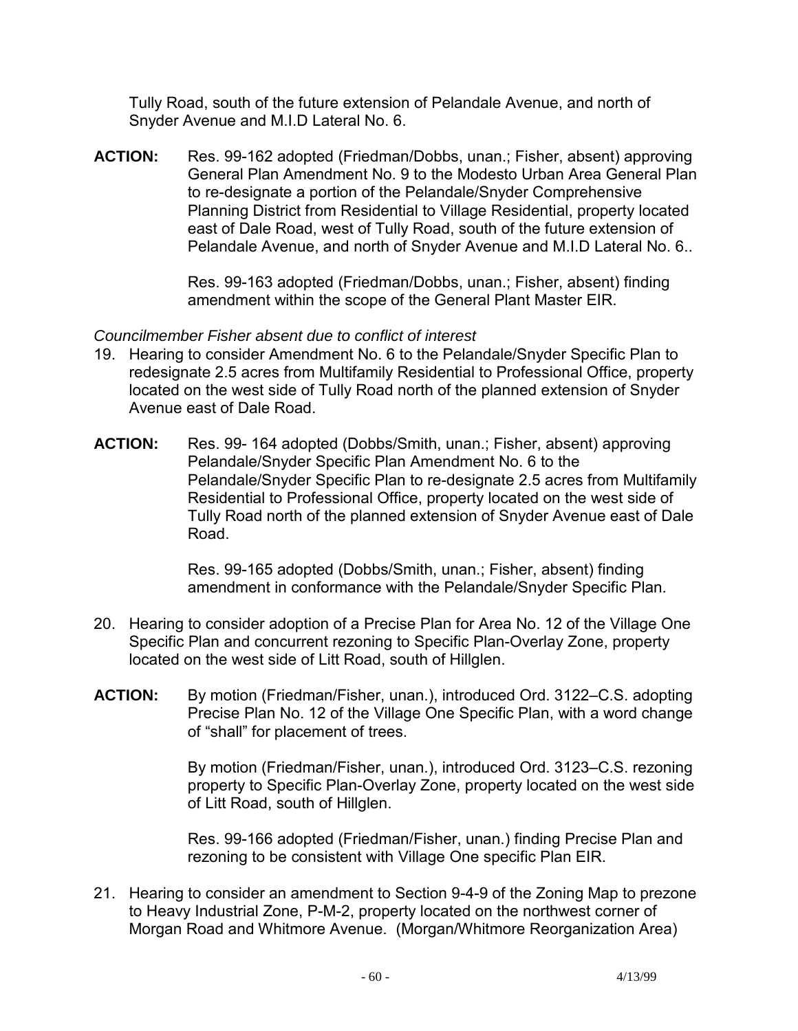Tully Road, south of the future extension of Pelandale Avenue, and north of Snyder Avenue and M.I.D Lateral No. 6.

**ACTION:** Res. 99-162 adopted (Friedman/Dobbs, unan.; Fisher, absent) approving General Plan Amendment No. 9 to the Modesto Urban Area General Plan to re-designate a portion of the Pelandale/Snyder Comprehensive Planning District from Residential to Village Residential, property located east of Dale Road, west of Tully Road, south of the future extension of Pelandale Avenue, and north of Snyder Avenue and M.I.D Lateral No. 6..

Res. 99-163 adopted (Friedman/Dobbs, unan.; Fisher, absent) finding amendment within the scope of the General Plant Master EIR.

*Councilmember Fisher absent due to conflict of interest*

19. Hearing to consider Amendment No. 6 to the Pelandale/Snyder Specific Plan to redesignate 2.5 acres from Multifamily Residential to Professional Office, property located on the west side of Tully Road north of the planned extension of Snyder Avenue east of Dale Road.

**ACTION:** Res. 99- 164 adopted (Dobbs/Smith, unan.; Fisher, absent) approving Pelandale/Snyder Specific Plan Amendment No. 6 to the Pelandale/Snyder Specific Plan to re-designate 2.5 acres from Multifamily Residential to Professional Office, property located on the west side of Tully Road north of the planned extension of Snyder Avenue east of Dale Road.

Res. 99-165 adopted (Dobbs/Smith, unan.; Fisher, absent) finding amendment in conformance with the Pelandale/Snyder Specific Plan.

20. Hearing to consider adoption of a Precise Plan for Area No. 12 of the Village One Specific Plan and concurrent rezoning to Specific Plan-Overlay Zone, property located on the west side of Litt Road, south of Hillglen.

**ACTION:** By motion (Friedman/Fisher, unan.), introduced Ord. 3122–C.S. adopting Precise Plan No. 12 of the Village One Specific Plan, with a word change of "shall" for placement of trees.

By motion (Friedman/Fisher, unan.), introduced Ord. 3123–C.S. rezoning property to Specific Plan-Overlay Zone, property located on the west side of Litt Road, south of Hillglen.

Res. 99-166 adopted (Friedman/Fisher, unan.) finding Precise Plan and rezoning to be consistent with Village One specific Plan EIR.

21. Hearing to consider an amendment to Section 9-4-9 of the Zoning Map to prezone to Heavy Industrial Zone, P-M-2, property located on the northwest corner of Morgan Road and Whitmore Avenue. (Morgan/Whitmore Reorganization Area)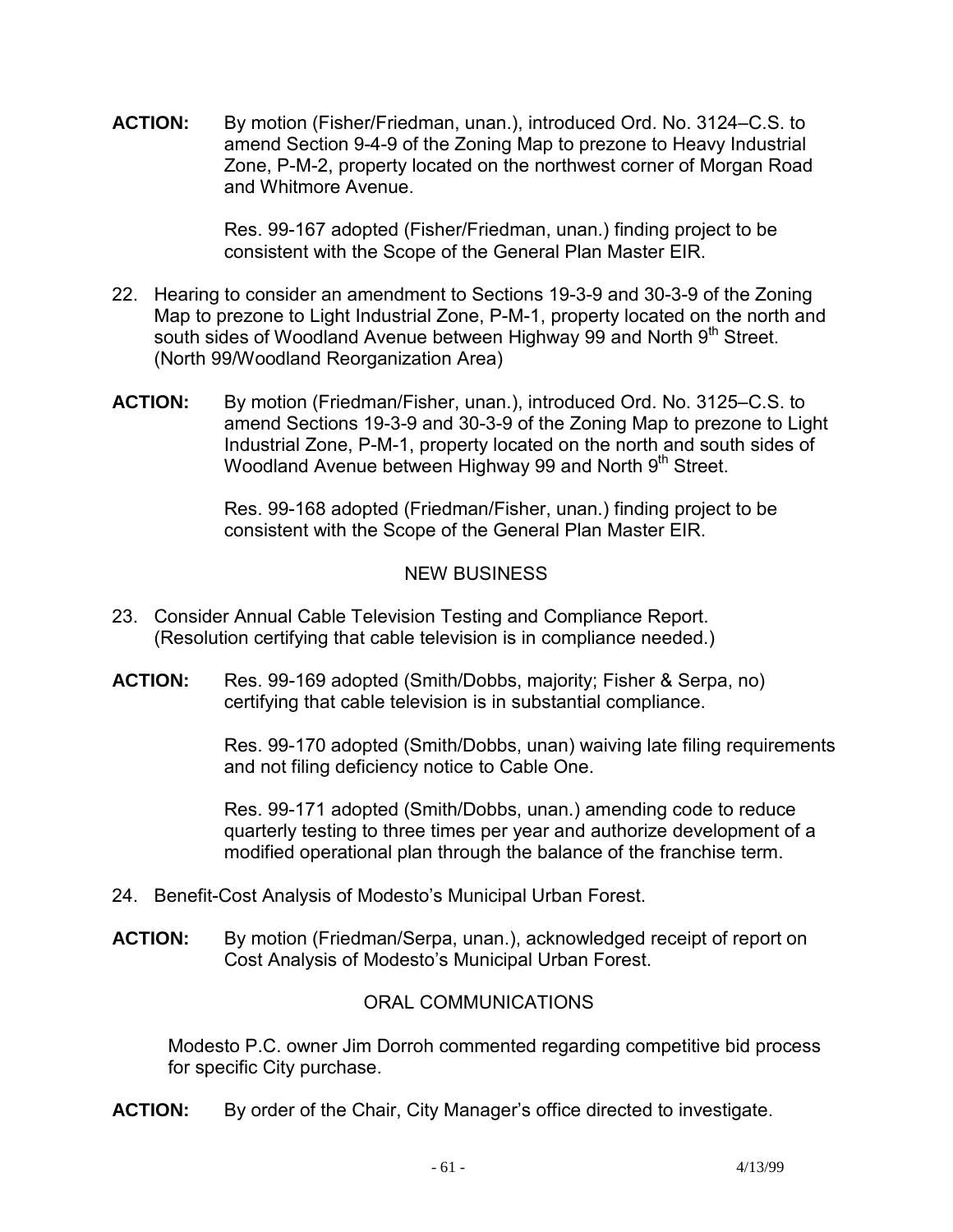**ACTION:** By motion (Fisher/Friedman, unan.), introduced Ord. No. 3124–C.S. to amend Section 9-4-9 of the Zoning Map to prezone to Heavy Industrial Zone, P-M-2, property located on the northwest corner of Morgan Road and Whitmore Avenue.

Res. 99-167 adopted (Fisher/Friedman, unan.) finding project to be consistent with the Scope of the General Plan Master EIR.

22. Hearing to consider an amendment to Sections 19-3-9 and 30-3-9 of the Zoning Map to prezone to Light Industrial Zone, P-M-1, property located on the north and south sides of Woodland Avenue between Highway 99 and North 9th Street. (North 99/Woodland Reorganization Area)

**ACTION:** By motion (Friedman/Fisher, unan.), introduced Ord. No. 3125–C.S. to amend Sections 19-3-9 and 30-3-9 of the Zoning Map to prezone to Light Industrial Zone, P-M-1, property located on the north and south sides of Woodland Avenue between Highway 99 and North 9th Street.

Res. 99-168 adopted (Friedman/Fisher, unan.) finding project to be consistent with the Scope of the General Plan Master EIR.

## NEW BUSINESS

23. Consider Annual Cable Television Testing and Compliance Report. (Resolution certifying that cable television is in compliance needed.)

**ACTION:** Res. 99-169 adopted (Smith/Dobbs, majority; Fisher & Serpa, no) certifying that cable television is in substantial compliance.

Res. 99-170 adopted (Smith/Dobbs, unan) waiving late filing requirements and not filing deficiency notice to Cable One.

Res. 99-171 adopted (Smith/Dobbs, unan.) amending code to reduce quarterly testing to three times per year and authorize development of a modified operational plan through the balance of the franchise term.

24. Benefit-Cost Analysis of Modesto's Municipal Urban Forest.

**ACTION:** By motion (Friedman/Serpa, unan.), acknowledged receipt of report on Cost Analysis of Modesto's Municipal Urban Forest.

## ORAL COMMUNICATIONS

Modesto P.C. owner Jim Dorroh commented regarding competitive bid process for specific City purchase.

**ACTION:** By order of the Chair, City Manager's office directed to investigate.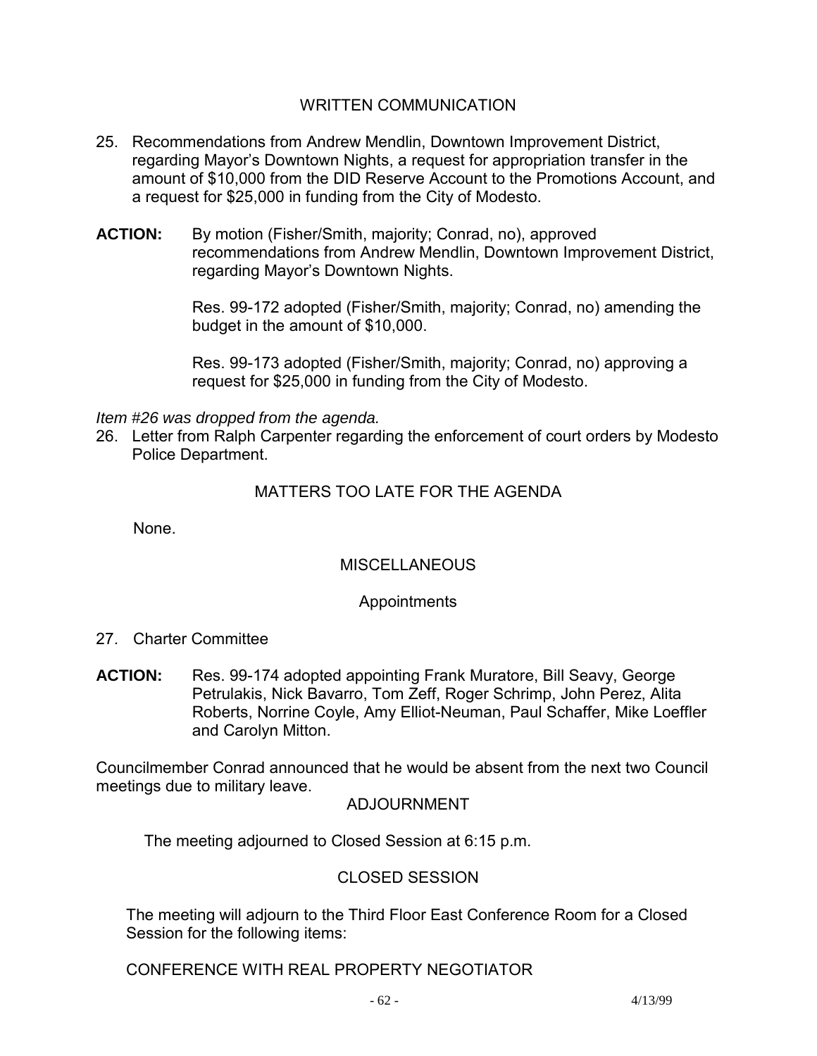## WRITTEN COMMUNICATION

25. Recommendations from Andrew Mendlin, Downtown Improvement District, regarding Mayor's Downtown Nights, a request for appropriation transfer in the amount of $10,000 from the DID Reserve Account to the Promotions Account, and a request for $25,000 in funding from the City of Modesto.

**ACTION:** By motion (Fisher/Smith, majority; Conrad, no), approved recommendations from Andrew Mendlin, Downtown Improvement District, regarding Mayor's Downtown Nights.

Res. 99-172 adopted (Fisher/Smith, majority; Conrad, no) amending the budget in the amount of $10,000.

Res. 99-173 adopted (Fisher/Smith, majority; Conrad, no) approving a request for $25,000 in funding from the City of Modesto.

*Item #26 was dropped from the agenda.*

26. Letter from Ralph Carpenter regarding the enforcement of court orders by Modesto Police Department.

## MATTERS TOO LATE FOR THE AGENDA

None.

## MISCELLANEOUS

### Appointments

27. Charter Committee

**ACTION:** Res. 99-174 adopted appointing Frank Muratore, Bill Seavy, George Petrulakis, Nick Bavarro, Tom Zeff, Roger Schrimp, John Perez, Alita Roberts, Norrine Coyle, Amy Elliot-Neuman, Paul Schaffer, Mike Loeffler and Carolyn Mitton.

Councilmember Conrad announced that he would be absent from the next two Council meetings due to military leave.

## ADJOURNMENT

The meeting adjourned to Closed Session at 6:15 p.m.

## CLOSED SESSION

The meeting will adjourn to the Third Floor East Conference Room for a Closed Session for the following items:

CONFERENCE WITH REAL PROPERTY NEGOTIATOR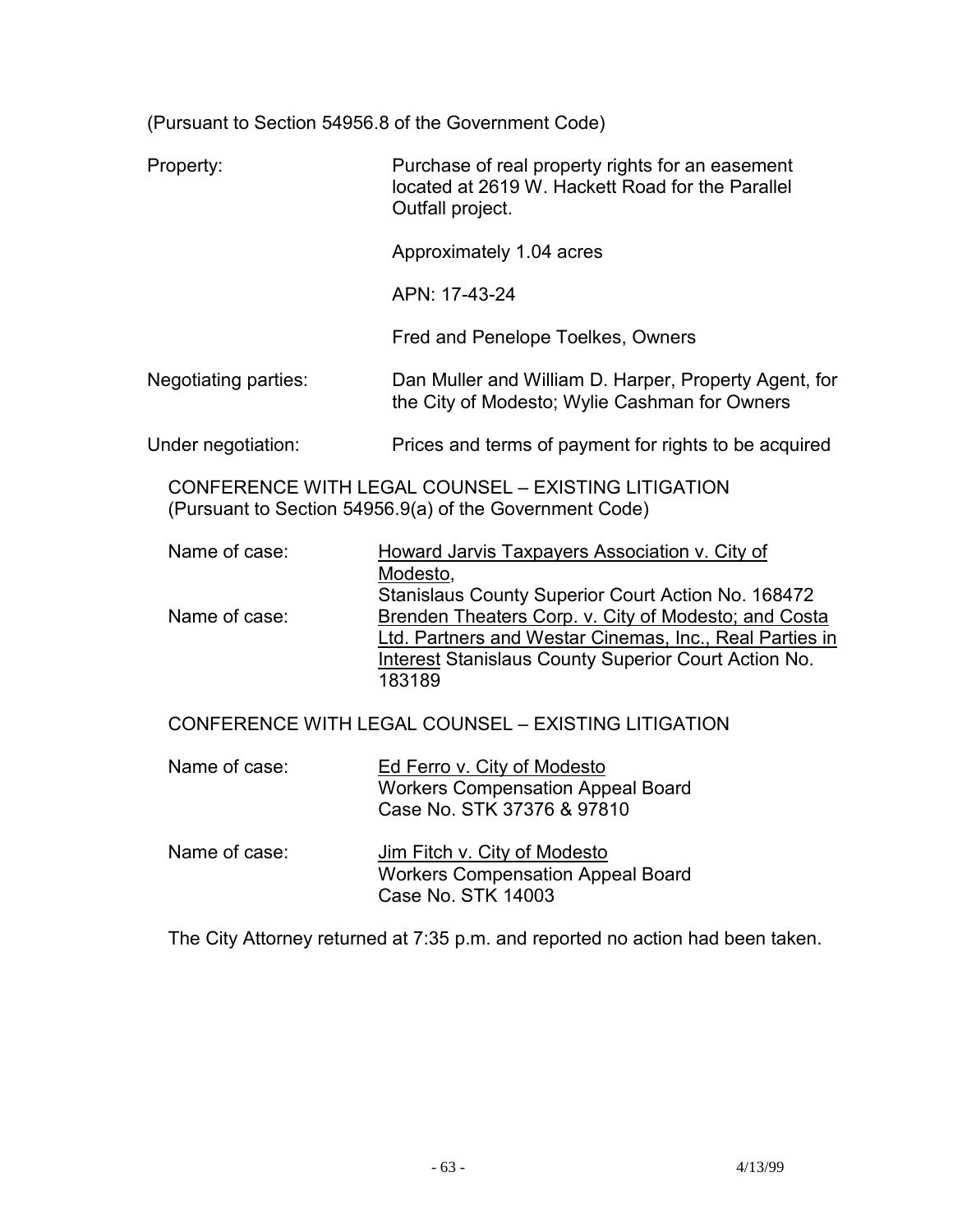(Pursuant to Section 54956.8 of the Government Code)

Property: Purchase of real property rights for an easement located at 2619 W. Hackett Road for the Parallel Outfall project.

Approximately 1.04 acres

APN: 17-43-24

Fred and Penelope Toelkes, Owners

Negotiating parties: Dan Muller and William D. Harper, Property Agent, for the City of Modesto; Wylie Cashman for Owners

Under negotiation: Prices and terms of payment for rights to be acquired

CONFERENCE WITH LEGAL COUNSEL – EXISTING LITIGATION
(Pursuant to Section 54956.9(a) of the Government Code)

Name of case: Howard Jarvis Taxpayers Association v. City of Modesto, Stanislaus County Superior Court Action No. 168472

Name of case: Brenden Theaters Corp. v. City of Modesto; and Costa Ltd. Partners and Westar Cinemas, Inc., Real Parties in Interest Stanislaus County Superior Court Action No. 183189

CONFERENCE WITH LEGAL COUNSEL – EXISTING LITIGATION

Name of case: Ed Ferro v. City of Modesto
Workers Compensation Appeal Board
Case No. STK 37376 & 97810

Name of case: Jim Fitch v. City of Modesto
Workers Compensation Appeal Board
Case No. STK 14003

The City Attorney returned at 7:35 p.m. and reported no action had been taken.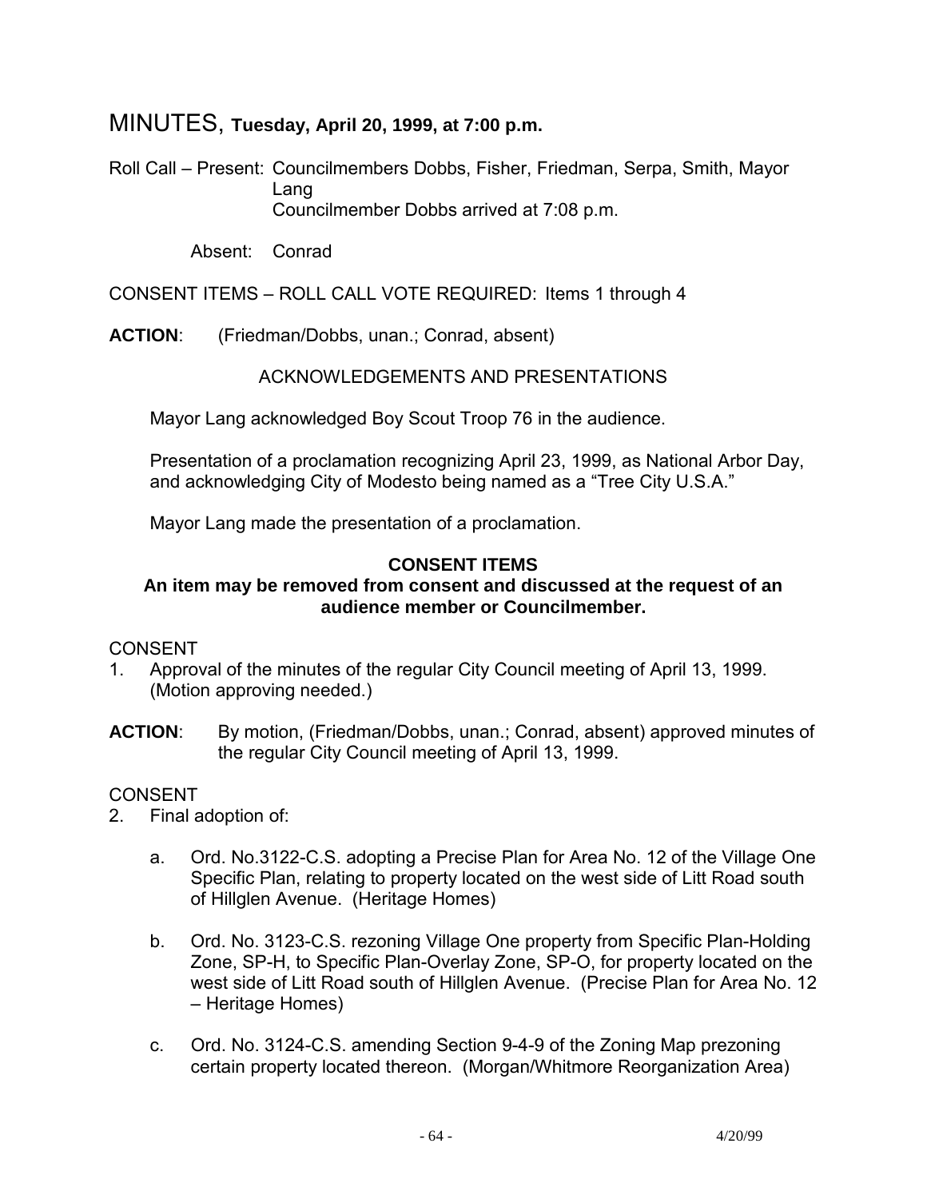# MINUTES, **Tuesday, April 20, 1999, at 7:00 p.m.**

Roll Call – Present: Councilmembers Dobbs, Fisher, Friedman, Serpa, Smith, Mayor Lang
Councilmember Dobbs arrived at 7:08 p.m.

Absent: Conrad

CONSENT ITEMS – ROLL CALL VOTE REQUIRED: Items 1 through 4

**ACTION**: (Friedman/Dobbs, unan.; Conrad, absent)

ACKNOWLEDGEMENTS AND PRESENTATIONS

Mayor Lang acknowledged Boy Scout Troop 76 in the audience.

Presentation of a proclamation recognizing April 23, 1999, as National Arbor Day, and acknowledging City of Modesto being named as a "Tree City U.S.A."

Mayor Lang made the presentation of a proclamation.

**CONSENT ITEMS**
**An item may be removed from consent and discussed at the request of an audience member or Councilmember.**

CONSENT

1. Approval of the minutes of the regular City Council meeting of April 13, 1999. (Motion approving needed.)

**ACTION**: By motion, (Friedman/Dobbs, unan.; Conrad, absent) approved minutes of the regular City Council meeting of April 13, 1999.

CONSENT

2. Final adoption of:

   a. Ord. No.3122-C.S. adopting a Precise Plan for Area No. 12 of the Village One Specific Plan, relating to property located on the west side of Litt Road south of Hillglen Avenue. (Heritage Homes)

   b. Ord. No. 3123-C.S. rezoning Village One property from Specific Plan-Holding Zone, SP-H, to Specific Plan-Overlay Zone, SP-O, for property located on the west side of Litt Road south of Hillglen Avenue. (Precise Plan for Area No. 12 – Heritage Homes)

   c. Ord. No. 3124-C.S. amending Section 9-4-9 of the Zoning Map prezoning certain property located thereon. (Morgan/Whitmore Reorganization Area)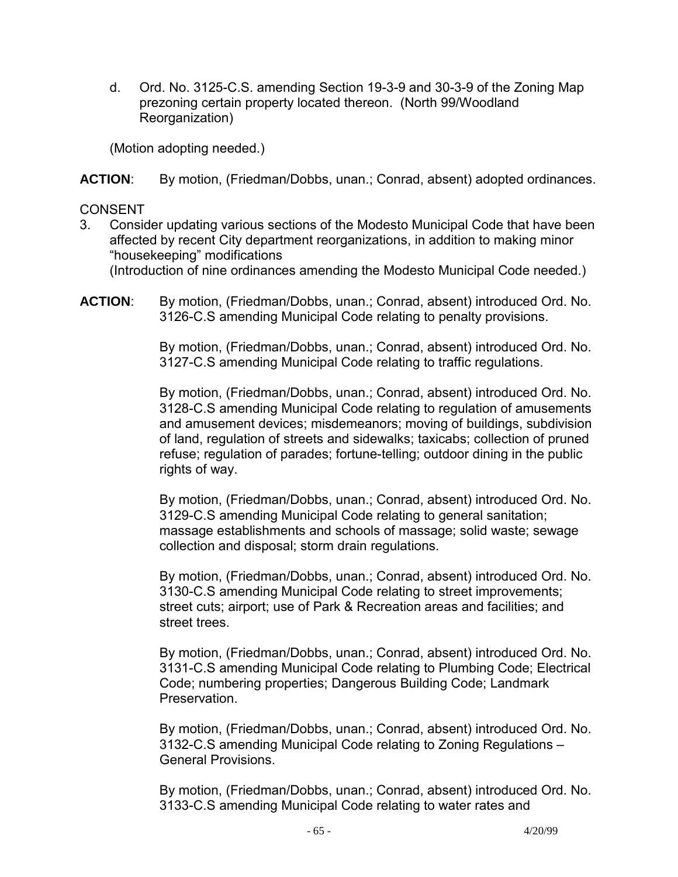d. Ord. No. 3125-C.S. amending Section 19-3-9 and 30-3-9 of the Zoning Map prezoning certain property located thereon. (North 99/Woodland Reorganization)

(Motion adopting needed.)

**ACTION**: By motion, (Friedman/Dobbs, unan.; Conrad, absent) adopted ordinances.

CONSENT

3. Consider updating various sections of the Modesto Municipal Code that have been affected by recent City department reorganizations, in addition to making minor "housekeeping" modifications
(Introduction of nine ordinances amending the Modesto Municipal Code needed.)

**ACTION**: By motion, (Friedman/Dobbs, unan.; Conrad, absent) introduced Ord. No. 3126-C.S amending Municipal Code relating to penalty provisions.

By motion, (Friedman/Dobbs, unan.; Conrad, absent) introduced Ord. No. 3127-C.S amending Municipal Code relating to traffic regulations.

By motion, (Friedman/Dobbs, unan.; Conrad, absent) introduced Ord. No. 3128-C.S amending Municipal Code relating to regulation of amusements and amusement devices; misdemeanors; moving of buildings, subdivision of land, regulation of streets and sidewalks; taxicabs; collection of pruned refuse; regulation of parades; fortune-telling; outdoor dining in the public rights of way.

By motion, (Friedman/Dobbs, unan.; Conrad, absent) introduced Ord. No. 3129-C.S amending Municipal Code relating to general sanitation; massage establishments and schools of massage; solid waste; sewage collection and disposal; storm drain regulations.

By motion, (Friedman/Dobbs, unan.; Conrad, absent) introduced Ord. No. 3130-C.S amending Municipal Code relating to street improvements; street cuts; airport; use of Park & Recreation areas and facilities; and street trees.

By motion, (Friedman/Dobbs, unan.; Conrad, absent) introduced Ord. No. 3131-C.S amending Municipal Code relating to Plumbing Code; Electrical Code; numbering properties; Dangerous Building Code; Landmark Preservation.

By motion, (Friedman/Dobbs, unan.; Conrad, absent) introduced Ord. No. 3132-C.S amending Municipal Code relating to Zoning Regulations – General Provisions.

By motion, (Friedman/Dobbs, unan.; Conrad, absent) introduced Ord. No. 3133-C.S amending Municipal Code relating to water rates and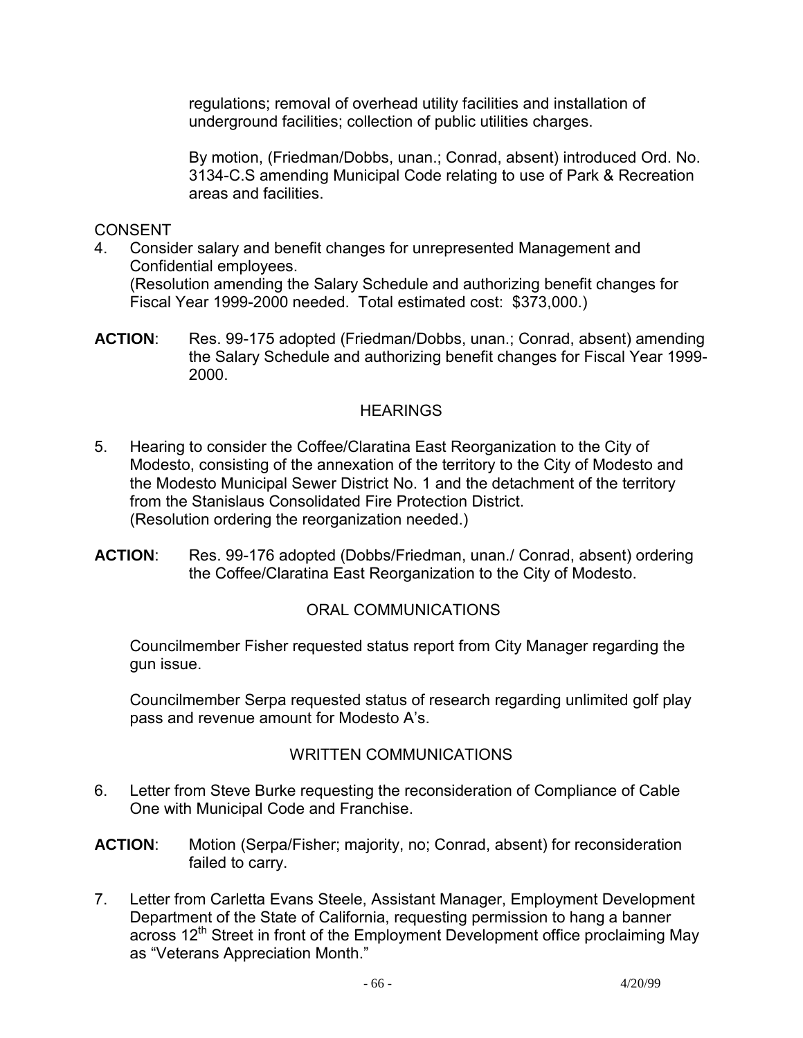regulations; removal of overhead utility facilities and installation of underground facilities; collection of public utilities charges.

By motion, (Friedman/Dobbs, unan.; Conrad, absent) introduced Ord. No. 3134-C.S amending Municipal Code relating to use of Park & Recreation areas and facilities.

CONSENT

4. Consider salary and benefit changes for unrepresented Management and Confidential employees.
   (Resolution amending the Salary Schedule and authorizing benefit changes for Fiscal Year 1999-2000 needed. Total estimated cost: $373,000.)

**ACTION**: Res. 99-175 adopted (Friedman/Dobbs, unan.; Conrad, absent) amending the Salary Schedule and authorizing benefit changes for Fiscal Year 1999-2000.

## HEARINGS

5. Hearing to consider the Coffee/Claratina East Reorganization to the City of Modesto, consisting of the annexation of the territory to the City of Modesto and the Modesto Municipal Sewer District No. 1 and the detachment of the territory from the Stanislaus Consolidated Fire Protection District.
   (Resolution ordering the reorganization needed.)

**ACTION**: Res. 99-176 adopted (Dobbs/Friedman, unan./ Conrad, absent) ordering the Coffee/Claratina East Reorganization to the City of Modesto.

## ORAL COMMUNICATIONS

Councilmember Fisher requested status report from City Manager regarding the gun issue.

Councilmember Serpa requested status of research regarding unlimited golf play pass and revenue amount for Modesto A's.

## WRITTEN COMMUNICATIONS

6. Letter from Steve Burke requesting the reconsideration of Compliance of Cable One with Municipal Code and Franchise.

**ACTION**: Motion (Serpa/Fisher; majority, no; Conrad, absent) for reconsideration failed to carry.

7. Letter from Carletta Evans Steele, Assistant Manager, Employment Development Department of the State of California, requesting permission to hang a banner across 12th Street in front of the Employment Development office proclaiming May as "Veterans Appreciation Month."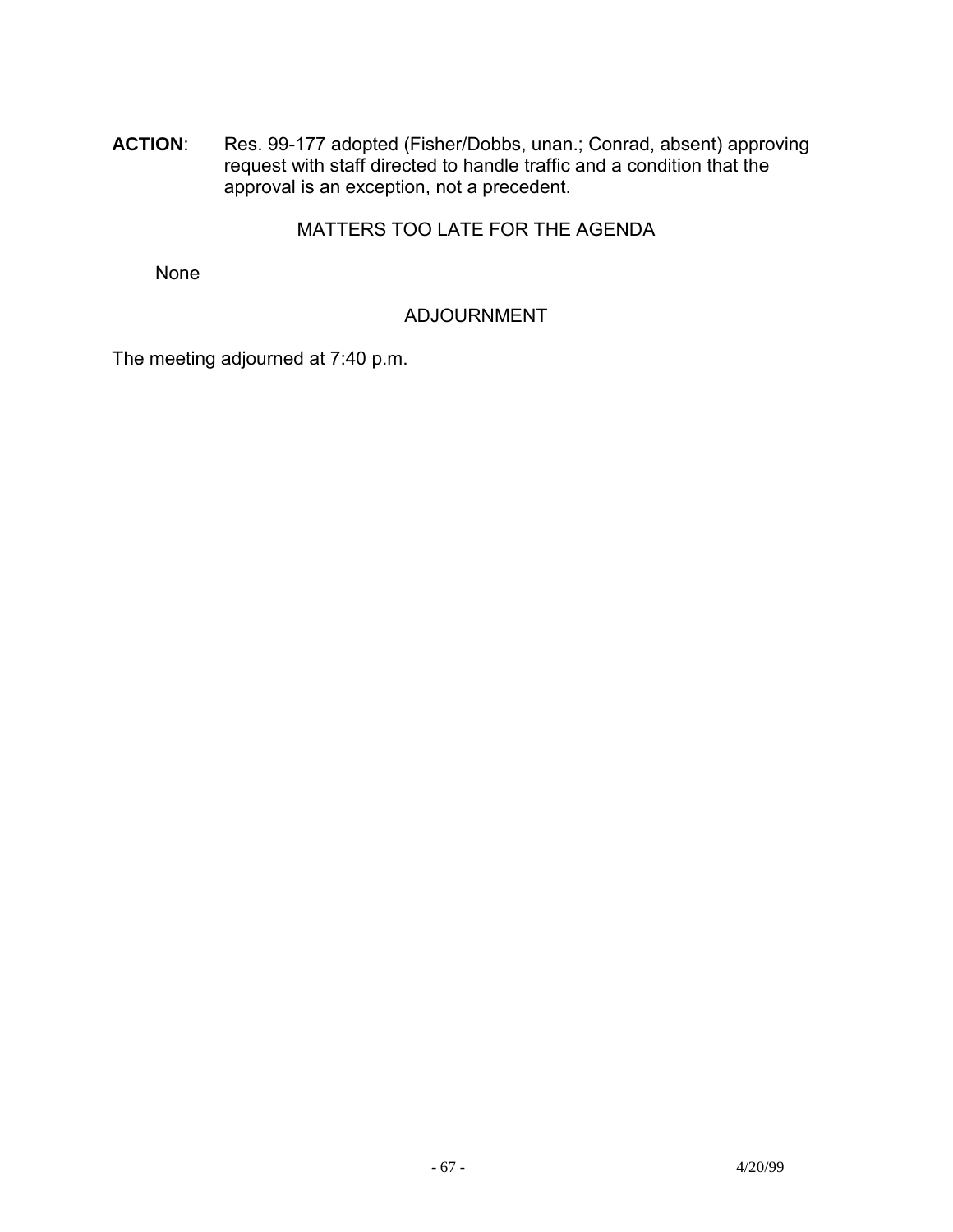**ACTION**: Res. 99-177 adopted (Fisher/Dobbs, unan.; Conrad, absent) approving request with staff directed to handle traffic and a condition that the approval is an exception, not a precedent.

## MATTERS TOO LATE FOR THE AGENDA

None

## ADJOURNMENT

The meeting adjourned at 7:40 p.m.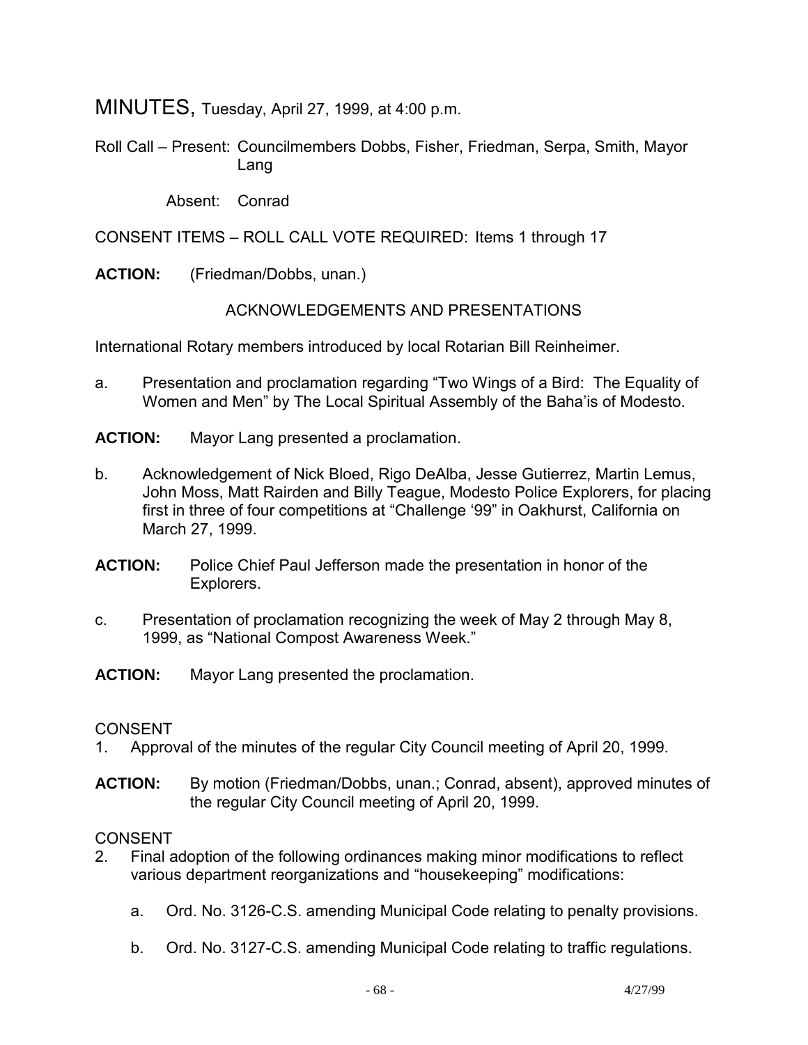# MINUTES, Tuesday, April 27, 1999, at 4:00 p.m.

Roll Call – Present: Councilmembers Dobbs, Fisher, Friedman, Serpa, Smith, Mayor Lang

Absent: Conrad

CONSENT ITEMS – ROLL CALL VOTE REQUIRED: Items 1 through 17

**ACTION:** (Friedman/Dobbs, unan.)

ACKNOWLEDGEMENTS AND PRESENTATIONS

International Rotary members introduced by local Rotarian Bill Reinheimer.

a. Presentation and proclamation regarding "Two Wings of a Bird: The Equality of Women and Men" by The Local Spiritual Assembly of the Baha'is of Modesto.

**ACTION:** Mayor Lang presented a proclamation.

b. Acknowledgement of Nick Bloed, Rigo DeAlba, Jesse Gutierrez, Martin Lemus, John Moss, Matt Rairden and Billy Teague, Modesto Police Explorers, for placing first in three of four competitions at "Challenge '99" in Oakhurst, California on March 27, 1999.

**ACTION:** Police Chief Paul Jefferson made the presentation in honor of the Explorers.

c. Presentation of proclamation recognizing the week of May 2 through May 8, 1999, as "National Compost Awareness Week."

**ACTION:** Mayor Lang presented the proclamation.

CONSENT

1. Approval of the minutes of the regular City Council meeting of April 20, 1999.

**ACTION:** By motion (Friedman/Dobbs, unan.; Conrad, absent), approved minutes of the regular City Council meeting of April 20, 1999.

CONSENT

2. Final adoption of the following ordinances making minor modifications to reflect various department reorganizations and "housekeeping" modifications:

   a. Ord. No. 3126-C.S. amending Municipal Code relating to penalty provisions.

   b. Ord. No. 3127-C.S. amending Municipal Code relating to traffic regulations.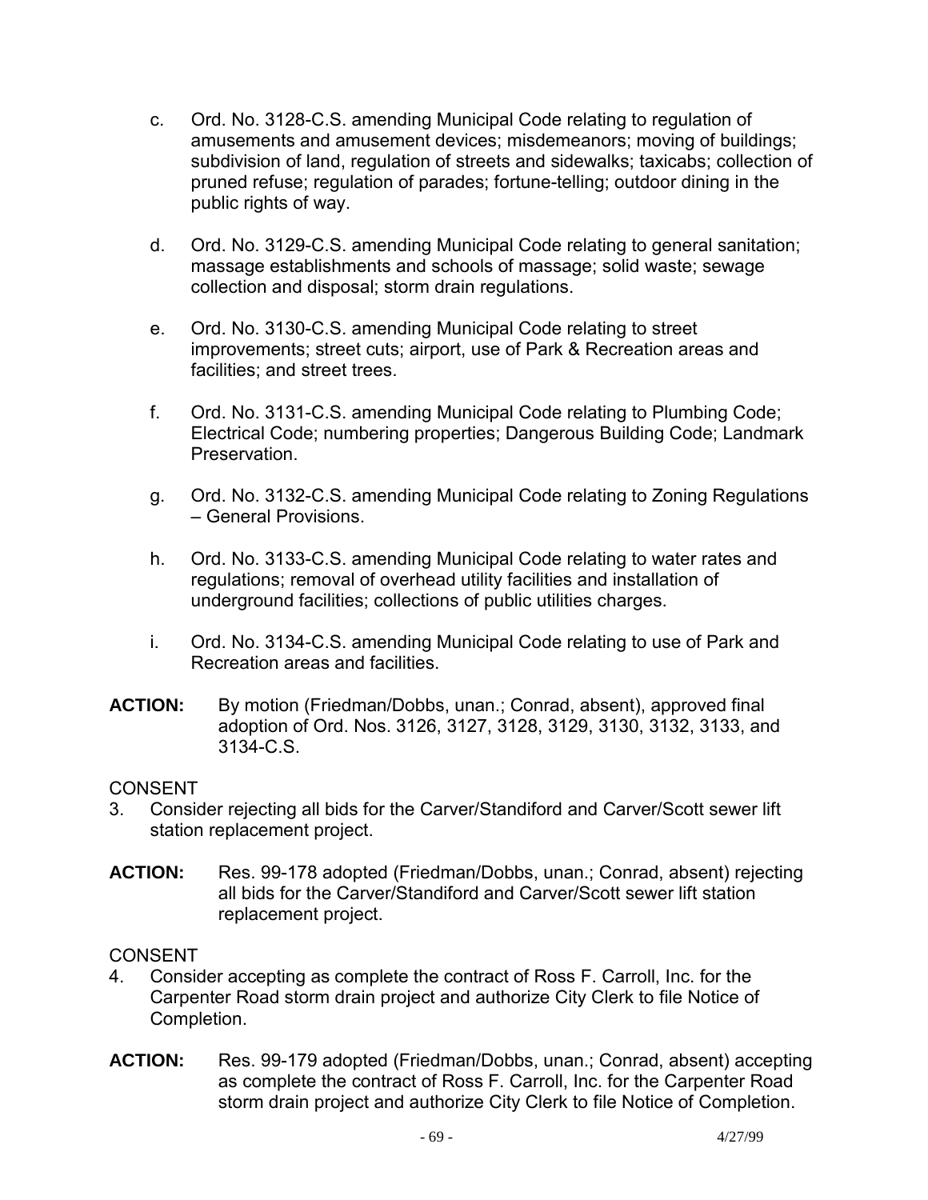c. Ord. No. 3128-C.S. amending Municipal Code relating to regulation of amusements and amusement devices; misdemeanors; moving of buildings; subdivision of land, regulation of streets and sidewalks; taxicabs; collection of pruned refuse; regulation of parades; fortune-telling; outdoor dining in the public rights of way.

d. Ord. No. 3129-C.S. amending Municipal Code relating to general sanitation; massage establishments and schools of massage; solid waste; sewage collection and disposal; storm drain regulations.

e. Ord. No. 3130-C.S. amending Municipal Code relating to street improvements; street cuts; airport, use of Park & Recreation areas and facilities; and street trees.

f. Ord. No. 3131-C.S. amending Municipal Code relating to Plumbing Code; Electrical Code; numbering properties; Dangerous Building Code; Landmark Preservation.

g. Ord. No. 3132-C.S. amending Municipal Code relating to Zoning Regulations – General Provisions.

h. Ord. No. 3133-C.S. amending Municipal Code relating to water rates and regulations; removal of overhead utility facilities and installation of underground facilities; collections of public utilities charges.

i. Ord. No. 3134-C.S. amending Municipal Code relating to use of Park and Recreation areas and facilities.

**ACTION:** By motion (Friedman/Dobbs, unan.; Conrad, absent), approved final adoption of Ord. Nos. 3126, 3127, 3128, 3129, 3130, 3132, 3133, and 3134-C.S.

CONSENT

3. Consider rejecting all bids for the Carver/Standiford and Carver/Scott sewer lift station replacement project.

**ACTION:** Res. 99-178 adopted (Friedman/Dobbs, unan.; Conrad, absent) rejecting all bids for the Carver/Standiford and Carver/Scott sewer lift station replacement project.

CONSENT

4. Consider accepting as complete the contract of Ross F. Carroll, Inc. for the Carpenter Road storm drain project and authorize City Clerk to file Notice of Completion.

**ACTION:** Res. 99-179 adopted (Friedman/Dobbs, unan.; Conrad, absent) accepting as complete the contract of Ross F. Carroll, Inc. for the Carpenter Road storm drain project and authorize City Clerk to file Notice of Completion.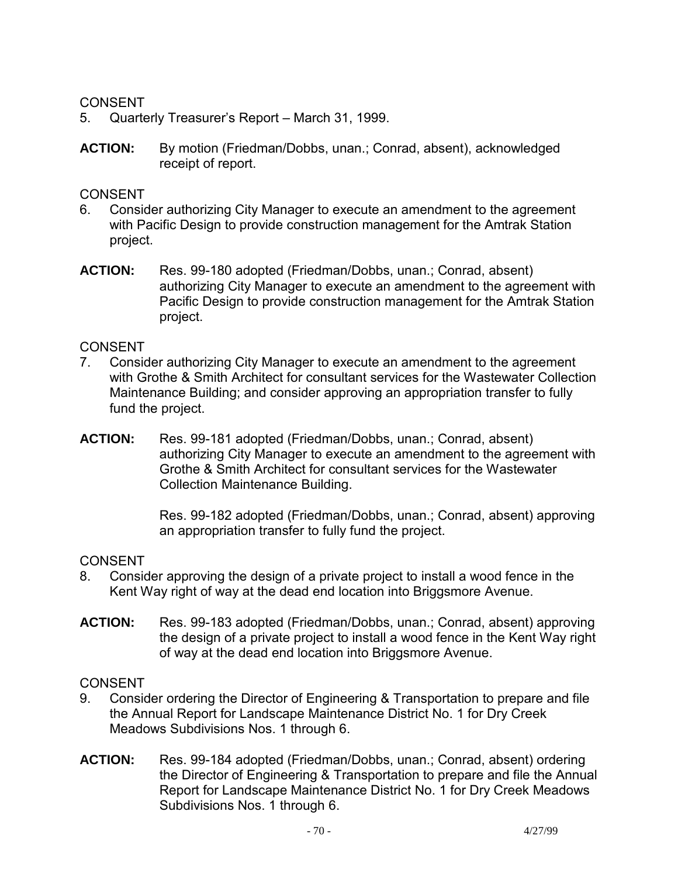CONSENT

5. Quarterly Treasurer's Report – March 31, 1999.

**ACTION:** By motion (Friedman/Dobbs, unan.; Conrad, absent), acknowledged receipt of report.

CONSENT

6. Consider authorizing City Manager to execute an amendment to the agreement with Pacific Design to provide construction management for the Amtrak Station project.

**ACTION:** Res. 99-180 adopted (Friedman/Dobbs, unan.; Conrad, absent) authorizing City Manager to execute an amendment to the agreement with Pacific Design to provide construction management for the Amtrak Station project.

CONSENT

7. Consider authorizing City Manager to execute an amendment to the agreement with Grothe & Smith Architect for consultant services for the Wastewater Collection Maintenance Building; and consider approving an appropriation transfer to fully fund the project.

**ACTION:** Res. 99-181 adopted (Friedman/Dobbs, unan.; Conrad, absent) authorizing City Manager to execute an amendment to the agreement with Grothe & Smith Architect for consultant services for the Wastewater Collection Maintenance Building.

Res. 99-182 adopted (Friedman/Dobbs, unan.; Conrad, absent) approving an appropriation transfer to fully fund the project.

CONSENT

8. Consider approving the design of a private project to install a wood fence in the Kent Way right of way at the dead end location into Briggsmore Avenue.

**ACTION:** Res. 99-183 adopted (Friedman/Dobbs, unan.; Conrad, absent) approving the design of a private project to install a wood fence in the Kent Way right of way at the dead end location into Briggsmore Avenue.

CONSENT

9. Consider ordering the Director of Engineering & Transportation to prepare and file the Annual Report for Landscape Maintenance District No. 1 for Dry Creek Meadows Subdivisions Nos. 1 through 6.

**ACTION:** Res. 99-184 adopted (Friedman/Dobbs, unan.; Conrad, absent) ordering the Director of Engineering & Transportation to prepare and file the Annual Report for Landscape Maintenance District No. 1 for Dry Creek Meadows Subdivisions Nos. 1 through 6.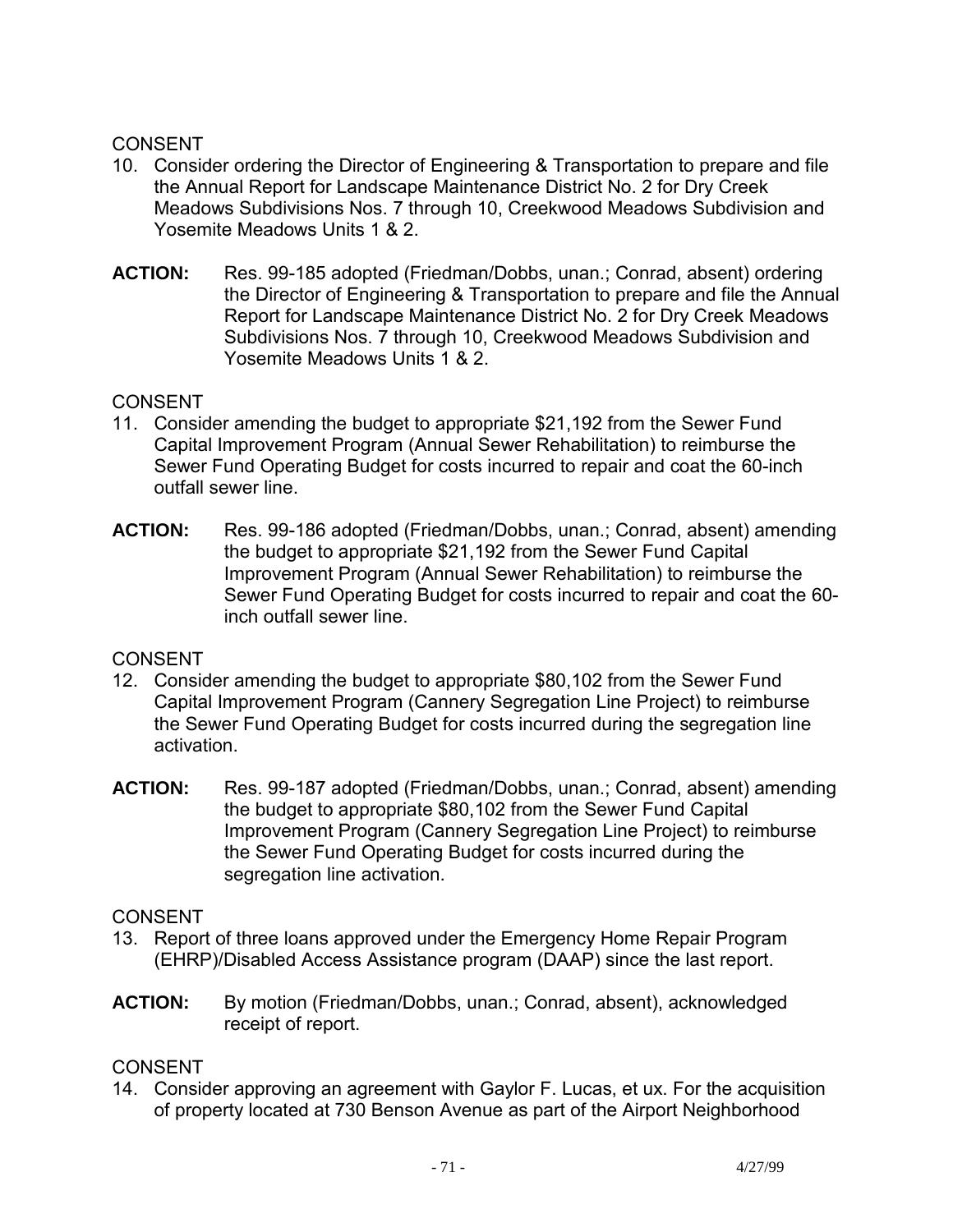CONSENT

10. Consider ordering the Director of Engineering & Transportation to prepare and file the Annual Report for Landscape Maintenance District No. 2 for Dry Creek Meadows Subdivisions Nos. 7 through 10, Creekwood Meadows Subdivision and Yosemite Meadows Units 1 & 2.

**ACTION:** Res. 99-185 adopted (Friedman/Dobbs, unan.; Conrad, absent) ordering the Director of Engineering & Transportation to prepare and file the Annual Report for Landscape Maintenance District No. 2 for Dry Creek Meadows Subdivisions Nos. 7 through 10, Creekwood Meadows Subdivision and Yosemite Meadows Units 1 & 2.

CONSENT

11. Consider amending the budget to appropriate $21,192 from the Sewer Fund Capital Improvement Program (Annual Sewer Rehabilitation) to reimburse the Sewer Fund Operating Budget for costs incurred to repair and coat the 60-inch outfall sewer line.

**ACTION:** Res. 99-186 adopted (Friedman/Dobbs, unan.; Conrad, absent) amending the budget to appropriate $21,192 from the Sewer Fund Capital Improvement Program (Annual Sewer Rehabilitation) to reimburse the Sewer Fund Operating Budget for costs incurred to repair and coat the 60-inch outfall sewer line.

CONSENT

12. Consider amending the budget to appropriate $80,102 from the Sewer Fund Capital Improvement Program (Cannery Segregation Line Project) to reimburse the Sewer Fund Operating Budget for costs incurred during the segregation line activation.

**ACTION:** Res. 99-187 adopted (Friedman/Dobbs, unan.; Conrad, absent) amending the budget to appropriate $80,102 from the Sewer Fund Capital Improvement Program (Cannery Segregation Line Project) to reimburse the Sewer Fund Operating Budget for costs incurred during the segregation line activation.

CONSENT

13. Report of three loans approved under the Emergency Home Repair Program (EHRP)/Disabled Access Assistance program (DAAP) since the last report.

**ACTION:** By motion (Friedman/Dobbs, unan.; Conrad, absent), acknowledged receipt of report.

CONSENT

14. Consider approving an agreement with Gaylor F. Lucas, et ux. For the acquisition of property located at 730 Benson Avenue as part of the Airport Neighborhood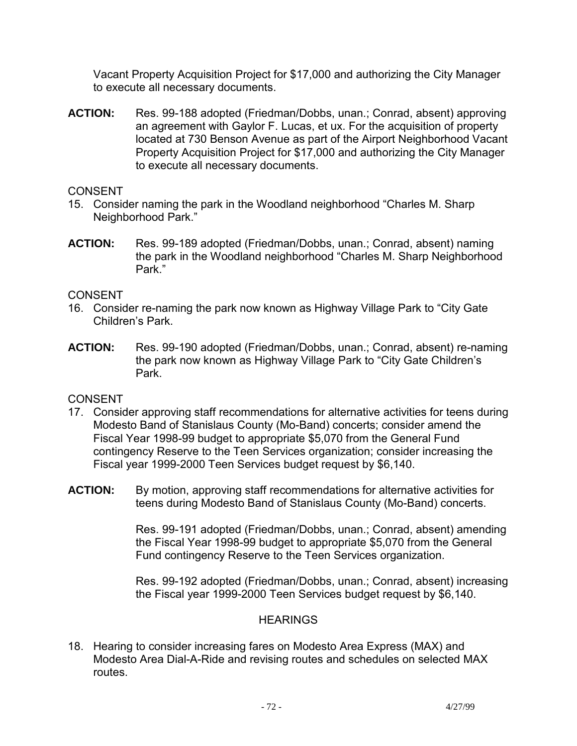Vacant Property Acquisition Project for $17,000 and authorizing the City Manager to execute all necessary documents.

**ACTION:** Res. 99-188 adopted (Friedman/Dobbs, unan.; Conrad, absent) approving an agreement with Gaylor F. Lucas, et ux. For the acquisition of property located at 730 Benson Avenue as part of the Airport Neighborhood Vacant Property Acquisition Project for $17,000 and authorizing the City Manager to execute all necessary documents.

CONSENT

15. Consider naming the park in the Woodland neighborhood "Charles M. Sharp Neighborhood Park."

**ACTION:** Res. 99-189 adopted (Friedman/Dobbs, unan.; Conrad, absent) naming the park in the Woodland neighborhood "Charles M. Sharp Neighborhood Park."

CONSENT

16. Consider re-naming the park now known as Highway Village Park to "City Gate Children's Park.

**ACTION:** Res. 99-190 adopted (Friedman/Dobbs, unan.; Conrad, absent) re-naming the park now known as Highway Village Park to "City Gate Children's Park.

CONSENT

17. Consider approving staff recommendations for alternative activities for teens during Modesto Band of Stanislaus County (Mo-Band) concerts; consider amend the Fiscal Year 1998-99 budget to appropriate $5,070 from the General Fund contingency Reserve to the Teen Services organization; consider increasing the Fiscal year 1999-2000 Teen Services budget request by $6,140.

**ACTION:** By motion, approving staff recommendations for alternative activities for teens during Modesto Band of Stanislaus County (Mo-Band) concerts.

Res. 99-191 adopted (Friedman/Dobbs, unan.; Conrad, absent) amending the Fiscal Year 1998-99 budget to appropriate $5,070 from the General Fund contingency Reserve to the Teen Services organization.

Res. 99-192 adopted (Friedman/Dobbs, unan.; Conrad, absent) increasing the Fiscal year 1999-2000 Teen Services budget request by $6,140.

## HEARINGS

18. Hearing to consider increasing fares on Modesto Area Express (MAX) and Modesto Area Dial-A-Ride and revising routes and schedules on selected MAX routes.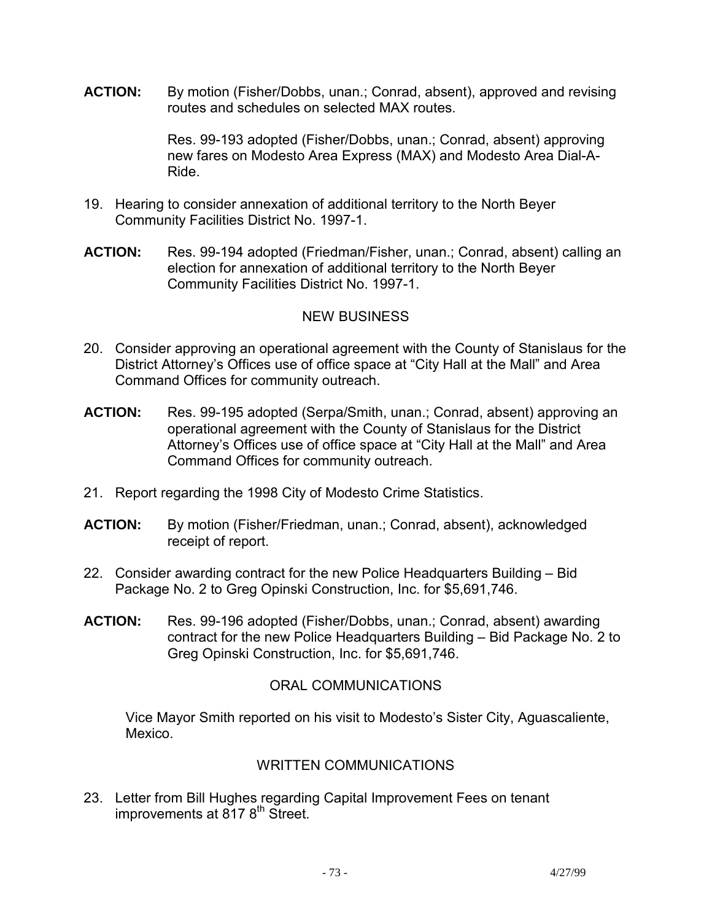**ACTION:** By motion (Fisher/Dobbs, unan.; Conrad, absent), approved and revising routes and schedules on selected MAX routes.

Res. 99-193 adopted (Fisher/Dobbs, unan.; Conrad, absent) approving new fares on Modesto Area Express (MAX) and Modesto Area Dial-A-Ride.

19. Hearing to consider annexation of additional territory to the North Beyer Community Facilities District No. 1997-1.

**ACTION:** Res. 99-194 adopted (Friedman/Fisher, unan.; Conrad, absent) calling an election for annexation of additional territory to the North Beyer Community Facilities District No. 1997-1.

NEW BUSINESS

20. Consider approving an operational agreement with the County of Stanislaus for the District Attorney's Offices use of office space at "City Hall at the Mall" and Area Command Offices for community outreach.

**ACTION:** Res. 99-195 adopted (Serpa/Smith, unan.; Conrad, absent) approving an operational agreement with the County of Stanislaus for the District Attorney's Offices use of office space at "City Hall at the Mall" and Area Command Offices for community outreach.

21. Report regarding the 1998 City of Modesto Crime Statistics.

**ACTION:** By motion (Fisher/Friedman, unan.; Conrad, absent), acknowledged receipt of report.

22. Consider awarding contract for the new Police Headquarters Building – Bid Package No. 2 to Greg Opinski Construction, Inc. for $5,691,746.

**ACTION:** Res. 99-196 adopted (Fisher/Dobbs, unan.; Conrad, absent) awarding contract for the new Police Headquarters Building – Bid Package No. 2 to Greg Opinski Construction, Inc. for $5,691,746.

ORAL COMMUNICATIONS

Vice Mayor Smith reported on his visit to Modesto's Sister City, Aguascaliente, Mexico.

WRITTEN COMMUNICATIONS

23. Letter from Bill Hughes regarding Capital Improvement Fees on tenant improvements at 817 8th Street.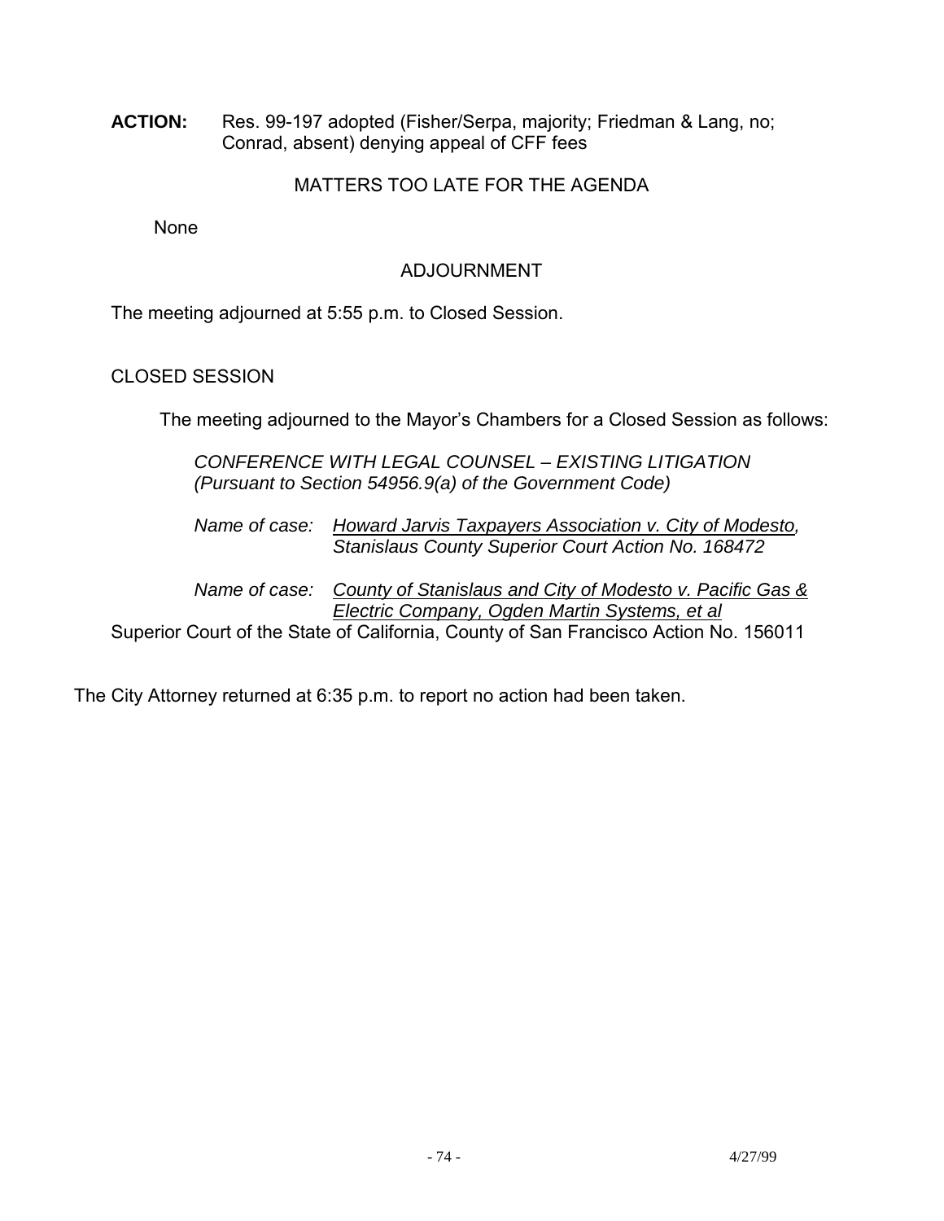**ACTION:** Res. 99-197 adopted (Fisher/Serpa, majority; Friedman & Lang, no; Conrad, absent) denying appeal of CFF fees

## MATTERS TOO LATE FOR THE AGENDA

None

## ADJOURNMENT

The meeting adjourned at 5:55 p.m. to Closed Session.

## CLOSED SESSION

The meeting adjourned to the Mayor's Chambers for a Closed Session as follows:

*CONFERENCE WITH LEGAL COUNSEL – EXISTING LITIGATION (Pursuant to Section 54956.9(a) of the Government Code)*

*Name of case: Howard Jarvis Taxpayers Association v. City of Modesto, Stanislaus County Superior Court Action No. 168472*

*Name of case: County of Stanislaus and City of Modesto v. Pacific Gas & Electric Company, Ogden Martin Systems, et al*
Superior Court of the State of California, County of San Francisco Action No. 156011

The City Attorney returned at 6:35 p.m. to report no action had been taken.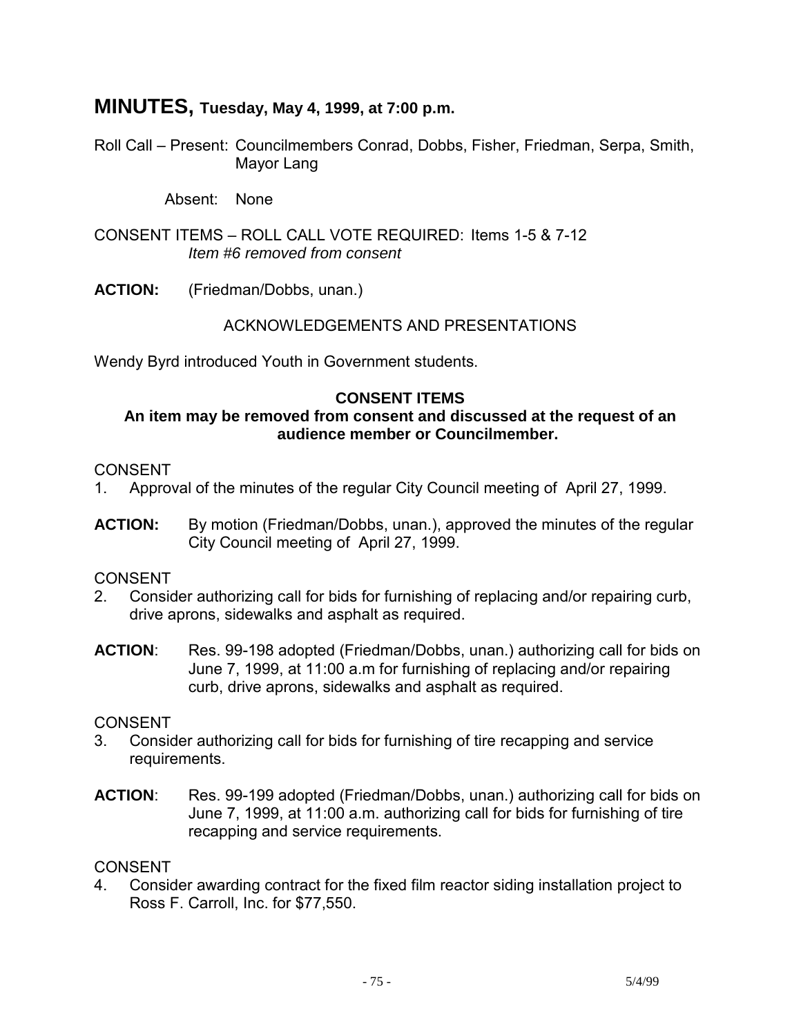# MINUTES, Tuesday, May 4, 1999, at 7:00 p.m.

Roll Call – Present: Councilmembers Conrad, Dobbs, Fisher, Friedman, Serpa, Smith, Mayor Lang

Absent: None

CONSENT ITEMS – ROLL CALL VOTE REQUIRED: Items 1-5 & 7-12
*Item #6 removed from consent*

**ACTION:** (Friedman/Dobbs, unan.)

ACKNOWLEDGEMENTS AND PRESENTATIONS

Wendy Byrd introduced Youth in Government students.

**CONSENT ITEMS**
**An item may be removed from consent and discussed at the request of an audience member or Councilmember.**

CONSENT
1. Approval of the minutes of the regular City Council meeting of April 27, 1999.

**ACTION:** By motion (Friedman/Dobbs, unan.), approved the minutes of the regular City Council meeting of April 27, 1999.

CONSENT
2. Consider authorizing call for bids for furnishing of replacing and/or repairing curb, drive aprons, sidewalks and asphalt as required.

**ACTION**: Res. 99-198 adopted (Friedman/Dobbs, unan.) authorizing call for bids on June 7, 1999, at 11:00 a.m for furnishing of replacing and/or repairing curb, drive aprons, sidewalks and asphalt as required.

CONSENT
3. Consider authorizing call for bids for furnishing of tire recapping and service requirements.

**ACTION**: Res. 99-199 adopted (Friedman/Dobbs, unan.) authorizing call for bids on June 7, 1999, at 11:00 a.m. authorizing call for bids for furnishing of tire recapping and service requirements.

CONSENT
4. Consider awarding contract for the fixed film reactor siding installation project to Ross F. Carroll, Inc. for $77,550.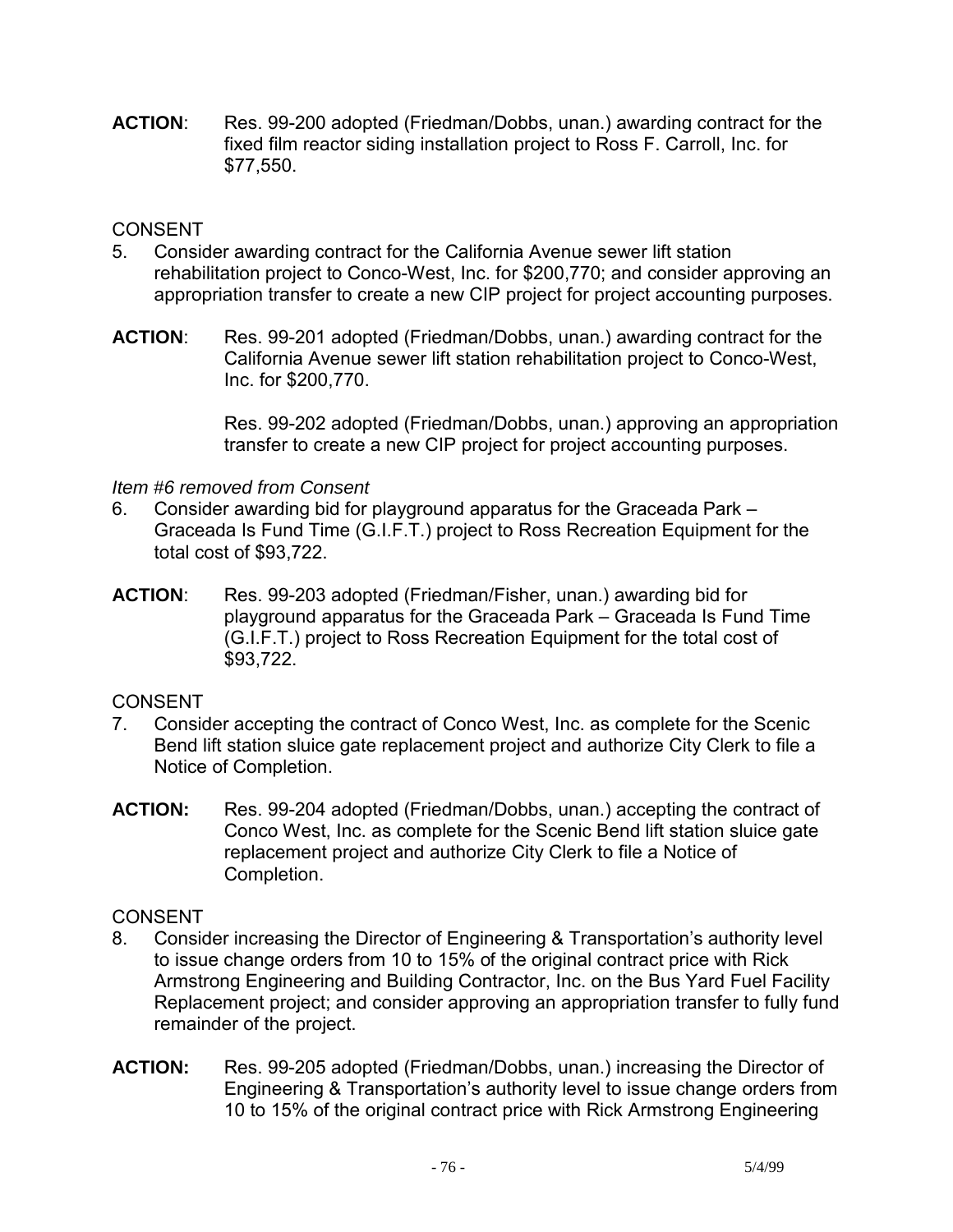**ACTION**: Res. 99-200 adopted (Friedman/Dobbs, unan.) awarding contract for the fixed film reactor siding installation project to Ross F. Carroll, Inc. for $77,550.

CONSENT

5. Consider awarding contract for the California Avenue sewer lift station rehabilitation project to Conco-West, Inc. for $200,770; and consider approving an appropriation transfer to create a new CIP project for project accounting purposes.

**ACTION**: Res. 99-201 adopted (Friedman/Dobbs, unan.) awarding contract for the California Avenue sewer lift station rehabilitation project to Conco-West, Inc. for $200,770.

Res. 99-202 adopted (Friedman/Dobbs, unan.) approving an appropriation transfer to create a new CIP project for project accounting purposes.

*Item #6 removed from Consent*

6. Consider awarding bid for playground apparatus for the Graceada Park – Graceada Is Fund Time (G.I.F.T.) project to Ross Recreation Equipment for the total cost of $93,722.

**ACTION**: Res. 99-203 adopted (Friedman/Fisher, unan.) awarding bid for playground apparatus for the Graceada Park – Graceada Is Fund Time (G.I.F.T.) project to Ross Recreation Equipment for the total cost of $93,722.

CONSENT

7. Consider accepting the contract of Conco West, Inc. as complete for the Scenic Bend lift station sluice gate replacement project and authorize City Clerk to file a Notice of Completion.

**ACTION:** Res. 99-204 adopted (Friedman/Dobbs, unan.) accepting the contract of Conco West, Inc. as complete for the Scenic Bend lift station sluice gate replacement project and authorize City Clerk to file a Notice of Completion.

CONSENT

8. Consider increasing the Director of Engineering & Transportation's authority level to issue change orders from 10 to 15% of the original contract price with Rick Armstrong Engineering and Building Contractor, Inc. on the Bus Yard Fuel Facility Replacement project; and consider approving an appropriation transfer to fully fund remainder of the project.

**ACTION:** Res. 99-205 adopted (Friedman/Dobbs, unan.) increasing the Director of Engineering & Transportation's authority level to issue change orders from 10 to 15% of the original contract price with Rick Armstrong Engineering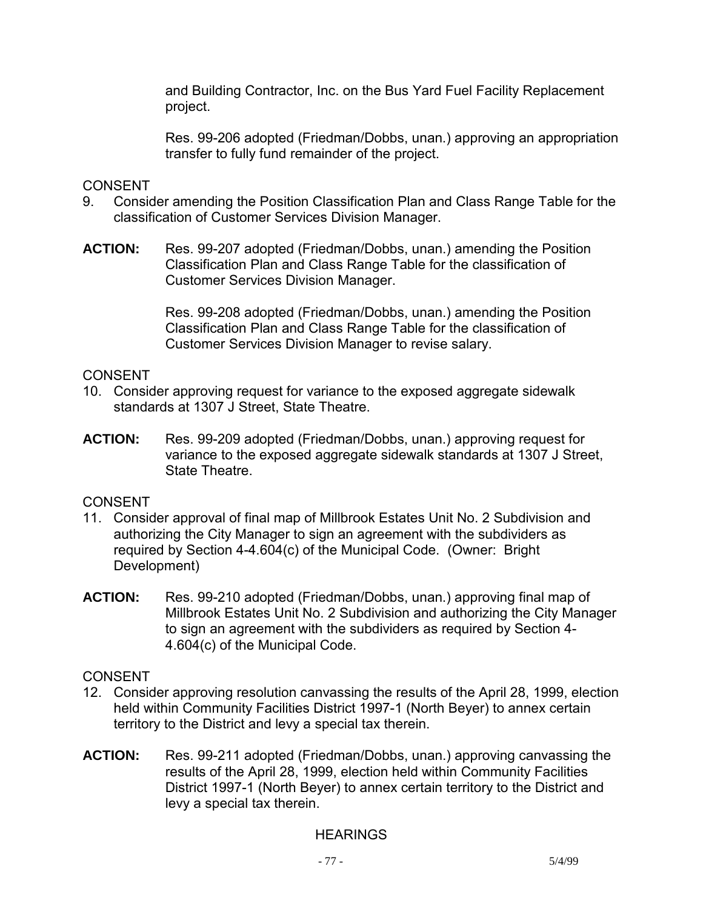and Building Contractor, Inc. on the Bus Yard Fuel Facility Replacement project.

Res. 99-206 adopted (Friedman/Dobbs, unan.) approving an appropriation transfer to fully fund remainder of the project.

CONSENT

9. Consider amending the Position Classification Plan and Class Range Table for the classification of Customer Services Division Manager.

**ACTION:** Res. 99-207 adopted (Friedman/Dobbs, unan.) amending the Position Classification Plan and Class Range Table for the classification of Customer Services Division Manager.

Res. 99-208 adopted (Friedman/Dobbs, unan.) amending the Position Classification Plan and Class Range Table for the classification of Customer Services Division Manager to revise salary.

CONSENT

10. Consider approving request for variance to the exposed aggregate sidewalk standards at 1307 J Street, State Theatre.

**ACTION:** Res. 99-209 adopted (Friedman/Dobbs, unan.) approving request for variance to the exposed aggregate sidewalk standards at 1307 J Street, State Theatre.

CONSENT

11. Consider approval of final map of Millbrook Estates Unit No. 2 Subdivision and authorizing the City Manager to sign an agreement with the subdividers as required by Section 4-4.604(c) of the Municipal Code. (Owner: Bright Development)

**ACTION:** Res. 99-210 adopted (Friedman/Dobbs, unan.) approving final map of Millbrook Estates Unit No. 2 Subdivision and authorizing the City Manager to sign an agreement with the subdividers as required by Section 4-4.604(c) of the Municipal Code.

CONSENT

12. Consider approving resolution canvassing the results of the April 28, 1999, election held within Community Facilities District 1997-1 (North Beyer) to annex certain territory to the District and levy a special tax therein.

**ACTION:** Res. 99-211 adopted (Friedman/Dobbs, unan.) approving canvassing the results of the April 28, 1999, election held within Community Facilities District 1997-1 (North Beyer) to annex certain territory to the District and levy a special tax therein.

HEARINGS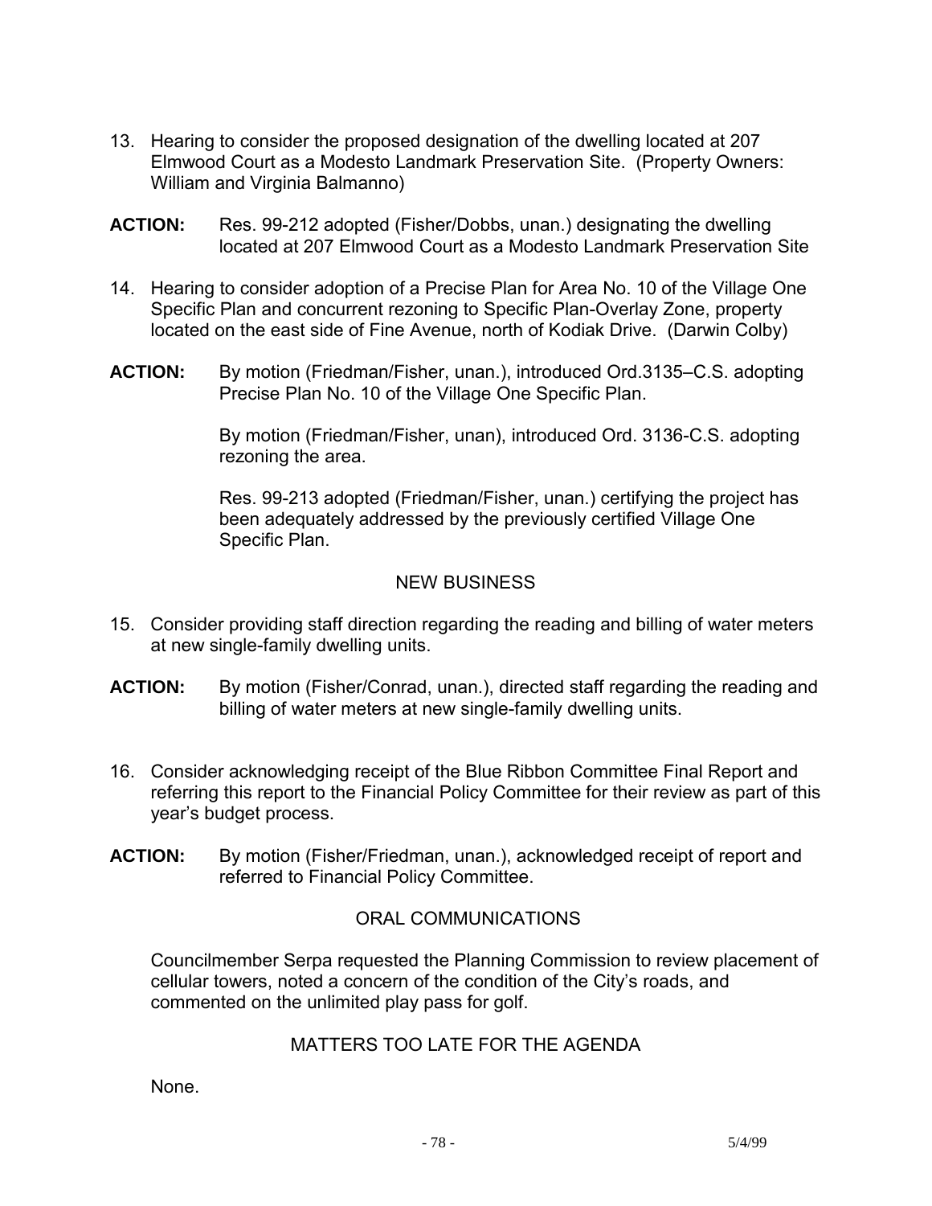13. Hearing to consider the proposed designation of the dwelling located at 207 Elmwood Court as a Modesto Landmark Preservation Site. (Property Owners: William and Virginia Balmanno)

**ACTION:** Res. 99-212 adopted (Fisher/Dobbs, unan.) designating the dwelling located at 207 Elmwood Court as a Modesto Landmark Preservation Site

14. Hearing to consider adoption of a Precise Plan for Area No. 10 of the Village One Specific Plan and concurrent rezoning to Specific Plan-Overlay Zone, property located on the east side of Fine Avenue, north of Kodiak Drive. (Darwin Colby)

**ACTION:** By motion (Friedman/Fisher, unan.), introduced Ord.3135–C.S. adopting Precise Plan No. 10 of the Village One Specific Plan.

By motion (Friedman/Fisher, unan), introduced Ord. 3136-C.S. adopting rezoning the area.

Res. 99-213 adopted (Friedman/Fisher, unan.) certifying the project has been adequately addressed by the previously certified Village One Specific Plan.

## NEW BUSINESS

15. Consider providing staff direction regarding the reading and billing of water meters at new single-family dwelling units.

**ACTION:** By motion (Fisher/Conrad, unan.), directed staff regarding the reading and billing of water meters at new single-family dwelling units.

16. Consider acknowledging receipt of the Blue Ribbon Committee Final Report and referring this report to the Financial Policy Committee for their review as part of this year's budget process.

**ACTION:** By motion (Fisher/Friedman, unan.), acknowledged receipt of report and referred to Financial Policy Committee.

## ORAL COMMUNICATIONS

Councilmember Serpa requested the Planning Commission to review placement of cellular towers, noted a concern of the condition of the City's roads, and commented on the unlimited play pass for golf.

## MATTERS TOO LATE FOR THE AGENDA

None.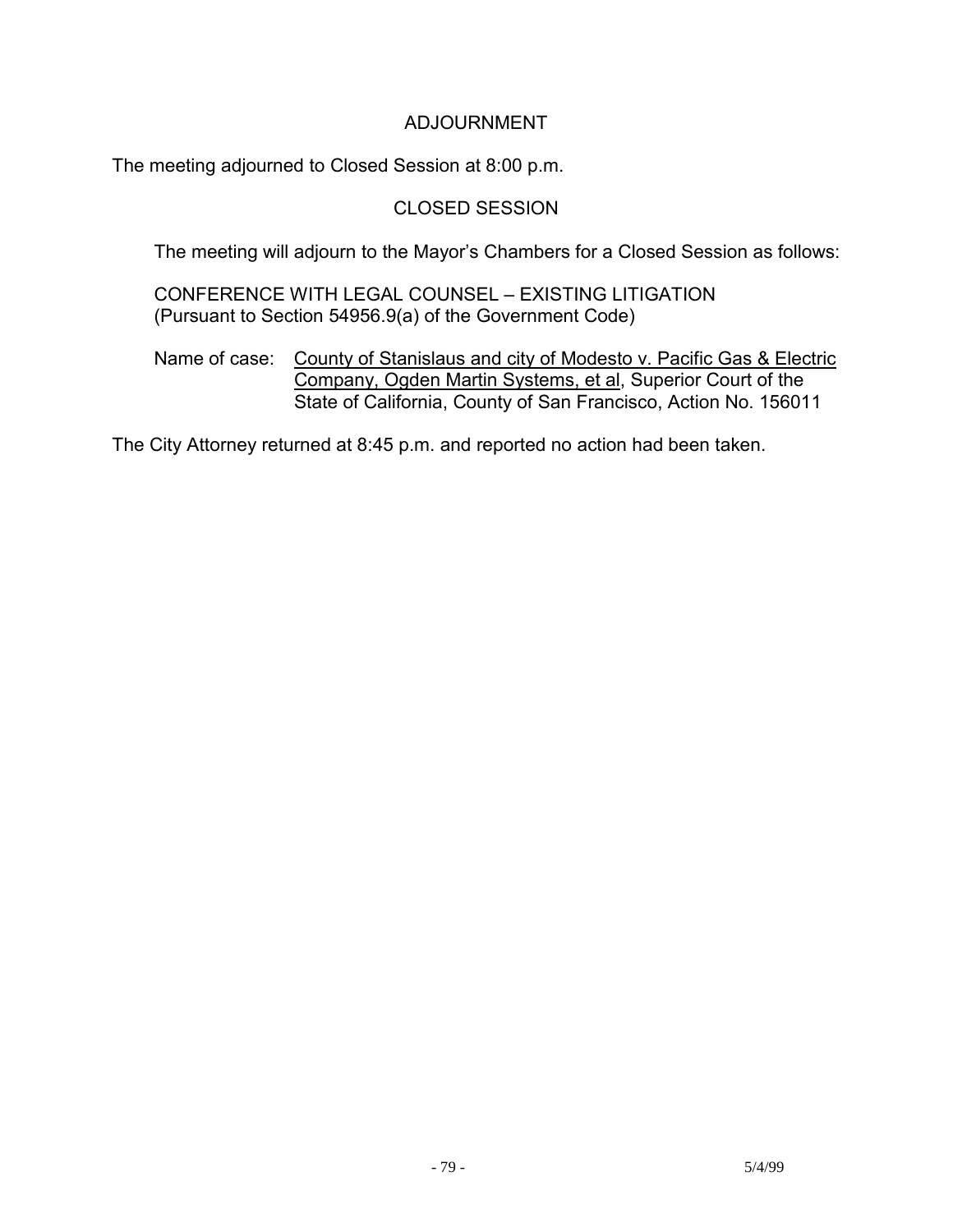## ADJOURNMENT

The meeting adjourned to Closed Session at 8:00 p.m.

## CLOSED SESSION

The meeting will adjourn to the Mayor's Chambers for a Closed Session as follows:

CONFERENCE WITH LEGAL COUNSEL – EXISTING LITIGATION
(Pursuant to Section 54956.9(a) of the Government Code)

Name of case: County of Stanislaus and city of Modesto v. Pacific Gas & Electric Company, Ogden Martin Systems, et al, Superior Court of the State of California, County of San Francisco, Action No. 156011

The City Attorney returned at 8:45 p.m. and reported no action had been taken.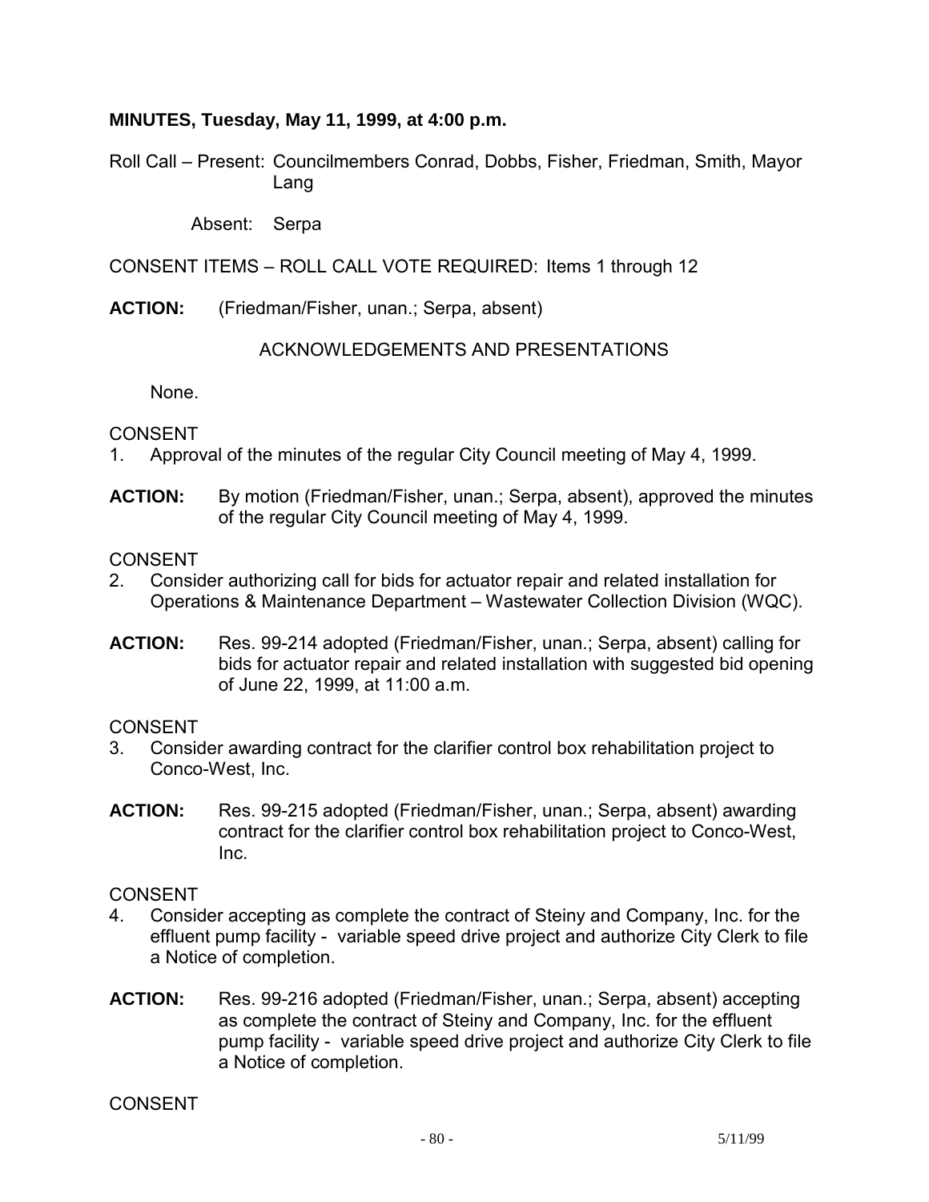**MINUTES, Tuesday, May 11, 1999, at 4:00 p.m.**

Roll Call – Present: Councilmembers Conrad, Dobbs, Fisher, Friedman, Smith, Mayor Lang

Absent: Serpa

CONSENT ITEMS – ROLL CALL VOTE REQUIRED: Items 1 through 12

**ACTION:** (Friedman/Fisher, unan.; Serpa, absent)

ACKNOWLEDGEMENTS AND PRESENTATIONS

None.

CONSENT

1. Approval of the minutes of the regular City Council meeting of May 4, 1999.

**ACTION:** By motion (Friedman/Fisher, unan.; Serpa, absent), approved the minutes of the regular City Council meeting of May 4, 1999.

CONSENT

2. Consider authorizing call for bids for actuator repair and related installation for Operations & Maintenance Department – Wastewater Collection Division (WQC).

**ACTION:** Res. 99-214 adopted (Friedman/Fisher, unan.; Serpa, absent) calling for bids for actuator repair and related installation with suggested bid opening of June 22, 1999, at 11:00 a.m.

CONSENT

3. Consider awarding contract for the clarifier control box rehabilitation project to Conco-West, Inc.

**ACTION:** Res. 99-215 adopted (Friedman/Fisher, unan.; Serpa, absent) awarding contract for the clarifier control box rehabilitation project to Conco-West, Inc.

CONSENT

4. Consider accepting as complete the contract of Steiny and Company, Inc. for the effluent pump facility - variable speed drive project and authorize City Clerk to file a Notice of completion.

**ACTION:** Res. 99-216 adopted (Friedman/Fisher, unan.; Serpa, absent) accepting as complete the contract of Steiny and Company, Inc. for the effluent pump facility - variable speed drive project and authorize City Clerk to file a Notice of completion.

CONSENT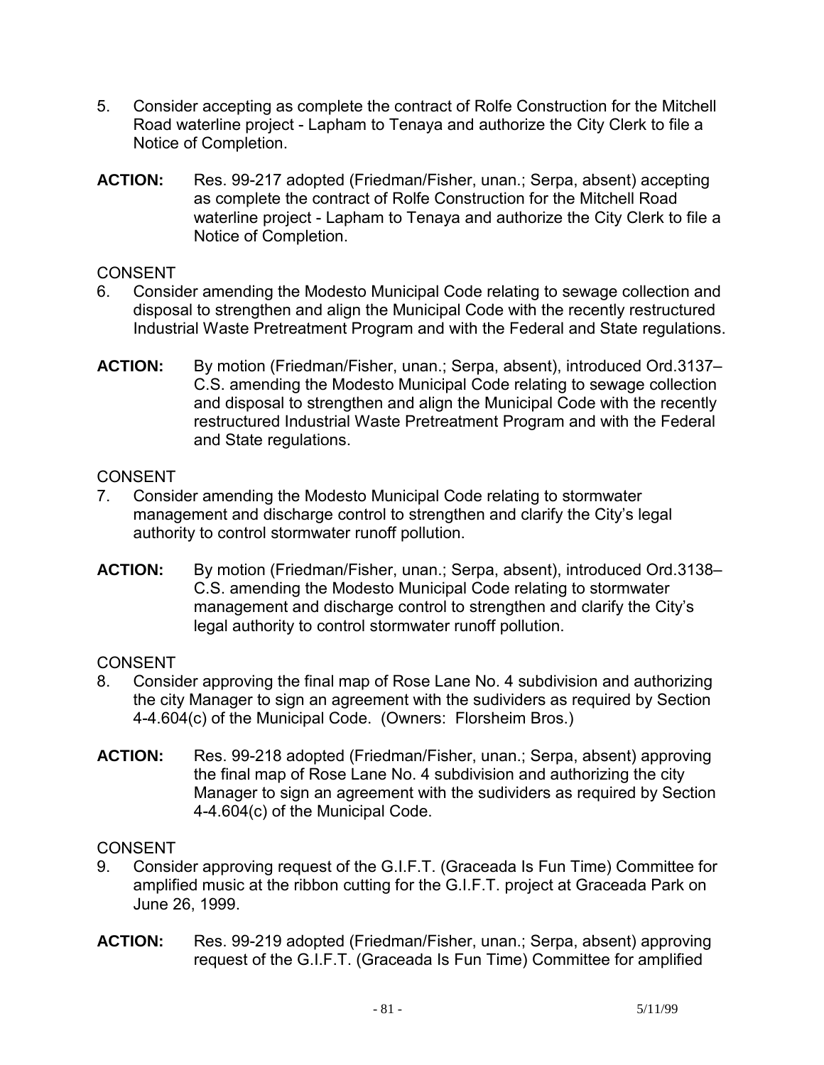5. Consider accepting as complete the contract of Rolfe Construction for the Mitchell Road waterline project - Lapham to Tenaya and authorize the City Clerk to file a Notice of Completion.

**ACTION:** Res. 99-217 adopted (Friedman/Fisher, unan.; Serpa, absent) accepting as complete the contract of Rolfe Construction for the Mitchell Road waterline project - Lapham to Tenaya and authorize the City Clerk to file a Notice of Completion.

CONSENT

6. Consider amending the Modesto Municipal Code relating to sewage collection and disposal to strengthen and align the Municipal Code with the recently restructured Industrial Waste Pretreatment Program and with the Federal and State regulations.

**ACTION:** By motion (Friedman/Fisher, unan.; Serpa, absent), introduced Ord.3137–C.S. amending the Modesto Municipal Code relating to sewage collection and disposal to strengthen and align the Municipal Code with the recently restructured Industrial Waste Pretreatment Program and with the Federal and State regulations.

CONSENT

7. Consider amending the Modesto Municipal Code relating to stormwater management and discharge control to strengthen and clarify the City's legal authority to control stormwater runoff pollution.

**ACTION:** By motion (Friedman/Fisher, unan.; Serpa, absent), introduced Ord.3138–C.S. amending the Modesto Municipal Code relating to stormwater management and discharge control to strengthen and clarify the City's legal authority to control stormwater runoff pollution.

CONSENT

8. Consider approving the final map of Rose Lane No. 4 subdivision and authorizing the city Manager to sign an agreement with the sudividers as required by Section 4-4.604(c) of the Municipal Code. (Owners: Florsheim Bros.)

**ACTION:** Res. 99-218 adopted (Friedman/Fisher, unan.; Serpa, absent) approving the final map of Rose Lane No. 4 subdivision and authorizing the city Manager to sign an agreement with the sudividers as required by Section 4-4.604(c) of the Municipal Code.

CONSENT

9. Consider approving request of the G.I.F.T. (Graceada Is Fun Time) Committee for amplified music at the ribbon cutting for the G.I.F.T. project at Graceada Park on June 26, 1999.

**ACTION:** Res. 99-219 adopted (Friedman/Fisher, unan.; Serpa, absent) approving request of the G.I.F.T. (Graceada Is Fun Time) Committee for amplified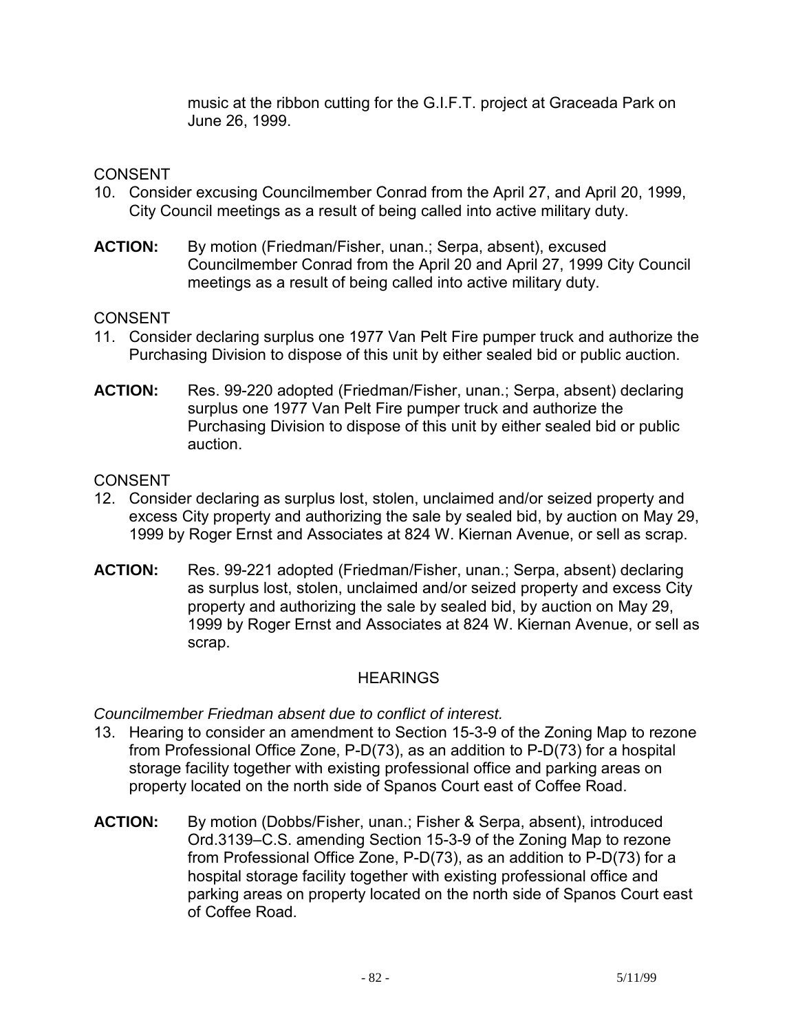music at the ribbon cutting for the G.I.F.T. project at Graceada Park on June 26, 1999.

CONSENT

10. Consider excusing Councilmember Conrad from the April 27, and April 20, 1999, City Council meetings as a result of being called into active military duty.

**ACTION:** By motion (Friedman/Fisher, unan.; Serpa, absent), excused Councilmember Conrad from the April 20 and April 27, 1999 City Council meetings as a result of being called into active military duty.

CONSENT

11. Consider declaring surplus one 1977 Van Pelt Fire pumper truck and authorize the Purchasing Division to dispose of this unit by either sealed bid or public auction.

**ACTION:** Res. 99-220 adopted (Friedman/Fisher, unan.; Serpa, absent) declaring surplus one 1977 Van Pelt Fire pumper truck and authorize the Purchasing Division to dispose of this unit by either sealed bid or public auction.

CONSENT

12. Consider declaring as surplus lost, stolen, unclaimed and/or seized property and excess City property and authorizing the sale by sealed bid, by auction on May 29, 1999 by Roger Ernst and Associates at 824 W. Kiernan Avenue, or sell as scrap.

**ACTION:** Res. 99-221 adopted (Friedman/Fisher, unan.; Serpa, absent) declaring as surplus lost, stolen, unclaimed and/or seized property and excess City property and authorizing the sale by sealed bid, by auction on May 29, 1999 by Roger Ernst and Associates at 824 W. Kiernan Avenue, or sell as scrap.

HEARINGS

*Councilmember Friedman absent due to conflict of interest.*

13. Hearing to consider an amendment to Section 15-3-9 of the Zoning Map to rezone from Professional Office Zone, P-D(73), as an addition to P-D(73) for a hospital storage facility together with existing professional office and parking areas on property located on the north side of Spanos Court east of Coffee Road.

**ACTION:** By motion (Dobbs/Fisher, unan.; Fisher & Serpa, absent), introduced Ord.3139–C.S. amending Section 15-3-9 of the Zoning Map to rezone from Professional Office Zone, P-D(73), as an addition to P-D(73) for a hospital storage facility together with existing professional office and parking areas on property located on the north side of Spanos Court east of Coffee Road.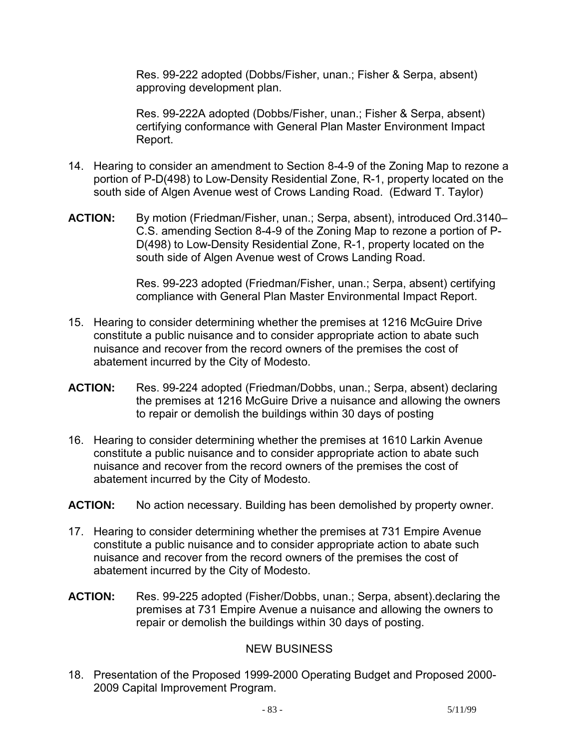Res. 99-222 adopted (Dobbs/Fisher, unan.; Fisher & Serpa, absent) approving development plan.

Res. 99-222A adopted (Dobbs/Fisher, unan.; Fisher & Serpa, absent) certifying conformance with General Plan Master Environment Impact Report.

14. Hearing to consider an amendment to Section 8-4-9 of the Zoning Map to rezone a portion of P-D(498) to Low-Density Residential Zone, R-1, property located on the south side of Algen Avenue west of Crows Landing Road. (Edward T. Taylor)

**ACTION:** By motion (Friedman/Fisher, unan.; Serpa, absent), introduced Ord.3140–C.S. amending Section 8-4-9 of the Zoning Map to rezone a portion of P-D(498) to Low-Density Residential Zone, R-1, property located on the south side of Algen Avenue west of Crows Landing Road.

Res. 99-223 adopted (Friedman/Fisher, unan.; Serpa, absent) certifying compliance with General Plan Master Environmental Impact Report.

15. Hearing to consider determining whether the premises at 1216 McGuire Drive constitute a public nuisance and to consider appropriate action to abate such nuisance and recover from the record owners of the premises the cost of abatement incurred by the City of Modesto.

**ACTION:** Res. 99-224 adopted (Friedman/Dobbs, unan.; Serpa, absent) declaring the premises at 1216 McGuire Drive a nuisance and allowing the owners to repair or demolish the buildings within 30 days of posting

16. Hearing to consider determining whether the premises at 1610 Larkin Avenue constitute a public nuisance and to consider appropriate action to abate such nuisance and recover from the record owners of the premises the cost of abatement incurred by the City of Modesto.

**ACTION:** No action necessary. Building has been demolished by property owner.

17. Hearing to consider determining whether the premises at 731 Empire Avenue constitute a public nuisance and to consider appropriate action to abate such nuisance and recover from the record owners of the premises the cost of abatement incurred by the City of Modesto.

**ACTION:** Res. 99-225 adopted (Fisher/Dobbs, unan.; Serpa, absent).declaring the premises at 731 Empire Avenue a nuisance and allowing the owners to repair or demolish the buildings within 30 days of posting.

## NEW BUSINESS

18. Presentation of the Proposed 1999-2000 Operating Budget and Proposed 2000-2009 Capital Improvement Program.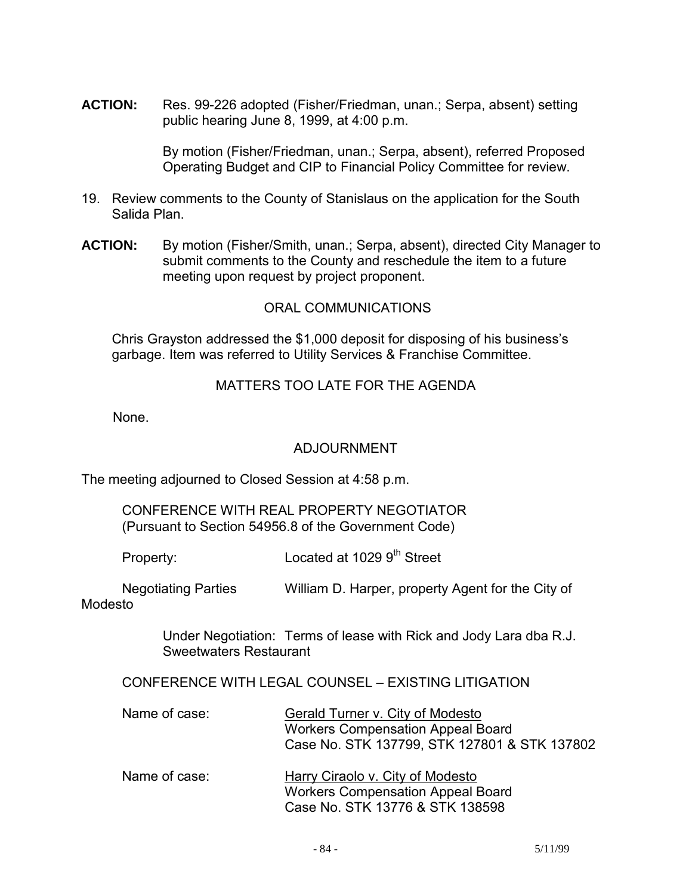**ACTION:** Res. 99-226 adopted (Fisher/Friedman, unan.; Serpa, absent) setting public hearing June 8, 1999, at 4:00 p.m.

By motion (Fisher/Friedman, unan.; Serpa, absent), referred Proposed Operating Budget and CIP to Financial Policy Committee for review.

19. Review comments to the County of Stanislaus on the application for the South Salida Plan.

**ACTION:** By motion (Fisher/Smith, unan.; Serpa, absent), directed City Manager to submit comments to the County and reschedule the item to a future meeting upon request by project proponent.

ORAL COMMUNICATIONS

Chris Grayston addressed the $1,000 deposit for disposing of his business's garbage. Item was referred to Utility Services & Franchise Committee.

MATTERS TOO LATE FOR THE AGENDA

None.

ADJOURNMENT

The meeting adjourned to Closed Session at 4:58 p.m.

CONFERENCE WITH REAL PROPERTY NEGOTIATOR
(Pursuant to Section 54956.8 of the Government Code)

Property: Located at 1029 9th Street

Negotiating Parties William D. Harper, property Agent for the City of Modesto

Under Negotiation: Terms of lease with Rick and Jody Lara dba R.J. Sweetwaters Restaurant

CONFERENCE WITH LEGAL COUNSEL – EXISTING LITIGATION

Name of case: Gerald Turner v. City of Modesto
Workers Compensation Appeal Board
Case No. STK 137799, STK 127801 & STK 137802

Name of case: Harry Ciraolo v. City of Modesto
Workers Compensation Appeal Board
Case No. STK 13776 & STK 138598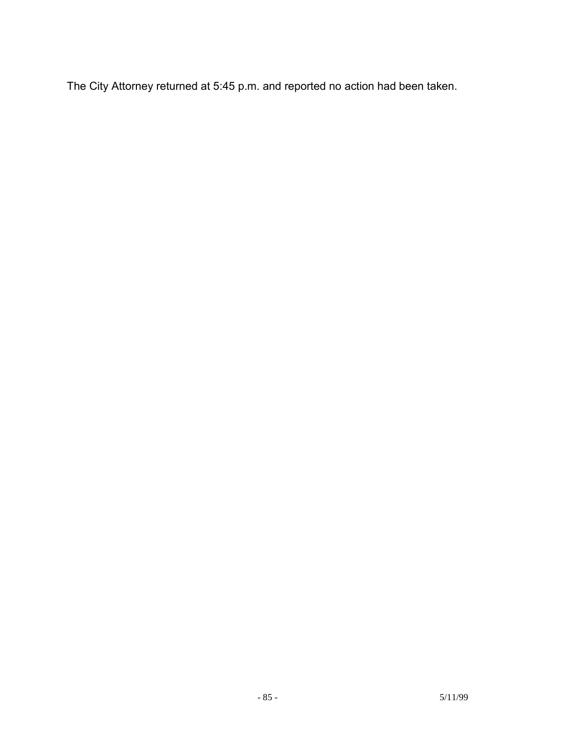The City Attorney returned at 5:45 p.m. and reported no action had been taken.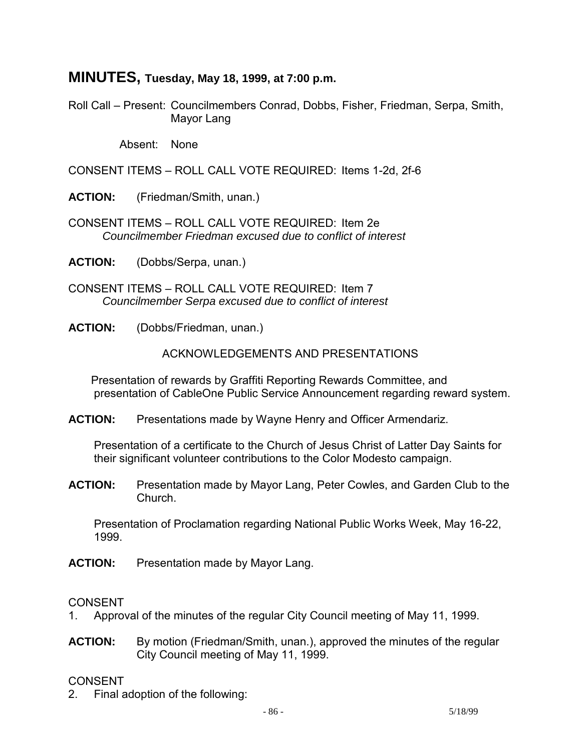# MINUTES, Tuesday, May 18, 1999, at 7:00 p.m.

Roll Call – Present: Councilmembers Conrad, Dobbs, Fisher, Friedman, Serpa, Smith, Mayor Lang

Absent: None

CONSENT ITEMS – ROLL CALL VOTE REQUIRED: Items 1-2d, 2f-6

**ACTION:** (Friedman/Smith, unan.)

CONSENT ITEMS – ROLL CALL VOTE REQUIRED: Item 2e
*Councilmember Friedman excused due to conflict of interest*

**ACTION:** (Dobbs/Serpa, unan.)

CONSENT ITEMS – ROLL CALL VOTE REQUIRED: Item 7
*Councilmember Serpa excused due to conflict of interest*

**ACTION:** (Dobbs/Friedman, unan.)

ACKNOWLEDGEMENTS AND PRESENTATIONS

Presentation of rewards by Graffiti Reporting Rewards Committee, and presentation of CableOne Public Service Announcement regarding reward system.

**ACTION:** Presentations made by Wayne Henry and Officer Armendariz.

Presentation of a certificate to the Church of Jesus Christ of Latter Day Saints for their significant volunteer contributions to the Color Modesto campaign.

**ACTION:** Presentation made by Mayor Lang, Peter Cowles, and Garden Club to the Church.

Presentation of Proclamation regarding National Public Works Week, May 16-22, 1999.

**ACTION:** Presentation made by Mayor Lang.

CONSENT

1. Approval of the minutes of the regular City Council meeting of May 11, 1999.

**ACTION:** By motion (Friedman/Smith, unan.), approved the minutes of the regular City Council meeting of May 11, 1999.

CONSENT

2. Final adoption of the following: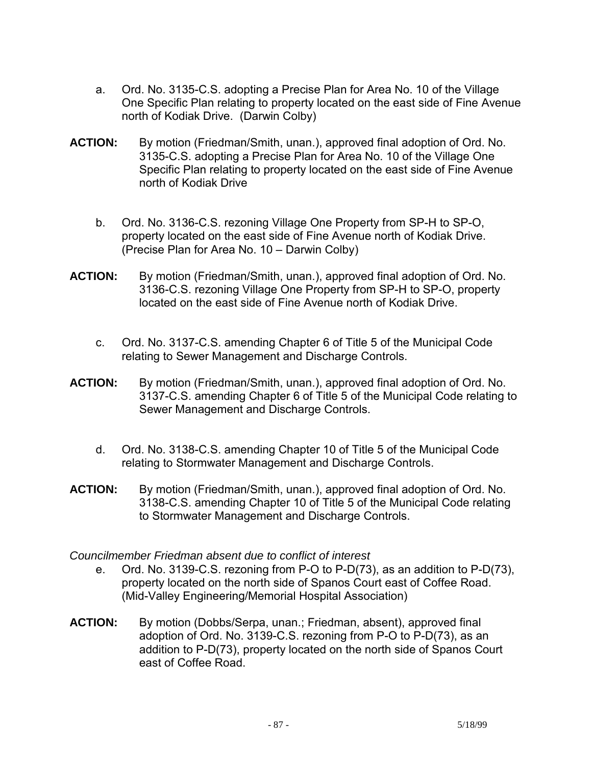a. Ord. No. 3135-C.S. adopting a Precise Plan for Area No. 10 of the Village One Specific Plan relating to property located on the east side of Fine Avenue north of Kodiak Drive. (Darwin Colby)

**ACTION:** By motion (Friedman/Smith, unan.), approved final adoption of Ord. No. 3135-C.S. adopting a Precise Plan for Area No. 10 of the Village One Specific Plan relating to property located on the east side of Fine Avenue north of Kodiak Drive

b. Ord. No. 3136-C.S. rezoning Village One Property from SP-H to SP-O, property located on the east side of Fine Avenue north of Kodiak Drive. (Precise Plan for Area No. 10 – Darwin Colby)

**ACTION:** By motion (Friedman/Smith, unan.), approved final adoption of Ord. No. 3136-C.S. rezoning Village One Property from SP-H to SP-O, property located on the east side of Fine Avenue north of Kodiak Drive.

c. Ord. No. 3137-C.S. amending Chapter 6 of Title 5 of the Municipal Code relating to Sewer Management and Discharge Controls.

**ACTION:** By motion (Friedman/Smith, unan.), approved final adoption of Ord. No. 3137-C.S. amending Chapter 6 of Title 5 of the Municipal Code relating to Sewer Management and Discharge Controls.

d. Ord. No. 3138-C.S. amending Chapter 10 of Title 5 of the Municipal Code relating to Stormwater Management and Discharge Controls.

**ACTION:** By motion (Friedman/Smith, unan.), approved final adoption of Ord. No. 3138-C.S. amending Chapter 10 of Title 5 of the Municipal Code relating to Stormwater Management and Discharge Controls.

*Councilmember Friedman absent due to conflict of interest*

e. Ord. No. 3139-C.S. rezoning from P-O to P-D(73), as an addition to P-D(73), property located on the north side of Spanos Court east of Coffee Road. (Mid-Valley Engineering/Memorial Hospital Association)

**ACTION:** By motion (Dobbs/Serpa, unan.; Friedman, absent), approved final adoption of Ord. No. 3139-C.S. rezoning from P-O to P-D(73), as an addition to P-D(73), property located on the north side of Spanos Court east of Coffee Road.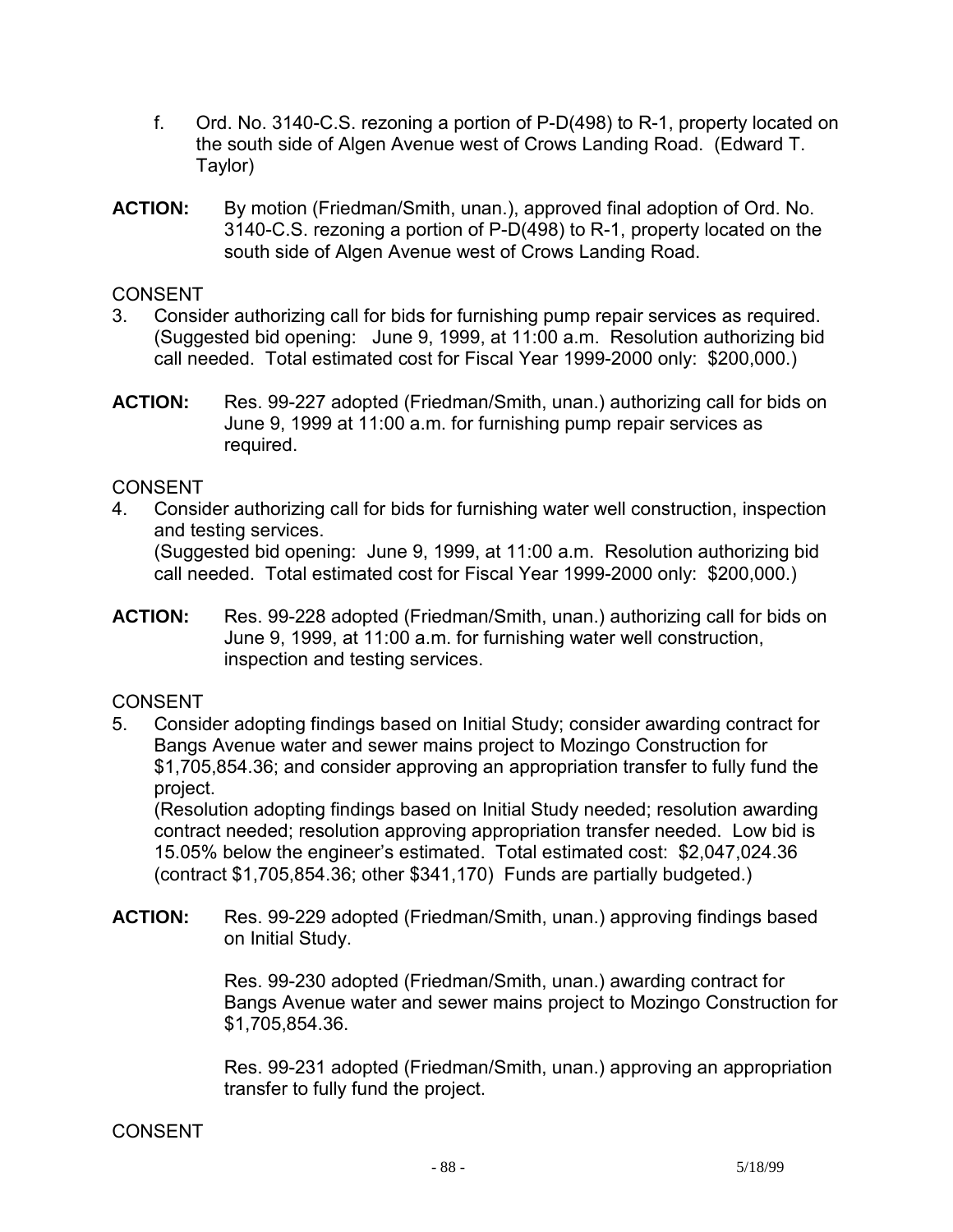f. Ord. No. 3140-C.S. rezoning a portion of P-D(498) to R-1, property located on the south side of Algen Avenue west of Crows Landing Road. (Edward T. Taylor)

**ACTION:** By motion (Friedman/Smith, unan.), approved final adoption of Ord. No. 3140-C.S. rezoning a portion of P-D(498) to R-1, property located on the south side of Algen Avenue west of Crows Landing Road.

CONSENT

3. Consider authorizing call for bids for furnishing pump repair services as required. (Suggested bid opening: June 9, 1999, at 11:00 a.m. Resolution authorizing bid call needed. Total estimated cost for Fiscal Year 1999-2000 only: $200,000.)

**ACTION:** Res. 99-227 adopted (Friedman/Smith, unan.) authorizing call for bids on June 9, 1999 at 11:00 a.m. for furnishing pump repair services as required.

CONSENT

4. Consider authorizing call for bids for furnishing water well construction, inspection and testing services.
(Suggested bid opening: June 9, 1999, at 11:00 a.m. Resolution authorizing bid call needed. Total estimated cost for Fiscal Year 1999-2000 only: $200,000.)

**ACTION:** Res. 99-228 adopted (Friedman/Smith, unan.) authorizing call for bids on June 9, 1999, at 11:00 a.m. for furnishing water well construction, inspection and testing services.

CONSENT

5. Consider adopting findings based on Initial Study; consider awarding contract for Bangs Avenue water and sewer mains project to Mozingo Construction for $1,705,854.36; and consider approving an appropriation transfer to fully fund the project.
(Resolution adopting findings based on Initial Study needed; resolution awarding contract needed; resolution approving appropriation transfer needed. Low bid is 15.05% below the engineer's estimated. Total estimated cost: $2,047,024.36 (contract $1,705,854.36; other $341,170) Funds are partially budgeted.)

**ACTION:** Res. 99-229 adopted (Friedman/Smith, unan.) approving findings based on Initial Study.

Res. 99-230 adopted (Friedman/Smith, unan.) awarding contract for Bangs Avenue water and sewer mains project to Mozingo Construction for $1,705,854.36.

Res. 99-231 adopted (Friedman/Smith, unan.) approving an appropriation transfer to fully fund the project.

CONSENT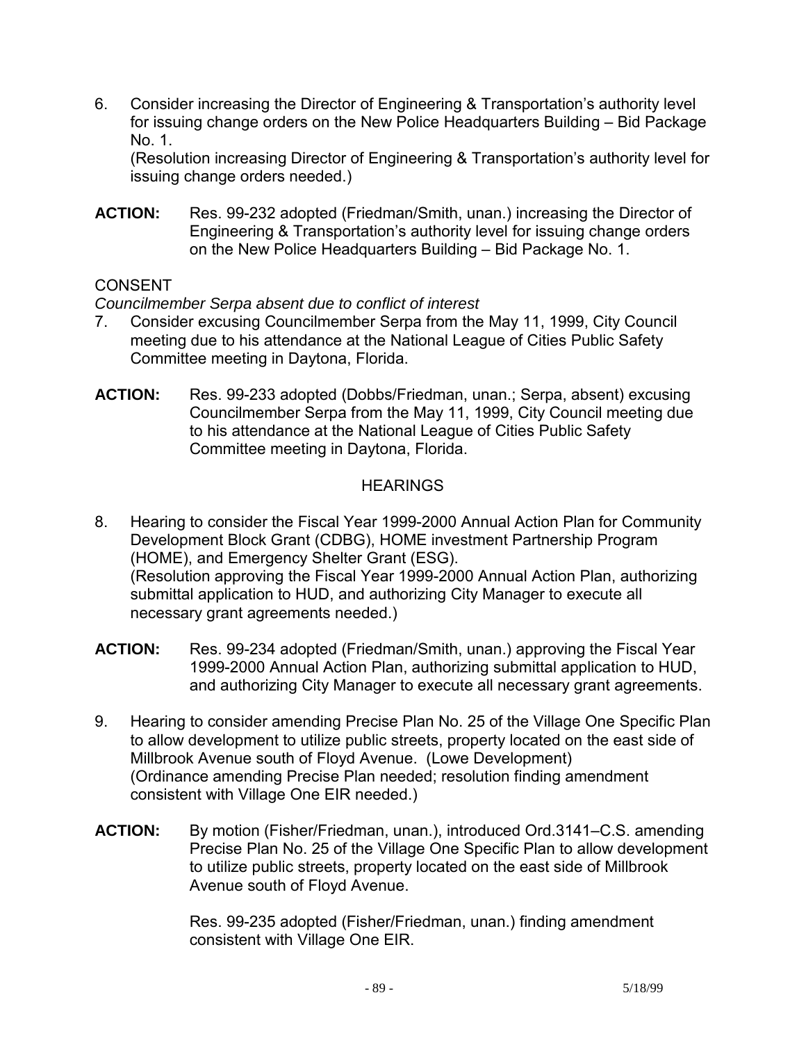6. Consider increasing the Director of Engineering & Transportation's authority level for issuing change orders on the New Police Headquarters Building – Bid Package No. 1.
   (Resolution increasing Director of Engineering & Transportation's authority level for issuing change orders needed.)

**ACTION:** Res. 99-232 adopted (Friedman/Smith, unan.) increasing the Director of Engineering & Transportation's authority level for issuing change orders on the New Police Headquarters Building – Bid Package No. 1.

CONSENT

*Councilmember Serpa absent due to conflict of interest*

7. Consider excusing Councilmember Serpa from the May 11, 1999, City Council meeting due to his attendance at the National League of Cities Public Safety Committee meeting in Daytona, Florida.

**ACTION:** Res. 99-233 adopted (Dobbs/Friedman, unan.; Serpa, absent) excusing Councilmember Serpa from the May 11, 1999, City Council meeting due to his attendance at the National League of Cities Public Safety Committee meeting in Daytona, Florida.

## HEARINGS

8. Hearing to consider the Fiscal Year 1999-2000 Annual Action Plan for Community Development Block Grant (CDBG), HOME investment Partnership Program (HOME), and Emergency Shelter Grant (ESG).
   (Resolution approving the Fiscal Year 1999-2000 Annual Action Plan, authorizing submittal application to HUD, and authorizing City Manager to execute all necessary grant agreements needed.)

**ACTION:** Res. 99-234 adopted (Friedman/Smith, unan.) approving the Fiscal Year 1999-2000 Annual Action Plan, authorizing submittal application to HUD, and authorizing City Manager to execute all necessary grant agreements.

9. Hearing to consider amending Precise Plan No. 25 of the Village One Specific Plan to allow development to utilize public streets, property located on the east side of Millbrook Avenue south of Floyd Avenue. (Lowe Development)
   (Ordinance amending Precise Plan needed; resolution finding amendment consistent with Village One EIR needed.)

**ACTION:** By motion (Fisher/Friedman, unan.), introduced Ord.3141–C.S. amending Precise Plan No. 25 of the Village One Specific Plan to allow development to utilize public streets, property located on the east side of Millbrook Avenue south of Floyd Avenue.

Res. 99-235 adopted (Fisher/Friedman, unan.) finding amendment consistent with Village One EIR.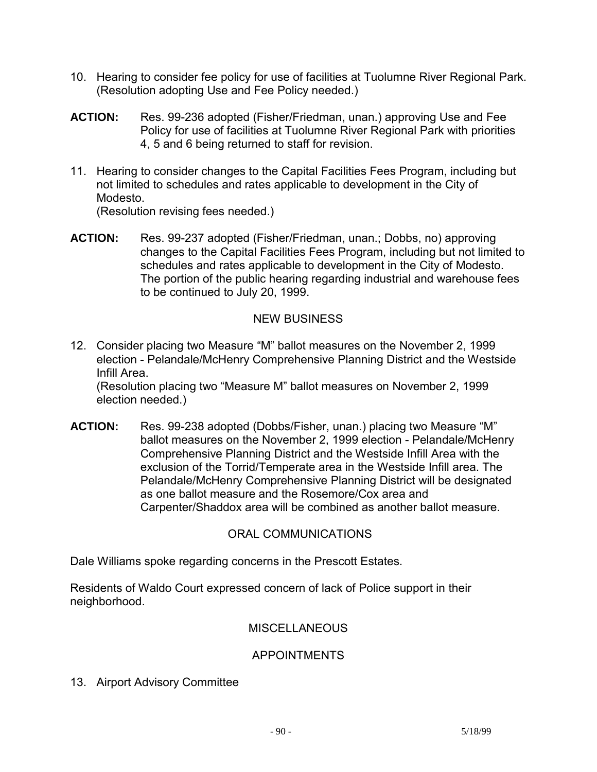10. Hearing to consider fee policy for use of facilities at Tuolumne River Regional Park. (Resolution adopting Use and Fee Policy needed.)

**ACTION:** Res. 99-236 adopted (Fisher/Friedman, unan.) approving Use and Fee Policy for use of facilities at Tuolumne River Regional Park with priorities 4, 5 and 6 being returned to staff for revision.

11. Hearing to consider changes to the Capital Facilities Fees Program, including but not limited to schedules and rates applicable to development in the City of Modesto.
(Resolution revising fees needed.)

**ACTION:** Res. 99-237 adopted (Fisher/Friedman, unan.; Dobbs, no) approving changes to the Capital Facilities Fees Program, including but not limited to schedules and rates applicable to development in the City of Modesto. The portion of the public hearing regarding industrial and warehouse fees to be continued to July 20, 1999.

## NEW BUSINESS

12. Consider placing two Measure "M" ballot measures on the November 2, 1999 election - Pelandale/McHenry Comprehensive Planning District and the Westside Infill Area.
(Resolution placing two "Measure M" ballot measures on November 2, 1999 election needed.)

**ACTION:** Res. 99-238 adopted (Dobbs/Fisher, unan.) placing two Measure "M" ballot measures on the November 2, 1999 election - Pelandale/McHenry Comprehensive Planning District and the Westside Infill Area with the exclusion of the Torrid/Temperate area in the Westside Infill area. The Pelandale/McHenry Comprehensive Planning District will be designated as one ballot measure and the Rosemore/Cox area and Carpenter/Shaddox area will be combined as another ballot measure.

## ORAL COMMUNICATIONS

Dale Williams spoke regarding concerns in the Prescott Estates.

Residents of Waldo Court expressed concern of lack of Police support in their neighborhood.

## MISCELLANEOUS

## APPOINTMENTS

13. Airport Advisory Committee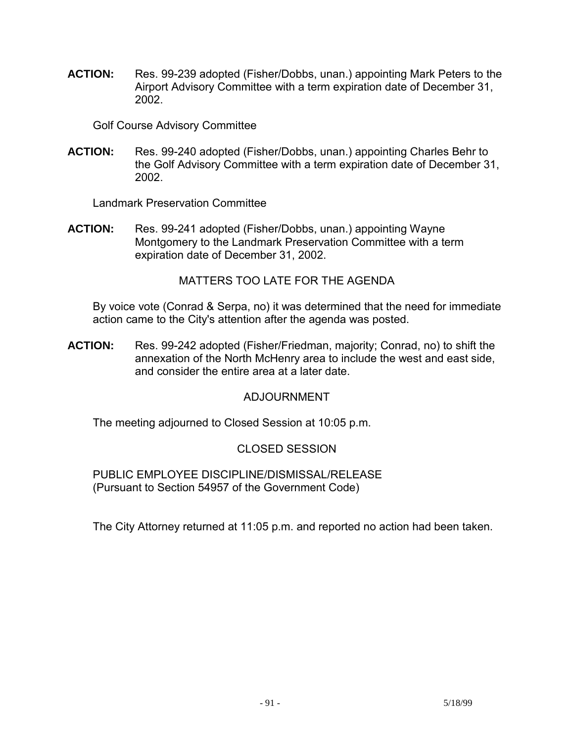**ACTION:** Res. 99-239 adopted (Fisher/Dobbs, unan.) appointing Mark Peters to the Airport Advisory Committee with a term expiration date of December 31, 2002.

Golf Course Advisory Committee

**ACTION:** Res. 99-240 adopted (Fisher/Dobbs, unan.) appointing Charles Behr to the Golf Advisory Committee with a term expiration date of December 31, 2002.

Landmark Preservation Committee

**ACTION:** Res. 99-241 adopted (Fisher/Dobbs, unan.) appointing Wayne Montgomery to the Landmark Preservation Committee with a term expiration date of December 31, 2002.

## MATTERS TOO LATE FOR THE AGENDA

By voice vote (Conrad & Serpa, no) it was determined that the need for immediate action came to the City's attention after the agenda was posted.

**ACTION:** Res. 99-242 adopted (Fisher/Friedman, majority; Conrad, no) to shift the annexation of the North McHenry area to include the west and east side, and consider the entire area at a later date.

## ADJOURNMENT

The meeting adjourned to Closed Session at 10:05 p.m.

## CLOSED SESSION

PUBLIC EMPLOYEE DISCIPLINE/DISMISSAL/RELEASE
(Pursuant to Section 54957 of the Government Code)

The City Attorney returned at 11:05 p.m. and reported no action had been taken.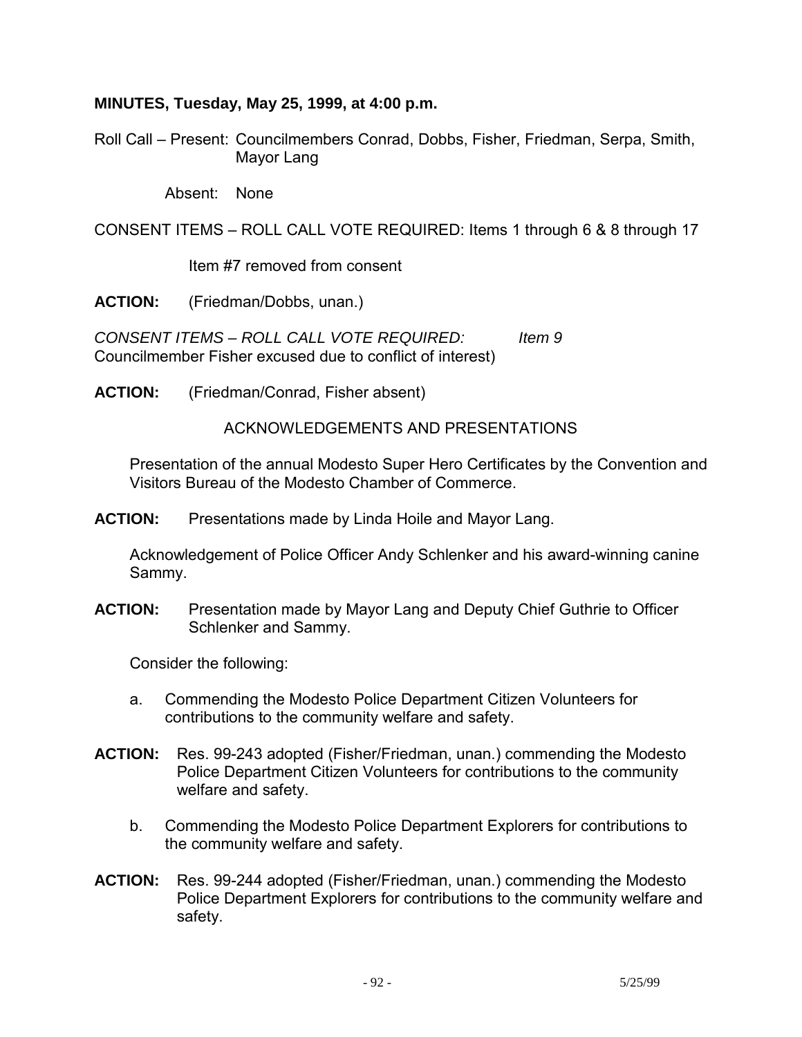**MINUTES, Tuesday, May 25, 1999, at 4:00 p.m.**

Roll Call – Present: Councilmembers Conrad, Dobbs, Fisher, Friedman, Serpa, Smith, Mayor Lang

Absent: None

CONSENT ITEMS – ROLL CALL VOTE REQUIRED: Items 1 through 6 & 8 through 17

Item #7 removed from consent

**ACTION:** (Friedman/Dobbs, unan.)

*CONSENT ITEMS – ROLL CALL VOTE REQUIRED: Item 9*
Councilmember Fisher excused due to conflict of interest)

**ACTION:** (Friedman/Conrad, Fisher absent)

ACKNOWLEDGEMENTS AND PRESENTATIONS

Presentation of the annual Modesto Super Hero Certificates by the Convention and Visitors Bureau of the Modesto Chamber of Commerce.

**ACTION:** Presentations made by Linda Hoile and Mayor Lang.

Acknowledgement of Police Officer Andy Schlenker and his award-winning canine Sammy.

**ACTION:** Presentation made by Mayor Lang and Deputy Chief Guthrie to Officer Schlenker and Sammy.

Consider the following:

a. Commending the Modesto Police Department Citizen Volunteers for contributions to the community welfare and safety.

**ACTION:** Res. 99-243 adopted (Fisher/Friedman, unan.) commending the Modesto Police Department Citizen Volunteers for contributions to the community welfare and safety.

b. Commending the Modesto Police Department Explorers for contributions to the community welfare and safety.

**ACTION:** Res. 99-244 adopted (Fisher/Friedman, unan.) commending the Modesto Police Department Explorers for contributions to the community welfare and safety.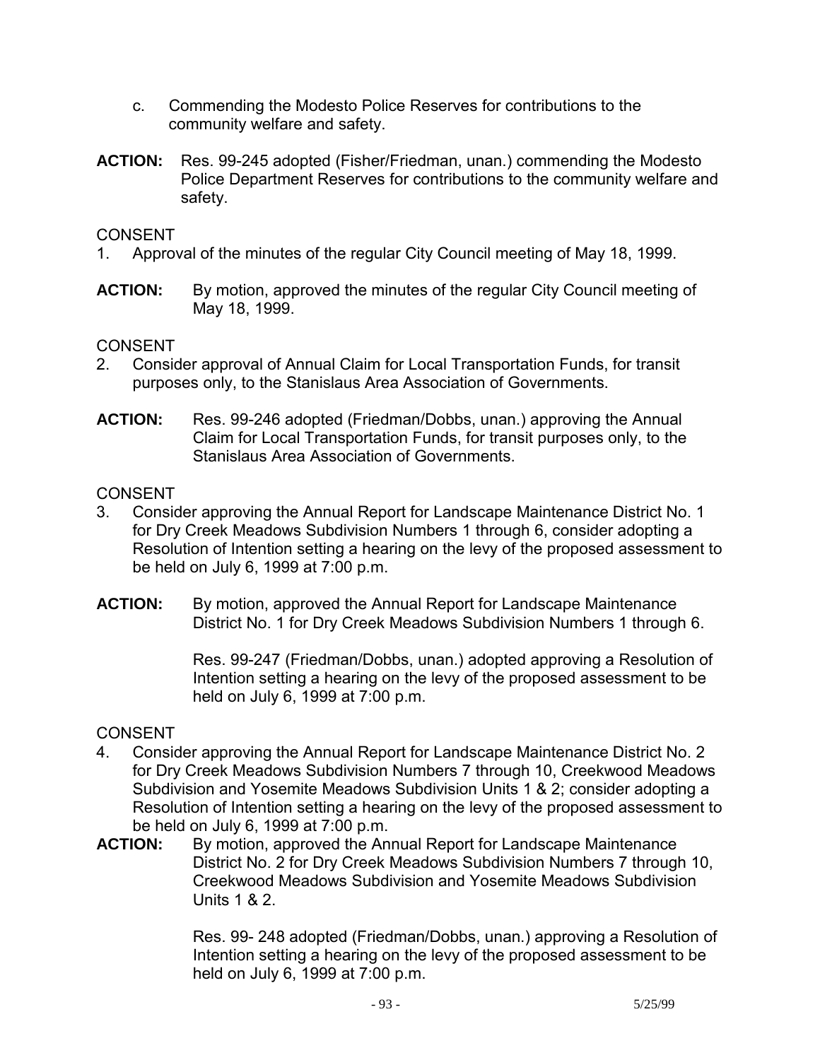c. Commending the Modesto Police Reserves for contributions to the community welfare and safety.

**ACTION:** Res. 99-245 adopted (Fisher/Friedman, unan.) commending the Modesto Police Department Reserves for contributions to the community welfare and safety.

CONSENT

1. Approval of the minutes of the regular City Council meeting of May 18, 1999.

**ACTION:** By motion, approved the minutes of the regular City Council meeting of May 18, 1999.

CONSENT

2. Consider approval of Annual Claim for Local Transportation Funds, for transit purposes only, to the Stanislaus Area Association of Governments.

**ACTION:** Res. 99-246 adopted (Friedman/Dobbs, unan.) approving the Annual Claim for Local Transportation Funds, for transit purposes only, to the Stanislaus Area Association of Governments.

CONSENT

3. Consider approving the Annual Report for Landscape Maintenance District No. 1 for Dry Creek Meadows Subdivision Numbers 1 through 6, consider adopting a Resolution of Intention setting a hearing on the levy of the proposed assessment to be held on July 6, 1999 at 7:00 p.m.

**ACTION:** By motion, approved the Annual Report for Landscape Maintenance District No. 1 for Dry Creek Meadows Subdivision Numbers 1 through 6.

Res. 99-247 (Friedman/Dobbs, unan.) adopted approving a Resolution of Intention setting a hearing on the levy of the proposed assessment to be held on July 6, 1999 at 7:00 p.m.

CONSENT

4. Consider approving the Annual Report for Landscape Maintenance District No. 2 for Dry Creek Meadows Subdivision Numbers 7 through 10, Creekwood Meadows Subdivision and Yosemite Meadows Subdivision Units 1 & 2; consider adopting a Resolution of Intention setting a hearing on the levy of the proposed assessment to be held on July 6, 1999 at 7:00 p.m.

**ACTION:** By motion, approved the Annual Report for Landscape Maintenance District No. 2 for Dry Creek Meadows Subdivision Numbers 7 through 10, Creekwood Meadows Subdivision and Yosemite Meadows Subdivision Units 1 & 2.

Res. 99- 248 adopted (Friedman/Dobbs, unan.) approving a Resolution of Intention setting a hearing on the levy of the proposed assessment to be held on July 6, 1999 at 7:00 p.m.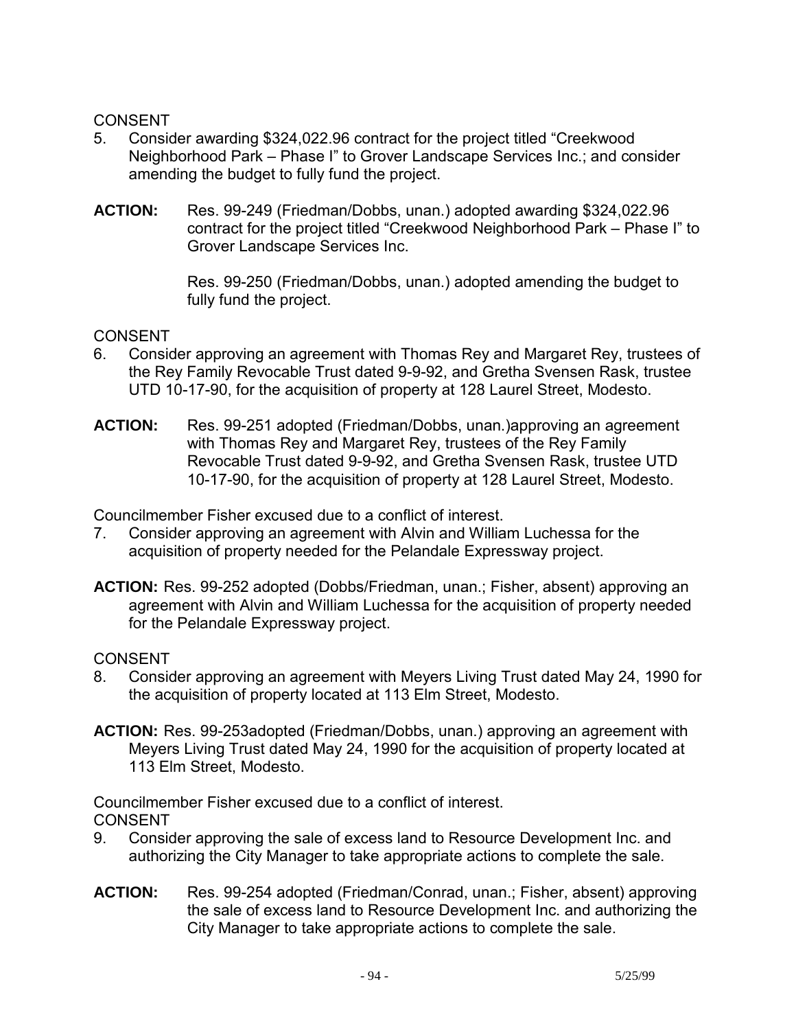CONSENT

5. Consider awarding $324,022.96 contract for the project titled "Creekwood Neighborhood Park – Phase I" to Grover Landscape Services Inc.; and consider amending the budget to fully fund the project.

**ACTION:** Res. 99-249 (Friedman/Dobbs, unan.) adopted awarding $324,022.96 contract for the project titled "Creekwood Neighborhood Park – Phase I" to Grover Landscape Services Inc.

Res. 99-250 (Friedman/Dobbs, unan.) adopted amending the budget to fully fund the project.

CONSENT

6. Consider approving an agreement with Thomas Rey and Margaret Rey, trustees of the Rey Family Revocable Trust dated 9-9-92, and Gretha Svensen Rask, trustee UTD 10-17-90, for the acquisition of property at 128 Laurel Street, Modesto.

**ACTION:** Res. 99-251 adopted (Friedman/Dobbs, unan.)approving an agreement with Thomas Rey and Margaret Rey, trustees of the Rey Family Revocable Trust dated 9-9-92, and Gretha Svensen Rask, trustee UTD 10-17-90, for the acquisition of property at 128 Laurel Street, Modesto.

Councilmember Fisher excused due to a conflict of interest.

7. Consider approving an agreement with Alvin and William Luchessa for the acquisition of property needed for the Pelandale Expressway project.

**ACTION:** Res. 99-252 adopted (Dobbs/Friedman, unan.; Fisher, absent) approving an agreement with Alvin and William Luchessa for the acquisition of property needed for the Pelandale Expressway project.

CONSENT

8. Consider approving an agreement with Meyers Living Trust dated May 24, 1990 for the acquisition of property located at 113 Elm Street, Modesto.

**ACTION:** Res. 99-253adopted (Friedman/Dobbs, unan.) approving an agreement with Meyers Living Trust dated May 24, 1990 for the acquisition of property located at 113 Elm Street, Modesto.

Councilmember Fisher excused due to a conflict of interest.

CONSENT

9. Consider approving the sale of excess land to Resource Development Inc. and authorizing the City Manager to take appropriate actions to complete the sale.

**ACTION:** Res. 99-254 adopted (Friedman/Conrad, unan.; Fisher, absent) approving the sale of excess land to Resource Development Inc. and authorizing the City Manager to take appropriate actions to complete the sale.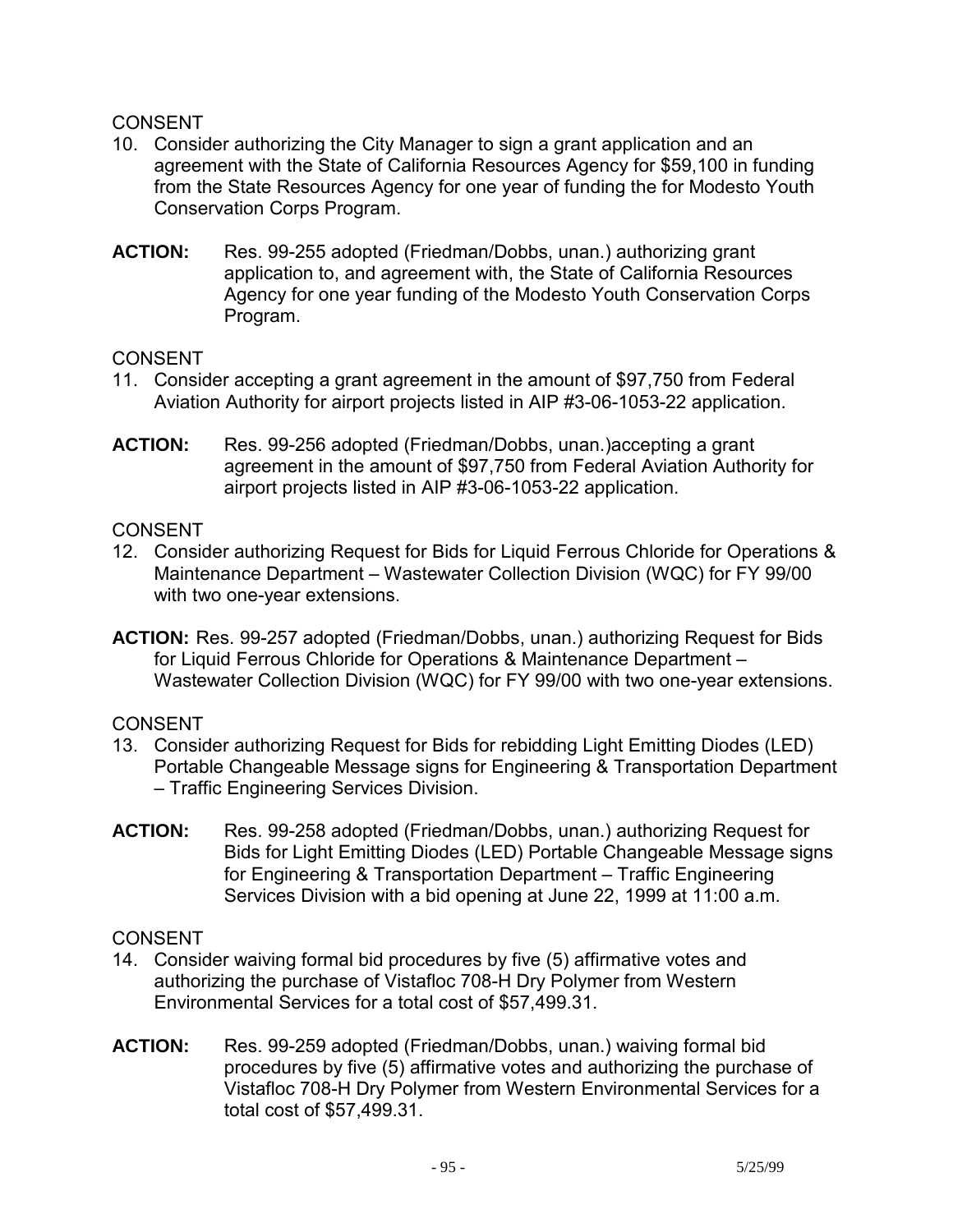CONSENT

10. Consider authorizing the City Manager to sign a grant application and an agreement with the State of California Resources Agency for $59,100 in funding from the State Resources Agency for one year of funding the for Modesto Youth Conservation Corps Program.

**ACTION:** Res. 99-255 adopted (Friedman/Dobbs, unan.) authorizing grant application to, and agreement with, the State of California Resources Agency for one year funding of the Modesto Youth Conservation Corps Program.

CONSENT

11. Consider accepting a grant agreement in the amount of $97,750 from Federal Aviation Authority for airport projects listed in AIP #3-06-1053-22 application.

**ACTION:** Res. 99-256 adopted (Friedman/Dobbs, unan.)accepting a grant agreement in the amount of $97,750 from Federal Aviation Authority for airport projects listed in AIP #3-06-1053-22 application.

CONSENT

12. Consider authorizing Request for Bids for Liquid Ferrous Chloride for Operations & Maintenance Department – Wastewater Collection Division (WQC) for FY 99/00 with two one-year extensions.

**ACTION:** Res. 99-257 adopted (Friedman/Dobbs, unan.) authorizing Request for Bids for Liquid Ferrous Chloride for Operations & Maintenance Department – Wastewater Collection Division (WQC) for FY 99/00 with two one-year extensions.

CONSENT

13. Consider authorizing Request for Bids for rebidding Light Emitting Diodes (LED) Portable Changeable Message signs for Engineering & Transportation Department – Traffic Engineering Services Division.

**ACTION:** Res. 99-258 adopted (Friedman/Dobbs, unan.) authorizing Request for Bids for Light Emitting Diodes (LED) Portable Changeable Message signs for Engineering & Transportation Department – Traffic Engineering Services Division with a bid opening at June 22, 1999 at 11:00 a.m.

CONSENT

14. Consider waiving formal bid procedures by five (5) affirmative votes and authorizing the purchase of Vistafloc 708-H Dry Polymer from Western Environmental Services for a total cost of $57,499.31.

**ACTION:** Res. 99-259 adopted (Friedman/Dobbs, unan.) waiving formal bid procedures by five (5) affirmative votes and authorizing the purchase of Vistafloc 708-H Dry Polymer from Western Environmental Services for a total cost of $57,499.31.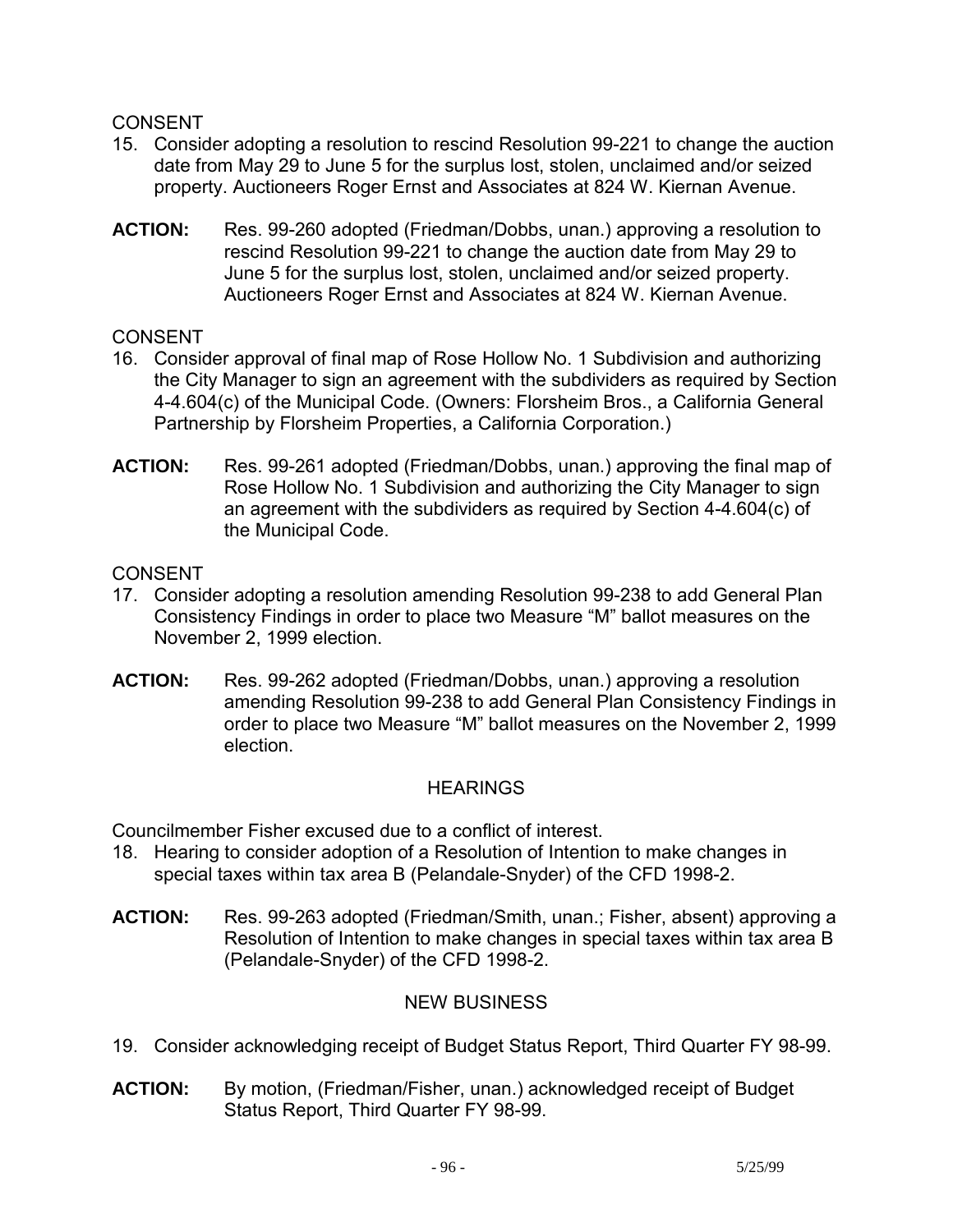CONSENT

15. Consider adopting a resolution to rescind Resolution 99-221 to change the auction date from May 29 to June 5 for the surplus lost, stolen, unclaimed and/or seized property. Auctioneers Roger Ernst and Associates at 824 W. Kiernan Avenue.

**ACTION:** Res. 99-260 adopted (Friedman/Dobbs, unan.) approving a resolution to rescind Resolution 99-221 to change the auction date from May 29 to June 5 for the surplus lost, stolen, unclaimed and/or seized property. Auctioneers Roger Ernst and Associates at 824 W. Kiernan Avenue.

CONSENT

16. Consider approval of final map of Rose Hollow No. 1 Subdivision and authorizing the City Manager to sign an agreement with the subdividers as required by Section 4-4.604(c) of the Municipal Code. (Owners: Florsheim Bros., a California General Partnership by Florsheim Properties, a California Corporation.)

**ACTION:** Res. 99-261 adopted (Friedman/Dobbs, unan.) approving the final map of Rose Hollow No. 1 Subdivision and authorizing the City Manager to sign an agreement with the subdividers as required by Section 4-4.604(c) of the Municipal Code.

CONSENT

17. Consider adopting a resolution amending Resolution 99-238 to add General Plan Consistency Findings in order to place two Measure "M" ballot measures on the November 2, 1999 election.

**ACTION:** Res. 99-262 adopted (Friedman/Dobbs, unan.) approving a resolution amending Resolution 99-238 to add General Plan Consistency Findings in order to place two Measure "M" ballot measures on the November 2, 1999 election.

HEARINGS

Councilmember Fisher excused due to a conflict of interest.

18. Hearing to consider adoption of a Resolution of Intention to make changes in special taxes within tax area B (Pelandale-Snyder) of the CFD 1998-2.

**ACTION:** Res. 99-263 adopted (Friedman/Smith, unan.; Fisher, absent) approving a Resolution of Intention to make changes in special taxes within tax area B (Pelandale-Snyder) of the CFD 1998-2.

NEW BUSINESS

19. Consider acknowledging receipt of Budget Status Report, Third Quarter FY 98-99.

**ACTION:** By motion, (Friedman/Fisher, unan.) acknowledged receipt of Budget Status Report, Third Quarter FY 98-99.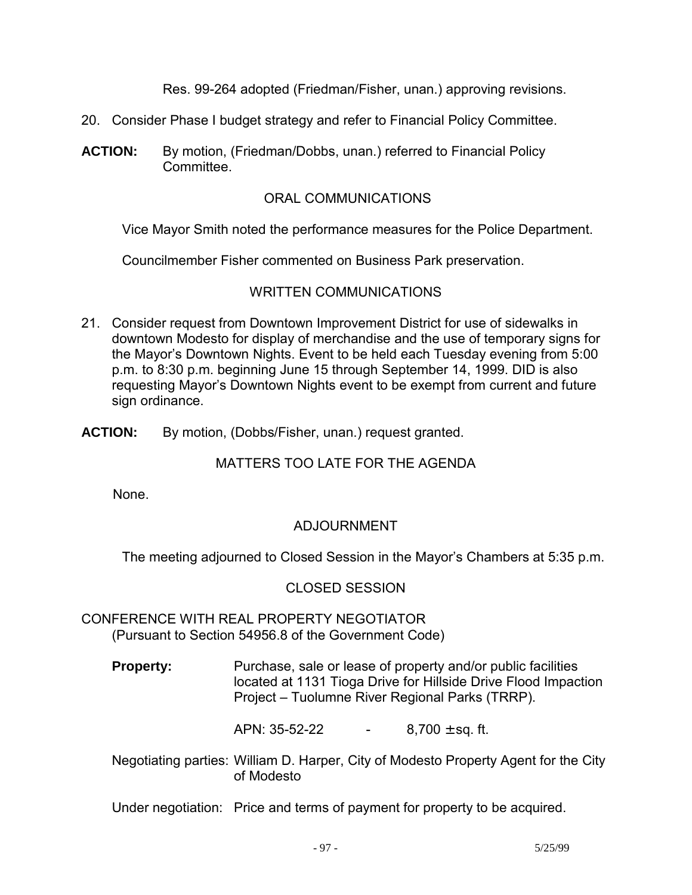Res. 99-264 adopted (Friedman/Fisher, unan.) approving revisions.

20. Consider Phase I budget strategy and refer to Financial Policy Committee.

**ACTION:** By motion, (Friedman/Dobbs, unan.) referred to Financial Policy Committee.

ORAL COMMUNICATIONS

Vice Mayor Smith noted the performance measures for the Police Department.

Councilmember Fisher commented on Business Park preservation.

WRITTEN COMMUNICATIONS

21. Consider request from Downtown Improvement District for use of sidewalks in downtown Modesto for display of merchandise and the use of temporary signs for the Mayor's Downtown Nights. Event to be held each Tuesday evening from 5:00 p.m. to 8:30 p.m. beginning June 15 through September 14, 1999. DID is also requesting Mayor's Downtown Nights event to be exempt from current and future sign ordinance.

**ACTION:** By motion, (Dobbs/Fisher, unan.) request granted.

MATTERS TOO LATE FOR THE AGENDA

None.

ADJOURNMENT

The meeting adjourned to Closed Session in the Mayor's Chambers at 5:35 p.m.

CLOSED SESSION

CONFERENCE WITH REAL PROPERTY NEGOTIATOR
(Pursuant to Section 54956.8 of the Government Code)

**Property:** Purchase, sale or lease of property and/or public facilities located at 1131 Tioga Drive for Hillside Drive Flood Impaction Project – Tuolumne River Regional Parks (TRRP).

APN: 35-52-22 - 8,700 ± sq. ft.

Negotiating parties: William D. Harper, City of Modesto Property Agent for the City of Modesto

Under negotiation: Price and terms of payment for property to be acquired.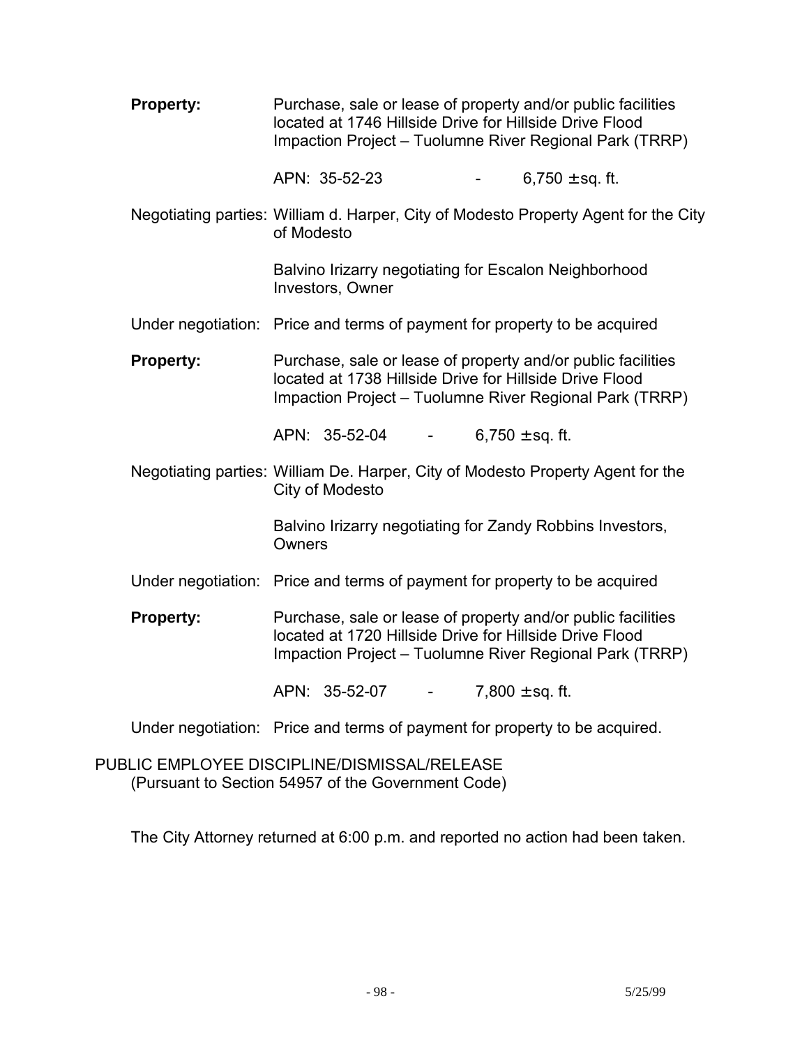**Property:** Purchase, sale or lease of property and/or public facilities located at 1746 Hillside Drive for Hillside Drive Flood Impaction Project – Tuolumne River Regional Park (TRRP)

APN: 35-52-23 - 6,750 ± sq. ft.

Negotiating parties: William d. Harper, City of Modesto Property Agent for the City of Modesto

Balvino Irizarry negotiating for Escalon Neighborhood Investors, Owner

Under negotiation: Price and terms of payment for property to be acquired

**Property:** Purchase, sale or lease of property and/or public facilities located at 1738 Hillside Drive for Hillside Drive Flood Impaction Project – Tuolumne River Regional Park (TRRP)

APN: 35-52-04 - 6,750 ± sq. ft.

Negotiating parties: William De. Harper, City of Modesto Property Agent for the City of Modesto

Balvino Irizarry negotiating for Zandy Robbins Investors, Owners

Under negotiation: Price and terms of payment for property to be acquired

**Property:** Purchase, sale or lease of property and/or public facilities located at 1720 Hillside Drive for Hillside Drive Flood Impaction Project – Tuolumne River Regional Park (TRRP)

APN: 35-52-07 - 7,800 ± sq. ft.

Under negotiation: Price and terms of payment for property to be acquired.

PUBLIC EMPLOYEE DISCIPLINE/DISMISSAL/RELEASE
(Pursuant to Section 54957 of the Government Code)

The City Attorney returned at 6:00 p.m. and reported no action had been taken.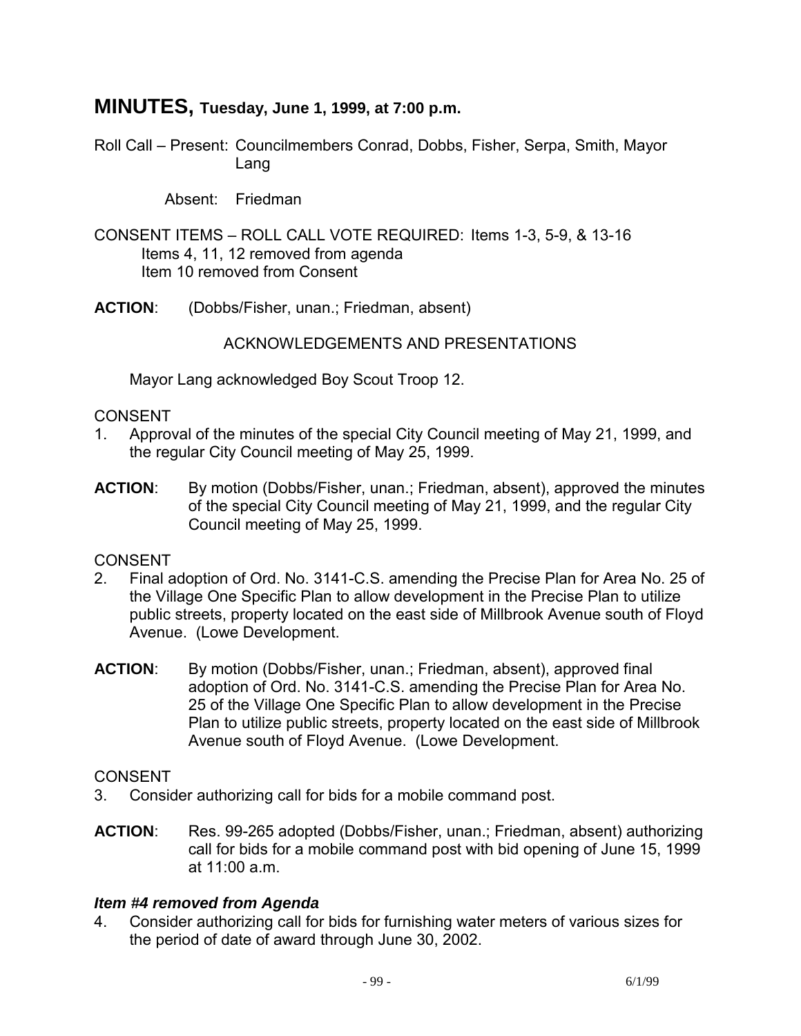# MINUTES, Tuesday, June 1, 1999, at 7:00 p.m.

Roll Call – Present: Councilmembers Conrad, Dobbs, Fisher, Serpa, Smith, Mayor Lang

Absent: Friedman

CONSENT ITEMS – ROLL CALL VOTE REQUIRED: Items 1-3, 5-9, & 13-16
Items 4, 11, 12 removed from agenda
Item 10 removed from Consent

**ACTION**: (Dobbs/Fisher, unan.; Friedman, absent)

ACKNOWLEDGEMENTS AND PRESENTATIONS

Mayor Lang acknowledged Boy Scout Troop 12.

CONSENT

1. Approval of the minutes of the special City Council meeting of May 21, 1999, and the regular City Council meeting of May 25, 1999.

**ACTION**: By motion (Dobbs/Fisher, unan.; Friedman, absent), approved the minutes of the special City Council meeting of May 21, 1999, and the regular City Council meeting of May 25, 1999.

CONSENT

2. Final adoption of Ord. No. 3141-C.S. amending the Precise Plan for Area No. 25 of the Village One Specific Plan to allow development in the Precise Plan to utilize public streets, property located on the east side of Millbrook Avenue south of Floyd Avenue. (Lowe Development.

**ACTION**: By motion (Dobbs/Fisher, unan.; Friedman, absent), approved final adoption of Ord. No. 3141-C.S. amending the Precise Plan for Area No. 25 of the Village One Specific Plan to allow development in the Precise Plan to utilize public streets, property located on the east side of Millbrook Avenue south of Floyd Avenue. (Lowe Development.

CONSENT

3. Consider authorizing call for bids for a mobile command post.

**ACTION**: Res. 99-265 adopted (Dobbs/Fisher, unan.; Friedman, absent) authorizing call for bids for a mobile command post with bid opening of June 15, 1999 at 11:00 a.m.

***Item #4 removed from Agenda***

4. Consider authorizing call for bids for furnishing water meters of various sizes for the period of date of award through June 30, 2002.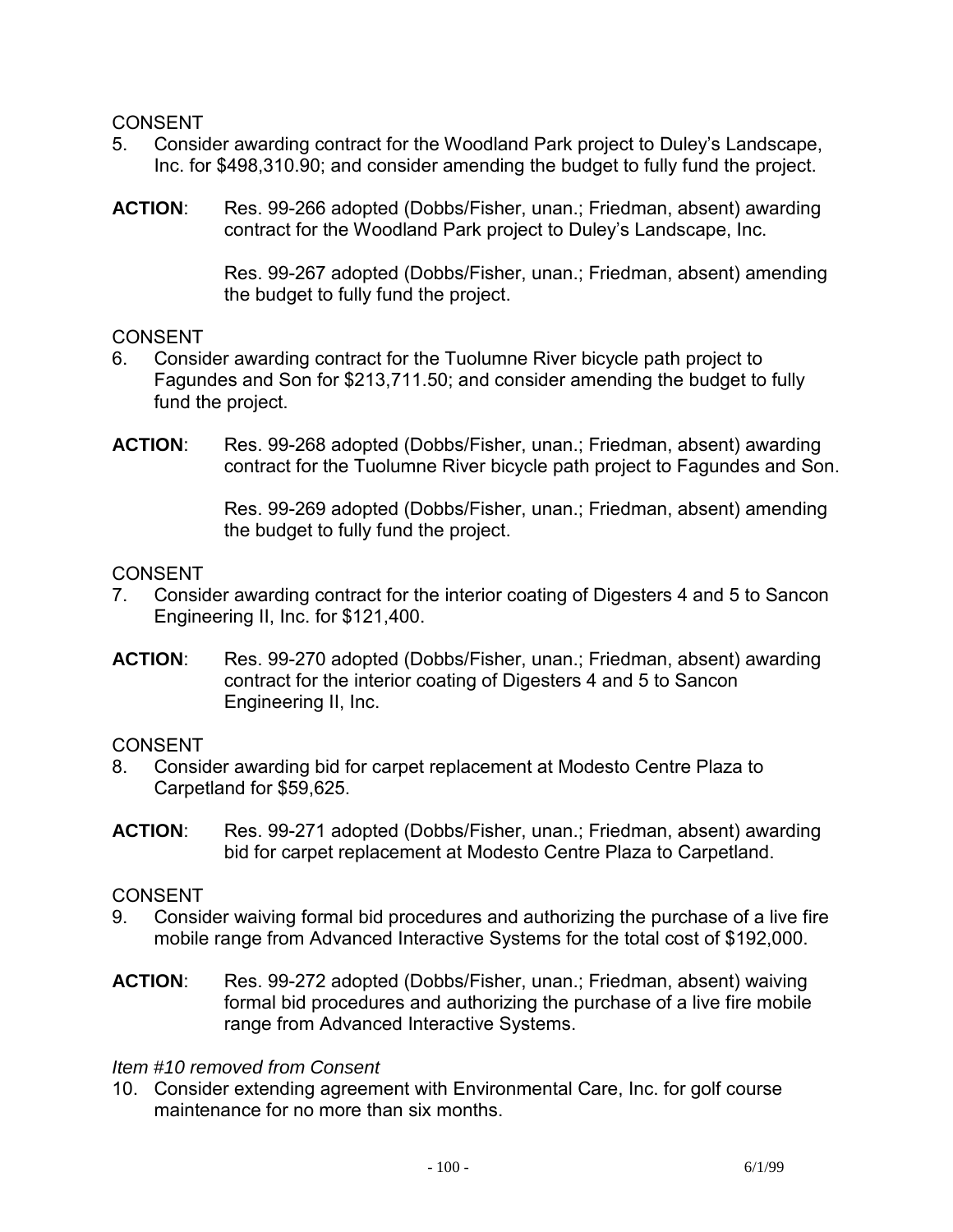CONSENT

5. Consider awarding contract for the Woodland Park project to Duley's Landscape, Inc. for $498,310.90; and consider amending the budget to fully fund the project.

**ACTION**: Res. 99-266 adopted (Dobbs/Fisher, unan.; Friedman, absent) awarding contract for the Woodland Park project to Duley's Landscape, Inc.

Res. 99-267 adopted (Dobbs/Fisher, unan.; Friedman, absent) amending the budget to fully fund the project.

CONSENT

6. Consider awarding contract for the Tuolumne River bicycle path project to Fagundes and Son for $213,711.50; and consider amending the budget to fully fund the project.

**ACTION**: Res. 99-268 adopted (Dobbs/Fisher, unan.; Friedman, absent) awarding contract for the Tuolumne River bicycle path project to Fagundes and Son.

Res. 99-269 adopted (Dobbs/Fisher, unan.; Friedman, absent) amending the budget to fully fund the project.

CONSENT

7. Consider awarding contract for the interior coating of Digesters 4 and 5 to Sancon Engineering II, Inc. for $121,400.

**ACTION**: Res. 99-270 adopted (Dobbs/Fisher, unan.; Friedman, absent) awarding contract for the interior coating of Digesters 4 and 5 to Sancon Engineering II, Inc.

CONSENT

8. Consider awarding bid for carpet replacement at Modesto Centre Plaza to Carpetland for $59,625.

**ACTION**: Res. 99-271 adopted (Dobbs/Fisher, unan.; Friedman, absent) awarding bid for carpet replacement at Modesto Centre Plaza to Carpetland.

CONSENT

9. Consider waiving formal bid procedures and authorizing the purchase of a live fire mobile range from Advanced Interactive Systems for the total cost of $192,000.

**ACTION**: Res. 99-272 adopted (Dobbs/Fisher, unan.; Friedman, absent) waiving formal bid procedures and authorizing the purchase of a live fire mobile range from Advanced Interactive Systems.

*Item #10 removed from Consent*

10. Consider extending agreement with Environmental Care, Inc. for golf course maintenance for no more than six months.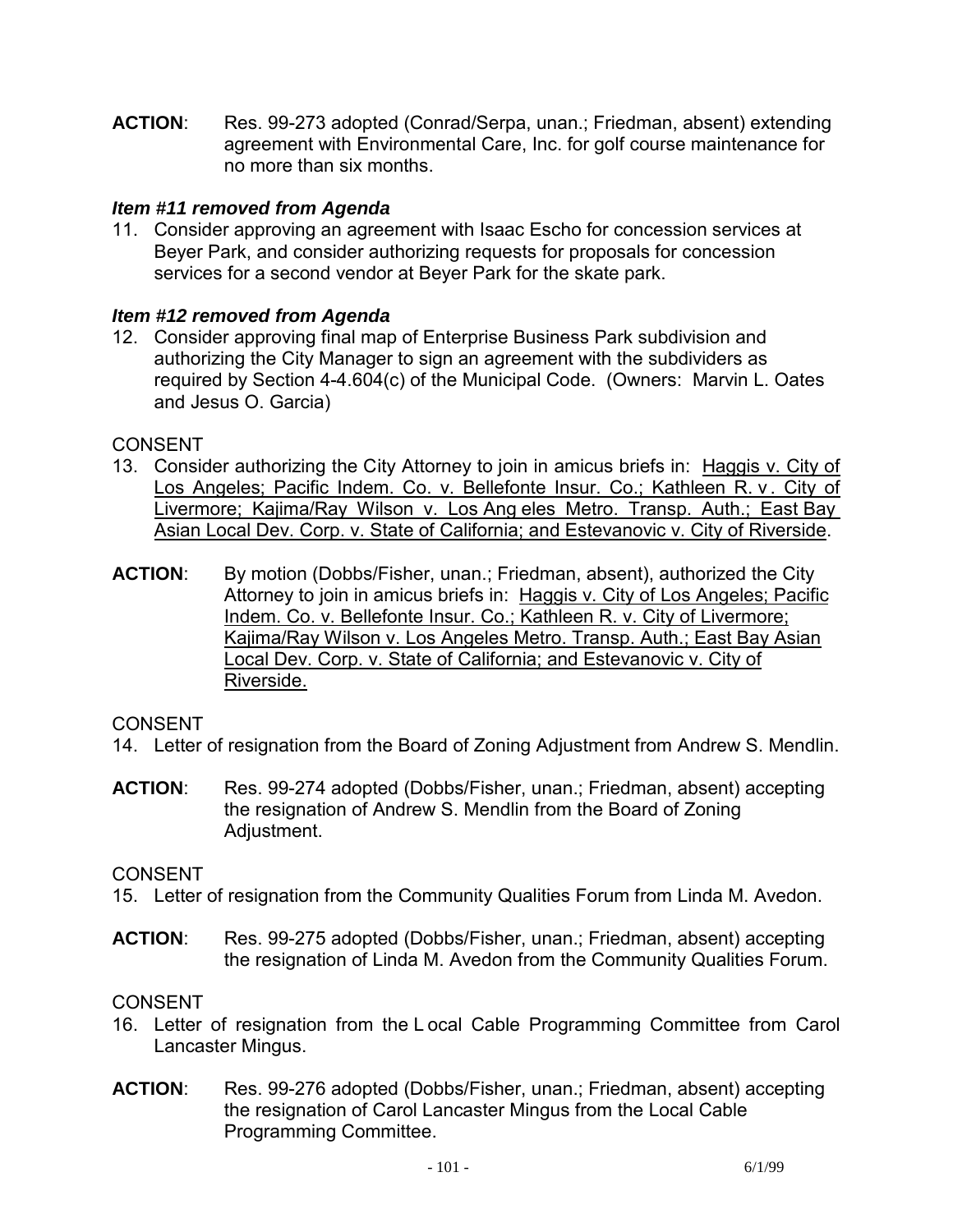**ACTION**: Res. 99-273 adopted (Conrad/Serpa, unan.; Friedman, absent) extending agreement with Environmental Care, Inc. for golf course maintenance for no more than six months.

***Item #11 removed from Agenda***

11. Consider approving an agreement with Isaac Escho for concession services at Beyer Park, and consider authorizing requests for proposals for concession services for a second vendor at Beyer Park for the skate park.

***Item #12 removed from Agenda***

12. Consider approving final map of Enterprise Business Park subdivision and authorizing the City Manager to sign an agreement with the subdividers as required by Section 4-4.604(c) of the Municipal Code. (Owners: Marvin L. Oates and Jesus O. Garcia)

CONSENT

13. Consider authorizing the City Attorney to join in amicus briefs in: Haggis v. City of Los Angeles; Pacific Indem. Co. v. Bellefonte Insur. Co.; Kathleen R. v. City of Livermore; Kajima/Ray Wilson v. Los Angeles Metro. Transp. Auth.; East Bay Asian Local Dev. Corp. v. State of California; and Estevanovic v. City of Riverside.

**ACTION**: By motion (Dobbs/Fisher, unan.; Friedman, absent), authorized the City Attorney to join in amicus briefs in: Haggis v. City of Los Angeles; Pacific Indem. Co. v. Bellefonte Insur. Co.; Kathleen R. v. City of Livermore; Kajima/Ray Wilson v. Los Angeles Metro. Transp. Auth.; East Bay Asian Local Dev. Corp. v. State of California; and Estevanovic v. City of Riverside.

CONSENT

14. Letter of resignation from the Board of Zoning Adjustment from Andrew S. Mendlin.

**ACTION**: Res. 99-274 adopted (Dobbs/Fisher, unan.; Friedman, absent) accepting the resignation of Andrew S. Mendlin from the Board of Zoning Adjustment.

CONSENT

15. Letter of resignation from the Community Qualities Forum from Linda M. Avedon.

**ACTION**: Res. 99-275 adopted (Dobbs/Fisher, unan.; Friedman, absent) accepting the resignation of Linda M. Avedon from the Community Qualities Forum.

CONSENT

16. Letter of resignation from the Local Cable Programming Committee from Carol Lancaster Mingus.

**ACTION**: Res. 99-276 adopted (Dobbs/Fisher, unan.; Friedman, absent) accepting the resignation of Carol Lancaster Mingus from the Local Cable Programming Committee.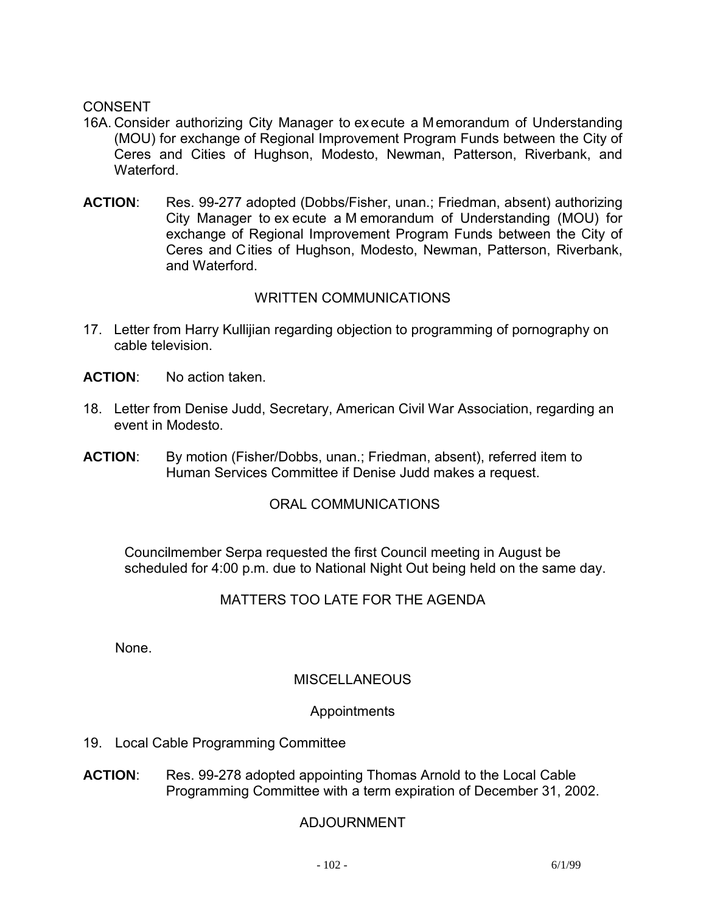CONSENT

16A. Consider authorizing City Manager to execute a Memorandum of Understanding (MOU) for exchange of Regional Improvement Program Funds between the City of Ceres and Cities of Hughson, Modesto, Newman, Patterson, Riverbank, and Waterford.

**ACTION**: Res. 99-277 adopted (Dobbs/Fisher, unan.; Friedman, absent) authorizing City Manager to execute a Memorandum of Understanding (MOU) for exchange of Regional Improvement Program Funds between the City of Ceres and Cities of Hughson, Modesto, Newman, Patterson, Riverbank, and Waterford.

WRITTEN COMMUNICATIONS

17. Letter from Harry Kullijian regarding objection to programming of pornography on cable television.

**ACTION**: No action taken.

18. Letter from Denise Judd, Secretary, American Civil War Association, regarding an event in Modesto.

**ACTION**: By motion (Fisher/Dobbs, unan.; Friedman, absent), referred item to Human Services Committee if Denise Judd makes a request.

ORAL COMMUNICATIONS

Councilmember Serpa requested the first Council meeting in August be scheduled for 4:00 p.m. due to National Night Out being held on the same day.

MATTERS TOO LATE FOR THE AGENDA

None.

MISCELLANEOUS

Appointments

19. Local Cable Programming Committee

**ACTION**: Res. 99-278 adopted appointing Thomas Arnold to the Local Cable Programming Committee with a term expiration of December 31, 2002.

ADJOURNMENT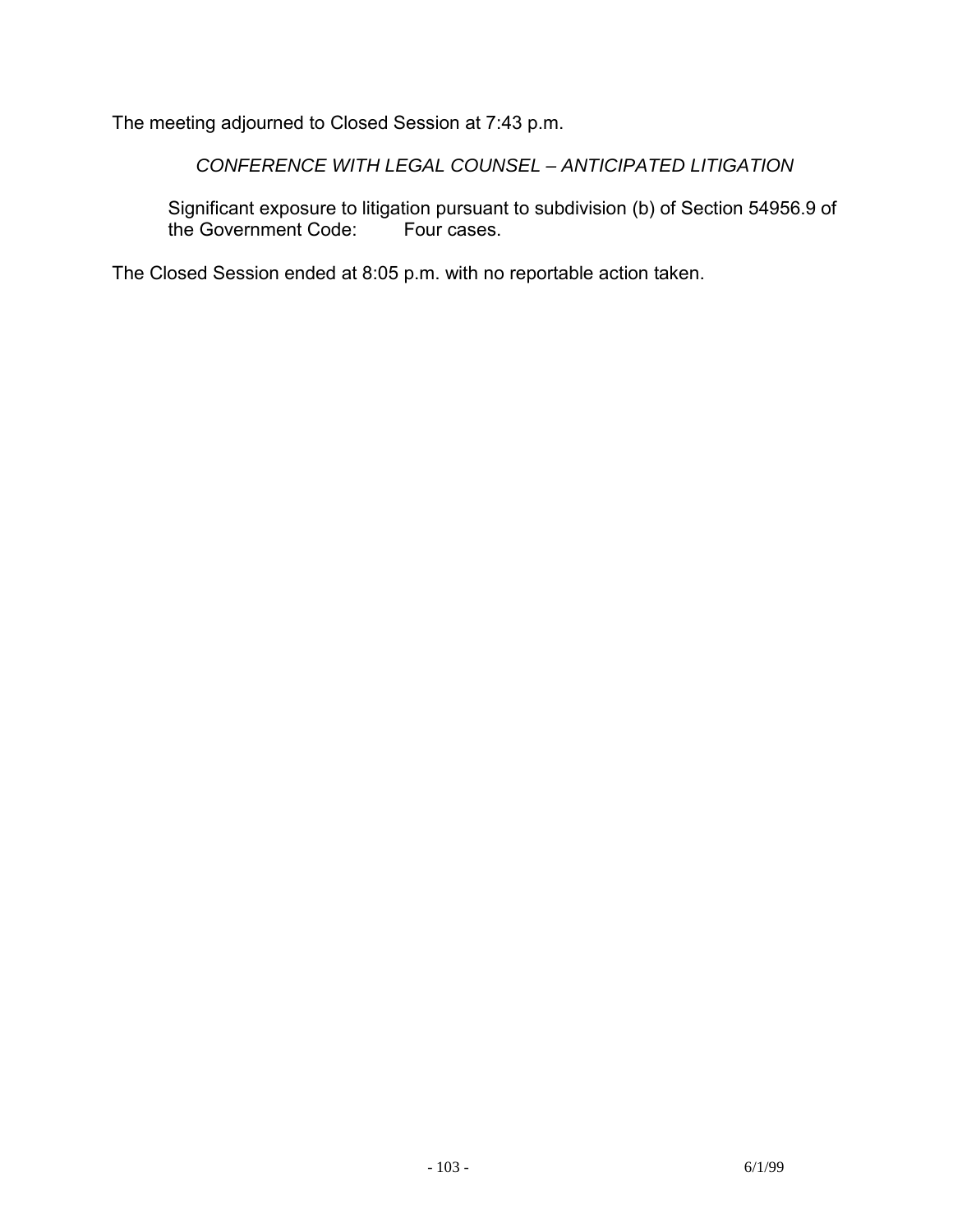The meeting adjourned to Closed Session at 7:43 p.m.

*CONFERENCE WITH LEGAL COUNSEL – ANTICIPATED LITIGATION*

Significant exposure to litigation pursuant to subdivision (b) of Section 54956.9 of the Government Code: Four cases.

The Closed Session ended at 8:05 p.m. with no reportable action taken.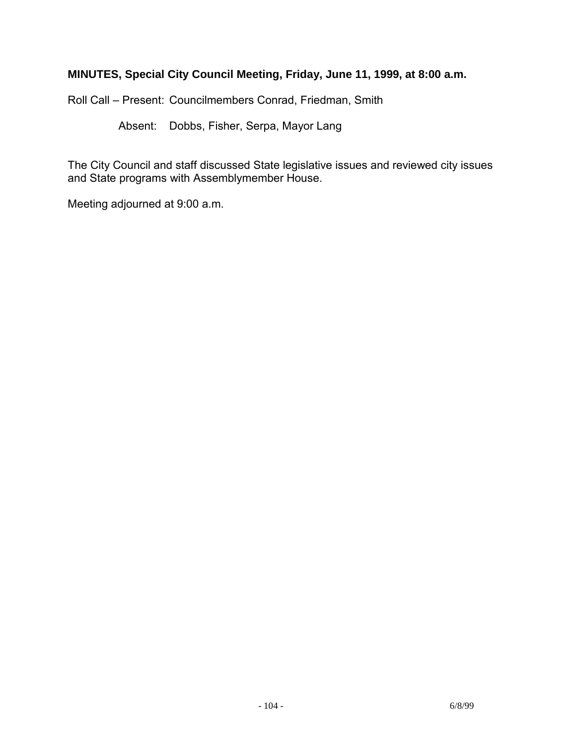**MINUTES, Special City Council Meeting, Friday, June 11, 1999, at 8:00 a.m.**

Roll Call – Present: Councilmembers Conrad, Friedman, Smith

Absent: Dobbs, Fisher, Serpa, Mayor Lang

The City Council and staff discussed State legislative issues and reviewed city issues and State programs with Assemblymember House.

Meeting adjourned at 9:00 a.m.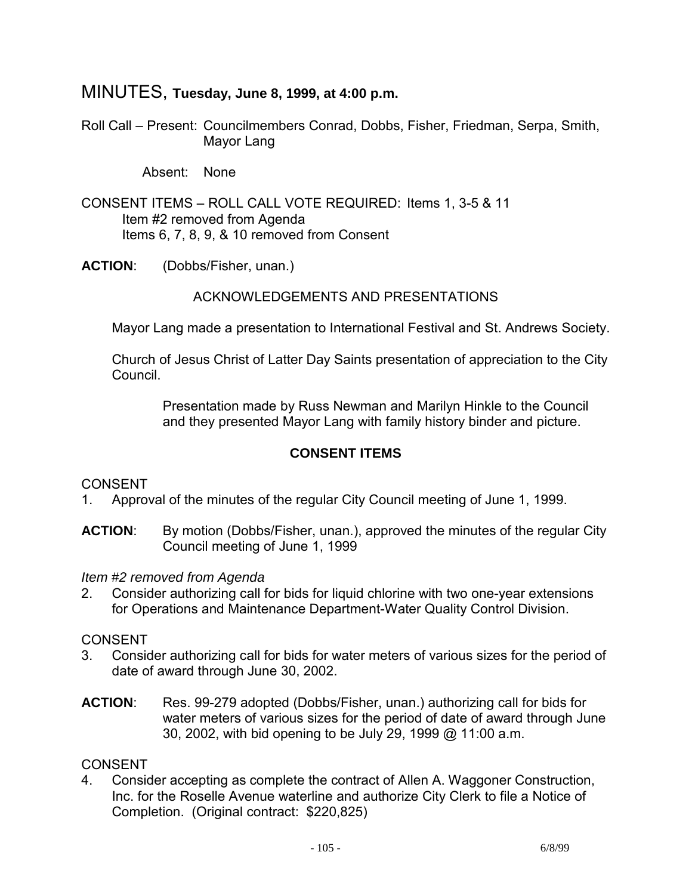# MINUTES, **Tuesday, June 8, 1999, at 4:00 p.m.**

Roll Call – Present: Councilmembers Conrad, Dobbs, Fisher, Friedman, Serpa, Smith, Mayor Lang

Absent: None

CONSENT ITEMS – ROLL CALL VOTE REQUIRED: Items 1, 3-5 & 11
Item #2 removed from Agenda
Items 6, 7, 8, 9, & 10 removed from Consent

**ACTION**: (Dobbs/Fisher, unan.)

ACKNOWLEDGEMENTS AND PRESENTATIONS

Mayor Lang made a presentation to International Festival and St. Andrews Society.

Church of Jesus Christ of Latter Day Saints presentation of appreciation to the City Council.

Presentation made by Russ Newman and Marilyn Hinkle to the Council and they presented Mayor Lang with family history binder and picture.

## CONSENT ITEMS

CONSENT

1. Approval of the minutes of the regular City Council meeting of June 1, 1999.

**ACTION**: By motion (Dobbs/Fisher, unan.), approved the minutes of the regular City Council meeting of June 1, 1999

*Item #2 removed from Agenda*

2. Consider authorizing call for bids for liquid chlorine with two one-year extensions for Operations and Maintenance Department-Water Quality Control Division.

CONSENT

3. Consider authorizing call for bids for water meters of various sizes for the period of date of award through June 30, 2002.

**ACTION**: Res. 99-279 adopted (Dobbs/Fisher, unan.) authorizing call for bids for water meters of various sizes for the period of date of award through June 30, 2002, with bid opening to be July 29, 1999 @ 11:00 a.m.

CONSENT

4. Consider accepting as complete the contract of Allen A. Waggoner Construction, Inc. for the Roselle Avenue waterline and authorize City Clerk to file a Notice of Completion. (Original contract: $220,825)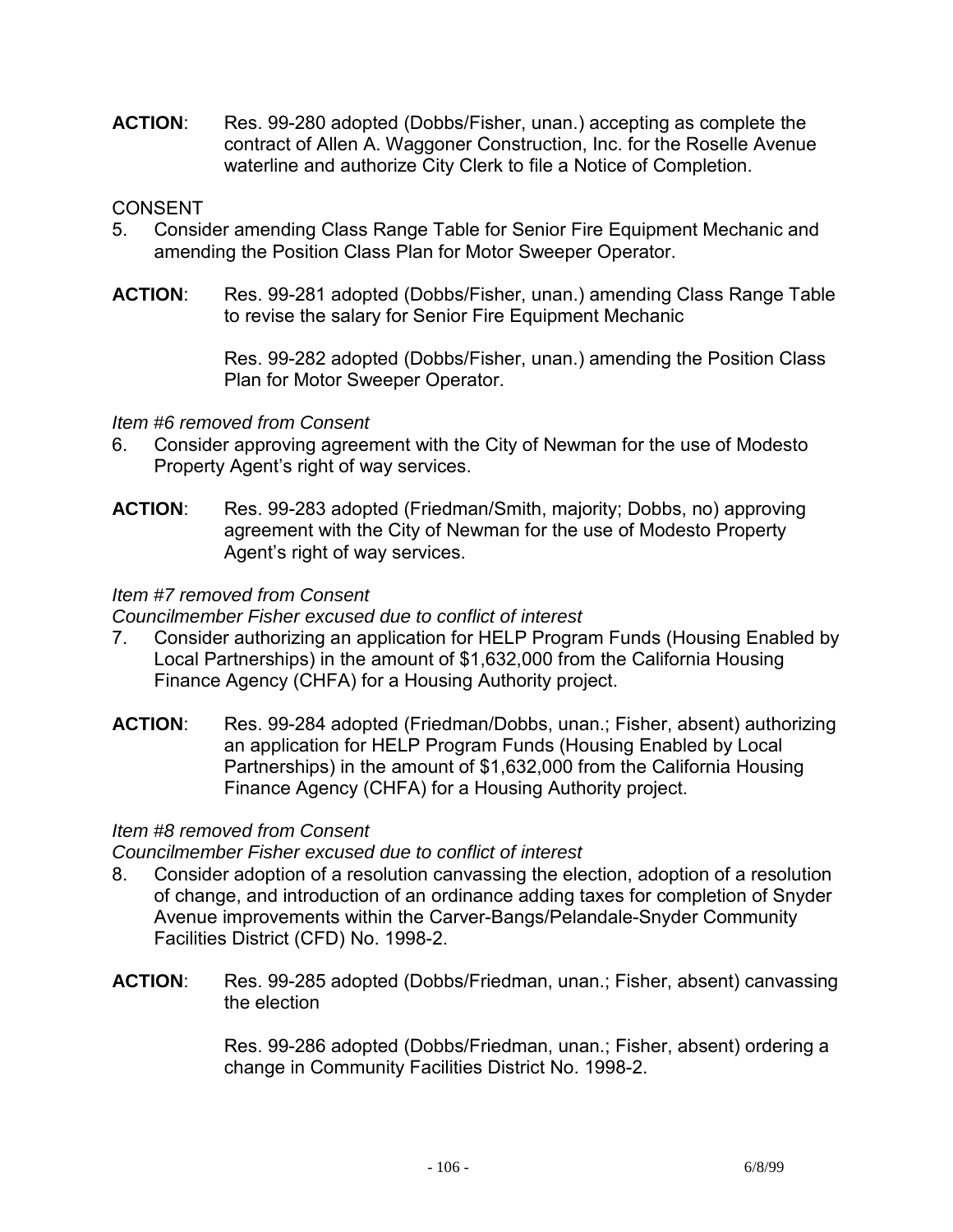**ACTION**: Res. 99-280 adopted (Dobbs/Fisher, unan.) accepting as complete the contract of Allen A. Waggoner Construction, Inc. for the Roselle Avenue waterline and authorize City Clerk to file a Notice of Completion.

CONSENT

5. Consider amending Class Range Table for Senior Fire Equipment Mechanic and amending the Position Class Plan for Motor Sweeper Operator.

**ACTION**: Res. 99-281 adopted (Dobbs/Fisher, unan.) amending Class Range Table to revise the salary for Senior Fire Equipment Mechanic

Res. 99-282 adopted (Dobbs/Fisher, unan.) amending the Position Class Plan for Motor Sweeper Operator.

*Item #6 removed from Consent*

6. Consider approving agreement with the City of Newman for the use of Modesto Property Agent's right of way services.

**ACTION**: Res. 99-283 adopted (Friedman/Smith, majority; Dobbs, no) approving agreement with the City of Newman for the use of Modesto Property Agent's right of way services.

*Item #7 removed from Consent*

*Councilmember Fisher excused due to conflict of interest*

7. Consider authorizing an application for HELP Program Funds (Housing Enabled by Local Partnerships) in the amount of $1,632,000 from the California Housing Finance Agency (CHFA) for a Housing Authority project.

**ACTION**: Res. 99-284 adopted (Friedman/Dobbs, unan.; Fisher, absent) authorizing an application for HELP Program Funds (Housing Enabled by Local Partnerships) in the amount of $1,632,000 from the California Housing Finance Agency (CHFA) for a Housing Authority project.

*Item #8 removed from Consent*

*Councilmember Fisher excused due to conflict of interest*

8. Consider adoption of a resolution canvassing the election, adoption of a resolution of change, and introduction of an ordinance adding taxes for completion of Snyder Avenue improvements within the Carver-Bangs/Pelandale-Snyder Community Facilities District (CFD) No. 1998-2.

**ACTION**: Res. 99-285 adopted (Dobbs/Friedman, unan.; Fisher, absent) canvassing the election

Res. 99-286 adopted (Dobbs/Friedman, unan.; Fisher, absent) ordering a change in Community Facilities District No. 1998-2.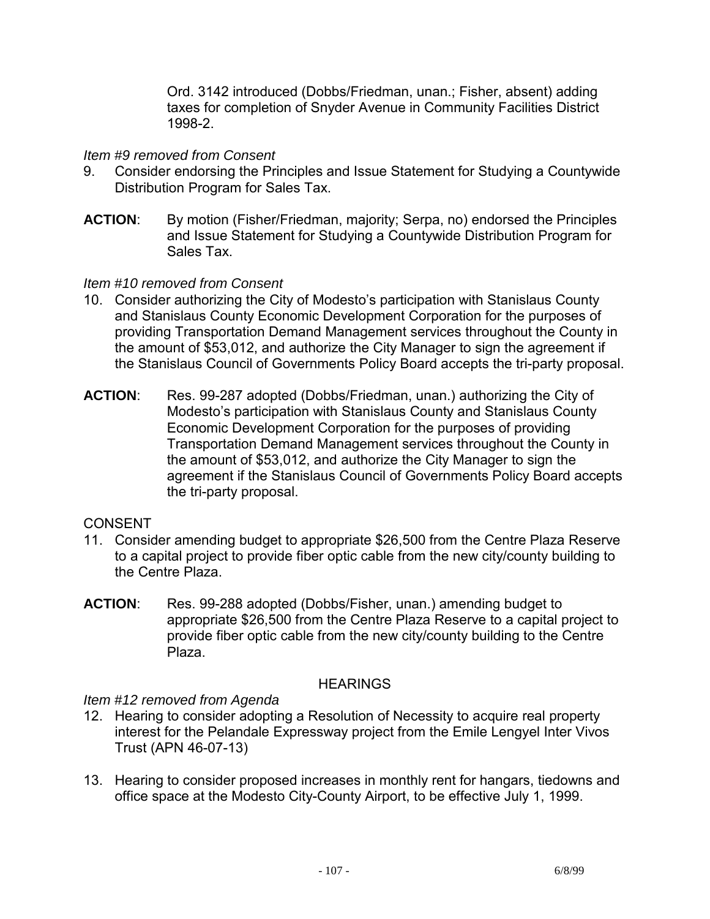Ord. 3142 introduced (Dobbs/Friedman, unan.; Fisher, absent) adding taxes for completion of Snyder Avenue in Community Facilities District 1998-2.

*Item #9 removed from Consent*

9. Consider endorsing the Principles and Issue Statement for Studying a Countywide Distribution Program for Sales Tax.

**ACTION**: By motion (Fisher/Friedman, majority; Serpa, no) endorsed the Principles and Issue Statement for Studying a Countywide Distribution Program for Sales Tax.

*Item #10 removed from Consent*

10. Consider authorizing the City of Modesto's participation with Stanislaus County and Stanislaus County Economic Development Corporation for the purposes of providing Transportation Demand Management services throughout the County in the amount of $53,012, and authorize the City Manager to sign the agreement if the Stanislaus Council of Governments Policy Board accepts the tri-party proposal.

**ACTION**: Res. 99-287 adopted (Dobbs/Friedman, unan.) authorizing the City of Modesto's participation with Stanislaus County and Stanislaus County Economic Development Corporation for the purposes of providing Transportation Demand Management services throughout the County in the amount of $53,012, and authorize the City Manager to sign the agreement if the Stanislaus Council of Governments Policy Board accepts the tri-party proposal.

CONSENT

11. Consider amending budget to appropriate $26,500 from the Centre Plaza Reserve to a capital project to provide fiber optic cable from the new city/county building to the Centre Plaza.

**ACTION**: Res. 99-288 adopted (Dobbs/Fisher, unan.) amending budget to appropriate $26,500 from the Centre Plaza Reserve to a capital project to provide fiber optic cable from the new city/county building to the Centre Plaza.

HEARINGS

*Item #12 removed from Agenda*

12. Hearing to consider adopting a Resolution of Necessity to acquire real property interest for the Pelandale Expressway project from the Emile Lengyel Inter Vivos Trust (APN 46-07-13)

13. Hearing to consider proposed increases in monthly rent for hangars, tiedowns and office space at the Modesto City-County Airport, to be effective July 1, 1999.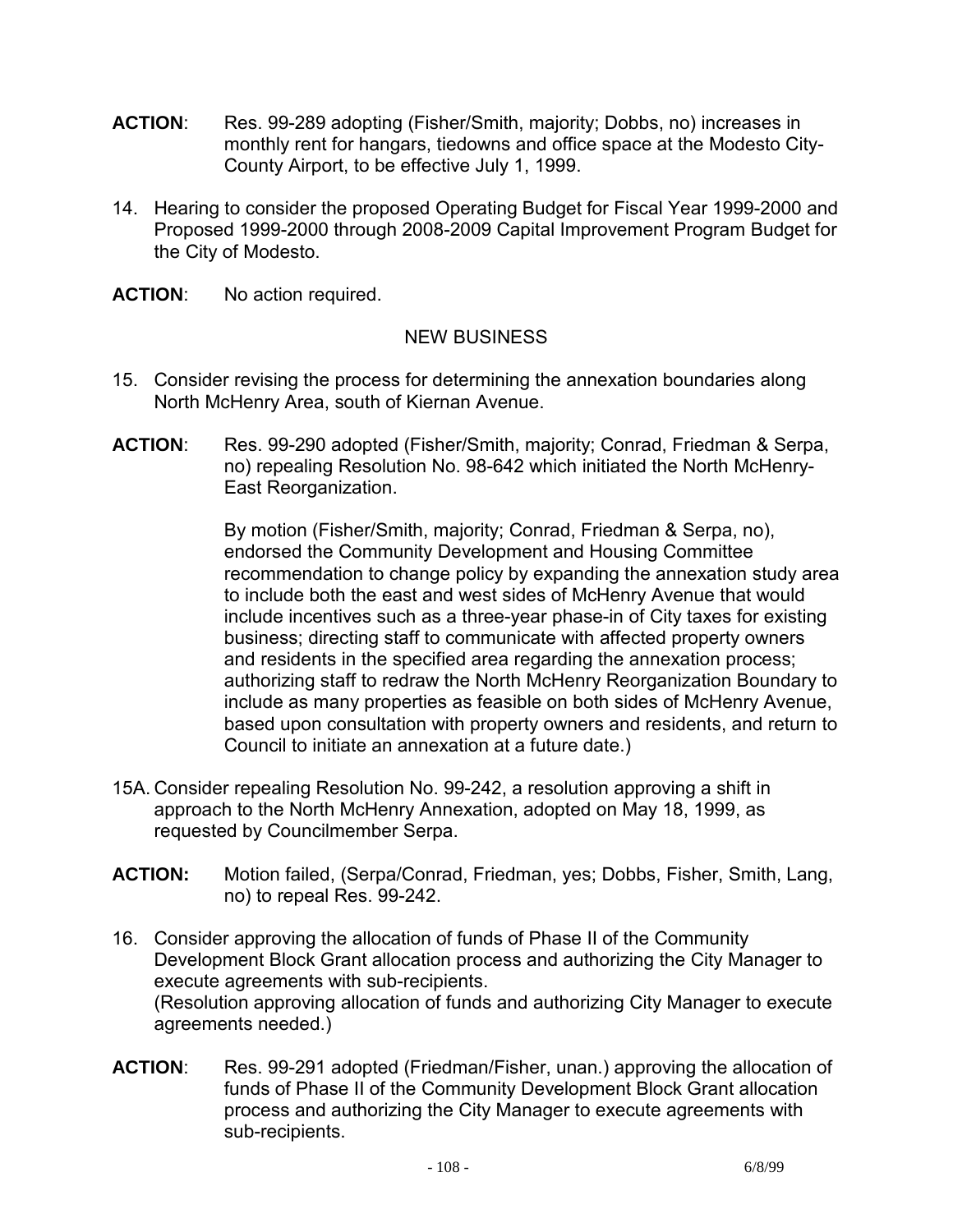**ACTION**: Res. 99-289 adopting (Fisher/Smith, majority; Dobbs, no) increases in monthly rent for hangars, tiedowns and office space at the Modesto City-County Airport, to be effective July 1, 1999.

14. Hearing to consider the proposed Operating Budget for Fiscal Year 1999-2000 and Proposed 1999-2000 through 2008-2009 Capital Improvement Program Budget for the City of Modesto.

**ACTION**: No action required.

NEW BUSINESS

15. Consider revising the process for determining the annexation boundaries along North McHenry Area, south of Kiernan Avenue.

**ACTION**: Res. 99-290 adopted (Fisher/Smith, majority; Conrad, Friedman & Serpa, no) repealing Resolution No. 98-642 which initiated the North McHenry-East Reorganization.

By motion (Fisher/Smith, majority; Conrad, Friedman & Serpa, no), endorsed the Community Development and Housing Committee recommendation to change policy by expanding the annexation study area to include both the east and west sides of McHenry Avenue that would include incentives such as a three-year phase-in of City taxes for existing business; directing staff to communicate with affected property owners and residents in the specified area regarding the annexation process; authorizing staff to redraw the North McHenry Reorganization Boundary to include as many properties as feasible on both sides of McHenry Avenue, based upon consultation with property owners and residents, and return to Council to initiate an annexation at a future date.)

15A. Consider repealing Resolution No. 99-242, a resolution approving a shift in approach to the North McHenry Annexation, adopted on May 18, 1999, as requested by Councilmember Serpa.

**ACTION:** Motion failed, (Serpa/Conrad, Friedman, yes; Dobbs, Fisher, Smith, Lang, no) to repeal Res. 99-242.

16. Consider approving the allocation of funds of Phase II of the Community Development Block Grant allocation process and authorizing the City Manager to execute agreements with sub-recipients.
(Resolution approving allocation of funds and authorizing City Manager to execute agreements needed.)

**ACTION**: Res. 99-291 adopted (Friedman/Fisher, unan.) approving the allocation of funds of Phase II of the Community Development Block Grant allocation process and authorizing the City Manager to execute agreements with sub-recipients.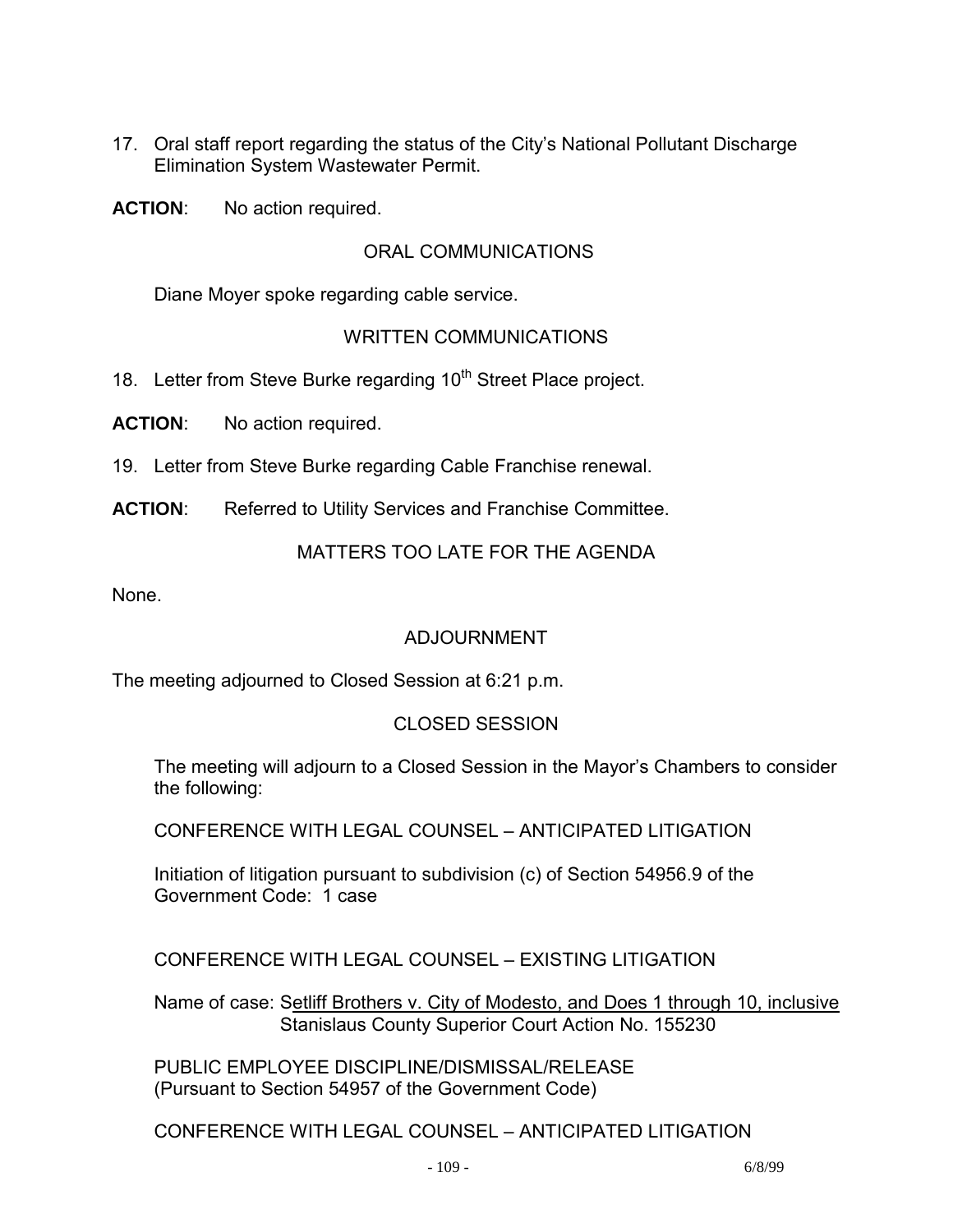17. Oral staff report regarding the status of the City's National Pollutant Discharge Elimination System Wastewater Permit.

**ACTION**: No action required.

ORAL COMMUNICATIONS

Diane Moyer spoke regarding cable service.

WRITTEN COMMUNICATIONS

18. Letter from Steve Burke regarding 10th Street Place project.

**ACTION**: No action required.

19. Letter from Steve Burke regarding Cable Franchise renewal.

**ACTION**: Referred to Utility Services and Franchise Committee.

MATTERS TOO LATE FOR THE AGENDA

None.

ADJOURNMENT

The meeting adjourned to Closed Session at 6:21 p.m.

CLOSED SESSION

The meeting will adjourn to a Closed Session in the Mayor's Chambers to consider the following:

CONFERENCE WITH LEGAL COUNSEL – ANTICIPATED LITIGATION

Initiation of litigation pursuant to subdivision (c) of Section 54956.9 of the Government Code: 1 case

CONFERENCE WITH LEGAL COUNSEL – EXISTING LITIGATION

Name of case: Setliff Brothers v. City of Modesto, and Does 1 through 10, inclusive
Stanislaus County Superior Court Action No. 155230

PUBLIC EMPLOYEE DISCIPLINE/DISMISSAL/RELEASE
(Pursuant to Section 54957 of the Government Code)

CONFERENCE WITH LEGAL COUNSEL – ANTICIPATED LITIGATION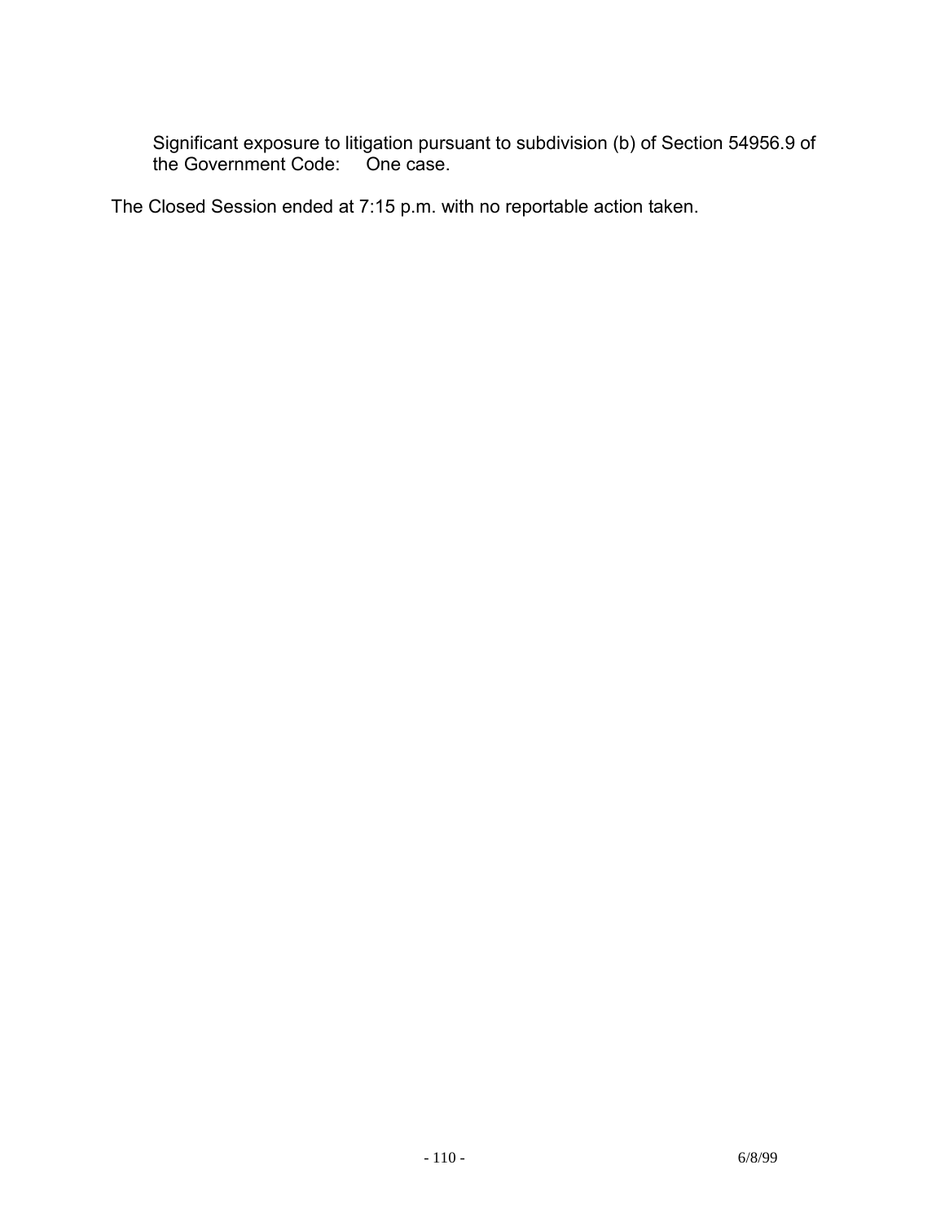Significant exposure to litigation pursuant to subdivision (b) of Section 54956.9 of the Government Code: One case.

The Closed Session ended at 7:15 p.m. with no reportable action taken.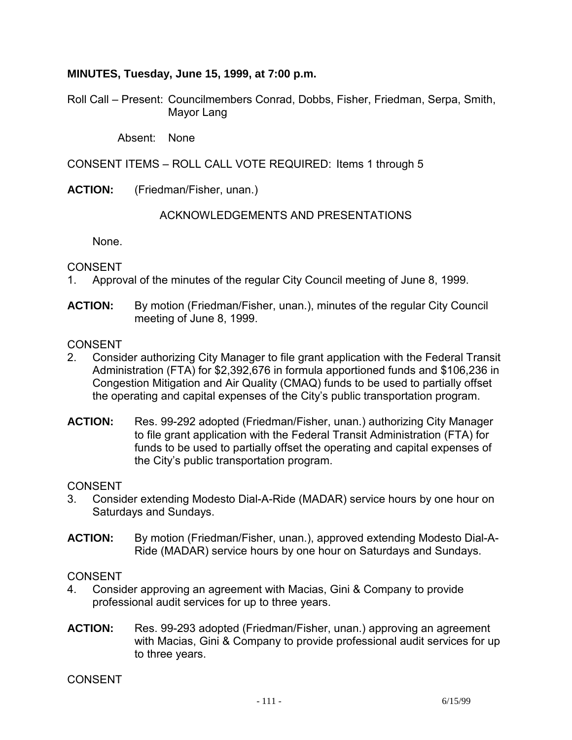**MINUTES, Tuesday, June 15, 1999, at 7:00 p.m.**

Roll Call – Present: Councilmembers Conrad, Dobbs, Fisher, Friedman, Serpa, Smith, Mayor Lang

Absent: None

CONSENT ITEMS – ROLL CALL VOTE REQUIRED: Items 1 through 5

**ACTION:** (Friedman/Fisher, unan.)

ACKNOWLEDGEMENTS AND PRESENTATIONS

None.

CONSENT

1. Approval of the minutes of the regular City Council meeting of June 8, 1999.

**ACTION:** By motion (Friedman/Fisher, unan.), minutes of the regular City Council meeting of June 8, 1999.

CONSENT

2. Consider authorizing City Manager to file grant application with the Federal Transit Administration (FTA) for $2,392,676 in formula apportioned funds and $106,236 in Congestion Mitigation and Air Quality (CMAQ) funds to be used to partially offset the operating and capital expenses of the City's public transportation program.

**ACTION:** Res. 99-292 adopted (Friedman/Fisher, unan.) authorizing City Manager to file grant application with the Federal Transit Administration (FTA) for funds to be used to partially offset the operating and capital expenses of the City's public transportation program.

CONSENT

3. Consider extending Modesto Dial-A-Ride (MADAR) service hours by one hour on Saturdays and Sundays.

**ACTION:** By motion (Friedman/Fisher, unan.), approved extending Modesto Dial-A-Ride (MADAR) service hours by one hour on Saturdays and Sundays.

CONSENT

4. Consider approving an agreement with Macias, Gini & Company to provide professional audit services for up to three years.

**ACTION:** Res. 99-293 adopted (Friedman/Fisher, unan.) approving an agreement with Macias, Gini & Company to provide professional audit services for up to three years.

CONSENT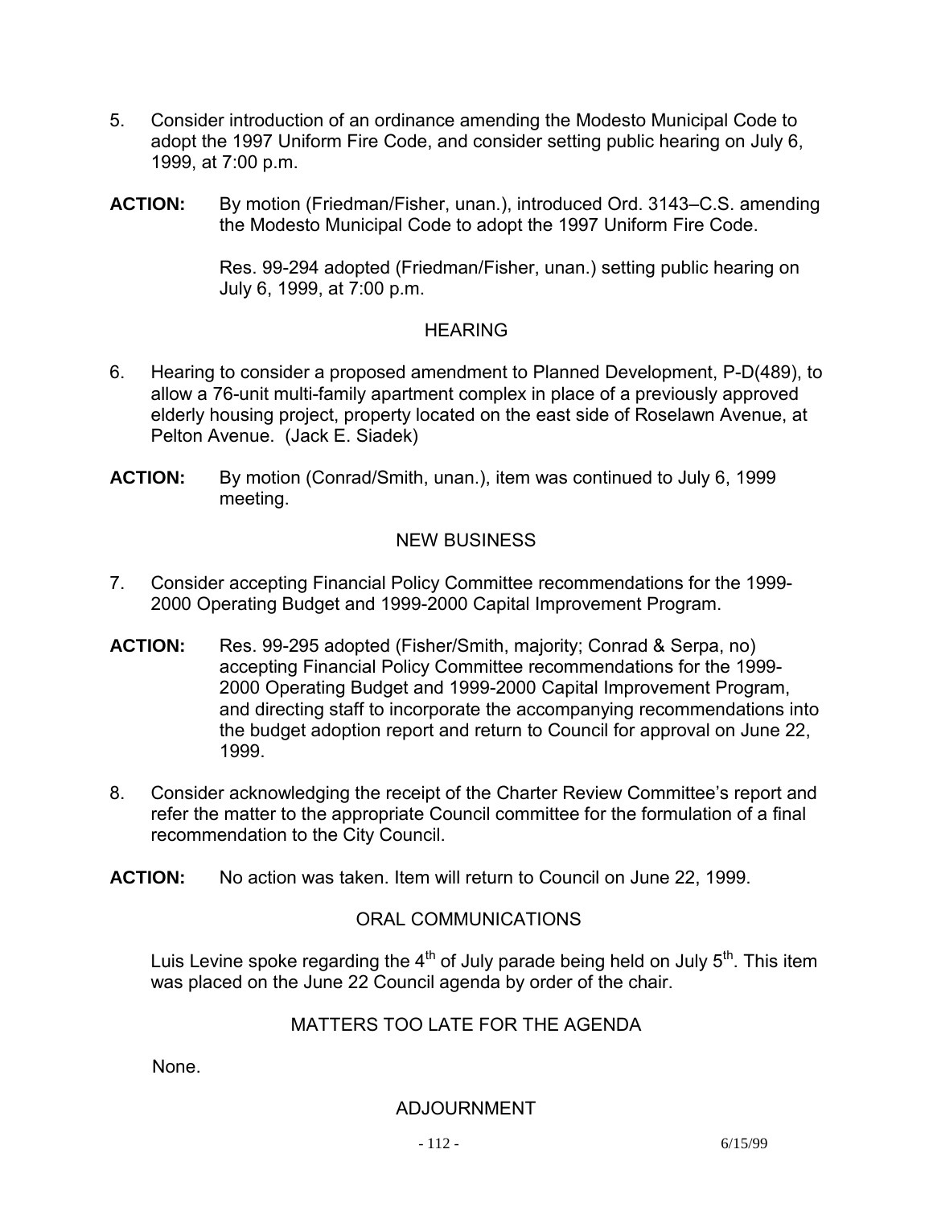5. Consider introduction of an ordinance amending the Modesto Municipal Code to adopt the 1997 Uniform Fire Code, and consider setting public hearing on July 6, 1999, at 7:00 p.m.

**ACTION:** By motion (Friedman/Fisher, unan.), introduced Ord. 3143–C.S. amending the Modesto Municipal Code to adopt the 1997 Uniform Fire Code.

Res. 99-294 adopted (Friedman/Fisher, unan.) setting public hearing on July 6, 1999, at 7:00 p.m.

## HEARING

6. Hearing to consider a proposed amendment to Planned Development, P-D(489), to allow a 76-unit multi-family apartment complex in place of a previously approved elderly housing project, property located on the east side of Roselawn Avenue, at Pelton Avenue. (Jack E. Siadek)

**ACTION:** By motion (Conrad/Smith, unan.), item was continued to July 6, 1999 meeting.

## NEW BUSINESS

7. Consider accepting Financial Policy Committee recommendations for the 1999-2000 Operating Budget and 1999-2000 Capital Improvement Program.

**ACTION:** Res. 99-295 adopted (Fisher/Smith, majority; Conrad & Serpa, no) accepting Financial Policy Committee recommendations for the 1999-2000 Operating Budget and 1999-2000 Capital Improvement Program, and directing staff to incorporate the accompanying recommendations into the budget adoption report and return to Council for approval on June 22, 1999.

8. Consider acknowledging the receipt of the Charter Review Committee's report and refer the matter to the appropriate Council committee for the formulation of a final recommendation to the City Council.

**ACTION:** No action was taken. Item will return to Council on June 22, 1999.

## ORAL COMMUNICATIONS

Luis Levine spoke regarding the 4th of July parade being held on July 5th. This item was placed on the June 22 Council agenda by order of the chair.

## MATTERS TOO LATE FOR THE AGENDA

None.

## ADJOURNMENT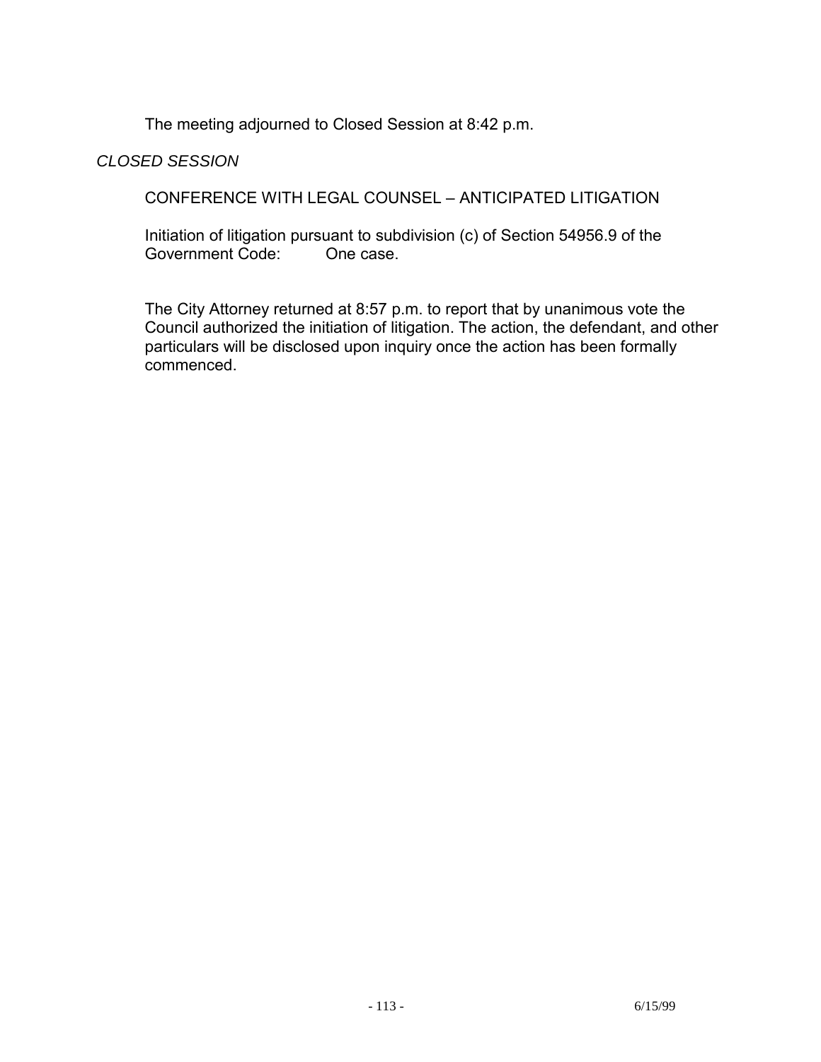The meeting adjourned to Closed Session at 8:42 p.m.

*CLOSED SESSION*

CONFERENCE WITH LEGAL COUNSEL – ANTICIPATED LITIGATION

Initiation of litigation pursuant to subdivision (c) of Section 54956.9 of the Government Code: One case.

The City Attorney returned at 8:57 p.m. to report that by unanimous vote the Council authorized the initiation of litigation. The action, the defendant, and other particulars will be disclosed upon inquiry once the action has been formally commenced.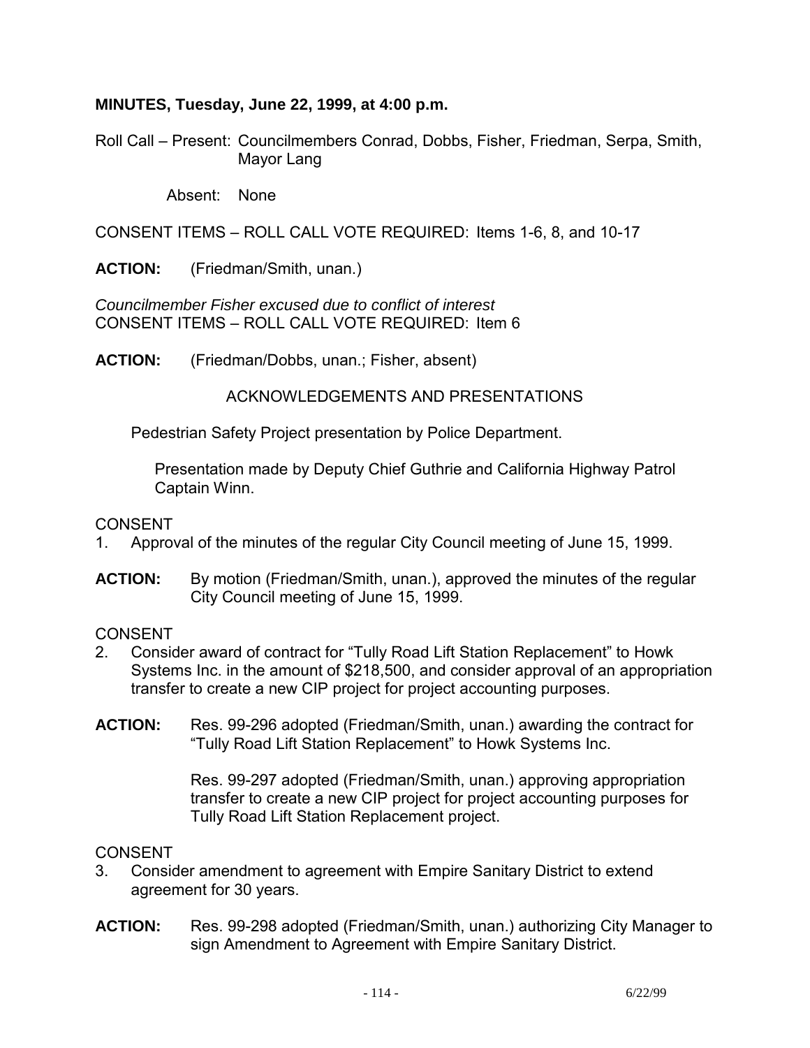**MINUTES, Tuesday, June 22, 1999, at 4:00 p.m.**

Roll Call – Present: Councilmembers Conrad, Dobbs, Fisher, Friedman, Serpa, Smith, Mayor Lang

Absent: None

CONSENT ITEMS – ROLL CALL VOTE REQUIRED: Items 1-6, 8, and 10-17

**ACTION:** (Friedman/Smith, unan.)

*Councilmember Fisher excused due to conflict of interest*
CONSENT ITEMS – ROLL CALL VOTE REQUIRED: Item 6

**ACTION:** (Friedman/Dobbs, unan.; Fisher, absent)

ACKNOWLEDGEMENTS AND PRESENTATIONS

Pedestrian Safety Project presentation by Police Department.

Presentation made by Deputy Chief Guthrie and California Highway Patrol Captain Winn.

CONSENT

1. Approval of the minutes of the regular City Council meeting of June 15, 1999.

**ACTION:** By motion (Friedman/Smith, unan.), approved the minutes of the regular City Council meeting of June 15, 1999.

CONSENT

2. Consider award of contract for "Tully Road Lift Station Replacement" to Howk Systems Inc. in the amount of $218,500, and consider approval of an appropriation transfer to create a new CIP project for project accounting purposes.

**ACTION:** Res. 99-296 adopted (Friedman/Smith, unan.) awarding the contract for "Tully Road Lift Station Replacement" to Howk Systems Inc.

Res. 99-297 adopted (Friedman/Smith, unan.) approving appropriation transfer to create a new CIP project for project accounting purposes for Tully Road Lift Station Replacement project.

CONSENT

3. Consider amendment to agreement with Empire Sanitary District to extend agreement for 30 years.

**ACTION:** Res. 99-298 adopted (Friedman/Smith, unan.) authorizing City Manager to sign Amendment to Agreement with Empire Sanitary District.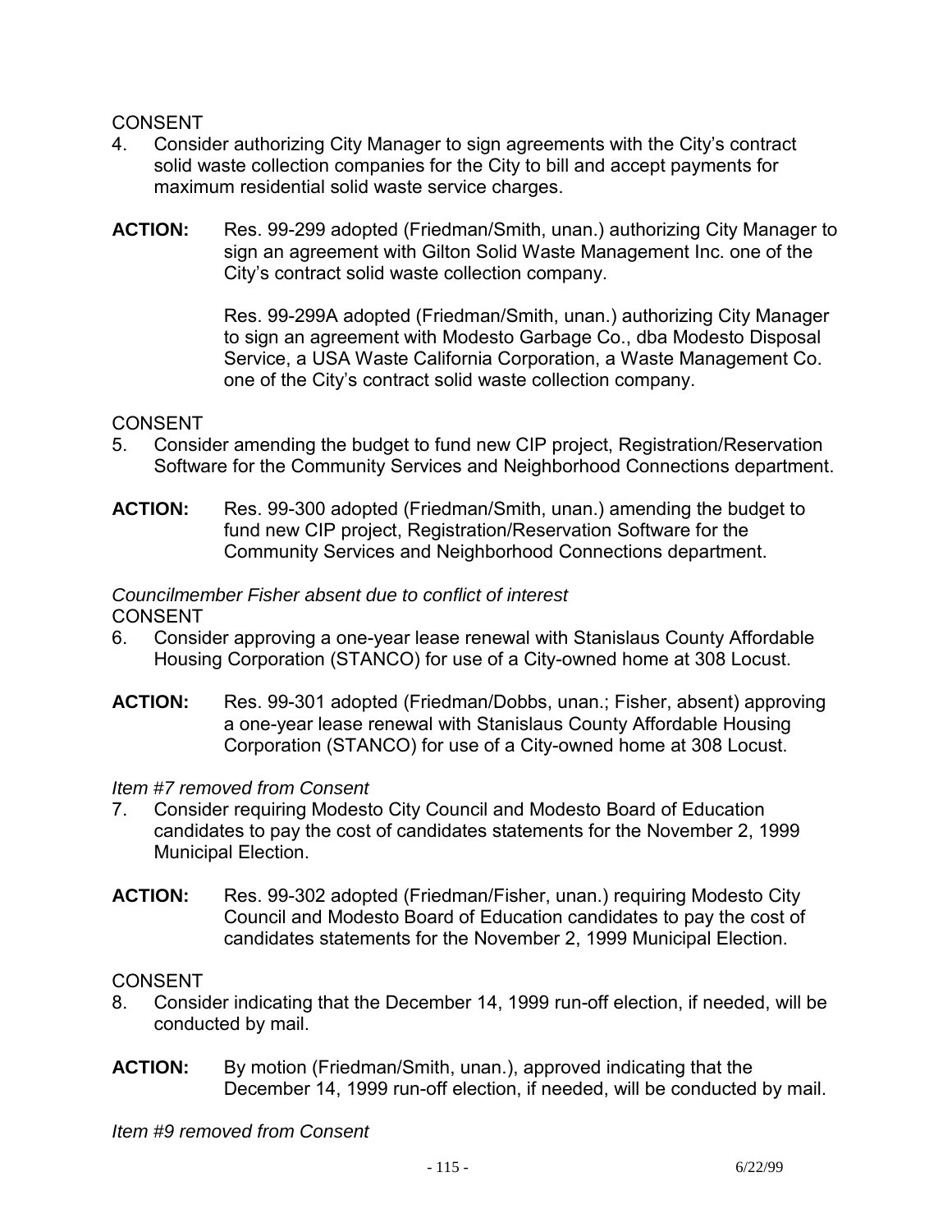CONSENT

4. Consider authorizing City Manager to sign agreements with the City's contract solid waste collection companies for the City to bill and accept payments for maximum residential solid waste service charges.

**ACTION:** Res. 99-299 adopted (Friedman/Smith, unan.) authorizing City Manager to sign an agreement with Gilton Solid Waste Management Inc. one of the City's contract solid waste collection company.

Res. 99-299A adopted (Friedman/Smith, unan.) authorizing City Manager to sign an agreement with Modesto Garbage Co., dba Modesto Disposal Service, a USA Waste California Corporation, a Waste Management Co. one of the City's contract solid waste collection company.

CONSENT

5. Consider amending the budget to fund new CIP project, Registration/Reservation Software for the Community Services and Neighborhood Connections department.

**ACTION:** Res. 99-300 adopted (Friedman/Smith, unan.) amending the budget to fund new CIP project, Registration/Reservation Software for the Community Services and Neighborhood Connections department.

*Councilmember Fisher absent due to conflict of interest*

CONSENT

6. Consider approving a one-year lease renewal with Stanislaus County Affordable Housing Corporation (STANCO) for use of a City-owned home at 308 Locust.

**ACTION:** Res. 99-301 adopted (Friedman/Dobbs, unan.; Fisher, absent) approving a one-year lease renewal with Stanislaus County Affordable Housing Corporation (STANCO) for use of a City-owned home at 308 Locust.

*Item #7 removed from Consent*

7. Consider requiring Modesto City Council and Modesto Board of Education candidates to pay the cost of candidates statements for the November 2, 1999 Municipal Election.

**ACTION:** Res. 99-302 adopted (Friedman/Fisher, unan.) requiring Modesto City Council and Modesto Board of Education candidates to pay the cost of candidates statements for the November 2, 1999 Municipal Election.

CONSENT

8. Consider indicating that the December 14, 1999 run-off election, if needed, will be conducted by mail.

**ACTION:** By motion (Friedman/Smith, unan.), approved indicating that the December 14, 1999 run-off election, if needed, will be conducted by mail.

*Item #9 removed from Consent*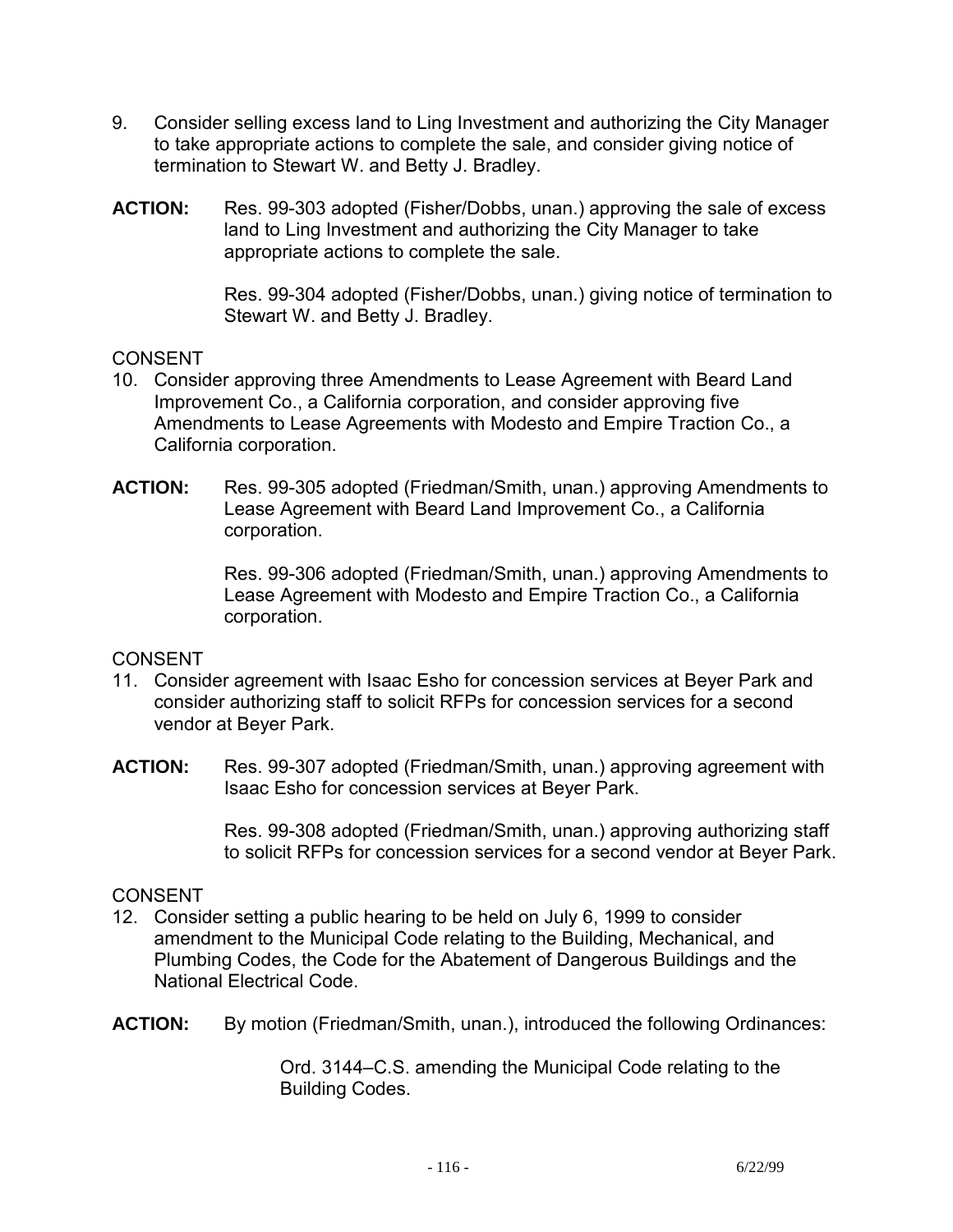9. Consider selling excess land to Ling Investment and authorizing the City Manager to take appropriate actions to complete the sale, and consider giving notice of termination to Stewart W. and Betty J. Bradley.

**ACTION:** Res. 99-303 adopted (Fisher/Dobbs, unan.) approving the sale of excess land to Ling Investment and authorizing the City Manager to take appropriate actions to complete the sale.

Res. 99-304 adopted (Fisher/Dobbs, unan.) giving notice of termination to Stewart W. and Betty J. Bradley.

CONSENT

10. Consider approving three Amendments to Lease Agreement with Beard Land Improvement Co., a California corporation, and consider approving five Amendments to Lease Agreements with Modesto and Empire Traction Co., a California corporation.

**ACTION:** Res. 99-305 adopted (Friedman/Smith, unan.) approving Amendments to Lease Agreement with Beard Land Improvement Co., a California corporation.

Res. 99-306 adopted (Friedman/Smith, unan.) approving Amendments to Lease Agreement with Modesto and Empire Traction Co., a California corporation.

CONSENT

11. Consider agreement with Isaac Esho for concession services at Beyer Park and consider authorizing staff to solicit RFPs for concession services for a second vendor at Beyer Park.

**ACTION:** Res. 99-307 adopted (Friedman/Smith, unan.) approving agreement with Isaac Esho for concession services at Beyer Park.

Res. 99-308 adopted (Friedman/Smith, unan.) approving authorizing staff to solicit RFPs for concession services for a second vendor at Beyer Park.

CONSENT

12. Consider setting a public hearing to be held on July 6, 1999 to consider amendment to the Municipal Code relating to the Building, Mechanical, and Plumbing Codes, the Code for the Abatement of Dangerous Buildings and the National Electrical Code.

**ACTION:** By motion (Friedman/Smith, unan.), introduced the following Ordinances:

Ord. 3144–C.S. amending the Municipal Code relating to the Building Codes.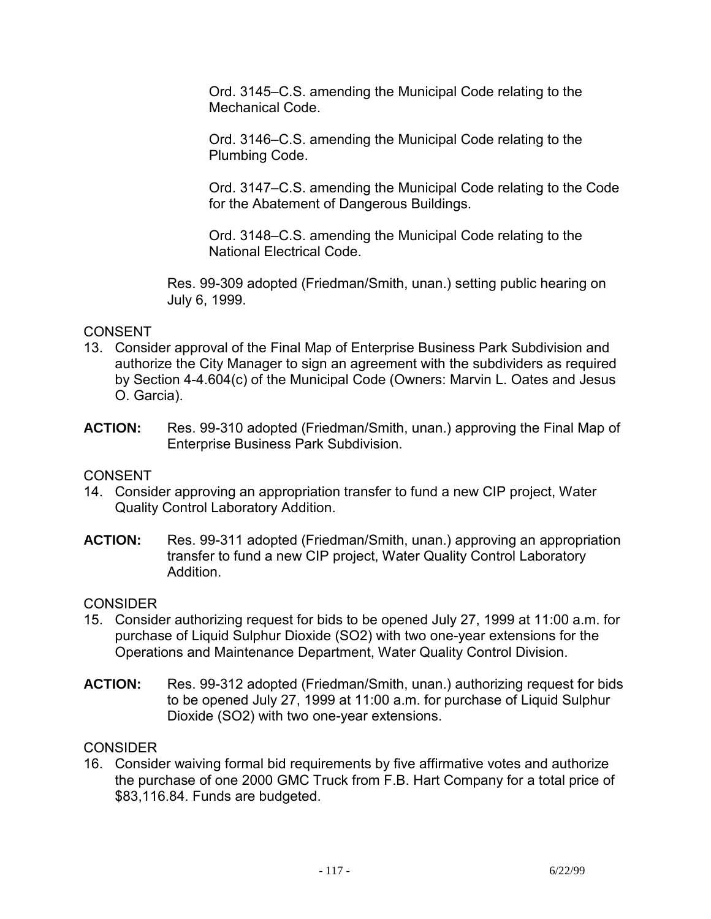Ord. 3145–C.S. amending the Municipal Code relating to the Mechanical Code.

Ord. 3146–C.S. amending the Municipal Code relating to the Plumbing Code.

Ord. 3147–C.S. amending the Municipal Code relating to the Code for the Abatement of Dangerous Buildings.

Ord. 3148–C.S. amending the Municipal Code relating to the National Electrical Code.

Res. 99-309 adopted (Friedman/Smith, unan.) setting public hearing on July 6, 1999.

CONSENT

13. Consider approval of the Final Map of Enterprise Business Park Subdivision and authorize the City Manager to sign an agreement with the subdividers as required by Section 4-4.604(c) of the Municipal Code (Owners: Marvin L. Oates and Jesus O. Garcia).

**ACTION:** Res. 99-310 adopted (Friedman/Smith, unan.) approving the Final Map of Enterprise Business Park Subdivision.

CONSENT

14. Consider approving an appropriation transfer to fund a new CIP project, Water Quality Control Laboratory Addition.

**ACTION:** Res. 99-311 adopted (Friedman/Smith, unan.) approving an appropriation transfer to fund a new CIP project, Water Quality Control Laboratory Addition.

CONSIDER

15. Consider authorizing request for bids to be opened July 27, 1999 at 11:00 a.m. for purchase of Liquid Sulphur Dioxide ($SO_2$) with two one-year extensions for the Operations and Maintenance Department, Water Quality Control Division.

**ACTION:** Res. 99-312 adopted (Friedman/Smith, unan.) authorizing request for bids to be opened July 27, 1999 at 11:00 a.m. for purchase of Liquid Sulphur Dioxide ($SO_2$) with two one-year extensions.

CONSIDER

16. Consider waiving formal bid requirements by five affirmative votes and authorize the purchase of one 2000 GMC Truck from F.B. Hart Company for a total price of $83,116.84. Funds are budgeted.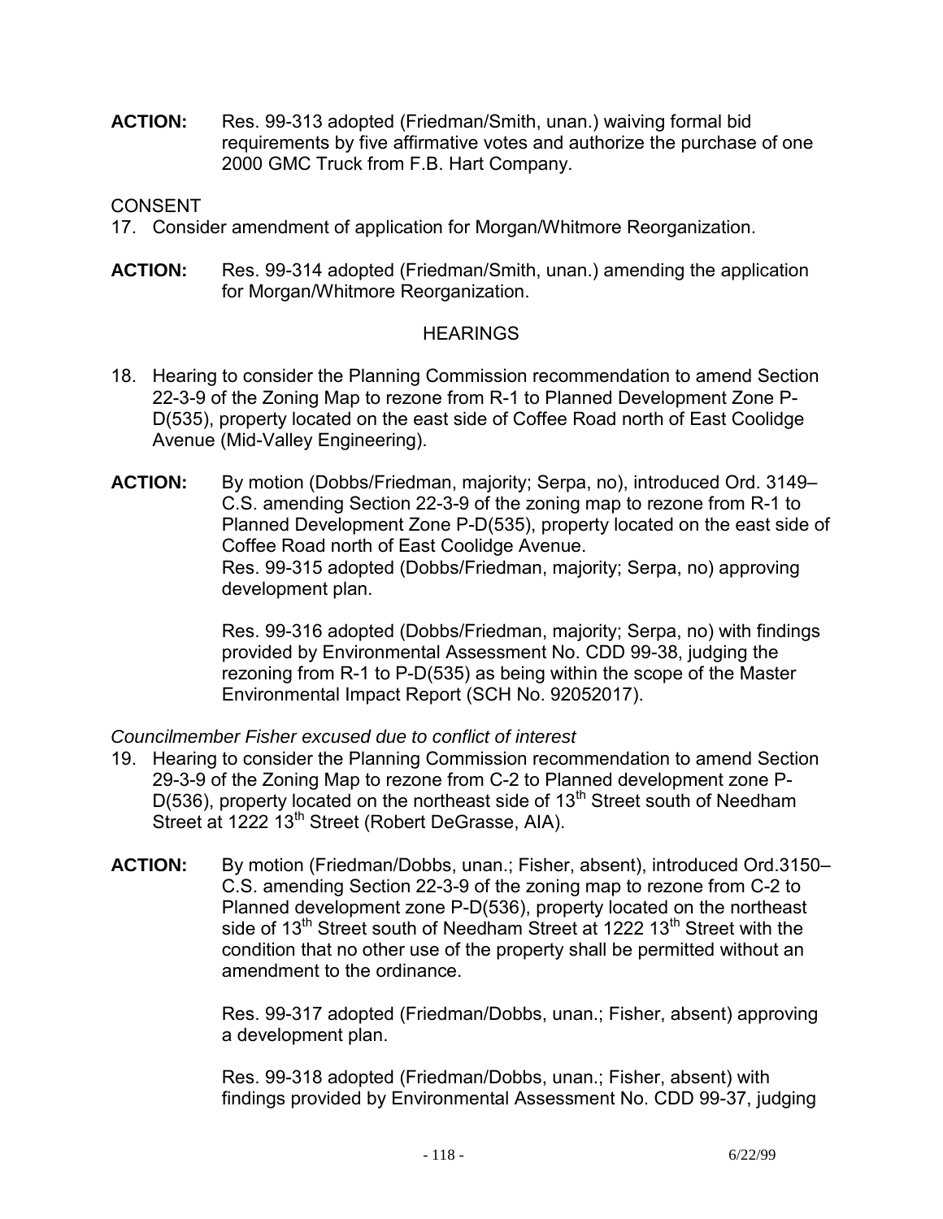**ACTION:** Res. 99-313 adopted (Friedman/Smith, unan.) waiving formal bid requirements by five affirmative votes and authorize the purchase of one 2000 GMC Truck from F.B. Hart Company.

CONSENT

17. Consider amendment of application for Morgan/Whitmore Reorganization.

**ACTION:** Res. 99-314 adopted (Friedman/Smith, unan.) amending the application for Morgan/Whitmore Reorganization.

HEARINGS

18. Hearing to consider the Planning Commission recommendation to amend Section 22-3-9 of the Zoning Map to rezone from R-1 to Planned Development Zone P-D(535), property located on the east side of Coffee Road north of East Coolidge Avenue (Mid-Valley Engineering).

**ACTION:** By motion (Dobbs/Friedman, majority; Serpa, no), introduced Ord. 3149–C.S. amending Section 22-3-9 of the zoning map to rezone from R-1 to Planned Development Zone P-D(535), property located on the east side of Coffee Road north of East Coolidge Avenue.
Res. 99-315 adopted (Dobbs/Friedman, majority; Serpa, no) approving development plan.

Res. 99-316 adopted (Dobbs/Friedman, majority; Serpa, no) with findings provided by Environmental Assessment No. CDD 99-38, judging the rezoning from R-1 to P-D(535) as being within the scope of the Master Environmental Impact Report (SCH No. 92052017).

*Councilmember Fisher excused due to conflict of interest*

19. Hearing to consider the Planning Commission recommendation to amend Section 29-3-9 of the Zoning Map to rezone from C-2 to Planned development zone P-D(536), property located on the northeast side of 13th Street south of Needham Street at 1222 13th Street (Robert DeGrasse, AIA).

**ACTION:** By motion (Friedman/Dobbs, unan.; Fisher, absent), introduced Ord.3150–C.S. amending Section 22-3-9 of the zoning map to rezone from C-2 to Planned development zone P-D(536), property located on the northeast side of 13th Street south of Needham Street at 1222 13th Street with the condition that no other use of the property shall be permitted without an amendment to the ordinance.

Res. 99-317 adopted (Friedman/Dobbs, unan.; Fisher, absent) approving a development plan.

Res. 99-318 adopted (Friedman/Dobbs, unan.; Fisher, absent) with findings provided by Environmental Assessment No. CDD 99-37, judging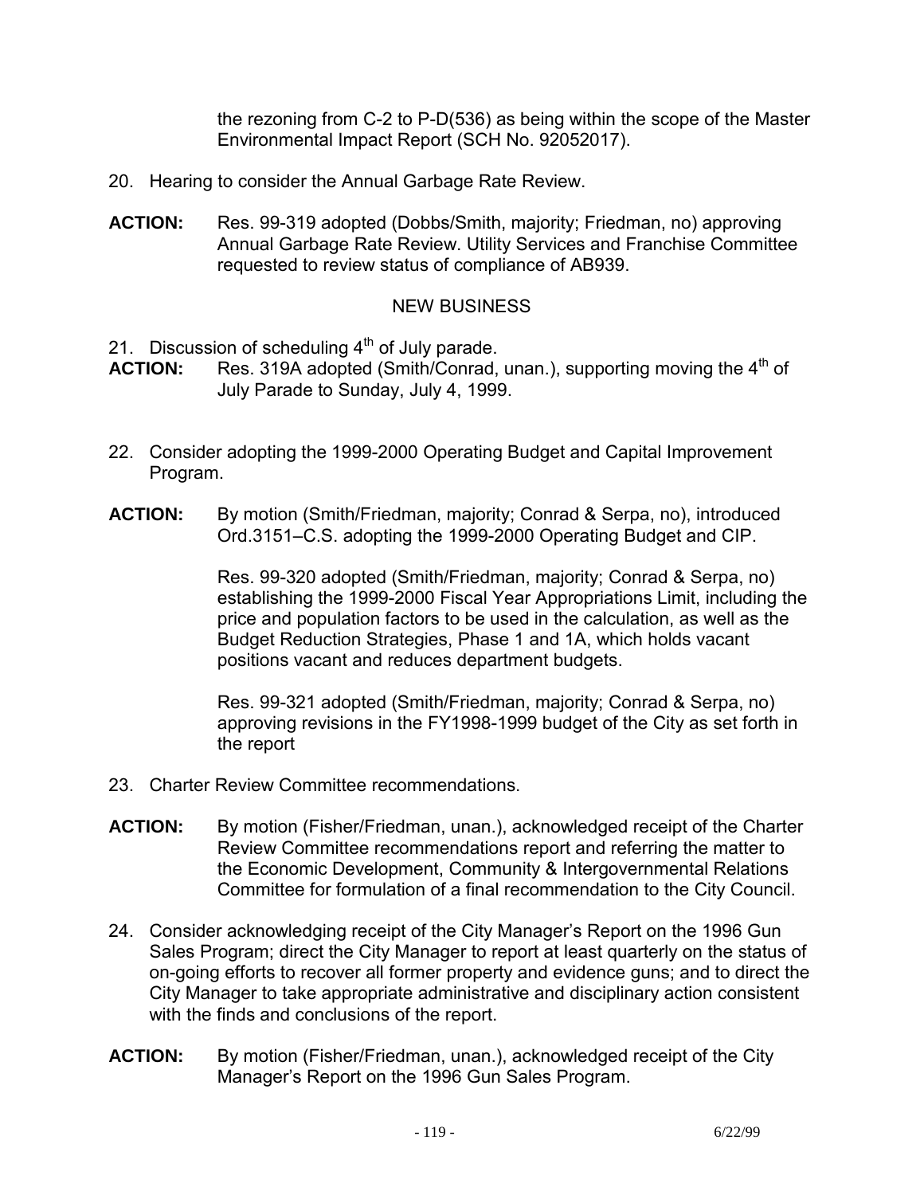the rezoning from C-2 to P-D(536) as being within the scope of the Master Environmental Impact Report (SCH No. 92052017).

20. Hearing to consider the Annual Garbage Rate Review.

**ACTION:** Res. 99-319 adopted (Dobbs/Smith, majority; Friedman, no) approving Annual Garbage Rate Review. Utility Services and Franchise Committee requested to review status of compliance of AB939.

NEW BUSINESS

21. Discussion of scheduling 4th of July parade.

**ACTION:** Res. 319A adopted (Smith/Conrad, unan.), supporting moving the 4th of July Parade to Sunday, July 4, 1999.

22. Consider adopting the 1999-2000 Operating Budget and Capital Improvement Program.

**ACTION:** By motion (Smith/Friedman, majority; Conrad & Serpa, no), introduced Ord.3151–C.S. adopting the 1999-2000 Operating Budget and CIP.

Res. 99-320 adopted (Smith/Friedman, majority; Conrad & Serpa, no) establishing the 1999-2000 Fiscal Year Appropriations Limit, including the price and population factors to be used in the calculation, as well as the Budget Reduction Strategies, Phase 1 and 1A, which holds vacant positions vacant and reduces department budgets.

Res. 99-321 adopted (Smith/Friedman, majority; Conrad & Serpa, no) approving revisions in the FY1998-1999 budget of the City as set forth in the report

23. Charter Review Committee recommendations.

**ACTION:** By motion (Fisher/Friedman, unan.), acknowledged receipt of the Charter Review Committee recommendations report and referring the matter to the Economic Development, Community & Intergovernmental Relations Committee for formulation of a final recommendation to the City Council.

24. Consider acknowledging receipt of the City Manager's Report on the 1996 Gun Sales Program; direct the City Manager to report at least quarterly on the status of on-going efforts to recover all former property and evidence guns; and to direct the City Manager to take appropriate administrative and disciplinary action consistent with the finds and conclusions of the report.

**ACTION:** By motion (Fisher/Friedman, unan.), acknowledged receipt of the City Manager's Report on the 1996 Gun Sales Program.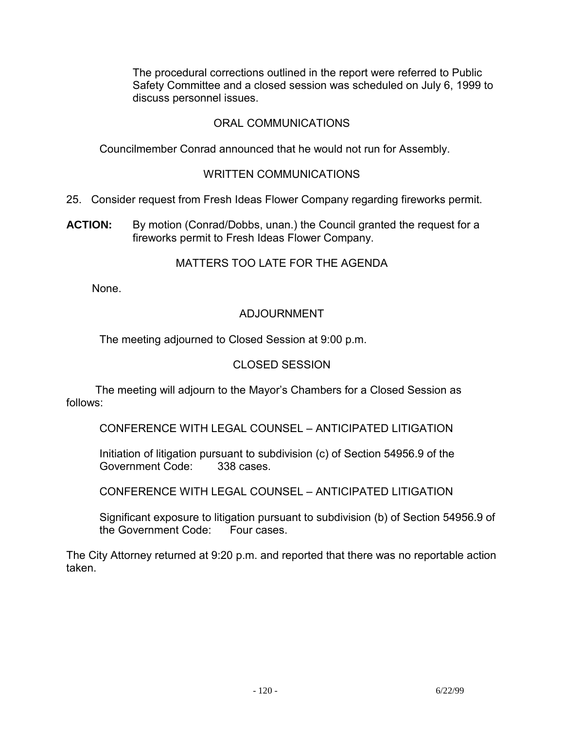The procedural corrections outlined in the report were referred to Public Safety Committee and a closed session was scheduled on July 6, 1999 to discuss personnel issues.

## ORAL COMMUNICATIONS

Councilmember Conrad announced that he would not run for Assembly.

## WRITTEN COMMUNICATIONS

25. Consider request from Fresh Ideas Flower Company regarding fireworks permit.

**ACTION:** By motion (Conrad/Dobbs, unan.) the Council granted the request for a fireworks permit to Fresh Ideas Flower Company.

## MATTERS TOO LATE FOR THE AGENDA

None.

## ADJOURNMENT

The meeting adjourned to Closed Session at 9:00 p.m.

## CLOSED SESSION

The meeting will adjourn to the Mayor's Chambers for a Closed Session as follows:

CONFERENCE WITH LEGAL COUNSEL – ANTICIPATED LITIGATION

Initiation of litigation pursuant to subdivision (c) of Section 54956.9 of the Government Code: 338 cases.

CONFERENCE WITH LEGAL COUNSEL – ANTICIPATED LITIGATION

Significant exposure to litigation pursuant to subdivision (b) of Section 54956.9 of the Government Code: Four cases.

The City Attorney returned at 9:20 p.m. and reported that there was no reportable action taken.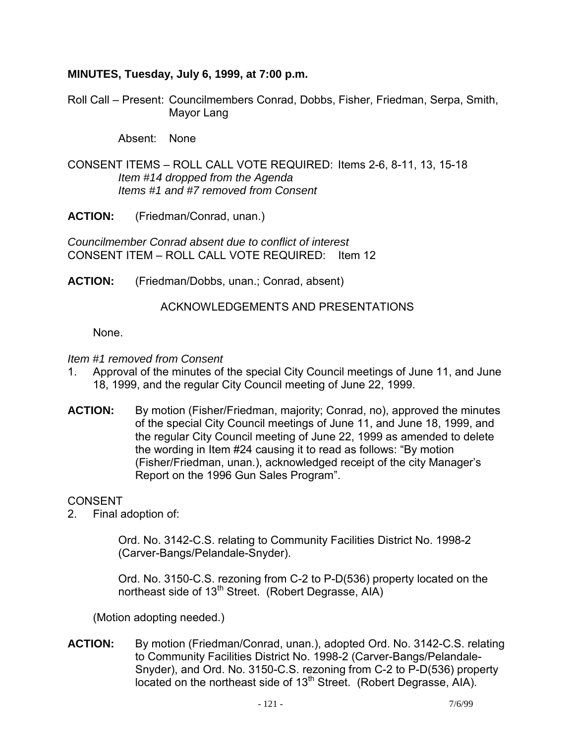**MINUTES, Tuesday, July 6, 1999, at 7:00 p.m.**

Roll Call – Present: Councilmembers Conrad, Dobbs, Fisher, Friedman, Serpa, Smith, Mayor Lang

Absent: None

CONSENT ITEMS – ROLL CALL VOTE REQUIRED: Items 2-6, 8-11, 13, 15-18
*Item #14 dropped from the Agenda*
*Items #1 and #7 removed from Consent*

**ACTION:** (Friedman/Conrad, unan.)

*Councilmember Conrad absent due to conflict of interest*
CONSENT ITEM – ROLL CALL VOTE REQUIRED: Item 12

**ACTION:** (Friedman/Dobbs, unan.; Conrad, absent)

ACKNOWLEDGEMENTS AND PRESENTATIONS

None.

*Item #1 removed from Consent*

1. Approval of the minutes of the special City Council meetings of June 11, and June 18, 1999, and the regular City Council meeting of June 22, 1999.

**ACTION:** By motion (Fisher/Friedman, majority; Conrad, no), approved the minutes of the special City Council meetings of June 11, and June 18, 1999, and the regular City Council meeting of June 22, 1999 as amended to delete the wording in Item #24 causing it to read as follows: "By motion (Fisher/Friedman, unan.), acknowledged receipt of the city Manager's Report on the 1996 Gun Sales Program".

CONSENT

2. Final adoption of:

   Ord. No. 3142-C.S. relating to Community Facilities District No. 1998-2 (Carver-Bangs/Pelandale-Snyder).

   Ord. No. 3150-C.S. rezoning from C-2 to P-D(536) property located on the northeast side of 13th Street. (Robert Degrasse, AIA)

   (Motion adopting needed.)

**ACTION:** By motion (Friedman/Conrad, unan.), adopted Ord. No. 3142-C.S. relating to Community Facilities District No. 1998-2 (Carver-Bangs/Pelandale-Snyder), and Ord. No. 3150-C.S. rezoning from C-2 to P-D(536) property located on the northeast side of 13th Street. (Robert Degrasse, AIA).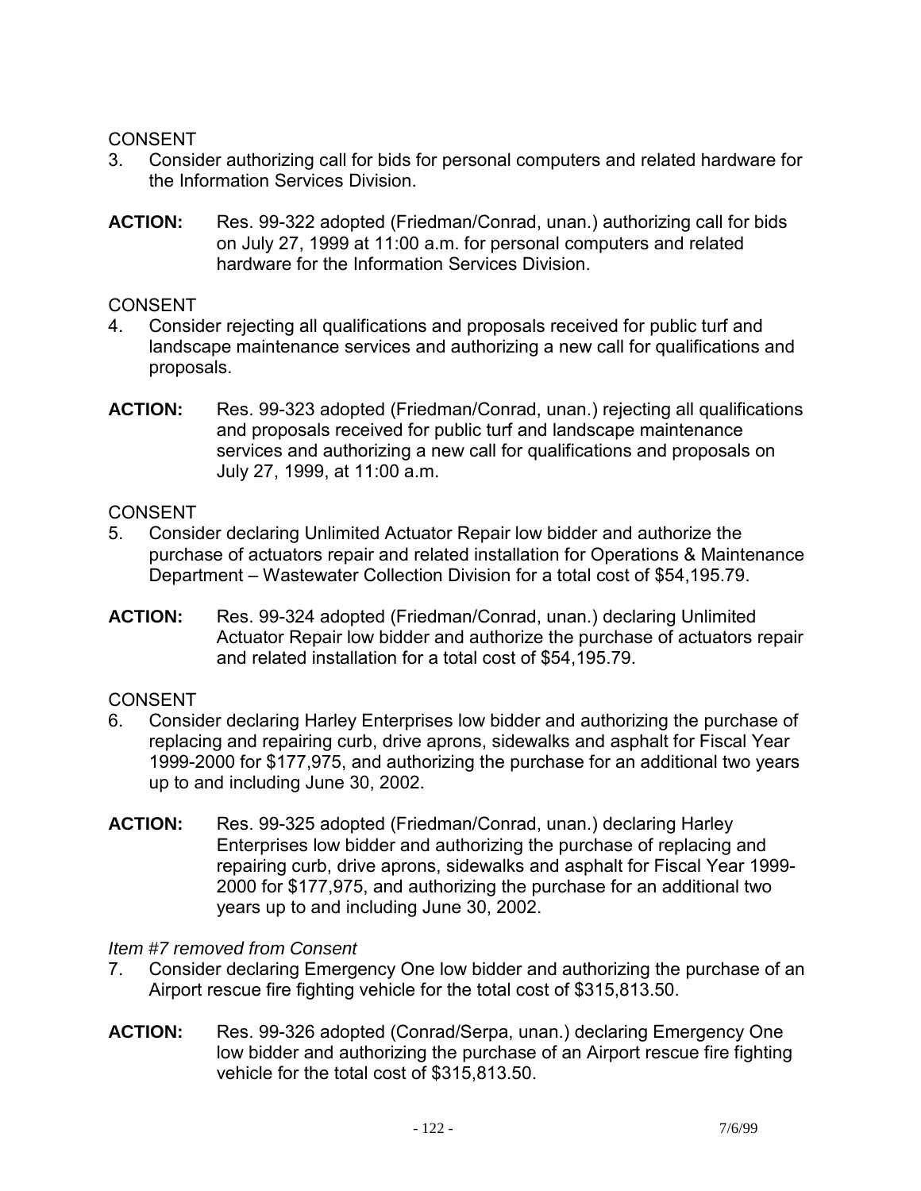CONSENT

3. Consider authorizing call for bids for personal computers and related hardware for the Information Services Division.

**ACTION:** Res. 99-322 adopted (Friedman/Conrad, unan.) authorizing call for bids on July 27, 1999 at 11:00 a.m. for personal computers and related hardware for the Information Services Division.

CONSENT

4. Consider rejecting all qualifications and proposals received for public turf and landscape maintenance services and authorizing a new call for qualifications and proposals.

**ACTION:** Res. 99-323 adopted (Friedman/Conrad, unan.) rejecting all qualifications and proposals received for public turf and landscape maintenance services and authorizing a new call for qualifications and proposals on July 27, 1999, at 11:00 a.m.

CONSENT

5. Consider declaring Unlimited Actuator Repair low bidder and authorize the purchase of actuators repair and related installation for Operations & Maintenance Department – Wastewater Collection Division for a total cost of $54,195.79.

**ACTION:** Res. 99-324 adopted (Friedman/Conrad, unan.) declaring Unlimited Actuator Repair low bidder and authorize the purchase of actuators repair and related installation for a total cost of $54,195.79.

CONSENT

6. Consider declaring Harley Enterprises low bidder and authorizing the purchase of replacing and repairing curb, drive aprons, sidewalks and asphalt for Fiscal Year 1999-2000 for $177,975, and authorizing the purchase for an additional two years up to and including June 30, 2002.

**ACTION:** Res. 99-325 adopted (Friedman/Conrad, unan.) declaring Harley Enterprises low bidder and authorizing the purchase of replacing and repairing curb, drive aprons, sidewalks and asphalt for Fiscal Year 1999-2000 for $177,975, and authorizing the purchase for an additional two years up to and including June 30, 2002.

*Item #7 removed from Consent*

7. Consider declaring Emergency One low bidder and authorizing the purchase of an Airport rescue fire fighting vehicle for the total cost of $315,813.50.

**ACTION:** Res. 99-326 adopted (Conrad/Serpa, unan.) declaring Emergency One low bidder and authorizing the purchase of an Airport rescue fire fighting vehicle for the total cost of $315,813.50.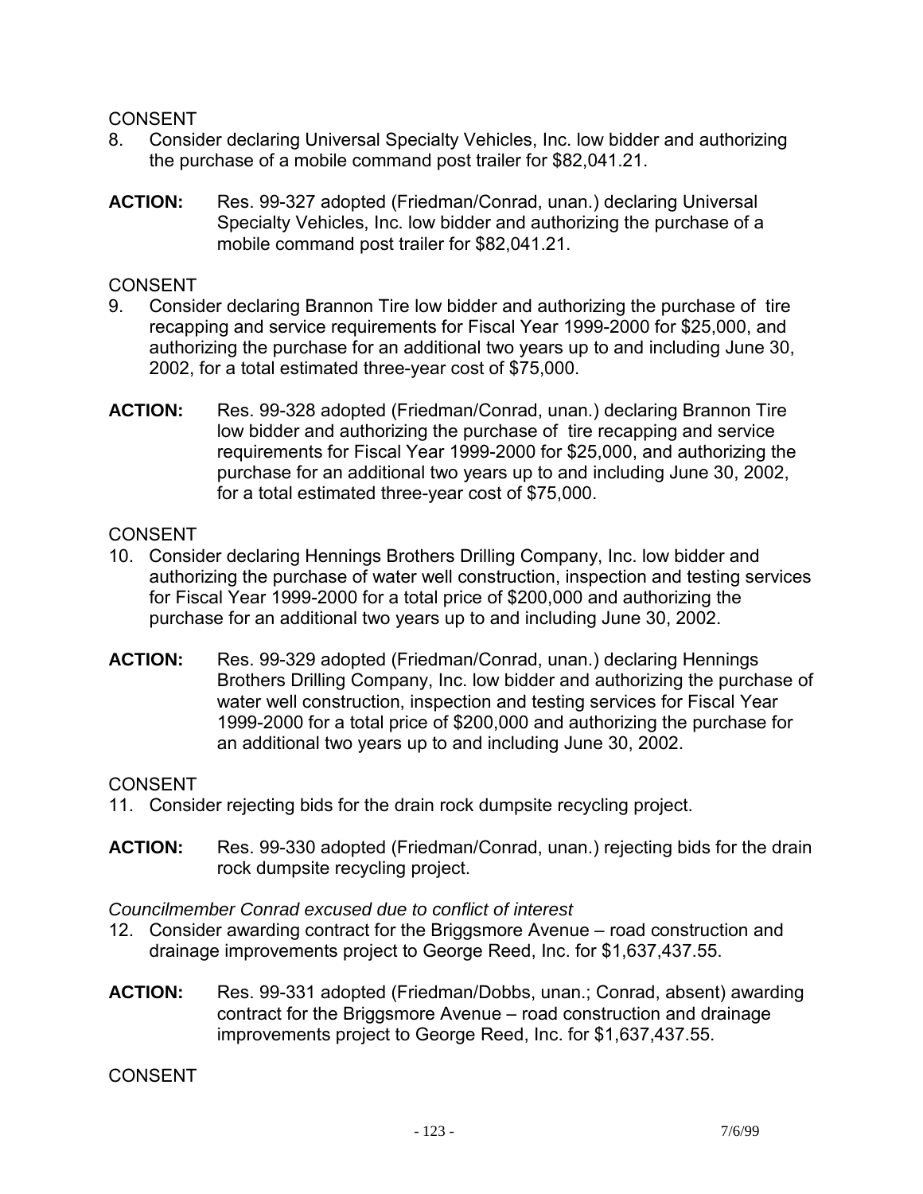CONSENT

8. Consider declaring Universal Specialty Vehicles, Inc. low bidder and authorizing the purchase of a mobile command post trailer for $82,041.21.

**ACTION:** Res. 99-327 adopted (Friedman/Conrad, unan.) declaring Universal Specialty Vehicles, Inc. low bidder and authorizing the purchase of a mobile command post trailer for $82,041.21.

CONSENT

9. Consider declaring Brannon Tire low bidder and authorizing the purchase of tire recapping and service requirements for Fiscal Year 1999-2000 for $25,000, and authorizing the purchase for an additional two years up to and including June 30, 2002, for a total estimated three-year cost of $75,000.

**ACTION:** Res. 99-328 adopted (Friedman/Conrad, unan.) declaring Brannon Tire low bidder and authorizing the purchase of tire recapping and service requirements for Fiscal Year 1999-2000 for $25,000, and authorizing the purchase for an additional two years up to and including June 30, 2002, for a total estimated three-year cost of $75,000.

CONSENT

10. Consider declaring Hennings Brothers Drilling Company, Inc. low bidder and authorizing the purchase of water well construction, inspection and testing services for Fiscal Year 1999-2000 for a total price of $200,000 and authorizing the purchase for an additional two years up to and including June 30, 2002.

**ACTION:** Res. 99-329 adopted (Friedman/Conrad, unan.) declaring Hennings Brothers Drilling Company, Inc. low bidder and authorizing the purchase of water well construction, inspection and testing services for Fiscal Year 1999-2000 for a total price of $200,000 and authorizing the purchase for an additional two years up to and including June 30, 2002.

CONSENT

11. Consider rejecting bids for the drain rock dumpsite recycling project.

**ACTION:** Res. 99-330 adopted (Friedman/Conrad, unan.) rejecting bids for the drain rock dumpsite recycling project.

*Councilmember Conrad excused due to conflict of interest*

12. Consider awarding contract for the Briggsmore Avenue – road construction and drainage improvements project to George Reed, Inc. for $1,637,437.55.

**ACTION:** Res. 99-331 adopted (Friedman/Dobbs, unan.; Conrad, absent) awarding contract for the Briggsmore Avenue – road construction and drainage improvements project to George Reed, Inc. for $1,637,437.55.

CONSENT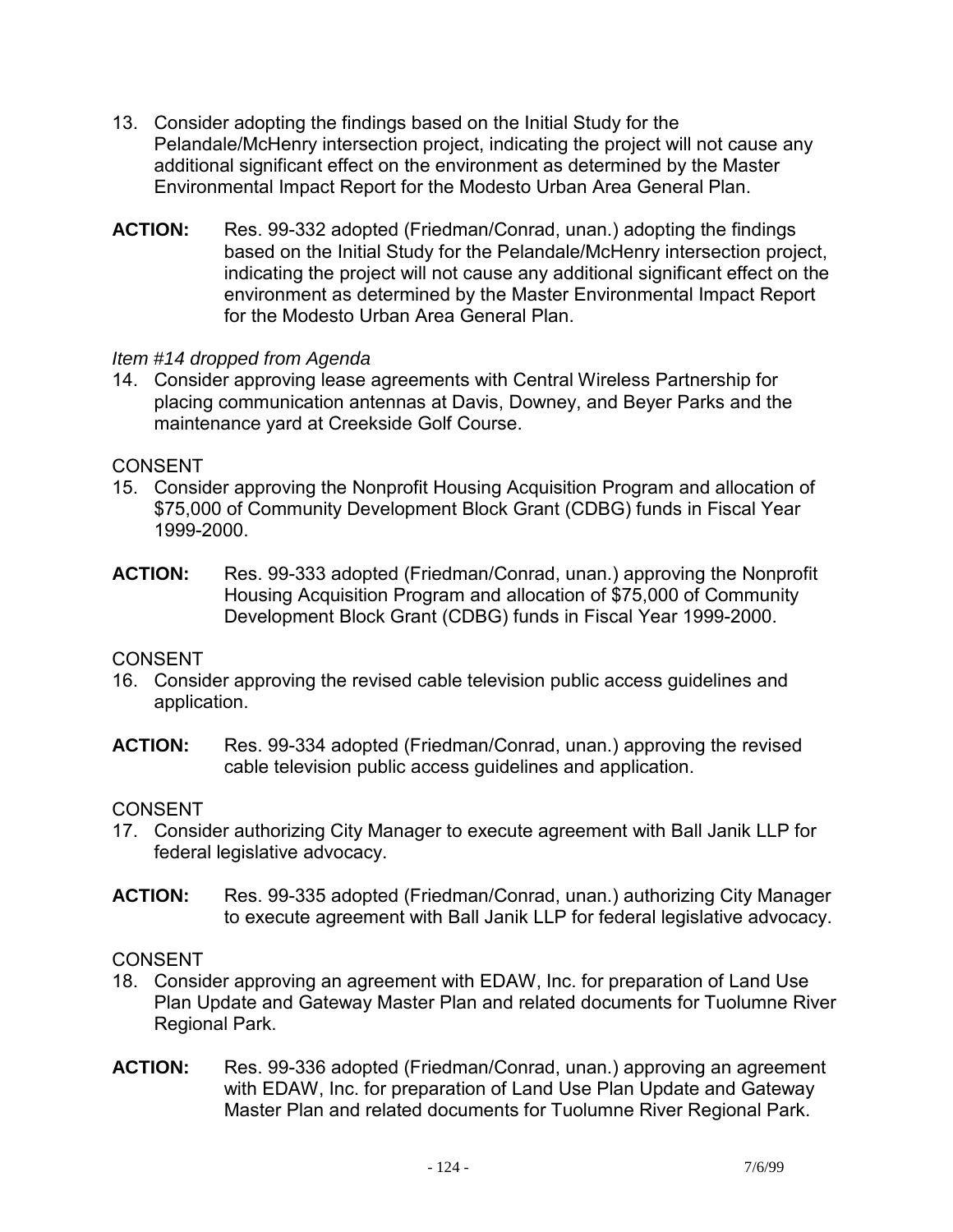13. Consider adopting the findings based on the Initial Study for the Pelandale/McHenry intersection project, indicating the project will not cause any additional significant effect on the environment as determined by the Master Environmental Impact Report for the Modesto Urban Area General Plan.

**ACTION:** Res. 99-332 adopted (Friedman/Conrad, unan.) adopting the findings based on the Initial Study for the Pelandale/McHenry intersection project, indicating the project will not cause any additional significant effect on the environment as determined by the Master Environmental Impact Report for the Modesto Urban Area General Plan.

*Item #14 dropped from Agenda*

14. Consider approving lease agreements with Central Wireless Partnership for placing communication antennas at Davis, Downey, and Beyer Parks and the maintenance yard at Creekside Golf Course.

CONSENT

15. Consider approving the Nonprofit Housing Acquisition Program and allocation of $75,000 of Community Development Block Grant (CDBG) funds in Fiscal Year 1999-2000.

**ACTION:** Res. 99-333 adopted (Friedman/Conrad, unan.) approving the Nonprofit Housing Acquisition Program and allocation of $75,000 of Community Development Block Grant (CDBG) funds in Fiscal Year 1999-2000.

CONSENT

16. Consider approving the revised cable television public access guidelines and application.

**ACTION:** Res. 99-334 adopted (Friedman/Conrad, unan.) approving the revised cable television public access guidelines and application.

CONSENT

17. Consider authorizing City Manager to execute agreement with Ball Janik LLP for federal legislative advocacy.

**ACTION:** Res. 99-335 adopted (Friedman/Conrad, unan.) authorizing City Manager to execute agreement with Ball Janik LLP for federal legislative advocacy.

CONSENT

18. Consider approving an agreement with EDAW, Inc. for preparation of Land Use Plan Update and Gateway Master Plan and related documents for Tuolumne River Regional Park.

**ACTION:** Res. 99-336 adopted (Friedman/Conrad, unan.) approving an agreement with EDAW, Inc. for preparation of Land Use Plan Update and Gateway Master Plan and related documents for Tuolumne River Regional Park.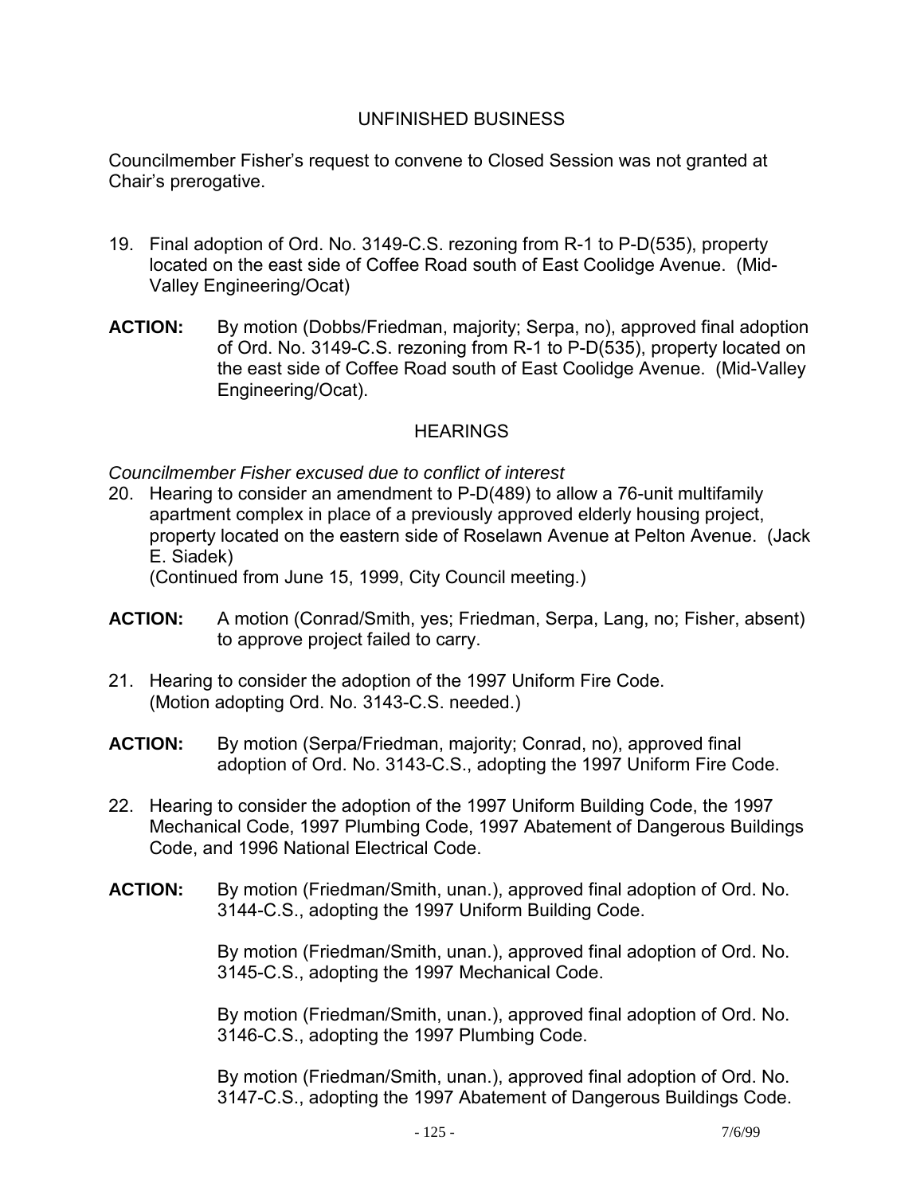## UNFINISHED BUSINESS

Councilmember Fisher's request to convene to Closed Session was not granted at Chair's prerogative.

19. Final adoption of Ord. No. 3149-C.S. rezoning from R-1 to P-D(535), property located on the east side of Coffee Road south of East Coolidge Avenue. (Mid-Valley Engineering/Ocat)

**ACTION:** By motion (Dobbs/Friedman, majority; Serpa, no), approved final adoption of Ord. No. 3149-C.S. rezoning from R-1 to P-D(535), property located on the east side of Coffee Road south of East Coolidge Avenue. (Mid-Valley Engineering/Ocat).

## HEARINGS

*Councilmember Fisher excused due to conflict of interest*

20. Hearing to consider an amendment to P-D(489) to allow a 76-unit multifamily apartment complex in place of a previously approved elderly housing project, property located on the eastern side of Roselawn Avenue at Pelton Avenue. (Jack E. Siadek)
(Continued from June 15, 1999, City Council meeting.)

**ACTION:** A motion (Conrad/Smith, yes; Friedman, Serpa, Lang, no; Fisher, absent) to approve project failed to carry.

21. Hearing to consider the adoption of the 1997 Uniform Fire Code. (Motion adopting Ord. No. 3143-C.S. needed.)

**ACTION:** By motion (Serpa/Friedman, majority; Conrad, no), approved final adoption of Ord. No. 3143-C.S., adopting the 1997 Uniform Fire Code.

22. Hearing to consider the adoption of the 1997 Uniform Building Code, the 1997 Mechanical Code, 1997 Plumbing Code, 1997 Abatement of Dangerous Buildings Code, and 1996 National Electrical Code.

**ACTION:** By motion (Friedman/Smith, unan.), approved final adoption of Ord. No. 3144-C.S., adopting the 1997 Uniform Building Code.

By motion (Friedman/Smith, unan.), approved final adoption of Ord. No. 3145-C.S., adopting the 1997 Mechanical Code.

By motion (Friedman/Smith, unan.), approved final adoption of Ord. No. 3146-C.S., adopting the 1997 Plumbing Code.

By motion (Friedman/Smith, unan.), approved final adoption of Ord. No. 3147-C.S., adopting the 1997 Abatement of Dangerous Buildings Code.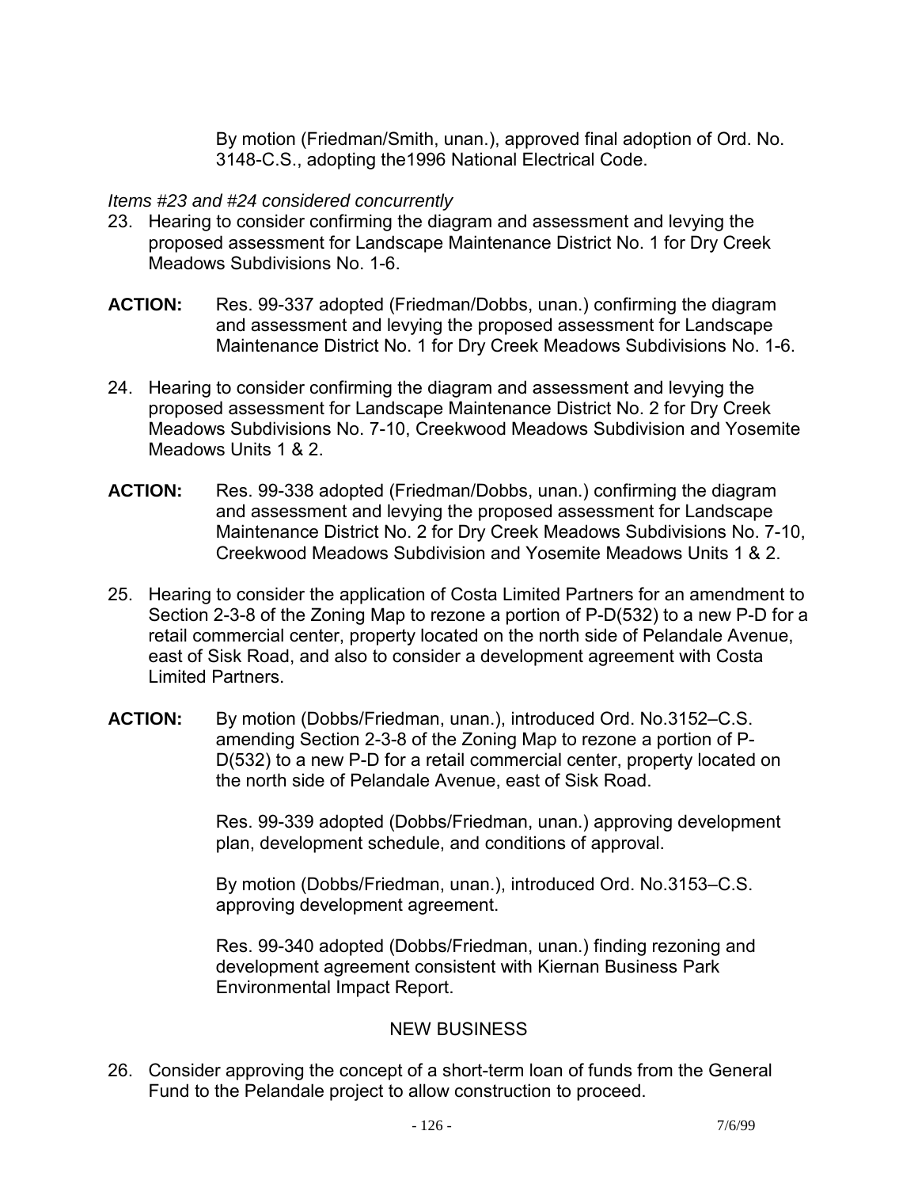By motion (Friedman/Smith, unan.), approved final adoption of Ord. No. 3148-C.S., adopting the1996 National Electrical Code.

*Items #23 and #24 considered concurrently*

23. Hearing to consider confirming the diagram and assessment and levying the proposed assessment for Landscape Maintenance District No. 1 for Dry Creek Meadows Subdivisions No. 1-6.

**ACTION:** Res. 99-337 adopted (Friedman/Dobbs, unan.) confirming the diagram and assessment and levying the proposed assessment for Landscape Maintenance District No. 1 for Dry Creek Meadows Subdivisions No. 1-6.

24. Hearing to consider confirming the diagram and assessment and levying the proposed assessment for Landscape Maintenance District No. 2 for Dry Creek Meadows Subdivisions No. 7-10, Creekwood Meadows Subdivision and Yosemite Meadows Units 1 & 2.

**ACTION:** Res. 99-338 adopted (Friedman/Dobbs, unan.) confirming the diagram and assessment and levying the proposed assessment for Landscape Maintenance District No. 2 for Dry Creek Meadows Subdivisions No. 7-10, Creekwood Meadows Subdivision and Yosemite Meadows Units 1 & 2.

25. Hearing to consider the application of Costa Limited Partners for an amendment to Section 2-3-8 of the Zoning Map to rezone a portion of P-D(532) to a new P-D for a retail commercial center, property located on the north side of Pelandale Avenue, east of Sisk Road, and also to consider a development agreement with Costa Limited Partners.

**ACTION:** By motion (Dobbs/Friedman, unan.), introduced Ord. No.3152–C.S. amending Section 2-3-8 of the Zoning Map to rezone a portion of P-D(532) to a new P-D for a retail commercial center, property located on the north side of Pelandale Avenue, east of Sisk Road.

Res. 99-339 adopted (Dobbs/Friedman, unan.) approving development plan, development schedule, and conditions of approval.

By motion (Dobbs/Friedman, unan.), introduced Ord. No.3153–C.S. approving development agreement.

Res. 99-340 adopted (Dobbs/Friedman, unan.) finding rezoning and development agreement consistent with Kiernan Business Park Environmental Impact Report.

## NEW BUSINESS

26. Consider approving the concept of a short-term loan of funds from the General Fund to the Pelandale project to allow construction to proceed.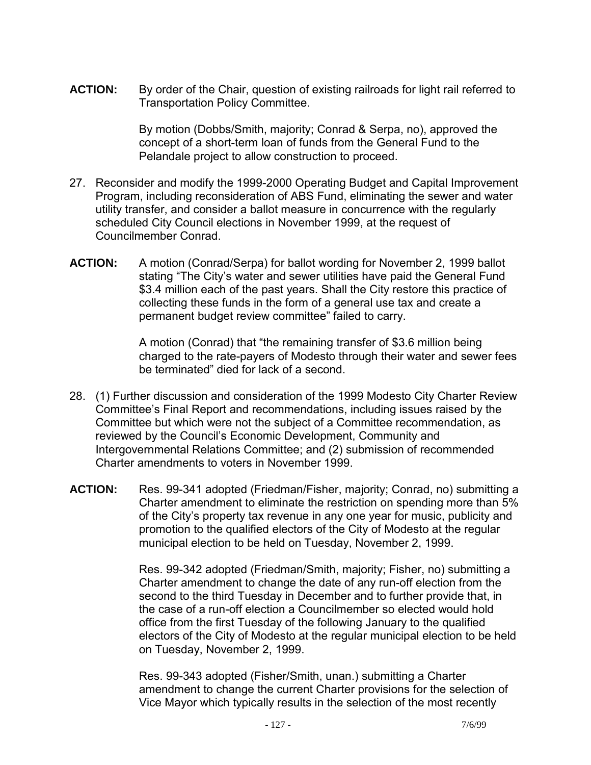**ACTION:** By order of the Chair, question of existing railroads for light rail referred to Transportation Policy Committee.

By motion (Dobbs/Smith, majority; Conrad & Serpa, no), approved the concept of a short-term loan of funds from the General Fund to the Pelandale project to allow construction to proceed.

27. Reconsider and modify the 1999-2000 Operating Budget and Capital Improvement Program, including reconsideration of ABS Fund, eliminating the sewer and water utility transfer, and consider a ballot measure in concurrence with the regularly scheduled City Council elections in November 1999, at the request of Councilmember Conrad.

**ACTION:** A motion (Conrad/Serpa) for ballot wording for November 2, 1999 ballot stating "The City's water and sewer utilities have paid the General Fund $3.4 million each of the past years. Shall the City restore this practice of collecting these funds in the form of a general use tax and create a permanent budget review committee" failed to carry.

A motion (Conrad) that "the remaining transfer of $3.6 million being charged to the rate-payers of Modesto through their water and sewer fees be terminated" died for lack of a second.

28. (1) Further discussion and consideration of the 1999 Modesto City Charter Review Committee's Final Report and recommendations, including issues raised by the Committee but which were not the subject of a Committee recommendation, as reviewed by the Council's Economic Development, Community and Intergovernmental Relations Committee; and (2) submission of recommended Charter amendments to voters in November 1999.

**ACTION:** Res. 99-341 adopted (Friedman/Fisher, majority; Conrad, no) submitting a Charter amendment to eliminate the restriction on spending more than 5% of the City's property tax revenue in any one year for music, publicity and promotion to the qualified electors of the City of Modesto at the regular municipal election to be held on Tuesday, November 2, 1999.

Res. 99-342 adopted (Friedman/Smith, majority; Fisher, no) submitting a Charter amendment to change the date of any run-off election from the second to the third Tuesday in December and to further provide that, in the case of a run-off election a Councilmember so elected would hold office from the first Tuesday of the following January to the qualified electors of the City of Modesto at the regular municipal election to be held on Tuesday, November 2, 1999.

Res. 99-343 adopted (Fisher/Smith, unan.) submitting a Charter amendment to change the current Charter provisions for the selection of Vice Mayor which typically results in the selection of the most recently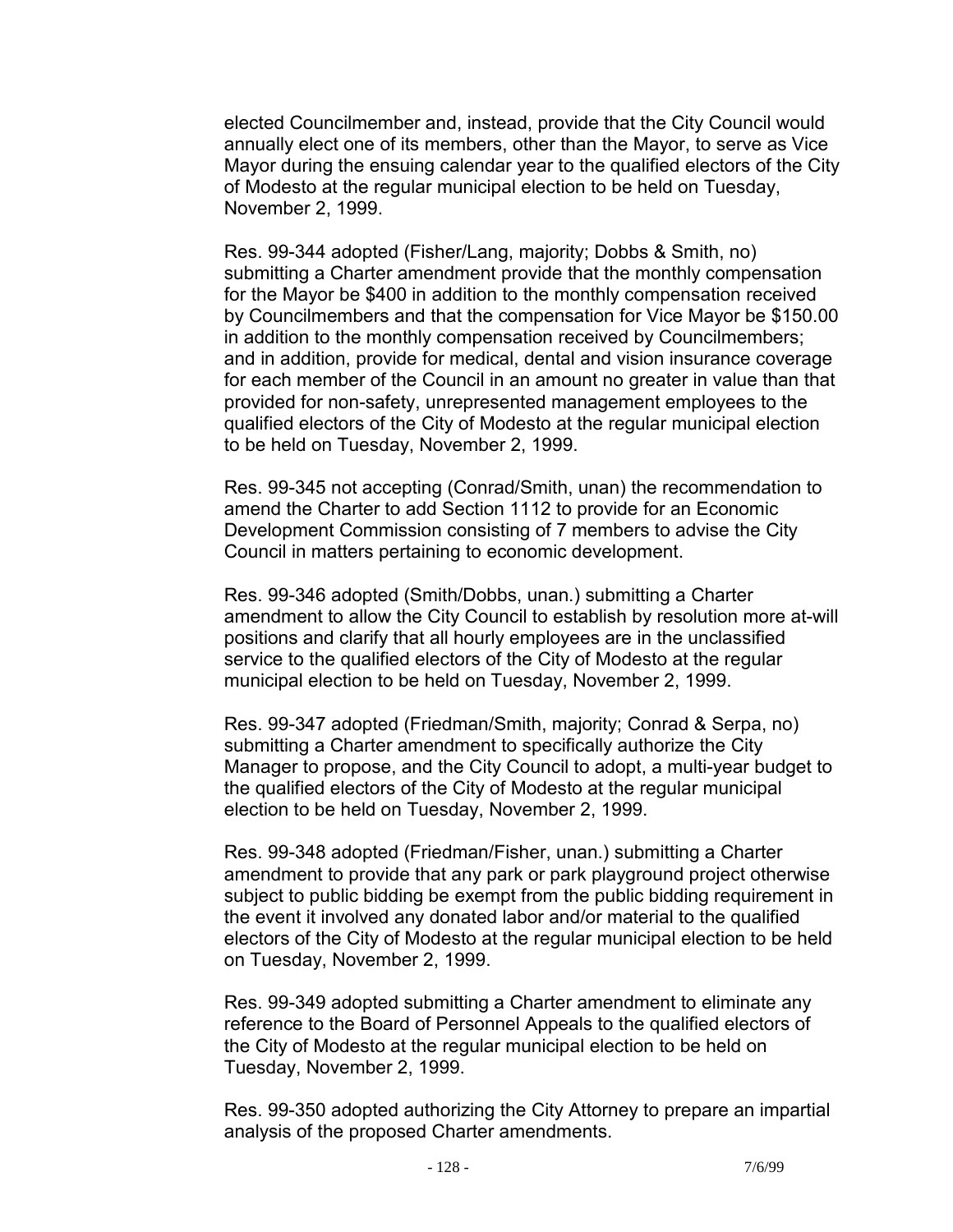elected Councilmember and, instead, provide that the City Council would annually elect one of its members, other than the Mayor, to serve as Vice Mayor during the ensuing calendar year to the qualified electors of the City of Modesto at the regular municipal election to be held on Tuesday, November 2, 1999.

Res. 99-344 adopted (Fisher/Lang, majority; Dobbs & Smith, no) submitting a Charter amendment provide that the monthly compensation for the Mayor be $400 in addition to the monthly compensation received by Councilmembers and that the compensation for Vice Mayor be $150.00 in addition to the monthly compensation received by Councilmembers; and in addition, provide for medical, dental and vision insurance coverage for each member of the Council in an amount no greater in value than that provided for non-safety, unrepresented management employees to the qualified electors of the City of Modesto at the regular municipal election to be held on Tuesday, November 2, 1999.

Res. 99-345 not accepting (Conrad/Smith, unan) the recommendation to amend the Charter to add Section 1112 to provide for an Economic Development Commission consisting of 7 members to advise the City Council in matters pertaining to economic development.

Res. 99-346 adopted (Smith/Dobbs, unan.) submitting a Charter amendment to allow the City Council to establish by resolution more at-will positions and clarify that all hourly employees are in the unclassified service to the qualified electors of the City of Modesto at the regular municipal election to be held on Tuesday, November 2, 1999.

Res. 99-347 adopted (Friedman/Smith, majority; Conrad & Serpa, no) submitting a Charter amendment to specifically authorize the City Manager to propose, and the City Council to adopt, a multi-year budget to the qualified electors of the City of Modesto at the regular municipal election to be held on Tuesday, November 2, 1999.

Res. 99-348 adopted (Friedman/Fisher, unan.) submitting a Charter amendment to provide that any park or park playground project otherwise subject to public bidding be exempt from the public bidding requirement in the event it involved any donated labor and/or material to the qualified electors of the City of Modesto at the regular municipal election to be held on Tuesday, November 2, 1999.

Res. 99-349 adopted submitting a Charter amendment to eliminate any reference to the Board of Personnel Appeals to the qualified electors of the City of Modesto at the regular municipal election to be held on Tuesday, November 2, 1999.

Res. 99-350 adopted authorizing the City Attorney to prepare an impartial analysis of the proposed Charter amendments.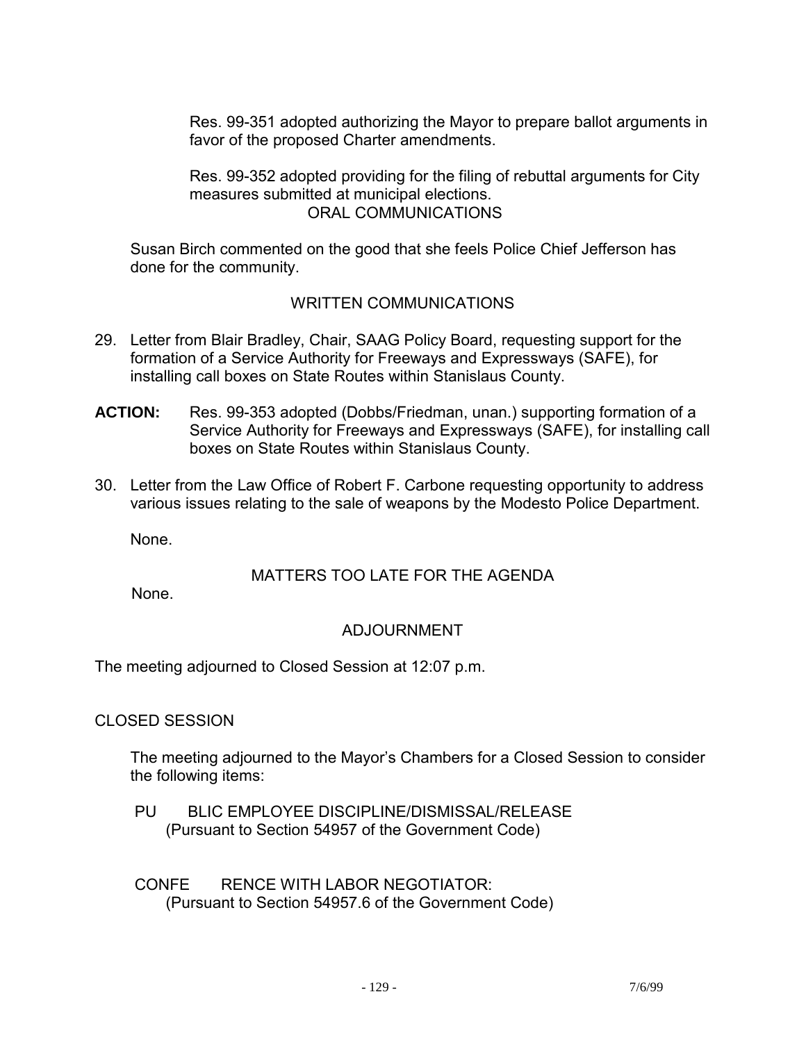Res. 99-351 adopted authorizing the Mayor to prepare ballot arguments in favor of the proposed Charter amendments.

Res. 99-352 adopted providing for the filing of rebuttal arguments for City measures submitted at municipal elections.

## ORAL COMMUNICATIONS

Susan Birch commented on the good that she feels Police Chief Jefferson has done for the community.

## WRITTEN COMMUNICATIONS

29. Letter from Blair Bradley, Chair, SAAG Policy Board, requesting support for the formation of a Service Authority for Freeways and Expressways (SAFE), for installing call boxes on State Routes within Stanislaus County.

**ACTION:** Res. 99-353 adopted (Dobbs/Friedman, unan.) supporting formation of a Service Authority for Freeways and Expressways (SAFE), for installing call boxes on State Routes within Stanislaus County.

30. Letter from the Law Office of Robert F. Carbone requesting opportunity to address various issues relating to the sale of weapons by the Modesto Police Department.

None.

## MATTERS TOO LATE FOR THE AGENDA

None.

## ADJOURNMENT

The meeting adjourned to Closed Session at 12:07 p.m.

## CLOSED SESSION

The meeting adjourned to the Mayor's Chambers for a Closed Session to consider the following items:

PUBLIC EMPLOYEE DISCIPLINE/DISMISSAL/RELEASE
(Pursuant to Section 54957 of the Government Code)

CONFERENCE WITH LABOR NEGOTIATOR:
(Pursuant to Section 54957.6 of the Government Code)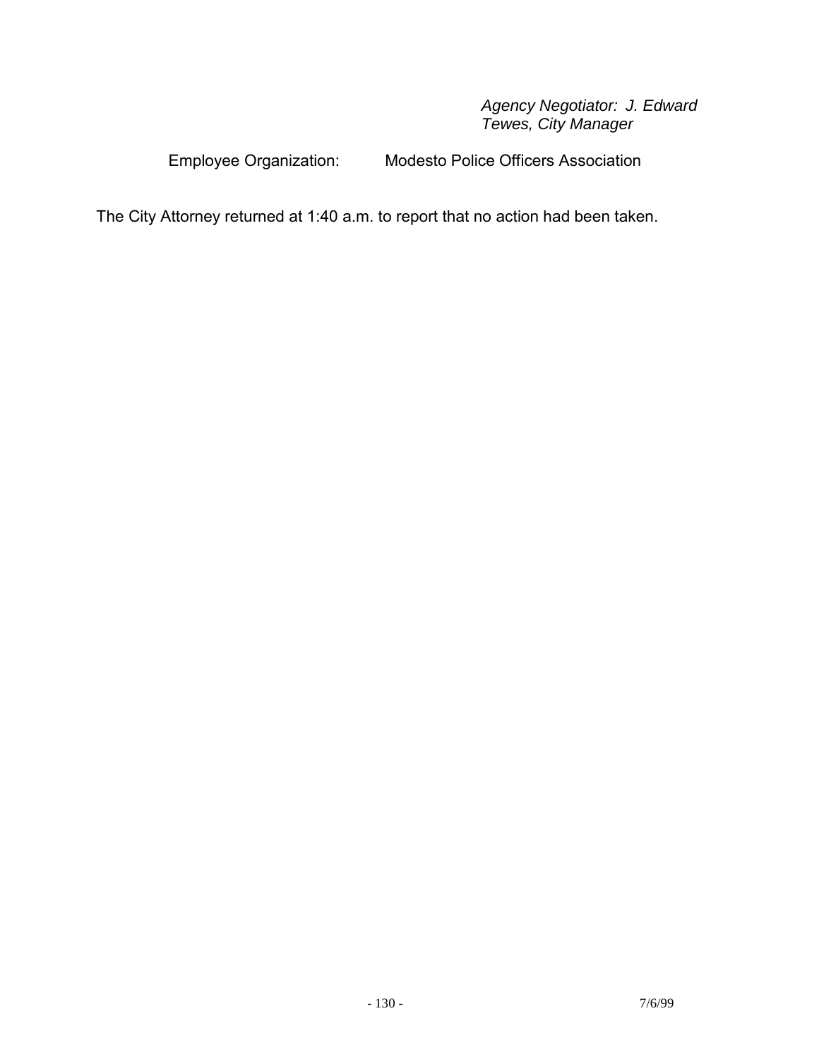*Agency Negotiator: J. Edward Tewes, City Manager*

Employee Organization: Modesto Police Officers Association

The City Attorney returned at 1:40 a.m. to report that no action had been taken.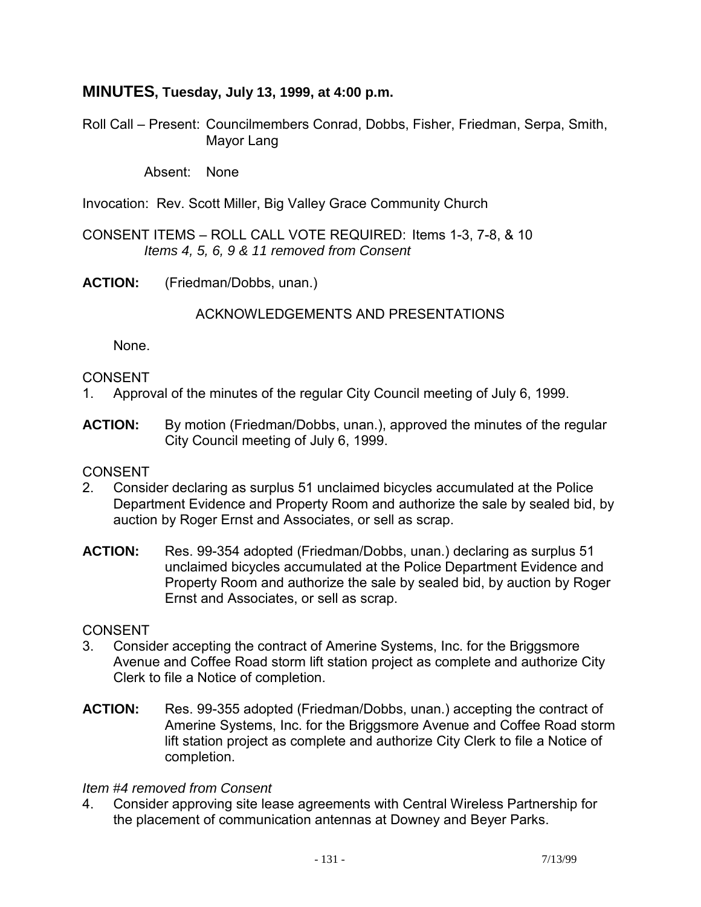## MINUTES, Tuesday, July 13, 1999, at 4:00 p.m.

Roll Call – Present: Councilmembers Conrad, Dobbs, Fisher, Friedman, Serpa, Smith, Mayor Lang

Absent: None

Invocation: Rev. Scott Miller, Big Valley Grace Community Church

CONSENT ITEMS – ROLL CALL VOTE REQUIRED: Items 1-3, 7-8, & 10
*Items 4, 5, 6, 9 & 11 removed from Consent*

**ACTION:** (Friedman/Dobbs, unan.)

ACKNOWLEDGEMENTS AND PRESENTATIONS

None.

CONSENT
1. Approval of the minutes of the regular City Council meeting of July 6, 1999.

**ACTION:** By motion (Friedman/Dobbs, unan.), approved the minutes of the regular City Council meeting of July 6, 1999.

CONSENT
2. Consider declaring as surplus 51 unclaimed bicycles accumulated at the Police Department Evidence and Property Room and authorize the sale by sealed bid, by auction by Roger Ernst and Associates, or sell as scrap.

**ACTION:** Res. 99-354 adopted (Friedman/Dobbs, unan.) declaring as surplus 51 unclaimed bicycles accumulated at the Police Department Evidence and Property Room and authorize the sale by sealed bid, by auction by Roger Ernst and Associates, or sell as scrap.

CONSENT
3. Consider accepting the contract of Amerine Systems, Inc. for the Briggsmore Avenue and Coffee Road storm lift station project as complete and authorize City Clerk to file a Notice of completion.

**ACTION:** Res. 99-355 adopted (Friedman/Dobbs, unan.) accepting the contract of Amerine Systems, Inc. for the Briggsmore Avenue and Coffee Road storm lift station project as complete and authorize City Clerk to file a Notice of completion.

*Item #4 removed from Consent*
4. Consider approving site lease agreements with Central Wireless Partnership for the placement of communication antennas at Downey and Beyer Parks.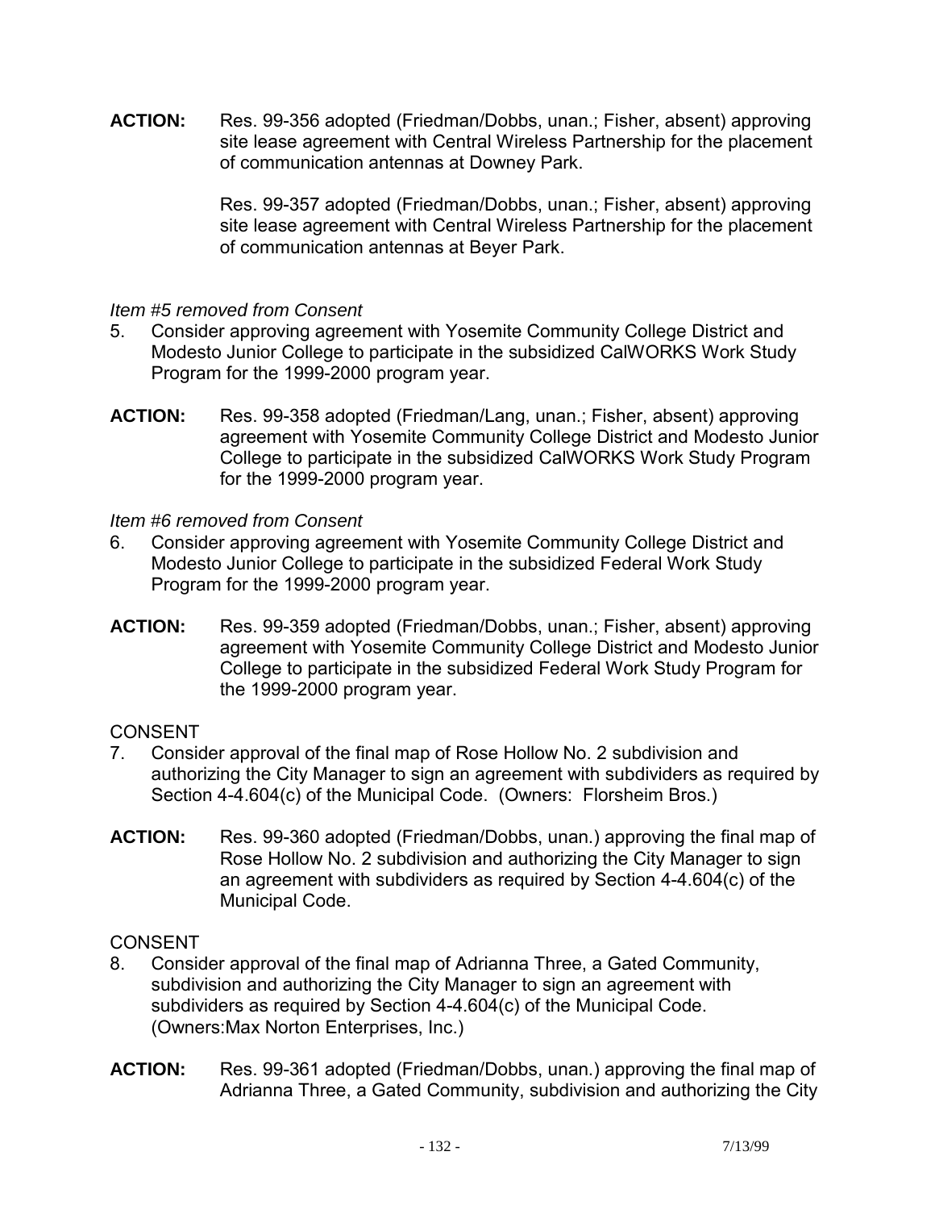**ACTION:** Res. 99-356 adopted (Friedman/Dobbs, unan.; Fisher, absent) approving site lease agreement with Central Wireless Partnership for the placement of communication antennas at Downey Park.

Res. 99-357 adopted (Friedman/Dobbs, unan.; Fisher, absent) approving site lease agreement with Central Wireless Partnership for the placement of communication antennas at Beyer Park.

*Item #5 removed from Consent*

5. Consider approving agreement with Yosemite Community College District and Modesto Junior College to participate in the subsidized CalWORKS Work Study Program for the 1999-2000 program year.

**ACTION:** Res. 99-358 adopted (Friedman/Lang, unan.; Fisher, absent) approving agreement with Yosemite Community College District and Modesto Junior College to participate in the subsidized CalWORKS Work Study Program for the 1999-2000 program year.

*Item #6 removed from Consent*

6. Consider approving agreement with Yosemite Community College District and Modesto Junior College to participate in the subsidized Federal Work Study Program for the 1999-2000 program year.

**ACTION:** Res. 99-359 adopted (Friedman/Dobbs, unan.; Fisher, absent) approving agreement with Yosemite Community College District and Modesto Junior College to participate in the subsidized Federal Work Study Program for the 1999-2000 program year.

CONSENT

7. Consider approval of the final map of Rose Hollow No. 2 subdivision and authorizing the City Manager to sign an agreement with subdividers as required by Section 4-4.604(c) of the Municipal Code. (Owners: Florsheim Bros.)

**ACTION:** Res. 99-360 adopted (Friedman/Dobbs, unan.) approving the final map of Rose Hollow No. 2 subdivision and authorizing the City Manager to sign an agreement with subdividers as required by Section 4-4.604(c) of the Municipal Code.

CONSENT

8. Consider approval of the final map of Adrianna Three, a Gated Community, subdivision and authorizing the City Manager to sign an agreement with subdividers as required by Section 4-4.604(c) of the Municipal Code. (Owners:Max Norton Enterprises, Inc.)

**ACTION:** Res. 99-361 adopted (Friedman/Dobbs, unan.) approving the final map of Adrianna Three, a Gated Community, subdivision and authorizing the City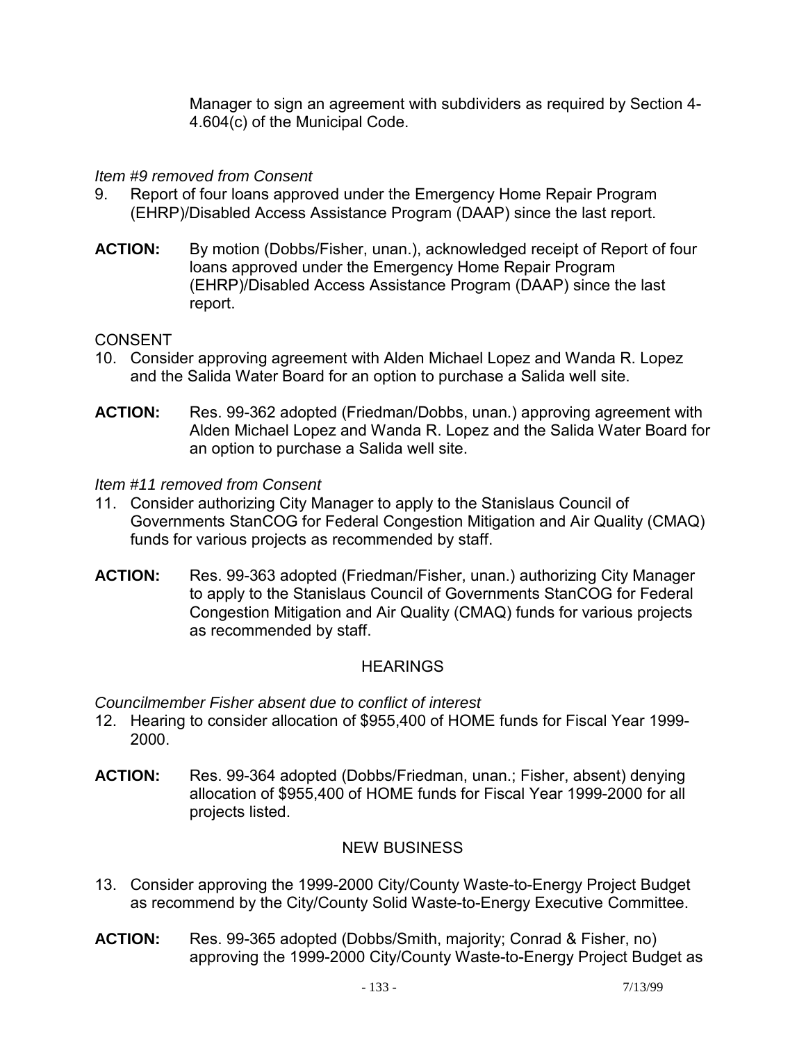Manager to sign an agreement with subdividers as required by Section 4-4.604(c) of the Municipal Code.

*Item #9 removed from Consent*

9. Report of four loans approved under the Emergency Home Repair Program (EHRP)/Disabled Access Assistance Program (DAAP) since the last report.

**ACTION:** By motion (Dobbs/Fisher, unan.), acknowledged receipt of Report of four loans approved under the Emergency Home Repair Program (EHRP)/Disabled Access Assistance Program (DAAP) since the last report.

CONSENT

10. Consider approving agreement with Alden Michael Lopez and Wanda R. Lopez and the Salida Water Board for an option to purchase a Salida well site.

**ACTION:** Res. 99-362 adopted (Friedman/Dobbs, unan.) approving agreement with Alden Michael Lopez and Wanda R. Lopez and the Salida Water Board for an option to purchase a Salida well site.

*Item #11 removed from Consent*

11. Consider authorizing City Manager to apply to the Stanislaus Council of Governments StanCOG for Federal Congestion Mitigation and Air Quality (CMAQ) funds for various projects as recommended by staff.

**ACTION:** Res. 99-363 adopted (Friedman/Fisher, unan.) authorizing City Manager to apply to the Stanislaus Council of Governments StanCOG for Federal Congestion Mitigation and Air Quality (CMAQ) funds for various projects as recommended by staff.

HEARINGS

*Councilmember Fisher absent due to conflict of interest*

12. Hearing to consider allocation of $955,400 of HOME funds for Fiscal Year 1999-2000.

**ACTION:** Res. 99-364 adopted (Dobbs/Friedman, unan.; Fisher, absent) denying allocation of $955,400 of HOME funds for Fiscal Year 1999-2000 for all projects listed.

NEW BUSINESS

13. Consider approving the 1999-2000 City/County Waste-to-Energy Project Budget as recommend by the City/County Solid Waste-to-Energy Executive Committee.

**ACTION:** Res. 99-365 adopted (Dobbs/Smith, majority; Conrad & Fisher, no) approving the 1999-2000 City/County Waste-to-Energy Project Budget as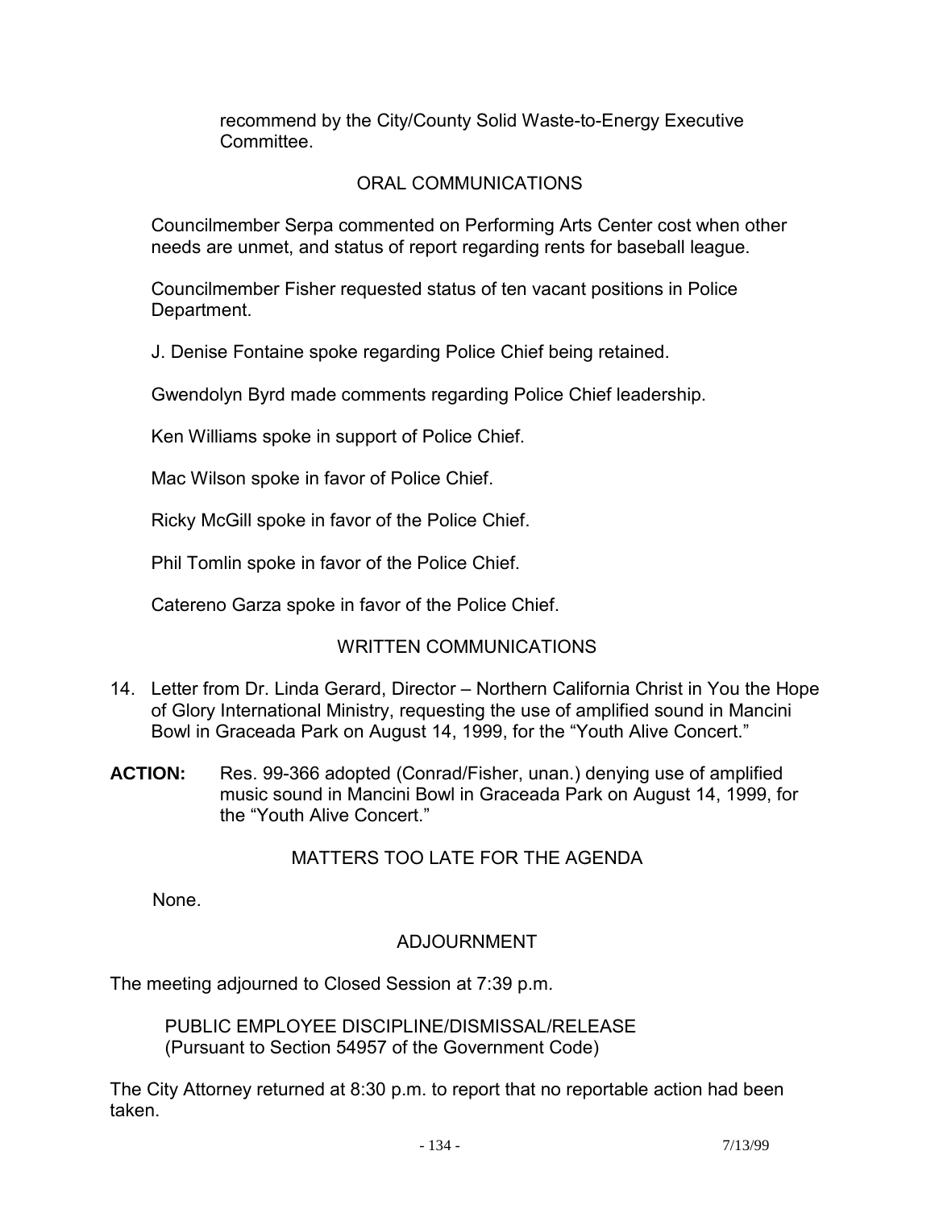recommend by the City/County Solid Waste-to-Energy Executive Committee.

## ORAL COMMUNICATIONS

Councilmember Serpa commented on Performing Arts Center cost when other needs are unmet, and status of report regarding rents for baseball league.

Councilmember Fisher requested status of ten vacant positions in Police Department.

J. Denise Fontaine spoke regarding Police Chief being retained.

Gwendolyn Byrd made comments regarding Police Chief leadership.

Ken Williams spoke in support of Police Chief.

Mac Wilson spoke in favor of Police Chief.

Ricky McGill spoke in favor of the Police Chief.

Phil Tomlin spoke in favor of the Police Chief.

Catereno Garza spoke in favor of the Police Chief.

## WRITTEN COMMUNICATIONS

14. Letter from Dr. Linda Gerard, Director – Northern California Christ in You the Hope of Glory International Ministry, requesting the use of amplified sound in Mancini Bowl in Graceada Park on August 14, 1999, for the "Youth Alive Concert."

**ACTION:** Res. 99-366 adopted (Conrad/Fisher, unan.) denying use of amplified music sound in Mancini Bowl in Graceada Park on August 14, 1999, for the "Youth Alive Concert."

## MATTERS TOO LATE FOR THE AGENDA

None.

## ADJOURNMENT

The meeting adjourned to Closed Session at 7:39 p.m.

PUBLIC EMPLOYEE DISCIPLINE/DISMISSAL/RELEASE
(Pursuant to Section 54957 of the Government Code)

The City Attorney returned at 8:30 p.m. to report that no reportable action had been taken.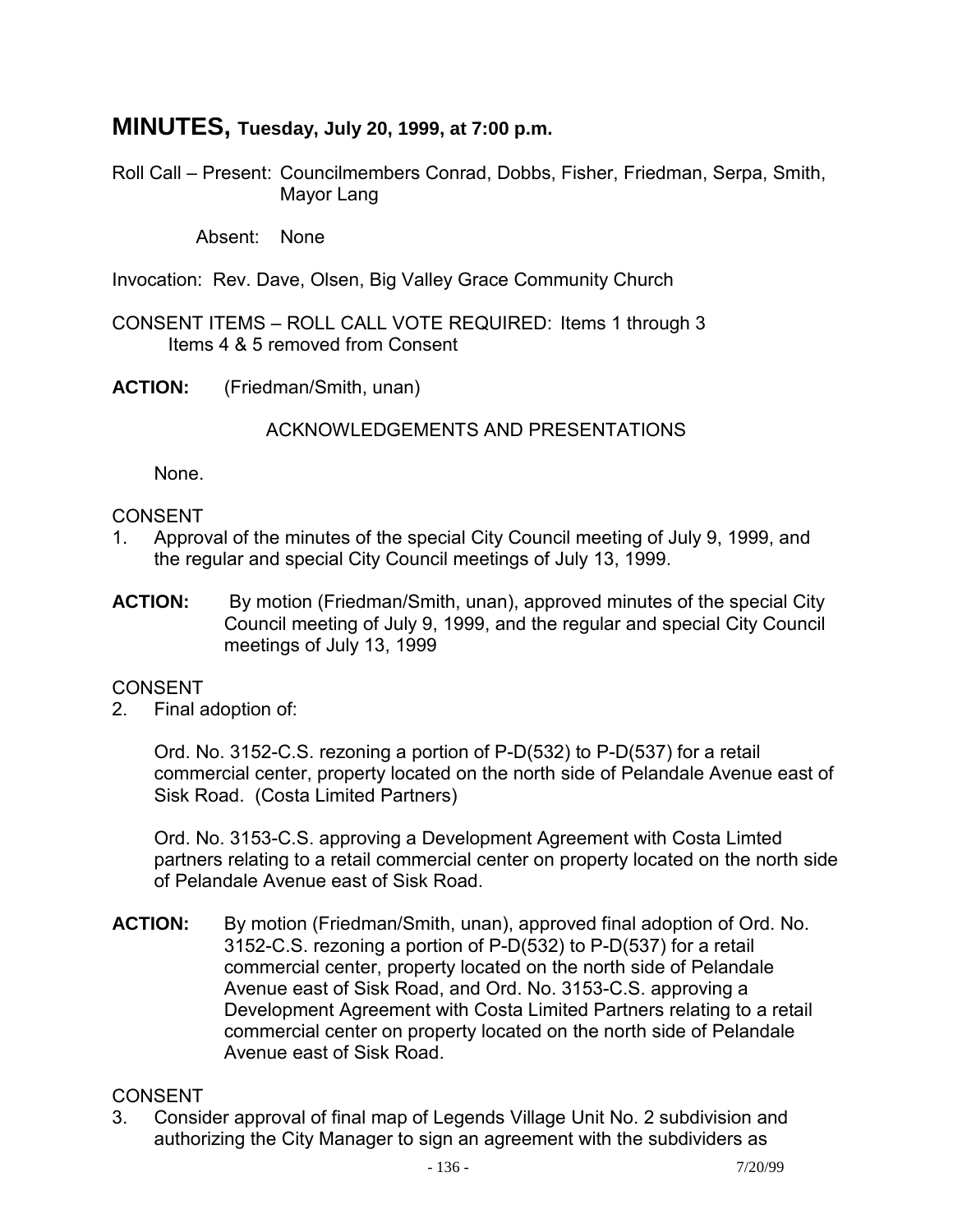# MINUTES, Tuesday, July 20, 1999, at 7:00 p.m.

Roll Call – Present: Councilmembers Conrad, Dobbs, Fisher, Friedman, Serpa, Smith, Mayor Lang

Absent: None

Invocation: Rev. Dave, Olsen, Big Valley Grace Community Church

CONSENT ITEMS – ROLL CALL VOTE REQUIRED: Items 1 through 3
Items 4 & 5 removed from Consent

**ACTION:** (Friedman/Smith, unan)

ACKNOWLEDGEMENTS AND PRESENTATIONS

None.

CONSENT

1. Approval of the minutes of the special City Council meeting of July 9, 1999, and the regular and special City Council meetings of July 13, 1999.

**ACTION:** By motion (Friedman/Smith, unan), approved minutes of the special City Council meeting of July 9, 1999, and the regular and special City Council meetings of July 13, 1999

CONSENT

2. Final adoption of:

   Ord. No. 3152-C.S. rezoning a portion of P-D(532) to P-D(537) for a retail commercial center, property located on the north side of Pelandale Avenue east of Sisk Road. (Costa Limited Partners)

   Ord. No. 3153-C.S. approving a Development Agreement with Costa Limted partners relating to a retail commercial center on property located on the north side of Pelandale Avenue east of Sisk Road.

**ACTION:** By motion (Friedman/Smith, unan), approved final adoption of Ord. No. 3152-C.S. rezoning a portion of P-D(532) to P-D(537) for a retail commercial center, property located on the north side of Pelandale Avenue east of Sisk Road, and Ord. No. 3153-C.S. approving a Development Agreement with Costa Limited Partners relating to a retail commercial center on property located on the north side of Pelandale Avenue east of Sisk Road.

CONSENT

3. Consider approval of final map of Legends Village Unit No. 2 subdivision and authorizing the City Manager to sign an agreement with the subdividers as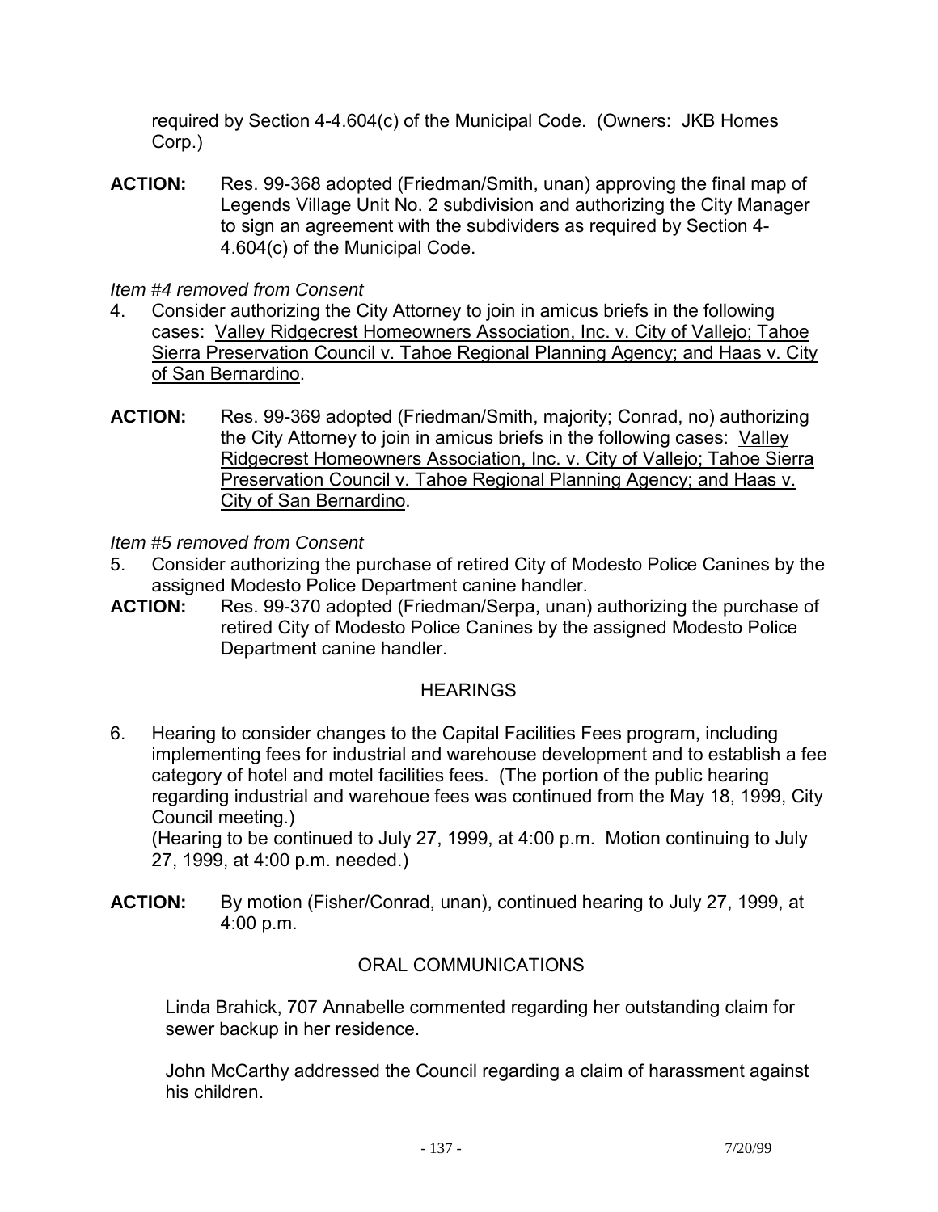required by Section 4-4.604(c) of the Municipal Code. (Owners: JKB Homes Corp.)

**ACTION:** Res. 99-368 adopted (Friedman/Smith, unan) approving the final map of Legends Village Unit No. 2 subdivision and authorizing the City Manager to sign an agreement with the subdividers as required by Section 4-4.604(c) of the Municipal Code.

*Item #4 removed from Consent*

4. Consider authorizing the City Attorney to join in amicus briefs in the following cases: Valley Ridgecrest Homeowners Association, Inc. v. City of Vallejo; Tahoe Sierra Preservation Council v. Tahoe Regional Planning Agency; and Haas v. City of San Bernardino.

**ACTION:** Res. 99-369 adopted (Friedman/Smith, majority; Conrad, no) authorizing the City Attorney to join in amicus briefs in the following cases: Valley Ridgecrest Homeowners Association, Inc. v. City of Vallejo; Tahoe Sierra Preservation Council v. Tahoe Regional Planning Agency; and Haas v. City of San Bernardino.

*Item #5 removed from Consent*

5. Consider authorizing the purchase of retired City of Modesto Police Canines by the assigned Modesto Police Department canine handler.

**ACTION:** Res. 99-370 adopted (Friedman/Serpa, unan) authorizing the purchase of retired City of Modesto Police Canines by the assigned Modesto Police Department canine handler.

## HEARINGS

6. Hearing to consider changes to the Capital Facilities Fees program, including implementing fees for industrial and warehouse development and to establish a fee category of hotel and motel facilities fees. (The portion of the public hearing regarding industrial and warehoue fees was continued from the May 18, 1999, City Council meeting.)
   (Hearing to be continued to July 27, 1999, at 4:00 p.m. Motion continuing to July 27, 1999, at 4:00 p.m. needed.)

**ACTION:** By motion (Fisher/Conrad, unan), continued hearing to July 27, 1999, at 4:00 p.m.

## ORAL COMMUNICATIONS

Linda Brahick, 707 Annabelle commented regarding her outstanding claim for sewer backup in her residence.

John McCarthy addressed the Council regarding a claim of harassment against his children.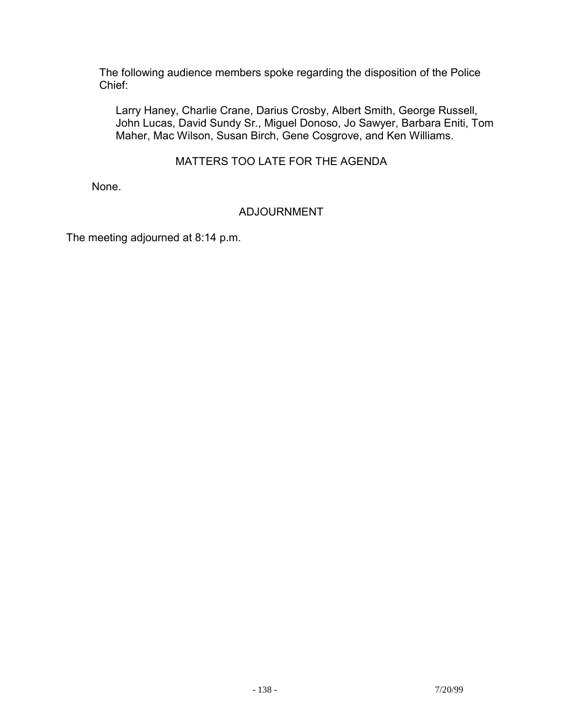The following audience members spoke regarding the disposition of the Police Chief:

Larry Haney, Charlie Crane, Darius Crosby, Albert Smith, George Russell, John Lucas, David Sundy Sr., Miguel Donoso, Jo Sawyer, Barbara Eniti, Tom Maher, Mac Wilson, Susan Birch, Gene Cosgrove, and Ken Williams.

## MATTERS TOO LATE FOR THE AGENDA

None.

## ADJOURNMENT

The meeting adjourned at 8:14 p.m.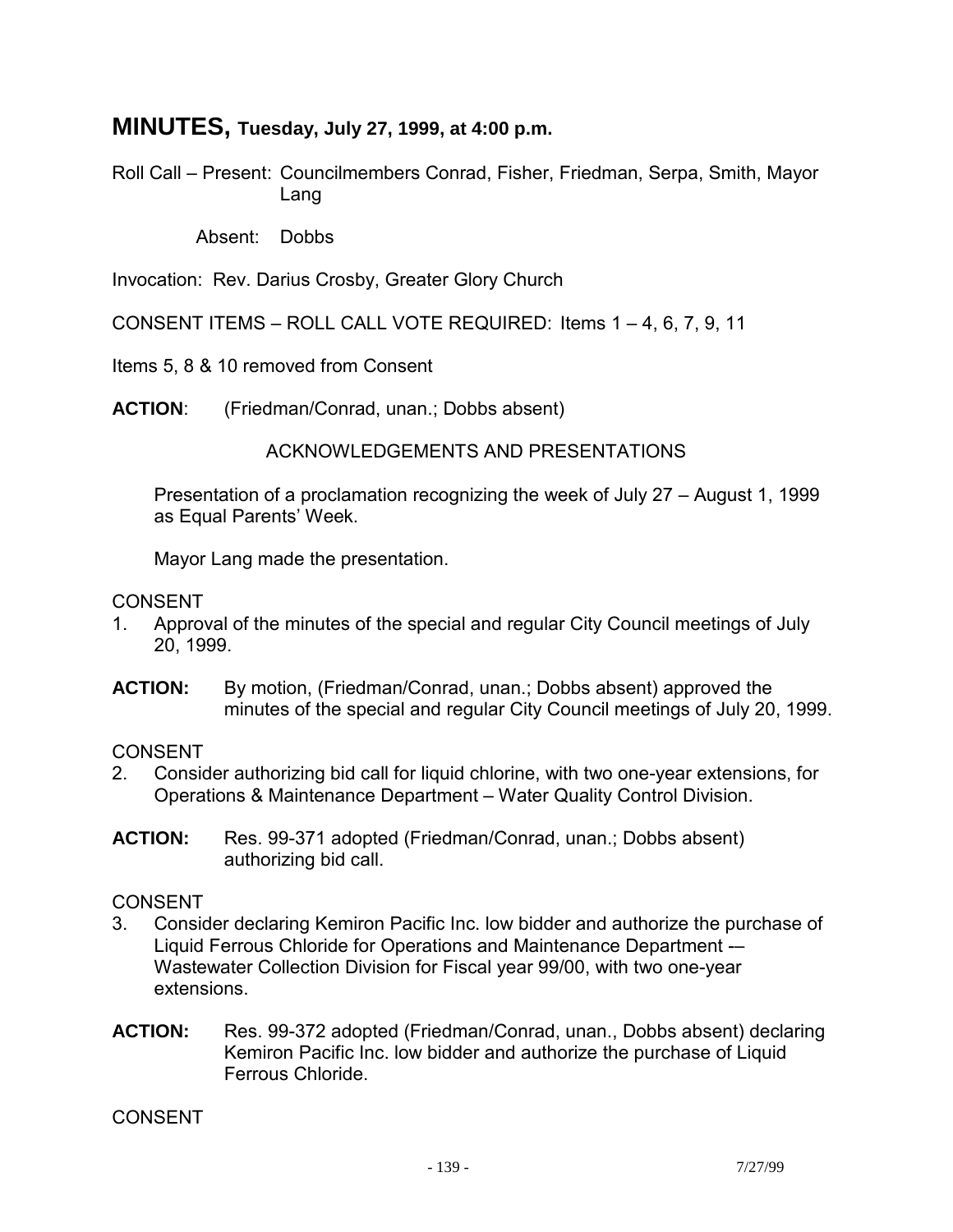# MINUTES, Tuesday, July 27, 1999, at 4:00 p.m.

Roll Call – Present: Councilmembers Conrad, Fisher, Friedman, Serpa, Smith, Mayor Lang

Absent: Dobbs

Invocation: Rev. Darius Crosby, Greater Glory Church

CONSENT ITEMS – ROLL CALL VOTE REQUIRED: Items 1 – 4, 6, 7, 9, 11

Items 5, 8 & 10 removed from Consent

**ACTION**: (Friedman/Conrad, unan.; Dobbs absent)

ACKNOWLEDGEMENTS AND PRESENTATIONS

Presentation of a proclamation recognizing the week of July 27 – August 1, 1999 as Equal Parents' Week.

Mayor Lang made the presentation.

CONSENT

1. Approval of the minutes of the special and regular City Council meetings of July 20, 1999.

**ACTION:** By motion, (Friedman/Conrad, unan.; Dobbs absent) approved the minutes of the special and regular City Council meetings of July 20, 1999.

CONSENT

2. Consider authorizing bid call for liquid chlorine, with two one-year extensions, for Operations & Maintenance Department – Water Quality Control Division.

**ACTION:** Res. 99-371 adopted (Friedman/Conrad, unan.; Dobbs absent) authorizing bid call.

CONSENT

3. Consider declaring Kemiron Pacific Inc. low bidder and authorize the purchase of Liquid Ferrous Chloride for Operations and Maintenance Department -– Wastewater Collection Division for Fiscal year 99/00, with two one-year extensions.

**ACTION:** Res. 99-372 adopted (Friedman/Conrad, unan., Dobbs absent) declaring Kemiron Pacific Inc. low bidder and authorize the purchase of Liquid Ferrous Chloride.

CONSENT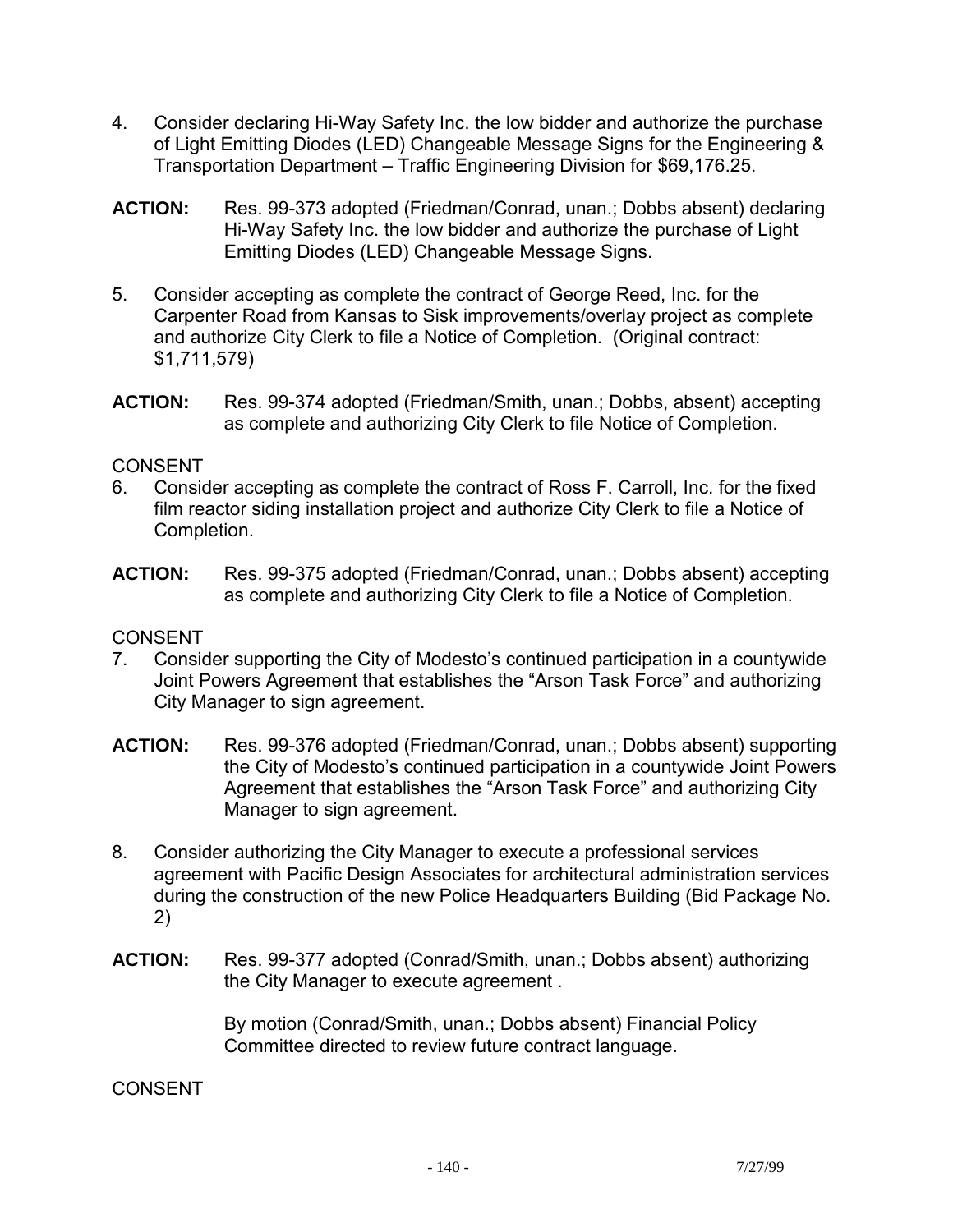4. Consider declaring Hi-Way Safety Inc. the low bidder and authorize the purchase of Light Emitting Diodes (LED) Changeable Message Signs for the Engineering & Transportation Department – Traffic Engineering Division for $69,176.25.

**ACTION:** Res. 99-373 adopted (Friedman/Conrad, unan.; Dobbs absent) declaring Hi-Way Safety Inc. the low bidder and authorize the purchase of Light Emitting Diodes (LED) Changeable Message Signs.

5. Consider accepting as complete the contract of George Reed, Inc. for the Carpenter Road from Kansas to Sisk improvements/overlay project as complete and authorize City Clerk to file a Notice of Completion. (Original contract: $1,711,579)

**ACTION:** Res. 99-374 adopted (Friedman/Smith, unan.; Dobbs, absent) accepting as complete and authorizing City Clerk to file Notice of Completion.

CONSENT

6. Consider accepting as complete the contract of Ross F. Carroll, Inc. for the fixed film reactor siding installation project and authorize City Clerk to file a Notice of Completion.

**ACTION:** Res. 99-375 adopted (Friedman/Conrad, unan.; Dobbs absent) accepting as complete and authorizing City Clerk to file a Notice of Completion.

CONSENT

7. Consider supporting the City of Modesto's continued participation in a countywide Joint Powers Agreement that establishes the "Arson Task Force" and authorizing City Manager to sign agreement.

**ACTION:** Res. 99-376 adopted (Friedman/Conrad, unan.; Dobbs absent) supporting the City of Modesto's continued participation in a countywide Joint Powers Agreement that establishes the "Arson Task Force" and authorizing City Manager to sign agreement.

8. Consider authorizing the City Manager to execute a professional services agreement with Pacific Design Associates for architectural administration services during the construction of the new Police Headquarters Building (Bid Package No. 2)

**ACTION:** Res. 99-377 adopted (Conrad/Smith, unan.; Dobbs absent) authorizing the City Manager to execute agreement .

By motion (Conrad/Smith, unan.; Dobbs absent) Financial Policy Committee directed to review future contract language.

CONSENT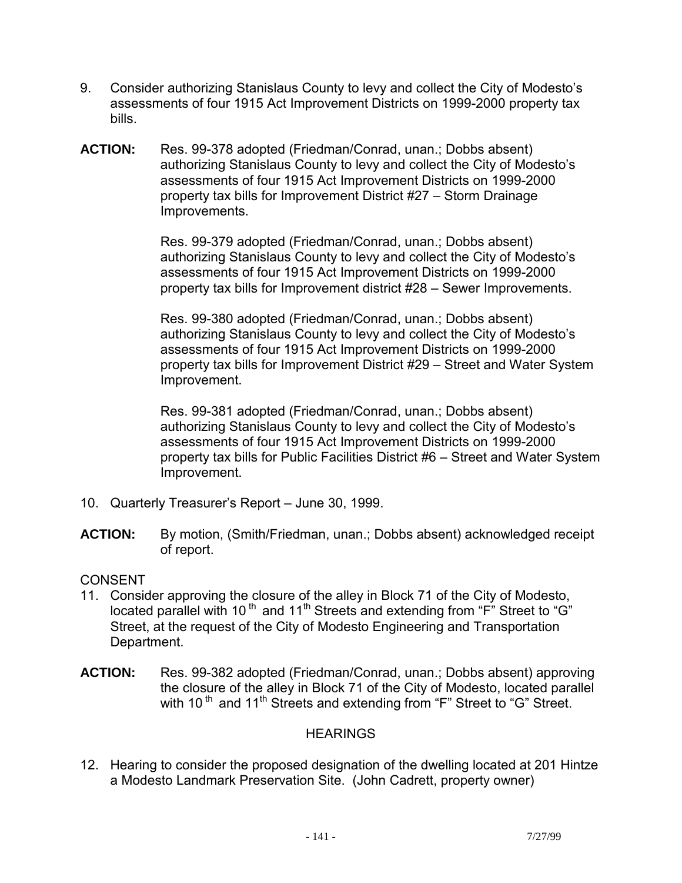9. Consider authorizing Stanislaus County to levy and collect the City of Modesto's assessments of four 1915 Act Improvement Districts on 1999-2000 property tax bills.

**ACTION:** Res. 99-378 adopted (Friedman/Conrad, unan.; Dobbs absent) authorizing Stanislaus County to levy and collect the City of Modesto's assessments of four 1915 Act Improvement Districts on 1999-2000 property tax bills for Improvement District #27 – Storm Drainage Improvements.

Res. 99-379 adopted (Friedman/Conrad, unan.; Dobbs absent) authorizing Stanislaus County to levy and collect the City of Modesto's assessments of four 1915 Act Improvement Districts on 1999-2000 property tax bills for Improvement district #28 – Sewer Improvements.

Res. 99-380 adopted (Friedman/Conrad, unan.; Dobbs absent) authorizing Stanislaus County to levy and collect the City of Modesto's assessments of four 1915 Act Improvement Districts on 1999-2000 property tax bills for Improvement District #29 – Street and Water System Improvement.

Res. 99-381 adopted (Friedman/Conrad, unan.; Dobbs absent) authorizing Stanislaus County to levy and collect the City of Modesto's assessments of four 1915 Act Improvement Districts on 1999-2000 property tax bills for Public Facilities District #6 – Street and Water System Improvement.

10. Quarterly Treasurer's Report – June 30, 1999.

**ACTION:** By motion, (Smith/Friedman, unan.; Dobbs absent) acknowledged receipt of report.

CONSENT

11. Consider approving the closure of the alley in Block 71 of the City of Modesto, located parallel with 10th and 11th Streets and extending from "F" Street to "G" Street, at the request of the City of Modesto Engineering and Transportation Department.

**ACTION:** Res. 99-382 adopted (Friedman/Conrad, unan.; Dobbs absent) approving the closure of the alley in Block 71 of the City of Modesto, located parallel with 10th and 11th Streets and extending from "F" Street to "G" Street.

## HEARINGS

12. Hearing to consider the proposed designation of the dwelling located at 201 Hintze a Modesto Landmark Preservation Site. (John Cadrett, property owner)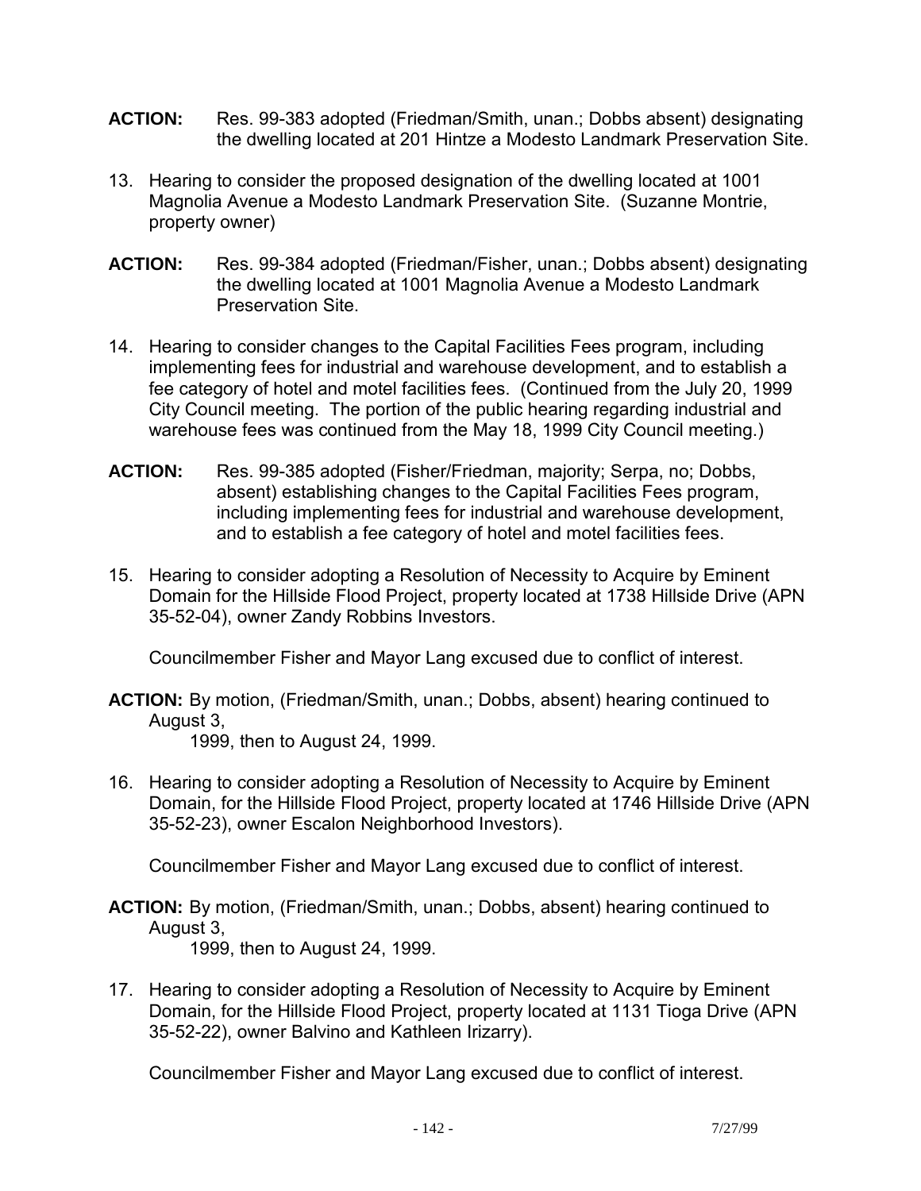**ACTION:** Res. 99-383 adopted (Friedman/Smith, unan.; Dobbs absent) designating the dwelling located at 201 Hintze a Modesto Landmark Preservation Site.

13. Hearing to consider the proposed designation of the dwelling located at 1001 Magnolia Avenue a Modesto Landmark Preservation Site. (Suzanne Montrie, property owner)

**ACTION:** Res. 99-384 adopted (Friedman/Fisher, unan.; Dobbs absent) designating the dwelling located at 1001 Magnolia Avenue a Modesto Landmark Preservation Site.

14. Hearing to consider changes to the Capital Facilities Fees program, including implementing fees for industrial and warehouse development, and to establish a fee category of hotel and motel facilities fees. (Continued from the July 20, 1999 City Council meeting. The portion of the public hearing regarding industrial and warehouse fees was continued from the May 18, 1999 City Council meeting.)

**ACTION:** Res. 99-385 adopted (Fisher/Friedman, majority; Serpa, no; Dobbs, absent) establishing changes to the Capital Facilities Fees program, including implementing fees for industrial and warehouse development, and to establish a fee category of hotel and motel facilities fees.

15. Hearing to consider adopting a Resolution of Necessity to Acquire by Eminent Domain for the Hillside Flood Project, property located at 1738 Hillside Drive (APN 35-52-04), owner Zandy Robbins Investors.

    Councilmember Fisher and Mayor Lang excused due to conflict of interest.

**ACTION:** By motion, (Friedman/Smith, unan.; Dobbs, absent) hearing continued to August 3, 1999, then to August 24, 1999.

16. Hearing to consider adopting a Resolution of Necessity to Acquire by Eminent Domain, for the Hillside Flood Project, property located at 1746 Hillside Drive (APN 35-52-23), owner Escalon Neighborhood Investors).

    Councilmember Fisher and Mayor Lang excused due to conflict of interest.

**ACTION:** By motion, (Friedman/Smith, unan.; Dobbs, absent) hearing continued to August 3, 1999, then to August 24, 1999.

17. Hearing to consider adopting a Resolution of Necessity to Acquire by Eminent Domain, for the Hillside Flood Project, property located at 1131 Tioga Drive (APN 35-52-22), owner Balvino and Kathleen Irizarry).

    Councilmember Fisher and Mayor Lang excused due to conflict of interest.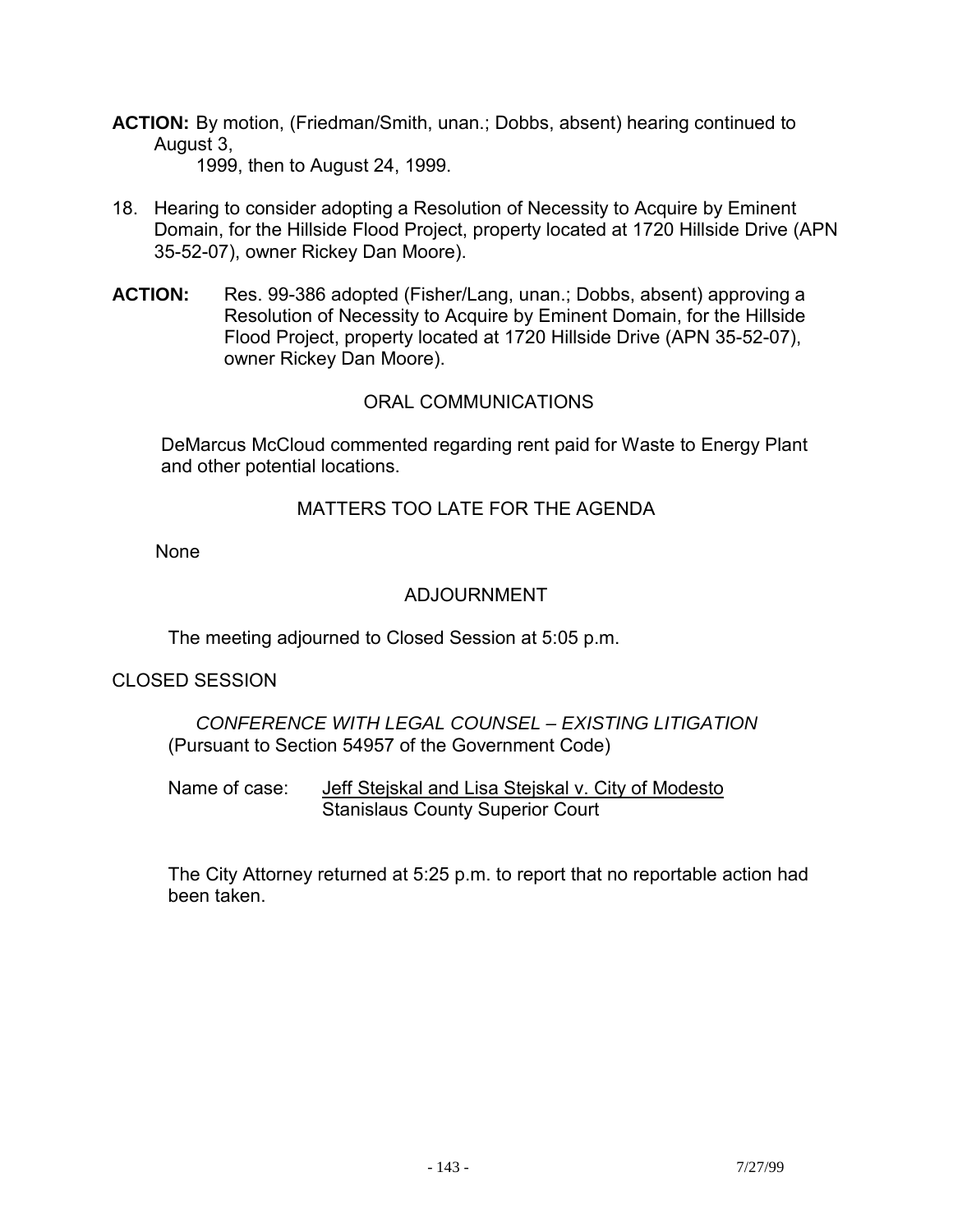**ACTION:** By motion, (Friedman/Smith, unan.; Dobbs, absent) hearing continued to August 3, 1999, then to August 24, 1999.

18. Hearing to consider adopting a Resolution of Necessity to Acquire by Eminent Domain, for the Hillside Flood Project, property located at 1720 Hillside Drive (APN 35-52-07), owner Rickey Dan Moore).

**ACTION:** Res. 99-386 adopted (Fisher/Lang, unan.; Dobbs, absent) approving a Resolution of Necessity to Acquire by Eminent Domain, for the Hillside Flood Project, property located at 1720 Hillside Drive (APN 35-52-07), owner Rickey Dan Moore).

## ORAL COMMUNICATIONS

DeMarcus McCloud commented regarding rent paid for Waste to Energy Plant and other potential locations.

## MATTERS TOO LATE FOR THE AGENDA

None

## ADJOURNMENT

The meeting adjourned to Closed Session at 5:05 p.m.

## CLOSED SESSION

*CONFERENCE WITH LEGAL COUNSEL – EXISTING LITIGATION*
(Pursuant to Section 54957 of the Government Code)

Name of case: Jeff Stejskal and Lisa Stejskal v. City of Modesto
Stanislaus County Superior Court

The City Attorney returned at 5:25 p.m. to report that no reportable action had been taken.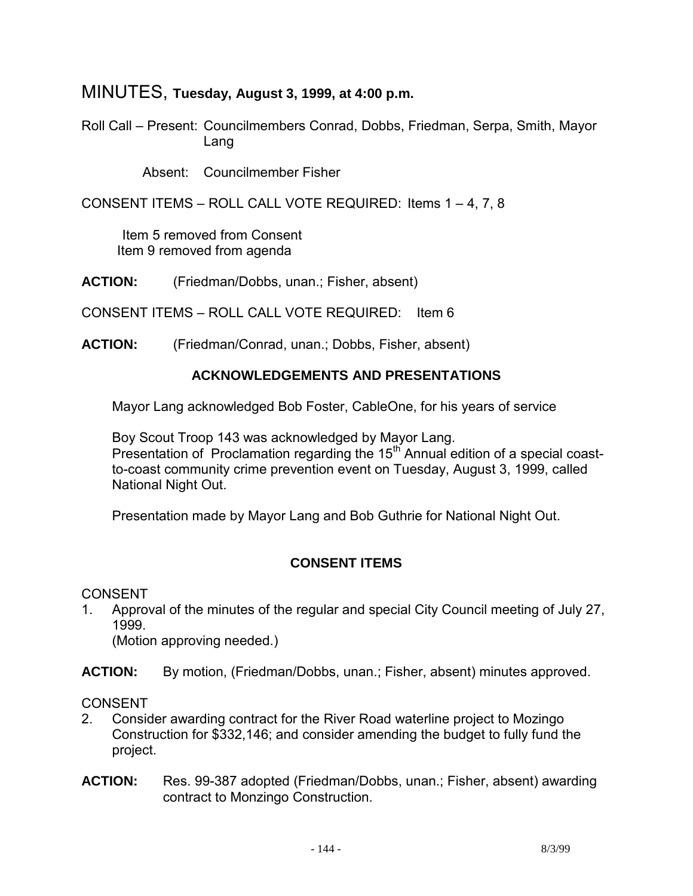# MINUTES, **Tuesday, August 3, 1999, at 4:00 p.m.**

Roll Call – Present: Councilmembers Conrad, Dobbs, Friedman, Serpa, Smith, Mayor Lang

Absent: Councilmember Fisher

CONSENT ITEMS – ROLL CALL VOTE REQUIRED: Items 1 – 4, 7, 8

Item 5 removed from Consent
Item 9 removed from agenda

**ACTION:** (Friedman/Dobbs, unan.; Fisher, absent)

CONSENT ITEMS – ROLL CALL VOTE REQUIRED: Item 6

**ACTION:** (Friedman/Conrad, unan.; Dobbs, Fisher, absent)

## ACKNOWLEDGEMENTS AND PRESENTATIONS

Mayor Lang acknowledged Bob Foster, CableOne, for his years of service

Boy Scout Troop 143 was acknowledged by Mayor Lang.
Presentation of Proclamation regarding the 15th Annual edition of a special coast-to-coast community crime prevention event on Tuesday, August 3, 1999, called National Night Out.

Presentation made by Mayor Lang and Bob Guthrie for National Night Out.

## CONSENT ITEMS

CONSENT

1. Approval of the minutes of the regular and special City Council meeting of July 27, 1999.
   (Motion approving needed.)

**ACTION:** By motion, (Friedman/Dobbs, unan.; Fisher, absent) minutes approved.

CONSENT

2. Consider awarding contract for the River Road waterline project to Mozingo Construction for $332,146; and consider amending the budget to fully fund the project.

**ACTION:** Res. 99-387 adopted (Friedman/Dobbs, unan.; Fisher, absent) awarding contract to Monzingo Construction.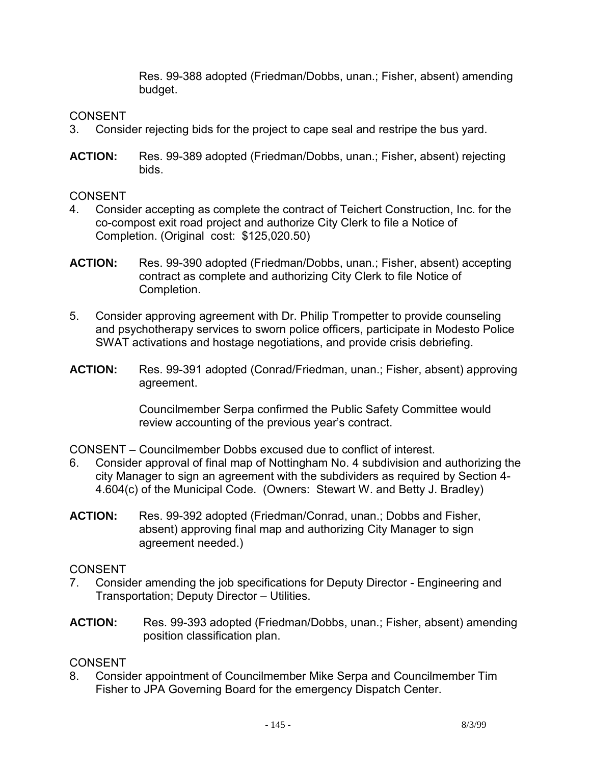Res. 99-388 adopted (Friedman/Dobbs, unan.; Fisher, absent) amending budget.

CONSENT

3. Consider rejecting bids for the project to cape seal and restripe the bus yard.

**ACTION:** Res. 99-389 adopted (Friedman/Dobbs, unan.; Fisher, absent) rejecting bids.

CONSENT

4. Consider accepting as complete the contract of Teichert Construction, Inc. for the co-compost exit road project and authorize City Clerk to file a Notice of Completion. (Original cost: $125,020.50)

**ACTION:** Res. 99-390 adopted (Friedman/Dobbs, unan.; Fisher, absent) accepting contract as complete and authorizing City Clerk to file Notice of Completion.

5. Consider approving agreement with Dr. Philip Trompetter to provide counseling and psychotherapy services to sworn police officers, participate in Modesto Police SWAT activations and hostage negotiations, and provide crisis debriefing.

**ACTION:** Res. 99-391 adopted (Conrad/Friedman, unan.; Fisher, absent) approving agreement.

Councilmember Serpa confirmed the Public Safety Committee would review accounting of the previous year's contract.

CONSENT – Councilmember Dobbs excused due to conflict of interest.

6. Consider approval of final map of Nottingham No. 4 subdivision and authorizing the city Manager to sign an agreement with the subdividers as required by Section 4-4.604(c) of the Municipal Code. (Owners: Stewart W. and Betty J. Bradley)

**ACTION:** Res. 99-392 adopted (Friedman/Conrad, unan.; Dobbs and Fisher, absent) approving final map and authorizing City Manager to sign agreement needed.)

CONSENT

7. Consider amending the job specifications for Deputy Director - Engineering and Transportation; Deputy Director – Utilities.

**ACTION:** Res. 99-393 adopted (Friedman/Dobbs, unan.; Fisher, absent) amending position classification plan.

CONSENT

8. Consider appointment of Councilmember Mike Serpa and Councilmember Tim Fisher to JPA Governing Board for the emergency Dispatch Center.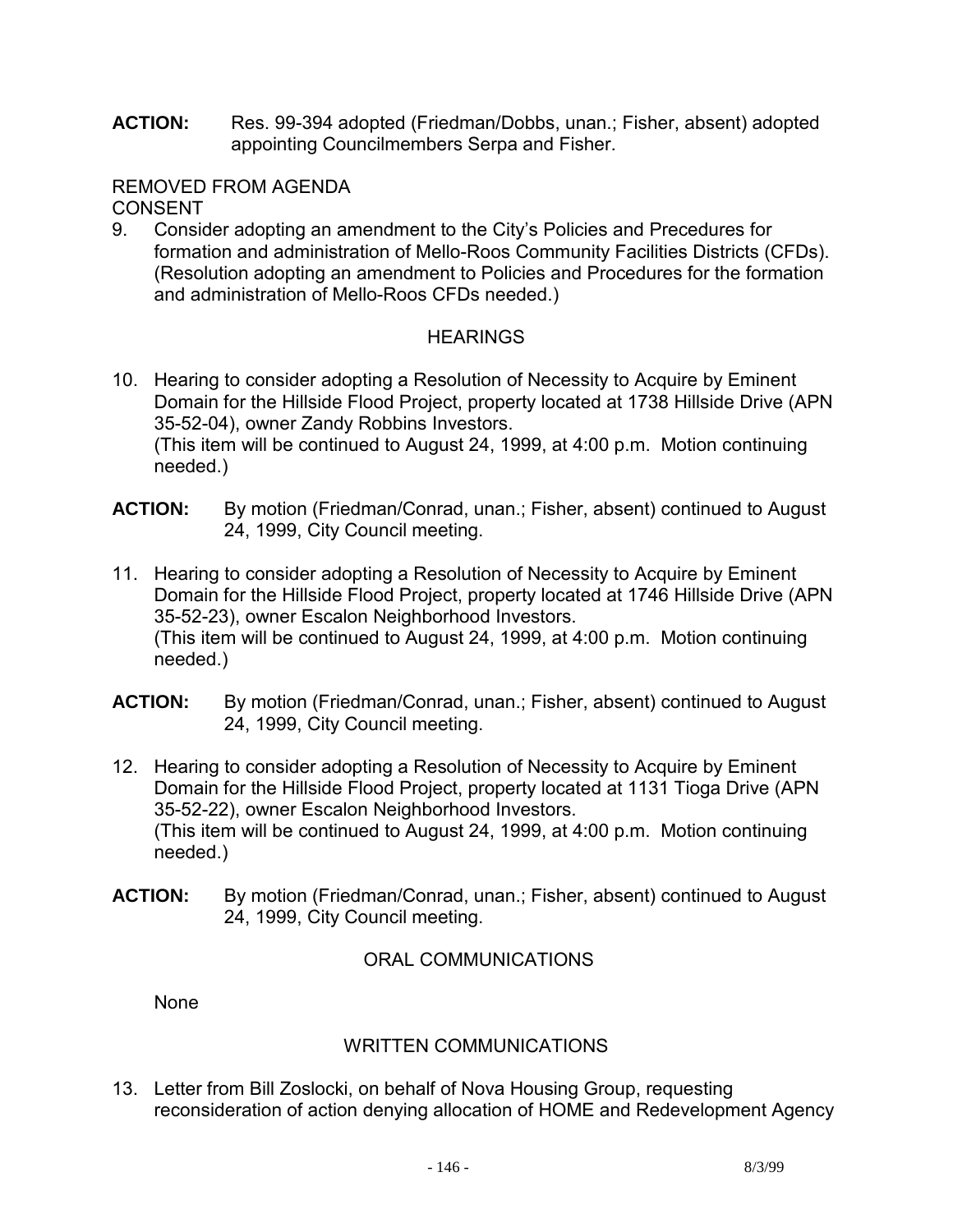**ACTION:** Res. 99-394 adopted (Friedman/Dobbs, unan.; Fisher, absent) adopted appointing Councilmembers Serpa and Fisher.

REMOVED FROM AGENDA
CONSENT

9. Consider adopting an amendment to the City's Policies and Precedures for formation and administration of Mello-Roos Community Facilities Districts (CFDs). (Resolution adopting an amendment to Policies and Procedures for the formation and administration of Mello-Roos CFDs needed.)

## HEARINGS

10. Hearing to consider adopting a Resolution of Necessity to Acquire by Eminent Domain for the Hillside Flood Project, property located at 1738 Hillside Drive (APN 35-52-04), owner Zandy Robbins Investors.
(This item will be continued to August 24, 1999, at 4:00 p.m. Motion continuing needed.)

**ACTION:** By motion (Friedman/Conrad, unan.; Fisher, absent) continued to August 24, 1999, City Council meeting.

11. Hearing to consider adopting a Resolution of Necessity to Acquire by Eminent Domain for the Hillside Flood Project, property located at 1746 Hillside Drive (APN 35-52-23), owner Escalon Neighborhood Investors.
(This item will be continued to August 24, 1999, at 4:00 p.m. Motion continuing needed.)

**ACTION:** By motion (Friedman/Conrad, unan.; Fisher, absent) continued to August 24, 1999, City Council meeting.

12. Hearing to consider adopting a Resolution of Necessity to Acquire by Eminent Domain for the Hillside Flood Project, property located at 1131 Tioga Drive (APN 35-52-22), owner Escalon Neighborhood Investors.
(This item will be continued to August 24, 1999, at 4:00 p.m. Motion continuing needed.)

**ACTION:** By motion (Friedman/Conrad, unan.; Fisher, absent) continued to August 24, 1999, City Council meeting.

## ORAL COMMUNICATIONS

None

## WRITTEN COMMUNICATIONS

13. Letter from Bill Zoslocki, on behalf of Nova Housing Group, requesting reconsideration of action denying allocation of HOME and Redevelopment Agency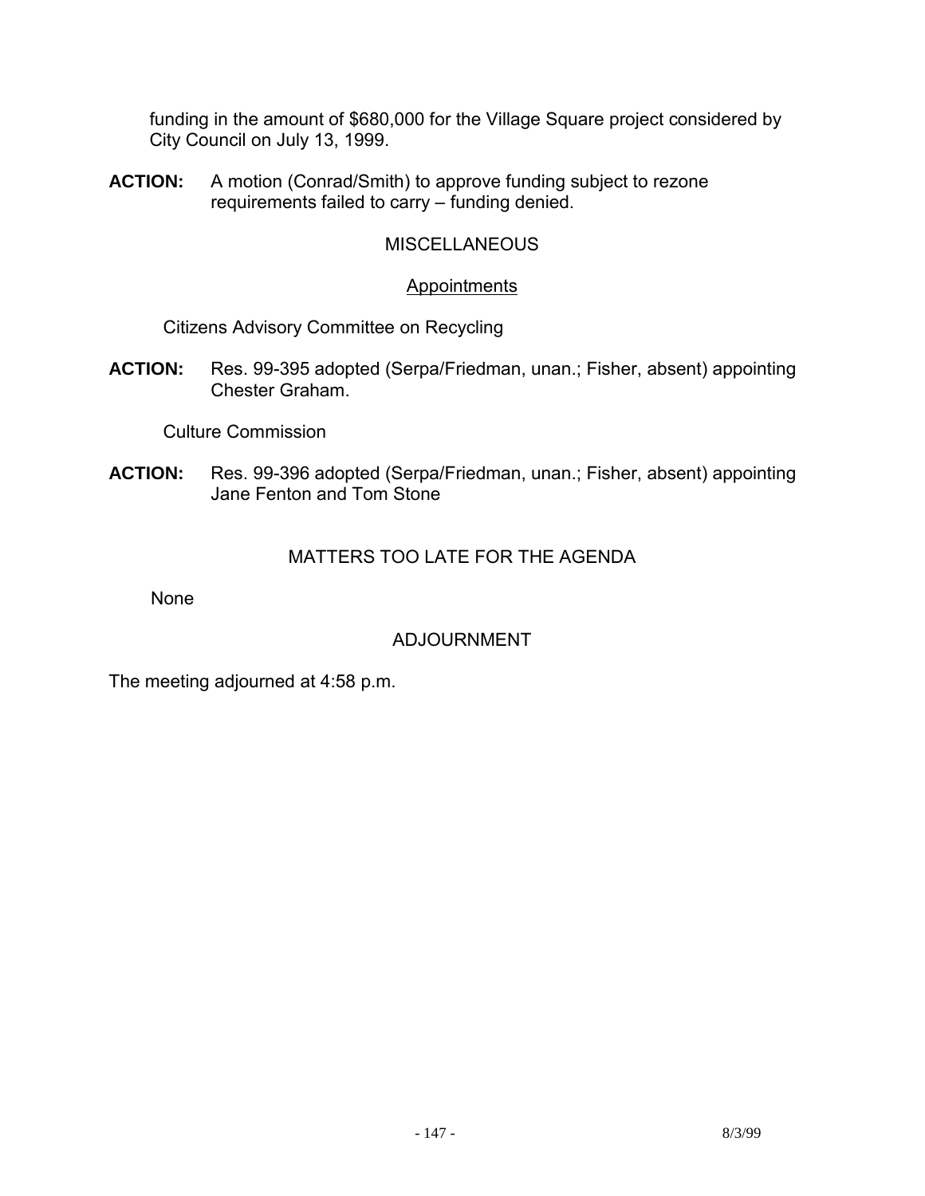funding in the amount of $680,000 for the Village Square project considered by City Council on July 13, 1999.

**ACTION:** A motion (Conrad/Smith) to approve funding subject to rezone requirements failed to carry – funding denied.

## MISCELLANEOUS

### Appointments

Citizens Advisory Committee on Recycling

**ACTION:** Res. 99-395 adopted (Serpa/Friedman, unan.; Fisher, absent) appointing Chester Graham.

Culture Commission

**ACTION:** Res. 99-396 adopted (Serpa/Friedman, unan.; Fisher, absent) appointing Jane Fenton and Tom Stone

## MATTERS TOO LATE FOR THE AGENDA

None

## ADJOURNMENT

The meeting adjourned at 4:58 p.m.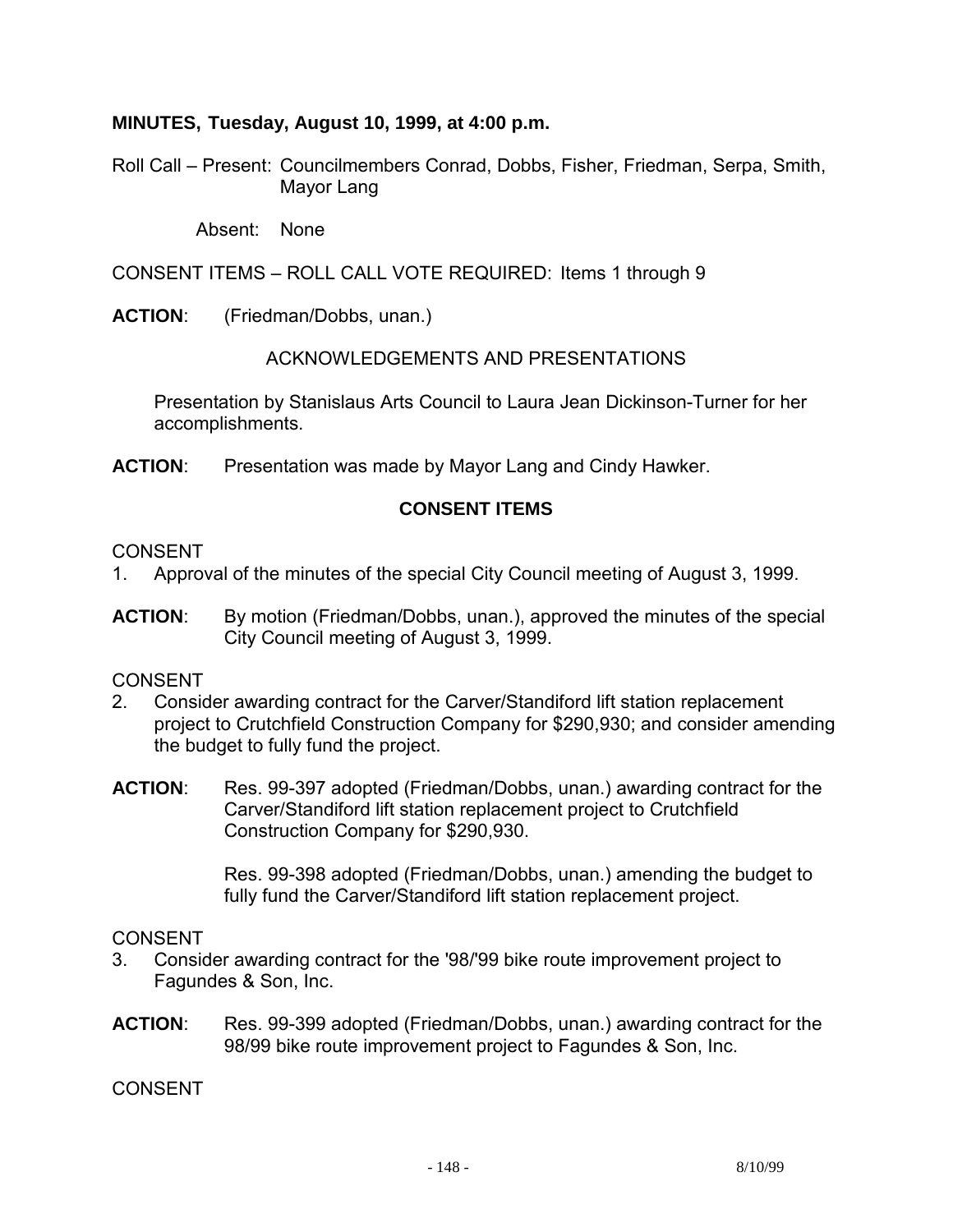**MINUTES, Tuesday, August 10, 1999, at 4:00 p.m.**

Roll Call – Present: Councilmembers Conrad, Dobbs, Fisher, Friedman, Serpa, Smith, Mayor Lang

Absent: None

CONSENT ITEMS – ROLL CALL VOTE REQUIRED: Items 1 through 9

**ACTION**: (Friedman/Dobbs, unan.)

ACKNOWLEDGEMENTS AND PRESENTATIONS

Presentation by Stanislaus Arts Council to Laura Jean Dickinson-Turner for her accomplishments.

**ACTION**: Presentation was made by Mayor Lang and Cindy Hawker.

**CONSENT ITEMS**

CONSENT

1. Approval of the minutes of the special City Council meeting of August 3, 1999.

**ACTION**: By motion (Friedman/Dobbs, unan.), approved the minutes of the special City Council meeting of August 3, 1999.

CONSENT

2. Consider awarding contract for the Carver/Standiford lift station replacement project to Crutchfield Construction Company for $290,930; and consider amending the budget to fully fund the project.

**ACTION**: Res. 99-397 adopted (Friedman/Dobbs, unan.) awarding contract for the Carver/Standiford lift station replacement project to Crutchfield Construction Company for $290,930.

Res. 99-398 adopted (Friedman/Dobbs, unan.) amending the budget to fully fund the Carver/Standiford lift station replacement project.

CONSENT

3. Consider awarding contract for the '98/'99 bike route improvement project to Fagundes & Son, Inc.

**ACTION**: Res. 99-399 adopted (Friedman/Dobbs, unan.) awarding contract for the 98/99 bike route improvement project to Fagundes & Son, Inc.

CONSENT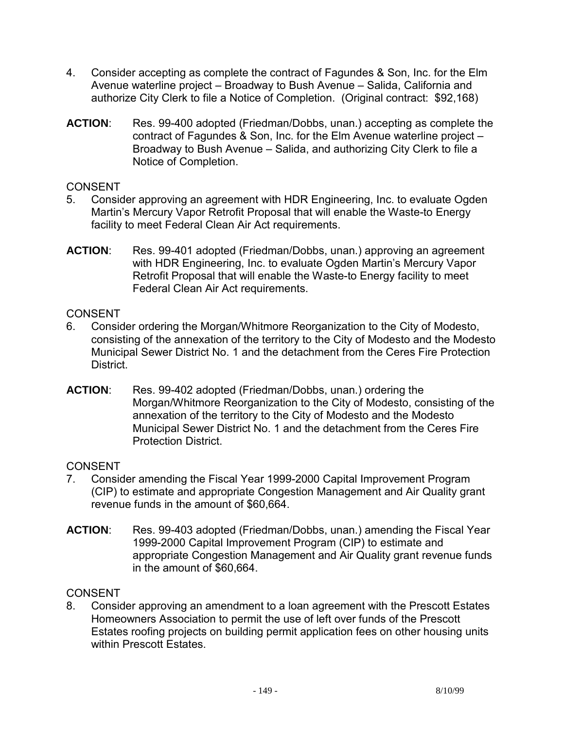4. Consider accepting as complete the contract of Fagundes & Son, Inc. for the Elm Avenue waterline project – Broadway to Bush Avenue – Salida, California and authorize City Clerk to file a Notice of Completion. (Original contract: $92,168)

**ACTION**: Res. 99-400 adopted (Friedman/Dobbs, unan.) accepting as complete the contract of Fagundes & Son, Inc. for the Elm Avenue waterline project – Broadway to Bush Avenue – Salida, and authorizing City Clerk to file a Notice of Completion.

CONSENT

5. Consider approving an agreement with HDR Engineering, Inc. to evaluate Ogden Martin's Mercury Vapor Retrofit Proposal that will enable the Waste-to Energy facility to meet Federal Clean Air Act requirements.

**ACTION**: Res. 99-401 adopted (Friedman/Dobbs, unan.) approving an agreement with HDR Engineering, Inc. to evaluate Ogden Martin's Mercury Vapor Retrofit Proposal that will enable the Waste-to Energy facility to meet Federal Clean Air Act requirements.

CONSENT

6. Consider ordering the Morgan/Whitmore Reorganization to the City of Modesto, consisting of the annexation of the territory to the City of Modesto and the Modesto Municipal Sewer District No. 1 and the detachment from the Ceres Fire Protection District.

**ACTION**: Res. 99-402 adopted (Friedman/Dobbs, unan.) ordering the Morgan/Whitmore Reorganization to the City of Modesto, consisting of the annexation of the territory to the City of Modesto and the Modesto Municipal Sewer District No. 1 and the detachment from the Ceres Fire Protection District.

CONSENT

7. Consider amending the Fiscal Year 1999-2000 Capital Improvement Program (CIP) to estimate and appropriate Congestion Management and Air Quality grant revenue funds in the amount of $60,664.

**ACTION**: Res. 99-403 adopted (Friedman/Dobbs, unan.) amending the Fiscal Year 1999-2000 Capital Improvement Program (CIP) to estimate and appropriate Congestion Management and Air Quality grant revenue funds in the amount of $60,664.

CONSENT

8. Consider approving an amendment to a loan agreement with the Prescott Estates Homeowners Association to permit the use of left over funds of the Prescott Estates roofing projects on building permit application fees on other housing units within Prescott Estates.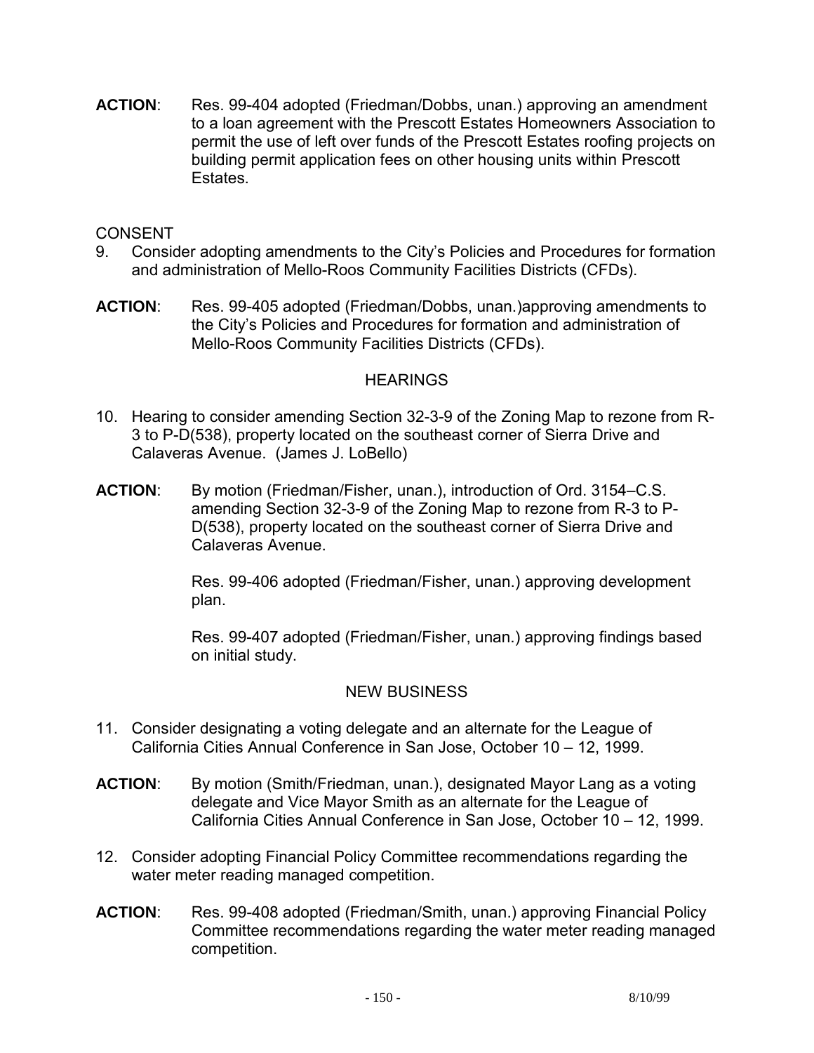**ACTION**: Res. 99-404 adopted (Friedman/Dobbs, unan.) approving an amendment to a loan agreement with the Prescott Estates Homeowners Association to permit the use of left over funds of the Prescott Estates roofing projects on building permit application fees on other housing units within Prescott Estates.

CONSENT

9. Consider adopting amendments to the City's Policies and Procedures for formation and administration of Mello-Roos Community Facilities Districts (CFDs).

**ACTION**: Res. 99-405 adopted (Friedman/Dobbs, unan.)approving amendments to the City's Policies and Procedures for formation and administration of Mello-Roos Community Facilities Districts (CFDs).

HEARINGS

10. Hearing to consider amending Section 32-3-9 of the Zoning Map to rezone from R-3 to P-D(538), property located on the southeast corner of Sierra Drive and Calaveras Avenue. (James J. LoBello)

**ACTION**: By motion (Friedman/Fisher, unan.), introduction of Ord. 3154–C.S. amending Section 32-3-9 of the Zoning Map to rezone from R-3 to P-D(538), property located on the southeast corner of Sierra Drive and Calaveras Avenue.

Res. 99-406 adopted (Friedman/Fisher, unan.) approving development plan.

Res. 99-407 adopted (Friedman/Fisher, unan.) approving findings based on initial study.

NEW BUSINESS

11. Consider designating a voting delegate and an alternate for the League of California Cities Annual Conference in San Jose, October 10 – 12, 1999.

**ACTION**: By motion (Smith/Friedman, unan.), designated Mayor Lang as a voting delegate and Vice Mayor Smith as an alternate for the League of California Cities Annual Conference in San Jose, October 10 – 12, 1999.

12. Consider adopting Financial Policy Committee recommendations regarding the water meter reading managed competition.

**ACTION**: Res. 99-408 adopted (Friedman/Smith, unan.) approving Financial Policy Committee recommendations regarding the water meter reading managed competition.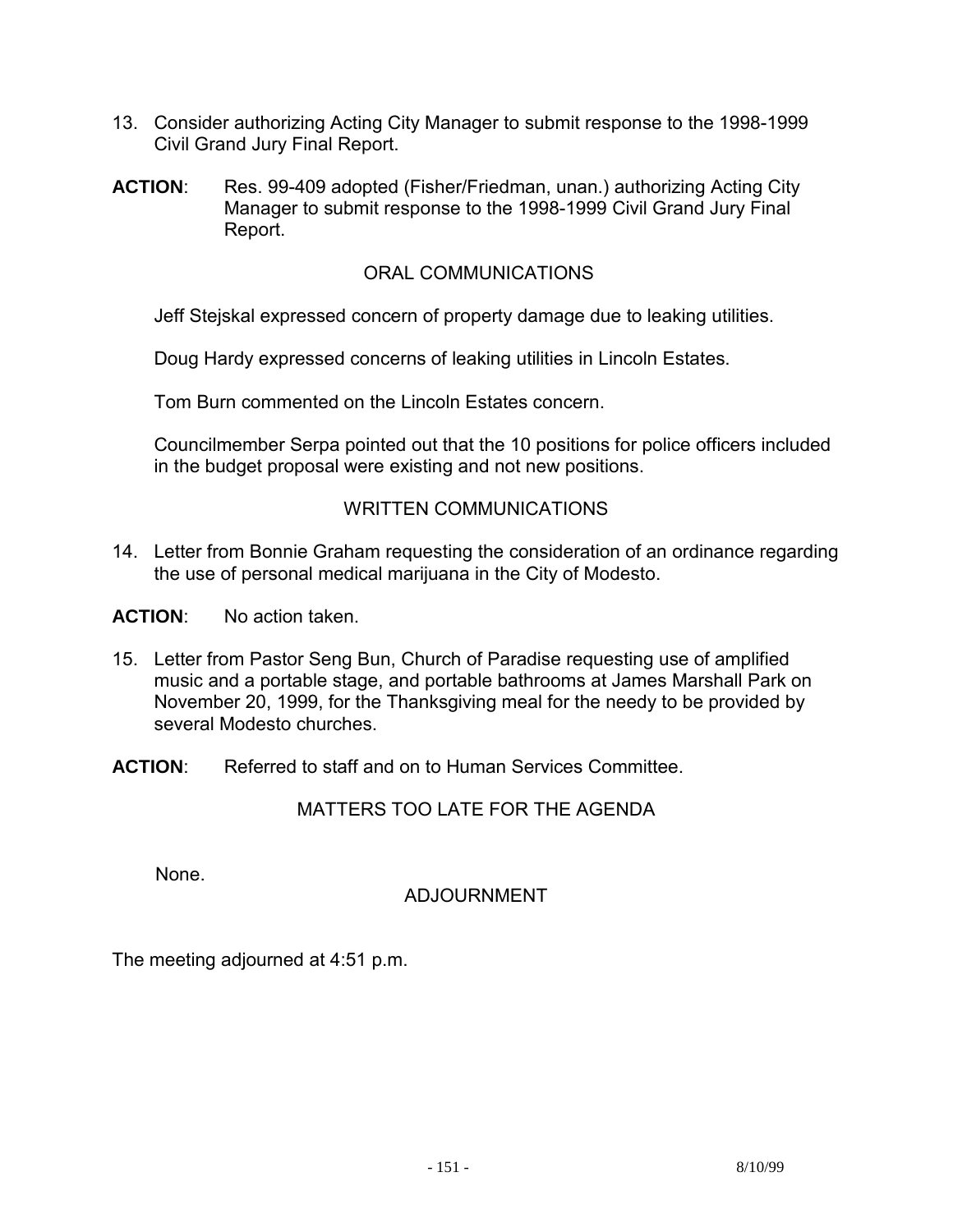13. Consider authorizing Acting City Manager to submit response to the 1998-1999 Civil Grand Jury Final Report.

**ACTION**: Res. 99-409 adopted (Fisher/Friedman, unan.) authorizing Acting City Manager to submit response to the 1998-1999 Civil Grand Jury Final Report.

## ORAL COMMUNICATIONS

Jeff Stejskal expressed concern of property damage due to leaking utilities.

Doug Hardy expressed concerns of leaking utilities in Lincoln Estates.

Tom Burn commented on the Lincoln Estates concern.

Councilmember Serpa pointed out that the 10 positions for police officers included in the budget proposal were existing and not new positions.

## WRITTEN COMMUNICATIONS

14. Letter from Bonnie Graham requesting the consideration of an ordinance regarding the use of personal medical marijuana in the City of Modesto.

**ACTION**: No action taken.

15. Letter from Pastor Seng Bun, Church of Paradise requesting use of amplified music and a portable stage, and portable bathrooms at James Marshall Park on November 20, 1999, for the Thanksgiving meal for the needy to be provided by several Modesto churches.

**ACTION**: Referred to staff and on to Human Services Committee.

## MATTERS TOO LATE FOR THE AGENDA

None.

## ADJOURNMENT

The meeting adjourned at 4:51 p.m.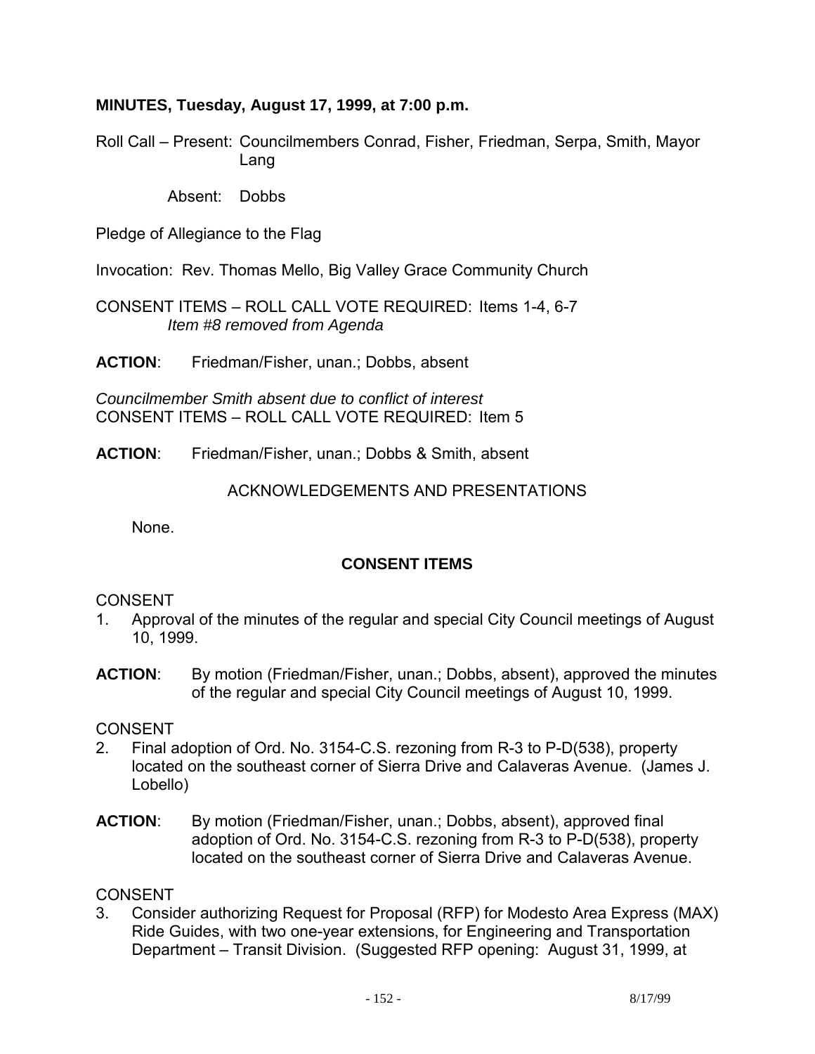**MINUTES, Tuesday, August 17, 1999, at 7:00 p.m.**

Roll Call – Present: Councilmembers Conrad, Fisher, Friedman, Serpa, Smith, Mayor Lang

Absent: Dobbs

Pledge of Allegiance to the Flag

Invocation: Rev. Thomas Mello, Big Valley Grace Community Church

CONSENT ITEMS – ROLL CALL VOTE REQUIRED: Items 1-4, 6-7
*Item #8 removed from Agenda*

**ACTION**: Friedman/Fisher, unan.; Dobbs, absent

*Councilmember Smith absent due to conflict of interest*
CONSENT ITEMS – ROLL CALL VOTE REQUIRED: Item 5

**ACTION**: Friedman/Fisher, unan.; Dobbs & Smith, absent

ACKNOWLEDGEMENTS AND PRESENTATIONS

None.

**CONSENT ITEMS**

CONSENT

1. Approval of the minutes of the regular and special City Council meetings of August 10, 1999.

**ACTION**: By motion (Friedman/Fisher, unan.; Dobbs, absent), approved the minutes of the regular and special City Council meetings of August 10, 1999.

CONSENT

2. Final adoption of Ord. No. 3154-C.S. rezoning from R-3 to P-D(538), property located on the southeast corner of Sierra Drive and Calaveras Avenue. (James J. Lobello)

**ACTION**: By motion (Friedman/Fisher, unan.; Dobbs, absent), approved final adoption of Ord. No. 3154-C.S. rezoning from R-3 to P-D(538), property located on the southeast corner of Sierra Drive and Calaveras Avenue.

CONSENT

3. Consider authorizing Request for Proposal (RFP) for Modesto Area Express (MAX) Ride Guides, with two one-year extensions, for Engineering and Transportation Department – Transit Division. (Suggested RFP opening: August 31, 1999, at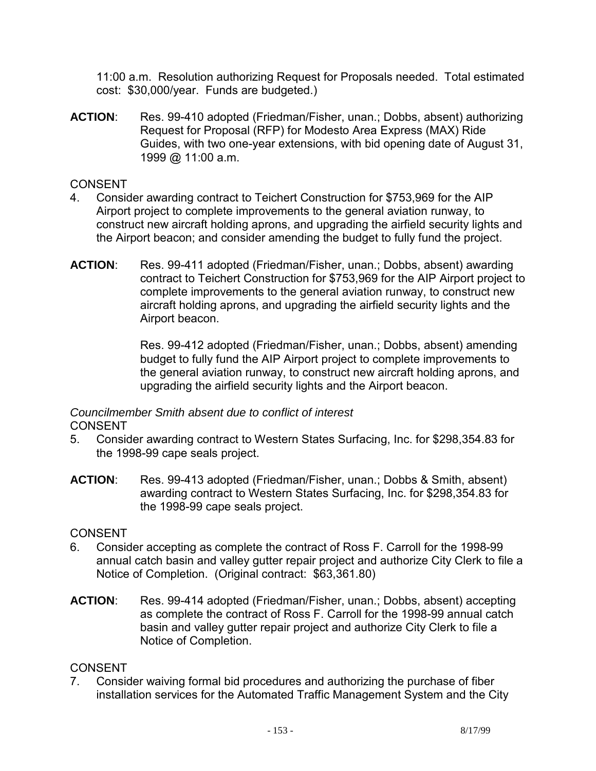11:00 a.m. Resolution authorizing Request for Proposals needed. Total estimated cost: $30,000/year. Funds are budgeted.)

**ACTION**: Res. 99-410 adopted (Friedman/Fisher, unan.; Dobbs, absent) authorizing Request for Proposal (RFP) for Modesto Area Express (MAX) Ride Guides, with two one-year extensions, with bid opening date of August 31, 1999 @ 11:00 a.m.

CONSENT

4. Consider awarding contract to Teichert Construction for $753,969 for the AIP Airport project to complete improvements to the general aviation runway, to construct new aircraft holding aprons, and upgrading the airfield security lights and the Airport beacon; and consider amending the budget to fully fund the project.

**ACTION**: Res. 99-411 adopted (Friedman/Fisher, unan.; Dobbs, absent) awarding contract to Teichert Construction for $753,969 for the AIP Airport project to complete improvements to the general aviation runway, to construct new aircraft holding aprons, and upgrading the airfield security lights and the Airport beacon.

Res. 99-412 adopted (Friedman/Fisher, unan.; Dobbs, absent) amending budget to fully fund the AIP Airport project to complete improvements to the general aviation runway, to construct new aircraft holding aprons, and upgrading the airfield security lights and the Airport beacon.

*Councilmember Smith absent due to conflict of interest*

CONSENT

5. Consider awarding contract to Western States Surfacing, Inc. for $298,354.83 for the 1998-99 cape seals project.

**ACTION**: Res. 99-413 adopted (Friedman/Fisher, unan.; Dobbs & Smith, absent) awarding contract to Western States Surfacing, Inc. for $298,354.83 for the 1998-99 cape seals project.

CONSENT

6. Consider accepting as complete the contract of Ross F. Carroll for the 1998-99 annual catch basin and valley gutter repair project and authorize City Clerk to file a Notice of Completion. (Original contract: $63,361.80)

**ACTION**: Res. 99-414 adopted (Friedman/Fisher, unan.; Dobbs, absent) accepting as complete the contract of Ross F. Carroll for the 1998-99 annual catch basin and valley gutter repair project and authorize City Clerk to file a Notice of Completion.

CONSENT

7. Consider waiving formal bid procedures and authorizing the purchase of fiber installation services for the Automated Traffic Management System and the City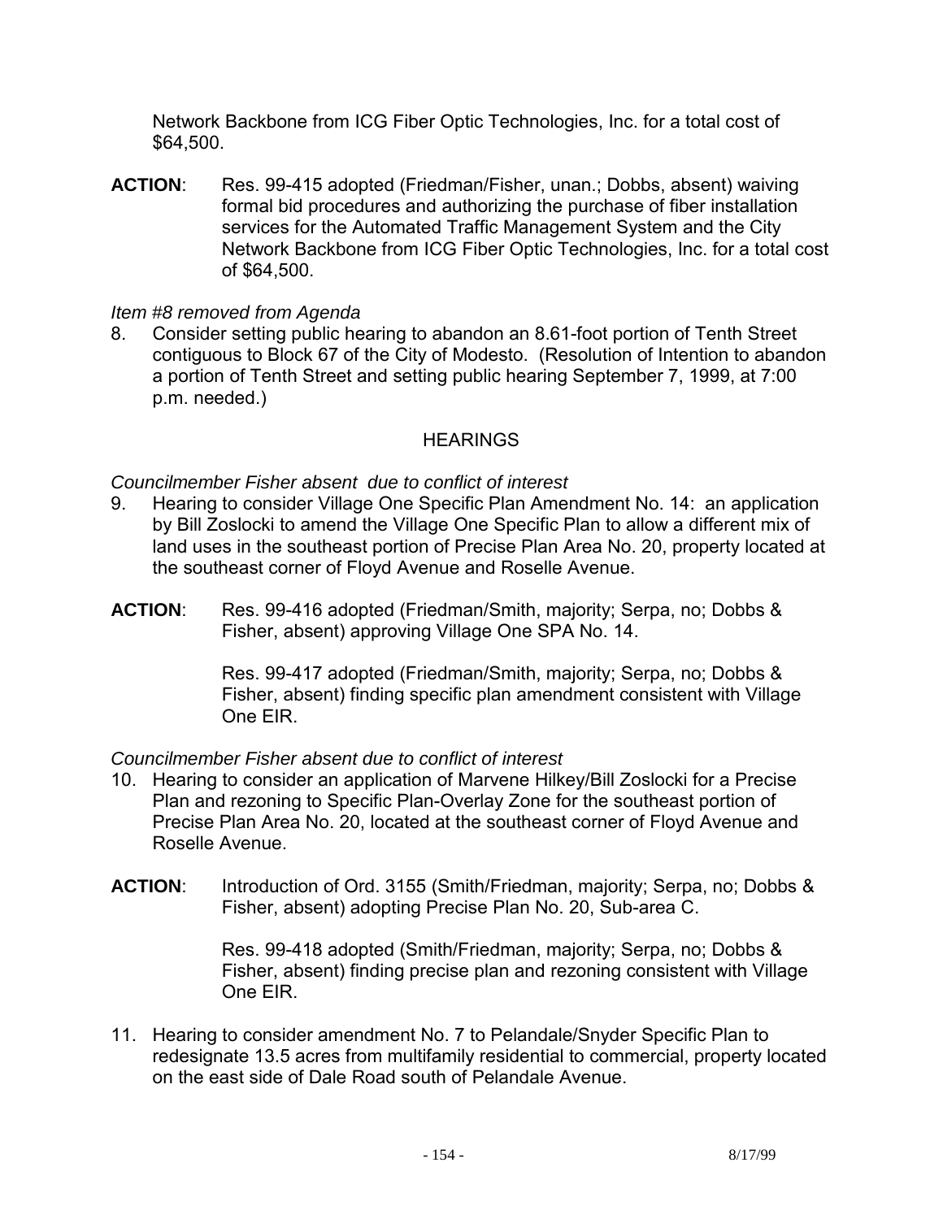Network Backbone from ICG Fiber Optic Technologies, Inc. for a total cost of $64,500.

**ACTION**: Res. 99-415 adopted (Friedman/Fisher, unan.; Dobbs, absent) waiving formal bid procedures and authorizing the purchase of fiber installation services for the Automated Traffic Management System and the City Network Backbone from ICG Fiber Optic Technologies, Inc. for a total cost of $64,500.

*Item #8 removed from Agenda*

8. Consider setting public hearing to abandon an 8.61-foot portion of Tenth Street contiguous to Block 67 of the City of Modesto. (Resolution of Intention to abandon a portion of Tenth Street and setting public hearing September 7, 1999, at 7:00 p.m. needed.)

## HEARINGS

*Councilmember Fisher absent due to conflict of interest*

9. Hearing to consider Village One Specific Plan Amendment No. 14: an application by Bill Zoslocki to amend the Village One Specific Plan to allow a different mix of land uses in the southeast portion of Precise Plan Area No. 20, property located at the southeast corner of Floyd Avenue and Roselle Avenue.

**ACTION**: Res. 99-416 adopted (Friedman/Smith, majority; Serpa, no; Dobbs & Fisher, absent) approving Village One SPA No. 14.

Res. 99-417 adopted (Friedman/Smith, majority; Serpa, no; Dobbs & Fisher, absent) finding specific plan amendment consistent with Village One EIR.

*Councilmember Fisher absent due to conflict of interest*

10. Hearing to consider an application of Marvene Hilkey/Bill Zoslocki for a Precise Plan and rezoning to Specific Plan-Overlay Zone for the southeast portion of Precise Plan Area No. 20, located at the southeast corner of Floyd Avenue and Roselle Avenue.

**ACTION**: Introduction of Ord. 3155 (Smith/Friedman, majority; Serpa, no; Dobbs & Fisher, absent) adopting Precise Plan No. 20, Sub-area C.

Res. 99-418 adopted (Smith/Friedman, majority; Serpa, no; Dobbs & Fisher, absent) finding precise plan and rezoning consistent with Village One EIR.

11. Hearing to consider amendment No. 7 to Pelandale/Snyder Specific Plan to redesignate 13.5 acres from multifamily residential to commercial, property located on the east side of Dale Road south of Pelandale Avenue.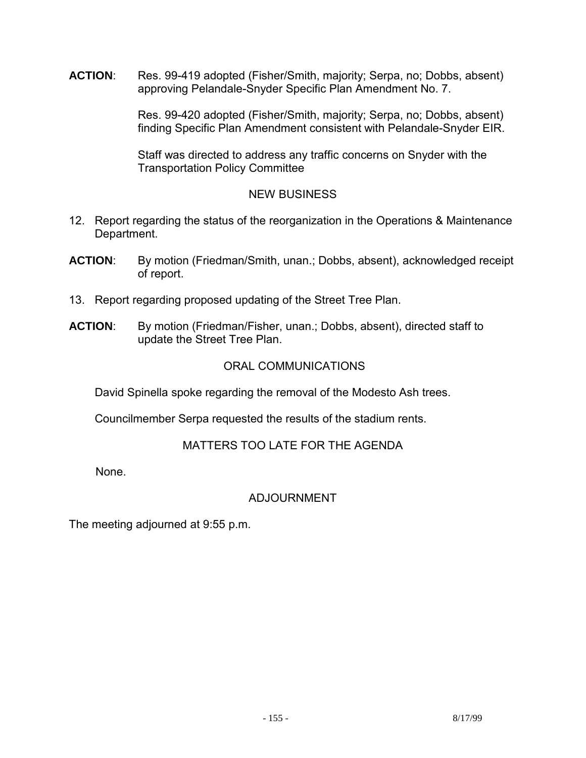**ACTION**: Res. 99-419 adopted (Fisher/Smith, majority; Serpa, no; Dobbs, absent) approving Pelandale-Snyder Specific Plan Amendment No. 7.

Res. 99-420 adopted (Fisher/Smith, majority; Serpa, no; Dobbs, absent) finding Specific Plan Amendment consistent with Pelandale-Snyder EIR.

Staff was directed to address any traffic concerns on Snyder with the Transportation Policy Committee

NEW BUSINESS

12. Report regarding the status of the reorganization in the Operations & Maintenance Department.

**ACTION**: By motion (Friedman/Smith, unan.; Dobbs, absent), acknowledged receipt of report.

13. Report regarding proposed updating of the Street Tree Plan.

**ACTION**: By motion (Friedman/Fisher, unan.; Dobbs, absent), directed staff to update the Street Tree Plan.

ORAL COMMUNICATIONS

David Spinella spoke regarding the removal of the Modesto Ash trees.

Councilmember Serpa requested the results of the stadium rents.

MATTERS TOO LATE FOR THE AGENDA

None.

ADJOURNMENT

The meeting adjourned at 9:55 p.m.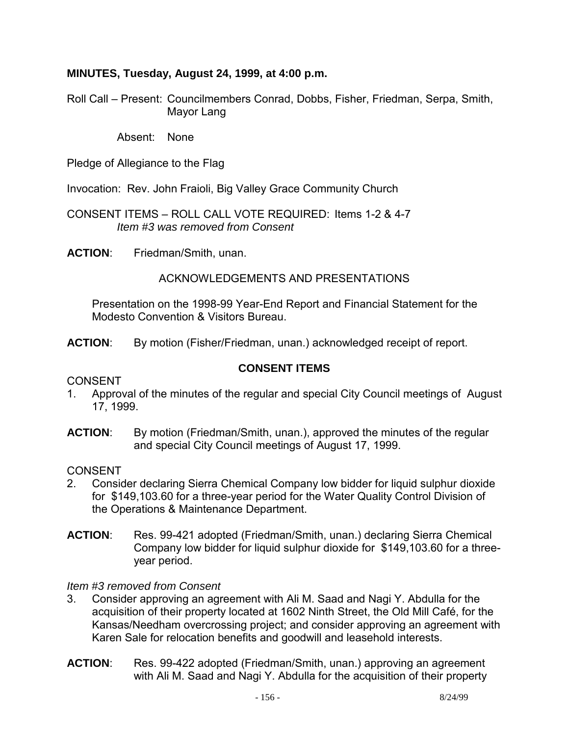**MINUTES, Tuesday, August 24, 1999, at 4:00 p.m.**

Roll Call – Present: Councilmembers Conrad, Dobbs, Fisher, Friedman, Serpa, Smith, Mayor Lang

Absent: None

Pledge of Allegiance to the Flag

Invocation: Rev. John Fraioli, Big Valley Grace Community Church

CONSENT ITEMS – ROLL CALL VOTE REQUIRED: Items 1-2 & 4-7
*Item #3 was removed from Consent*

**ACTION**: Friedman/Smith, unan.

ACKNOWLEDGEMENTS AND PRESENTATIONS

Presentation on the 1998-99 Year-End Report and Financial Statement for the Modesto Convention & Visitors Bureau.

**ACTION**: By motion (Fisher/Friedman, unan.) acknowledged receipt of report.

**CONSENT ITEMS**

CONSENT

1. Approval of the minutes of the regular and special City Council meetings of August 17, 1999.

**ACTION**: By motion (Friedman/Smith, unan.), approved the minutes of the regular and special City Council meetings of August 17, 1999.

CONSENT

2. Consider declaring Sierra Chemical Company low bidder for liquid sulphur dioxide for $149,103.60 for a three-year period for the Water Quality Control Division of the Operations & Maintenance Department.

**ACTION**: Res. 99-421 adopted (Friedman/Smith, unan.) declaring Sierra Chemical Company low bidder for liquid sulphur dioxide for $149,103.60 for a three-year period.

*Item #3 removed from Consent*

3. Consider approving an agreement with Ali M. Saad and Nagi Y. Abdulla for the acquisition of their property located at 1602 Ninth Street, the Old Mill Café, for the Kansas/Needham overcrossing project; and consider approving an agreement with Karen Sale for relocation benefits and goodwill and leasehold interests.

**ACTION**: Res. 99-422 adopted (Friedman/Smith, unan.) approving an agreement with Ali M. Saad and Nagi Y. Abdulla for the acquisition of their property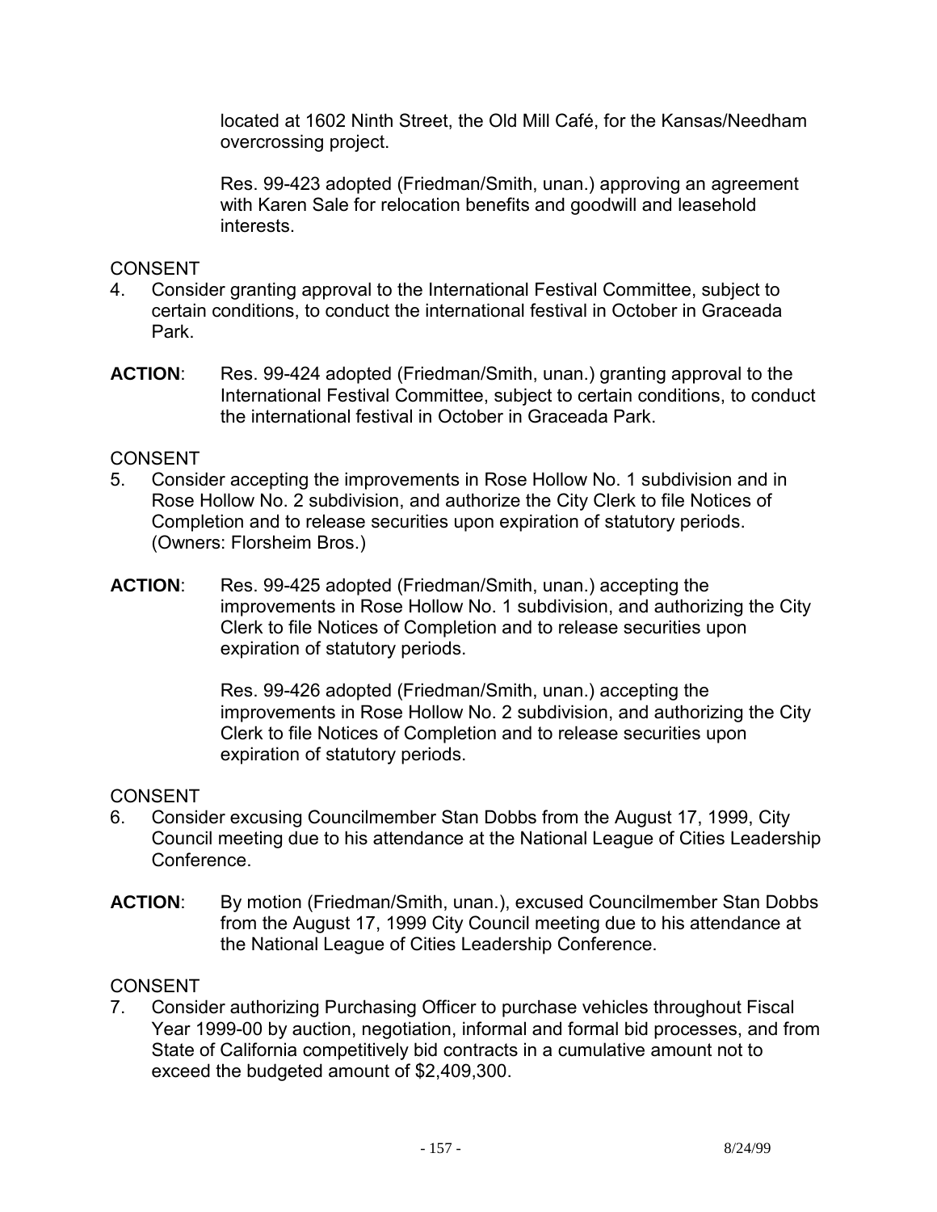located at 1602 Ninth Street, the Old Mill Café, for the Kansas/Needham overcrossing project.

Res. 99-423 adopted (Friedman/Smith, unan.) approving an agreement with Karen Sale for relocation benefits and goodwill and leasehold interests.

CONSENT

4. Consider granting approval to the International Festival Committee, subject to certain conditions, to conduct the international festival in October in Graceada Park.

**ACTION**: Res. 99-424 adopted (Friedman/Smith, unan.) granting approval to the International Festival Committee, subject to certain conditions, to conduct the international festival in October in Graceada Park.

CONSENT

5. Consider accepting the improvements in Rose Hollow No. 1 subdivision and in Rose Hollow No. 2 subdivision, and authorize the City Clerk to file Notices of Completion and to release securities upon expiration of statutory periods. (Owners: Florsheim Bros.)

**ACTION**: Res. 99-425 adopted (Friedman/Smith, unan.) accepting the improvements in Rose Hollow No. 1 subdivision, and authorizing the City Clerk to file Notices of Completion and to release securities upon expiration of statutory periods.

Res. 99-426 adopted (Friedman/Smith, unan.) accepting the improvements in Rose Hollow No. 2 subdivision, and authorizing the City Clerk to file Notices of Completion and to release securities upon expiration of statutory periods.

CONSENT

6. Consider excusing Councilmember Stan Dobbs from the August 17, 1999, City Council meeting due to his attendance at the National League of Cities Leadership Conference.

**ACTION**: By motion (Friedman/Smith, unan.), excused Councilmember Stan Dobbs from the August 17, 1999 City Council meeting due to his attendance at the National League of Cities Leadership Conference.

CONSENT

7. Consider authorizing Purchasing Officer to purchase vehicles throughout Fiscal Year 1999-00 by auction, negotiation, informal and formal bid processes, and from State of California competitively bid contracts in a cumulative amount not to exceed the budgeted amount of $2,409,300.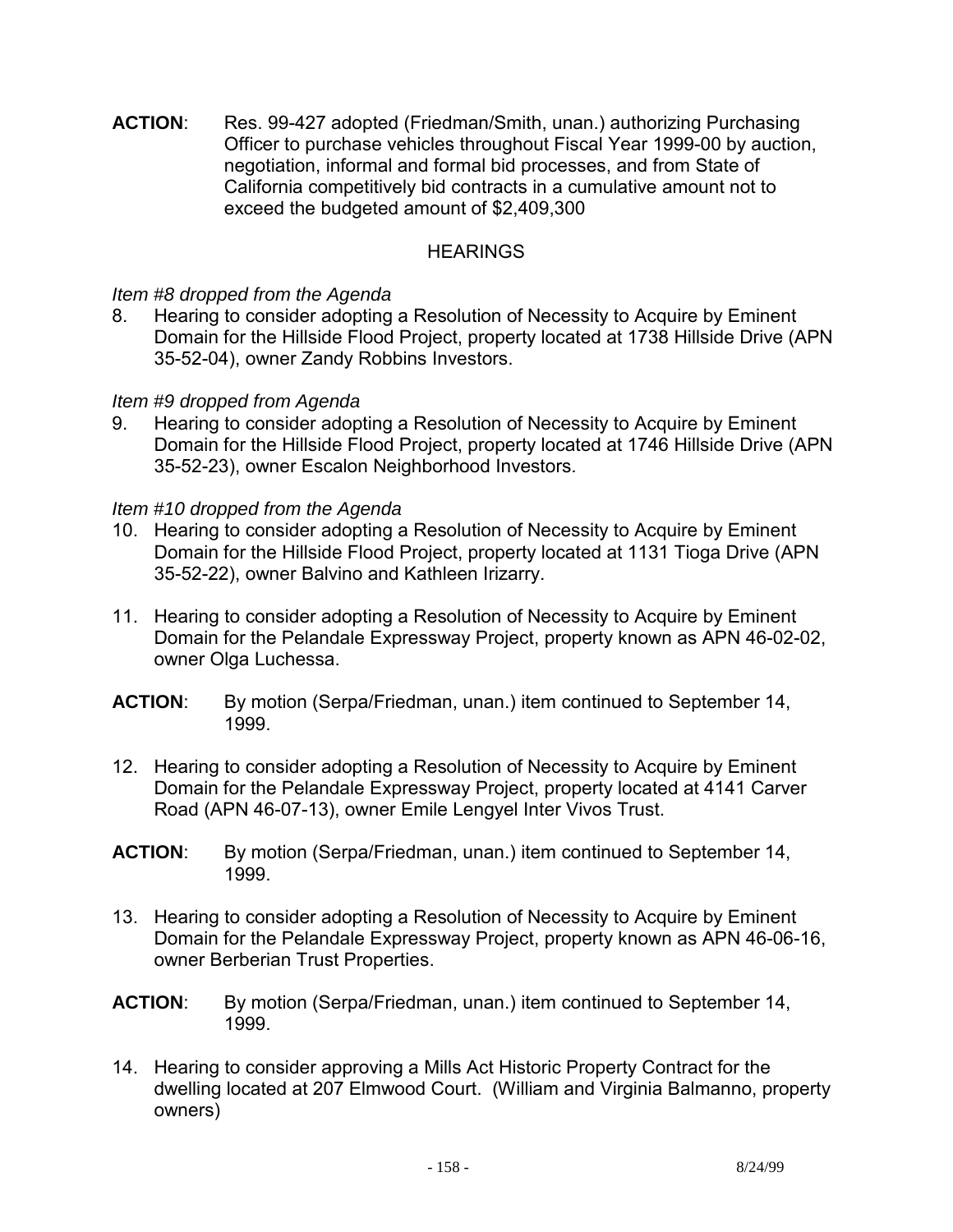**ACTION**: Res. 99-427 adopted (Friedman/Smith, unan.) authorizing Purchasing Officer to purchase vehicles throughout Fiscal Year 1999-00 by auction, negotiation, informal and formal bid processes, and from State of California competitively bid contracts in a cumulative amount not to exceed the budgeted amount of $2,409,300

## HEARINGS

*Item #8 dropped from the Agenda*

8. Hearing to consider adopting a Resolution of Necessity to Acquire by Eminent Domain for the Hillside Flood Project, property located at 1738 Hillside Drive (APN 35-52-04), owner Zandy Robbins Investors.

*Item #9 dropped from Agenda*

9. Hearing to consider adopting a Resolution of Necessity to Acquire by Eminent Domain for the Hillside Flood Project, property located at 1746 Hillside Drive (APN 35-52-23), owner Escalon Neighborhood Investors.

*Item #10 dropped from the Agenda*

10. Hearing to consider adopting a Resolution of Necessity to Acquire by Eminent Domain for the Hillside Flood Project, property located at 1131 Tioga Drive (APN 35-52-22), owner Balvino and Kathleen Irizarry.

11. Hearing to consider adopting a Resolution of Necessity to Acquire by Eminent Domain for the Pelandale Expressway Project, property known as APN 46-02-02, owner Olga Luchessa.

**ACTION**: By motion (Serpa/Friedman, unan.) item continued to September 14, 1999.

12. Hearing to consider adopting a Resolution of Necessity to Acquire by Eminent Domain for the Pelandale Expressway Project, property located at 4141 Carver Road (APN 46-07-13), owner Emile Lengyel Inter Vivos Trust.

**ACTION**: By motion (Serpa/Friedman, unan.) item continued to September 14, 1999.

13. Hearing to consider adopting a Resolution of Necessity to Acquire by Eminent Domain for the Pelandale Expressway Project, property known as APN 46-06-16, owner Berberian Trust Properties.

**ACTION**: By motion (Serpa/Friedman, unan.) item continued to September 14, 1999.

14. Hearing to consider approving a Mills Act Historic Property Contract for the dwelling located at 207 Elmwood Court. (William and Virginia Balmanno, property owners)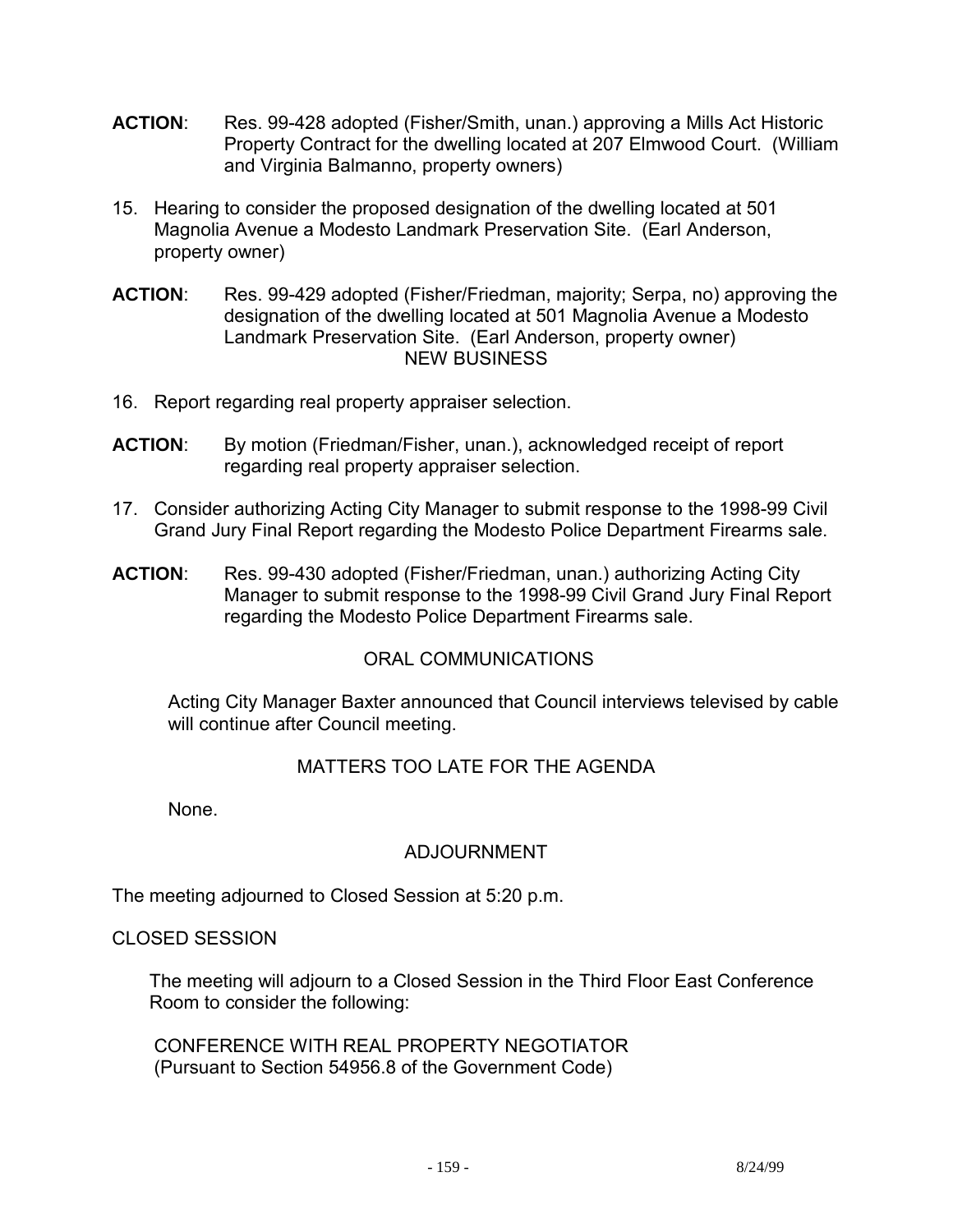**ACTION**: Res. 99-428 adopted (Fisher/Smith, unan.) approving a Mills Act Historic Property Contract for the dwelling located at 207 Elmwood Court. (William and Virginia Balmanno, property owners)

15. Hearing to consider the proposed designation of the dwelling located at 501 Magnolia Avenue a Modesto Landmark Preservation Site. (Earl Anderson, property owner)

**ACTION**: Res. 99-429 adopted (Fisher/Friedman, majority; Serpa, no) approving the designation of the dwelling located at 501 Magnolia Avenue a Modesto Landmark Preservation Site. (Earl Anderson, property owner)

NEW BUSINESS

16. Report regarding real property appraiser selection.

**ACTION**: By motion (Friedman/Fisher, unan.), acknowledged receipt of report regarding real property appraiser selection.

17. Consider authorizing Acting City Manager to submit response to the 1998-99 Civil Grand Jury Final Report regarding the Modesto Police Department Firearms sale.

**ACTION**: Res. 99-430 adopted (Fisher/Friedman, unan.) authorizing Acting City Manager to submit response to the 1998-99 Civil Grand Jury Final Report regarding the Modesto Police Department Firearms sale.

ORAL COMMUNICATIONS

Acting City Manager Baxter announced that Council interviews televised by cable will continue after Council meeting.

MATTERS TOO LATE FOR THE AGENDA

None.

ADJOURNMENT

The meeting adjourned to Closed Session at 5:20 p.m.

CLOSED SESSION

The meeting will adjourn to a Closed Session in the Third Floor East Conference Room to consider the following:

CONFERENCE WITH REAL PROPERTY NEGOTIATOR
(Pursuant to Section 54956.8 of the Government Code)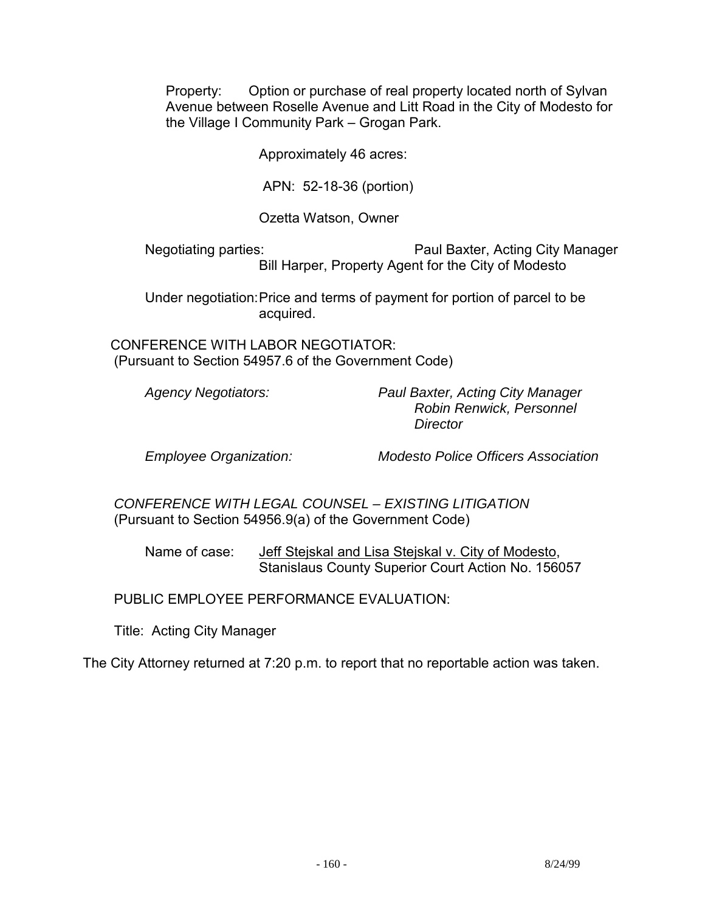Property: Option or purchase of real property located north of Sylvan Avenue between Roselle Avenue and Litt Road in the City of Modesto for the Village I Community Park – Grogan Park.

Approximately 46 acres:

APN: 52-18-36 (portion)

Ozetta Watson, Owner

Negotiating parties: Paul Baxter, Acting City Manager
Bill Harper, Property Agent for the City of Modesto

Under negotiation: Price and terms of payment for portion of parcel to be acquired.

CONFERENCE WITH LABOR NEGOTIATOR:
(Pursuant to Section 54957.6 of the Government Code)

*Agency Negotiators:* *Paul Baxter, Acting City Manager*
*Robin Renwick, Personnel Director*

*Employee Organization:* *Modesto Police Officers Association*

*CONFERENCE WITH LEGAL COUNSEL – EXISTING LITIGATION*
(Pursuant to Section 54956.9(a) of the Government Code)

Name of case: Jeff Stejskal and Lisa Stejskal v. City of Modesto, Stanislaus County Superior Court Action No. 156057

PUBLIC EMPLOYEE PERFORMANCE EVALUATION:

Title: Acting City Manager

The City Attorney returned at 7:20 p.m. to report that no reportable action was taken.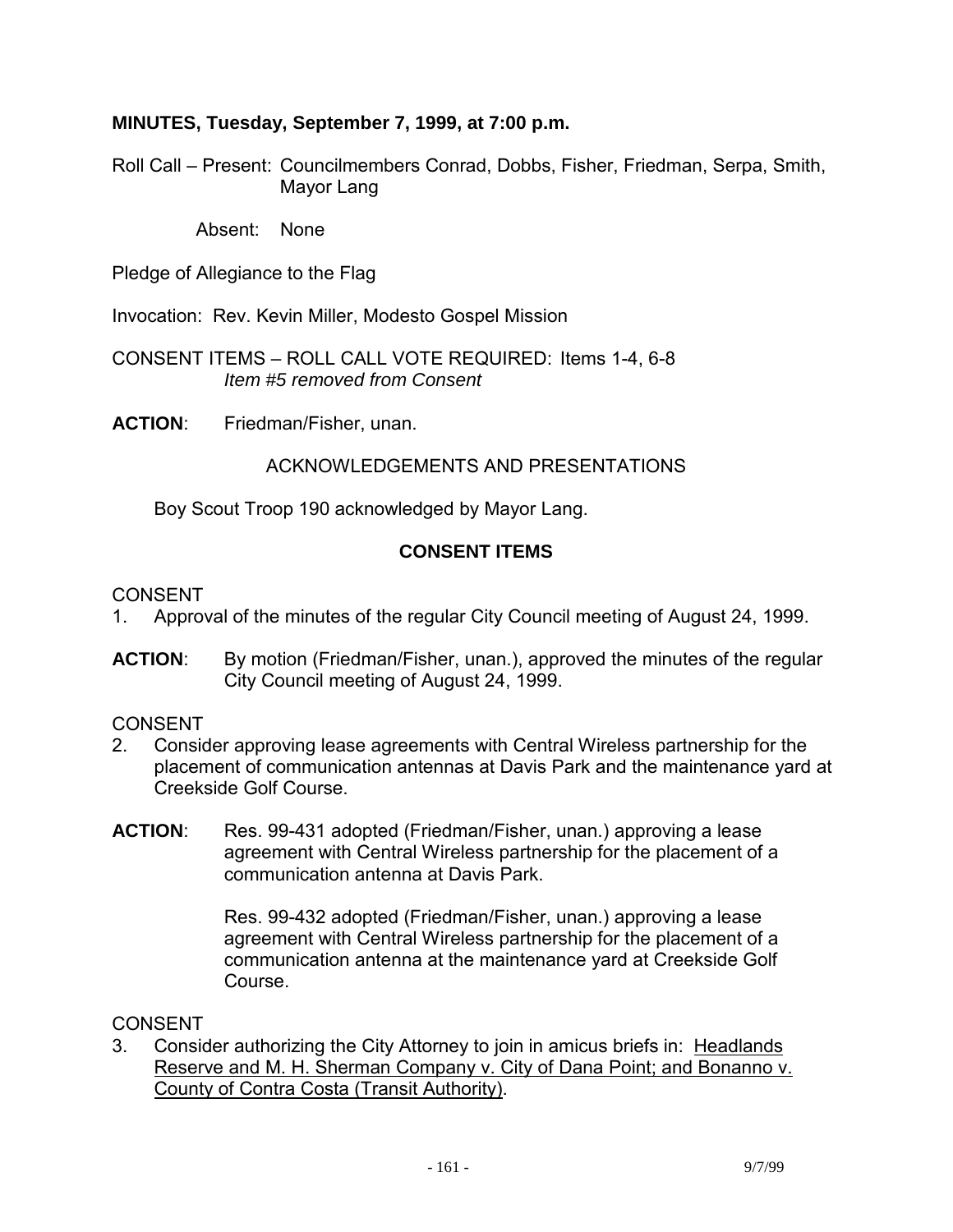**MINUTES, Tuesday, September 7, 1999, at 7:00 p.m.**

Roll Call – Present: Councilmembers Conrad, Dobbs, Fisher, Friedman, Serpa, Smith, Mayor Lang

Absent: None

Pledge of Allegiance to the Flag

Invocation: Rev. Kevin Miller, Modesto Gospel Mission

CONSENT ITEMS – ROLL CALL VOTE REQUIRED: Items 1-4, 6-8
*Item #5 removed from Consent*

**ACTION**: Friedman/Fisher, unan.

ACKNOWLEDGEMENTS AND PRESENTATIONS

Boy Scout Troop 190 acknowledged by Mayor Lang.

**CONSENT ITEMS**

CONSENT

1. Approval of the minutes of the regular City Council meeting of August 24, 1999.

**ACTION**: By motion (Friedman/Fisher, unan.), approved the minutes of the regular City Council meeting of August 24, 1999.

CONSENT

2. Consider approving lease agreements with Central Wireless partnership for the placement of communication antennas at Davis Park and the maintenance yard at Creekside Golf Course.

**ACTION**: Res. 99-431 adopted (Friedman/Fisher, unan.) approving a lease agreement with Central Wireless partnership for the placement of a communication antenna at Davis Park.

Res. 99-432 adopted (Friedman/Fisher, unan.) approving a lease agreement with Central Wireless partnership for the placement of a communication antenna at the maintenance yard at Creekside Golf Course.

CONSENT

3. Consider authorizing the City Attorney to join in amicus briefs in: Headlands Reserve and M. H. Sherman Company v. City of Dana Point; and Bonanno v. County of Contra Costa (Transit Authority).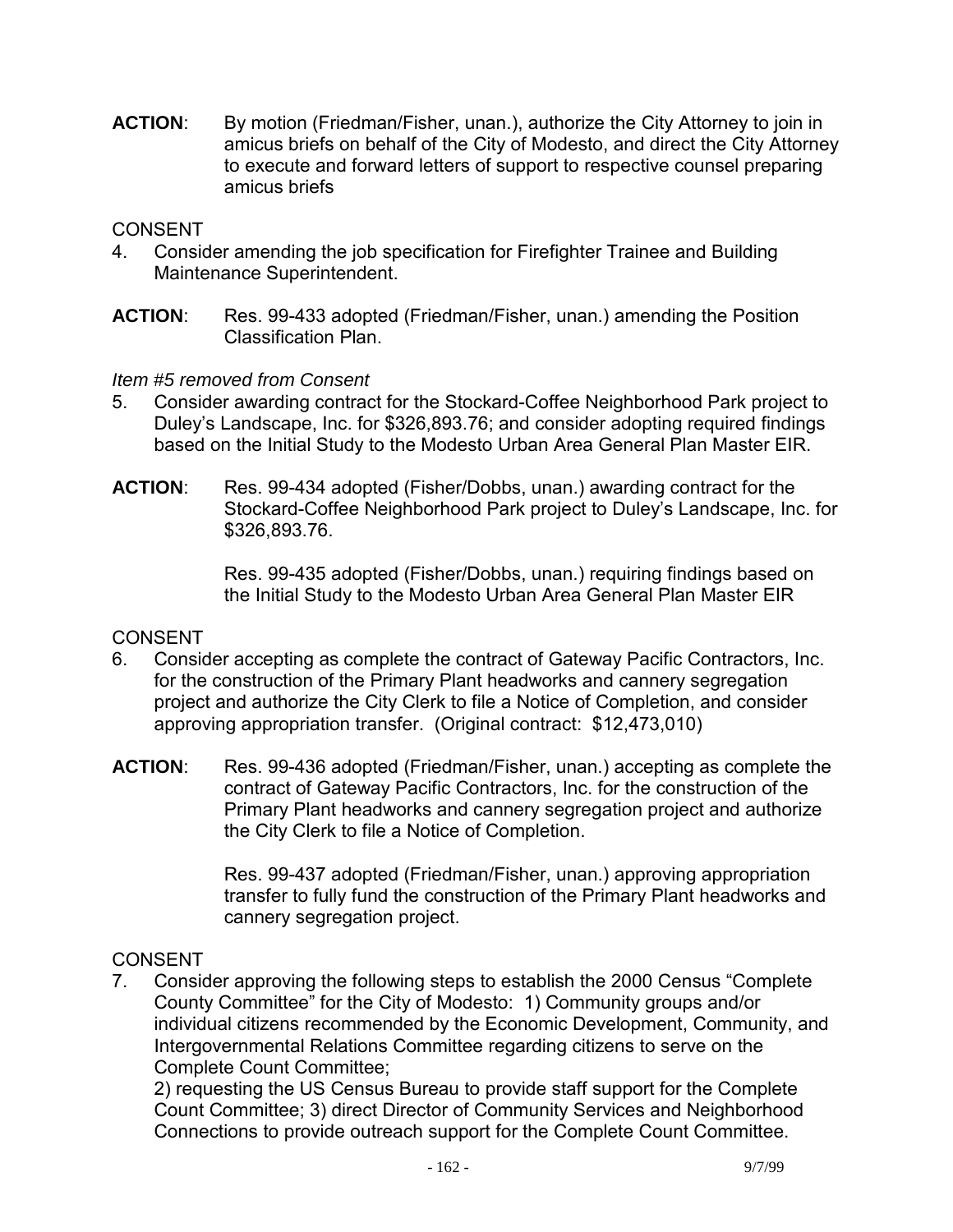**ACTION**: By motion (Friedman/Fisher, unan.), authorize the City Attorney to join in amicus briefs on behalf of the City of Modesto, and direct the City Attorney to execute and forward letters of support to respective counsel preparing amicus briefs

CONSENT

4. Consider amending the job specification for Firefighter Trainee and Building Maintenance Superintendent.

**ACTION**: Res. 99-433 adopted (Friedman/Fisher, unan.) amending the Position Classification Plan.

*Item #5 removed from Consent*

5. Consider awarding contract for the Stockard-Coffee Neighborhood Park project to Duley's Landscape, Inc. for $326,893.76; and consider adopting required findings based on the Initial Study to the Modesto Urban Area General Plan Master EIR.

**ACTION**: Res. 99-434 adopted (Fisher/Dobbs, unan.) awarding contract for the Stockard-Coffee Neighborhood Park project to Duley's Landscape, Inc. for $326,893.76.

Res. 99-435 adopted (Fisher/Dobbs, unan.) requiring findings based on the Initial Study to the Modesto Urban Area General Plan Master EIR

CONSENT

6. Consider accepting as complete the contract of Gateway Pacific Contractors, Inc. for the construction of the Primary Plant headworks and cannery segregation project and authorize the City Clerk to file a Notice of Completion, and consider approving appropriation transfer. (Original contract: $12,473,010)

**ACTION**: Res. 99-436 adopted (Friedman/Fisher, unan.) accepting as complete the contract of Gateway Pacific Contractors, Inc. for the construction of the Primary Plant headworks and cannery segregation project and authorize the City Clerk to file a Notice of Completion.

Res. 99-437 adopted (Friedman/Fisher, unan.) approving appropriation transfer to fully fund the construction of the Primary Plant headworks and cannery segregation project.

CONSENT

7. Consider approving the following steps to establish the 2000 Census "Complete County Committee" for the City of Modesto: 1) Community groups and/or individual citizens recommended by the Economic Development, Community, and Intergovernmental Relations Committee regarding citizens to serve on the Complete Count Committee;
   2) requesting the US Census Bureau to provide staff support for the Complete Count Committee; 3) direct Director of Community Services and Neighborhood Connections to provide outreach support for the Complete Count Committee.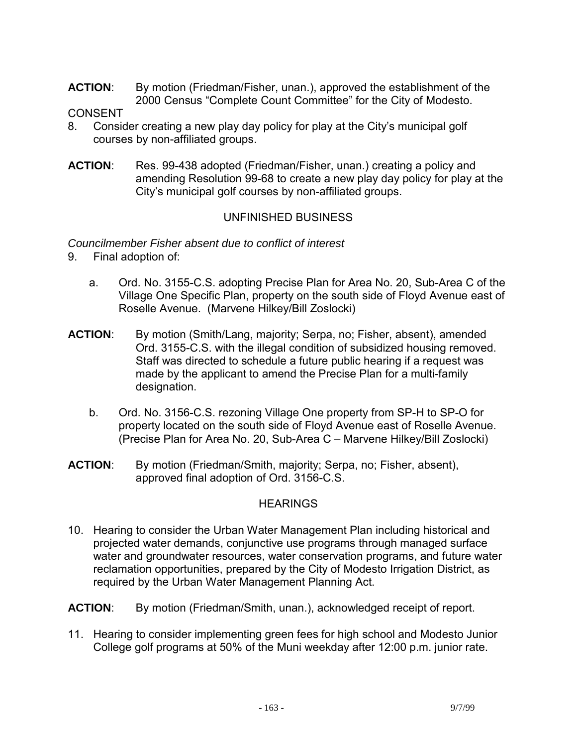**ACTION**: By motion (Friedman/Fisher, unan.), approved the establishment of the 2000 Census "Complete Count Committee" for the City of Modesto.

CONSENT

8. Consider creating a new play day policy for play at the City's municipal golf courses by non-affiliated groups.

**ACTION**: Res. 99-438 adopted (Friedman/Fisher, unan.) creating a policy and amending Resolution 99-68 to create a new play day policy for play at the City's municipal golf courses by non-affiliated groups.

UNFINISHED BUSINESS

*Councilmember Fisher absent due to conflict of interest*

9. Final adoption of:

   a. Ord. No. 3155-C.S. adopting Precise Plan for Area No. 20, Sub-Area C of the Village One Specific Plan, property on the south side of Floyd Avenue east of Roselle Avenue. (Marvene Hilkey/Bill Zoslocki)

**ACTION**: By motion (Smith/Lang, majority; Serpa, no; Fisher, absent), amended Ord. 3155-C.S. with the illegal condition of subsidized housing removed. Staff was directed to schedule a future public hearing if a request was made by the applicant to amend the Precise Plan for a multi-family designation.

   b. Ord. No. 3156-C.S. rezoning Village One property from SP-H to SP-O for property located on the south side of Floyd Avenue east of Roselle Avenue. (Precise Plan for Area No. 20, Sub-Area C – Marvene Hilkey/Bill Zoslocki)

**ACTION**: By motion (Friedman/Smith, majority; Serpa, no; Fisher, absent), approved final adoption of Ord. 3156-C.S.

HEARINGS

10. Hearing to consider the Urban Water Management Plan including historical and projected water demands, conjunctive use programs through managed surface water and groundwater resources, water conservation programs, and future water reclamation opportunities, prepared by the City of Modesto Irrigation District, as required by the Urban Water Management Planning Act.

**ACTION**: By motion (Friedman/Smith, unan.), acknowledged receipt of report.

11. Hearing to consider implementing green fees for high school and Modesto Junior College golf programs at 50% of the Muni weekday after 12:00 p.m. junior rate.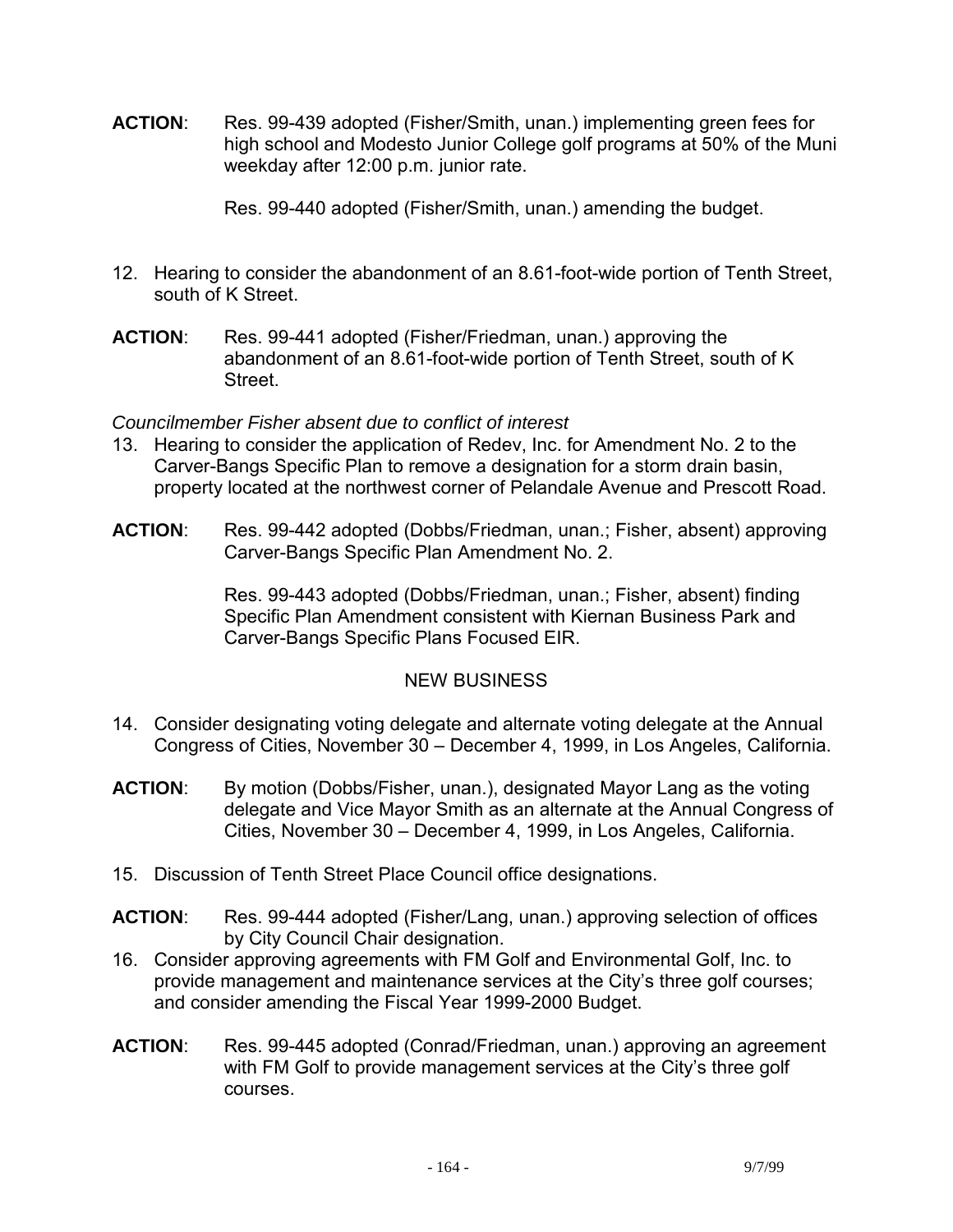**ACTION**: Res. 99-439 adopted (Fisher/Smith, unan.) implementing green fees for high school and Modesto Junior College golf programs at 50% of the Muni weekday after 12:00 p.m. junior rate.

Res. 99-440 adopted (Fisher/Smith, unan.) amending the budget.

12. Hearing to consider the abandonment of an 8.61-foot-wide portion of Tenth Street, south of K Street.

**ACTION**: Res. 99-441 adopted (Fisher/Friedman, unan.) approving the abandonment of an 8.61-foot-wide portion of Tenth Street, south of K Street.

*Councilmember Fisher absent due to conflict of interest*

13. Hearing to consider the application of Redev, Inc. for Amendment No. 2 to the Carver-Bangs Specific Plan to remove a designation for a storm drain basin, property located at the northwest corner of Pelandale Avenue and Prescott Road.

**ACTION**: Res. 99-442 adopted (Dobbs/Friedman, unan.; Fisher, absent) approving Carver-Bangs Specific Plan Amendment No. 2.

Res. 99-443 adopted (Dobbs/Friedman, unan.; Fisher, absent) finding Specific Plan Amendment consistent with Kiernan Business Park and Carver-Bangs Specific Plans Focused EIR.

NEW BUSINESS

14. Consider designating voting delegate and alternate voting delegate at the Annual Congress of Cities, November 30 – December 4, 1999, in Los Angeles, California.

**ACTION**: By motion (Dobbs/Fisher, unan.), designated Mayor Lang as the voting delegate and Vice Mayor Smith as an alternate at the Annual Congress of Cities, November 30 – December 4, 1999, in Los Angeles, California.

15. Discussion of Tenth Street Place Council office designations.

**ACTION**: Res. 99-444 adopted (Fisher/Lang, unan.) approving selection of offices by City Council Chair designation.

16. Consider approving agreements with FM Golf and Environmental Golf, Inc. to provide management and maintenance services at the City's three golf courses; and consider amending the Fiscal Year 1999-2000 Budget.

**ACTION**: Res. 99-445 adopted (Conrad/Friedman, unan.) approving an agreement with FM Golf to provide management services at the City's three golf courses.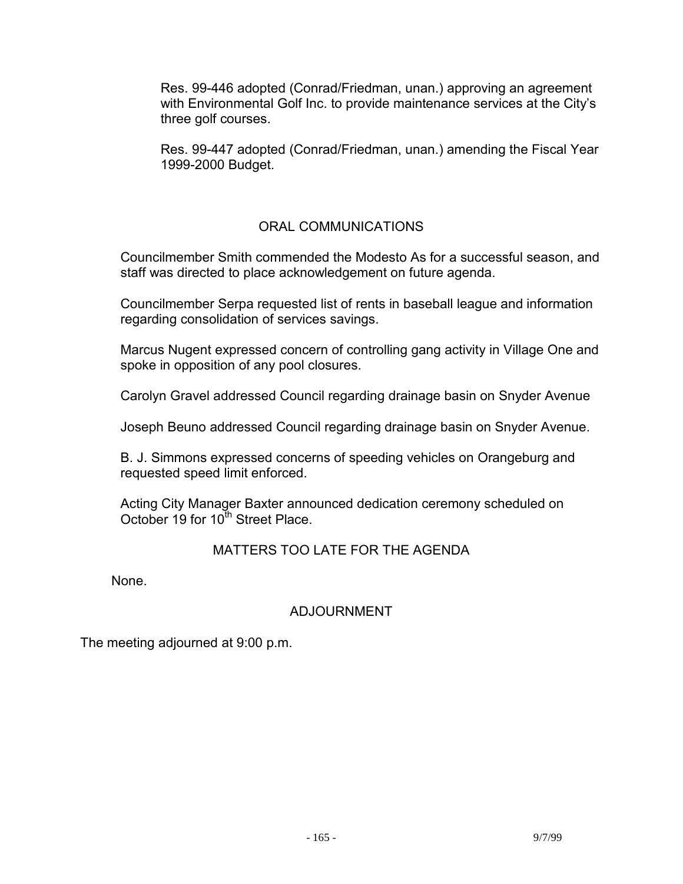Res. 99-446 adopted (Conrad/Friedman, unan.) approving an agreement with Environmental Golf Inc. to provide maintenance services at the City's three golf courses.

Res. 99-447 adopted (Conrad/Friedman, unan.) amending the Fiscal Year 1999-2000 Budget.

## ORAL COMMUNICATIONS

Councilmember Smith commended the Modesto As for a successful season, and staff was directed to place acknowledgement on future agenda.

Councilmember Serpa requested list of rents in baseball league and information regarding consolidation of services savings.

Marcus Nugent expressed concern of controlling gang activity in Village One and spoke in opposition of any pool closures.

Carolyn Gravel addressed Council regarding drainage basin on Snyder Avenue

Joseph Beuno addressed Council regarding drainage basin on Snyder Avenue.

B. J. Simmons expressed concerns of speeding vehicles on Orangeburg and requested speed limit enforced.

Acting City Manager Baxter announced dedication ceremony scheduled on October 19 for 10th Street Place.

## MATTERS TOO LATE FOR THE AGENDA

None.

## ADJOURNMENT

The meeting adjourned at 9:00 p.m.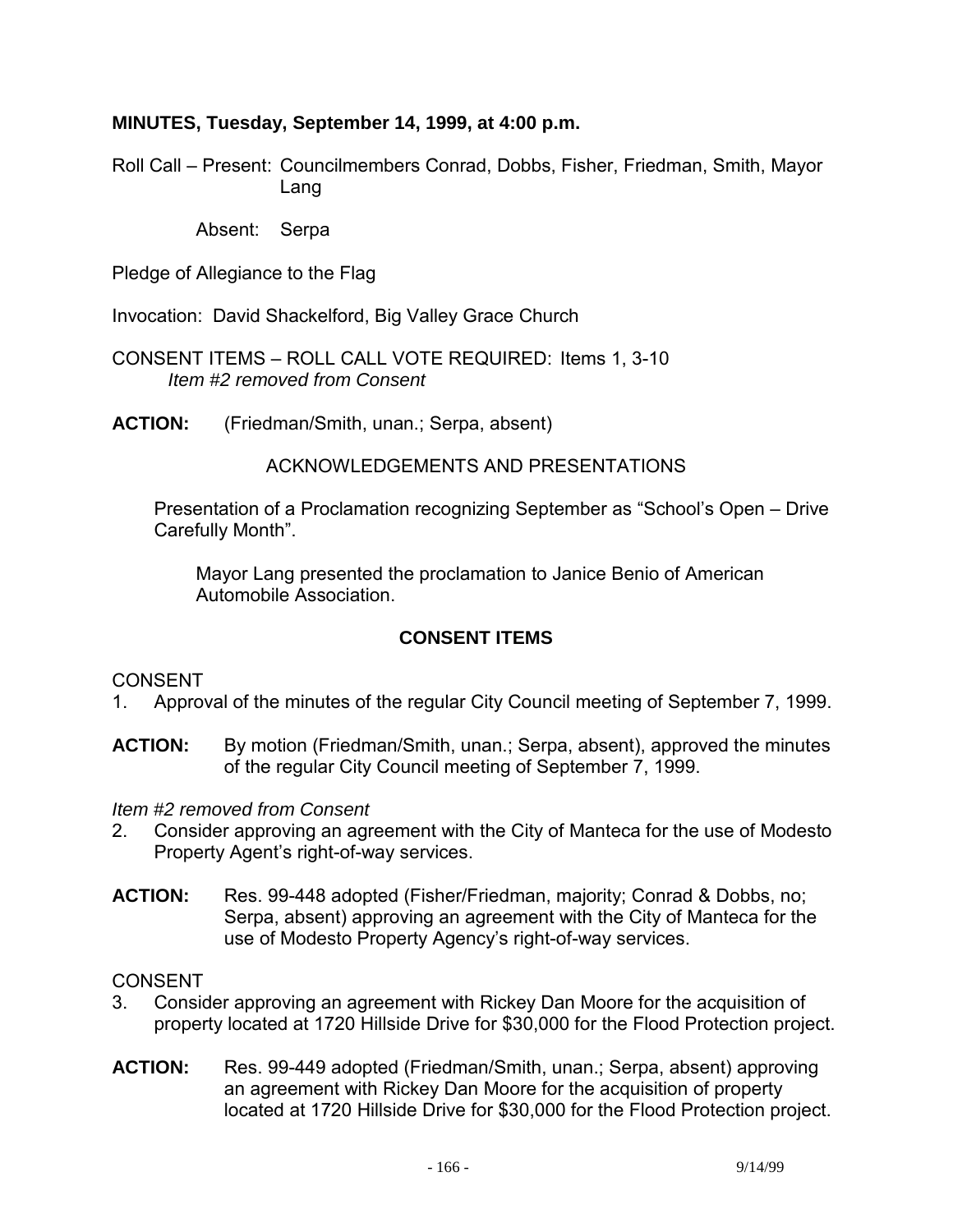**MINUTES, Tuesday, September 14, 1999, at 4:00 p.m.**

Roll Call – Present: Councilmembers Conrad, Dobbs, Fisher, Friedman, Smith, Mayor Lang

Absent: Serpa

Pledge of Allegiance to the Flag

Invocation: David Shackelford, Big Valley Grace Church

CONSENT ITEMS – ROLL CALL VOTE REQUIRED: Items 1, 3-10
*Item #2 removed from Consent*

**ACTION:** (Friedman/Smith, unan.; Serpa, absent)

ACKNOWLEDGEMENTS AND PRESENTATIONS

Presentation of a Proclamation recognizing September as "School's Open – Drive Carefully Month".

Mayor Lang presented the proclamation to Janice Benio of American Automobile Association.

**CONSENT ITEMS**

CONSENT

1. Approval of the minutes of the regular City Council meeting of September 7, 1999.

**ACTION:** By motion (Friedman/Smith, unan.; Serpa, absent), approved the minutes of the regular City Council meeting of September 7, 1999.

*Item #2 removed from Consent*

2. Consider approving an agreement with the City of Manteca for the use of Modesto Property Agent's right-of-way services.

**ACTION:** Res. 99-448 adopted (Fisher/Friedman, majority; Conrad & Dobbs, no; Serpa, absent) approving an agreement with the City of Manteca for the use of Modesto Property Agency's right-of-way services.

CONSENT

3. Consider approving an agreement with Rickey Dan Moore for the acquisition of property located at 1720 Hillside Drive for $30,000 for the Flood Protection project.

**ACTION:** Res. 99-449 adopted (Friedman/Smith, unan.; Serpa, absent) approving an agreement with Rickey Dan Moore for the acquisition of property located at 1720 Hillside Drive for $30,000 for the Flood Protection project.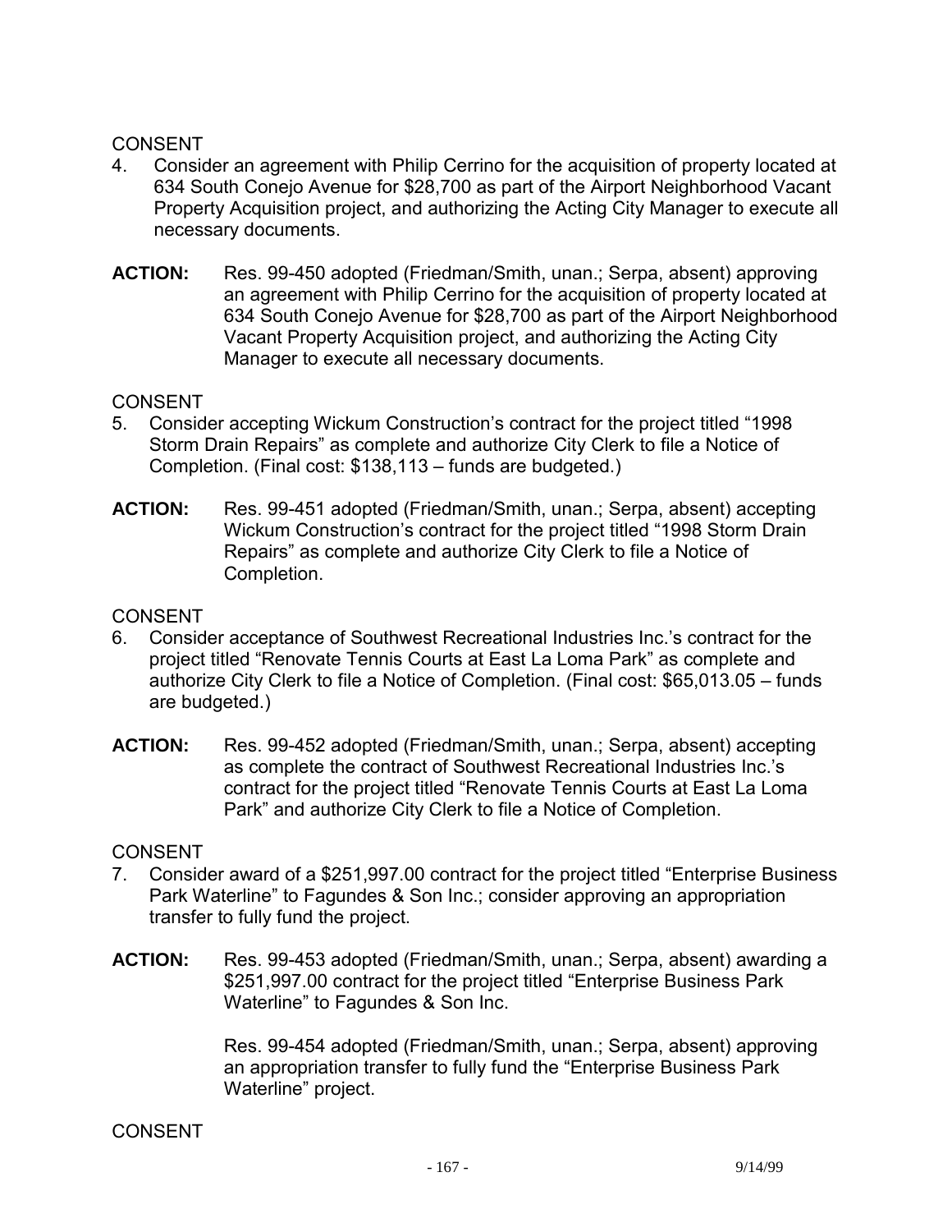CONSENT

4. Consider an agreement with Philip Cerrino for the acquisition of property located at 634 South Conejo Avenue for $28,700 as part of the Airport Neighborhood Vacant Property Acquisition project, and authorizing the Acting City Manager to execute all necessary documents.

**ACTION:** Res. 99-450 adopted (Friedman/Smith, unan.; Serpa, absent) approving an agreement with Philip Cerrino for the acquisition of property located at 634 South Conejo Avenue for $28,700 as part of the Airport Neighborhood Vacant Property Acquisition project, and authorizing the Acting City Manager to execute all necessary documents.

CONSENT

5. Consider accepting Wickum Construction's contract for the project titled "1998 Storm Drain Repairs" as complete and authorize City Clerk to file a Notice of Completion. (Final cost: $138,113 – funds are budgeted.)

**ACTION:** Res. 99-451 adopted (Friedman/Smith, unan.; Serpa, absent) accepting Wickum Construction's contract for the project titled "1998 Storm Drain Repairs" as complete and authorize City Clerk to file a Notice of Completion.

CONSENT

6. Consider acceptance of Southwest Recreational Industries Inc.'s contract for the project titled "Renovate Tennis Courts at East La Loma Park" as complete and authorize City Clerk to file a Notice of Completion. (Final cost: $65,013.05 – funds are budgeted.)

**ACTION:** Res. 99-452 adopted (Friedman/Smith, unan.; Serpa, absent) accepting as complete the contract of Southwest Recreational Industries Inc.'s contract for the project titled "Renovate Tennis Courts at East La Loma Park" and authorize City Clerk to file a Notice of Completion.

CONSENT

7. Consider award of a $251,997.00 contract for the project titled "Enterprise Business Park Waterline" to Fagundes & Son Inc.; consider approving an appropriation transfer to fully fund the project.

**ACTION:** Res. 99-453 adopted (Friedman/Smith, unan.; Serpa, absent) awarding a $251,997.00 contract for the project titled "Enterprise Business Park Waterline" to Fagundes & Son Inc.

Res. 99-454 adopted (Friedman/Smith, unan.; Serpa, absent) approving an appropriation transfer to fully fund the "Enterprise Business Park Waterline" project.

CONSENT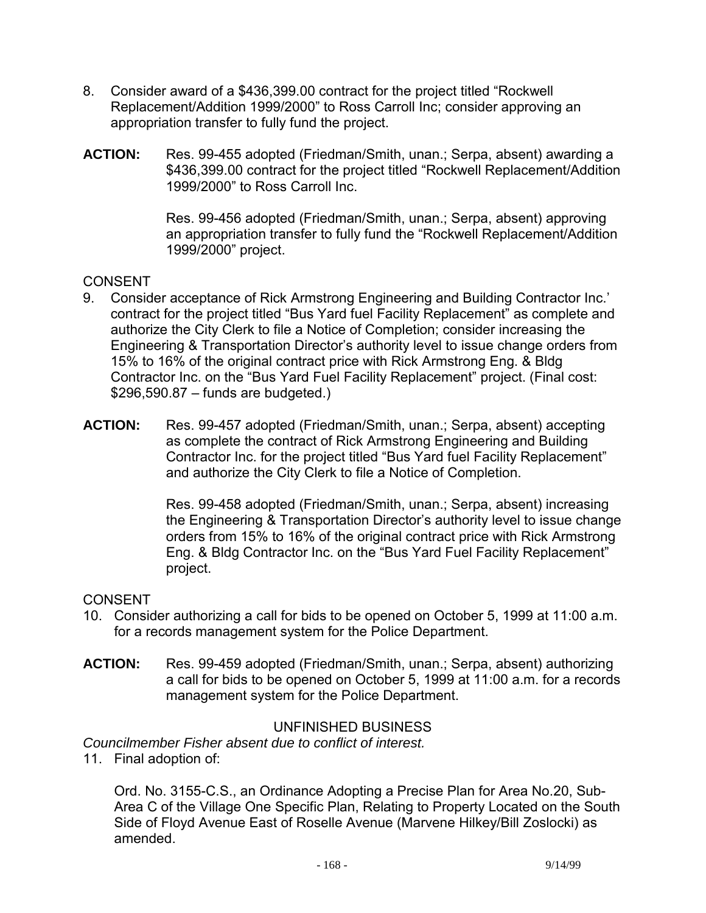8. Consider award of a $436,399.00 contract for the project titled "Rockwell Replacement/Addition 1999/2000" to Ross Carroll Inc; consider approving an appropriation transfer to fully fund the project.

**ACTION:** Res. 99-455 adopted (Friedman/Smith, unan.; Serpa, absent) awarding a $436,399.00 contract for the project titled "Rockwell Replacement/Addition 1999/2000" to Ross Carroll Inc.

Res. 99-456 adopted (Friedman/Smith, unan.; Serpa, absent) approving an appropriation transfer to fully fund the "Rockwell Replacement/Addition 1999/2000" project.

CONSENT

9. Consider acceptance of Rick Armstrong Engineering and Building Contractor Inc.' contract for the project titled "Bus Yard fuel Facility Replacement" as complete and authorize the City Clerk to file a Notice of Completion; consider increasing the Engineering & Transportation Director's authority level to issue change orders from 15% to 16% of the original contract price with Rick Armstrong Eng. & Bldg Contractor Inc. on the "Bus Yard Fuel Facility Replacement" project. (Final cost: $296,590.87 – funds are budgeted.)

**ACTION:** Res. 99-457 adopted (Friedman/Smith, unan.; Serpa, absent) accepting as complete the contract of Rick Armstrong Engineering and Building Contractor Inc. for the project titled "Bus Yard fuel Facility Replacement" and authorize the City Clerk to file a Notice of Completion.

Res. 99-458 adopted (Friedman/Smith, unan.; Serpa, absent) increasing the Engineering & Transportation Director's authority level to issue change orders from 15% to 16% of the original contract price with Rick Armstrong Eng. & Bldg Contractor Inc. on the "Bus Yard Fuel Facility Replacement" project.

CONSENT

10. Consider authorizing a call for bids to be opened on October 5, 1999 at 11:00 a.m. for a records management system for the Police Department.

**ACTION:** Res. 99-459 adopted (Friedman/Smith, unan.; Serpa, absent) authorizing a call for bids to be opened on October 5, 1999 at 11:00 a.m. for a records management system for the Police Department.

UNFINISHED BUSINESS

*Councilmember Fisher absent due to conflict of interest.*

11. Final adoption of:

Ord. No. 3155-C.S., an Ordinance Adopting a Precise Plan for Area No.20, Sub-Area C of the Village One Specific Plan, Relating to Property Located on the South Side of Floyd Avenue East of Roselle Avenue (Marvene Hilkey/Bill Zoslocki) as amended.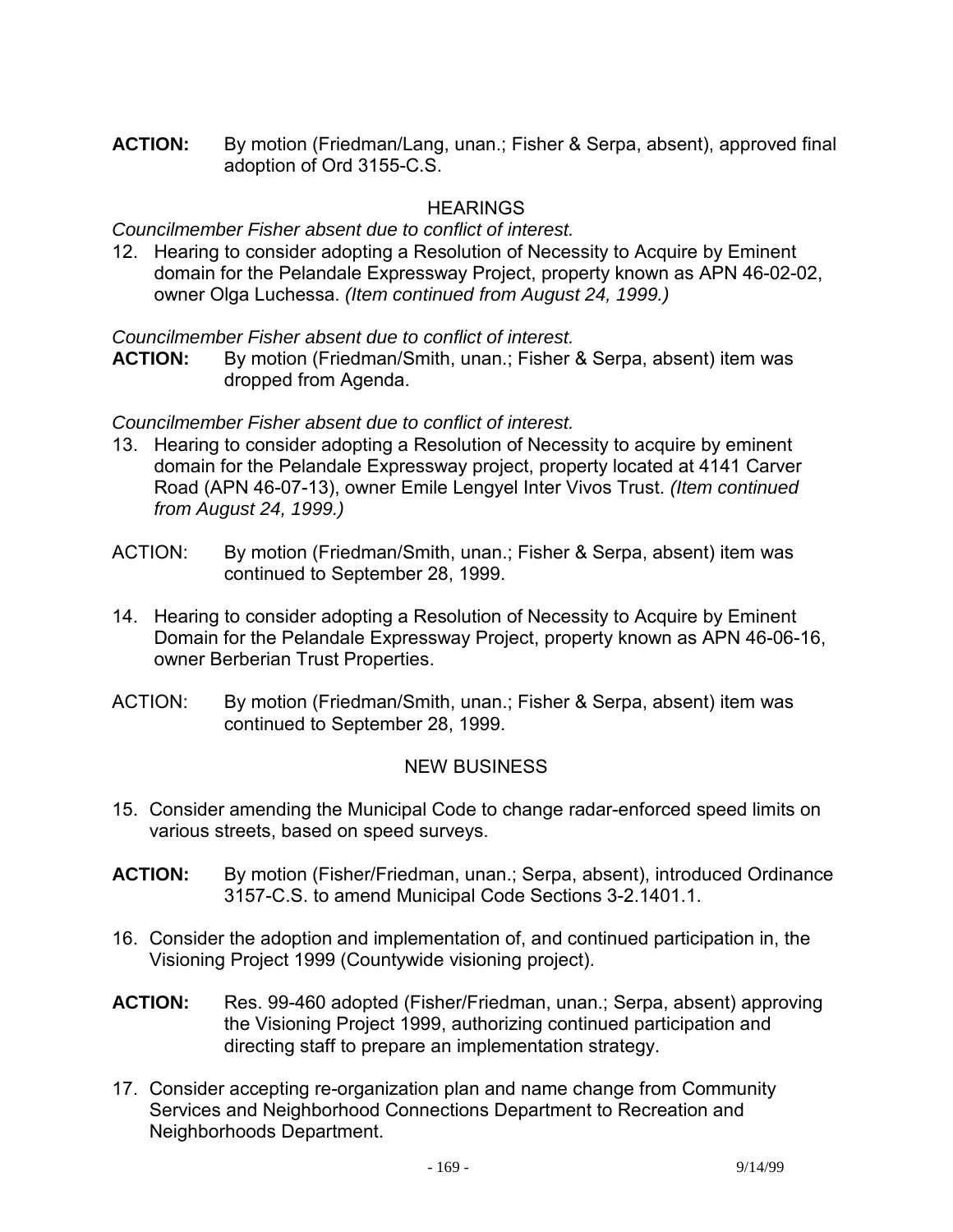**ACTION:** By motion (Friedman/Lang, unan.; Fisher & Serpa, absent), approved final adoption of Ord 3155-C.S.

## HEARINGS

*Councilmember Fisher absent due to conflict of interest.*

12. Hearing to consider adopting a Resolution of Necessity to Acquire by Eminent domain for the Pelandale Expressway Project, property known as APN 46-02-02, owner Olga Luchessa. *(Item continued from August 24, 1999.)*

*Councilmember Fisher absent due to conflict of interest.*

**ACTION:** By motion (Friedman/Smith, unan.; Fisher & Serpa, absent) item was dropped from Agenda.

*Councilmember Fisher absent due to conflict of interest.*

13. Hearing to consider adopting a Resolution of Necessity to acquire by eminent domain for the Pelandale Expressway project, property located at 4141 Carver Road (APN 46-07-13), owner Emile Lengyel Inter Vivos Trust. *(Item continued from August 24, 1999.)*

ACTION: By motion (Friedman/Smith, unan.; Fisher & Serpa, absent) item was continued to September 28, 1999.

14. Hearing to consider adopting a Resolution of Necessity to Acquire by Eminent Domain for the Pelandale Expressway Project, property known as APN 46-06-16, owner Berberian Trust Properties.

ACTION: By motion (Friedman/Smith, unan.; Fisher & Serpa, absent) item was continued to September 28, 1999.

## NEW BUSINESS

15. Consider amending the Municipal Code to change radar-enforced speed limits on various streets, based on speed surveys.

**ACTION:** By motion (Fisher/Friedman, unan.; Serpa, absent), introduced Ordinance 3157-C.S. to amend Municipal Code Sections 3-2.1401.1.

16. Consider the adoption and implementation of, and continued participation in, the Visioning Project 1999 (Countywide visioning project).

**ACTION:** Res. 99-460 adopted (Fisher/Friedman, unan.; Serpa, absent) approving the Visioning Project 1999, authorizing continued participation and directing staff to prepare an implementation strategy.

17. Consider accepting re-organization plan and name change from Community Services and Neighborhood Connections Department to Recreation and Neighborhoods Department.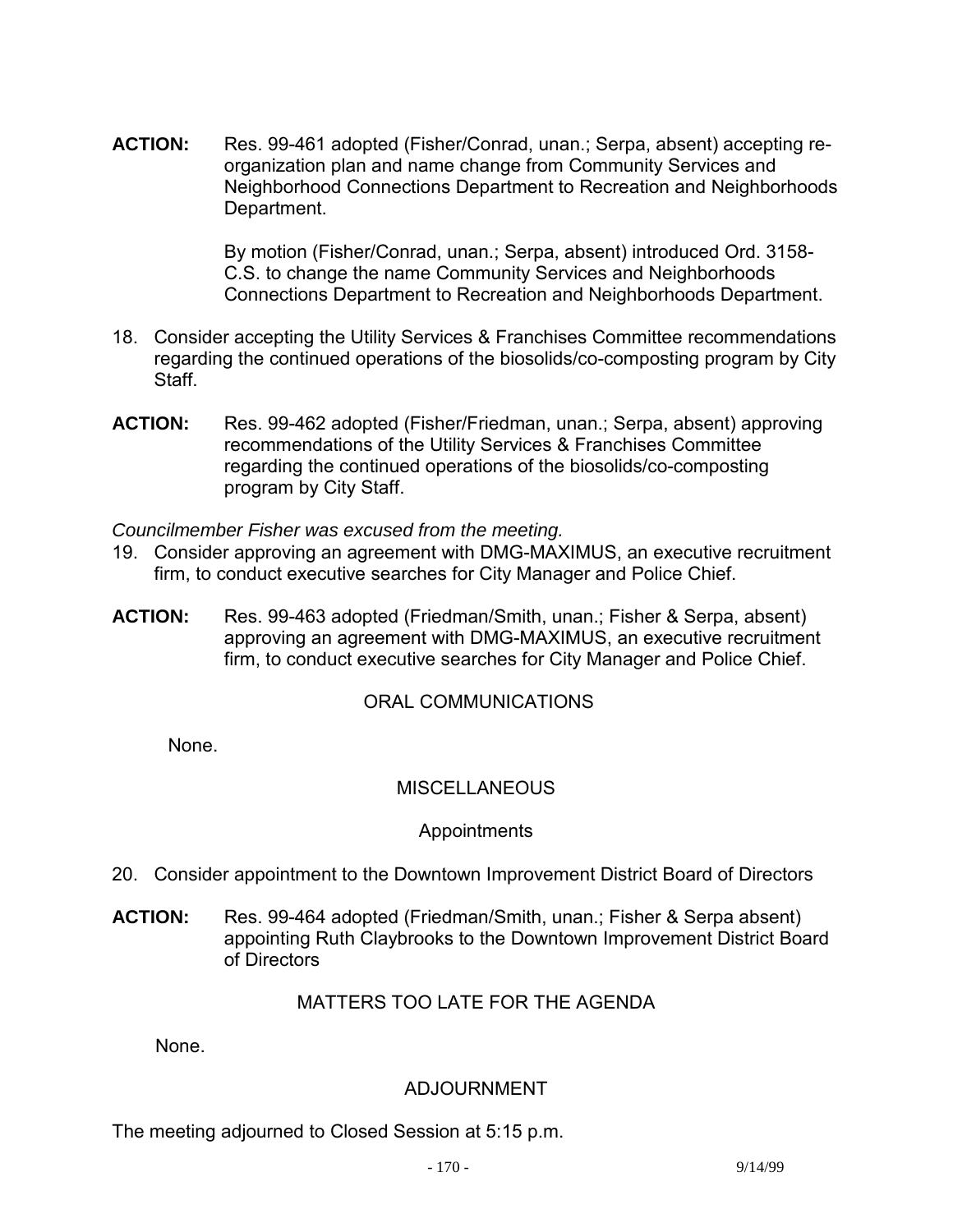**ACTION:** Res. 99-461 adopted (Fisher/Conrad, unan.; Serpa, absent) accepting re-organization plan and name change from Community Services and Neighborhood Connections Department to Recreation and Neighborhoods Department.

By motion (Fisher/Conrad, unan.; Serpa, absent) introduced Ord. 3158-C.S. to change the name Community Services and Neighborhoods Connections Department to Recreation and Neighborhoods Department.

18. Consider accepting the Utility Services & Franchises Committee recommendations regarding the continued operations of the biosolids/co-composting program by City Staff.

**ACTION:** Res. 99-462 adopted (Fisher/Friedman, unan.; Serpa, absent) approving recommendations of the Utility Services & Franchises Committee regarding the continued operations of the biosolids/co-composting program by City Staff.

*Councilmember Fisher was excused from the meeting.*

19. Consider approving an agreement with DMG-MAXIMUS, an executive recruitment firm, to conduct executive searches for City Manager and Police Chief.

**ACTION:** Res. 99-463 adopted (Friedman/Smith, unan.; Fisher & Serpa, absent) approving an agreement with DMG-MAXIMUS, an executive recruitment firm, to conduct executive searches for City Manager and Police Chief.

## ORAL COMMUNICATIONS

None.

## MISCELLANEOUS

### Appointments

20. Consider appointment to the Downtown Improvement District Board of Directors

**ACTION:** Res. 99-464 adopted (Friedman/Smith, unan.; Fisher & Serpa absent) appointing Ruth Claybrooks to the Downtown Improvement District Board of Directors

## MATTERS TOO LATE FOR THE AGENDA

None.

## ADJOURNMENT

The meeting adjourned to Closed Session at 5:15 p.m.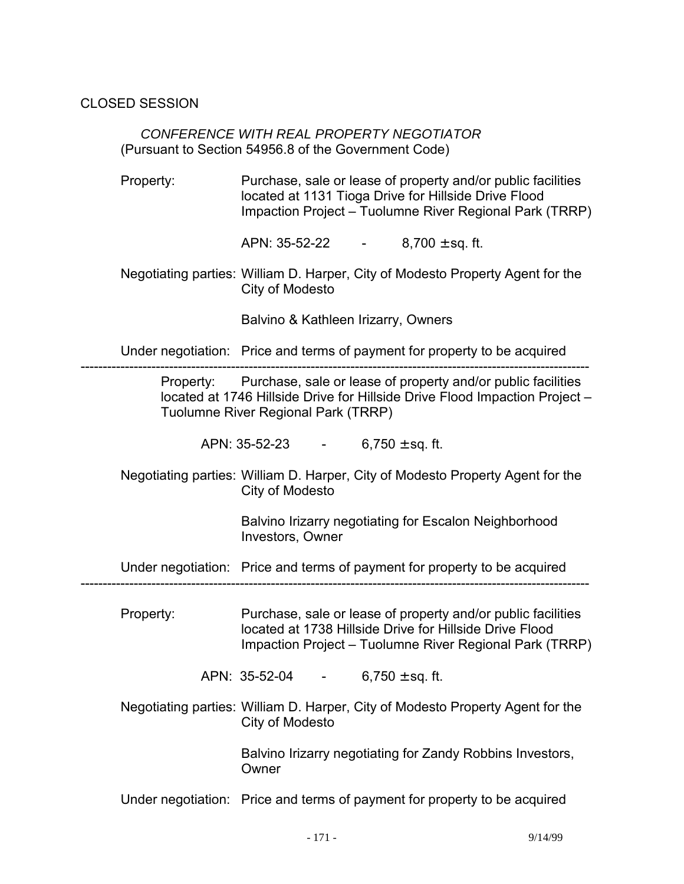CLOSED SESSION

*CONFERENCE WITH REAL PROPERTY NEGOTIATOR*
(Pursuant to Section 54956.8 of the Government Code)

Property: Purchase, sale or lease of property and/or public facilities located at 1131 Tioga Drive for Hillside Drive Flood Impaction Project – Tuolumne River Regional Park (TRRP)

APN: 35-52-22 - 8,700 ±sq. ft.

Negotiating parties: William D. Harper, City of Modesto Property Agent for the City of Modesto

Balvino & Kathleen Irizarry, Owners

Under negotiation: Price and terms of payment for property to be acquired

---

Property: Purchase, sale or lease of property and/or public facilities located at 1746 Hillside Drive for Hillside Drive Flood Impaction Project – Tuolumne River Regional Park (TRRP)

APN: 35-52-23 - 6,750 ±sq. ft.

Negotiating parties: William D. Harper, City of Modesto Property Agent for the City of Modesto

Balvino Irizarry negotiating for Escalon Neighborhood Investors, Owner

Under negotiation: Price and terms of payment for property to be acquired

---

Property: Purchase, sale or lease of property and/or public facilities located at 1738 Hillside Drive for Hillside Drive Flood Impaction Project – Tuolumne River Regional Park (TRRP)

APN: 35-52-04 - 6,750 ±sq. ft.

Negotiating parties: William D. Harper, City of Modesto Property Agent for the City of Modesto

Balvino Irizarry negotiating for Zandy Robbins Investors, Owner

Under negotiation: Price and terms of payment for property to be acquired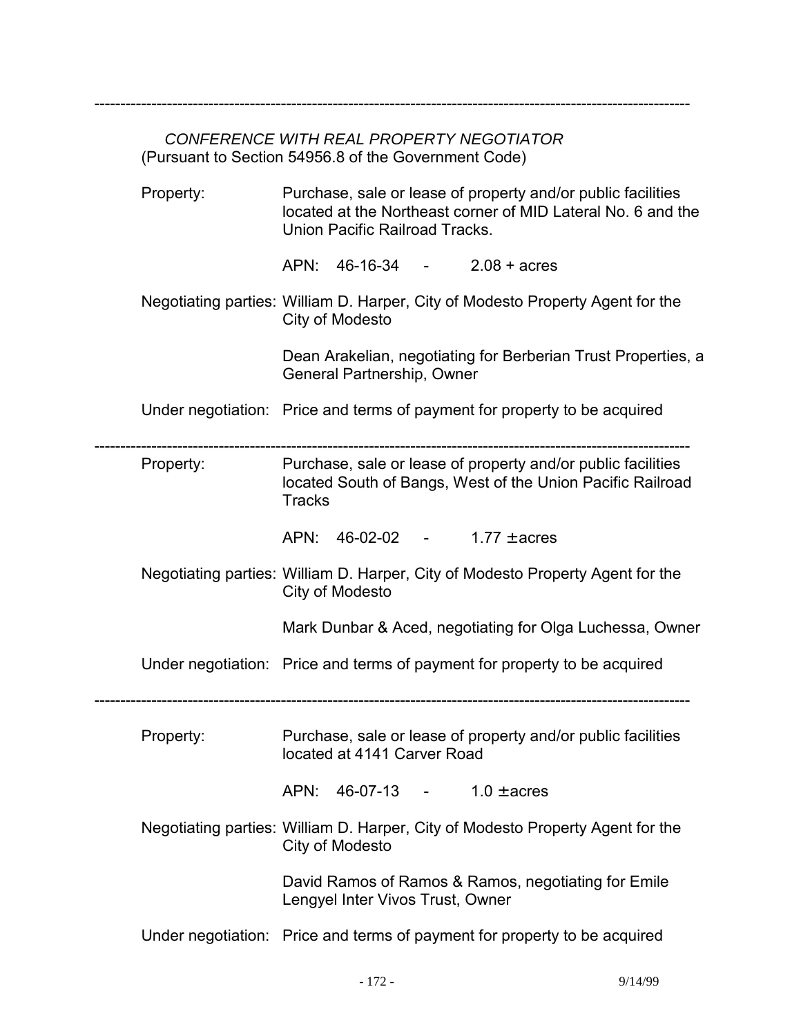---

*CONFERENCE WITH REAL PROPERTY NEGOTIATOR*
(Pursuant to Section 54956.8 of the Government Code)

Property: Purchase, sale or lease of property and/or public facilities located at the Northeast corner of MID Lateral No. 6 and the Union Pacific Railroad Tracks.

APN: 46-16-34 - 2.08 + acres

Negotiating parties: William D. Harper, City of Modesto Property Agent for the City of Modesto

Dean Arakelian, negotiating for Berberian Trust Properties, a General Partnership, Owner

Under negotiation: Price and terms of payment for property to be acquired

---

Property: Purchase, sale or lease of property and/or public facilities located South of Bangs, West of the Union Pacific Railroad Tracks

APN: 46-02-02 - 1.77 ± acres

Negotiating parties: William D. Harper, City of Modesto Property Agent for the City of Modesto

Mark Dunbar & Aced, negotiating for Olga Luchessa, Owner

Under negotiation: Price and terms of payment for property to be acquired

---

Property: Purchase, sale or lease of property and/or public facilities located at 4141 Carver Road

APN: 46-07-13 - 1.0 ± acres

Negotiating parties: William D. Harper, City of Modesto Property Agent for the City of Modesto

David Ramos of Ramos & Ramos, negotiating for Emile Lengyel Inter Vivos Trust, Owner

Under negotiation: Price and terms of payment for property to be acquired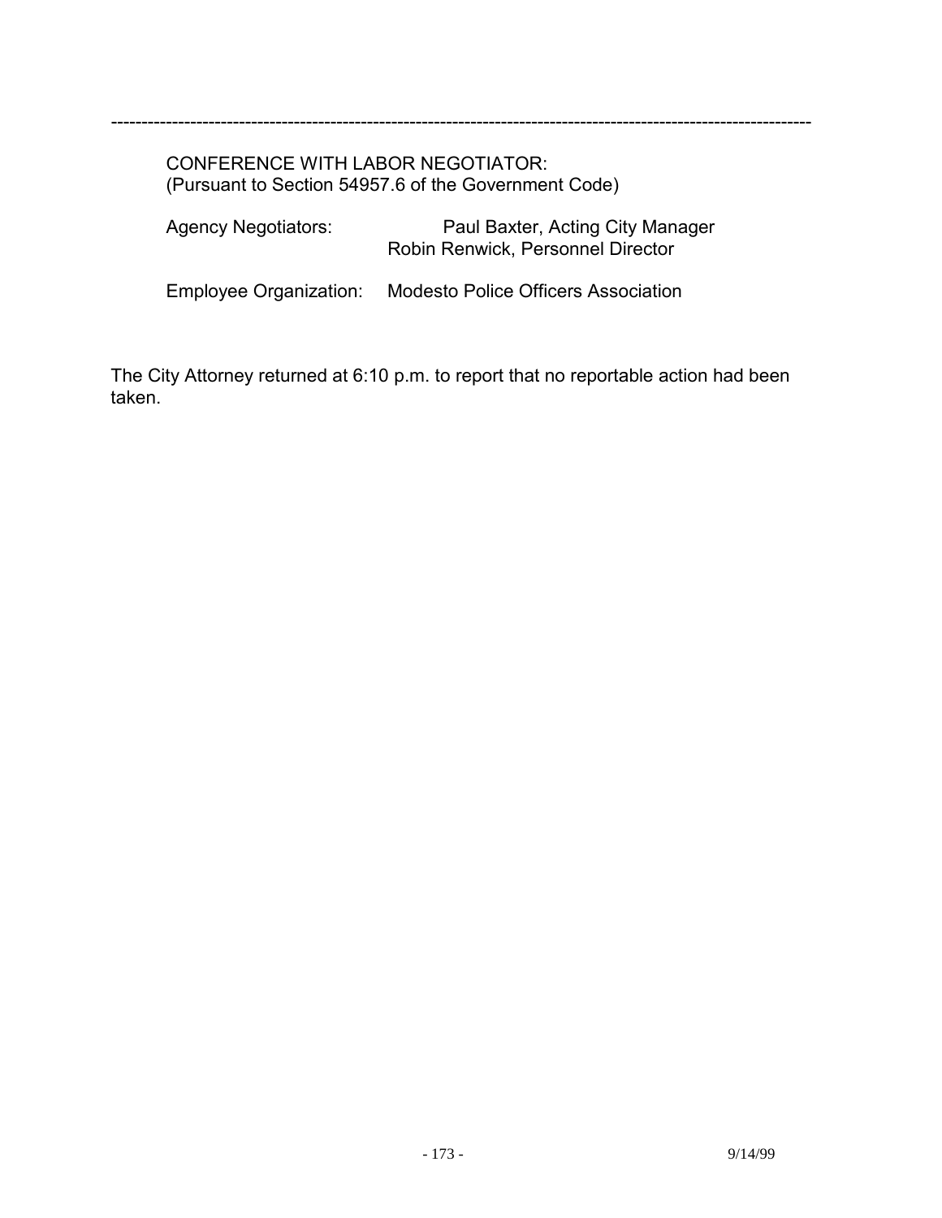---

CONFERENCE WITH LABOR NEGOTIATOR:
(Pursuant to Section 54957.6 of the Government Code)

Agency Negotiators: Paul Baxter, Acting City Manager
Robin Renwick, Personnel Director

Employee Organization: Modesto Police Officers Association

The City Attorney returned at 6:10 p.m. to report that no reportable action had been taken.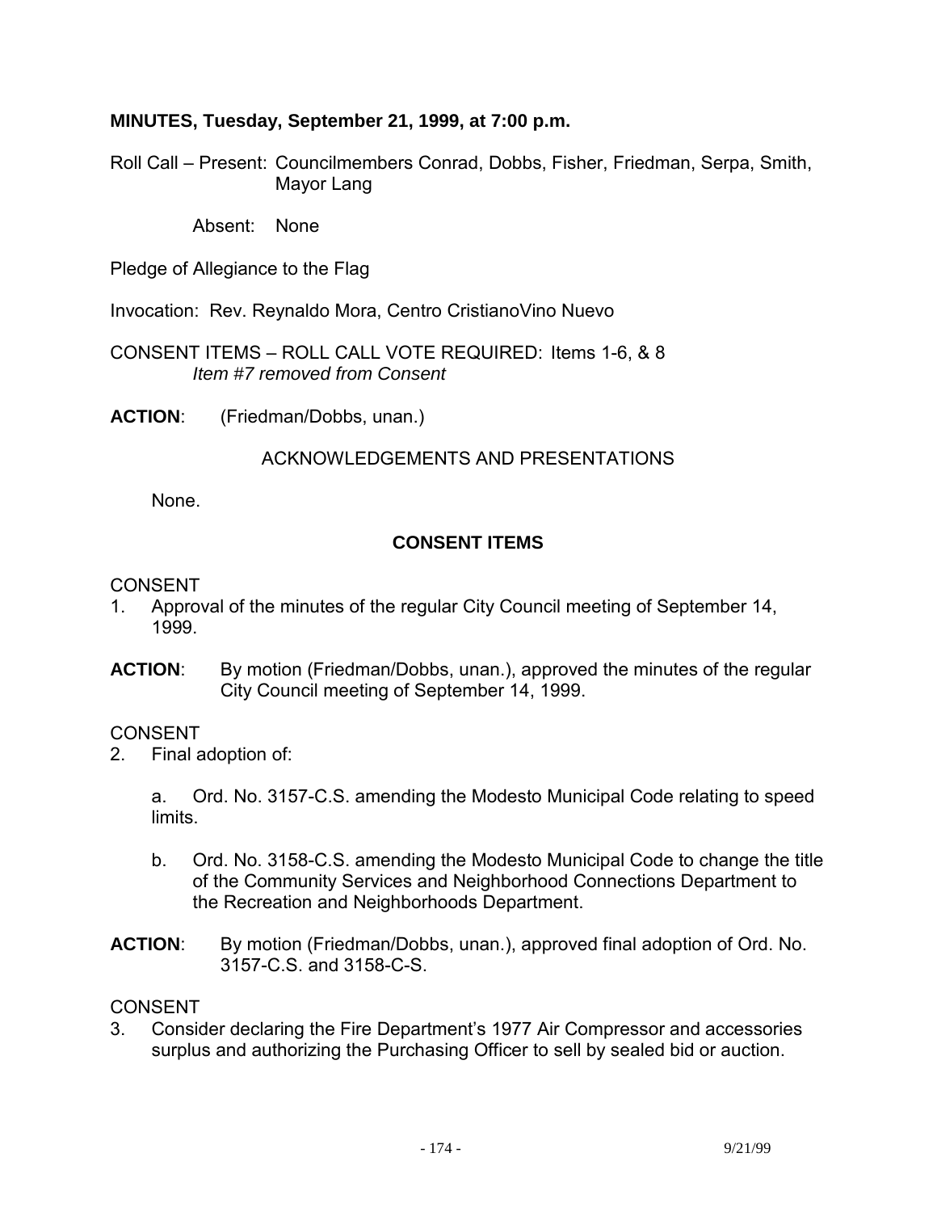**MINUTES, Tuesday, September 21, 1999, at 7:00 p.m.**

Roll Call – Present: Councilmembers Conrad, Dobbs, Fisher, Friedman, Serpa, Smith, Mayor Lang

Absent: None

Pledge of Allegiance to the Flag

Invocation: Rev. Reynaldo Mora, Centro CristianoVino Nuevo

CONSENT ITEMS – ROLL CALL VOTE REQUIRED: Items 1-6, & 8
*Item #7 removed from Consent*

**ACTION**: (Friedman/Dobbs, unan.)

ACKNOWLEDGEMENTS AND PRESENTATIONS

None.

**CONSENT ITEMS**

CONSENT

1. Approval of the minutes of the regular City Council meeting of September 14, 1999.

**ACTION**: By motion (Friedman/Dobbs, unan.), approved the minutes of the regular City Council meeting of September 14, 1999.

CONSENT

2. Final adoption of:

   a. Ord. No. 3157-C.S. amending the Modesto Municipal Code relating to speed limits.

   b. Ord. No. 3158-C.S. amending the Modesto Municipal Code to change the title of the Community Services and Neighborhood Connections Department to the Recreation and Neighborhoods Department.

**ACTION**: By motion (Friedman/Dobbs, unan.), approved final adoption of Ord. No. 3157-C.S. and 3158-C-S.

CONSENT

3. Consider declaring the Fire Department's 1977 Air Compressor and accessories surplus and authorizing the Purchasing Officer to sell by sealed bid or auction.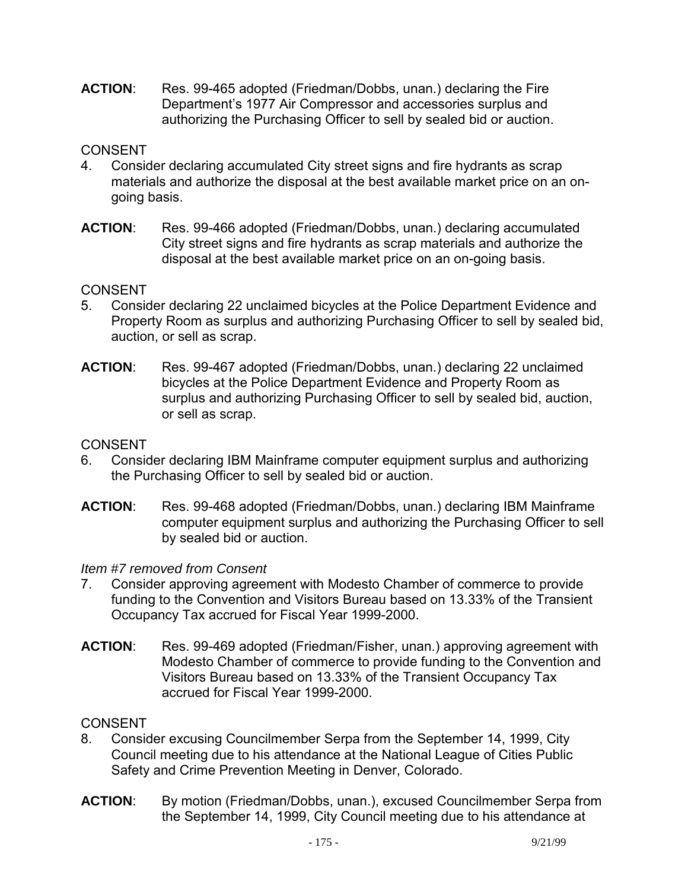**ACTION**: Res. 99-465 adopted (Friedman/Dobbs, unan.) declaring the Fire Department's 1977 Air Compressor and accessories surplus and authorizing the Purchasing Officer to sell by sealed bid or auction.

CONSENT

4. Consider declaring accumulated City street signs and fire hydrants as scrap materials and authorize the disposal at the best available market price on an on-going basis.

**ACTION**: Res. 99-466 adopted (Friedman/Dobbs, unan.) declaring accumulated City street signs and fire hydrants as scrap materials and authorize the disposal at the best available market price on an on-going basis.

CONSENT

5. Consider declaring 22 unclaimed bicycles at the Police Department Evidence and Property Room as surplus and authorizing Purchasing Officer to sell by sealed bid, auction, or sell as scrap.

**ACTION**: Res. 99-467 adopted (Friedman/Dobbs, unan.) declaring 22 unclaimed bicycles at the Police Department Evidence and Property Room as surplus and authorizing Purchasing Officer to sell by sealed bid, auction, or sell as scrap.

CONSENT

6. Consider declaring IBM Mainframe computer equipment surplus and authorizing the Purchasing Officer to sell by sealed bid or auction.

**ACTION**: Res. 99-468 adopted (Friedman/Dobbs, unan.) declaring IBM Mainframe computer equipment surplus and authorizing the Purchasing Officer to sell by sealed bid or auction.

*Item #7 removed from Consent*

7. Consider approving agreement with Modesto Chamber of commerce to provide funding to the Convention and Visitors Bureau based on 13.33% of the Transient Occupancy Tax accrued for Fiscal Year 1999-2000.

**ACTION**: Res. 99-469 adopted (Friedman/Fisher, unan.) approving agreement with Modesto Chamber of commerce to provide funding to the Convention and Visitors Bureau based on 13.33% of the Transient Occupancy Tax accrued for Fiscal Year 1999-2000.

CONSENT

8. Consider excusing Councilmember Serpa from the September 14, 1999, City Council meeting due to his attendance at the National League of Cities Public Safety and Crime Prevention Meeting in Denver, Colorado.

**ACTION**: By motion (Friedman/Dobbs, unan.), excused Councilmember Serpa from the September 14, 1999, City Council meeting due to his attendance at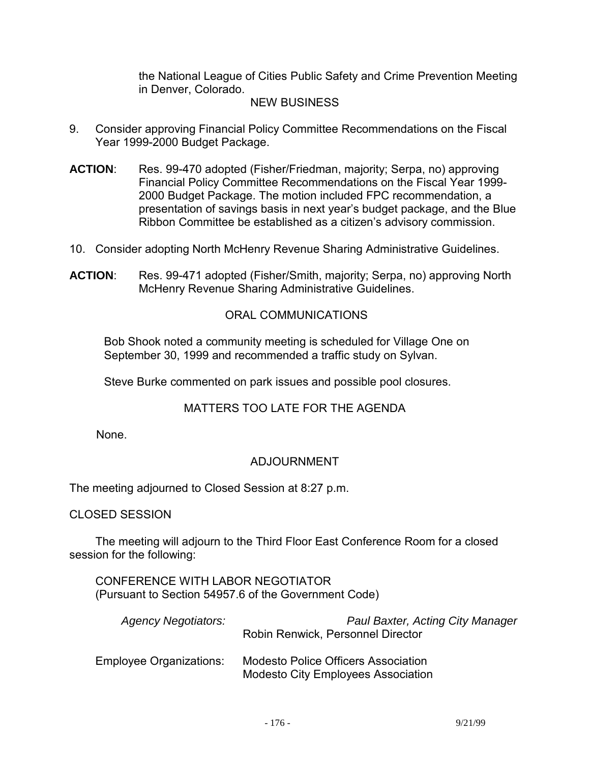the National League of Cities Public Safety and Crime Prevention Meeting in Denver, Colorado.

NEW BUSINESS

9. Consider approving Financial Policy Committee Recommendations on the Fiscal Year 1999-2000 Budget Package.

**ACTION**: Res. 99-470 adopted (Fisher/Friedman, majority; Serpa, no) approving Financial Policy Committee Recommendations on the Fiscal Year 1999-2000 Budget Package. The motion included FPC recommendation, a presentation of savings basis in next year's budget package, and the Blue Ribbon Committee be established as a citizen's advisory commission.

10. Consider adopting North McHenry Revenue Sharing Administrative Guidelines.

**ACTION**: Res. 99-471 adopted (Fisher/Smith, majority; Serpa, no) approving North McHenry Revenue Sharing Administrative Guidelines.

ORAL COMMUNICATIONS

Bob Shook noted a community meeting is scheduled for Village One on September 30, 1999 and recommended a traffic study on Sylvan.

Steve Burke commented on park issues and possible pool closures.

MATTERS TOO LATE FOR THE AGENDA

None.

ADJOURNMENT

The meeting adjourned to Closed Session at 8:27 p.m.

CLOSED SESSION

The meeting will adjourn to the Third Floor East Conference Room for a closed session for the following:

CONFERENCE WITH LABOR NEGOTIATOR
(Pursuant to Section 54957.6 of the Government Code)

| | |
|---|---|
| *Agency Negotiators:* | *Paul Baxter, Acting City Manager* |
| | Robin Renwick, Personnel Director |
| Employee Organizations: | Modesto Police Officers Association |
| | Modesto City Employees Association |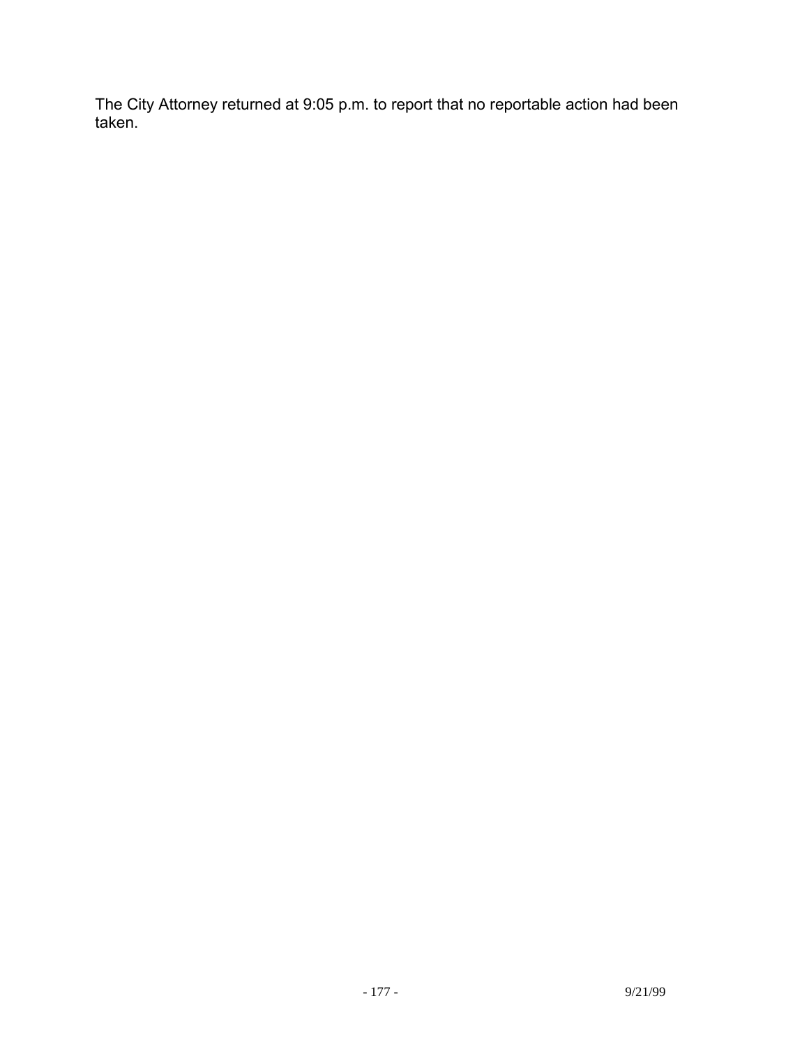The City Attorney returned at 9:05 p.m. to report that no reportable action had been taken.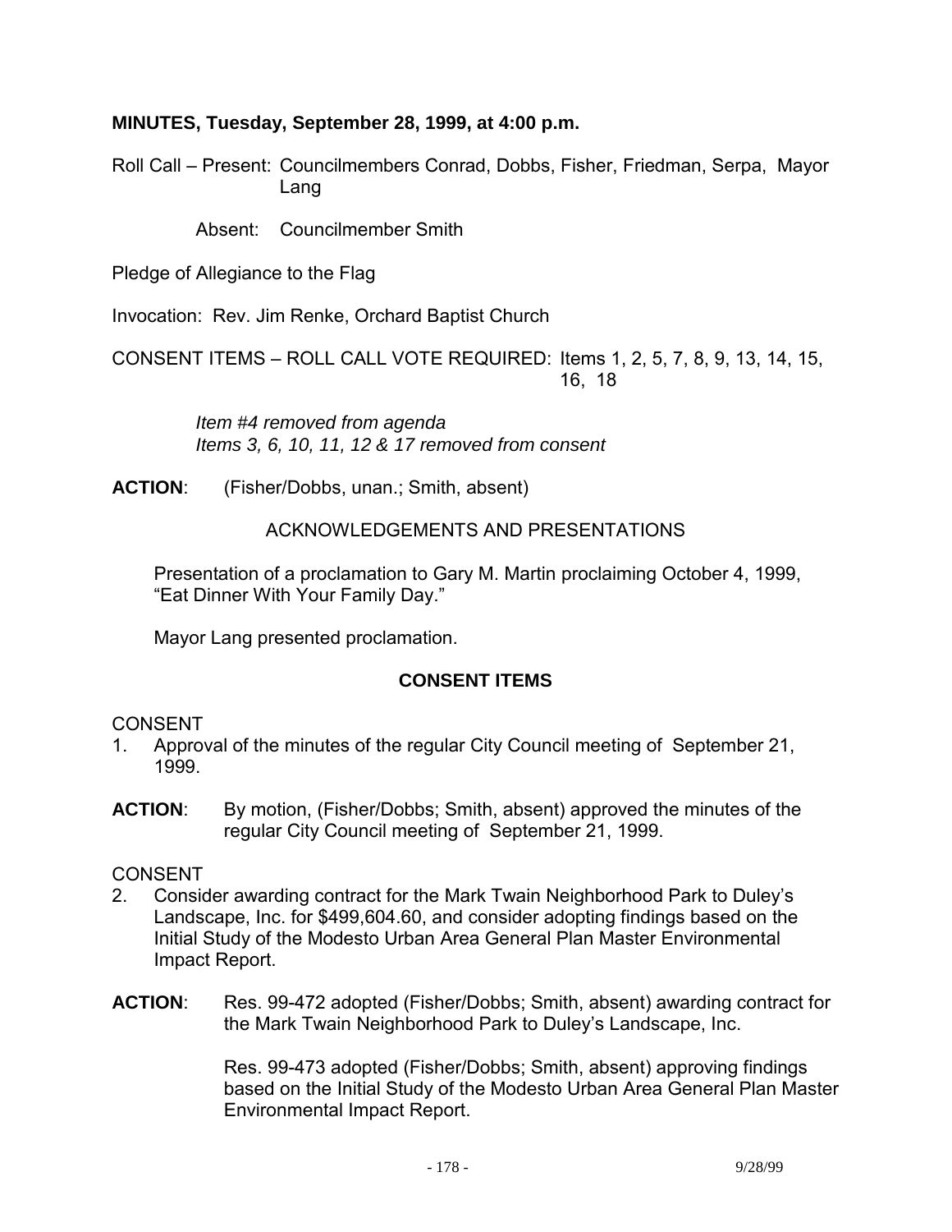**MINUTES, Tuesday, September 28, 1999, at 4:00 p.m.**

Roll Call – Present: Councilmembers Conrad, Dobbs, Fisher, Friedman, Serpa, Mayor Lang

Absent: Councilmember Smith

Pledge of Allegiance to the Flag

Invocation: Rev. Jim Renke, Orchard Baptist Church

CONSENT ITEMS – ROLL CALL VOTE REQUIRED: Items 1, 2, 5, 7, 8, 9, 13, 14, 15, 16, 18

*Item #4 removed from agenda*
*Items 3, 6, 10, 11, 12 & 17 removed from consent*

**ACTION**: (Fisher/Dobbs, unan.; Smith, absent)

ACKNOWLEDGEMENTS AND PRESENTATIONS

Presentation of a proclamation to Gary M. Martin proclaiming October 4, 1999, "Eat Dinner With Your Family Day."

Mayor Lang presented proclamation.

**CONSENT ITEMS**

CONSENT

1. Approval of the minutes of the regular City Council meeting of September 21, 1999.

**ACTION**: By motion, (Fisher/Dobbs; Smith, absent) approved the minutes of the regular City Council meeting of September 21, 1999.

CONSENT

2. Consider awarding contract for the Mark Twain Neighborhood Park to Duley's Landscape, Inc. for $499,604.60, and consider adopting findings based on the Initial Study of the Modesto Urban Area General Plan Master Environmental Impact Report.

**ACTION**: Res. 99-472 adopted (Fisher/Dobbs; Smith, absent) awarding contract for the Mark Twain Neighborhood Park to Duley's Landscape, Inc.

Res. 99-473 adopted (Fisher/Dobbs; Smith, absent) approving findings based on the Initial Study of the Modesto Urban Area General Plan Master Environmental Impact Report.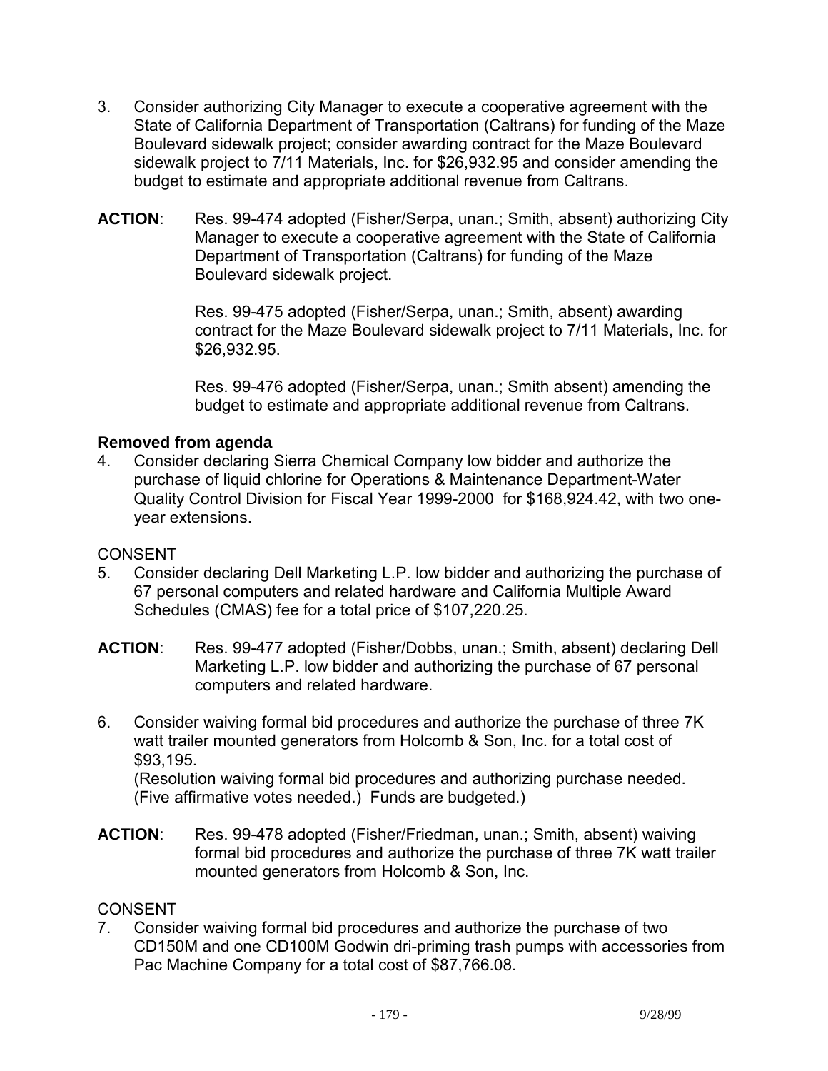3. Consider authorizing City Manager to execute a cooperative agreement with the State of California Department of Transportation (Caltrans) for funding of the Maze Boulevard sidewalk project; consider awarding contract for the Maze Boulevard sidewalk project to 7/11 Materials, Inc. for $26,932.95 and consider amending the budget to estimate and appropriate additional revenue from Caltrans.

**ACTION**: Res. 99-474 adopted (Fisher/Serpa, unan.; Smith, absent) authorizing City Manager to execute a cooperative agreement with the State of California Department of Transportation (Caltrans) for funding of the Maze Boulevard sidewalk project.

Res. 99-475 adopted (Fisher/Serpa, unan.; Smith, absent) awarding contract for the Maze Boulevard sidewalk project to 7/11 Materials, Inc. for $26,932.95.

Res. 99-476 adopted (Fisher/Serpa, unan.; Smith absent) amending the budget to estimate and appropriate additional revenue from Caltrans.

**Removed from agenda**

4. Consider declaring Sierra Chemical Company low bidder and authorize the purchase of liquid chlorine for Operations & Maintenance Department-Water Quality Control Division for Fiscal Year 1999-2000 for $168,924.42, with two one-year extensions.

CONSENT

5. Consider declaring Dell Marketing L.P. low bidder and authorizing the purchase of 67 personal computers and related hardware and California Multiple Award Schedules (CMAS) fee for a total price of $107,220.25.

**ACTION**: Res. 99-477 adopted (Fisher/Dobbs, unan.; Smith, absent) declaring Dell Marketing L.P. low bidder and authorizing the purchase of 67 personal computers and related hardware.

6. Consider waiving formal bid procedures and authorize the purchase of three 7K watt trailer mounted generators from Holcomb & Son, Inc. for a total cost of $93,195.
(Resolution waiving formal bid procedures and authorizing purchase needed. (Five affirmative votes needed.) Funds are budgeted.)

**ACTION**: Res. 99-478 adopted (Fisher/Friedman, unan.; Smith, absent) waiving formal bid procedures and authorize the purchase of three 7K watt trailer mounted generators from Holcomb & Son, Inc.

CONSENT

7. Consider waiving formal bid procedures and authorize the purchase of two CD150M and one CD100M Godwin dri-priming trash pumps with accessories from Pac Machine Company for a total cost of $87,766.08.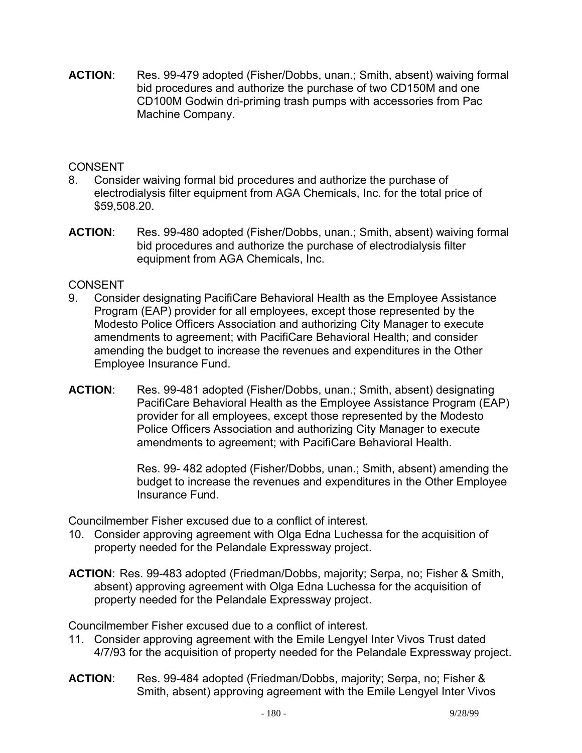**ACTION**: Res. 99-479 adopted (Fisher/Dobbs, unan.; Smith, absent) waiving formal bid procedures and authorize the purchase of two CD150M and one CD100M Godwin dri-priming trash pumps with accessories from Pac Machine Company.

CONSENT

8. Consider waiving formal bid procedures and authorize the purchase of electrodialysis filter equipment from AGA Chemicals, Inc. for the total price of $59,508.20.

**ACTION**: Res. 99-480 adopted (Fisher/Dobbs, unan.; Smith, absent) waiving formal bid procedures and authorize the purchase of electrodialysis filter equipment from AGA Chemicals, Inc.

CONSENT

9. Consider designating PacifiCare Behavioral Health as the Employee Assistance Program (EAP) provider for all employees, except those represented by the Modesto Police Officers Association and authorizing City Manager to execute amendments to agreement; with PacifiCare Behavioral Health; and consider amending the budget to increase the revenues and expenditures in the Other Employee Insurance Fund.

**ACTION**: Res. 99-481 adopted (Fisher/Dobbs, unan.; Smith, absent) designating PacifiCare Behavioral Health as the Employee Assistance Program (EAP) provider for all employees, except those represented by the Modesto Police Officers Association and authorizing City Manager to execute amendments to agreement; with PacifiCare Behavioral Health.

Res. 99- 482 adopted (Fisher/Dobbs, unan.; Smith, absent) amending the budget to increase the revenues and expenditures in the Other Employee Insurance Fund.

Councilmember Fisher excused due to a conflict of interest.

10. Consider approving agreement with Olga Edna Luchessa for the acquisition of property needed for the Pelandale Expressway project.

**ACTION**: Res. 99-483 adopted (Friedman/Dobbs, majority; Serpa, no; Fisher & Smith, absent) approving agreement with Olga Edna Luchessa for the acquisition of property needed for the Pelandale Expressway project.

Councilmember Fisher excused due to a conflict of interest.

11. Consider approving agreement with the Emile Lengyel Inter Vivos Trust dated 4/7/93 for the acquisition of property needed for the Pelandale Expressway project.

**ACTION**: Res. 99-484 adopted (Friedman/Dobbs, majority; Serpa, no; Fisher & Smith, absent) approving agreement with the Emile Lengyel Inter Vivos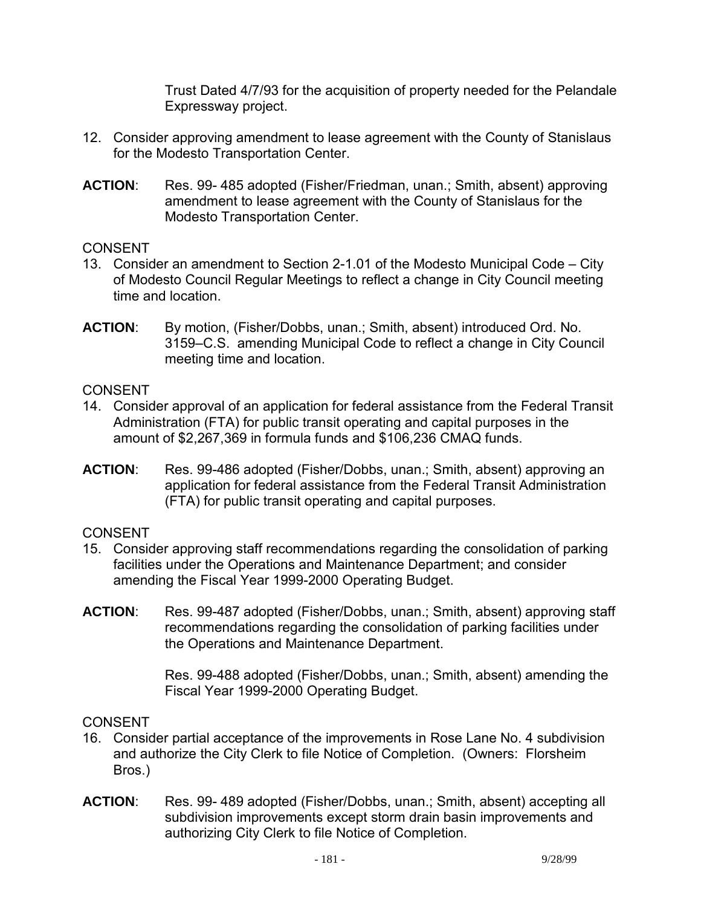Trust Dated 4/7/93 for the acquisition of property needed for the Pelandale Expressway project.

12. Consider approving amendment to lease agreement with the County of Stanislaus for the Modesto Transportation Center.

**ACTION**: Res. 99- 485 adopted (Fisher/Friedman, unan.; Smith, absent) approving amendment to lease agreement with the County of Stanislaus for the Modesto Transportation Center.

CONSENT

13. Consider an amendment to Section 2-1.01 of the Modesto Municipal Code – City of Modesto Council Regular Meetings to reflect a change in City Council meeting time and location.

**ACTION**: By motion, (Fisher/Dobbs, unan.; Smith, absent) introduced Ord. No. 3159–C.S. amending Municipal Code to reflect a change in City Council meeting time and location.

CONSENT

14. Consider approval of an application for federal assistance from the Federal Transit Administration (FTA) for public transit operating and capital purposes in the amount of $2,267,369 in formula funds and $106,236 CMAQ funds.

**ACTION**: Res. 99-486 adopted (Fisher/Dobbs, unan.; Smith, absent) approving an application for federal assistance from the Federal Transit Administration (FTA) for public transit operating and capital purposes.

CONSENT

15. Consider approving staff recommendations regarding the consolidation of parking facilities under the Operations and Maintenance Department; and consider amending the Fiscal Year 1999-2000 Operating Budget.

**ACTION**: Res. 99-487 adopted (Fisher/Dobbs, unan.; Smith, absent) approving staff recommendations regarding the consolidation of parking facilities under the Operations and Maintenance Department.

Res. 99-488 adopted (Fisher/Dobbs, unan.; Smith, absent) amending the Fiscal Year 1999-2000 Operating Budget.

CONSENT

16. Consider partial acceptance of the improvements in Rose Lane No. 4 subdivision and authorize the City Clerk to file Notice of Completion. (Owners: Florsheim Bros.)

**ACTION**: Res. 99- 489 adopted (Fisher/Dobbs, unan.; Smith, absent) accepting all subdivision improvements except storm drain basin improvements and authorizing City Clerk to file Notice of Completion.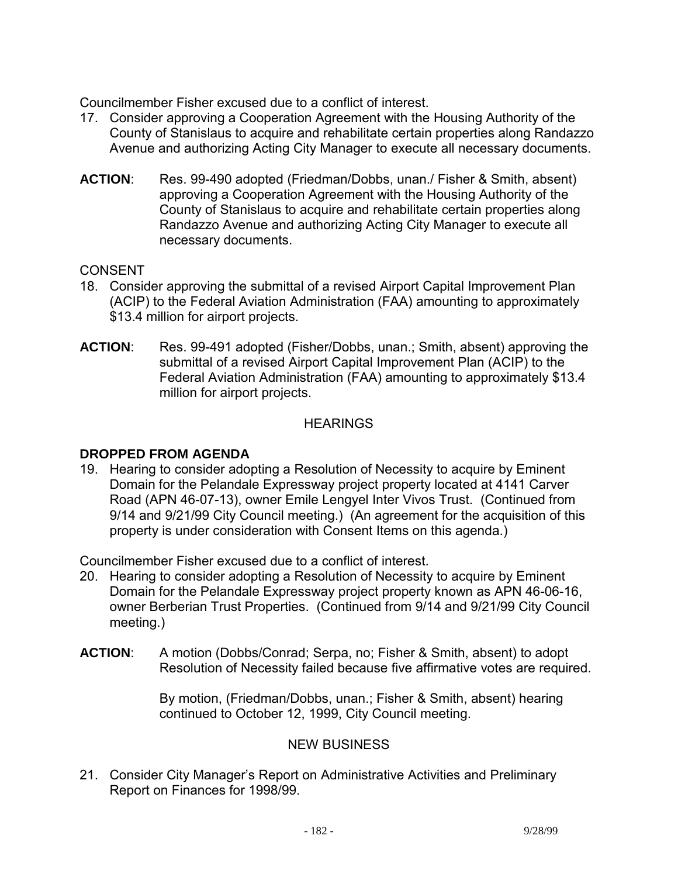Councilmember Fisher excused due to a conflict of interest.

17. Consider approving a Cooperation Agreement with the Housing Authority of the County of Stanislaus to acquire and rehabilitate certain properties along Randazzo Avenue and authorizing Acting City Manager to execute all necessary documents.

**ACTION**: Res. 99-490 adopted (Friedman/Dobbs, unan./ Fisher & Smith, absent) approving a Cooperation Agreement with the Housing Authority of the County of Stanislaus to acquire and rehabilitate certain properties along Randazzo Avenue and authorizing Acting City Manager to execute all necessary documents.

CONSENT

18. Consider approving the submittal of a revised Airport Capital Improvement Plan (ACIP) to the Federal Aviation Administration (FAA) amounting to approximately $13.4 million for airport projects.

**ACTION**: Res. 99-491 adopted (Fisher/Dobbs, unan.; Smith, absent) approving the submittal of a revised Airport Capital Improvement Plan (ACIP) to the Federal Aviation Administration (FAA) amounting to approximately $13.4 million for airport projects.

HEARINGS

**DROPPED FROM AGENDA**

19. Hearing to consider adopting a Resolution of Necessity to acquire by Eminent Domain for the Pelandale Expressway project property located at 4141 Carver Road (APN 46-07-13), owner Emile Lengyel Inter Vivos Trust. (Continued from 9/14 and 9/21/99 City Council meeting.) (An agreement for the acquisition of this property is under consideration with Consent Items on this agenda.)

Councilmember Fisher excused due to a conflict of interest.

20. Hearing to consider adopting a Resolution of Necessity to acquire by Eminent Domain for the Pelandale Expressway project property known as APN 46-06-16, owner Berberian Trust Properties. (Continued from 9/14 and 9/21/99 City Council meeting.)

**ACTION**: A motion (Dobbs/Conrad; Serpa, no; Fisher & Smith, absent) to adopt Resolution of Necessity failed because five affirmative votes are required.

By motion, (Friedman/Dobbs, unan.; Fisher & Smith, absent) hearing continued to October 12, 1999, City Council meeting.

NEW BUSINESS

21. Consider City Manager's Report on Administrative Activities and Preliminary Report on Finances for 1998/99.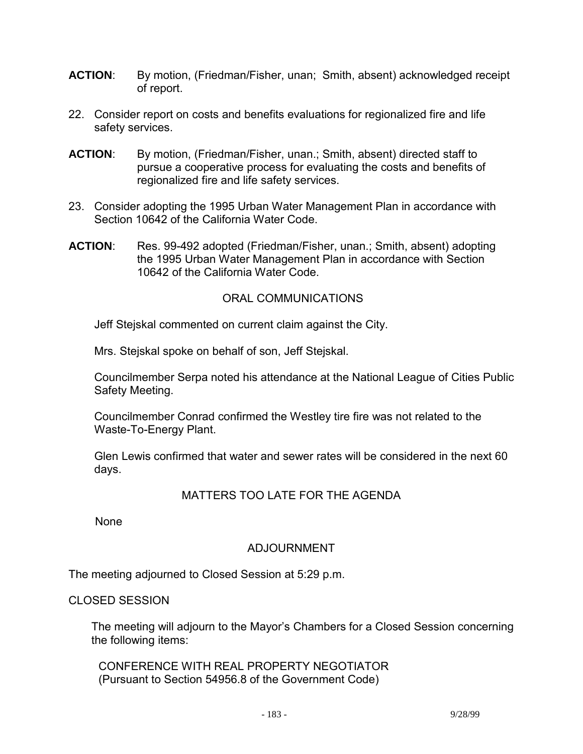**ACTION**: By motion, (Friedman/Fisher, unan; Smith, absent) acknowledged receipt of report.

22. Consider report on costs and benefits evaluations for regionalized fire and life safety services.

**ACTION**: By motion, (Friedman/Fisher, unan.; Smith, absent) directed staff to pursue a cooperative process for evaluating the costs and benefits of regionalized fire and life safety services.

23. Consider adopting the 1995 Urban Water Management Plan in accordance with Section 10642 of the California Water Code.

**ACTION**: Res. 99-492 adopted (Friedman/Fisher, unan.; Smith, absent) adopting the 1995 Urban Water Management Plan in accordance with Section 10642 of the California Water Code.

ORAL COMMUNICATIONS

Jeff Stejskal commented on current claim against the City.

Mrs. Stejskal spoke on behalf of son, Jeff Stejskal.

Councilmember Serpa noted his attendance at the National League of Cities Public Safety Meeting.

Councilmember Conrad confirmed the Westley tire fire was not related to the Waste-To-Energy Plant.

Glen Lewis confirmed that water and sewer rates will be considered in the next 60 days.

MATTERS TOO LATE FOR THE AGENDA

None

ADJOURNMENT

The meeting adjourned to Closed Session at 5:29 p.m.

CLOSED SESSION

The meeting will adjourn to the Mayor's Chambers for a Closed Session concerning the following items:

CONFERENCE WITH REAL PROPERTY NEGOTIATOR
(Pursuant to Section 54956.8 of the Government Code)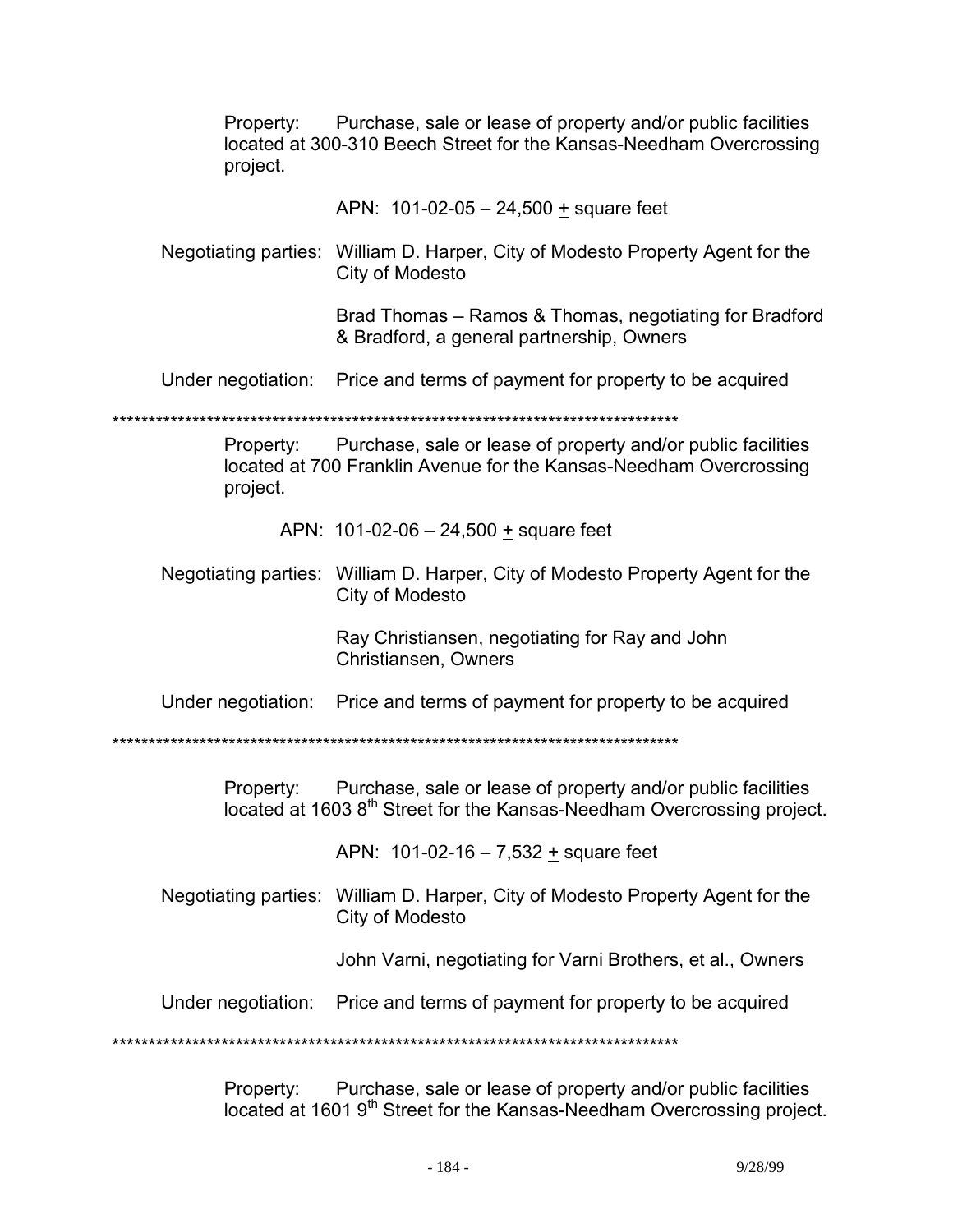Property: Purchase, sale or lease of property and/or public facilities located at 300-310 Beech Street for the Kansas-Needham Overcrossing project.

APN: 101-02-05 – 24,500 ± square feet

Negotiating parties: William D. Harper, City of Modesto Property Agent for the City of Modesto

Brad Thomas – Ramos & Thomas, negotiating for Bradford & Bradford, a general partnership, Owners

Under negotiation: Price and terms of payment for property to be acquired

********************************************************************************

Property: Purchase, sale or lease of property and/or public facilities located at 700 Franklin Avenue for the Kansas-Needham Overcrossing project.

APN: 101-02-06 – 24,500 ± square feet

Negotiating parties: William D. Harper, City of Modesto Property Agent for the City of Modesto

Ray Christiansen, negotiating for Ray and John Christiansen, Owners

Under negotiation: Price and terms of payment for property to be acquired

********************************************************************************

Property: Purchase, sale or lease of property and/or public facilities located at 1603 8th Street for the Kansas-Needham Overcrossing project.

APN: 101-02-16 – 7,532 ± square feet

Negotiating parties: William D. Harper, City of Modesto Property Agent for the City of Modesto

John Varni, negotiating for Varni Brothers, et al., Owners

Under negotiation: Price and terms of payment for property to be acquired

********************************************************************************

Property: Purchase, sale or lease of property and/or public facilities located at 1601 9th Street for the Kansas-Needham Overcrossing project.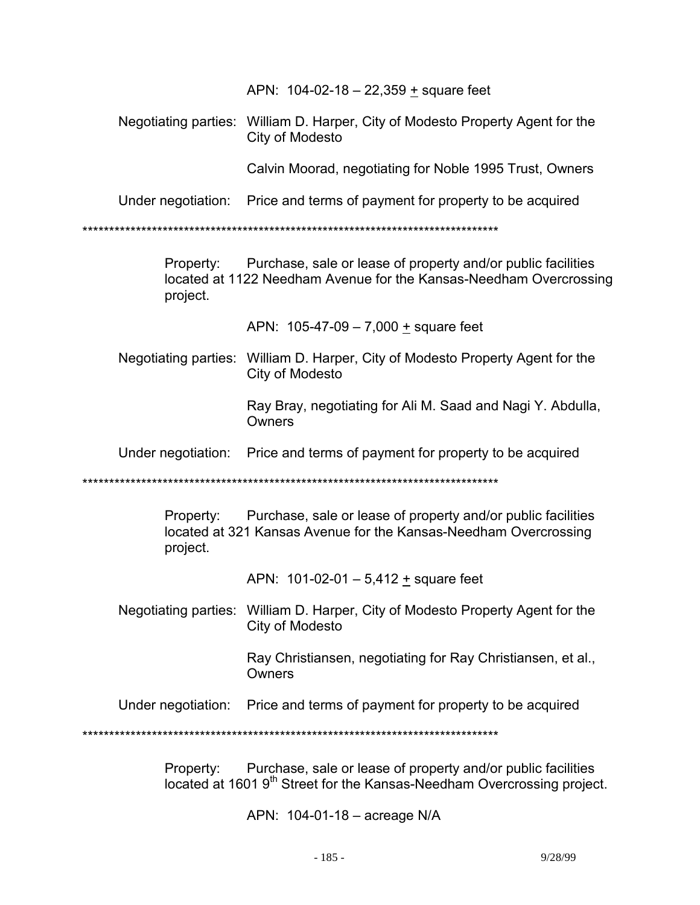APN: 104-02-18 – 22,359 ± square feet

Negotiating parties: William D. Harper, City of Modesto Property Agent for the City of Modesto

Calvin Moorad, negotiating for Noble 1995 Trust, Owners

Under negotiation: Price and terms of payment for property to be acquired

\*\*\*\*\*\*\*\*\*\*\*\*\*\*\*\*\*\*\*\*\*\*\*\*\*\*\*\*\*\*\*\*\*\*\*\*\*\*\*\*\*\*\*\*\*\*\*\*\*\*\*\*\*\*\*\*\*\*\*\*\*\*\*\*\*\*\*\*\*\*\*\*\*\*\*\*\*\*\*\*

Property: Purchase, sale or lease of property and/or public facilities located at 1122 Needham Avenue for the Kansas-Needham Overcrossing project.

APN: 105-47-09 – 7,000 ± square feet

Negotiating parties: William D. Harper, City of Modesto Property Agent for the City of Modesto

Ray Bray, negotiating for Ali M. Saad and Nagi Y. Abdulla, Owners

Under negotiation: Price and terms of payment for property to be acquired

\*\*\*\*\*\*\*\*\*\*\*\*\*\*\*\*\*\*\*\*\*\*\*\*\*\*\*\*\*\*\*\*\*\*\*\*\*\*\*\*\*\*\*\*\*\*\*\*\*\*\*\*\*\*\*\*\*\*\*\*\*\*\*\*\*\*\*\*\*\*\*\*\*\*\*\*\*\*\*\*

Property: Purchase, sale or lease of property and/or public facilities located at 321 Kansas Avenue for the Kansas-Needham Overcrossing project.

APN: 101-02-01 – 5,412 ± square feet

Negotiating parties: William D. Harper, City of Modesto Property Agent for the City of Modesto

Ray Christiansen, negotiating for Ray Christiansen, et al., Owners

Under negotiation: Price and terms of payment for property to be acquired

\*\*\*\*\*\*\*\*\*\*\*\*\*\*\*\*\*\*\*\*\*\*\*\*\*\*\*\*\*\*\*\*\*\*\*\*\*\*\*\*\*\*\*\*\*\*\*\*\*\*\*\*\*\*\*\*\*\*\*\*\*\*\*\*\*\*\*\*\*\*\*\*\*\*\*\*\*\*\*\*

Property: Purchase, sale or lease of property and/or public facilities located at 1601 9th Street for the Kansas-Needham Overcrossing project.

APN: 104-01-18 – acreage N/A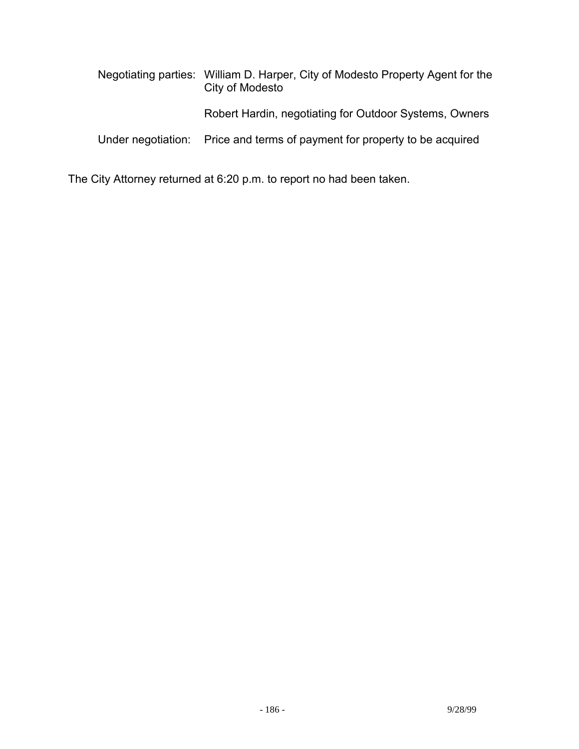Negotiating parties: William D. Harper, City of Modesto Property Agent for the City of Modesto

Robert Hardin, negotiating for Outdoor Systems, Owners

Under negotiation: Price and terms of payment for property to be acquired

The City Attorney returned at 6:20 p.m. to report no had been taken.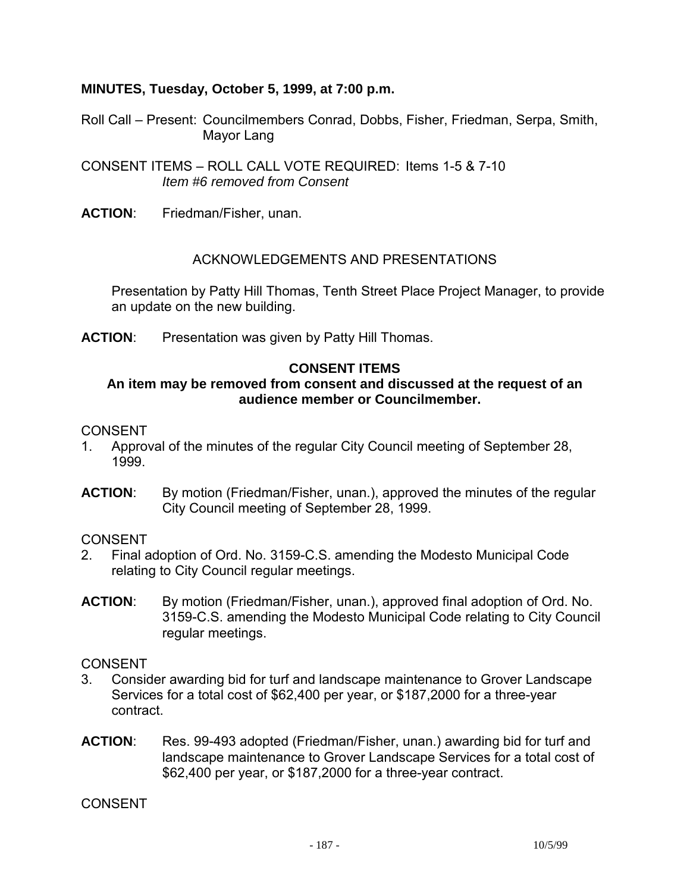**MINUTES, Tuesday, October 5, 1999, at 7:00 p.m.**

Roll Call – Present: Councilmembers Conrad, Dobbs, Fisher, Friedman, Serpa, Smith, Mayor Lang

CONSENT ITEMS – ROLL CALL VOTE REQUIRED: Items 1-5 & 7-10
*Item #6 removed from Consent*

**ACTION**: Friedman/Fisher, unan.

ACKNOWLEDGEMENTS AND PRESENTATIONS

Presentation by Patty Hill Thomas, Tenth Street Place Project Manager, to provide an update on the new building.

**ACTION**: Presentation was given by Patty Hill Thomas.

**CONSENT ITEMS**

**An item may be removed from consent and discussed at the request of an audience member or Councilmember.**

CONSENT

1. Approval of the minutes of the regular City Council meeting of September 28, 1999.

**ACTION**: By motion (Friedman/Fisher, unan.), approved the minutes of the regular City Council meeting of September 28, 1999.

CONSENT

2. Final adoption of Ord. No. 3159-C.S. amending the Modesto Municipal Code relating to City Council regular meetings.

**ACTION**: By motion (Friedman/Fisher, unan.), approved final adoption of Ord. No. 3159-C.S. amending the Modesto Municipal Code relating to City Council regular meetings.

CONSENT

3. Consider awarding bid for turf and landscape maintenance to Grover Landscape Services for a total cost of $62,400 per year, or $187,2000 for a three-year contract.

**ACTION**: Res. 99-493 adopted (Friedman/Fisher, unan.) awarding bid for turf and landscape maintenance to Grover Landscape Services for a total cost of $62,400 per year, or $187,2000 for a three-year contract.

CONSENT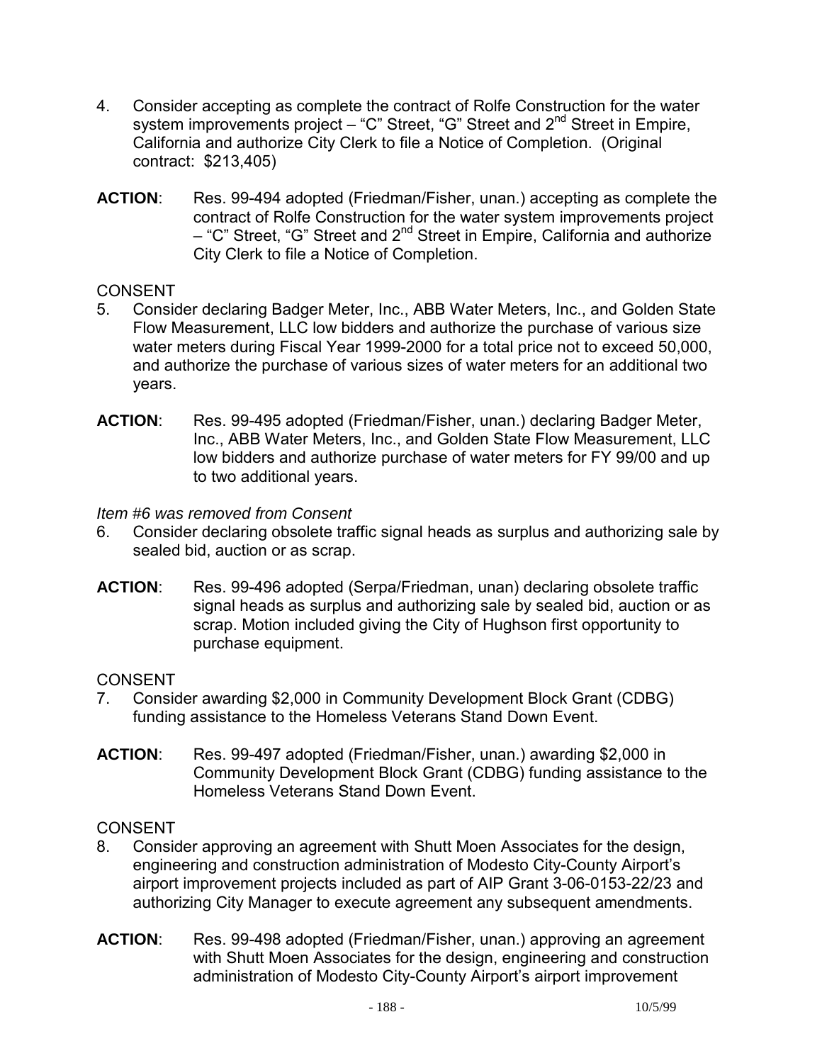4. Consider accepting as complete the contract of Rolfe Construction for the water system improvements project – "C" Street, "G" Street and 2nd Street in Empire, California and authorize City Clerk to file a Notice of Completion. (Original contract: $213,405)

**ACTION**: Res. 99-494 adopted (Friedman/Fisher, unan.) accepting as complete the contract of Rolfe Construction for the water system improvements project – "C" Street, "G" Street and 2nd Street in Empire, California and authorize City Clerk to file a Notice of Completion.

CONSENT

5. Consider declaring Badger Meter, Inc., ABB Water Meters, Inc., and Golden State Flow Measurement, LLC low bidders and authorize the purchase of various size water meters during Fiscal Year 1999-2000 for a total price not to exceed 50,000, and authorize the purchase of various sizes of water meters for an additional two years.

**ACTION**: Res. 99-495 adopted (Friedman/Fisher, unan.) declaring Badger Meter, Inc., ABB Water Meters, Inc., and Golden State Flow Measurement, LLC low bidders and authorize purchase of water meters for FY 99/00 and up to two additional years.

*Item #6 was removed from Consent*

6. Consider declaring obsolete traffic signal heads as surplus and authorizing sale by sealed bid, auction or as scrap.

**ACTION**: Res. 99-496 adopted (Serpa/Friedman, unan) declaring obsolete traffic signal heads as surplus and authorizing sale by sealed bid, auction or as scrap. Motion included giving the City of Hughson first opportunity to purchase equipment.

CONSENT

7. Consider awarding $2,000 in Community Development Block Grant (CDBG) funding assistance to the Homeless Veterans Stand Down Event.

**ACTION**: Res. 99-497 adopted (Friedman/Fisher, unan.) awarding $2,000 in Community Development Block Grant (CDBG) funding assistance to the Homeless Veterans Stand Down Event.

CONSENT

8. Consider approving an agreement with Shutt Moen Associates for the design, engineering and construction administration of Modesto City-County Airport's airport improvement projects included as part of AIP Grant 3-06-0153-22/23 and authorizing City Manager to execute agreement any subsequent amendments.

**ACTION**: Res. 99-498 adopted (Friedman/Fisher, unan.) approving an agreement with Shutt Moen Associates for the design, engineering and construction administration of Modesto City-County Airport's airport improvement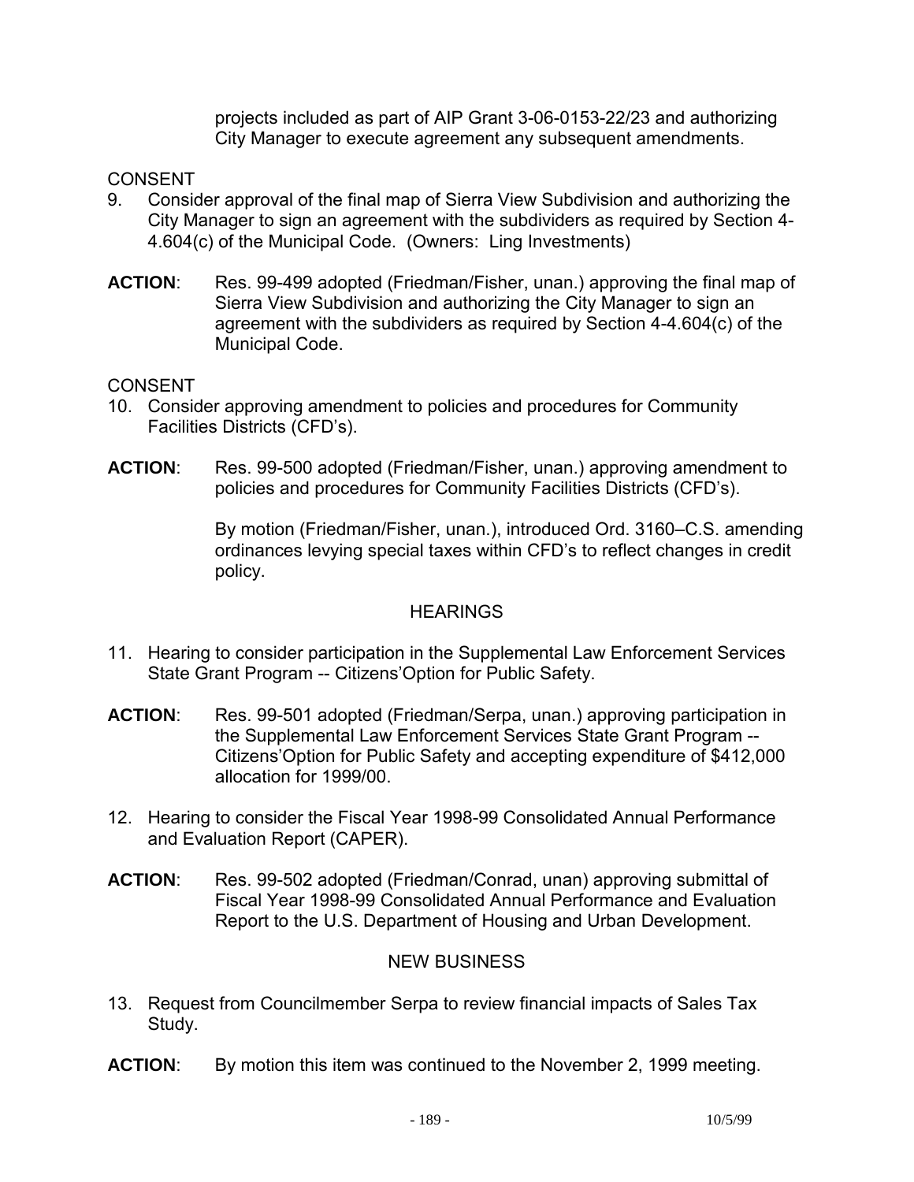projects included as part of AIP Grant 3-06-0153-22/23 and authorizing City Manager to execute agreement any subsequent amendments.

CONSENT

9. Consider approval of the final map of Sierra View Subdivision and authorizing the City Manager to sign an agreement with the subdividers as required by Section 4-4.604(c) of the Municipal Code. (Owners: Ling Investments)

**ACTION**: Res. 99-499 adopted (Friedman/Fisher, unan.) approving the final map of Sierra View Subdivision and authorizing the City Manager to sign an agreement with the subdividers as required by Section 4-4.604(c) of the Municipal Code.

CONSENT

10. Consider approving amendment to policies and procedures for Community Facilities Districts (CFD's).

**ACTION**: Res. 99-500 adopted (Friedman/Fisher, unan.) approving amendment to policies and procedures for Community Facilities Districts (CFD's).

By motion (Friedman/Fisher, unan.), introduced Ord. 3160–C.S. amending ordinances levying special taxes within CFD's to reflect changes in credit policy.

HEARINGS

11. Hearing to consider participation in the Supplemental Law Enforcement Services State Grant Program -- Citizens'Option for Public Safety.

**ACTION**: Res. 99-501 adopted (Friedman/Serpa, unan.) approving participation in the Supplemental Law Enforcement Services State Grant Program -- Citizens'Option for Public Safety and accepting expenditure of $412,000 allocation for 1999/00.

12. Hearing to consider the Fiscal Year 1998-99 Consolidated Annual Performance and Evaluation Report (CAPER).

**ACTION**: Res. 99-502 adopted (Friedman/Conrad, unan) approving submittal of Fiscal Year 1998-99 Consolidated Annual Performance and Evaluation Report to the U.S. Department of Housing and Urban Development.

NEW BUSINESS

13. Request from Councilmember Serpa to review financial impacts of Sales Tax Study.

**ACTION**: By motion this item was continued to the November 2, 1999 meeting.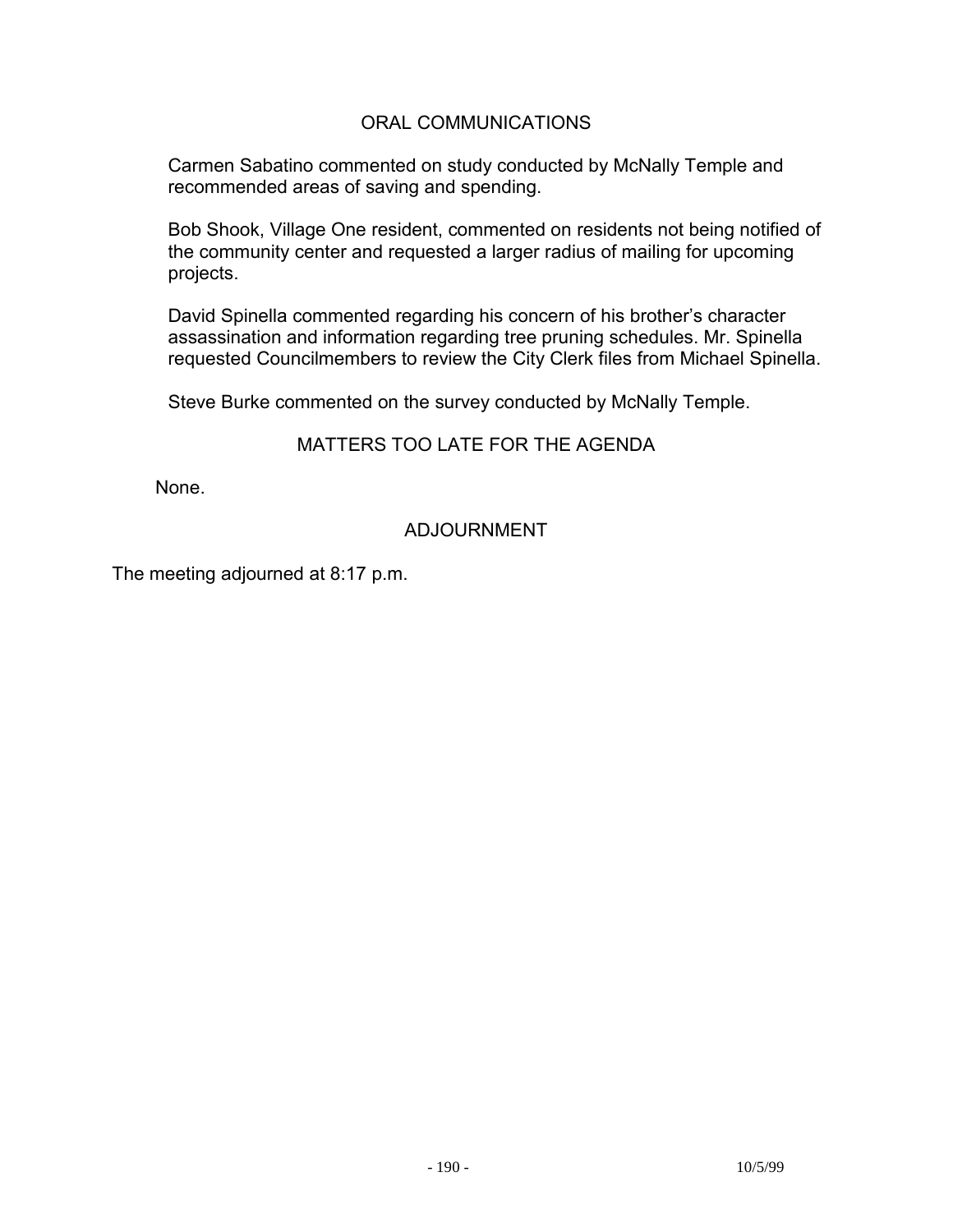## ORAL COMMUNICATIONS

Carmen Sabatino commented on study conducted by McNally Temple and recommended areas of saving and spending.

Bob Shook, Village One resident, commented on residents not being notified of the community center and requested a larger radius of mailing for upcoming projects.

David Spinella commented regarding his concern of his brother's character assassination and information regarding tree pruning schedules. Mr. Spinella requested Councilmembers to review the City Clerk files from Michael Spinella.

Steve Burke commented on the survey conducted by McNally Temple.

## MATTERS TOO LATE FOR THE AGENDA

None.

## ADJOURNMENT

The meeting adjourned at 8:17 p.m.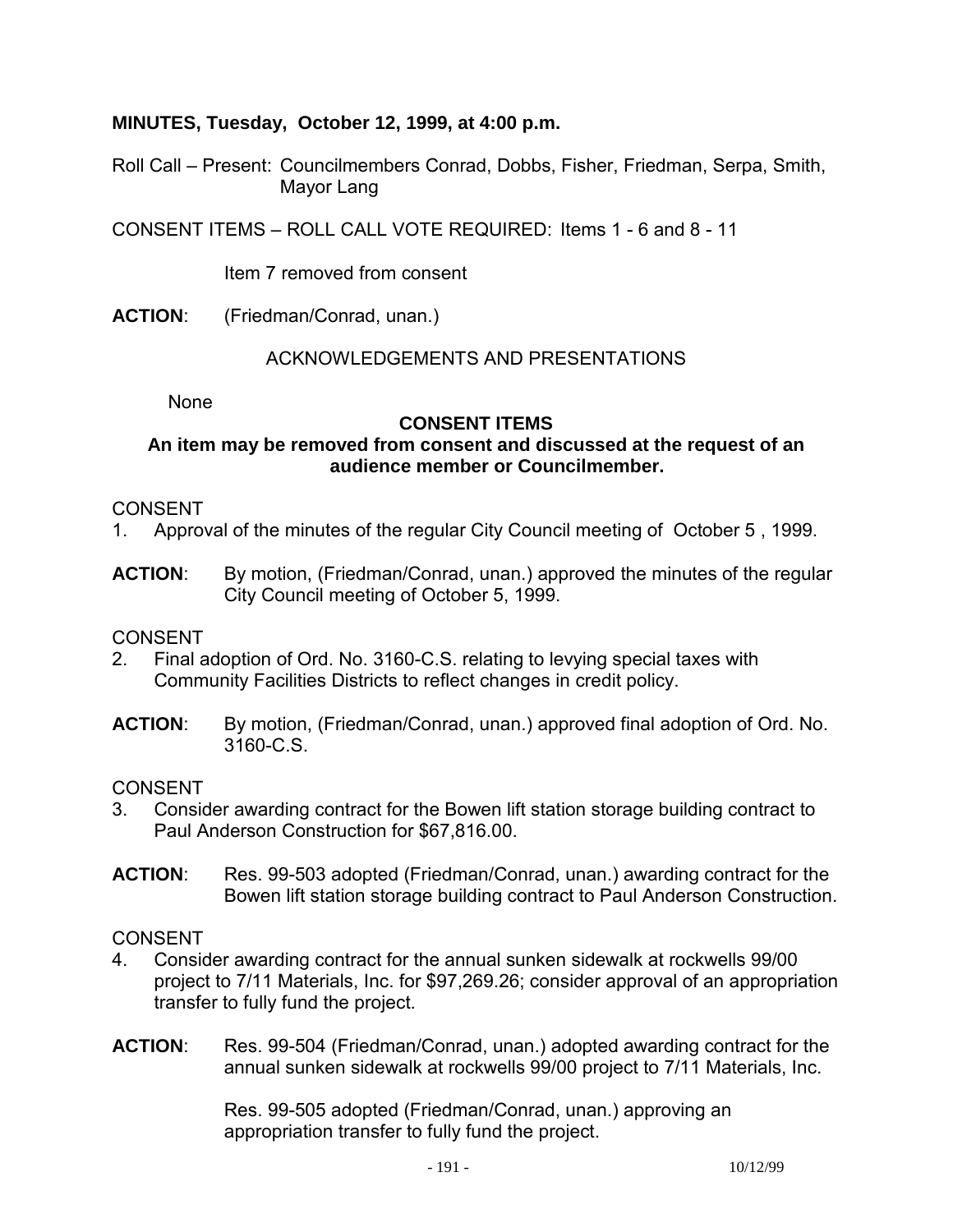**MINUTES, Tuesday, October 12, 1999, at 4:00 p.m.**

Roll Call – Present: Councilmembers Conrad, Dobbs, Fisher, Friedman, Serpa, Smith, Mayor Lang

CONSENT ITEMS – ROLL CALL VOTE REQUIRED: Items 1 - 6 and 8 - 11

Item 7 removed from consent

**ACTION**: (Friedman/Conrad, unan.)

ACKNOWLEDGEMENTS AND PRESENTATIONS

None

**CONSENT ITEMS**

**An item may be removed from consent and discussed at the request of an audience member or Councilmember.**

CONSENT

1. Approval of the minutes of the regular City Council meeting of October 5 , 1999.

**ACTION**: By motion, (Friedman/Conrad, unan.) approved the minutes of the regular City Council meeting of October 5, 1999.

CONSENT

2. Final adoption of Ord. No. 3160-C.S. relating to levying special taxes with Community Facilities Districts to reflect changes in credit policy.

**ACTION**: By motion, (Friedman/Conrad, unan.) approved final adoption of Ord. No. 3160-C.S.

CONSENT

3. Consider awarding contract for the Bowen lift station storage building contract to Paul Anderson Construction for $67,816.00.

**ACTION**: Res. 99-503 adopted (Friedman/Conrad, unan.) awarding contract for the Bowen lift station storage building contract to Paul Anderson Construction.

CONSENT

4. Consider awarding contract for the annual sunken sidewalk at rockwells 99/00 project to 7/11 Materials, Inc. for $97,269.26; consider approval of an appropriation transfer to fully fund the project.

**ACTION**: Res. 99-504 (Friedman/Conrad, unan.) adopted awarding contract for the annual sunken sidewalk at rockwells 99/00 project to 7/11 Materials, Inc.

Res. 99-505 adopted (Friedman/Conrad, unan.) approving an appropriation transfer to fully fund the project.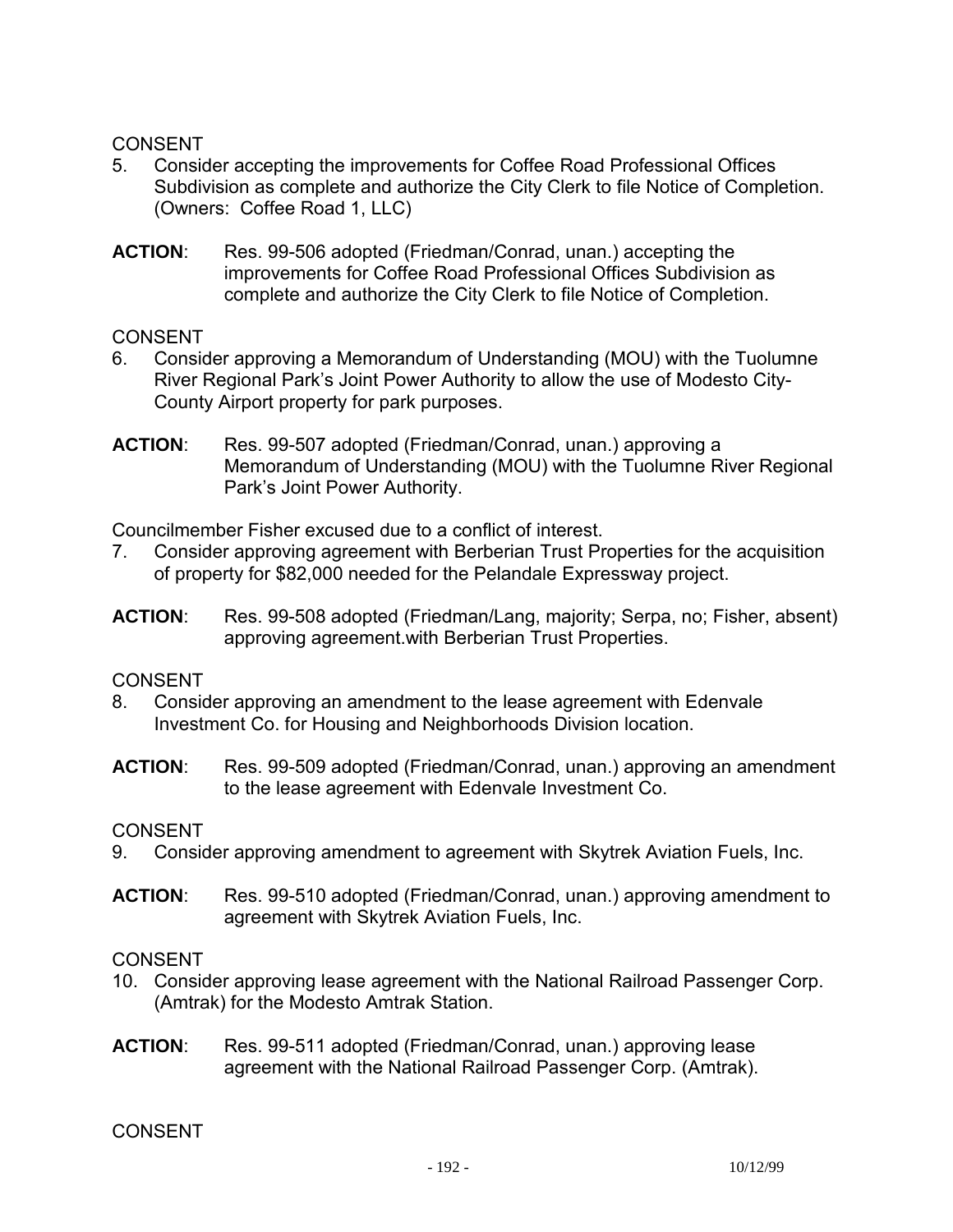CONSENT

5. Consider accepting the improvements for Coffee Road Professional Offices Subdivision as complete and authorize the City Clerk to file Notice of Completion. (Owners: Coffee Road 1, LLC)

**ACTION**: Res. 99-506 adopted (Friedman/Conrad, unan.) accepting the improvements for Coffee Road Professional Offices Subdivision as complete and authorize the City Clerk to file Notice of Completion.

CONSENT

6. Consider approving a Memorandum of Understanding (MOU) with the Tuolumne River Regional Park's Joint Power Authority to allow the use of Modesto City-County Airport property for park purposes.

**ACTION**: Res. 99-507 adopted (Friedman/Conrad, unan.) approving a Memorandum of Understanding (MOU) with the Tuolumne River Regional Park's Joint Power Authority.

Councilmember Fisher excused due to a conflict of interest.

7. Consider approving agreement with Berberian Trust Properties for the acquisition of property for $82,000 needed for the Pelandale Expressway project.

**ACTION**: Res. 99-508 adopted (Friedman/Lang, majority; Serpa, no; Fisher, absent) approving agreement.with Berberian Trust Properties.

CONSENT

8. Consider approving an amendment to the lease agreement with Edenvale Investment Co. for Housing and Neighborhoods Division location.

**ACTION**: Res. 99-509 adopted (Friedman/Conrad, unan.) approving an amendment to the lease agreement with Edenvale Investment Co.

CONSENT

9. Consider approving amendment to agreement with Skytrek Aviation Fuels, Inc.

**ACTION**: Res. 99-510 adopted (Friedman/Conrad, unan.) approving amendment to agreement with Skytrek Aviation Fuels, Inc.

CONSENT

10. Consider approving lease agreement with the National Railroad Passenger Corp. (Amtrak) for the Modesto Amtrak Station.

**ACTION**: Res. 99-511 adopted (Friedman/Conrad, unan.) approving lease agreement with the National Railroad Passenger Corp. (Amtrak).

CONSENT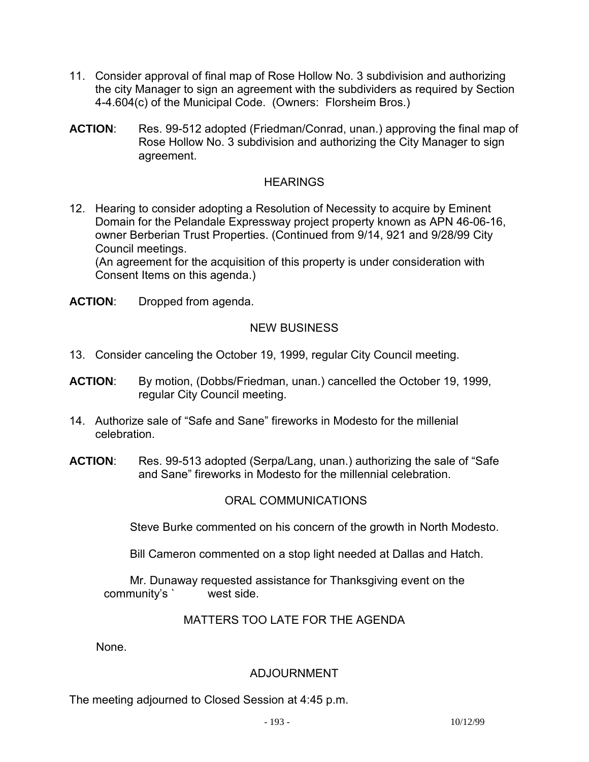11. Consider approval of final map of Rose Hollow No. 3 subdivision and authorizing the city Manager to sign an agreement with the subdividers as required by Section 4-4.604(c) of the Municipal Code. (Owners: Florsheim Bros.)

**ACTION**: Res. 99-512 adopted (Friedman/Conrad, unan.) approving the final map of Rose Hollow No. 3 subdivision and authorizing the City Manager to sign agreement.

## HEARINGS

12. Hearing to consider adopting a Resolution of Necessity to acquire by Eminent Domain for the Pelandale Expressway project property known as APN 46-06-16, owner Berberian Trust Properties. (Continued from 9/14, 921 and 9/28/99 City Council meetings.
    (An agreement for the acquisition of this property is under consideration with Consent Items on this agenda.)

**ACTION**: Dropped from agenda.

## NEW BUSINESS

13. Consider canceling the October 19, 1999, regular City Council meeting.

**ACTION**: By motion, (Dobbs/Friedman, unan.) cancelled the October 19, 1999, regular City Council meeting.

14. Authorize sale of “Safe and Sane” fireworks in Modesto for the millenial celebration.

**ACTION**: Res. 99-513 adopted (Serpa/Lang, unan.) authorizing the sale of “Safe and Sane” fireworks in Modesto for the millennial celebration.

## ORAL COMMUNICATIONS

Steve Burke commented on his concern of the growth in North Modesto.

Bill Cameron commented on a stop light needed at Dallas and Hatch.

Mr. Dunaway requested assistance for Thanksgiving event on the community's ` west side.

## MATTERS TOO LATE FOR THE AGENDA

None.

## ADJOURNMENT

The meeting adjourned to Closed Session at 4:45 p.m.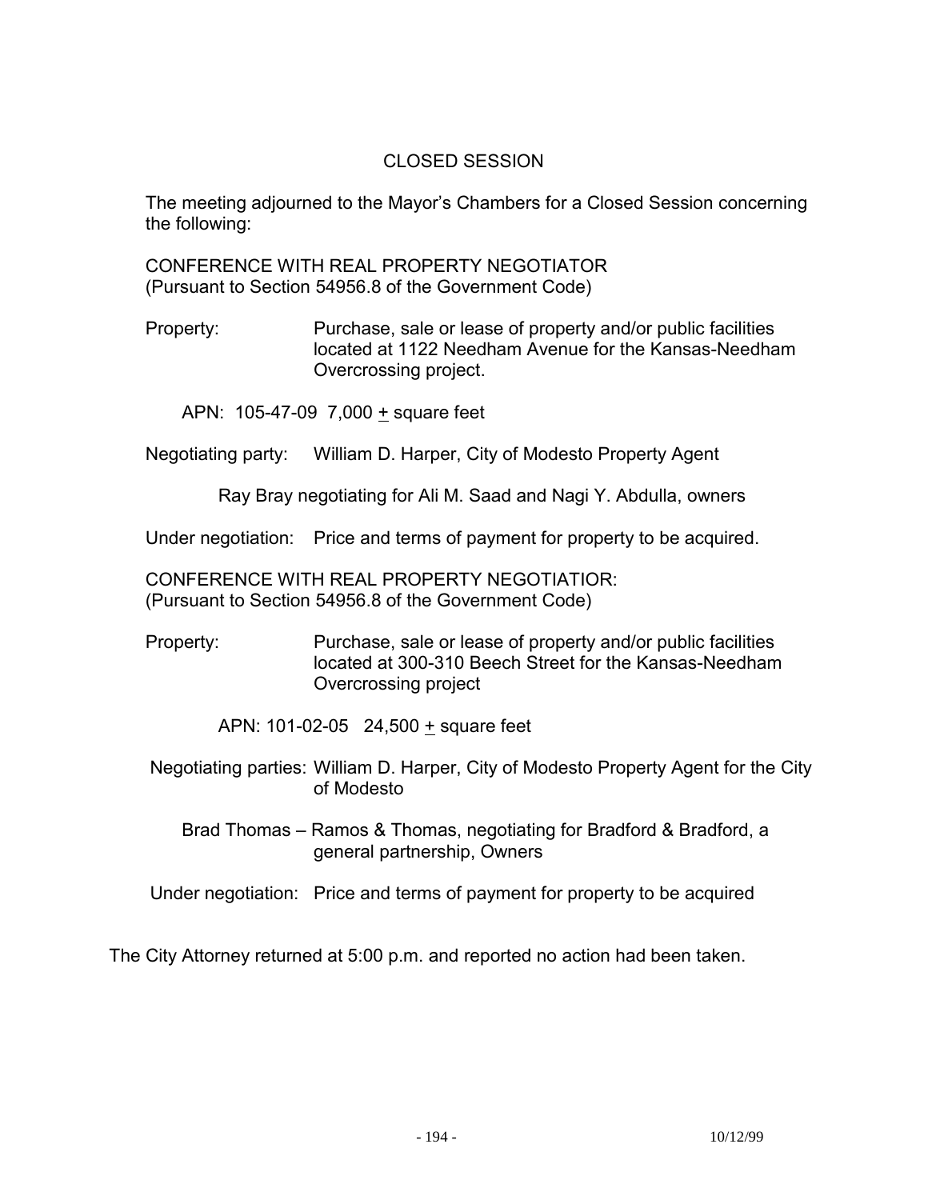## CLOSED SESSION

The meeting adjourned to the Mayor's Chambers for a Closed Session concerning the following:

CONFERENCE WITH REAL PROPERTY NEGOTIATOR
(Pursuant to Section 54956.8 of the Government Code)

Property: Purchase, sale or lease of property and/or public facilities located at 1122 Needham Avenue for the Kansas-Needham Overcrossing project.

APN: 105-47-09 7,000 ± square feet

Negotiating party: William D. Harper, City of Modesto Property Agent

Ray Bray negotiating for Ali M. Saad and Nagi Y. Abdulla, owners

Under negotiation: Price and terms of payment for property to be acquired.

CONFERENCE WITH REAL PROPERTY NEGOTIATIOR:
(Pursuant to Section 54956.8 of the Government Code)

Property: Purchase, sale or lease of property and/or public facilities located at 300-310 Beech Street for the Kansas-Needham Overcrossing project

APN: 101-02-05 24,500 ± square feet

Negotiating parties: William D. Harper, City of Modesto Property Agent for the City of Modesto

Brad Thomas – Ramos & Thomas, negotiating for Bradford & Bradford, a general partnership, Owners

Under negotiation: Price and terms of payment for property to be acquired

The City Attorney returned at 5:00 p.m. and reported no action had been taken.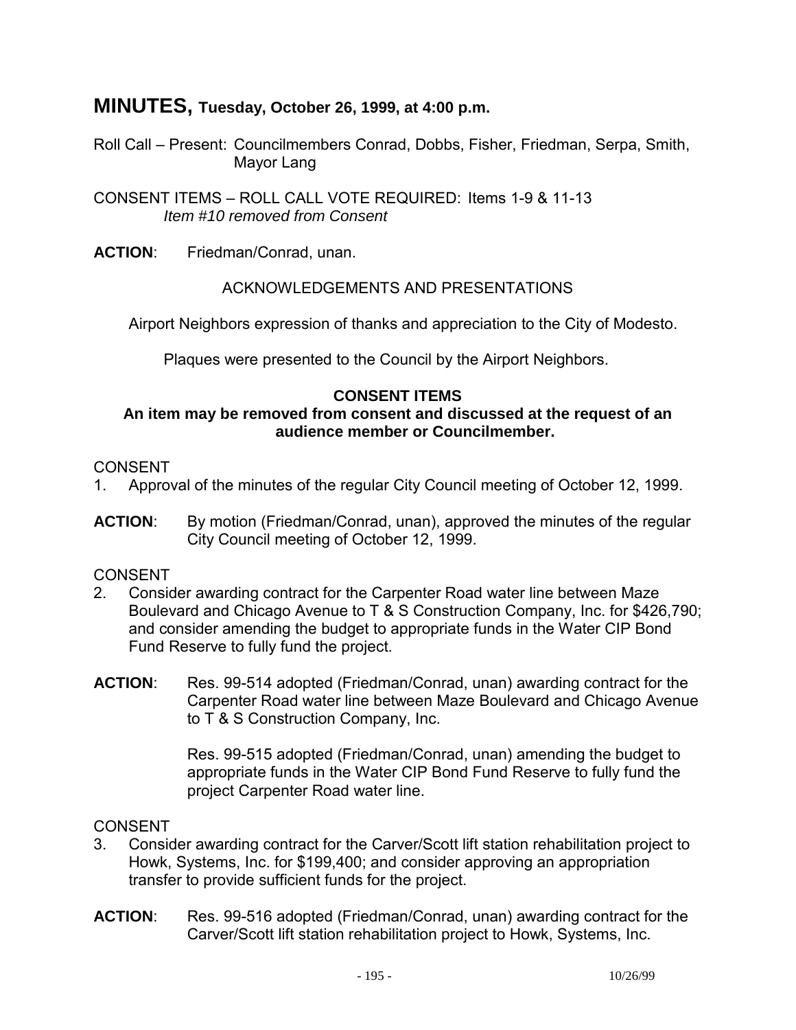# MINUTES, Tuesday, October 26, 1999, at 4:00 p.m.

Roll Call – Present: Councilmembers Conrad, Dobbs, Fisher, Friedman, Serpa, Smith, Mayor Lang

CONSENT ITEMS – ROLL CALL VOTE REQUIRED: Items 1-9 & 11-13
*Item #10 removed from Consent*

**ACTION**: Friedman/Conrad, unan.

ACKNOWLEDGEMENTS AND PRESENTATIONS

Airport Neighbors expression of thanks and appreciation to the City of Modesto.

Plaques were presented to the Council by the Airport Neighbors.

**CONSENT ITEMS**

**An item may be removed from consent and discussed at the request of an audience member or Councilmember.**

CONSENT

1. Approval of the minutes of the regular City Council meeting of October 12, 1999.

**ACTION**: By motion (Friedman/Conrad, unan), approved the minutes of the regular City Council meeting of October 12, 1999.

CONSENT

2. Consider awarding contract for the Carpenter Road water line between Maze Boulevard and Chicago Avenue to T & S Construction Company, Inc. for $426,790; and consider amending the budget to appropriate funds in the Water CIP Bond Fund Reserve to fully fund the project.

**ACTION**: Res. 99-514 adopted (Friedman/Conrad, unan) awarding contract for the Carpenter Road water line between Maze Boulevard and Chicago Avenue to T & S Construction Company, Inc.

Res. 99-515 adopted (Friedman/Conrad, unan) amending the budget to appropriate funds in the Water CIP Bond Fund Reserve to fully fund the project Carpenter Road water line.

CONSENT

3. Consider awarding contract for the Carver/Scott lift station rehabilitation project to Howk, Systems, Inc. for $199,400; and consider approving an appropriation transfer to provide sufficient funds for the project.

**ACTION**: Res. 99-516 adopted (Friedman/Conrad, unan) awarding contract for the Carver/Scott lift station rehabilitation project to Howk, Systems, Inc.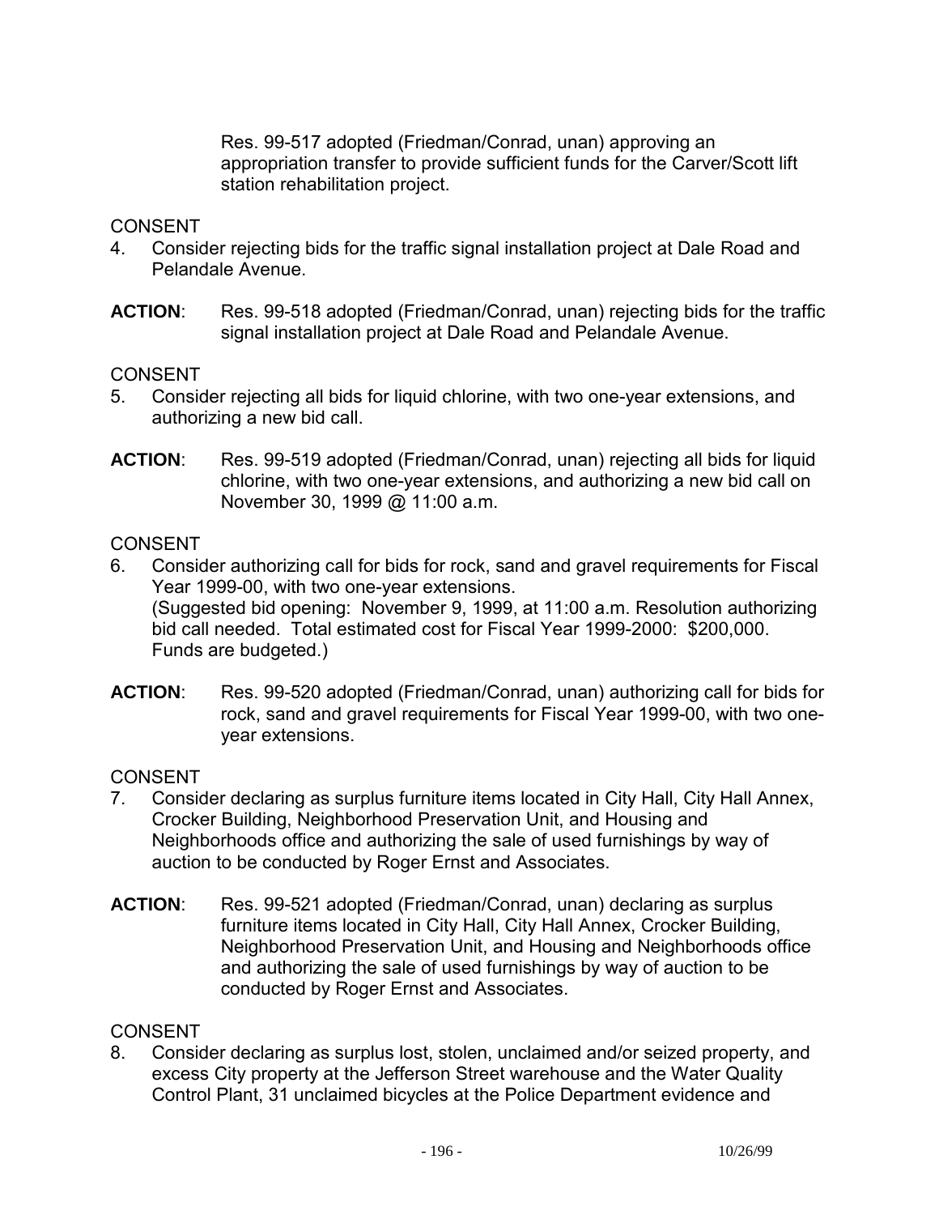Res. 99-517 adopted (Friedman/Conrad, unan) approving an appropriation transfer to provide sufficient funds for the Carver/Scott lift station rehabilitation project.

CONSENT

4. Consider rejecting bids for the traffic signal installation project at Dale Road and Pelandale Avenue.

**ACTION**: Res. 99-518 adopted (Friedman/Conrad, unan) rejecting bids for the traffic signal installation project at Dale Road and Pelandale Avenue.

CONSENT

5. Consider rejecting all bids for liquid chlorine, with two one-year extensions, and authorizing a new bid call.

**ACTION**: Res. 99-519 adopted (Friedman/Conrad, unan) rejecting all bids for liquid chlorine, with two one-year extensions, and authorizing a new bid call on November 30, 1999 @ 11:00 a.m.

CONSENT

6. Consider authorizing call for bids for rock, sand and gravel requirements for Fiscal Year 1999-00, with two one-year extensions.
   (Suggested bid opening: November 9, 1999, at 11:00 a.m. Resolution authorizing bid call needed. Total estimated cost for Fiscal Year 1999-2000: $200,000. Funds are budgeted.)

**ACTION**: Res. 99-520 adopted (Friedman/Conrad, unan) authorizing call for bids for rock, sand and gravel requirements for Fiscal Year 1999-00, with two one-year extensions.

CONSENT

7. Consider declaring as surplus furniture items located in City Hall, City Hall Annex, Crocker Building, Neighborhood Preservation Unit, and Housing and Neighborhoods office and authorizing the sale of used furnishings by way of auction to be conducted by Roger Ernst and Associates.

**ACTION**: Res. 99-521 adopted (Friedman/Conrad, unan) declaring as surplus furniture items located in City Hall, City Hall Annex, Crocker Building, Neighborhood Preservation Unit, and Housing and Neighborhoods office and authorizing the sale of used furnishings by way of auction to be conducted by Roger Ernst and Associates.

CONSENT

8. Consider declaring as surplus lost, stolen, unclaimed and/or seized property, and excess City property at the Jefferson Street warehouse and the Water Quality Control Plant, 31 unclaimed bicycles at the Police Department evidence and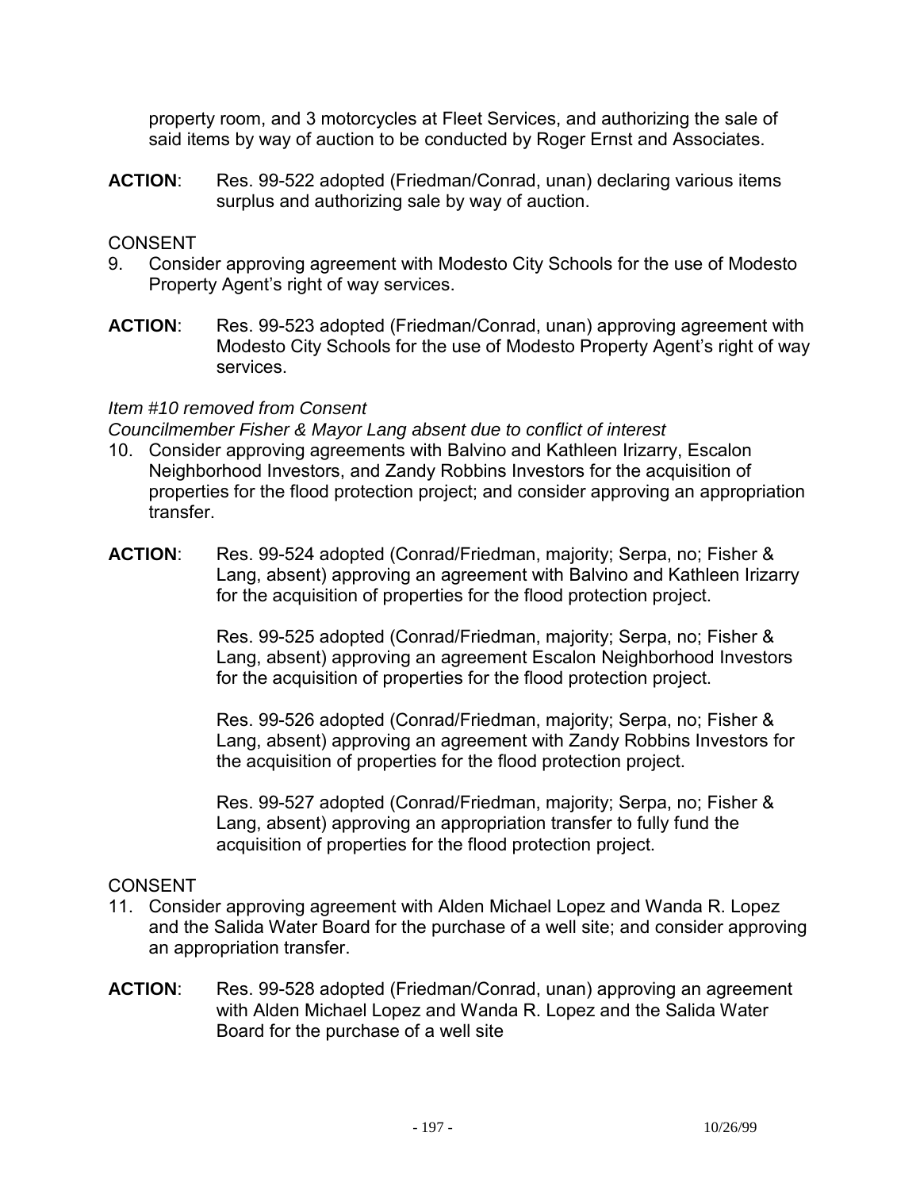property room, and 3 motorcycles at Fleet Services, and authorizing the sale of said items by way of auction to be conducted by Roger Ernst and Associates.

**ACTION**: Res. 99-522 adopted (Friedman/Conrad, unan) declaring various items surplus and authorizing sale by way of auction.

CONSENT

9. Consider approving agreement with Modesto City Schools for the use of Modesto Property Agent's right of way services.

**ACTION**: Res. 99-523 adopted (Friedman/Conrad, unan) approving agreement with Modesto City Schools for the use of Modesto Property Agent's right of way services.

*Item #10 removed from Consent*

*Councilmember Fisher & Mayor Lang absent due to conflict of interest*

10. Consider approving agreements with Balvino and Kathleen Irizarry, Escalon Neighborhood Investors, and Zandy Robbins Investors for the acquisition of properties for the flood protection project; and consider approving an appropriation transfer.

**ACTION**: Res. 99-524 adopted (Conrad/Friedman, majority; Serpa, no; Fisher & Lang, absent) approving an agreement with Balvino and Kathleen Irizarry for the acquisition of properties for the flood protection project.

Res. 99-525 adopted (Conrad/Friedman, majority; Serpa, no; Fisher & Lang, absent) approving an agreement Escalon Neighborhood Investors for the acquisition of properties for the flood protection project.

Res. 99-526 adopted (Conrad/Friedman, majority; Serpa, no; Fisher & Lang, absent) approving an agreement with Zandy Robbins Investors for the acquisition of properties for the flood protection project.

Res. 99-527 adopted (Conrad/Friedman, majority; Serpa, no; Fisher & Lang, absent) approving an appropriation transfer to fully fund the acquisition of properties for the flood protection project.

CONSENT

11. Consider approving agreement with Alden Michael Lopez and Wanda R. Lopez and the Salida Water Board for the purchase of a well site; and consider approving an appropriation transfer.

**ACTION**: Res. 99-528 adopted (Friedman/Conrad, unan) approving an agreement with Alden Michael Lopez and Wanda R. Lopez and the Salida Water Board for the purchase of a well site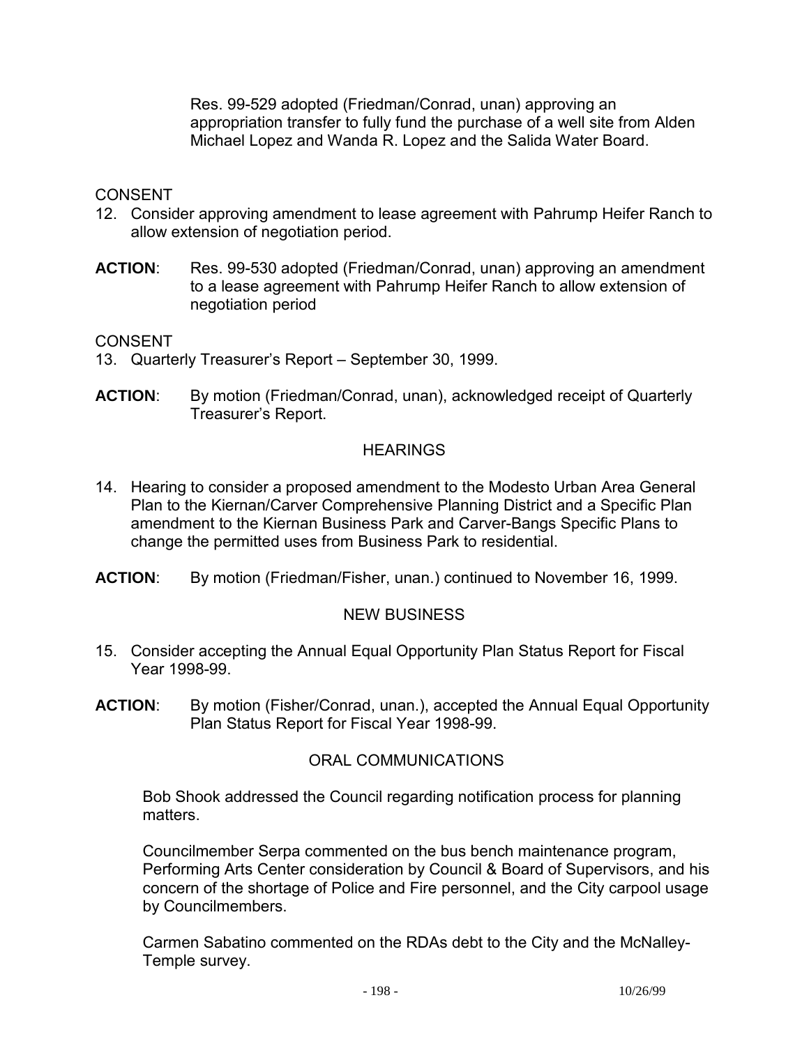Res. 99-529 adopted (Friedman/Conrad, unan) approving an appropriation transfer to fully fund the purchase of a well site from Alden Michael Lopez and Wanda R. Lopez and the Salida Water Board.

CONSENT

12. Consider approving amendment to lease agreement with Pahrump Heifer Ranch to allow extension of negotiation period.

**ACTION**: Res. 99-530 adopted (Friedman/Conrad, unan) approving an amendment to a lease agreement with Pahrump Heifer Ranch to allow extension of negotiation period

CONSENT

13. Quarterly Treasurer's Report – September 30, 1999.

**ACTION**: By motion (Friedman/Conrad, unan), acknowledged receipt of Quarterly Treasurer's Report.

HEARINGS

14. Hearing to consider a proposed amendment to the Modesto Urban Area General Plan to the Kiernan/Carver Comprehensive Planning District and a Specific Plan amendment to the Kiernan Business Park and Carver-Bangs Specific Plans to change the permitted uses from Business Park to residential.

**ACTION**: By motion (Friedman/Fisher, unan.) continued to November 16, 1999.

NEW BUSINESS

15. Consider accepting the Annual Equal Opportunity Plan Status Report for Fiscal Year 1998-99.

**ACTION**: By motion (Fisher/Conrad, unan.), accepted the Annual Equal Opportunity Plan Status Report for Fiscal Year 1998-99.

ORAL COMMUNICATIONS

Bob Shook addressed the Council regarding notification process for planning matters.

Councilmember Serpa commented on the bus bench maintenance program, Performing Arts Center consideration by Council & Board of Supervisors, and his concern of the shortage of Police and Fire personnel, and the City carpool usage by Councilmembers.

Carmen Sabatino commented on the RDAs debt to the City and the McNalley-Temple survey.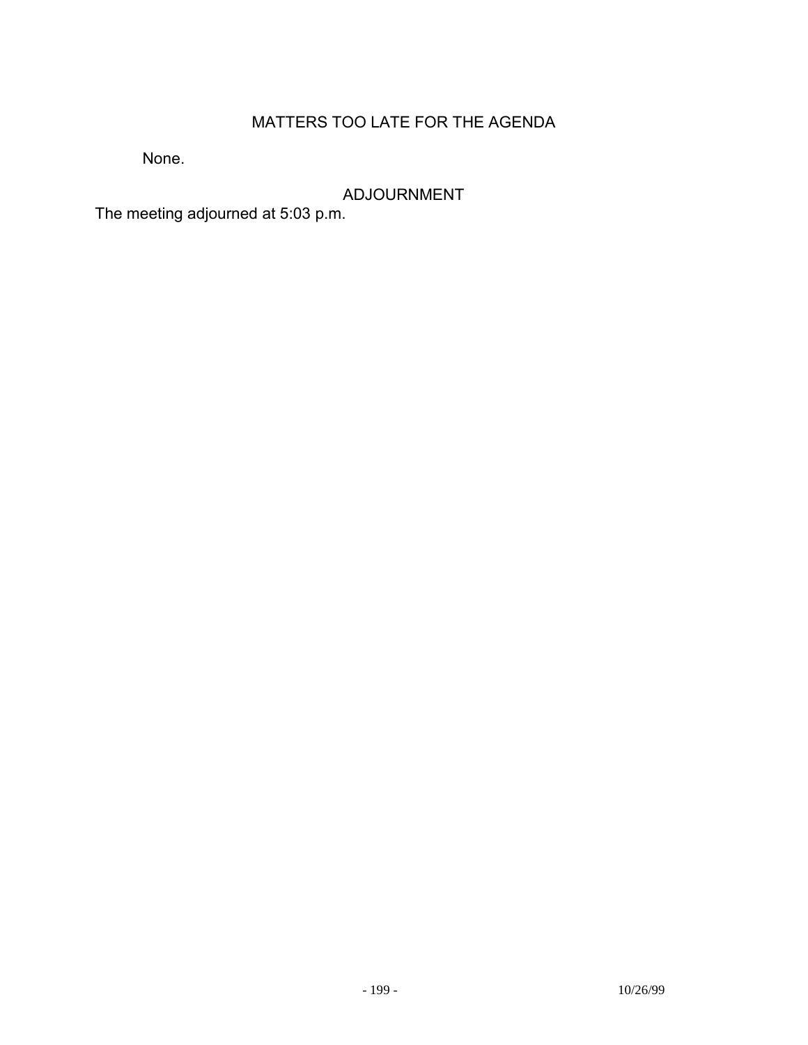## MATTERS TOO LATE FOR THE AGENDA

None.

## ADJOURNMENT

The meeting adjourned at 5:03 p.m.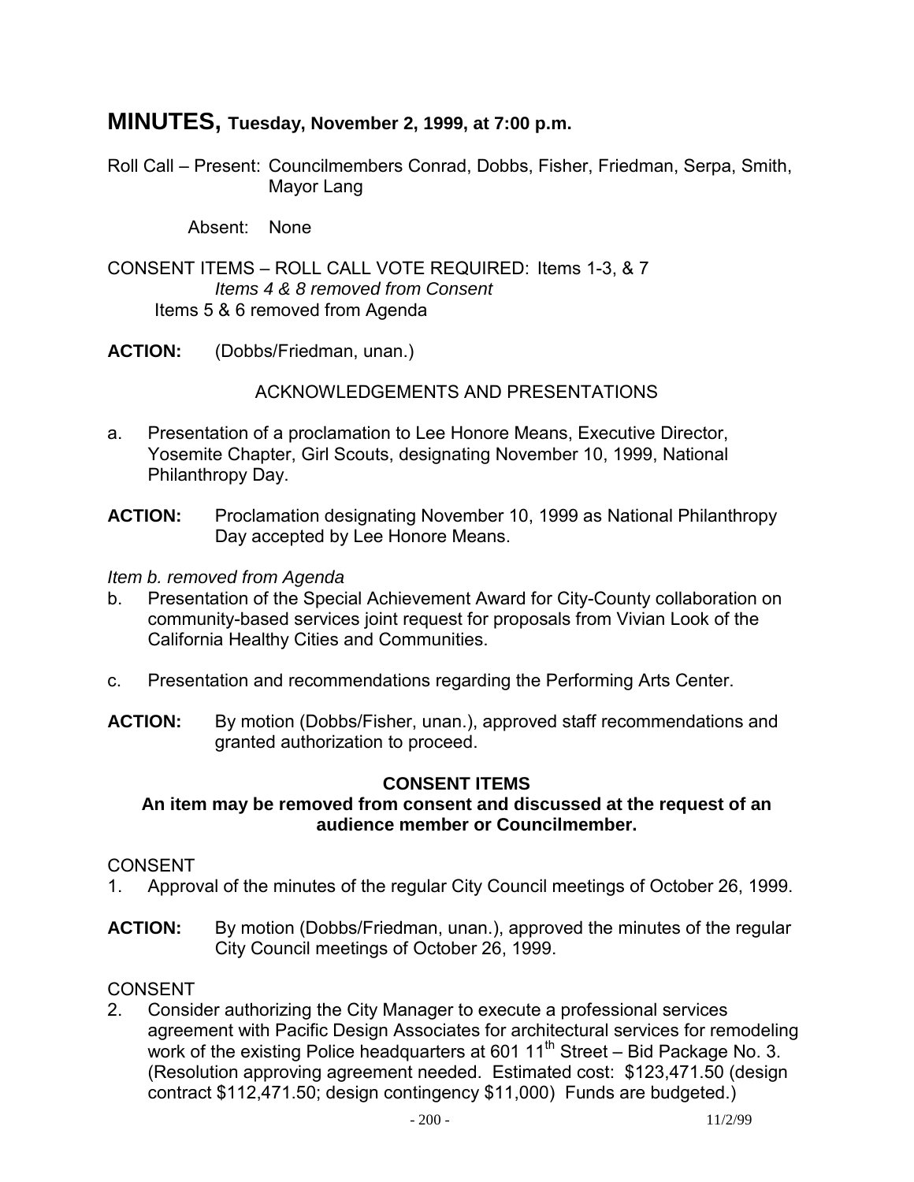# MINUTES, Tuesday, November 2, 1999, at 7:00 p.m.

Roll Call – Present: Councilmembers Conrad, Dobbs, Fisher, Friedman, Serpa, Smith, Mayor Lang

Absent: None

CONSENT ITEMS – ROLL CALL VOTE REQUIRED: Items 1-3, & 7
*Items 4 & 8 removed from Consent*
Items 5 & 6 removed from Agenda

**ACTION:** (Dobbs/Friedman, unan.)

ACKNOWLEDGEMENTS AND PRESENTATIONS

a. Presentation of a proclamation to Lee Honore Means, Executive Director, Yosemite Chapter, Girl Scouts, designating November 10, 1999, National Philanthropy Day.

**ACTION:** Proclamation designating November 10, 1999 as National Philanthropy Day accepted by Lee Honore Means.

*Item b. removed from Agenda*

b. Presentation of the Special Achievement Award for City-County collaboration on community-based services joint request for proposals from Vivian Look of the California Healthy Cities and Communities.

c. Presentation and recommendations regarding the Performing Arts Center.

**ACTION:** By motion (Dobbs/Fisher, unan.), approved staff recommendations and granted authorization to proceed.

**CONSENT ITEMS**
**An item may be removed from consent and discussed at the request of an audience member or Councilmember.**

CONSENT

1. Approval of the minutes of the regular City Council meetings of October 26, 1999.

**ACTION:** By motion (Dobbs/Friedman, unan.), approved the minutes of the regular City Council meetings of October 26, 1999.

CONSENT

2. Consider authorizing the City Manager to execute a professional services agreement with Pacific Design Associates for architectural services for remodeling work of the existing Police headquarters at 601 11th Street – Bid Package No. 3. (Resolution approving agreement needed. Estimated cost: $123,471.50 (design contract $112,471.50; design contingency $11,000) Funds are budgeted.)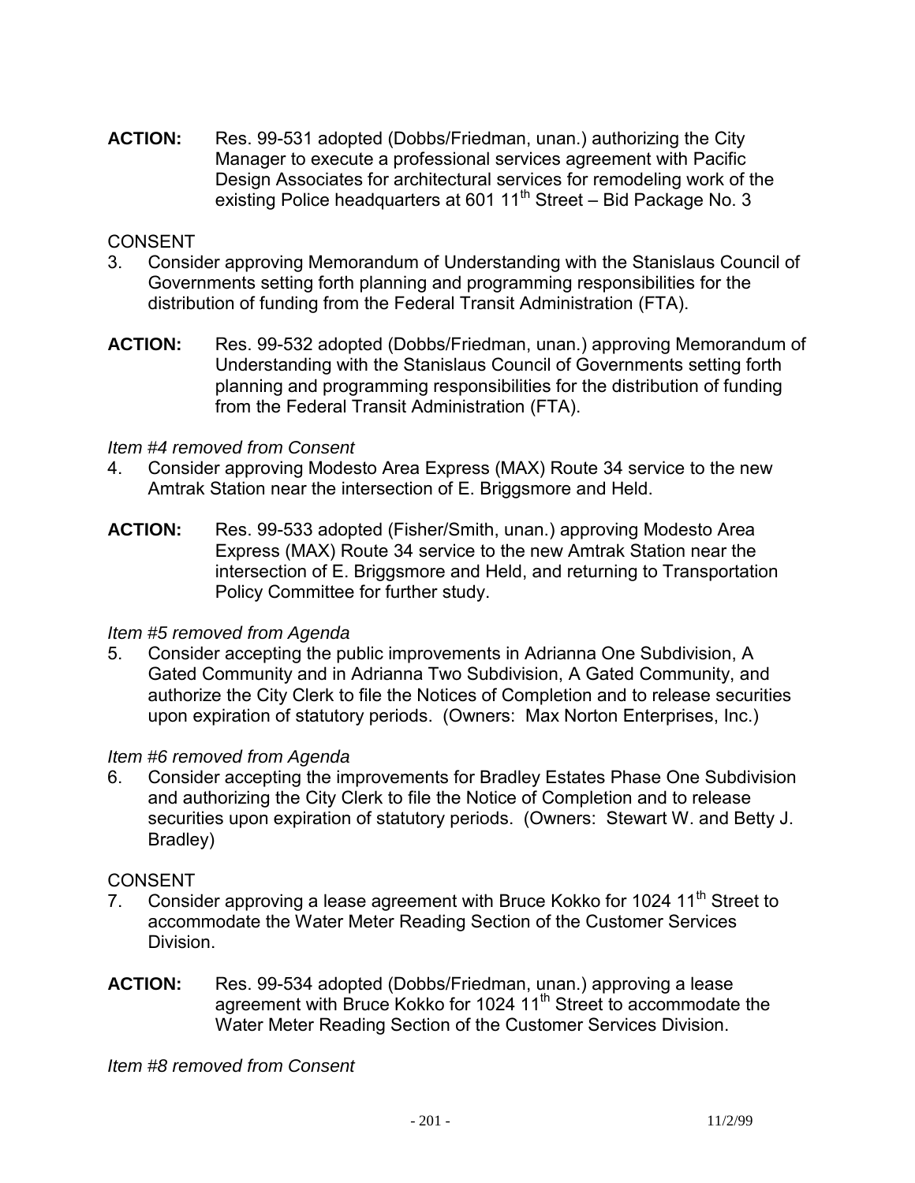**ACTION:** Res. 99-531 adopted (Dobbs/Friedman, unan.) authorizing the City Manager to execute a professional services agreement with Pacific Design Associates for architectural services for remodeling work of the existing Police headquarters at 601 11th Street – Bid Package No. 3

CONSENT

3. Consider approving Memorandum of Understanding with the Stanislaus Council of Governments setting forth planning and programming responsibilities for the distribution of funding from the Federal Transit Administration (FTA).

**ACTION:** Res. 99-532 adopted (Dobbs/Friedman, unan.) approving Memorandum of Understanding with the Stanislaus Council of Governments setting forth planning and programming responsibilities for the distribution of funding from the Federal Transit Administration (FTA).

*Item #4 removed from Consent*

4. Consider approving Modesto Area Express (MAX) Route 34 service to the new Amtrak Station near the intersection of E. Briggsmore and Held.

**ACTION:** Res. 99-533 adopted (Fisher/Smith, unan.) approving Modesto Area Express (MAX) Route 34 service to the new Amtrak Station near the intersection of E. Briggsmore and Held, and returning to Transportation Policy Committee for further study.

*Item #5 removed from Agenda*

5. Consider accepting the public improvements in Adrianna One Subdivision, A Gated Community and in Adrianna Two Subdivision, A Gated Community, and authorize the City Clerk to file the Notices of Completion and to release securities upon expiration of statutory periods. (Owners: Max Norton Enterprises, Inc.)

*Item #6 removed from Agenda*

6. Consider accepting the improvements for Bradley Estates Phase One Subdivision and authorizing the City Clerk to file the Notice of Completion and to release securities upon expiration of statutory periods. (Owners: Stewart W. and Betty J. Bradley)

CONSENT

7. Consider approving a lease agreement with Bruce Kokko for 1024 11th Street to accommodate the Water Meter Reading Section of the Customer Services Division.

**ACTION:** Res. 99-534 adopted (Dobbs/Friedman, unan.) approving a lease agreement with Bruce Kokko for 1024 11th Street to accommodate the Water Meter Reading Section of the Customer Services Division.

*Item #8 removed from Consent*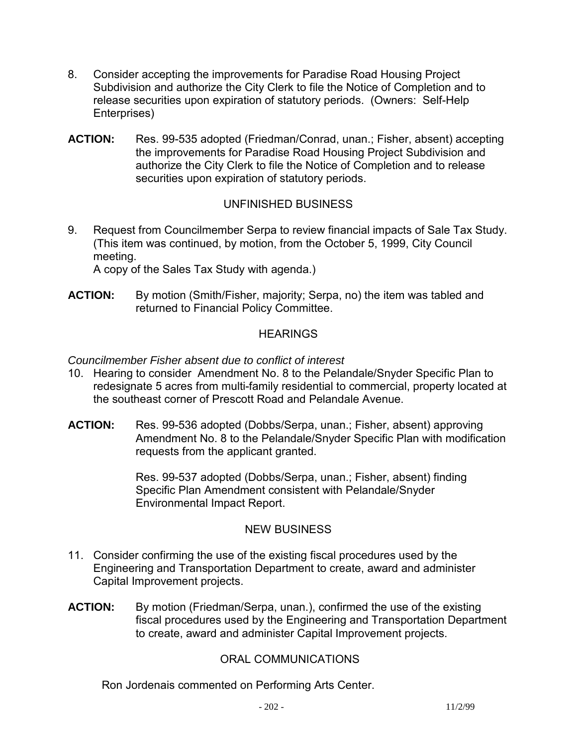8. Consider accepting the improvements for Paradise Road Housing Project Subdivision and authorize the City Clerk to file the Notice of Completion and to release securities upon expiration of statutory periods. (Owners: Self-Help Enterprises)

**ACTION:** Res. 99-535 adopted (Friedman/Conrad, unan.; Fisher, absent) accepting the improvements for Paradise Road Housing Project Subdivision and authorize the City Clerk to file the Notice of Completion and to release securities upon expiration of statutory periods.

## UNFINISHED BUSINESS

9. Request from Councilmember Serpa to review financial impacts of Sale Tax Study. (This item was continued, by motion, from the October 5, 1999, City Council meeting.
A copy of the Sales Tax Study with agenda.)

**ACTION:** By motion (Smith/Fisher, majority; Serpa, no) the item was tabled and returned to Financial Policy Committee.

## HEARINGS

*Councilmember Fisher absent due to conflict of interest*

10. Hearing to consider Amendment No. 8 to the Pelandale/Snyder Specific Plan to redesignate 5 acres from multi-family residential to commercial, property located at the southeast corner of Prescott Road and Pelandale Avenue.

**ACTION:** Res. 99-536 adopted (Dobbs/Serpa, unan.; Fisher, absent) approving Amendment No. 8 to the Pelandale/Snyder Specific Plan with modification requests from the applicant granted.

Res. 99-537 adopted (Dobbs/Serpa, unan.; Fisher, absent) finding Specific Plan Amendment consistent with Pelandale/Snyder Environmental Impact Report.

## NEW BUSINESS

11. Consider confirming the use of the existing fiscal procedures used by the Engineering and Transportation Department to create, award and administer Capital Improvement projects.

**ACTION:** By motion (Friedman/Serpa, unan.), confirmed the use of the existing fiscal procedures used by the Engineering and Transportation Department to create, award and administer Capital Improvement projects.

## ORAL COMMUNICATIONS

Ron Jordenais commented on Performing Arts Center.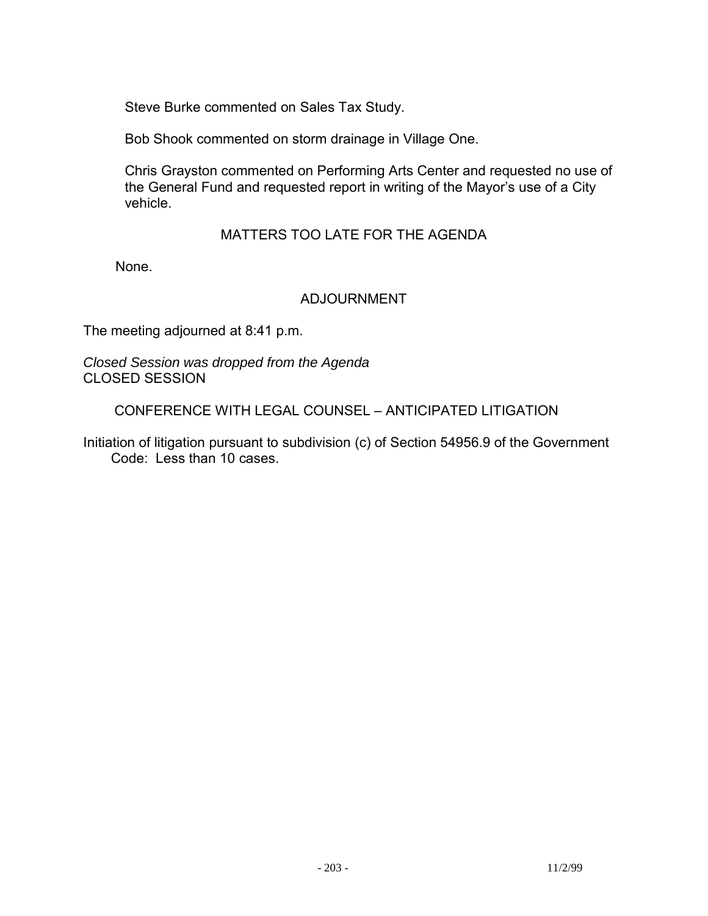Steve Burke commented on Sales Tax Study.

Bob Shook commented on storm drainage in Village One.

Chris Grayston commented on Performing Arts Center and requested no use of the General Fund and requested report in writing of the Mayor's use of a City vehicle.

## MATTERS TOO LATE FOR THE AGENDA

None.

## ADJOURNMENT

The meeting adjourned at 8:41 p.m.

*Closed Session was dropped from the Agenda*
CLOSED SESSION

CONFERENCE WITH LEGAL COUNSEL – ANTICIPATED LITIGATION

Initiation of litigation pursuant to subdivision (c) of Section 54956.9 of the Government Code: Less than 10 cases.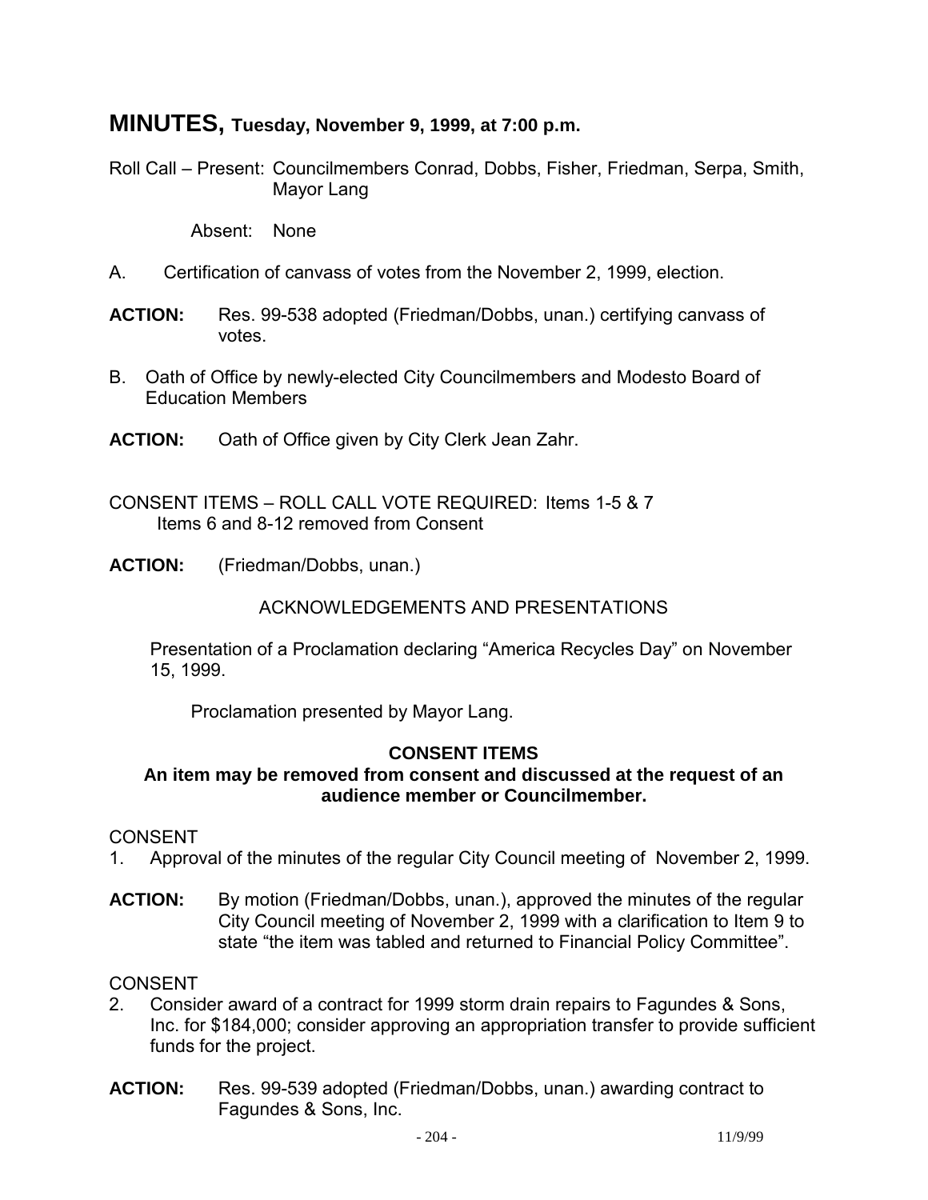# MINUTES, Tuesday, November 9, 1999, at 7:00 p.m.

Roll Call – Present: Councilmembers Conrad, Dobbs, Fisher, Friedman, Serpa, Smith, Mayor Lang

Absent: None

A. Certification of canvass of votes from the November 2, 1999, election.

**ACTION:** Res. 99-538 adopted (Friedman/Dobbs, unan.) certifying canvass of votes.

B. Oath of Office by newly-elected City Councilmembers and Modesto Board of Education Members

**ACTION:** Oath of Office given by City Clerk Jean Zahr.

CONSENT ITEMS – ROLL CALL VOTE REQUIRED: Items 1-5 & 7
Items 6 and 8-12 removed from Consent

**ACTION:** (Friedman/Dobbs, unan.)

ACKNOWLEDGEMENTS AND PRESENTATIONS

Presentation of a Proclamation declaring "America Recycles Day" on November 15, 1999.

Proclamation presented by Mayor Lang.

**CONSENT ITEMS**

**An item may be removed from consent and discussed at the request of an audience member or Councilmember.**

CONSENT

1. Approval of the minutes of the regular City Council meeting of November 2, 1999.

**ACTION:** By motion (Friedman/Dobbs, unan.), approved the minutes of the regular City Council meeting of November 2, 1999 with a clarification to Item 9 to state "the item was tabled and returned to Financial Policy Committee".

CONSENT

2. Consider award of a contract for 1999 storm drain repairs to Fagundes & Sons, Inc. for $184,000; consider approving an appropriation transfer to provide sufficient funds for the project.

**ACTION:** Res. 99-539 adopted (Friedman/Dobbs, unan.) awarding contract to Fagundes & Sons, Inc.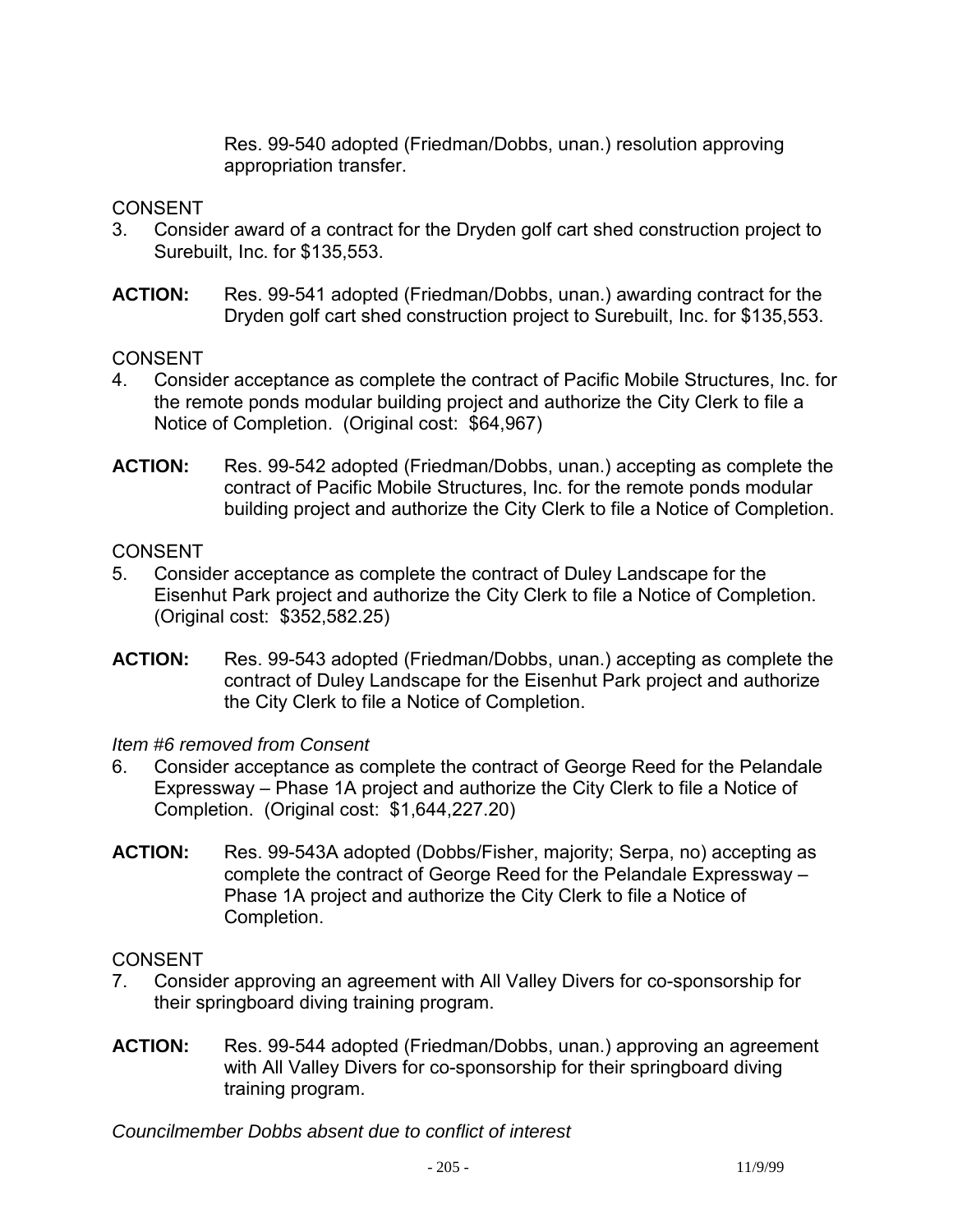Res. 99-540 adopted (Friedman/Dobbs, unan.) resolution approving appropriation transfer.

CONSENT

3. Consider award of a contract for the Dryden golf cart shed construction project to Surebuilt, Inc. for $135,553.

**ACTION:** Res. 99-541 adopted (Friedman/Dobbs, unan.) awarding contract for the Dryden golf cart shed construction project to Surebuilt, Inc. for $135,553.

CONSENT

4. Consider acceptance as complete the contract of Pacific Mobile Structures, Inc. for the remote ponds modular building project and authorize the City Clerk to file a Notice of Completion. (Original cost: $64,967)

**ACTION:** Res. 99-542 adopted (Friedman/Dobbs, unan.) accepting as complete the contract of Pacific Mobile Structures, Inc. for the remote ponds modular building project and authorize the City Clerk to file a Notice of Completion.

CONSENT

5. Consider acceptance as complete the contract of Duley Landscape for the Eisenhut Park project and authorize the City Clerk to file a Notice of Completion. (Original cost: $352,582.25)

**ACTION:** Res. 99-543 adopted (Friedman/Dobbs, unan.) accepting as complete the contract of Duley Landscape for the Eisenhut Park project and authorize the City Clerk to file a Notice of Completion.

*Item #6 removed from Consent*

6. Consider acceptance as complete the contract of George Reed for the Pelandale Expressway – Phase 1A project and authorize the City Clerk to file a Notice of Completion. (Original cost: $1,644,227.20)

**ACTION:** Res. 99-543A adopted (Dobbs/Fisher, majority; Serpa, no) accepting as complete the contract of George Reed for the Pelandale Expressway – Phase 1A project and authorize the City Clerk to file a Notice of Completion.

CONSENT

7. Consider approving an agreement with All Valley Divers for co-sponsorship for their springboard diving training program.

**ACTION:** Res. 99-544 adopted (Friedman/Dobbs, unan.) approving an agreement with All Valley Divers for co-sponsorship for their springboard diving training program.

*Councilmember Dobbs absent due to conflict of interest*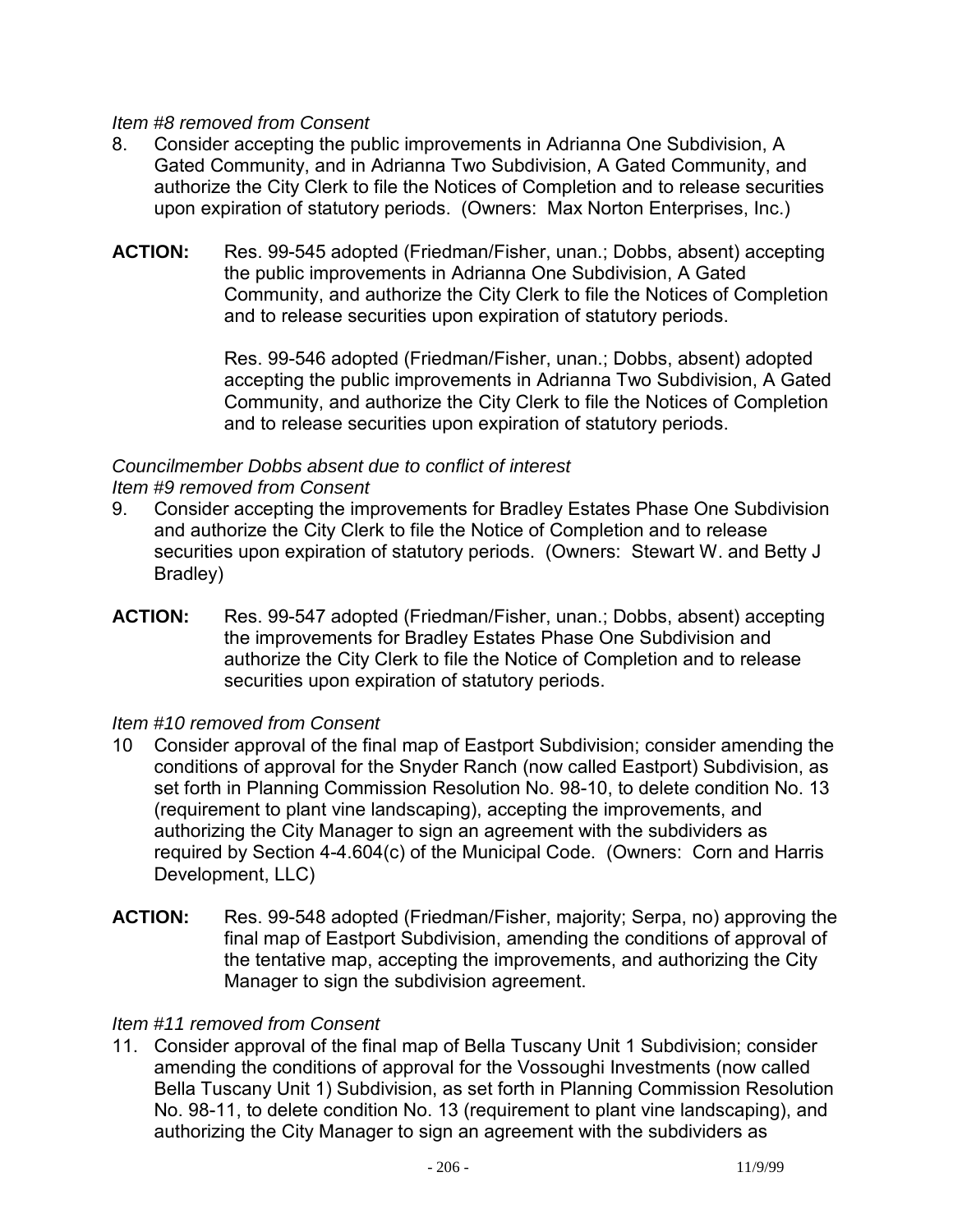*Item #8 removed from Consent*

8. Consider accepting the public improvements in Adrianna One Subdivision, A Gated Community, and in Adrianna Two Subdivision, A Gated Community, and authorize the City Clerk to file the Notices of Completion and to release securities upon expiration of statutory periods. (Owners: Max Norton Enterprises, Inc.)

**ACTION:** Res. 99-545 adopted (Friedman/Fisher, unan.; Dobbs, absent) accepting the public improvements in Adrianna One Subdivision, A Gated Community, and authorize the City Clerk to file the Notices of Completion and to release securities upon expiration of statutory periods.

Res. 99-546 adopted (Friedman/Fisher, unan.; Dobbs, absent) adopted accepting the public improvements in Adrianna Two Subdivision, A Gated Community, and authorize the City Clerk to file the Notices of Completion and to release securities upon expiration of statutory periods.

*Councilmember Dobbs absent due to conflict of interest*
*Item #9 removed from Consent*

9. Consider accepting the improvements for Bradley Estates Phase One Subdivision and authorize the City Clerk to file the Notice of Completion and to release securities upon expiration of statutory periods. (Owners: Stewart W. and Betty J Bradley)

**ACTION:** Res. 99-547 adopted (Friedman/Fisher, unan.; Dobbs, absent) accepting the improvements for Bradley Estates Phase One Subdivision and authorize the City Clerk to file the Notice of Completion and to release securities upon expiration of statutory periods.

*Item #10 removed from Consent*

10 Consider approval of the final map of Eastport Subdivision; consider amending the conditions of approval for the Snyder Ranch (now called Eastport) Subdivision, as set forth in Planning Commission Resolution No. 98-10, to delete condition No. 13 (requirement to plant vine landscaping), accepting the improvements, and authorizing the City Manager to sign an agreement with the subdividers as required by Section 4-4.604(c) of the Municipal Code. (Owners: Corn and Harris Development, LLC)

**ACTION:** Res. 99-548 adopted (Friedman/Fisher, majority; Serpa, no) approving the final map of Eastport Subdivision, amending the conditions of approval of the tentative map, accepting the improvements, and authorizing the City Manager to sign the subdivision agreement.

*Item #11 removed from Consent*

11. Consider approval of the final map of Bella Tuscany Unit 1 Subdivision; consider amending the conditions of approval for the Vossoughi Investments (now called Bella Tuscany Unit 1) Subdivision, as set forth in Planning Commission Resolution No. 98-11, to delete condition No. 13 (requirement to plant vine landscaping), and authorizing the City Manager to sign an agreement with the subdividers as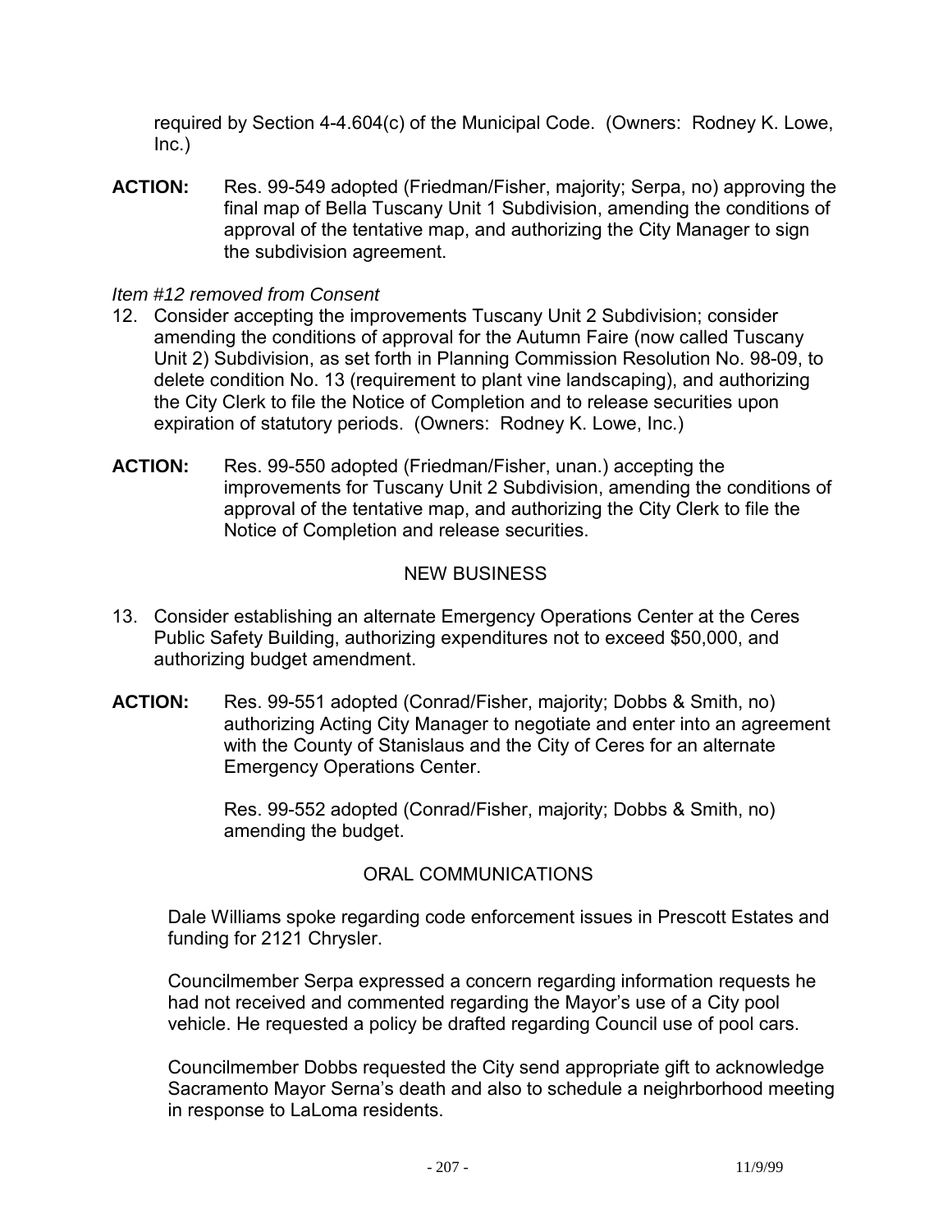required by Section 4-4.604(c) of the Municipal Code. (Owners: Rodney K. Lowe, Inc.)

**ACTION:** Res. 99-549 adopted (Friedman/Fisher, majority; Serpa, no) approving the final map of Bella Tuscany Unit 1 Subdivision, amending the conditions of approval of the tentative map, and authorizing the City Manager to sign the subdivision agreement.

*Item #12 removed from Consent*

12. Consider accepting the improvements Tuscany Unit 2 Subdivision; consider amending the conditions of approval for the Autumn Faire (now called Tuscany Unit 2) Subdivision, as set forth in Planning Commission Resolution No. 98-09, to delete condition No. 13 (requirement to plant vine landscaping), and authorizing the City Clerk to file the Notice of Completion and to release securities upon expiration of statutory periods. (Owners: Rodney K. Lowe, Inc.)

**ACTION:** Res. 99-550 adopted (Friedman/Fisher, unan.) accepting the improvements for Tuscany Unit 2 Subdivision, amending the conditions of approval of the tentative map, and authorizing the City Clerk to file the Notice of Completion and release securities.

## NEW BUSINESS

13. Consider establishing an alternate Emergency Operations Center at the Ceres Public Safety Building, authorizing expenditures not to exceed $50,000, and authorizing budget amendment.

**ACTION:** Res. 99-551 adopted (Conrad/Fisher, majority; Dobbs & Smith, no) authorizing Acting City Manager to negotiate and enter into an agreement with the County of Stanislaus and the City of Ceres for an alternate Emergency Operations Center.

Res. 99-552 adopted (Conrad/Fisher, majority; Dobbs & Smith, no) amending the budget.

## ORAL COMMUNICATIONS

Dale Williams spoke regarding code enforcement issues in Prescott Estates and funding for 2121 Chrysler.

Councilmember Serpa expressed a concern regarding information requests he had not received and commented regarding the Mayor's use of a City pool vehicle. He requested a policy be drafted regarding Council use of pool cars.

Councilmember Dobbs requested the City send appropriate gift to acknowledge Sacramento Mayor Serna's death and also to schedule a neighrborhood meeting in response to LaLoma residents.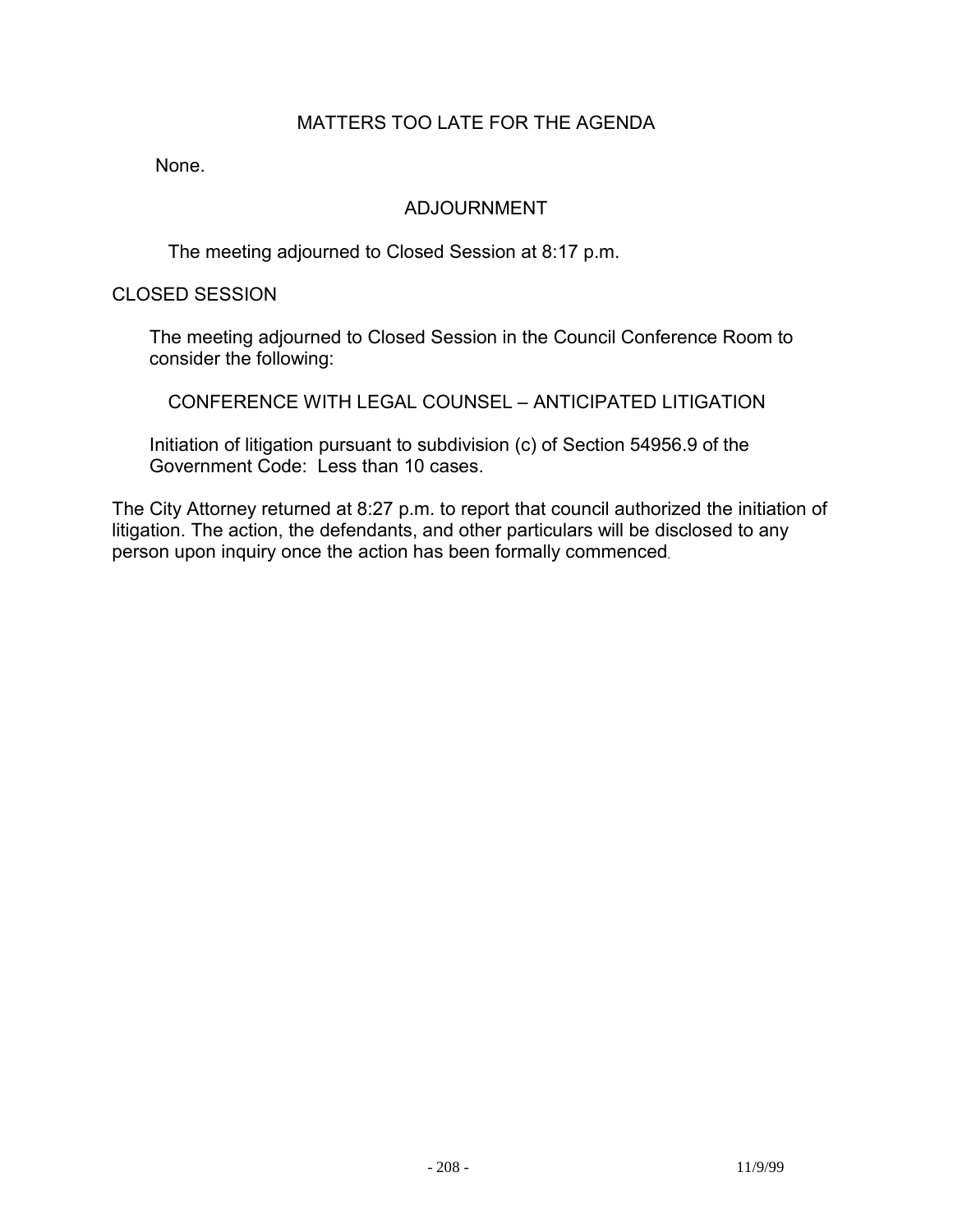## MATTERS TOO LATE FOR THE AGENDA

None.

## ADJOURNMENT

The meeting adjourned to Closed Session at 8:17 p.m.

CLOSED SESSION

The meeting adjourned to Closed Session in the Council Conference Room to consider the following:

CONFERENCE WITH LEGAL COUNSEL – ANTICIPATED LITIGATION

Initiation of litigation pursuant to subdivision (c) of Section 54956.9 of the Government Code: Less than 10 cases.

The City Attorney returned at 8:27 p.m. to report that council authorized the initiation of litigation. The action, the defendants, and other particulars will be disclosed to any person upon inquiry once the action has been formally commenced.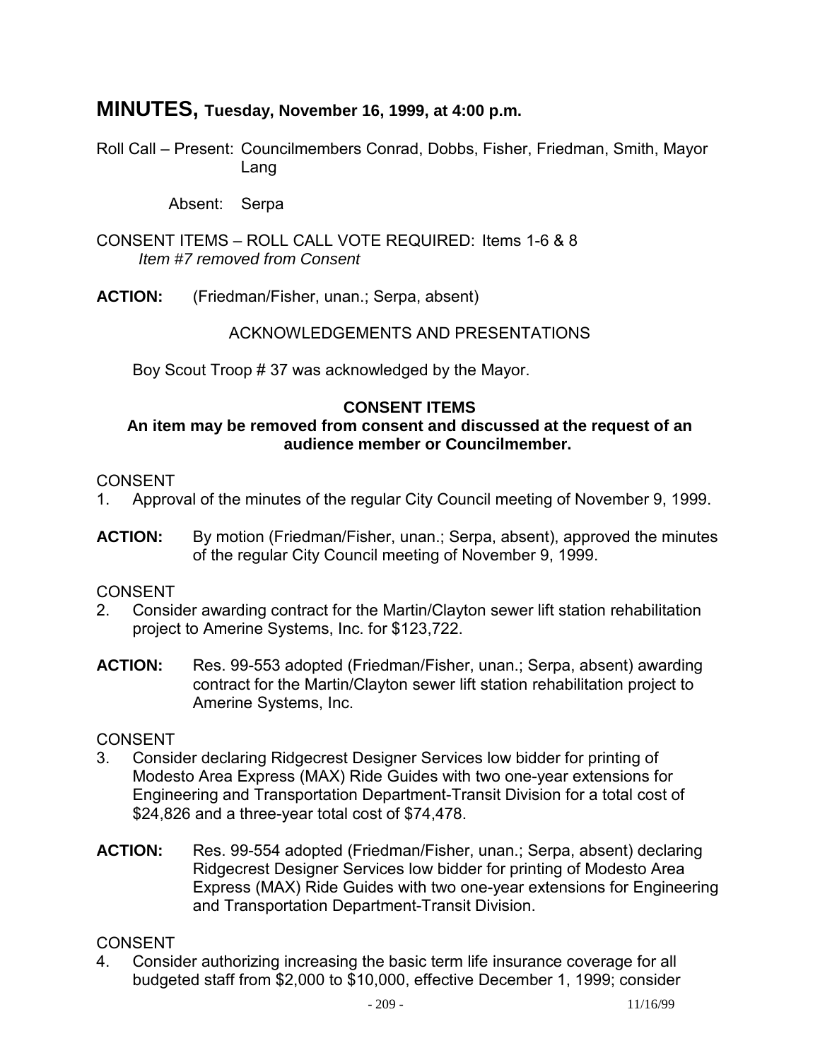# MINUTES, Tuesday, November 16, 1999, at 4:00 p.m.

Roll Call – Present: Councilmembers Conrad, Dobbs, Fisher, Friedman, Smith, Mayor Lang

Absent: Serpa

CONSENT ITEMS – ROLL CALL VOTE REQUIRED: Items 1-6 & 8
*Item #7 removed from Consent*

**ACTION:** (Friedman/Fisher, unan.; Serpa, absent)

ACKNOWLEDGEMENTS AND PRESENTATIONS

Boy Scout Troop # 37 was acknowledged by the Mayor.

**CONSENT ITEMS**
**An item may be removed from consent and discussed at the request of an audience member or Councilmember.**

CONSENT
1. Approval of the minutes of the regular City Council meeting of November 9, 1999.

**ACTION:** By motion (Friedman/Fisher, unan.; Serpa, absent), approved the minutes of the regular City Council meeting of November 9, 1999.

CONSENT
2. Consider awarding contract for the Martin/Clayton sewer lift station rehabilitation project to Amerine Systems, Inc. for $123,722.

**ACTION:** Res. 99-553 adopted (Friedman/Fisher, unan.; Serpa, absent) awarding contract for the Martin/Clayton sewer lift station rehabilitation project to Amerine Systems, Inc.

CONSENT
3. Consider declaring Ridgecrest Designer Services low bidder for printing of Modesto Area Express (MAX) Ride Guides with two one-year extensions for Engineering and Transportation Department-Transit Division for a total cost of $24,826 and a three-year total cost of $74,478.

**ACTION:** Res. 99-554 adopted (Friedman/Fisher, unan.; Serpa, absent) declaring Ridgecrest Designer Services low bidder for printing of Modesto Area Express (MAX) Ride Guides with two one-year extensions for Engineering and Transportation Department-Transit Division.

CONSENT
4. Consider authorizing increasing the basic term life insurance coverage for all budgeted staff from $2,000 to $10,000, effective December 1, 1999; consider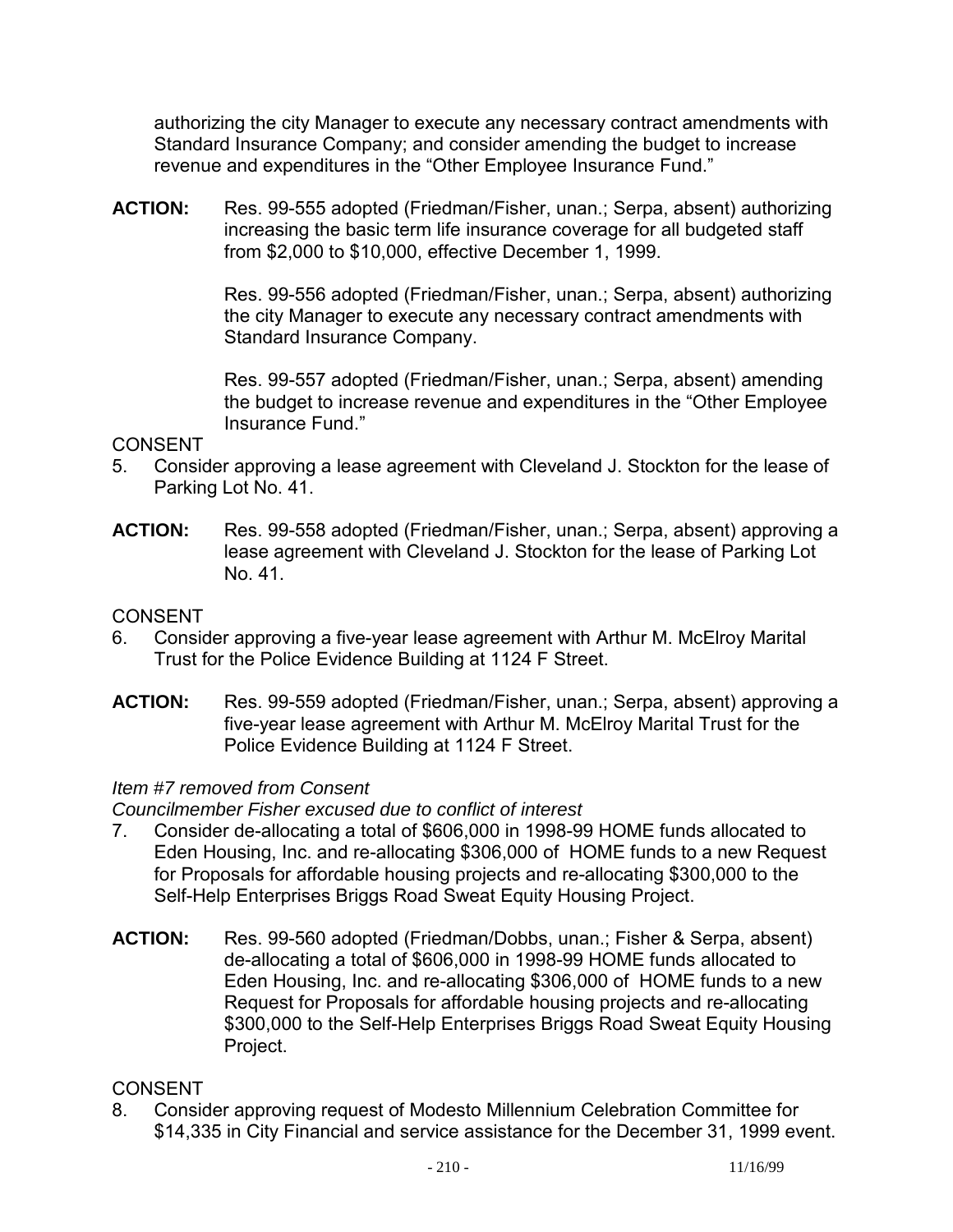authorizing the city Manager to execute any necessary contract amendments with Standard Insurance Company; and consider amending the budget to increase revenue and expenditures in the "Other Employee Insurance Fund."

**ACTION:** Res. 99-555 adopted (Friedman/Fisher, unan.; Serpa, absent) authorizing increasing the basic term life insurance coverage for all budgeted staff from $2,000 to $10,000, effective December 1, 1999.

Res. 99-556 adopted (Friedman/Fisher, unan.; Serpa, absent) authorizing the city Manager to execute any necessary contract amendments with Standard Insurance Company.

Res. 99-557 adopted (Friedman/Fisher, unan.; Serpa, absent) amending the budget to increase revenue and expenditures in the "Other Employee Insurance Fund."

CONSENT

5. Consider approving a lease agreement with Cleveland J. Stockton for the lease of Parking Lot No. 41.

**ACTION:** Res. 99-558 adopted (Friedman/Fisher, unan.; Serpa, absent) approving a lease agreement with Cleveland J. Stockton for the lease of Parking Lot No. 41.

CONSENT

6. Consider approving a five-year lease agreement with Arthur M. McElroy Marital Trust for the Police Evidence Building at 1124 F Street.

**ACTION:** Res. 99-559 adopted (Friedman/Fisher, unan.; Serpa, absent) approving a five-year lease agreement with Arthur M. McElroy Marital Trust for the Police Evidence Building at 1124 F Street.

*Item #7 removed from Consent*

*Councilmember Fisher excused due to conflict of interest*

7. Consider de-allocating a total of $606,000 in 1998-99 HOME funds allocated to Eden Housing, Inc. and re-allocating $306,000 of HOME funds to a new Request for Proposals for affordable housing projects and re-allocating $300,000 to the Self-Help Enterprises Briggs Road Sweat Equity Housing Project.

**ACTION:** Res. 99-560 adopted (Friedman/Dobbs, unan.; Fisher & Serpa, absent) de-allocating a total of $606,000 in 1998-99 HOME funds allocated to Eden Housing, Inc. and re-allocating $306,000 of HOME funds to a new Request for Proposals for affordable housing projects and re-allocating $300,000 to the Self-Help Enterprises Briggs Road Sweat Equity Housing Project.

CONSENT

8. Consider approving request of Modesto Millennium Celebration Committee for $14,335 in City Financial and service assistance for the December 31, 1999 event.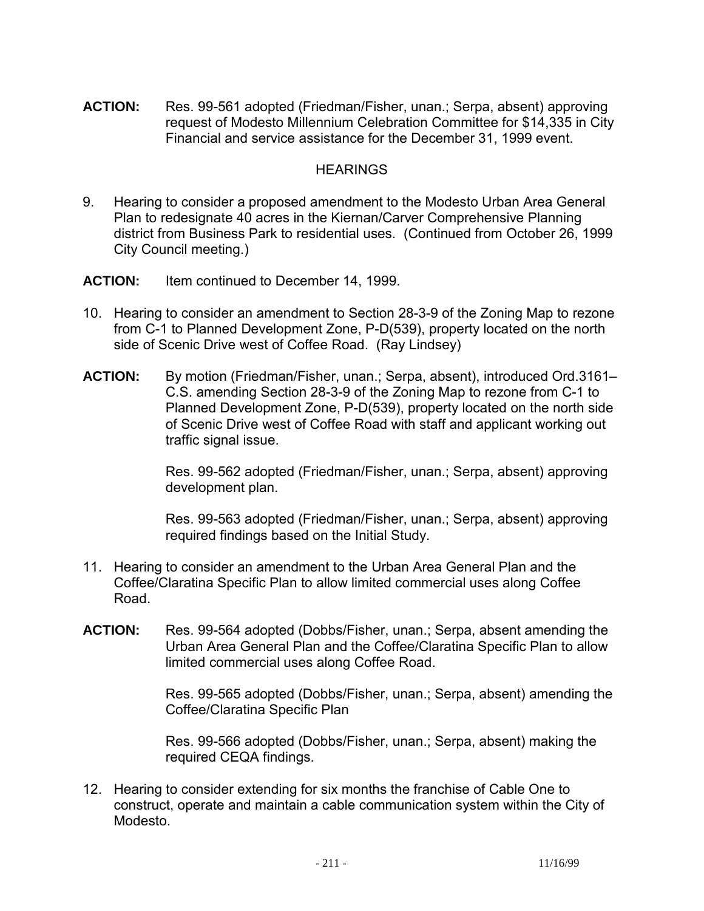**ACTION:** Res. 99-561 adopted (Friedman/Fisher, unan.; Serpa, absent) approving request of Modesto Millennium Celebration Committee for $14,335 in City Financial and service assistance for the December 31, 1999 event.

## HEARINGS

9. Hearing to consider a proposed amendment to the Modesto Urban Area General Plan to redesignate 40 acres in the Kiernan/Carver Comprehensive Planning district from Business Park to residential uses. (Continued from October 26, 1999 City Council meeting.)

**ACTION:** Item continued to December 14, 1999.

10. Hearing to consider an amendment to Section 28-3-9 of the Zoning Map to rezone from C-1 to Planned Development Zone, P-D(539), property located on the north side of Scenic Drive west of Coffee Road. (Ray Lindsey)

**ACTION:** By motion (Friedman/Fisher, unan.; Serpa, absent), introduced Ord.3161–C.S. amending Section 28-3-9 of the Zoning Map to rezone from C-1 to Planned Development Zone, P-D(539), property located on the north side of Scenic Drive west of Coffee Road with staff and applicant working out traffic signal issue.

Res. 99-562 adopted (Friedman/Fisher, unan.; Serpa, absent) approving development plan.

Res. 99-563 adopted (Friedman/Fisher, unan.; Serpa, absent) approving required findings based on the Initial Study.

11. Hearing to consider an amendment to the Urban Area General Plan and the Coffee/Claratina Specific Plan to allow limited commercial uses along Coffee Road.

**ACTION:** Res. 99-564 adopted (Dobbs/Fisher, unan.; Serpa, absent amending the Urban Area General Plan and the Coffee/Claratina Specific Plan to allow limited commercial uses along Coffee Road.

Res. 99-565 adopted (Dobbs/Fisher, unan.; Serpa, absent) amending the Coffee/Claratina Specific Plan

Res. 99-566 adopted (Dobbs/Fisher, unan.; Serpa, absent) making the required CEQA findings.

12. Hearing to consider extending for six months the franchise of Cable One to construct, operate and maintain a cable communication system within the City of Modesto.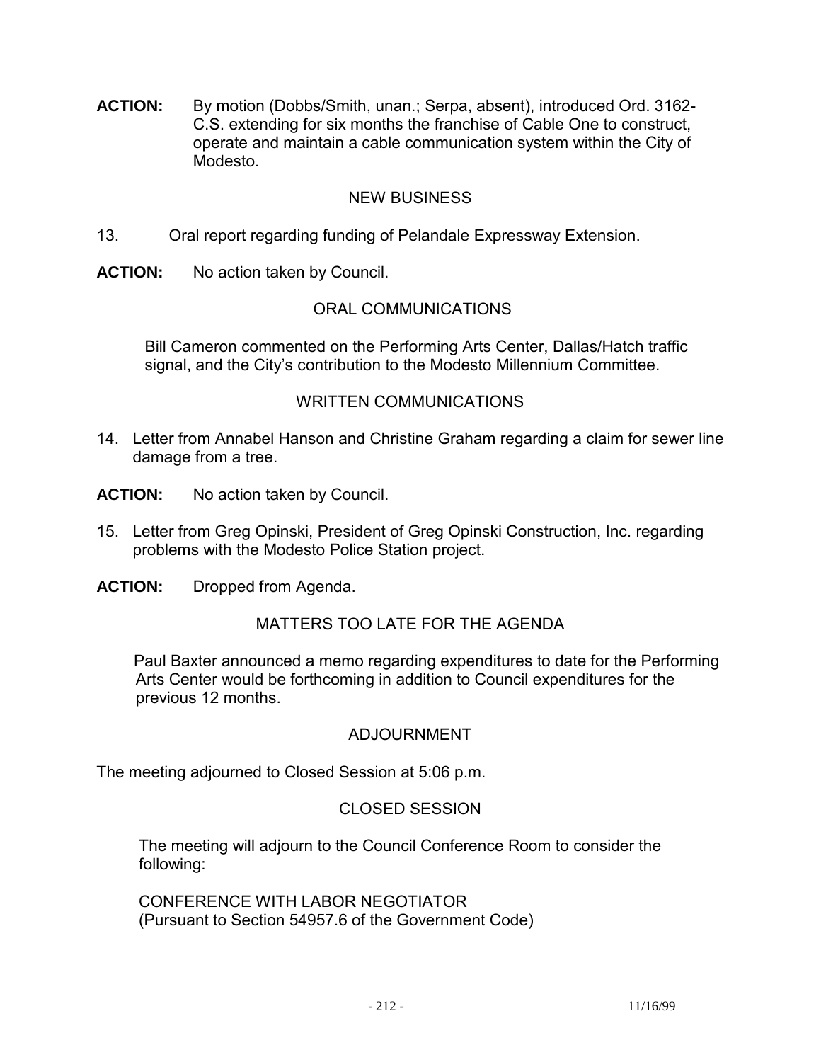**ACTION:** By motion (Dobbs/Smith, unan.; Serpa, absent), introduced Ord. 3162-C.S. extending for six months the franchise of Cable One to construct, operate and maintain a cable communication system within the City of Modesto.

## NEW BUSINESS

13. Oral report regarding funding of Pelandale Expressway Extension.

**ACTION:** No action taken by Council.

## ORAL COMMUNICATIONS

Bill Cameron commented on the Performing Arts Center, Dallas/Hatch traffic signal, and the City's contribution to the Modesto Millennium Committee.

## WRITTEN COMMUNICATIONS

14. Letter from Annabel Hanson and Christine Graham regarding a claim for sewer line damage from a tree.

**ACTION:** No action taken by Council.

15. Letter from Greg Opinski, President of Greg Opinski Construction, Inc. regarding problems with the Modesto Police Station project.

**ACTION:** Dropped from Agenda.

## MATTERS TOO LATE FOR THE AGENDA

Paul Baxter announced a memo regarding expenditures to date for the Performing Arts Center would be forthcoming in addition to Council expenditures for the previous 12 months.

## ADJOURNMENT

The meeting adjourned to Closed Session at 5:06 p.m.

## CLOSED SESSION

The meeting will adjourn to the Council Conference Room to consider the following:

CONFERENCE WITH LABOR NEGOTIATOR
(Pursuant to Section 54957.6 of the Government Code)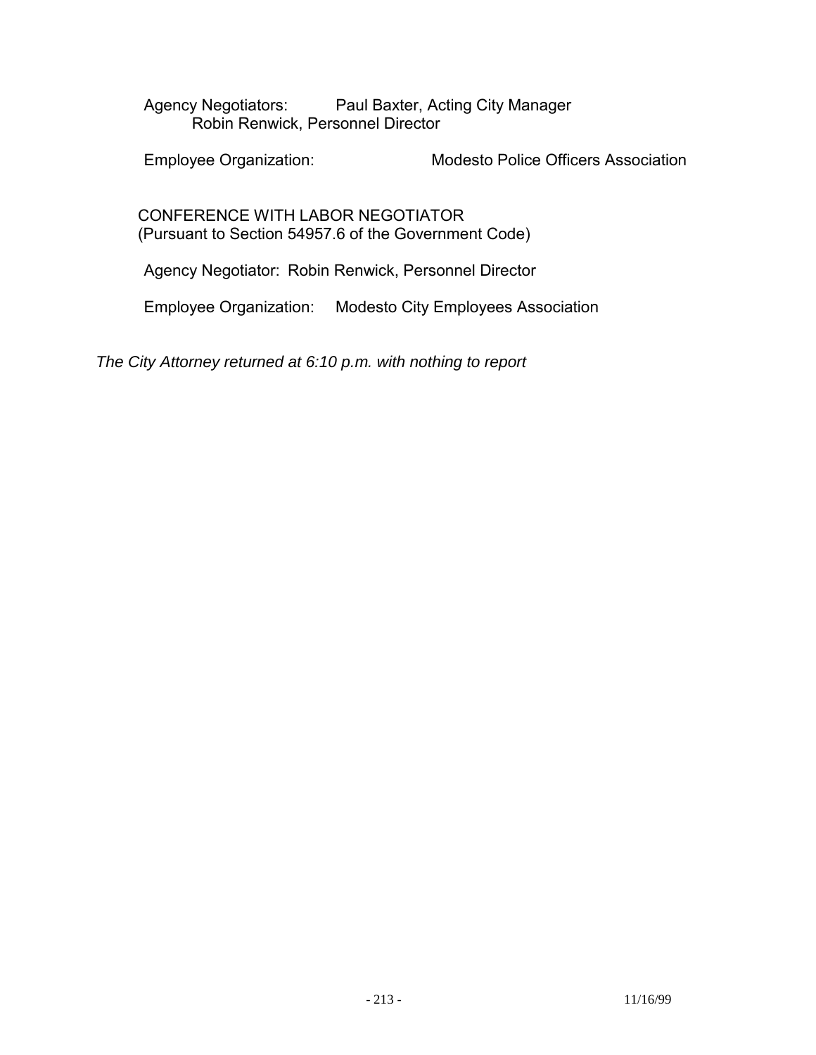Agency Negotiators: Paul Baxter, Acting City Manager
Robin Renwick, Personnel Director

Employee Organization: Modesto Police Officers Association

CONFERENCE WITH LABOR NEGOTIATOR
(Pursuant to Section 54957.6 of the Government Code)

Agency Negotiator: Robin Renwick, Personnel Director

Employee Organization: Modesto City Employees Association

*The City Attorney returned at 6:10 p.m. with nothing to report*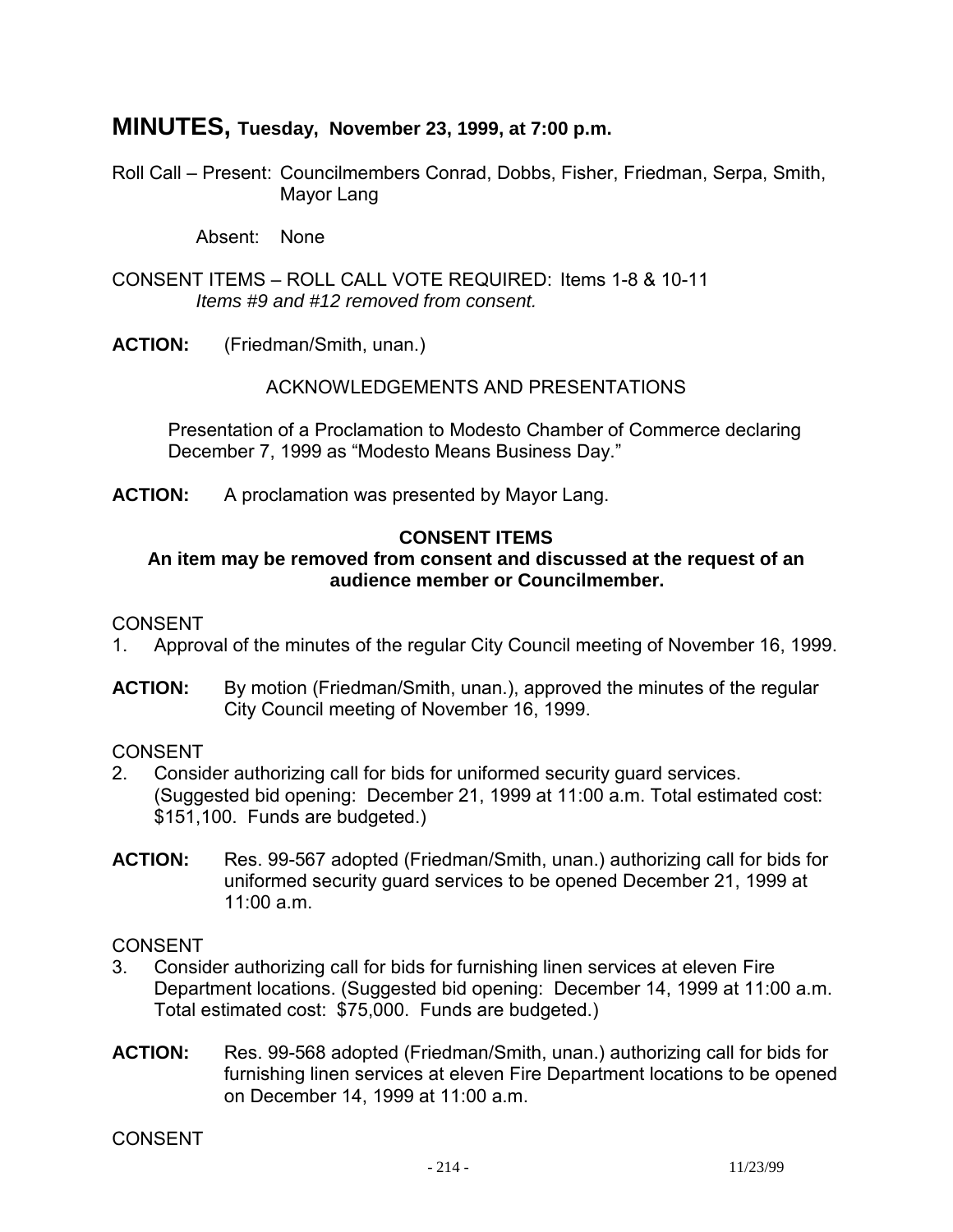# MINUTES, Tuesday, November 23, 1999, at 7:00 p.m.

Roll Call – Present: Councilmembers Conrad, Dobbs, Fisher, Friedman, Serpa, Smith, Mayor Lang

Absent: None

CONSENT ITEMS – ROLL CALL VOTE REQUIRED: Items 1-8 & 10-11
*Items #9 and #12 removed from consent.*

**ACTION:** (Friedman/Smith, unan.)

ACKNOWLEDGEMENTS AND PRESENTATIONS

Presentation of a Proclamation to Modesto Chamber of Commerce declaring December 7, 1999 as "Modesto Means Business Day."

**ACTION:** A proclamation was presented by Mayor Lang.

**CONSENT ITEMS**

**An item may be removed from consent and discussed at the request of an audience member or Councilmember.**

CONSENT

1. Approval of the minutes of the regular City Council meeting of November 16, 1999.

**ACTION:** By motion (Friedman/Smith, unan.), approved the minutes of the regular City Council meeting of November 16, 1999.

CONSENT

2. Consider authorizing call for bids for uniformed security guard services. (Suggested bid opening: December 21, 1999 at 11:00 a.m. Total estimated cost: $151,100. Funds are budgeted.)

**ACTION:** Res. 99-567 adopted (Friedman/Smith, unan.) authorizing call for bids for uniformed security guard services to be opened December 21, 1999 at 11:00 a.m.

CONSENT

3. Consider authorizing call for bids for furnishing linen services at eleven Fire Department locations. (Suggested bid opening: December 14, 1999 at 11:00 a.m. Total estimated cost: $75,000. Funds are budgeted.)

**ACTION:** Res. 99-568 adopted (Friedman/Smith, unan.) authorizing call for bids for furnishing linen services at eleven Fire Department locations to be opened on December 14, 1999 at 11:00 a.m.

CONSENT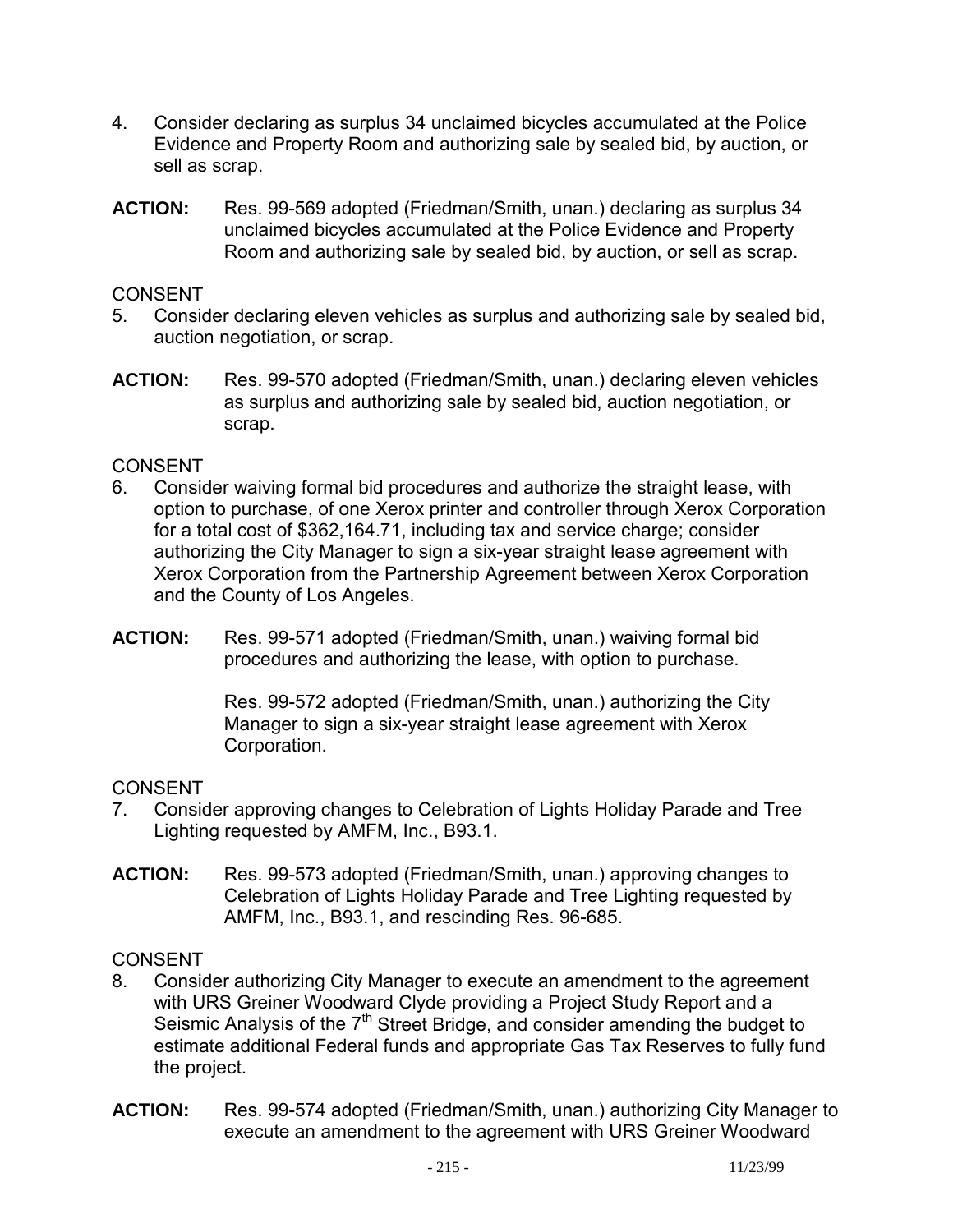4. Consider declaring as surplus 34 unclaimed bicycles accumulated at the Police Evidence and Property Room and authorizing sale by sealed bid, by auction, or sell as scrap.

**ACTION:** Res. 99-569 adopted (Friedman/Smith, unan.) declaring as surplus 34 unclaimed bicycles accumulated at the Police Evidence and Property Room and authorizing sale by sealed bid, by auction, or sell as scrap.

CONSENT

5. Consider declaring eleven vehicles as surplus and authorizing sale by sealed bid, auction negotiation, or scrap.

**ACTION:** Res. 99-570 adopted (Friedman/Smith, unan.) declaring eleven vehicles as surplus and authorizing sale by sealed bid, auction negotiation, or scrap.

CONSENT

6. Consider waiving formal bid procedures and authorize the straight lease, with option to purchase, of one Xerox printer and controller through Xerox Corporation for a total cost of $362,164.71, including tax and service charge; consider authorizing the City Manager to sign a six-year straight lease agreement with Xerox Corporation from the Partnership Agreement between Xerox Corporation and the County of Los Angeles.

**ACTION:** Res. 99-571 adopted (Friedman/Smith, unan.) waiving formal bid procedures and authorizing the lease, with option to purchase.

Res. 99-572 adopted (Friedman/Smith, unan.) authorizing the City Manager to sign a six-year straight lease agreement with Xerox Corporation.

CONSENT

7. Consider approving changes to Celebration of Lights Holiday Parade and Tree Lighting requested by AMFM, Inc., B93.1.

**ACTION:** Res. 99-573 adopted (Friedman/Smith, unan.) approving changes to Celebration of Lights Holiday Parade and Tree Lighting requested by AMFM, Inc., B93.1, and rescinding Res. 96-685.

CONSENT

8. Consider authorizing City Manager to execute an amendment to the agreement with URS Greiner Woodward Clyde providing a Project Study Report and a Seismic Analysis of the 7th Street Bridge, and consider amending the budget to estimate additional Federal funds and appropriate Gas Tax Reserves to fully fund the project.

**ACTION:** Res. 99-574 adopted (Friedman/Smith, unan.) authorizing City Manager to execute an amendment to the agreement with URS Greiner Woodward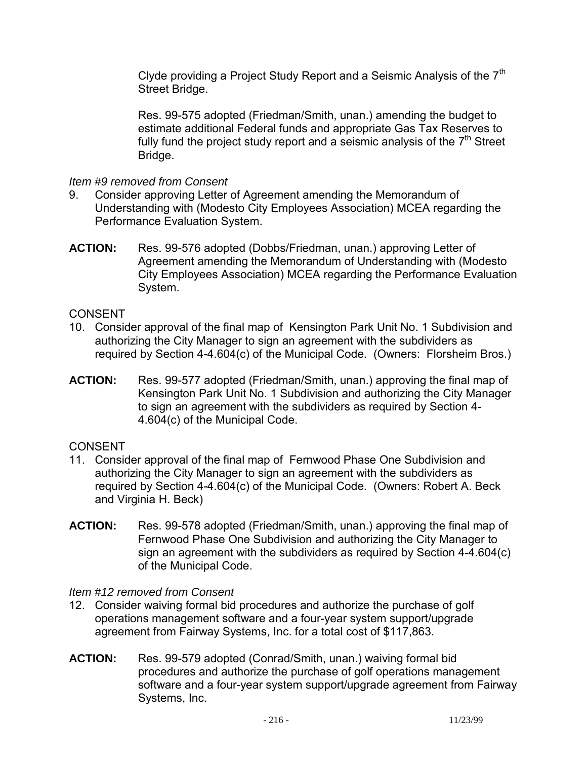Clyde providing a Project Study Report and a Seismic Analysis of the 7th Street Bridge.

Res. 99-575 adopted (Friedman/Smith, unan.) amending the budget to estimate additional Federal funds and appropriate Gas Tax Reserves to fully fund the project study report and a seismic analysis of the 7th Street Bridge.

*Item #9 removed from Consent*

9. Consider approving Letter of Agreement amending the Memorandum of Understanding with (Modesto City Employees Association) MCEA regarding the Performance Evaluation System.

**ACTION:** Res. 99-576 adopted (Dobbs/Friedman, unan.) approving Letter of Agreement amending the Memorandum of Understanding with (Modesto City Employees Association) MCEA regarding the Performance Evaluation System.

CONSENT

10. Consider approval of the final map of Kensington Park Unit No. 1 Subdivision and authorizing the City Manager to sign an agreement with the subdividers as required by Section 4-4.604(c) of the Municipal Code. (Owners: Florsheim Bros.)

**ACTION:** Res. 99-577 adopted (Friedman/Smith, unan.) approving the final map of Kensington Park Unit No. 1 Subdivision and authorizing the City Manager to sign an agreement with the subdividers as required by Section 4-4.604(c) of the Municipal Code.

CONSENT

11. Consider approval of the final map of Fernwood Phase One Subdivision and authorizing the City Manager to sign an agreement with the subdividers as required by Section 4-4.604(c) of the Municipal Code. (Owners: Robert A. Beck and Virginia H. Beck)

**ACTION:** Res. 99-578 adopted (Friedman/Smith, unan.) approving the final map of Fernwood Phase One Subdivision and authorizing the City Manager to sign an agreement with the subdividers as required by Section 4-4.604(c) of the Municipal Code.

*Item #12 removed from Consent*

12. Consider waiving formal bid procedures and authorize the purchase of golf operations management software and a four-year system support/upgrade agreement from Fairway Systems, Inc. for a total cost of $117,863.

**ACTION:** Res. 99-579 adopted (Conrad/Smith, unan.) waiving formal bid procedures and authorize the purchase of golf operations management software and a four-year system support/upgrade agreement from Fairway Systems, Inc.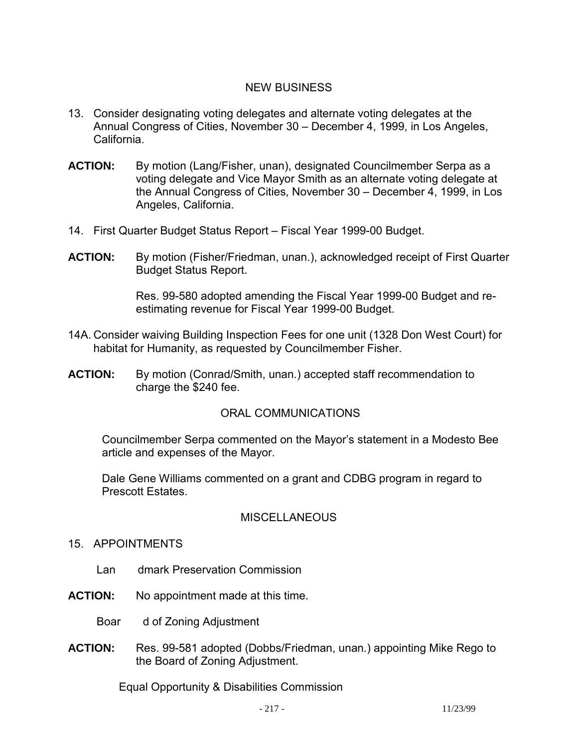## NEW BUSINESS

13. Consider designating voting delegates and alternate voting delegates at the Annual Congress of Cities, November 30 – December 4, 1999, in Los Angeles, California.

**ACTION:** By motion (Lang/Fisher, unan), designated Councilmember Serpa as a voting delegate and Vice Mayor Smith as an alternate voting delegate at the Annual Congress of Cities, November 30 – December 4, 1999, in Los Angeles, California.

14. First Quarter Budget Status Report – Fiscal Year 1999-00 Budget.

**ACTION:** By motion (Fisher/Friedman, unan.), acknowledged receipt of First Quarter Budget Status Report.

Res. 99-580 adopted amending the Fiscal Year 1999-00 Budget and re-estimating revenue for Fiscal Year 1999-00 Budget.

14A. Consider waiving Building Inspection Fees for one unit (1328 Don West Court) for habitat for Humanity, as requested by Councilmember Fisher.

**ACTION:** By motion (Conrad/Smith, unan.) accepted staff recommendation to charge the $240 fee.

## ORAL COMMUNICATIONS

Councilmember Serpa commented on the Mayor's statement in a Modesto Bee article and expenses of the Mayor.

Dale Gene Williams commented on a grant and CDBG program in regard to Prescott Estates.

## MISCELLANEOUS

15. APPOINTMENTS

Lan dmark Preservation Commission

**ACTION:** No appointment made at this time.

Boar d of Zoning Adjustment

**ACTION:** Res. 99-581 adopted (Dobbs/Friedman, unan.) appointing Mike Rego to the Board of Zoning Adjustment.

Equal Opportunity & Disabilities Commission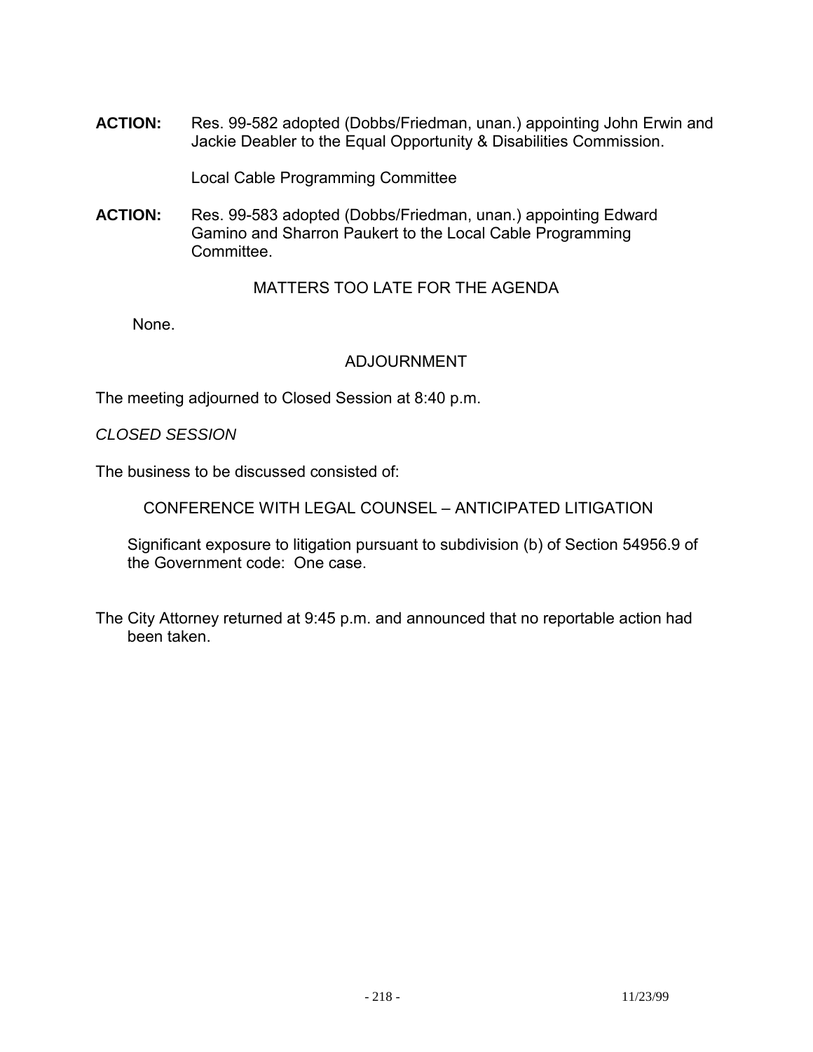**ACTION:** Res. 99-582 adopted (Dobbs/Friedman, unan.) appointing John Erwin and Jackie Deabler to the Equal Opportunity & Disabilities Commission.

Local Cable Programming Committee

**ACTION:** Res. 99-583 adopted (Dobbs/Friedman, unan.) appointing Edward Gamino and Sharron Paukert to the Local Cable Programming Committee.

MATTERS TOO LATE FOR THE AGENDA

None.

ADJOURNMENT

The meeting adjourned to Closed Session at 8:40 p.m.

*CLOSED SESSION*

The business to be discussed consisted of:

CONFERENCE WITH LEGAL COUNSEL – ANTICIPATED LITIGATION

Significant exposure to litigation pursuant to subdivision (b) of Section 54956.9 of the Government code: One case.

The City Attorney returned at 9:45 p.m. and announced that no reportable action had been taken.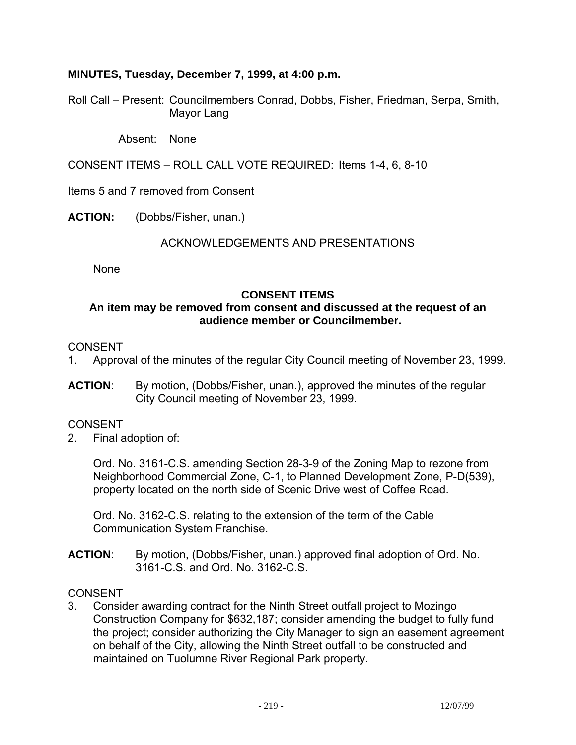**MINUTES, Tuesday, December 7, 1999, at 4:00 p.m.**

Roll Call – Present: Councilmembers Conrad, Dobbs, Fisher, Friedman, Serpa, Smith, Mayor Lang

Absent: None

CONSENT ITEMS – ROLL CALL VOTE REQUIRED: Items 1-4, 6, 8-10

Items 5 and 7 removed from Consent

**ACTION:** (Dobbs/Fisher, unan.)

ACKNOWLEDGEMENTS AND PRESENTATIONS

None

**CONSENT ITEMS**

**An item may be removed from consent and discussed at the request of an audience member or Councilmember.**

CONSENT

1. Approval of the minutes of the regular City Council meeting of November 23, 1999.

**ACTION**: By motion, (Dobbs/Fisher, unan.), approved the minutes of the regular City Council meeting of November 23, 1999.

CONSENT

2. Final adoption of:

   Ord. No. 3161-C.S. amending Section 28-3-9 of the Zoning Map to rezone from Neighborhood Commercial Zone, C-1, to Planned Development Zone, P-D(539), property located on the north side of Scenic Drive west of Coffee Road.

   Ord. No. 3162-C.S. relating to the extension of the term of the Cable Communication System Franchise.

**ACTION**: By motion, (Dobbs/Fisher, unan.) approved final adoption of Ord. No. 3161-C.S. and Ord. No. 3162-C.S.

CONSENT

3. Consider awarding contract for the Ninth Street outfall project to Mozingo Construction Company for $632,187; consider amending the budget to fully fund the project; consider authorizing the City Manager to sign an easement agreement on behalf of the City, allowing the Ninth Street outfall to be constructed and maintained on Tuolumne River Regional Park property.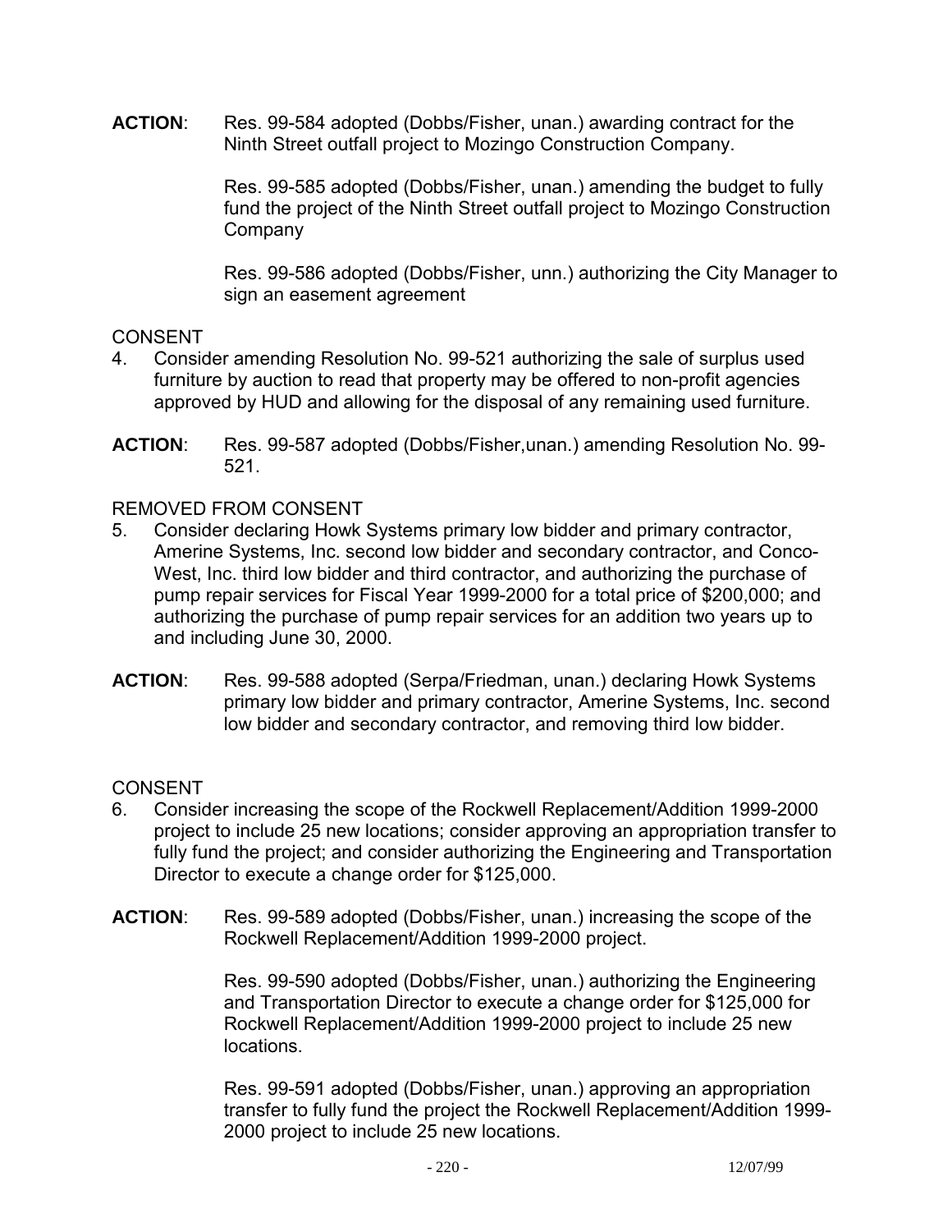**ACTION**: Res. 99-584 adopted (Dobbs/Fisher, unan.) awarding contract for the Ninth Street outfall project to Mozingo Construction Company.

Res. 99-585 adopted (Dobbs/Fisher, unan.) amending the budget to fully fund the project of the Ninth Street outfall project to Mozingo Construction Company

Res. 99-586 adopted (Dobbs/Fisher, unn.) authorizing the City Manager to sign an easement agreement

CONSENT

4. Consider amending Resolution No. 99-521 authorizing the sale of surplus used furniture by auction to read that property may be offered to non-profit agencies approved by HUD and allowing for the disposal of any remaining used furniture.

**ACTION**: Res. 99-587 adopted (Dobbs/Fisher,unan.) amending Resolution No. 99-521.

REMOVED FROM CONSENT

5. Consider declaring Howk Systems primary low bidder and primary contractor, Amerine Systems, Inc. second low bidder and secondary contractor, and Conco-West, Inc. third low bidder and third contractor, and authorizing the purchase of pump repair services for Fiscal Year 1999-2000 for a total price of \$200,000; and authorizing the purchase of pump repair services for an addition two years up to and including June 30, 2000.

**ACTION**: Res. 99-588 adopted (Serpa/Friedman, unan.) declaring Howk Systems primary low bidder and primary contractor, Amerine Systems, Inc. second low bidder and secondary contractor, and removing third low bidder.

CONSENT

6. Consider increasing the scope of the Rockwell Replacement/Addition 1999-2000 project to include 25 new locations; consider approving an appropriation transfer to fully fund the project; and consider authorizing the Engineering and Transportation Director to execute a change order for \$125,000.

**ACTION**: Res. 99-589 adopted (Dobbs/Fisher, unan.) increasing the scope of the Rockwell Replacement/Addition 1999-2000 project.

Res. 99-590 adopted (Dobbs/Fisher, unan.) authorizing the Engineering and Transportation Director to execute a change order for \$125,000 for Rockwell Replacement/Addition 1999-2000 project to include 25 new locations.

Res. 99-591 adopted (Dobbs/Fisher, unan.) approving an appropriation transfer to fully fund the project the Rockwell Replacement/Addition 1999-2000 project to include 25 new locations.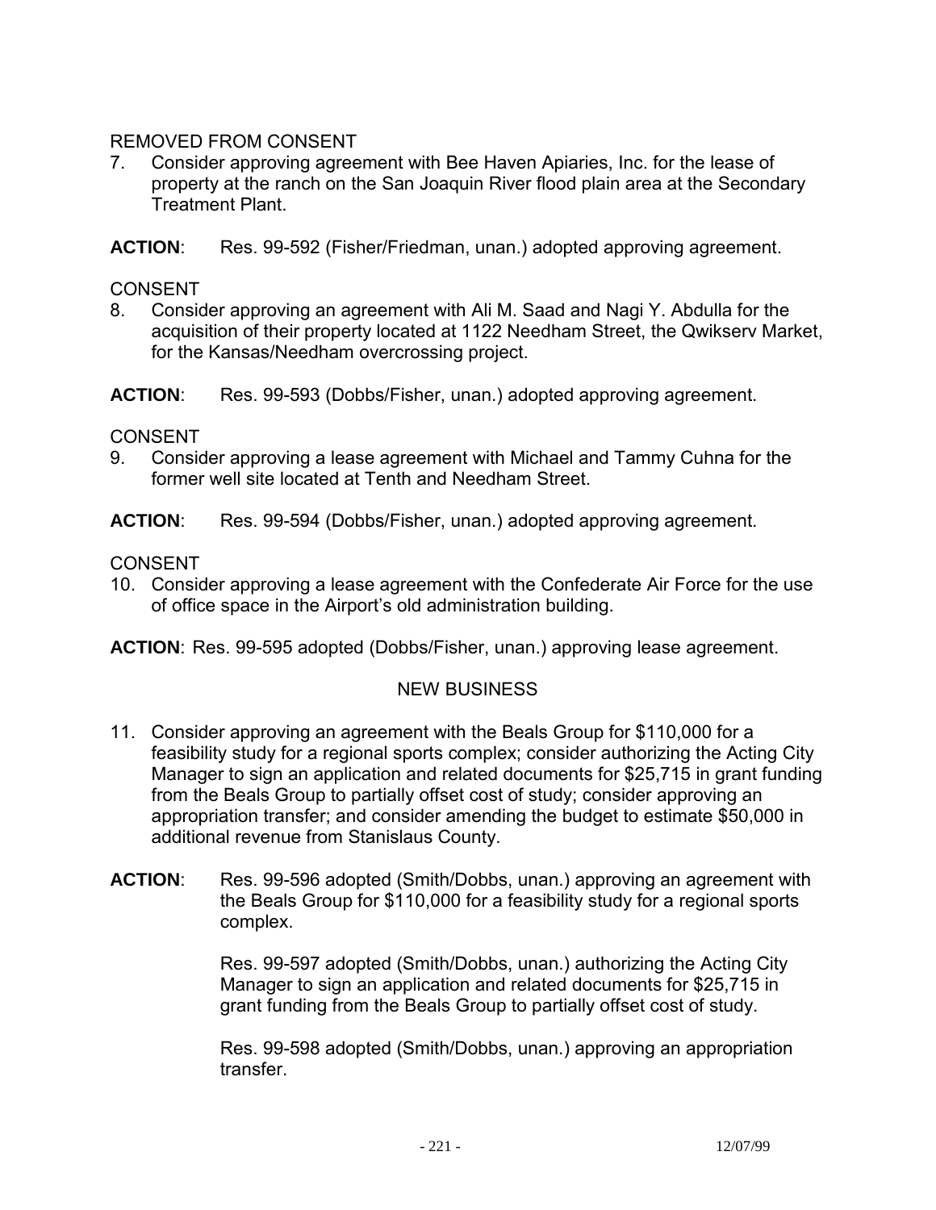REMOVED FROM CONSENT

7. Consider approving agreement with Bee Haven Apiaries, Inc. for the lease of property at the ranch on the San Joaquin River flood plain area at the Secondary Treatment Plant.

**ACTION**: Res. 99-592 (Fisher/Friedman, unan.) adopted approving agreement.

CONSENT

8. Consider approving an agreement with Ali M. Saad and Nagi Y. Abdulla for the acquisition of their property located at 1122 Needham Street, the Qwikserv Market, for the Kansas/Needham overcrossing project.

**ACTION**: Res. 99-593 (Dobbs/Fisher, unan.) adopted approving agreement.

CONSENT

9. Consider approving a lease agreement with Michael and Tammy Cuhna for the former well site located at Tenth and Needham Street.

**ACTION**: Res. 99-594 (Dobbs/Fisher, unan.) adopted approving agreement.

CONSENT

10. Consider approving a lease agreement with the Confederate Air Force for the use of office space in the Airport's old administration building.

**ACTION**: Res. 99-595 adopted (Dobbs/Fisher, unan.) approving lease agreement.

NEW BUSINESS

11. Consider approving an agreement with the Beals Group for $110,000 for a feasibility study for a regional sports complex; consider authorizing the Acting City Manager to sign an application and related documents for $25,715 in grant funding from the Beals Group to partially offset cost of study; consider approving an appropriation transfer; and consider amending the budget to estimate $50,000 in additional revenue from Stanislaus County.

**ACTION**: Res. 99-596 adopted (Smith/Dobbs, unan.) approving an agreement with the Beals Group for $110,000 for a feasibility study for a regional sports complex.

Res. 99-597 adopted (Smith/Dobbs, unan.) authorizing the Acting City Manager to sign an application and related documents for $25,715 in grant funding from the Beals Group to partially offset cost of study.

Res. 99-598 adopted (Smith/Dobbs, unan.) approving an appropriation transfer.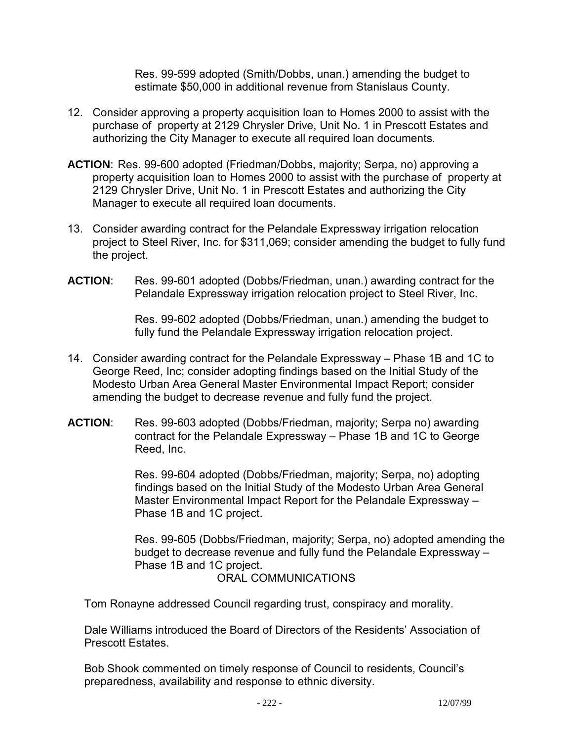Res. 99-599 adopted (Smith/Dobbs, unan.) amending the budget to estimate $50,000 in additional revenue from Stanislaus County.

12. Consider approving a property acquisition loan to Homes 2000 to assist with the purchase of property at 2129 Chrysler Drive, Unit No. 1 in Prescott Estates and authorizing the City Manager to execute all required loan documents.

**ACTION**: Res. 99-600 adopted (Friedman/Dobbs, majority; Serpa, no) approving a property acquisition loan to Homes 2000 to assist with the purchase of property at 2129 Chrysler Drive, Unit No. 1 in Prescott Estates and authorizing the City Manager to execute all required loan documents.

13. Consider awarding contract for the Pelandale Expressway irrigation relocation project to Steel River, Inc. for $311,069; consider amending the budget to fully fund the project.

**ACTION**: Res. 99-601 adopted (Dobbs/Friedman, unan.) awarding contract for the Pelandale Expressway irrigation relocation project to Steel River, Inc.

Res. 99-602 adopted (Dobbs/Friedman, unan.) amending the budget to fully fund the Pelandale Expressway irrigation relocation project.

14. Consider awarding contract for the Pelandale Expressway – Phase 1B and 1C to George Reed, Inc; consider adopting findings based on the Initial Study of the Modesto Urban Area General Master Environmental Impact Report; consider amending the budget to decrease revenue and fully fund the project.

**ACTION**: Res. 99-603 adopted (Dobbs/Friedman, majority; Serpa no) awarding contract for the Pelandale Expressway – Phase 1B and 1C to George Reed, Inc.

Res. 99-604 adopted (Dobbs/Friedman, majority; Serpa, no) adopting findings based on the Initial Study of the Modesto Urban Area General Master Environmental Impact Report for the Pelandale Expressway – Phase 1B and 1C project.

Res. 99-605 (Dobbs/Friedman, majority; Serpa, no) adopted amending the budget to decrease revenue and fully fund the Pelandale Expressway – Phase 1B and 1C project.

## ORAL COMMUNICATIONS

Tom Ronayne addressed Council regarding trust, conspiracy and morality.

Dale Williams introduced the Board of Directors of the Residents' Association of Prescott Estates.

Bob Shook commented on timely response of Council to residents, Council's preparedness, availability and response to ethnic diversity.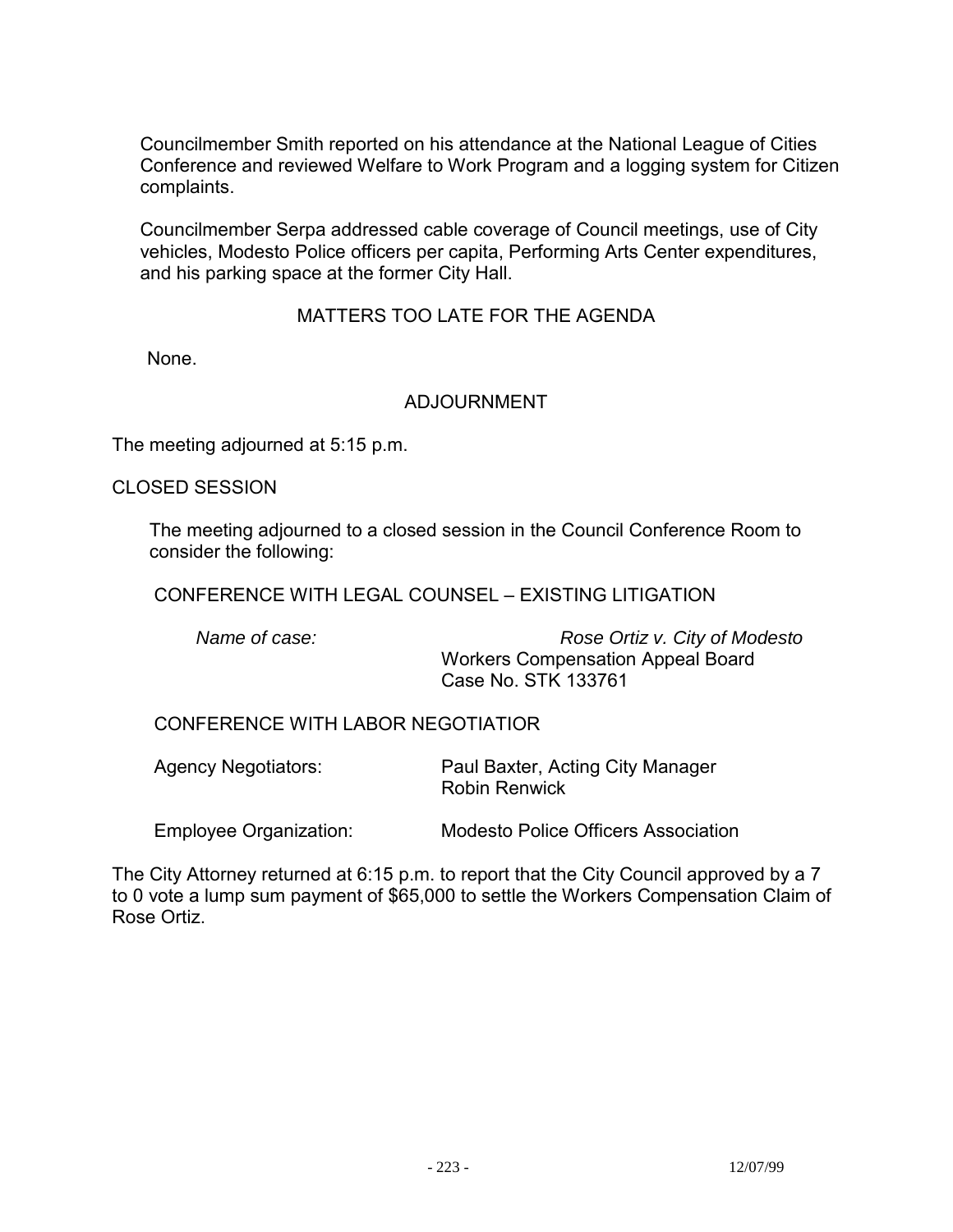Councilmember Smith reported on his attendance at the National League of Cities Conference and reviewed Welfare to Work Program and a logging system for Citizen complaints.

Councilmember Serpa addressed cable coverage of Council meetings, use of City vehicles, Modesto Police officers per capita, Performing Arts Center expenditures, and his parking space at the former City Hall.

## MATTERS TOO LATE FOR THE AGENDA

None.

## ADJOURNMENT

The meeting adjourned at 5:15 p.m.

CLOSED SESSION

The meeting adjourned to a closed session in the Council Conference Room to consider the following:

CONFERENCE WITH LEGAL COUNSEL – EXISTING LITIGATION

*Name of case:* *Rose Ortiz v. City of Modesto*
Workers Compensation Appeal Board
Case No. STK 133761

CONFERENCE WITH LABOR NEGOTIATIOR

Agency Negotiators: Paul Baxter, Acting City Manager
Robin Renwick

Employee Organization: Modesto Police Officers Association

The City Attorney returned at 6:15 p.m. to report that the City Council approved by a 7 to 0 vote a lump sum payment of $65,000 to settle the Workers Compensation Claim of Rose Ortiz.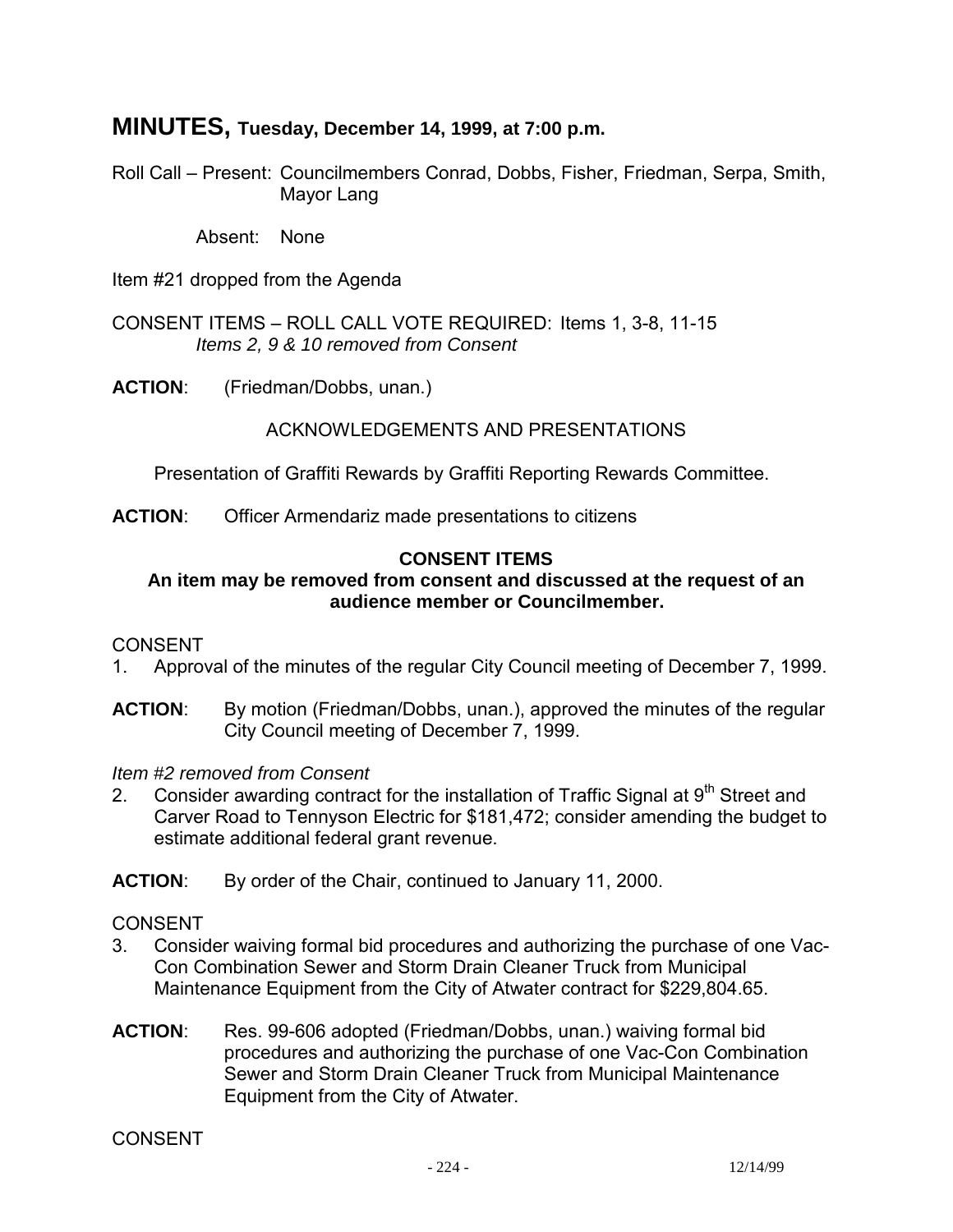# MINUTES, Tuesday, December 14, 1999, at 7:00 p.m.

Roll Call – Present: Councilmembers Conrad, Dobbs, Fisher, Friedman, Serpa, Smith, Mayor Lang

Absent: None

Item #21 dropped from the Agenda

CONSENT ITEMS – ROLL CALL VOTE REQUIRED: Items 1, 3-8, 11-15
*Items 2, 9 & 10 removed from Consent*

**ACTION**: (Friedman/Dobbs, unan.)

ACKNOWLEDGEMENTS AND PRESENTATIONS

Presentation of Graffiti Rewards by Graffiti Reporting Rewards Committee.

**ACTION**: Officer Armendariz made presentations to citizens

**CONSENT ITEMS**

**An item may be removed from consent and discussed at the request of an audience member or Councilmember.**

CONSENT

1. Approval of the minutes of the regular City Council meeting of December 7, 1999.

**ACTION**: By motion (Friedman/Dobbs, unan.), approved the minutes of the regular City Council meeting of December 7, 1999.

*Item #2 removed from Consent*

2. Consider awarding contract for the installation of Traffic Signal at 9th Street and Carver Road to Tennyson Electric for $181,472; consider amending the budget to estimate additional federal grant revenue.

**ACTION**: By order of the Chair, continued to January 11, 2000.

CONSENT

3. Consider waiving formal bid procedures and authorizing the purchase of one Vac-Con Combination Sewer and Storm Drain Cleaner Truck from Municipal Maintenance Equipment from the City of Atwater contract for $229,804.65.

**ACTION**: Res. 99-606 adopted (Friedman/Dobbs, unan.) waiving formal bid procedures and authorizing the purchase of one Vac-Con Combination Sewer and Storm Drain Cleaner Truck from Municipal Maintenance Equipment from the City of Atwater.

CONSENT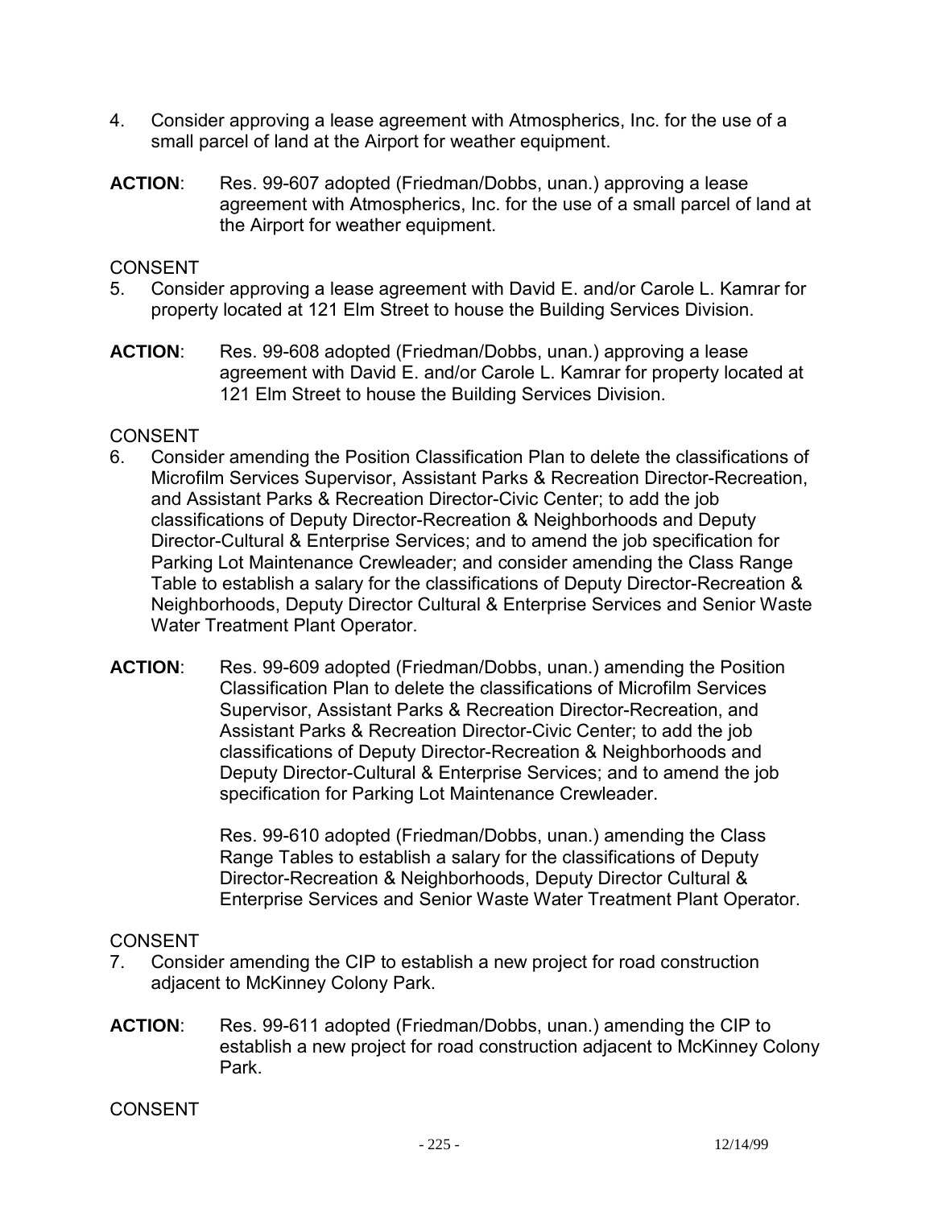4. Consider approving a lease agreement with Atmospherics, Inc. for the use of a small parcel of land at the Airport for weather equipment.

**ACTION**: Res. 99-607 adopted (Friedman/Dobbs, unan.) approving a lease agreement with Atmospherics, Inc. for the use of a small parcel of land at the Airport for weather equipment.

CONSENT

5. Consider approving a lease agreement with David E. and/or Carole L. Kamrar for property located at 121 Elm Street to house the Building Services Division.

**ACTION**: Res. 99-608 adopted (Friedman/Dobbs, unan.) approving a lease agreement with David E. and/or Carole L. Kamrar for property located at 121 Elm Street to house the Building Services Division.

CONSENT

6. Consider amending the Position Classification Plan to delete the classifications of Microfilm Services Supervisor, Assistant Parks & Recreation Director-Recreation, and Assistant Parks & Recreation Director-Civic Center; to add the job classifications of Deputy Director-Recreation & Neighborhoods and Deputy Director-Cultural & Enterprise Services; and to amend the job specification for Parking Lot Maintenance Crewleader; and consider amending the Class Range Table to establish a salary for the classifications of Deputy Director-Recreation & Neighborhoods, Deputy Director Cultural & Enterprise Services and Senior Waste Water Treatment Plant Operator.

**ACTION**: Res. 99-609 adopted (Friedman/Dobbs, unan.) amending the Position Classification Plan to delete the classifications of Microfilm Services Supervisor, Assistant Parks & Recreation Director-Recreation, and Assistant Parks & Recreation Director-Civic Center; to add the job classifications of Deputy Director-Recreation & Neighborhoods and Deputy Director-Cultural & Enterprise Services; and to amend the job specification for Parking Lot Maintenance Crewleader.

Res. 99-610 adopted (Friedman/Dobbs, unan.) amending the Class Range Tables to establish a salary for the classifications of Deputy Director-Recreation & Neighborhoods, Deputy Director Cultural & Enterprise Services and Senior Waste Water Treatment Plant Operator.

CONSENT

7. Consider amending the CIP to establish a new project for road construction adjacent to McKinney Colony Park.

**ACTION**: Res. 99-611 adopted (Friedman/Dobbs, unan.) amending the CIP to establish a new project for road construction adjacent to McKinney Colony Park.

CONSENT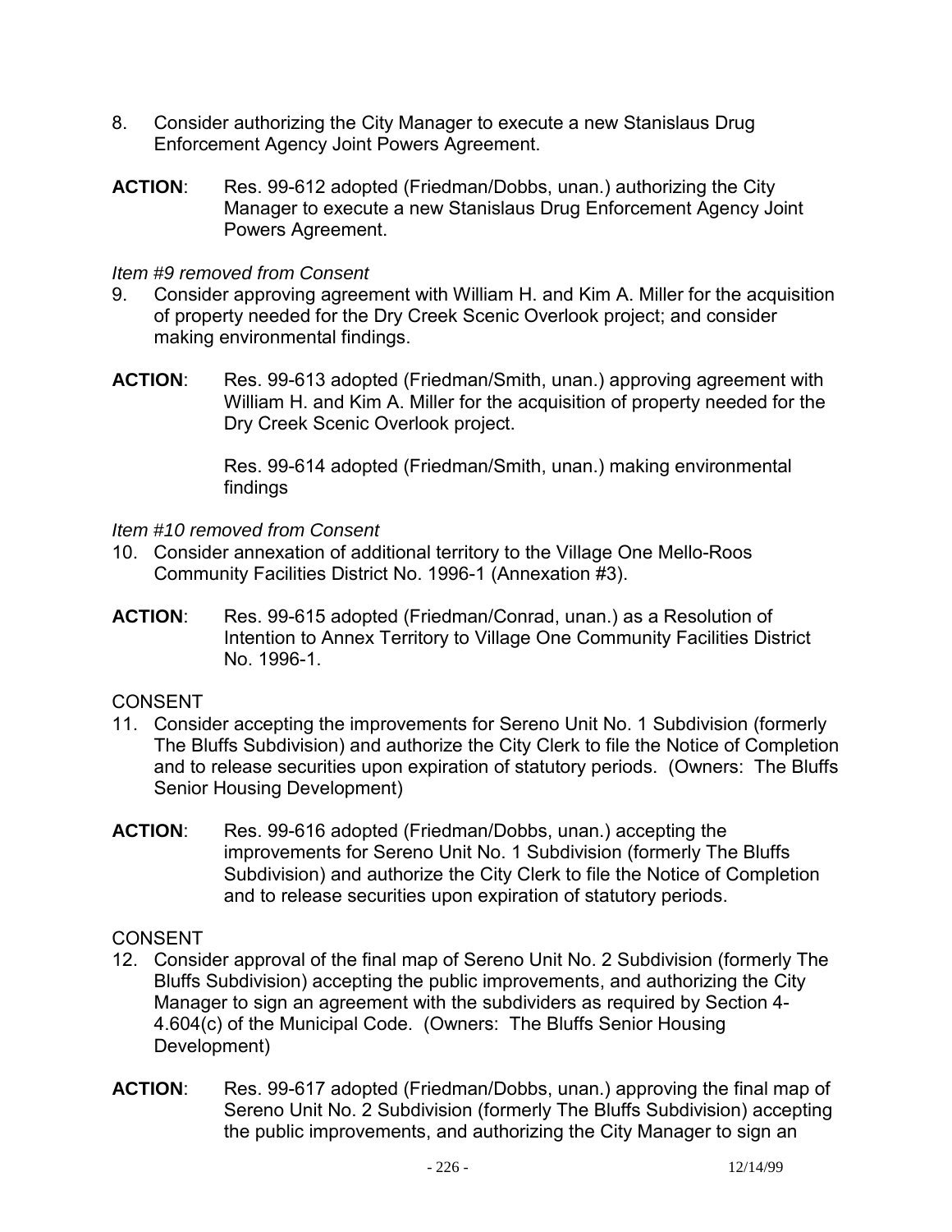8. Consider authorizing the City Manager to execute a new Stanislaus Drug Enforcement Agency Joint Powers Agreement.

**ACTION**: Res. 99-612 adopted (Friedman/Dobbs, unan.) authorizing the City Manager to execute a new Stanislaus Drug Enforcement Agency Joint Powers Agreement.

*Item #9 removed from Consent*

9. Consider approving agreement with William H. and Kim A. Miller for the acquisition of property needed for the Dry Creek Scenic Overlook project; and consider making environmental findings.

**ACTION**: Res. 99-613 adopted (Friedman/Smith, unan.) approving agreement with William H. and Kim A. Miller for the acquisition of property needed for the Dry Creek Scenic Overlook project.

Res. 99-614 adopted (Friedman/Smith, unan.) making environmental findings

*Item #10 removed from Consent*

10. Consider annexation of additional territory to the Village One Mello-Roos Community Facilities District No. 1996-1 (Annexation #3).

**ACTION**: Res. 99-615 adopted (Friedman/Conrad, unan.) as a Resolution of Intention to Annex Territory to Village One Community Facilities District No. 1996-1.

CONSENT

11. Consider accepting the improvements for Sereno Unit No. 1 Subdivision (formerly The Bluffs Subdivision) and authorize the City Clerk to file the Notice of Completion and to release securities upon expiration of statutory periods. (Owners: The Bluffs Senior Housing Development)

**ACTION**: Res. 99-616 adopted (Friedman/Dobbs, unan.) accepting the improvements for Sereno Unit No. 1 Subdivision (formerly The Bluffs Subdivision) and authorize the City Clerk to file the Notice of Completion and to release securities upon expiration of statutory periods.

CONSENT

12. Consider approval of the final map of Sereno Unit No. 2 Subdivision (formerly The Bluffs Subdivision) accepting the public improvements, and authorizing the City Manager to sign an agreement with the subdividers as required by Section 4-4.604(c) of the Municipal Code. (Owners: The Bluffs Senior Housing Development)

**ACTION**: Res. 99-617 adopted (Friedman/Dobbs, unan.) approving the final map of Sereno Unit No. 2 Subdivision (formerly The Bluffs Subdivision) accepting the public improvements, and authorizing the City Manager to sign an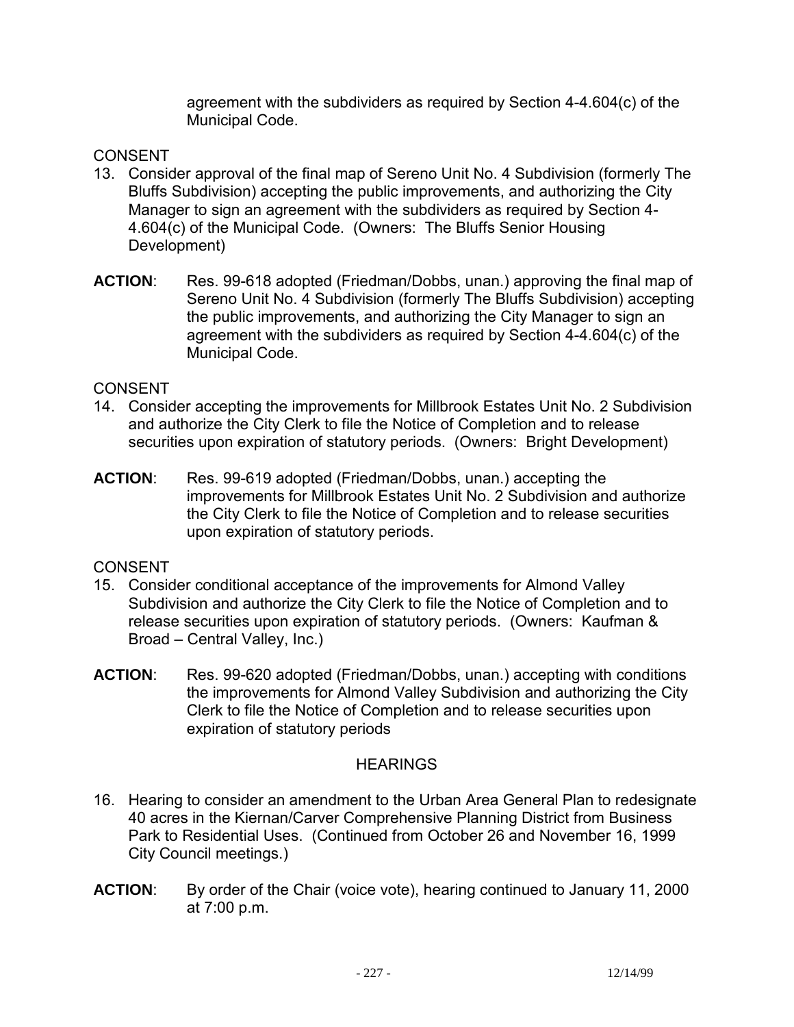agreement with the subdividers as required by Section 4-4.604(c) of the Municipal Code.

CONSENT

13. Consider approval of the final map of Sereno Unit No. 4 Subdivision (formerly The Bluffs Subdivision) accepting the public improvements, and authorizing the City Manager to sign an agreement with the subdividers as required by Section 4-4.604(c) of the Municipal Code. (Owners: The Bluffs Senior Housing Development)

**ACTION**: Res. 99-618 adopted (Friedman/Dobbs, unan.) approving the final map of Sereno Unit No. 4 Subdivision (formerly The Bluffs Subdivision) accepting the public improvements, and authorizing the City Manager to sign an agreement with the subdividers as required by Section 4-4.604(c) of the Municipal Code.

CONSENT

14. Consider accepting the improvements for Millbrook Estates Unit No. 2 Subdivision and authorize the City Clerk to file the Notice of Completion and to release securities upon expiration of statutory periods. (Owners: Bright Development)

**ACTION**: Res. 99-619 adopted (Friedman/Dobbs, unan.) accepting the improvements for Millbrook Estates Unit No. 2 Subdivision and authorize the City Clerk to file the Notice of Completion and to release securities upon expiration of statutory periods.

CONSENT

15. Consider conditional acceptance of the improvements for Almond Valley Subdivision and authorize the City Clerk to file the Notice of Completion and to release securities upon expiration of statutory periods. (Owners: Kaufman & Broad – Central Valley, Inc.)

**ACTION**: Res. 99-620 adopted (Friedman/Dobbs, unan.) accepting with conditions the improvements for Almond Valley Subdivision and authorizing the City Clerk to file the Notice of Completion and to release securities upon expiration of statutory periods

## HEARINGS

16. Hearing to consider an amendment to the Urban Area General Plan to redesignate 40 acres in the Kiernan/Carver Comprehensive Planning District from Business Park to Residential Uses. (Continued from October 26 and November 16, 1999 City Council meetings.)

**ACTION**: By order of the Chair (voice vote), hearing continued to January 11, 2000 at 7:00 p.m.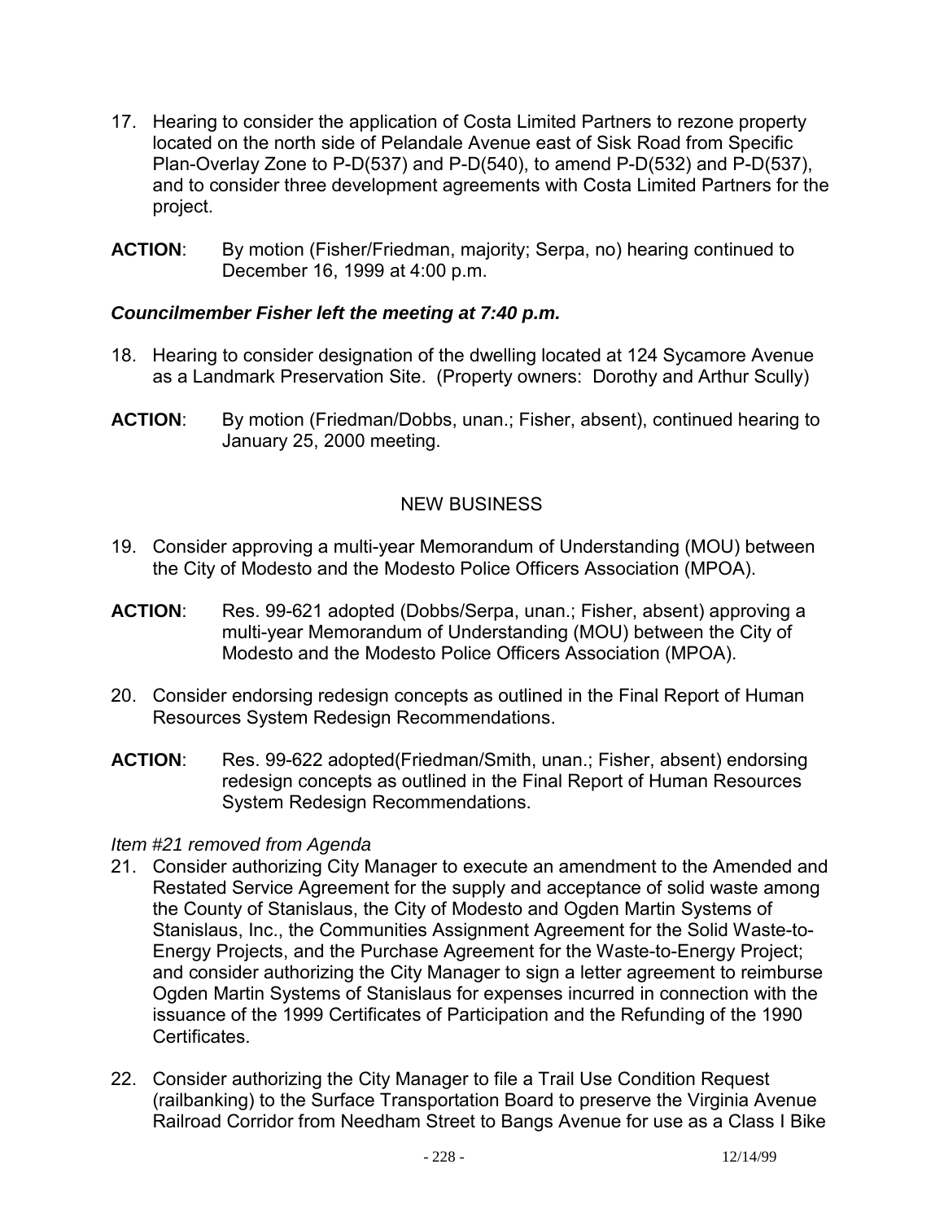17. Hearing to consider the application of Costa Limited Partners to rezone property located on the north side of Pelandale Avenue east of Sisk Road from Specific Plan-Overlay Zone to P-D(537) and P-D(540), to amend P-D(532) and P-D(537), and to consider three development agreements with Costa Limited Partners for the project.

**ACTION**: By motion (Fisher/Friedman, majority; Serpa, no) hearing continued to December 16, 1999 at 4:00 p.m.

***Councilmember Fisher left the meeting at 7:40 p.m.***

18. Hearing to consider designation of the dwelling located at 124 Sycamore Avenue as a Landmark Preservation Site. (Property owners: Dorothy and Arthur Scully)

**ACTION**: By motion (Friedman/Dobbs, unan.; Fisher, absent), continued hearing to January 25, 2000 meeting.

NEW BUSINESS

19. Consider approving a multi-year Memorandum of Understanding (MOU) between the City of Modesto and the Modesto Police Officers Association (MPOA).

**ACTION**: Res. 99-621 adopted (Dobbs/Serpa, unan.; Fisher, absent) approving a multi-year Memorandum of Understanding (MOU) between the City of Modesto and the Modesto Police Officers Association (MPOA).

20. Consider endorsing redesign concepts as outlined in the Final Report of Human Resources System Redesign Recommendations.

**ACTION**: Res. 99-622 adopted(Friedman/Smith, unan.; Fisher, absent) endorsing redesign concepts as outlined in the Final Report of Human Resources System Redesign Recommendations.

*Item #21 removed from Agenda*

21. Consider authorizing City Manager to execute an amendment to the Amended and Restated Service Agreement for the supply and acceptance of solid waste among the County of Stanislaus, the City of Modesto and Ogden Martin Systems of Stanislaus, Inc., the Communities Assignment Agreement for the Solid Waste-to-Energy Projects, and the Purchase Agreement for the Waste-to-Energy Project; and consider authorizing the City Manager to sign a letter agreement to reimburse Ogden Martin Systems of Stanislaus for expenses incurred in connection with the issuance of the 1999 Certificates of Participation and the Refunding of the 1990 Certificates.

22. Consider authorizing the City Manager to file a Trail Use Condition Request (railbanking) to the Surface Transportation Board to preserve the Virginia Avenue Railroad Corridor from Needham Street to Bangs Avenue for use as a Class I Bike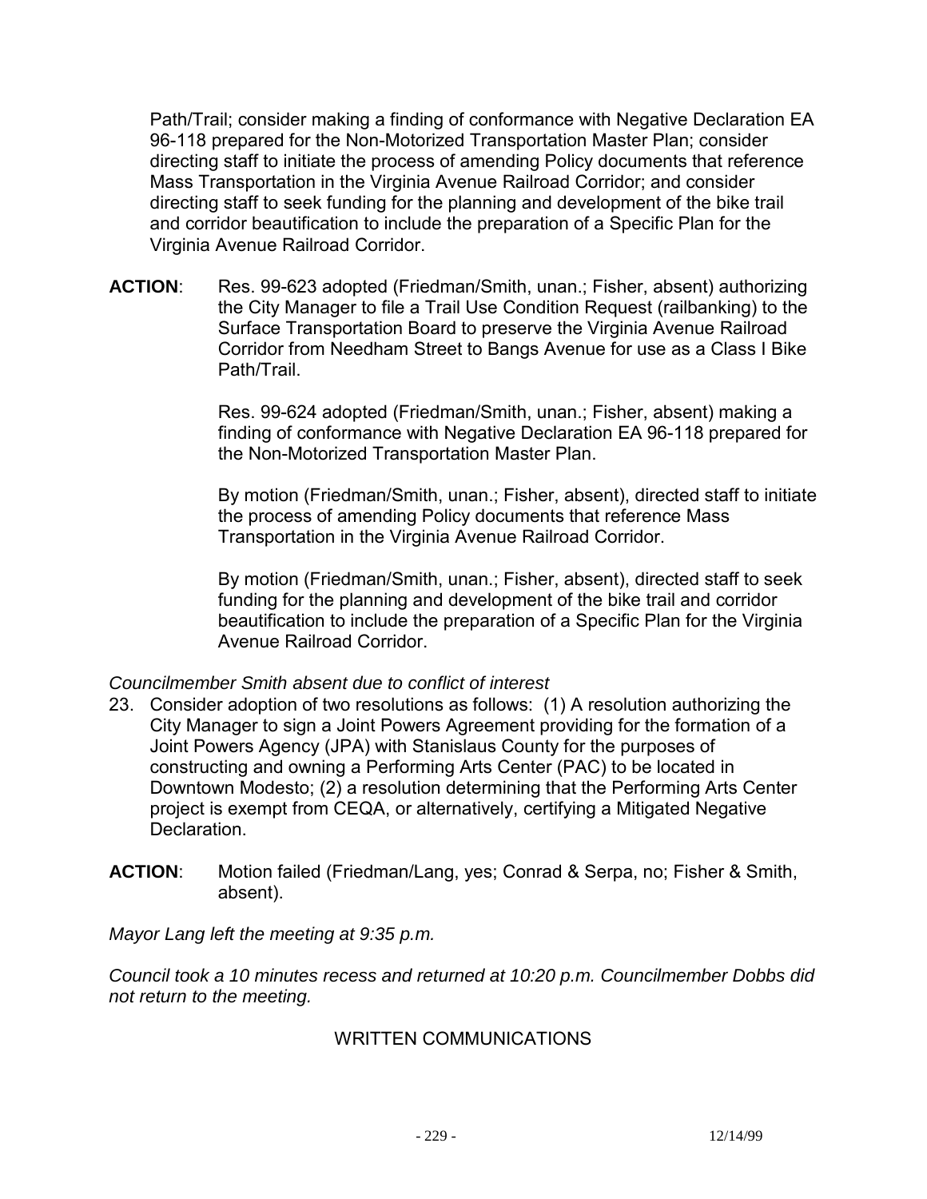Path/Trail; consider making a finding of conformance with Negative Declaration EA 96-118 prepared for the Non-Motorized Transportation Master Plan; consider directing staff to initiate the process of amending Policy documents that reference Mass Transportation in the Virginia Avenue Railroad Corridor; and consider directing staff to seek funding for the planning and development of the bike trail and corridor beautification to include the preparation of a Specific Plan for the Virginia Avenue Railroad Corridor.

**ACTION**: Res. 99-623 adopted (Friedman/Smith, unan.; Fisher, absent) authorizing the City Manager to file a Trail Use Condition Request (railbanking) to the Surface Transportation Board to preserve the Virginia Avenue Railroad Corridor from Needham Street to Bangs Avenue for use as a Class I Bike Path/Trail.

Res. 99-624 adopted (Friedman/Smith, unan.; Fisher, absent) making a finding of conformance with Negative Declaration EA 96-118 prepared for the Non-Motorized Transportation Master Plan.

By motion (Friedman/Smith, unan.; Fisher, absent), directed staff to initiate the process of amending Policy documents that reference Mass Transportation in the Virginia Avenue Railroad Corridor.

By motion (Friedman/Smith, unan.; Fisher, absent), directed staff to seek funding for the planning and development of the bike trail and corridor beautification to include the preparation of a Specific Plan for the Virginia Avenue Railroad Corridor.

*Councilmember Smith absent due to conflict of interest*

23. Consider adoption of two resolutions as follows: (1) A resolution authorizing the City Manager to sign a Joint Powers Agreement providing for the formation of a Joint Powers Agency (JPA) with Stanislaus County for the purposes of constructing and owning a Performing Arts Center (PAC) to be located in Downtown Modesto; (2) a resolution determining that the Performing Arts Center project is exempt from CEQA, or alternatively, certifying a Mitigated Negative Declaration.

**ACTION**: Motion failed (Friedman/Lang, yes; Conrad & Serpa, no; Fisher & Smith, absent).

*Mayor Lang left the meeting at 9:35 p.m.*

*Council took a 10 minutes recess and returned at 10:20 p.m. Councilmember Dobbs did not return to the meeting.*

## WRITTEN COMMUNICATIONS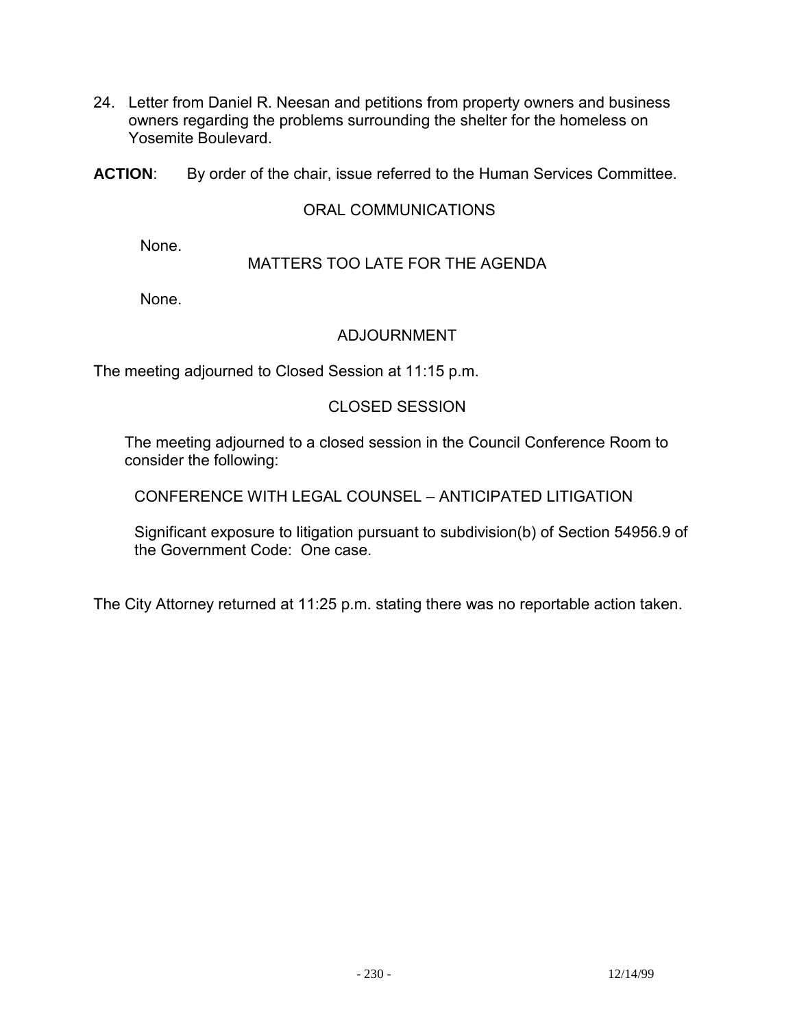24. Letter from Daniel R. Neesan and petitions from property owners and business owners regarding the problems surrounding the shelter for the homeless on Yosemite Boulevard.

**ACTION**: By order of the chair, issue referred to the Human Services Committee.

## ORAL COMMUNICATIONS

None.

## MATTERS TOO LATE FOR THE AGENDA

None.

## ADJOURNMENT

The meeting adjourned to Closed Session at 11:15 p.m.

## CLOSED SESSION

The meeting adjourned to a closed session in the Council Conference Room to consider the following:

CONFERENCE WITH LEGAL COUNSEL – ANTICIPATED LITIGATION

Significant exposure to litigation pursuant to subdivision(b) of Section 54956.9 of the Government Code: One case.

The City Attorney returned at 11:25 p.m. stating there was no reportable action taken.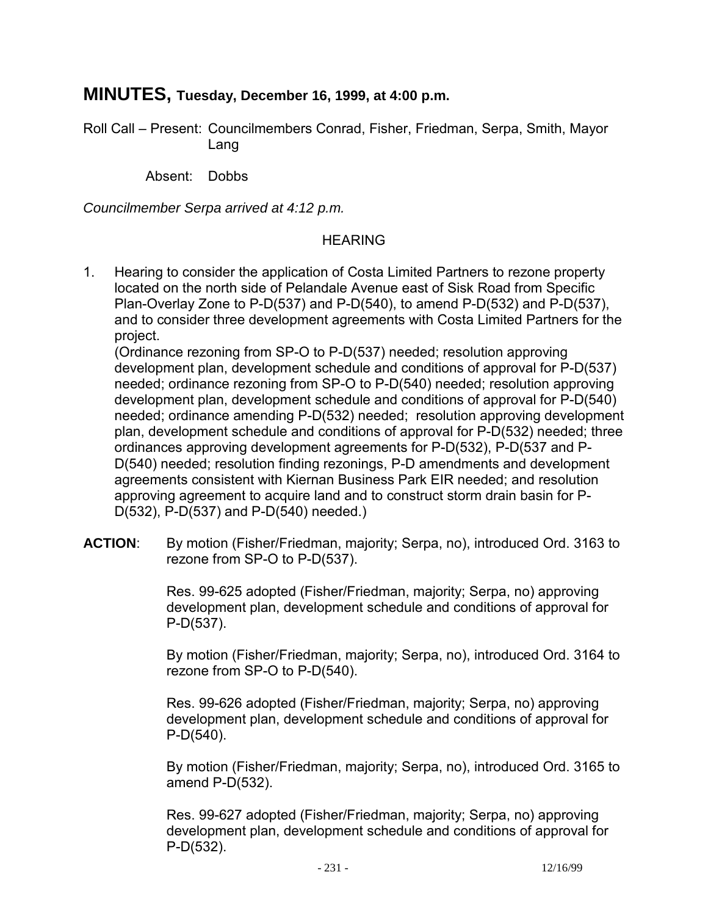# MINUTES, Tuesday, December 16, 1999, at 4:00 p.m.

Roll Call – Present: Councilmembers Conrad, Fisher, Friedman, Serpa, Smith, Mayor Lang

Absent: Dobbs

*Councilmember Serpa arrived at 4:12 p.m.*

## HEARING

1. Hearing to consider the application of Costa Limited Partners to rezone property located on the north side of Pelandale Avenue east of Sisk Road from Specific Plan-Overlay Zone to P-D(537) and P-D(540), to amend P-D(532) and P-D(537), and to consider three development agreements with Costa Limited Partners for the project.
   (Ordinance rezoning from SP-O to P-D(537) needed; resolution approving development plan, development schedule and conditions of approval for P-D(537) needed; ordinance rezoning from SP-O to P-D(540) needed; resolution approving development plan, development schedule and conditions of approval for P-D(540) needed; ordinance amending P-D(532) needed; resolution approving development plan, development schedule and conditions of approval for P-D(532) needed; three ordinances approving development agreements for P-D(532), P-D(537 and P-D(540) needed; resolution finding rezonings, P-D amendments and development agreements consistent with Kiernan Business Park EIR needed; and resolution approving agreement to acquire land and to construct storm drain basin for P-D(532), P-D(537) and P-D(540) needed.)

**ACTION**: By motion (Fisher/Friedman, majority; Serpa, no), introduced Ord. 3163 to rezone from SP-O to P-D(537).

Res. 99-625 adopted (Fisher/Friedman, majority; Serpa, no) approving development plan, development schedule and conditions of approval for P-D(537).

By motion (Fisher/Friedman, majority; Serpa, no), introduced Ord. 3164 to rezone from SP-O to P-D(540).

Res. 99-626 adopted (Fisher/Friedman, majority; Serpa, no) approving development plan, development schedule and conditions of approval for P-D(540).

By motion (Fisher/Friedman, majority; Serpa, no), introduced Ord. 3165 to amend P-D(532).

Res. 99-627 adopted (Fisher/Friedman, majority; Serpa, no) approving development plan, development schedule and conditions of approval for P-D(532).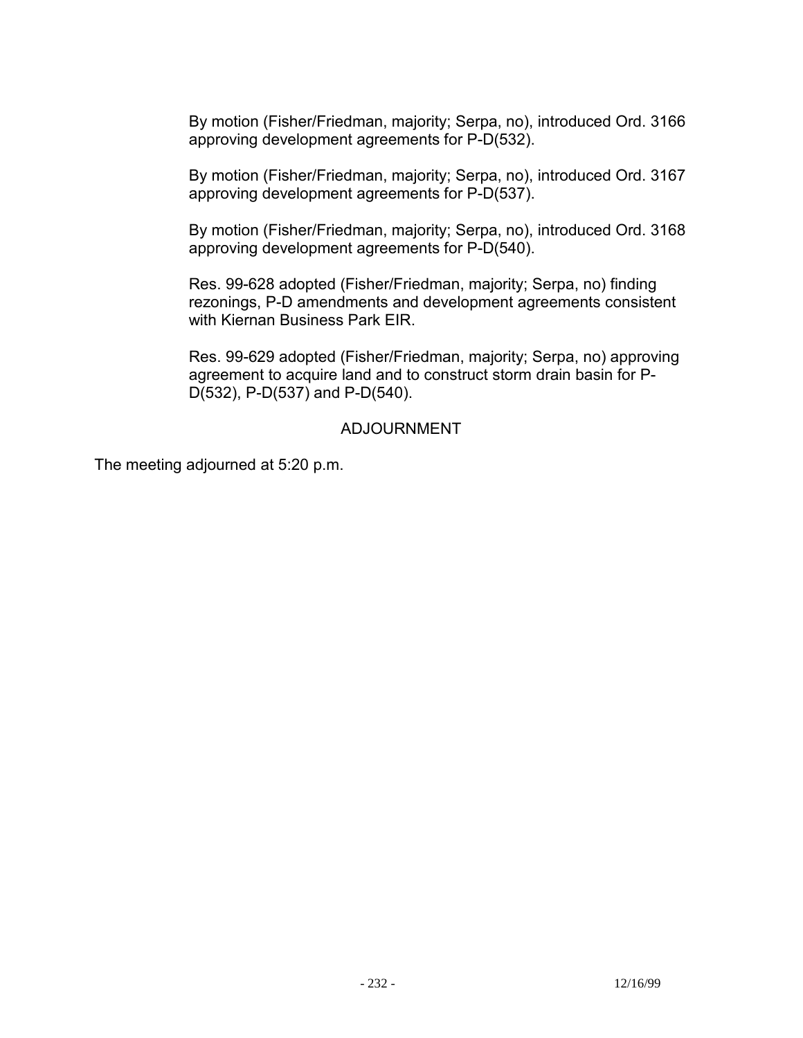By motion (Fisher/Friedman, majority; Serpa, no), introduced Ord. 3166 approving development agreements for P-D(532).

By motion (Fisher/Friedman, majority; Serpa, no), introduced Ord. 3167 approving development agreements for P-D(537).

By motion (Fisher/Friedman, majority; Serpa, no), introduced Ord. 3168 approving development agreements for P-D(540).

Res. 99-628 adopted (Fisher/Friedman, majority; Serpa, no) finding rezonings, P-D amendments and development agreements consistent with Kiernan Business Park EIR.

Res. 99-629 adopted (Fisher/Friedman, majority; Serpa, no) approving agreement to acquire land and to construct storm drain basin for P-D(532), P-D(537) and P-D(540).

## ADJOURNMENT

The meeting adjourned at 5:20 p.m.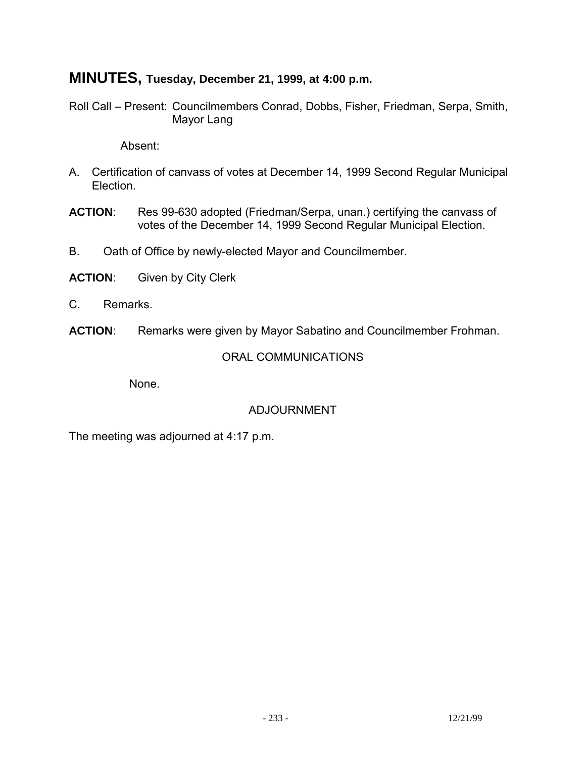# MINUTES, Tuesday, December 21, 1999, at 4:00 p.m.

Roll Call – Present: Councilmembers Conrad, Dobbs, Fisher, Friedman, Serpa, Smith, Mayor Lang

Absent:

A. Certification of canvass of votes at December 14, 1999 Second Regular Municipal Election.

**ACTION**: Res 99-630 adopted (Friedman/Serpa, unan.) certifying the canvass of votes of the December 14, 1999 Second Regular Municipal Election.

B. Oath of Office by newly-elected Mayor and Councilmember.

**ACTION**: Given by City Clerk

C. Remarks.

**ACTION**: Remarks were given by Mayor Sabatino and Councilmember Frohman.

ORAL COMMUNICATIONS

None.

ADJOURNMENT

The meeting was adjourned at 4:17 p.m.